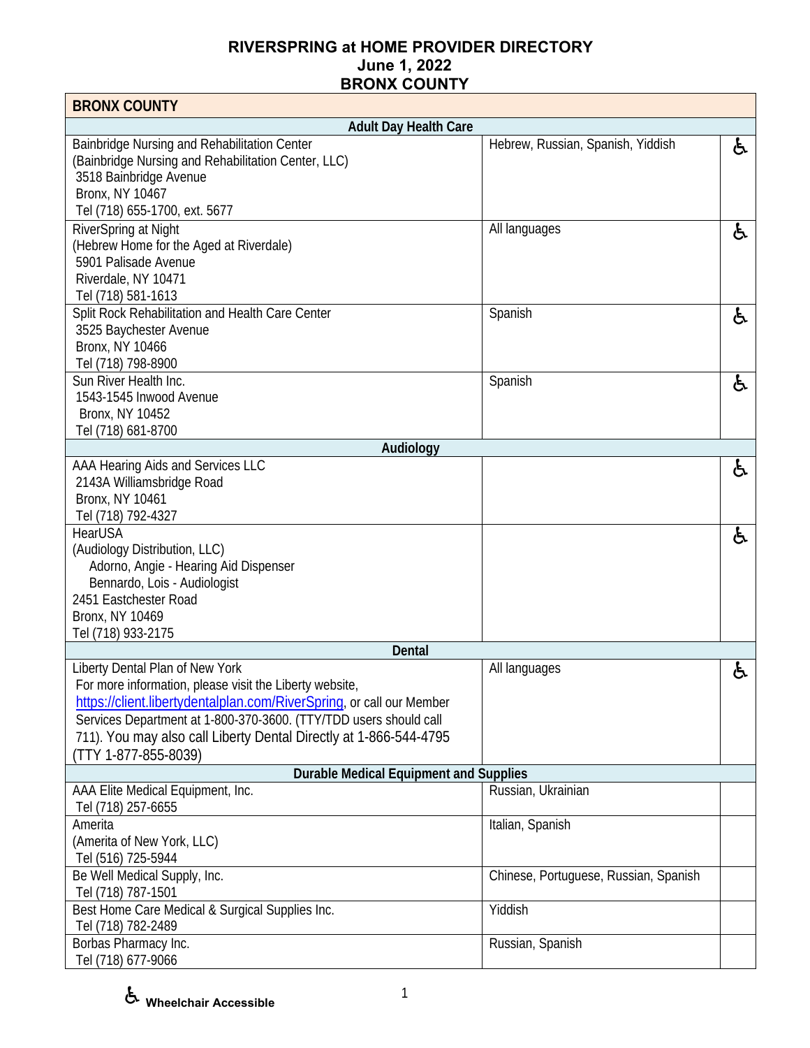# RIVERSPRING at HOME PROVIDER DIRECTORY
## June 1, 2022
## BRONX COUNTY

| BRONX COUNTY | | |
|---|---|---|
| **Adult Day Health Care** | | |
| Bainbridge Nursing and Rehabilitation Center<br>(Bainbridge Nursing and Rehabilitation Center, LLC)<br>3518 Bainbridge Avenue<br>Bronx, NY 10467<br>Tel (718) 655-1700, ext. 5677 | Hebrew, Russian, Spanish, Yiddish | ♿ |
| RiverSpring at Night<br>(Hebrew Home for the Aged at Riverdale)<br>5901 Palisade Avenue<br>Riverdale, NY 10471<br>Tel (718) 581-1613 | All languages | ♿ |
| Split Rock Rehabilitation and Health Care Center<br>3525 Baychester Avenue<br>Bronx, NY 10466<br>Tel (718) 798-8900 | Spanish | ♿ |
| Sun River Health Inc.<br>1543-1545 Inwood Avenue<br>Bronx, NY 10452<br>Tel (718) 681-8700 | Spanish | ♿ |
| **Audiology** | | |
| AAA Hearing Aids and Services LLC<br>2143A Williamsbridge Road<br>Bronx, NY 10461<br>Tel (718) 792-4327 | | ♿ |
| HearUSA<br>(Audiology Distribution, LLC)<br>Adorno, Angie - Hearing Aid Dispenser<br>Bennardo, Lois - Audiologist<br>2451 Eastchester Road<br>Bronx, NY 10469<br>Tel (718) 933-2175 | | ♿ |
| **Dental** | | |
| Liberty Dental Plan of New York<br>For more information, please visit the Liberty website, https://client.libertydentalplan.com/RiverSpring, or call our Member Services Department at 1-800-370-3600. (TTY/TDD users should call 711). You may also call Liberty Dental Directly at 1-866-544-4795 (TTY 1-877-855-8039) | All languages | ♿ |
| **Durable Medical Equipment and Supplies** | | |
| AAA Elite Medical Equipment, Inc.<br>Tel (718) 257-6655 | Russian, Ukrainian | |
| Amerita<br>(Amerita of New York, LLC)<br>Tel (516) 725-5944 | Italian, Spanish | |
| Be Well Medical Supply, Inc.<br>Tel (718) 787-1501 | Chinese, Portuguese, Russian, Spanish | |
| Best Home Care Medical & Surgical Supplies Inc.<br>Tel (718) 782-2489 | Yiddish | |
| Borbas Pharmacy Inc.<br>Tel (718) 677-9066 | Russian, Spanish | |

♿ Wheelchair Accessible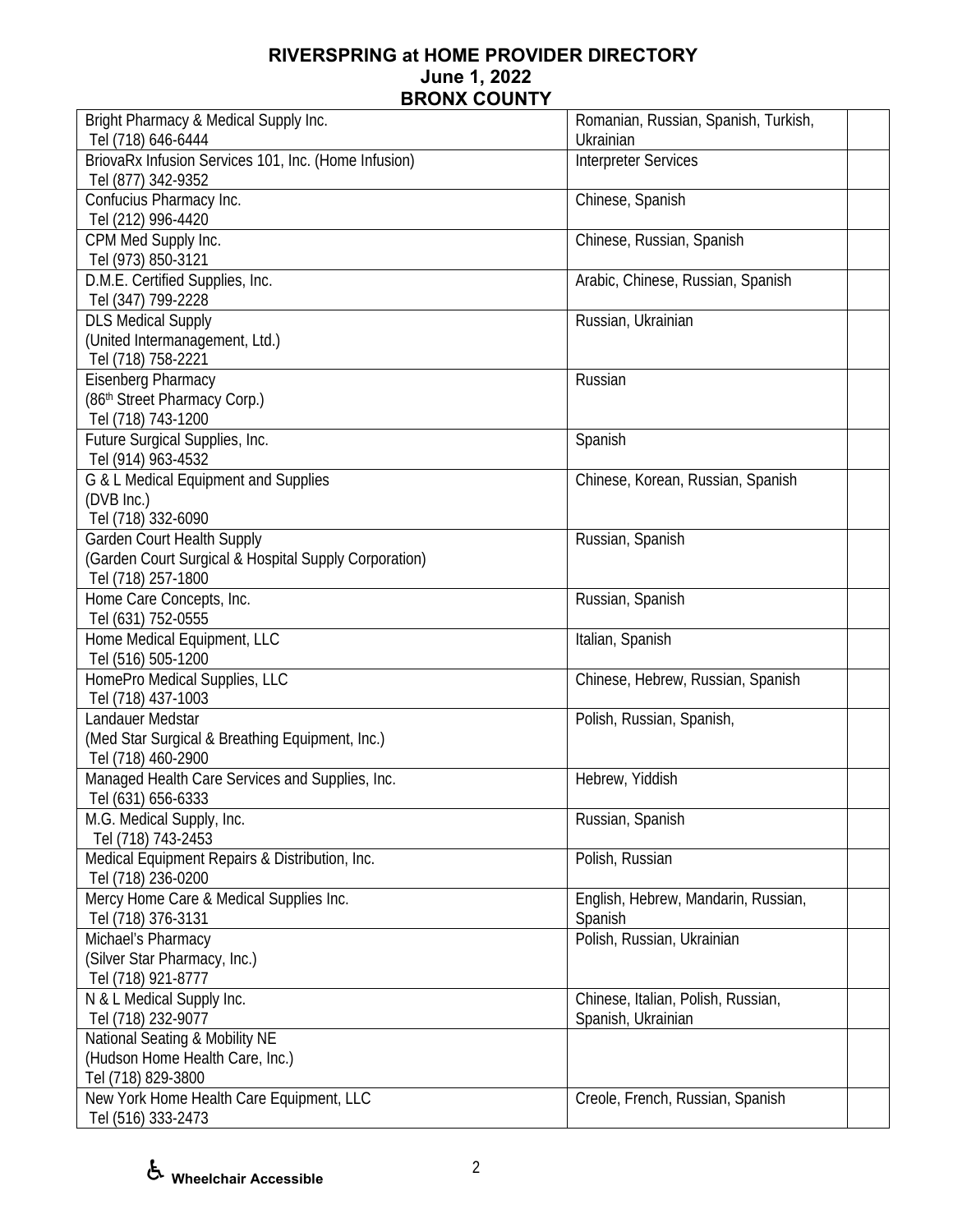# RIVERSPRING at HOME PROVIDER DIRECTORY
## June 1, 2022
## BRONX COUNTY

| | | |
|---|---|---|
| Bright Pharmacy & Medical Supply Inc.<br>Tel (718) 646-6444 | Romanian, Russian, Spanish, Turkish, Ukrainian | |
| BriovaRx Infusion Services 101, Inc. (Home Infusion)<br>Tel (877) 342-9352 | Interpreter Services | |
| Confucius Pharmacy Inc.<br>Tel (212) 996-4420 | Chinese, Spanish | |
| CPM Med Supply Inc.<br>Tel (973) 850-3121 | Chinese, Russian, Spanish | |
| D.M.E. Certified Supplies, Inc.<br>Tel (347) 799-2228 | Arabic, Chinese, Russian, Spanish | |
| DLS Medical Supply<br>(United Intermanagement, Ltd.)<br>Tel (718) 758-2221 | Russian, Ukrainian | |
| Eisenberg Pharmacy<br>(86th Street Pharmacy Corp.)<br>Tel (718) 743-1200 | Russian | |
| Future Surgical Supplies, Inc.<br>Tel (914) 963-4532 | Spanish | |
| G & L Medical Equipment and Supplies<br>(DVB Inc.)<br>Tel (718) 332-6090 | Chinese, Korean, Russian, Spanish | |
| Garden Court Health Supply<br>(Garden Court Surgical & Hospital Supply Corporation)<br>Tel (718) 257-1800 | Russian, Spanish | |
| Home Care Concepts, Inc.<br>Tel (631) 752-0555 | Russian, Spanish | |
| Home Medical Equipment, LLC<br>Tel (516) 505-1200 | Italian, Spanish | |
| HomePro Medical Supplies, LLC<br>Tel (718) 437-1003 | Chinese, Hebrew, Russian, Spanish | |
| Landauer Medstar<br>(Med Star Surgical & Breathing Equipment, Inc.)<br>Tel (718) 460-2900 | Polish, Russian, Spanish, | |
| Managed Health Care Services and Supplies, Inc.<br>Tel (631) 656-6333 | Hebrew, Yiddish | |
| M.G. Medical Supply, Inc.<br>Tel (718) 743-2453 | Russian, Spanish | |
| Medical Equipment Repairs & Distribution, Inc.<br>Tel (718) 236-0200 | Polish, Russian | |
| Mercy Home Care & Medical Supplies Inc.<br>Tel (718) 376-3131 | English, Hebrew, Mandarin, Russian, Spanish | |
| Michael's Pharmacy<br>(Silver Star Pharmacy, Inc.)<br>Tel (718) 921-8777 | Polish, Russian, Ukrainian | |
| N & L Medical Supply Inc.<br>Tel (718) 232-9077 | Chinese, Italian, Polish, Russian, Spanish, Ukrainian | |
| National Seating & Mobility NE<br>(Hudson Home Health Care, Inc.)<br>Tel (718) 829-3800 | | |
| New York Home Health Care Equipment, LLC<br>Tel (516) 333-2473 | Creole, French, Russian, Spanish | |

♿ Wheelchair Accessible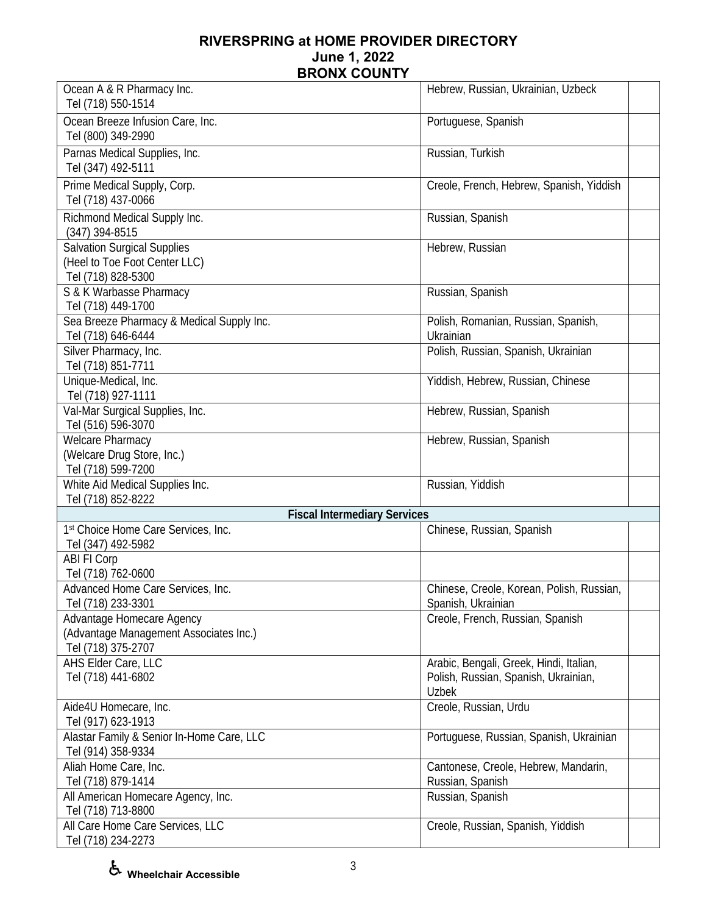# RIVERSPRING at HOME PROVIDER DIRECTORY
## June 1, 2022
## BRONX COUNTY

| Provider | Languages | |
|---|---|---|
| Ocean A & R Pharmacy Inc.<br>Tel (718) 550-1514 | Hebrew, Russian, Ukrainian, Uzbeck | |
| Ocean Breeze Infusion Care, Inc.<br>Tel (800) 349-2990 | Portuguese, Spanish | |
| Parnas Medical Supplies, Inc.<br>Tel (347) 492-5111 | Russian, Turkish | |
| Prime Medical Supply, Corp.<br>Tel (718) 437-0066 | Creole, French, Hebrew, Spanish, Yiddish | |
| Richmond Medical Supply Inc.<br>(347) 394-8515 | Russian, Spanish | |
| Salvation Surgical Supplies<br>(Heel to Toe Foot Center LLC)<br>Tel (718) 828-5300 | Hebrew, Russian | |
| S & K Warbasse Pharmacy<br>Tel (718) 449-1700 | Russian, Spanish | |
| Sea Breeze Pharmacy & Medical Supply Inc.<br>Tel (718) 646-6444 | Polish, Romanian, Russian, Spanish, Ukrainian | |
| Silver Pharmacy, Inc.<br>Tel (718) 851-7711 | Polish, Russian, Spanish, Ukrainian | |
| Unique-Medical, Inc.<br>Tel (718) 927-1111 | Yiddish, Hebrew, Russian, Chinese | |
| Val-Mar Surgical Supplies, Inc.<br>Tel (516) 596-3070 | Hebrew, Russian, Spanish | |
| Welcare Pharmacy<br>(Welcare Drug Store, Inc.)<br>Tel (718) 599-7200 | Hebrew, Russian, Spanish | |
| White Aid Medical Supplies Inc.<br>Tel (718) 852-8222 | Russian, Yiddish | |
| **Fiscal Intermediary Services** | | |
| 1st Choice Home Care Services, Inc.<br>Tel (347) 492-5982 | Chinese, Russian, Spanish | |
| ABI FI Corp<br>Tel (718) 762-0600 | | |
| Advanced Home Care Services, Inc.<br>Tel (718) 233-3301 | Chinese, Creole, Korean, Polish, Russian, Spanish, Ukrainian | |
| Advantage Homecare Agency<br>(Advantage Management Associates Inc.)<br>Tel (718) 375-2707 | Creole, French, Russian, Spanish | |
| AHS Elder Care, LLC<br>Tel (718) 441-6802 | Arabic, Bengali, Greek, Hindi, Italian, Polish, Russian, Spanish, Ukrainian, Uzbek | |
| Aide4U Homecare, Inc.<br>Tel (917) 623-1913 | Creole, Russian, Urdu | |
| Alastar Family & Senior In-Home Care, LLC<br>Tel (914) 358-9334 | Portuguese, Russian, Spanish, Ukrainian | |
| Aliah Home Care, Inc.<br>Tel (718) 879-1414 | Cantonese, Creole, Hebrew, Mandarin, Russian, Spanish | |
| All American Homecare Agency, Inc.<br>Tel (718) 713-8800 | Russian, Spanish | |
| All Care Home Care Services, LLC<br>Tel (718) 234-2273 | Creole, Russian, Spanish, Yiddish | |

♿ Wheelchair Accessible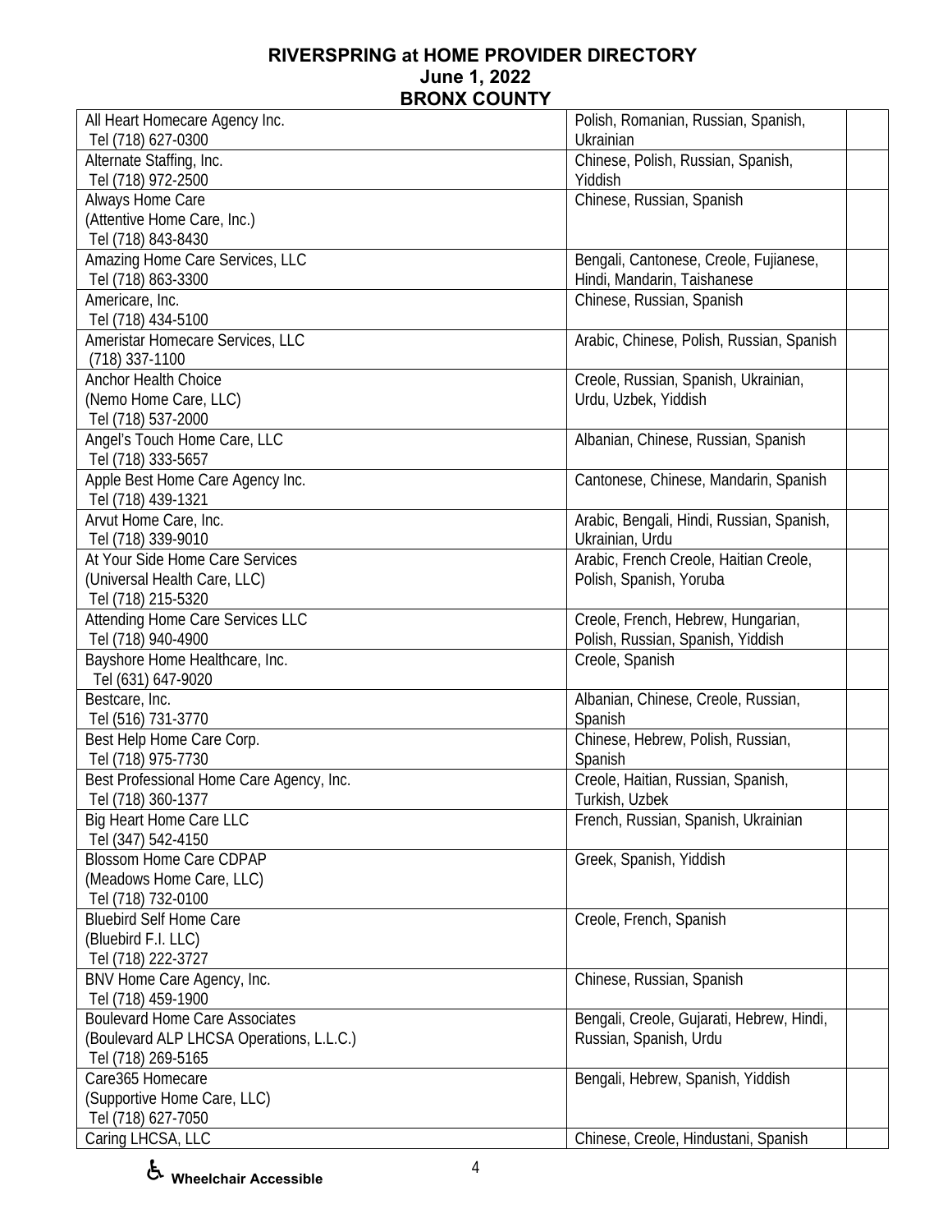# RIVERSPRING at HOME PROVIDER DIRECTORY
## June 1, 2022
## BRONX COUNTY

| Provider | Languages | |
|---|---|---|
| All Heart Homecare Agency Inc.<br>Tel (718) 627-0300 | Polish, Romanian, Russian, Spanish, Ukrainian | |
| Alternate Staffing, Inc.<br>Tel (718) 972-2500 | Chinese, Polish, Russian, Spanish, Yiddish | |
| Always Home Care<br>(Attentive Home Care, Inc.)<br>Tel (718) 843-8430 | Chinese, Russian, Spanish | |
| Amazing Home Care Services, LLC<br>Tel (718) 863-3300 | Bengali, Cantonese, Creole, Fujianese, Hindi, Mandarin, Taishanese | |
| Americare, Inc.<br>Tel (718) 434-5100 | Chinese, Russian, Spanish | |
| Ameristar Homecare Services, LLC<br>(718) 337-1100 | Arabic, Chinese, Polish, Russian, Spanish | |
| Anchor Health Choice<br>(Nemo Home Care, LLC)<br>Tel (718) 537-2000 | Creole, Russian, Spanish, Ukrainian, Urdu, Uzbek, Yiddish | |
| Angel's Touch Home Care, LLC<br>Tel (718) 333-5657 | Albanian, Chinese, Russian, Spanish | |
| Apple Best Home Care Agency Inc.<br>Tel (718) 439-1321 | Cantonese, Chinese, Mandarin, Spanish | |
| Arvut Home Care, Inc.<br>Tel (718) 339-9010 | Arabic, Bengali, Hindi, Russian, Spanish, Ukrainian, Urdu | |
| At Your Side Home Care Services<br>(Universal Health Care, LLC)<br>Tel (718) 215-5320 | Arabic, French Creole, Haitian Creole, Polish, Spanish, Yoruba | |
| Attending Home Care Services LLC<br>Tel (718) 940-4900 | Creole, French, Hebrew, Hungarian, Polish, Russian, Spanish, Yiddish | |
| Bayshore Home Healthcare, Inc.<br>Tel (631) 647-9020 | Creole, Spanish | |
| Bestcare, Inc.<br>Tel (516) 731-3770 | Albanian, Chinese, Creole, Russian, Spanish | |
| Best Help Home Care Corp.<br>Tel (718) 975-7730 | Chinese, Hebrew, Polish, Russian, Spanish | |
| Best Professional Home Care Agency, Inc.<br>Tel (718) 360-1377 | Creole, Haitian, Russian, Spanish, Turkish, Uzbek | |
| Big Heart Home Care LLC<br>Tel (347) 542-4150 | French, Russian, Spanish, Ukrainian | |
| Blossom Home Care CDPAP<br>(Meadows Home Care, LLC)<br>Tel (718) 732-0100 | Greek, Spanish, Yiddish | |
| Bluebird Self Home Care<br>(Bluebird F.I. LLC)<br>Tel (718) 222-3727 | Creole, French, Spanish | |
| BNV Home Care Agency, Inc.<br>Tel (718) 459-1900 | Chinese, Russian, Spanish | |
| Boulevard Home Care Associates<br>(Boulevard ALP LHCSA Operations, L.L.C.)<br>Tel (718) 269-5165 | Bengali, Creole, Gujarati, Hebrew, Hindi, Russian, Spanish, Urdu | |
| Care365 Homecare<br>(Supportive Home Care, LLC)<br>Tel (718) 627-7050 | Bengali, Hebrew, Spanish, Yiddish | |
| Caring LHCSA, LLC | Chinese, Creole, Hindustani, Spanish | |

♿ Wheelchair Accessible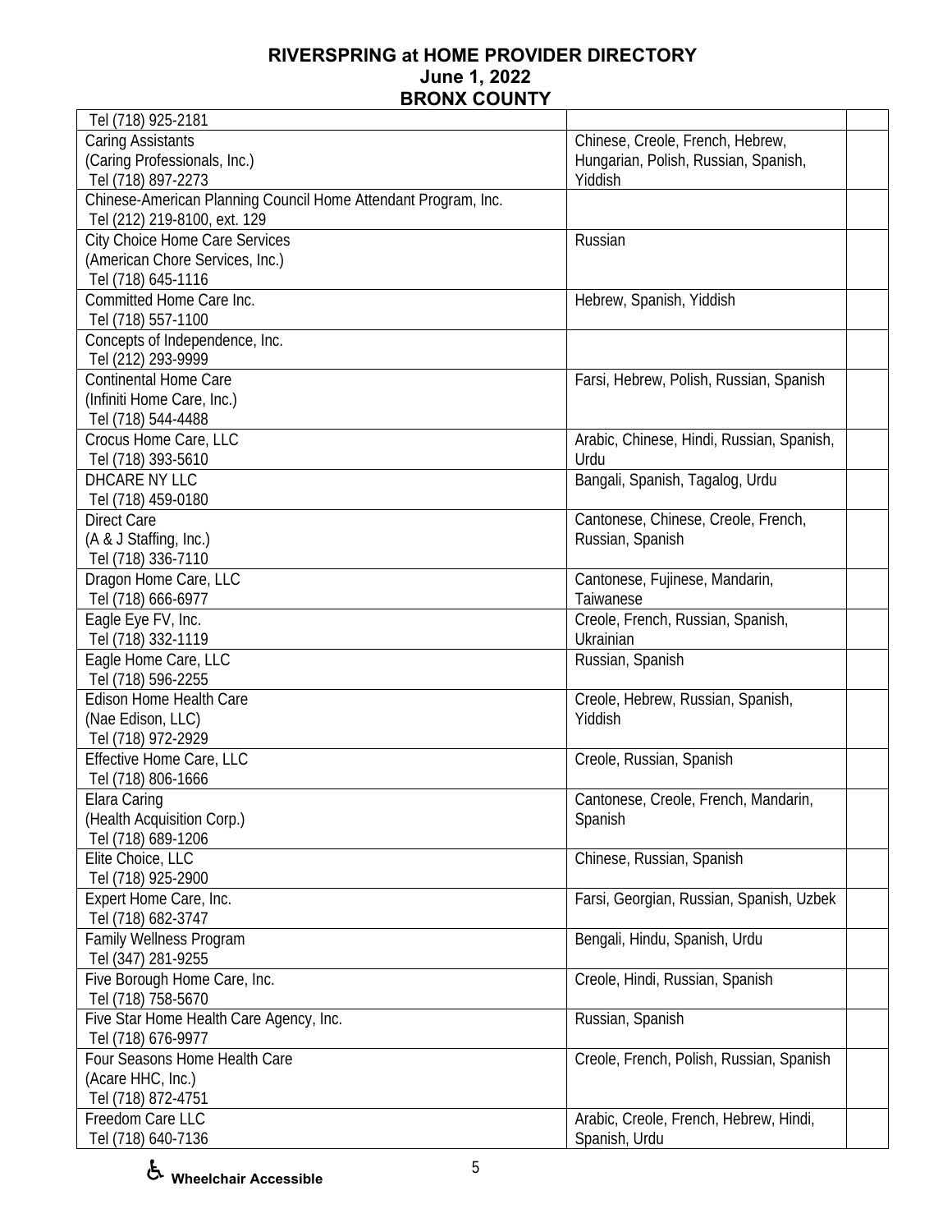# RIVERSPRING at HOME PROVIDER DIRECTORY
## June 1, 2022
## BRONX COUNTY

| | | |
|---|---|---|
| Tel (718) 925-2181 | | |
| Caring Assistants<br>(Caring Professionals, Inc.)<br>Tel (718) 897-2273 | Chinese, Creole, French, Hebrew, Hungarian, Polish, Russian, Spanish, Yiddish | |
| Chinese-American Planning Council Home Attendant Program, Inc.<br>Tel (212) 219-8100, ext. 129 | | |
| City Choice Home Care Services<br>(American Chore Services, Inc.)<br>Tel (718) 645-1116 | Russian | |
| Committed Home Care Inc.<br>Tel (718) 557-1100 | Hebrew, Spanish, Yiddish | |
| Concepts of Independence, Inc.<br>Tel (212) 293-9999 | | |
| Continental Home Care<br>(Infiniti Home Care, Inc.)<br>Tel (718) 544-4488 | Farsi, Hebrew, Polish, Russian, Spanish | |
| Crocus Home Care, LLC<br>Tel (718) 393-5610 | Arabic, Chinese, Hindi, Russian, Spanish, Urdu | |
| DHCARE NY LLC<br>Tel (718) 459-0180 | Bangali, Spanish, Tagalog, Urdu | |
| Direct Care<br>(A & J Staffing, Inc.)<br>Tel (718) 336-7110 | Cantonese, Chinese, Creole, French, Russian, Spanish | |
| Dragon Home Care, LLC<br>Tel (718) 666-6977 | Cantonese, Fujinese, Mandarin, Taiwanese | |
| Eagle Eye FV, Inc.<br>Tel (718) 332-1119 | Creole, French, Russian, Spanish, Ukrainian | |
| Eagle Home Care, LLC<br>Tel (718) 596-2255 | Russian, Spanish | |
| Edison Home Health Care<br>(Nae Edison, LLC)<br>Tel (718) 972-2929 | Creole, Hebrew, Russian, Spanish, Yiddish | |
| Effective Home Care, LLC<br>Tel (718) 806-1666 | Creole, Russian, Spanish | |
| Elara Caring<br>(Health Acquisition Corp.)<br>Tel (718) 689-1206 | Cantonese, Creole, French, Mandarin, Spanish | |
| Elite Choice, LLC<br>Tel (718) 925-2900 | Chinese, Russian, Spanish | |
| Expert Home Care, Inc.<br>Tel (718) 682-3747 | Farsi, Georgian, Russian, Spanish, Uzbek | |
| Family Wellness Program<br>Tel (347) 281-9255 | Bengali, Hindu, Spanish, Urdu | |
| Five Borough Home Care, Inc.<br>Tel (718) 758-5670 | Creole, Hindi, Russian, Spanish | |
| Five Star Home Health Care Agency, Inc.<br>Tel (718) 676-9977 | Russian, Spanish | |
| Four Seasons Home Health Care<br>(Acare HHC, Inc.)<br>Tel (718) 872-4751 | Creole, French, Polish, Russian, Spanish | |
| Freedom Care LLC<br>Tel (718) 640-7136 | Arabic, Creole, French, Hebrew, Hindi, Spanish, Urdu | |

♿ **Wheelchair Accessible**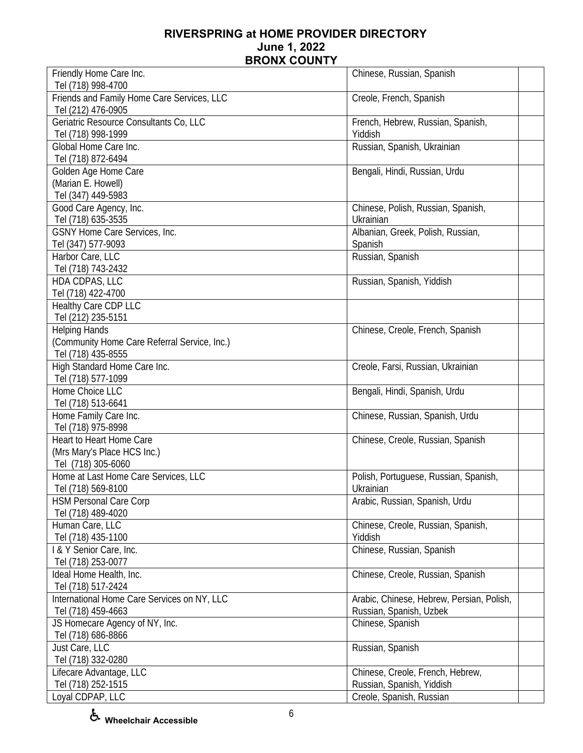**RIVERSPRING at HOME PROVIDER DIRECTORY**
**June 1, 2022**
**BRONX COUNTY**

| | | |
|---|---|---|
| Friendly Home Care Inc.<br>Tel (718) 998-4700 | Chinese, Russian, Spanish | |
| Friends and Family Home Care Services, LLC<br>Tel (212) 476-0905 | Creole, French, Spanish | |
| Geriatric Resource Consultants Co, LLC<br>Tel (718) 998-1999 | French, Hebrew, Russian, Spanish, Yiddish | |
| Global Home Care Inc.<br>Tel (718) 872-6494 | Russian, Spanish, Ukrainian | |
| Golden Age Home Care<br>(Marian E. Howell)<br>Tel (347) 449-5983 | Bengali, Hindi, Russian, Urdu | |
| Good Care Agency, Inc.<br>Tel (718) 635-3535 | Chinese, Polish, Russian, Spanish, Ukrainian | |
| GSNY Home Care Services, Inc.<br>Tel (347) 577-9093 | Albanian, Greek, Polish, Russian, Spanish | |
| Harbor Care, LLC<br>Tel (718) 743-2432 | Russian, Spanish | |
| HDA CDPAS, LLC<br>Tel (718) 422-4700 | Russian, Spanish, Yiddish | |
| Healthy Care CDP LLC<br>Tel (212) 235-5151 | | |
| Helping Hands<br>(Community Home Care Referral Service, Inc.)<br>Tel (718) 435-8555 | Chinese, Creole, French, Spanish | |
| High Standard Home Care Inc.<br>Tel (718) 577-1099 | Creole, Farsi, Russian, Ukrainian | |
| Home Choice LLC<br>Tel (718) 513-6641 | Bengali, Hindi, Spanish, Urdu | |
| Home Family Care Inc.<br>Tel (718) 975-8998 | Chinese, Russian, Spanish, Urdu | |
| Heart to Heart Home Care<br>(Mrs Mary's Place HCS Inc.)<br>Tel (718) 305-6060 | Chinese, Creole, Russian, Spanish | |
| Home at Last Home Care Services, LLC<br>Tel (718) 569-8100 | Polish, Portuguese, Russian, Spanish, Ukrainian | |
| HSM Personal Care Corp<br>Tel (718) 489-4020 | Arabic, Russian, Spanish, Urdu | |
| Human Care, LLC<br>Tel (718) 435-1100 | Chinese, Creole, Russian, Spanish, Yiddish | |
| I & Y Senior Care, Inc.<br>Tel (718) 253-0077 | Chinese, Russian, Spanish | |
| Ideal Home Health, Inc.<br>Tel (718) 517-2424 | Chinese, Creole, Russian, Spanish | |
| International Home Care Services on NY, LLC<br>Tel (718) 459-4663 | Arabic, Chinese, Hebrew, Persian, Polish, Russian, Spanish, Uzbek | |
| JS Homecare Agency of NY, Inc.<br>Tel (718) 686-8866 | Chinese, Spanish | |
| Just Care, LLC<br>Tel (718) 332-0280 | Russian, Spanish | |
| Lifecare Advantage, LLC<br>Tel (718) 252-1515 | Chinese, Creole, French, Hebrew, Russian, Spanish, Yiddish | |
| Loyal CDPAP, LLC | Creole, Spanish, Russian | |

♿ Wheelchair Accessible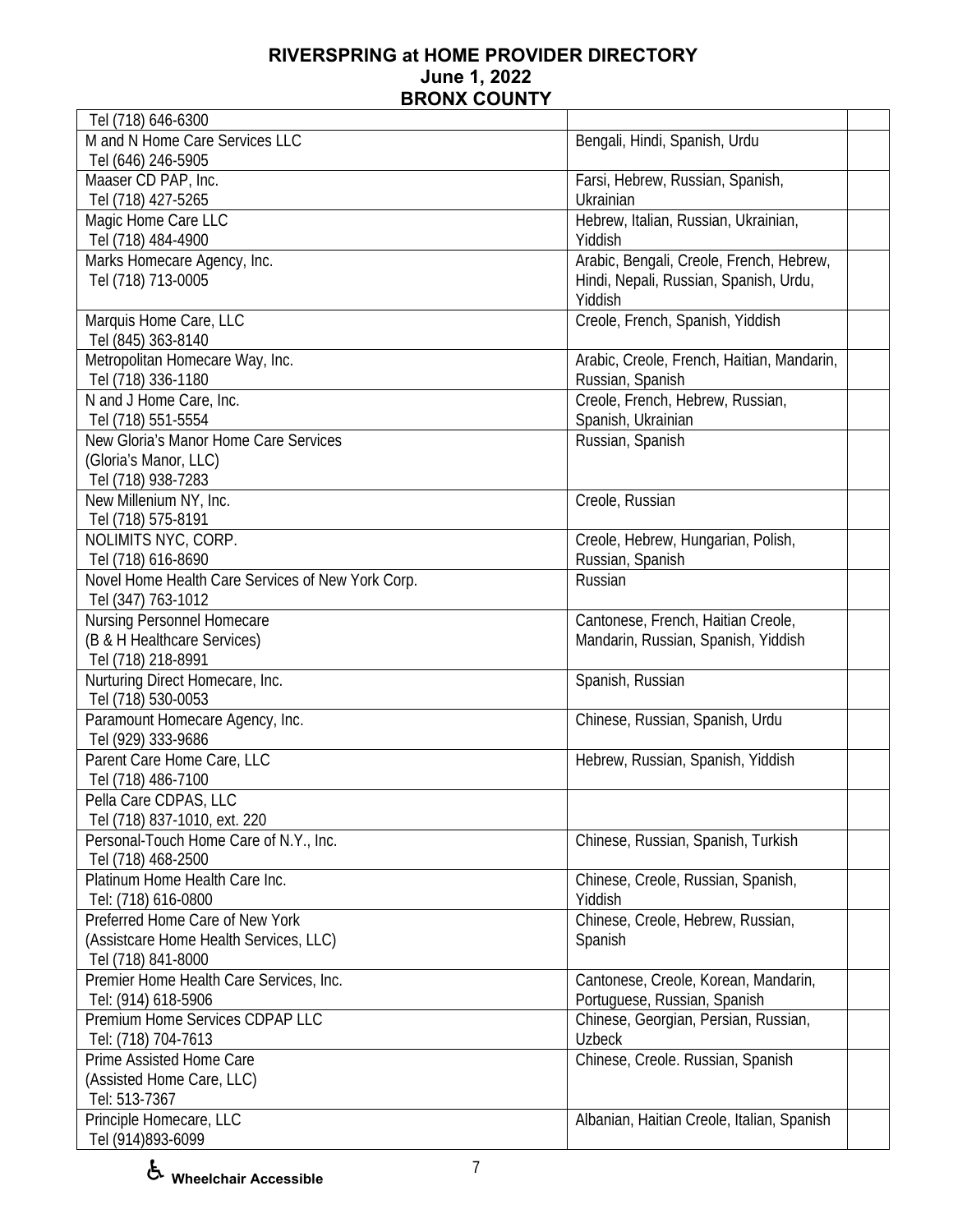# RIVERSPRING at HOME PROVIDER DIRECTORY
## June 1, 2022
## BRONX COUNTY

| Provider | Languages | |
|---|---|---|
| Tel (718) 646-6300 | | |
| M and N Home Care Services LLC<br>Tel (646) 246-5905 | Bengali, Hindi, Spanish, Urdu | |
| Maaser CD PAP, Inc.<br>Tel (718) 427-5265 | Farsi, Hebrew, Russian, Spanish, Ukrainian | |
| Magic Home Care LLC<br>Tel (718) 484-4900 | Hebrew, Italian, Russian, Ukrainian, Yiddish | |
| Marks Homecare Agency, Inc.<br>Tel (718) 713-0005 | Arabic, Bengali, Creole, French, Hebrew, Hindi, Nepali, Russian, Spanish, Urdu, Yiddish | |
| Marquis Home Care, LLC<br>Tel (845) 363-8140 | Creole, French, Spanish, Yiddish | |
| Metropolitan Homecare Way, Inc.<br>Tel (718) 336-1180 | Arabic, Creole, French, Haitian, Mandarin, Russian, Spanish | |
| N and J Home Care, Inc.<br>Tel (718) 551-5554 | Creole, French, Hebrew, Russian, Spanish, Ukrainian | |
| New Gloria's Manor Home Care Services<br>(Gloria's Manor, LLC)<br>Tel (718) 938-7283 | Russian, Spanish | |
| New Millenium NY, Inc.<br>Tel (718) 575-8191 | Creole, Russian | |
| NOLIMITS NYC, CORP.<br>Tel (718) 616-8690 | Creole, Hebrew, Hungarian, Polish, Russian, Spanish | |
| Novel Home Health Care Services of New York Corp.<br>Tel (347) 763-1012 | Russian | |
| Nursing Personnel Homecare<br>(B & H Healthcare Services)<br>Tel (718) 218-8991 | Cantonese, French, Haitian Creole, Mandarin, Russian, Spanish, Yiddish | |
| Nurturing Direct Homecare, Inc.<br>Tel (718) 530-0053 | Spanish, Russian | |
| Paramount Homecare Agency, Inc.<br>Tel (929) 333-9686 | Chinese, Russian, Spanish, Urdu | |
| Parent Care Home Care, LLC<br>Tel (718) 486-7100 | Hebrew, Russian, Spanish, Yiddish | |
| Pella Care CDPAS, LLC<br>Tel (718) 837-1010, ext. 220 | | |
| Personal-Touch Home Care of N.Y., Inc.<br>Tel (718) 468-2500 | Chinese, Russian, Spanish, Turkish | |
| Platinum Home Health Care Inc.<br>Tel: (718) 616-0800 | Chinese, Creole, Russian, Spanish, Yiddish | |
| Preferred Home Care of New York<br>(Assistcare Home Health Services, LLC)<br>Tel (718) 841-8000 | Chinese, Creole, Hebrew, Russian, Spanish | |
| Premier Home Health Care Services, Inc.<br>Tel: (914) 618-5906 | Cantonese, Creole, Korean, Mandarin, Portuguese, Russian, Spanish | |
| Premium Home Services CDPAP LLC<br>Tel: (718) 704-7613 | Chinese, Georgian, Persian, Russian, Uzbeck | |
| Prime Assisted Home Care<br>(Assisted Home Care, LLC)<br>Tel: 513-7367 | Chinese, Creole. Russian, Spanish | |
| Principle Homecare, LLC<br>Tel (914)893-6099 | Albanian, Haitian Creole, Italian, Spanish | |

♿ Wheelchair Accessible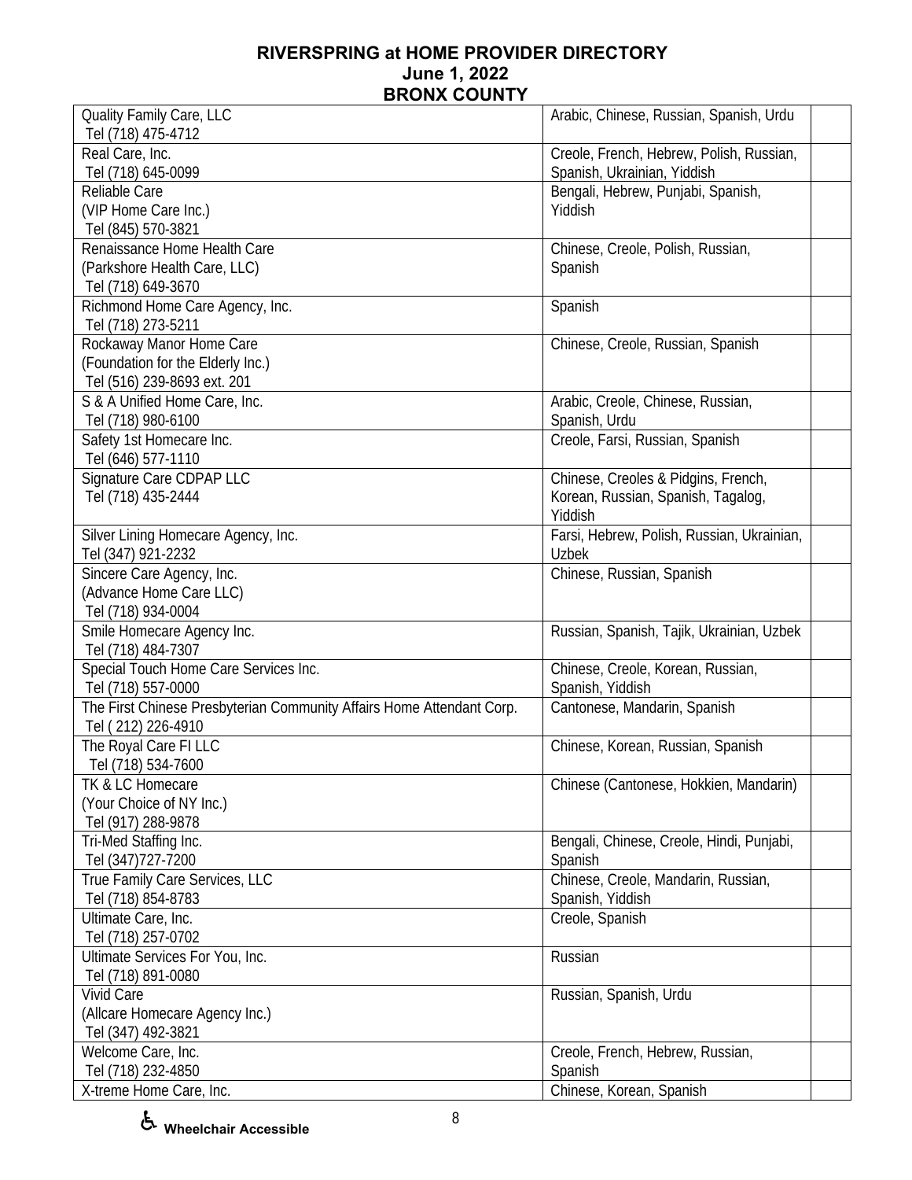**RIVERSPRING at HOME PROVIDER DIRECTORY**
**June 1, 2022**
**BRONX COUNTY**

| | | |
|---|---|---|
| Quality Family Care, LLC<br>Tel (718) 475-4712 | Arabic, Chinese, Russian, Spanish, Urdu | |
| Real Care, Inc.<br>Tel (718) 645-0099 | Creole, French, Hebrew, Polish, Russian, Spanish, Ukrainian, Yiddish | |
| Reliable Care<br>(VIP Home Care Inc.)<br>Tel (845) 570-3821 | Bengali, Hebrew, Punjabi, Spanish, Yiddish | |
| Renaissance Home Health Care<br>(Parkshore Health Care, LLC)<br>Tel (718) 649-3670 | Chinese, Creole, Polish, Russian, Spanish | |
| Richmond Home Care Agency, Inc.<br>Tel (718) 273-5211 | Spanish | |
| Rockaway Manor Home Care<br>(Foundation for the Elderly Inc.)<br>Tel (516) 239-8693 ext. 201 | Chinese, Creole, Russian, Spanish | |
| S & A Unified Home Care, Inc.<br>Tel (718) 980-6100 | Arabic, Creole, Chinese, Russian, Spanish, Urdu | |
| Safety 1st Homecare Inc.<br>Tel (646) 577-1110 | Creole, Farsi, Russian, Spanish | |
| Signature Care CDPAP LLC<br>Tel (718) 435-2444 | Chinese, Creoles & Pidgins, French, Korean, Russian, Spanish, Tagalog, Yiddish | |
| Silver Lining Homecare Agency, Inc.<br>Tel (347) 921-2232 | Farsi, Hebrew, Polish, Russian, Ukrainian, Uzbek | |
| Sincere Care Agency, Inc.<br>(Advance Home Care LLC)<br>Tel (718) 934-0004 | Chinese, Russian, Spanish | |
| Smile Homecare Agency Inc.<br>Tel (718) 484-7307 | Russian, Spanish, Tajik, Ukrainian, Uzbek | |
| Special Touch Home Care Services Inc.<br>Tel (718) 557-0000 | Chinese, Creole, Korean, Russian, Spanish, Yiddish | |
| The First Chinese Presbyterian Community Affairs Home Attendant Corp.<br>Tel ( 212) 226-4910 | Cantonese, Mandarin, Spanish | |
| The Royal Care FI LLC<br>Tel (718) 534-7600 | Chinese, Korean, Russian, Spanish | |
| TK & LC Homecare<br>(Your Choice of NY Inc.)<br>Tel (917) 288-9878 | Chinese (Cantonese, Hokkien, Mandarin) | |
| Tri-Med Staffing Inc.<br>Tel (347)727-7200 | Bengali, Chinese, Creole, Hindi, Punjabi, Spanish | |
| True Family Care Services, LLC<br>Tel (718) 854-8783 | Chinese, Creole, Mandarin, Russian, Spanish, Yiddish | |
| Ultimate Care, Inc.<br>Tel (718) 257-0702 | Creole, Spanish | |
| Ultimate Services For You, Inc.<br>Tel (718) 891-0080 | Russian | |
| Vivid Care<br>(Allcare Homecare Agency Inc.)<br>Tel (347) 492-3821 | Russian, Spanish, Urdu | |
| Welcome Care, Inc.<br>Tel (718) 232-4850 | Creole, French, Hebrew, Russian, Spanish | |
| X-treme Home Care, Inc. | Chinese, Korean, Spanish | |

♿ **Wheelchair Accessible**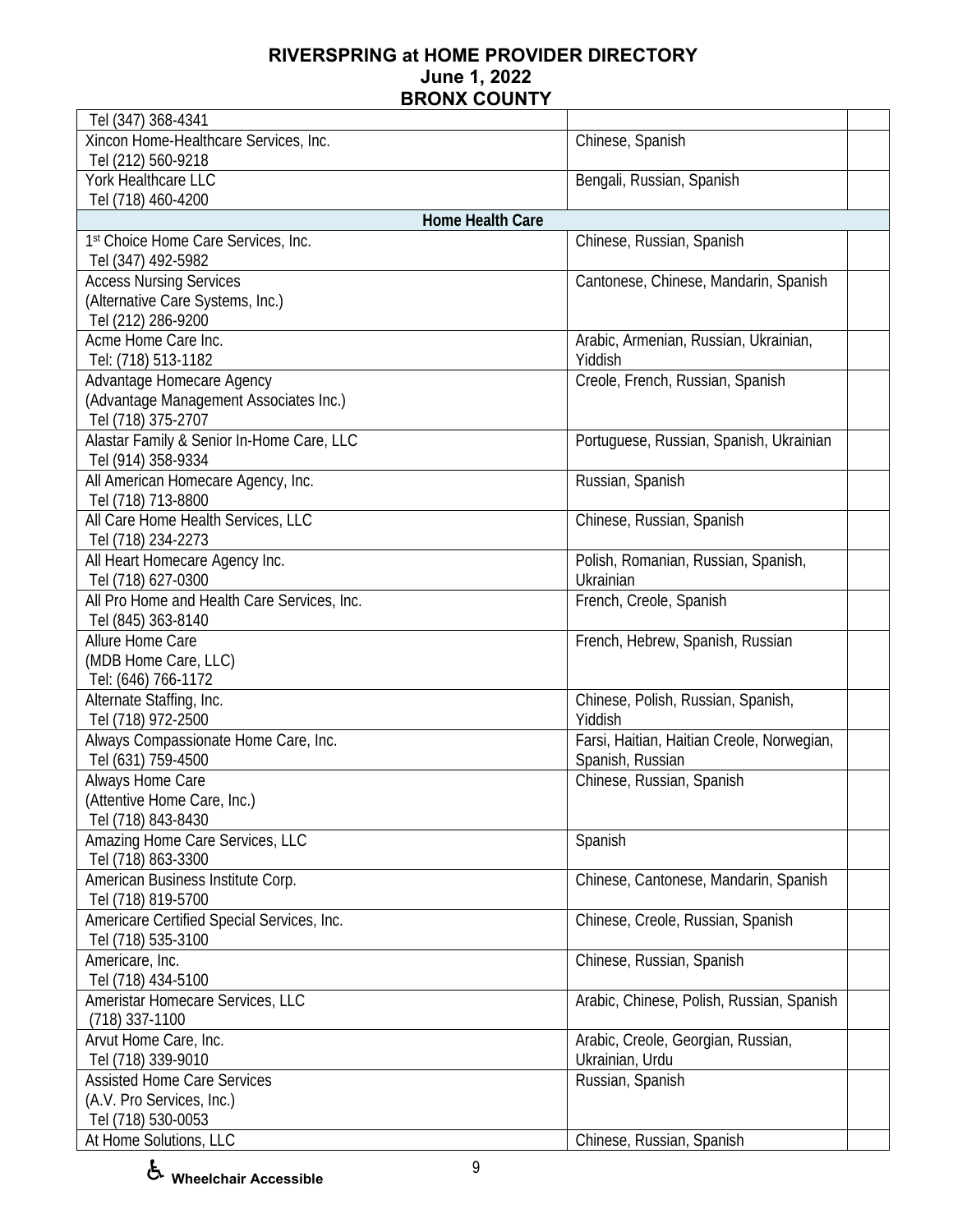# RIVERSPRING at HOME PROVIDER DIRECTORY
## June 1, 2022
## BRONX COUNTY

| | | |
|---|---|---|
| Tel (347) 368-4341 | | |
| Xincon Home-Healthcare Services, Inc.<br>Tel (212) 560-9218 | Chinese, Spanish | |
| York Healthcare LLC<br>Tel (718) 460-4200 | Bengali, Russian, Spanish | |
| **Home Health Care** | | |
| 1st Choice Home Care Services, Inc.<br>Tel (347) 492-5982 | Chinese, Russian, Spanish | |
| Access Nursing Services<br>(Alternative Care Systems, Inc.)<br>Tel (212) 286-9200 | Cantonese, Chinese, Mandarin, Spanish | |
| Acme Home Care Inc.<br>Tel: (718) 513-1182 | Arabic, Armenian, Russian, Ukrainian, Yiddish | |
| Advantage Homecare Agency<br>(Advantage Management Associates Inc.)<br>Tel (718) 375-2707 | Creole, French, Russian, Spanish | |
| Alastar Family & Senior In-Home Care, LLC<br>Tel (914) 358-9334 | Portuguese, Russian, Spanish, Ukrainian | |
| All American Homecare Agency, Inc.<br>Tel (718) 713-8800 | Russian, Spanish | |
| All Care Home Health Services, LLC<br>Tel (718) 234-2273 | Chinese, Russian, Spanish | |
| All Heart Homecare Agency Inc.<br>Tel (718) 627-0300 | Polish, Romanian, Russian, Spanish, Ukrainian | |
| All Pro Home and Health Care Services, Inc.<br>Tel (845) 363-8140 | French, Creole, Spanish | |
| Allure Home Care<br>(MDB Home Care, LLC)<br>Tel: (646) 766-1172 | French, Hebrew, Spanish, Russian | |
| Alternate Staffing, Inc.<br>Tel (718) 972-2500 | Chinese, Polish, Russian, Spanish, Yiddish | |
| Always Compassionate Home Care, Inc.<br>Tel (631) 759-4500 | Farsi, Haitian, Haitian Creole, Norwegian, Spanish, Russian | |
| Always Home Care<br>(Attentive Home Care, Inc.)<br>Tel (718) 843-8430 | Chinese, Russian, Spanish | |
| Amazing Home Care Services, LLC<br>Tel (718) 863-3300 | Spanish | |
| American Business Institute Corp.<br>Tel (718) 819-5700 | Chinese, Cantonese, Mandarin, Spanish | |
| Americare Certified Special Services, Inc.<br>Tel (718) 535-3100 | Chinese, Creole, Russian, Spanish | |
| Americare, Inc.<br>Tel (718) 434-5100 | Chinese, Russian, Spanish | |
| Ameristar Homecare Services, LLC<br>(718) 337-1100 | Arabic, Chinese, Polish, Russian, Spanish | |
| Arvut Home Care, Inc.<br>Tel (718) 339-9010 | Arabic, Creole, Georgian, Russian, Ukrainian, Urdu | |
| Assisted Home Care Services<br>(A.V. Pro Services, Inc.)<br>Tel (718) 530-0053 | Russian, Spanish | |
| At Home Solutions, LLC | Chinese, Russian, Spanish | |

♿ Wheelchair Accessible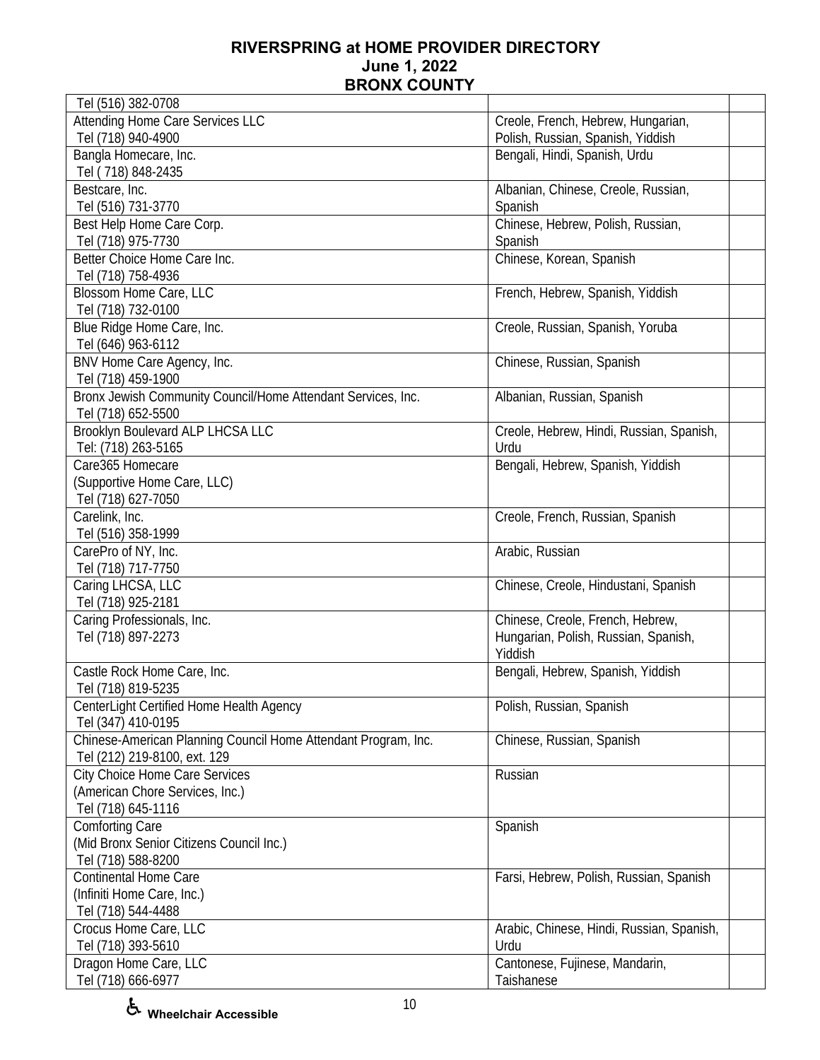# RIVERSPRING at HOME PROVIDER DIRECTORY
**June 1, 2022**
**BRONX COUNTY**

| | | |
|---|---|---|
| Tel (516) 382-0708 | | |
| Attending Home Care Services LLC<br>Tel (718) 940-4900 | Creole, French, Hebrew, Hungarian, Polish, Russian, Spanish, Yiddish | |
| Bangla Homecare, Inc.<br>Tel ( 718) 848-2435 | Bengali, Hindi, Spanish, Urdu | |
| Bestcare, Inc.<br>Tel (516) 731-3770 | Albanian, Chinese, Creole, Russian, Spanish | |
| Best Help Home Care Corp.<br>Tel (718) 975-7730 | Chinese, Hebrew, Polish, Russian, Spanish | |
| Better Choice Home Care Inc.<br>Tel (718) 758-4936 | Chinese, Korean, Spanish | |
| Blossom Home Care, LLC<br>Tel (718) 732-0100 | French, Hebrew, Spanish, Yiddish | |
| Blue Ridge Home Care, Inc.<br>Tel (646) 963-6112 | Creole, Russian, Spanish, Yoruba | |
| BNV Home Care Agency, Inc.<br>Tel (718) 459-1900 | Chinese, Russian, Spanish | |
| Bronx Jewish Community Council/Home Attendant Services, Inc.<br>Tel (718) 652-5500 | Albanian, Russian, Spanish | |
| Brooklyn Boulevard ALP LHCSA LLC<br>Tel: (718) 263-5165 | Creole, Hebrew, Hindi, Russian, Spanish, Urdu | |
| Care365 Homecare<br>(Supportive Home Care, LLC)<br>Tel (718) 627-7050 | Bengali, Hebrew, Spanish, Yiddish | |
| Carelink, Inc.<br>Tel (516) 358-1999 | Creole, French, Russian, Spanish | |
| CarePro of NY, Inc.<br>Tel (718) 717-7750 | Arabic, Russian | |
| Caring LHCSA, LLC<br>Tel (718) 925-2181 | Chinese, Creole, Hindustani, Spanish | |
| Caring Professionals, Inc.<br>Tel (718) 897-2273 | Chinese, Creole, French, Hebrew, Hungarian, Polish, Russian, Spanish, Yiddish | |
| Castle Rock Home Care, Inc.<br>Tel (718) 819-5235 | Bengali, Hebrew, Spanish, Yiddish | |
| CenterLight Certified Home Health Agency<br>Tel (347) 410-0195 | Polish, Russian, Spanish | |
| Chinese-American Planning Council Home Attendant Program, Inc.<br>Tel (212) 219-8100, ext. 129 | Chinese, Russian, Spanish | |
| City Choice Home Care Services<br>(American Chore Services, Inc.)<br>Tel (718) 645-1116 | Russian | |
| Comforting Care<br>(Mid Bronx Senior Citizens Council Inc.)<br>Tel (718) 588-8200 | Spanish | |
| Continental Home Care<br>(Infiniti Home Care, Inc.)<br>Tel (718) 544-4488 | Farsi, Hebrew, Polish, Russian, Spanish | |
| Crocus Home Care, LLC<br>Tel (718) 393-5610 | Arabic, Chinese, Hindi, Russian, Spanish, Urdu | |
| Dragon Home Care, LLC<br>Tel (718) 666-6977 | Cantonese, Fujinese, Mandarin, Taishanese | |

♿ Wheelchair Accessible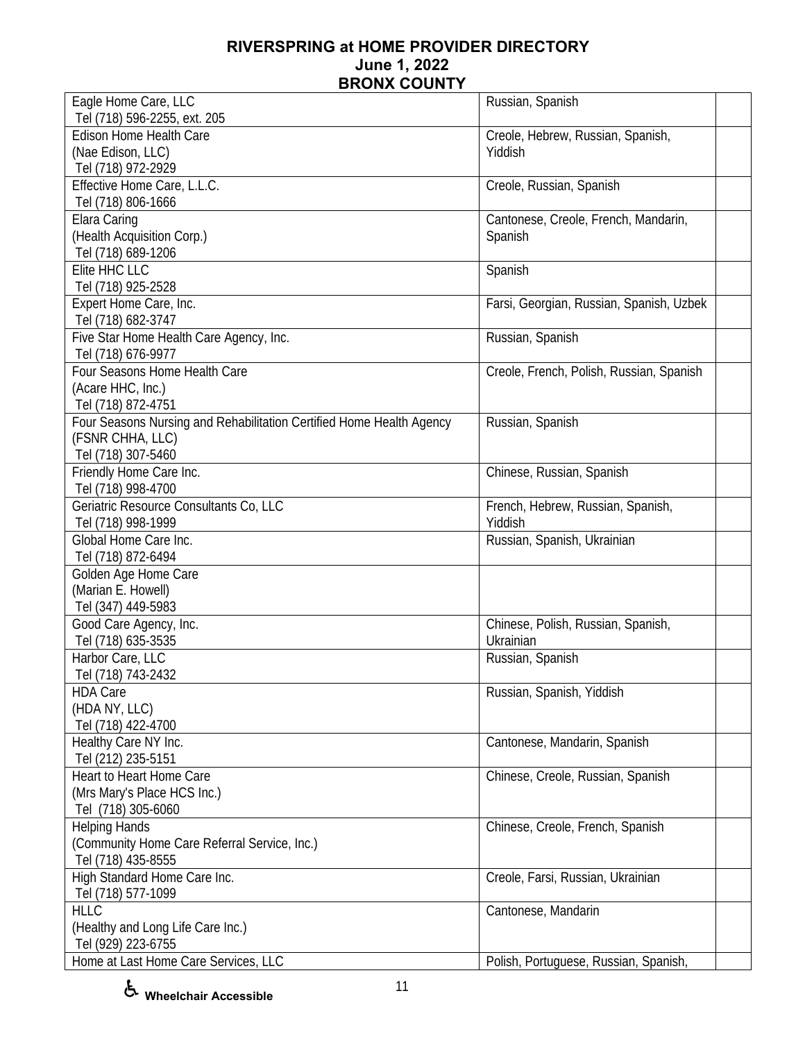## RIVERSPRING at HOME PROVIDER DIRECTORY
## June 1, 2022
## BRONX COUNTY

| | | |
|---|---|---|
| Eagle Home Care, LLC<br>Tel (718) 596-2255, ext. 205 | Russian, Spanish | |
| Edison Home Health Care<br>(Nae Edison, LLC)<br>Tel (718) 972-2929 | Creole, Hebrew, Russian, Spanish, Yiddish | |
| Effective Home Care, L.L.C.<br>Tel (718) 806-1666 | Creole, Russian, Spanish | |
| Elara Caring<br>(Health Acquisition Corp.)<br>Tel (718) 689-1206 | Cantonese, Creole, French, Mandarin, Spanish | |
| Elite HHC LLC<br>Tel (718) 925-2528 | Spanish | |
| Expert Home Care, Inc.<br>Tel (718) 682-3747 | Farsi, Georgian, Russian, Spanish, Uzbek | |
| Five Star Home Health Care Agency, Inc.<br>Tel (718) 676-9977 | Russian, Spanish | |
| Four Seasons Home Health Care<br>(Acare HHC, Inc.)<br>Tel (718) 872-4751 | Creole, French, Polish, Russian, Spanish | |
| Four Seasons Nursing and Rehabilitation Certified Home Health Agency<br>(FSNR CHHA, LLC)<br>Tel (718) 307-5460 | Russian, Spanish | |
| Friendly Home Care Inc.<br>Tel (718) 998-4700 | Chinese, Russian, Spanish | |
| Geriatric Resource Consultants Co, LLC<br>Tel (718) 998-1999 | French, Hebrew, Russian, Spanish, Yiddish | |
| Global Home Care Inc.<br>Tel (718) 872-6494 | Russian, Spanish, Ukrainian | |
| Golden Age Home Care<br>(Marian E. Howell)<br>Tel (347) 449-5983 | | |
| Good Care Agency, Inc.<br>Tel (718) 635-3535 | Chinese, Polish, Russian, Spanish, Ukrainian | |
| Harbor Care, LLC<br>Tel (718) 743-2432 | Russian, Spanish | |
| HDA Care<br>(HDA NY, LLC)<br>Tel (718) 422-4700 | Russian, Spanish, Yiddish | |
| Healthy Care NY Inc.<br>Tel (212) 235-5151 | Cantonese, Mandarin, Spanish | |
| Heart to Heart Home Care<br>(Mrs Mary's Place HCS Inc.)<br>Tel (718) 305-6060 | Chinese, Creole, Russian, Spanish | |
| Helping Hands<br>(Community Home Care Referral Service, Inc.)<br>Tel (718) 435-8555 | Chinese, Creole, French, Spanish | |
| High Standard Home Care Inc.<br>Tel (718) 577-1099 | Creole, Farsi, Russian, Ukrainian | |
| HLLC<br>(Healthy and Long Life Care Inc.)<br>Tel (929) 223-6755 | Cantonese, Mandarin | |
| Home at Last Home Care Services, LLC | Polish, Portuguese, Russian, Spanish, | |

♿ **Wheelchair Accessible**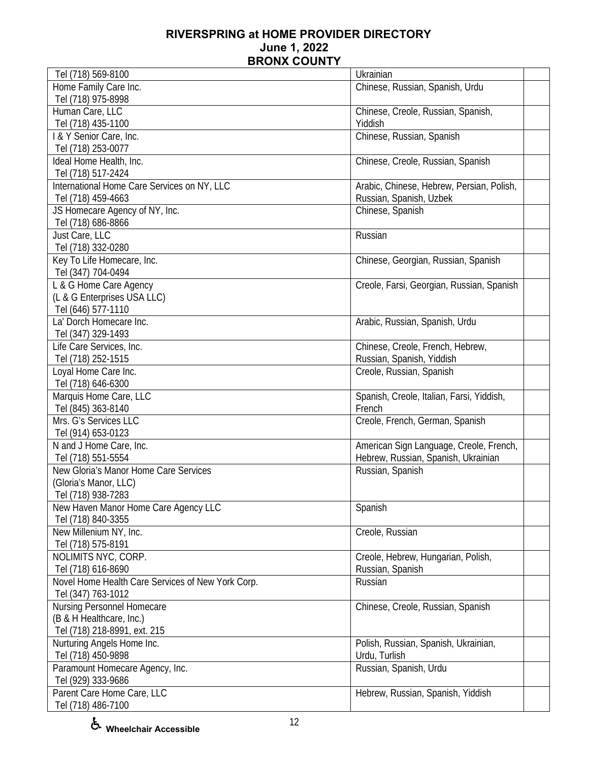## RIVERSPRING at HOME PROVIDER DIRECTORY
## June 1, 2022
## BRONX COUNTY

| | | |
|---|---|---|
| Tel (718) 569-8100 | Ukrainian | |
| Home Family Care Inc.<br>Tel (718) 975-8998 | Chinese, Russian, Spanish, Urdu | |
| Human Care, LLC<br>Tel (718) 435-1100 | Chinese, Creole, Russian, Spanish, Yiddish | |
| I & Y Senior Care, Inc.<br>Tel (718) 253-0077 | Chinese, Russian, Spanish | |
| Ideal Home Health, Inc.<br>Tel (718) 517-2424 | Chinese, Creole, Russian, Spanish | |
| International Home Care Services on NY, LLC<br>Tel (718) 459-4663 | Arabic, Chinese, Hebrew, Persian, Polish, Russian, Spanish, Uzbek | |
| JS Homecare Agency of NY, Inc.<br>Tel (718) 686-8866 | Chinese, Spanish | |
| Just Care, LLC<br>Tel (718) 332-0280 | Russian | |
| Key To Life Homecare, Inc.<br>Tel (347) 704-0494 | Chinese, Georgian, Russian, Spanish | |
| L & G Home Care Agency<br>(L & G Enterprises USA LLC)<br>Tel (646) 577-1110 | Creole, Farsi, Georgian, Russian, Spanish | |
| La' Dorch Homecare Inc.<br>Tel (347) 329-1493 | Arabic, Russian, Spanish, Urdu | |
| Life Care Services, Inc.<br>Tel (718) 252-1515 | Chinese, Creole, French, Hebrew, Russian, Spanish, Yiddish | |
| Loyal Home Care Inc.<br>Tel (718) 646-6300 | Creole, Russian, Spanish | |
| Marquis Home Care, LLC<br>Tel (845) 363-8140 | Spanish, Creole, Italian, Farsi, Yiddish, French | |
| Mrs. G's Services LLC<br>Tel (914) 653-0123 | Creole, French, German, Spanish | |
| N and J Home Care, Inc.<br>Tel (718) 551-5554 | American Sign Language, Creole, French, Hebrew, Russian, Spanish, Ukrainian | |
| New Gloria's Manor Home Care Services<br>(Gloria's Manor, LLC)<br>Tel (718) 938-7283 | Russian, Spanish | |
| New Haven Manor Home Care Agency LLC<br>Tel (718) 840-3355 | Spanish | |
| New Millenium NY, Inc.<br>Tel (718) 575-8191 | Creole, Russian | |
| NOLIMITS NYC, CORP.<br>Tel (718) 616-8690 | Creole, Hebrew, Hungarian, Polish, Russian, Spanish | |
| Novel Home Health Care Services of New York Corp.<br>Tel (347) 763-1012 | Russian | |
| Nursing Personnel Homecare<br>(B & H Healthcare, Inc.)<br>Tel (718) 218-8991, ext. 215 | Chinese, Creole, Russian, Spanish | |
| Nurturing Angels Home Inc.<br>Tel (718) 450-9898 | Polish, Russian, Spanish, Ukrainian, Urdu, Turlish | |
| Paramount Homecare Agency, Inc.<br>Tel (929) 333-9686 | Russian, Spanish, Urdu | |
| Parent Care Home Care, LLC<br>Tel (718) 486-7100 | Hebrew, Russian, Spanish, Yiddish | |

♿ **Wheelchair Accessible**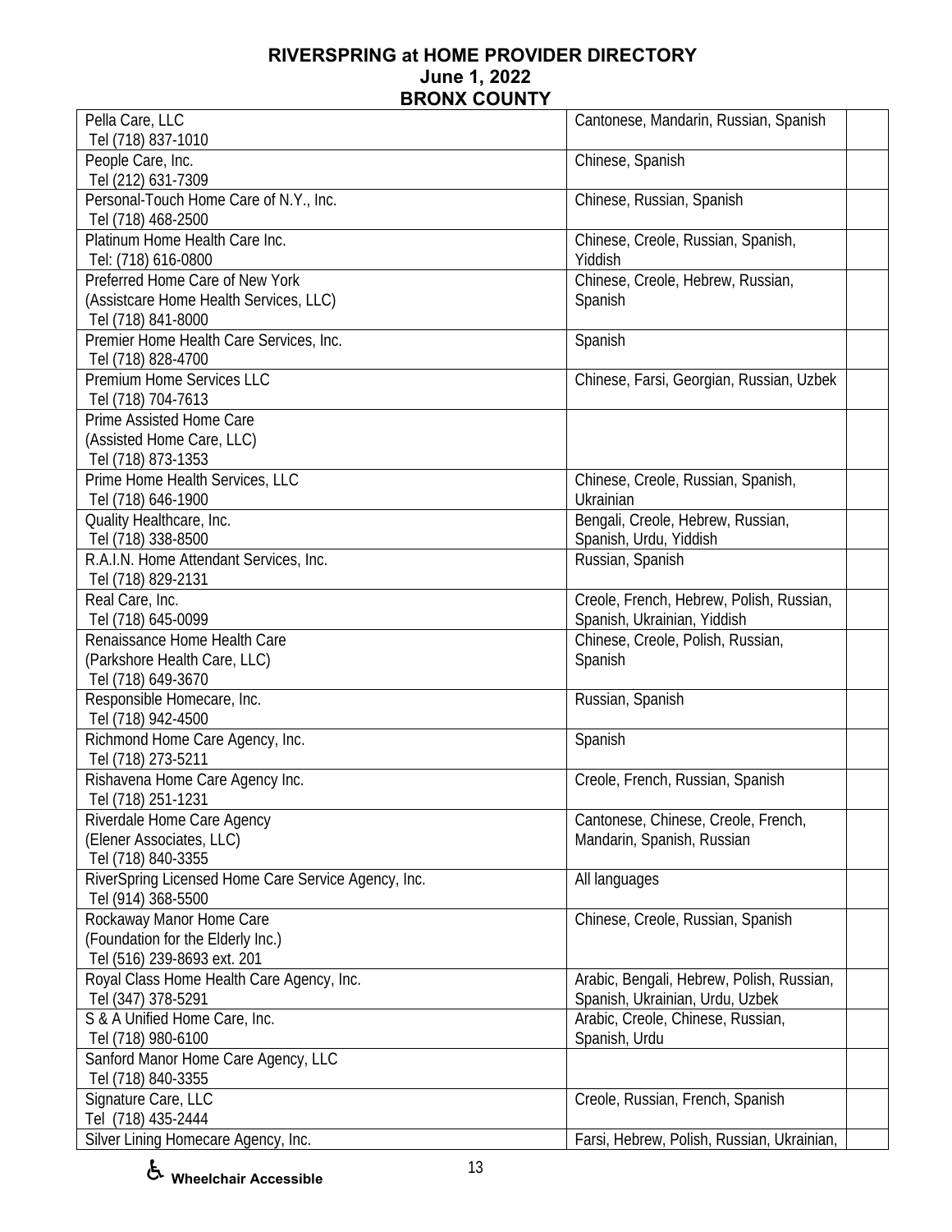## RIVERSPRING at HOME PROVIDER DIRECTORY
## June 1, 2022
## BRONX COUNTY

| Provider | Languages | |
|---|---|---|
| Pella Care, LLC<br>Tel (718) 837-1010 | Cantonese, Mandarin, Russian, Spanish | |
| People Care, Inc.<br>Tel (212) 631-7309 | Chinese, Spanish | |
| Personal-Touch Home Care of N.Y., Inc.<br>Tel (718) 468-2500 | Chinese, Russian, Spanish | |
| Platinum Home Health Care Inc.<br>Tel: (718) 616-0800 | Chinese, Creole, Russian, Spanish, Yiddish | |
| Preferred Home Care of New York<br>(Assistcare Home Health Services, LLC)<br>Tel (718) 841-8000 | Chinese, Creole, Hebrew, Russian, Spanish | |
| Premier Home Health Care Services, Inc.<br>Tel (718) 828-4700 | Spanish | |
| Premium Home Services LLC<br>Tel (718) 704-7613 | Chinese, Farsi, Georgian, Russian, Uzbek | |
| Prime Assisted Home Care<br>(Assisted Home Care, LLC)<br>Tel (718) 873-1353 | | |
| Prime Home Health Services, LLC<br>Tel (718) 646-1900 | Chinese, Creole, Russian, Spanish, Ukrainian | |
| Quality Healthcare, Inc.<br>Tel (718) 338-8500 | Bengali, Creole, Hebrew, Russian, Spanish, Urdu, Yiddish | |
| R.A.I.N. Home Attendant Services, Inc.<br>Tel (718) 829-2131 | Russian, Spanish | |
| Real Care, Inc.<br>Tel (718) 645-0099 | Creole, French, Hebrew, Polish, Russian, Spanish, Ukrainian, Yiddish | |
| Renaissance Home Health Care<br>(Parkshore Health Care, LLC)<br>Tel (718) 649-3670 | Chinese, Creole, Polish, Russian, Spanish | |
| Responsible Homecare, Inc.<br>Tel (718) 942-4500 | Russian, Spanish | |
| Richmond Home Care Agency, Inc.<br>Tel (718) 273-5211 | Spanish | |
| Rishavena Home Care Agency Inc.<br>Tel (718) 251-1231 | Creole, French, Russian, Spanish | |
| Riverdale Home Care Agency<br>(Elener Associates, LLC)<br>Tel (718) 840-3355 | Cantonese, Chinese, Creole, French, Mandarin, Spanish, Russian | |
| RiverSpring Licensed Home Care Service Agency, Inc.<br>Tel (914) 368-5500 | All languages | |
| Rockaway Manor Home Care<br>(Foundation for the Elderly Inc.)<br>Tel (516) 239-8693 ext. 201 | Chinese, Creole, Russian, Spanish | |
| Royal Class Home Health Care Agency, Inc.<br>Tel (347) 378-5291 | Arabic, Bengali, Hebrew, Polish, Russian, Spanish, Ukrainian, Urdu, Uzbek | |
| S & A Unified Home Care, Inc.<br>Tel (718) 980-6100 | Arabic, Creole, Chinese, Russian, Spanish, Urdu | |
| Sanford Manor Home Care Agency, LLC<br>Tel (718) 840-3355 | | |
| Signature Care, LLC<br>Tel (718) 435-2444 | Creole, Russian, French, Spanish | |
| Silver Lining Homecare Agency, Inc. | Farsi, Hebrew, Polish, Russian, Ukrainian, | |

♿ Wheelchair Accessible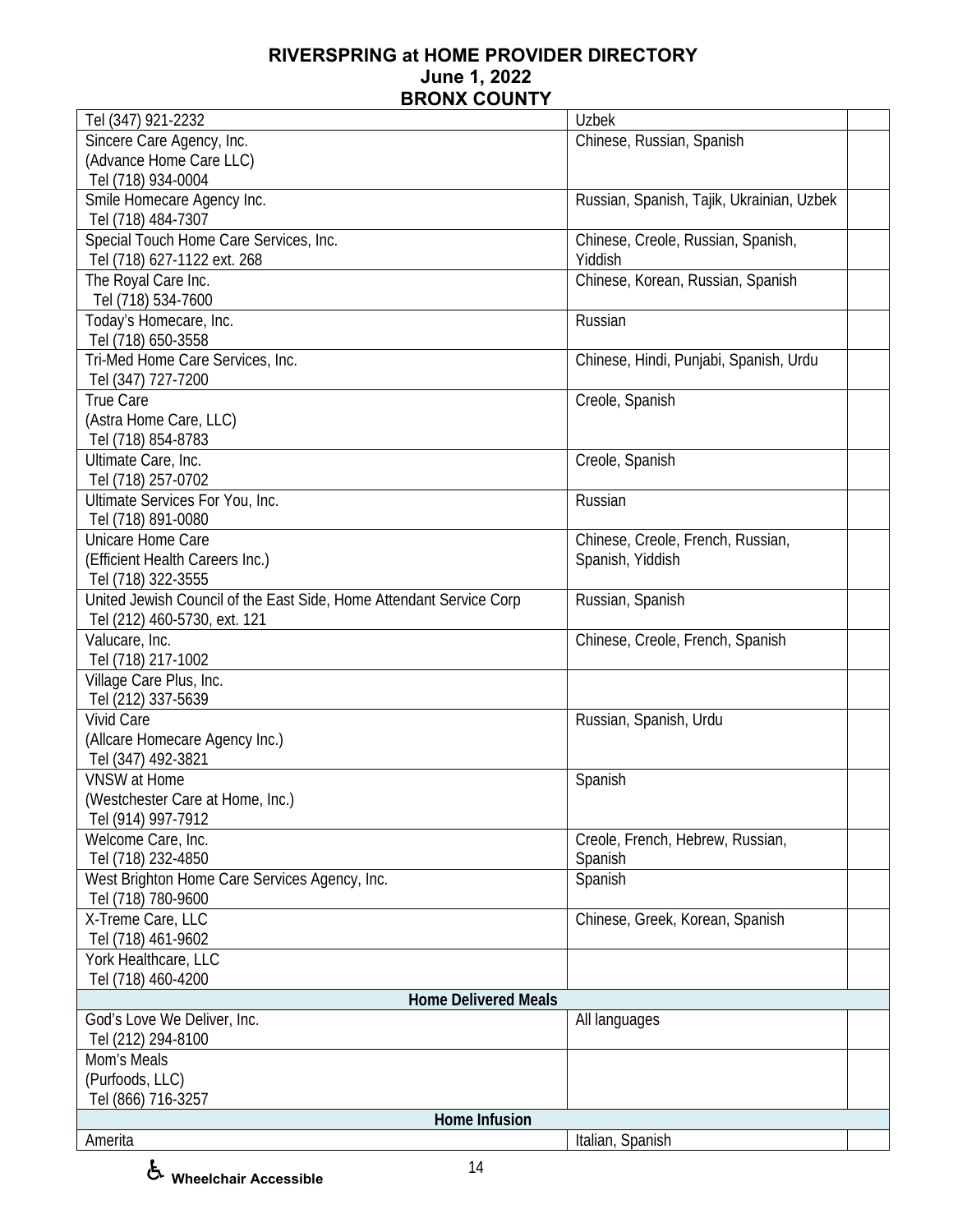# RIVERSPRING at HOME PROVIDER DIRECTORY
## June 1, 2022
## BRONX COUNTY

| | | |
|---|---|---|
| Tel (347) 921-2232 | Uzbek | |
| Sincere Care Agency, Inc.<br>(Advance Home Care LLC)<br>Tel (718) 934-0004 | Chinese, Russian, Spanish | |
| Smile Homecare Agency Inc.<br>Tel (718) 484-7307 | Russian, Spanish, Tajik, Ukrainian, Uzbek | |
| Special Touch Home Care Services, Inc.<br>Tel (718) 627-1122 ext. 268 | Chinese, Creole, Russian, Spanish, Yiddish | |
| The Royal Care Inc.<br>Tel (718) 534-7600 | Chinese, Korean, Russian, Spanish | |
| Today's Homecare, Inc.<br>Tel (718) 650-3558 | Russian | |
| Tri-Med Home Care Services, Inc.<br>Tel (347) 727-7200 | Chinese, Hindi, Punjabi, Spanish, Urdu | |
| True Care<br>(Astra Home Care, LLC)<br>Tel (718) 854-8783 | Creole, Spanish | |
| Ultimate Care, Inc.<br>Tel (718) 257-0702 | Creole, Spanish | |
| Ultimate Services For You, Inc.<br>Tel (718) 891-0080 | Russian | |
| Unicare Home Care<br>(Efficient Health Careers Inc.)<br>Tel (718) 322-3555 | Chinese, Creole, French, Russian, Spanish, Yiddish | |
| United Jewish Council of the East Side, Home Attendant Service Corp<br>Tel (212) 460-5730, ext. 121 | Russian, Spanish | |
| Valucare, Inc.<br>Tel (718) 217-1002 | Chinese, Creole, French, Spanish | |
| Village Care Plus, Inc.<br>Tel (212) 337-5639 | | |
| Vivid Care<br>(Allcare Homecare Agency Inc.)<br>Tel (347) 492-3821 | Russian, Spanish, Urdu | |
| VNSW at Home<br>(Westchester Care at Home, Inc.)<br>Tel (914) 997-7912 | Spanish | |
| Welcome Care, Inc.<br>Tel (718) 232-4850 | Creole, French, Hebrew, Russian, Spanish | |
| West Brighton Home Care Services Agency, Inc.<br>Tel (718) 780-9600 | Spanish | |
| X-Treme Care, LLC<br>Tel (718) 461-9602 | Chinese, Greek, Korean, Spanish | |
| York Healthcare, LLC<br>Tel (718) 460-4200 | | |
| **Home Delivered Meals** | | |
| God's Love We Deliver, Inc.<br>Tel (212) 294-8100 | All languages | |
| Mom's Meals<br>(Purfoods, LLC)<br>Tel (866) 716-3257 | | |
| **Home Infusion** | | |
| Amerita | Italian, Spanish | |

♿ Wheelchair Accessible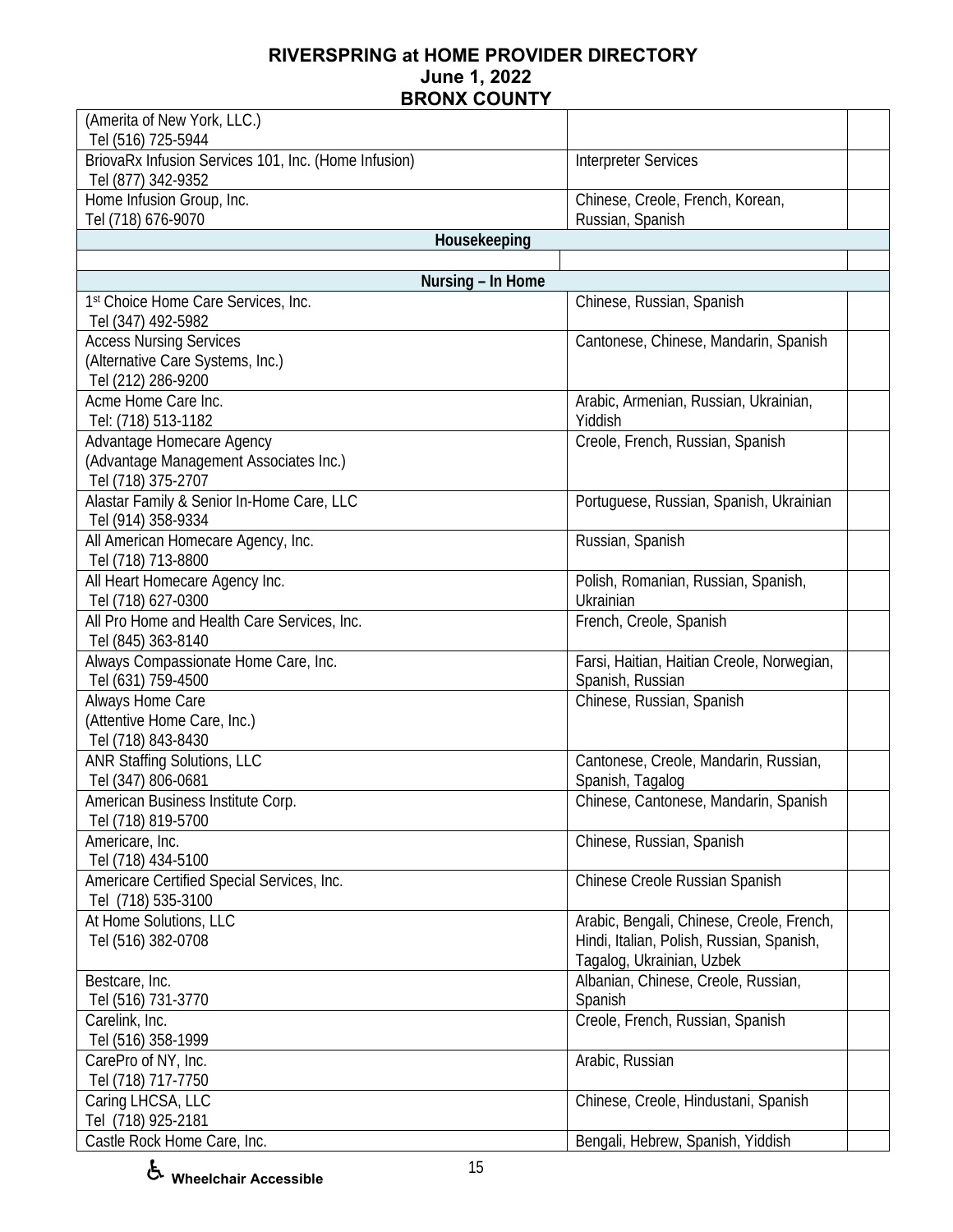# RIVERSPRING at HOME PROVIDER DIRECTORY
## June 1, 2022
## BRONX COUNTY

| | | |
|---|---|---|
| (Amerita of New York, LLC.) Tel (516) 725-5944 | | |
| BriovaRx Infusion Services 101, Inc. (Home Infusion) Tel (877) 342-9352 | Interpreter Services | |
| Home Infusion Group, Inc. Tel (718) 676-9070 | Chinese, Creole, French, Korean, Russian, Spanish | |
| **Housekeeping** | | |
| | | |
| **Nursing – In Home** | | |
| 1st Choice Home Care Services, Inc. Tel (347) 492-5982 | Chinese, Russian, Spanish | |
| Access Nursing Services (Alternative Care Systems, Inc.) Tel (212) 286-9200 | Cantonese, Chinese, Mandarin, Spanish | |
| Acme Home Care Inc. Tel: (718) 513-1182 | Arabic, Armenian, Russian, Ukrainian, Yiddish | |
| Advantage Homecare Agency (Advantage Management Associates Inc.) Tel (718) 375-2707 | Creole, French, Russian, Spanish | |
| Alastar Family & Senior In-Home Care, LLC Tel (914) 358-9334 | Portuguese, Russian, Spanish, Ukrainian | |
| All American Homecare Agency, Inc. Tel (718) 713-8800 | Russian, Spanish | |
| All Heart Homecare Agency Inc. Tel (718) 627-0300 | Polish, Romanian, Russian, Spanish, Ukrainian | |
| All Pro Home and Health Care Services, Inc. Tel (845) 363-8140 | French, Creole, Spanish | |
| Always Compassionate Home Care, Inc. Tel (631) 759-4500 | Farsi, Haitian, Haitian Creole, Norwegian, Spanish, Russian | |
| Always Home Care (Attentive Home Care, Inc.) Tel (718) 843-8430 | Chinese, Russian, Spanish | |
| ANR Staffing Solutions, LLC Tel (347) 806-0681 | Cantonese, Creole, Mandarin, Russian, Spanish, Tagalog | |
| American Business Institute Corp. Tel (718) 819-5700 | Chinese, Cantonese, Mandarin, Spanish | |
| Americare, Inc. Tel (718) 434-5100 | Chinese, Russian, Spanish | |
| Americare Certified Special Services, Inc. Tel (718) 535-3100 | Chinese Creole Russian Spanish | |
| At Home Solutions, LLC Tel (516) 382-0708 | Arabic, Bengali, Chinese, Creole, French, Hindi, Italian, Polish, Russian, Spanish, Tagalog, Ukrainian, Uzbek | |
| Bestcare, Inc. Tel (516) 731-3770 | Albanian, Chinese, Creole, Russian, Spanish | |
| Carelink, Inc. Tel (516) 358-1999 | Creole, French, Russian, Spanish | |
| CarePro of NY, Inc. Tel (718) 717-7750 | Arabic, Russian | |
| Caring LHCSA, LLC Tel (718) 925-2181 | Chinese, Creole, Hindustani, Spanish | |
| Castle Rock Home Care, Inc. | Bengali, Hebrew, Spanish, Yiddish | |

♿ Wheelchair Accessible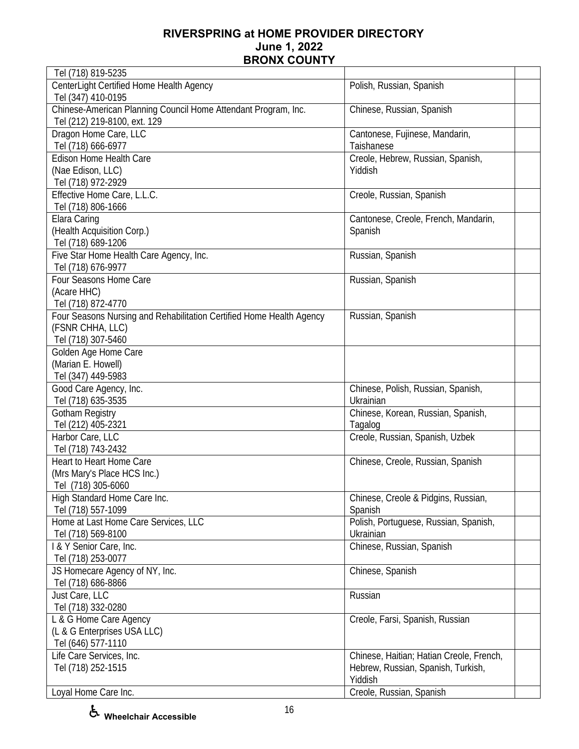# RIVERSPRING at HOME PROVIDER DIRECTORY
## June 1, 2022
## BRONX COUNTY

| | | |
|---|---|---|
| Tel (718) 819-5235 | | |
| CenterLight Certified Home Health Agency<br>Tel (347) 410-0195 | Polish, Russian, Spanish | |
| Chinese-American Planning Council Home Attendant Program, Inc.<br>Tel (212) 219-8100, ext. 129 | Chinese, Russian, Spanish | |
| Dragon Home Care, LLC<br>Tel (718) 666-6977 | Cantonese, Fujinese, Mandarin, Taishanese | |
| Edison Home Health Care<br>(Nae Edison, LLC)<br>Tel (718) 972-2929 | Creole, Hebrew, Russian, Spanish, Yiddish | |
| Effective Home Care, L.L.C.<br>Tel (718) 806-1666 | Creole, Russian, Spanish | |
| Elara Caring<br>(Health Acquisition Corp.)<br>Tel (718) 689-1206 | Cantonese, Creole, French, Mandarin, Spanish | |
| Five Star Home Health Care Agency, Inc.<br>Tel (718) 676-9977 | Russian, Spanish | |
| Four Seasons Home Care<br>(Acare HHC)<br>Tel (718) 872-4770 | Russian, Spanish | |
| Four Seasons Nursing and Rehabilitation Certified Home Health Agency<br>(FSNR CHHA, LLC)<br>Tel (718) 307-5460 | Russian, Spanish | |
| Golden Age Home Care<br>(Marian E. Howell)<br>Tel (347) 449-5983 | | |
| Good Care Agency, Inc.<br>Tel (718) 635-3535 | Chinese, Polish, Russian, Spanish, Ukrainian | |
| Gotham Registry<br>Tel (212) 405-2321 | Chinese, Korean, Russian, Spanish, Tagalog | |
| Harbor Care, LLC<br>Tel (718) 743-2432 | Creole, Russian, Spanish, Uzbek | |
| Heart to Heart Home Care<br>(Mrs Mary's Place HCS Inc.)<br>Tel (718) 305-6060 | Chinese, Creole, Russian, Spanish | |
| High Standard Home Care Inc.<br>Tel (718) 557-1099 | Chinese, Creole & Pidgins, Russian, Spanish | |
| Home at Last Home Care Services, LLC<br>Tel (718) 569-8100 | Polish, Portuguese, Russian, Spanish, Ukrainian | |
| I & Y Senior Care, Inc.<br>Tel (718) 253-0077 | Chinese, Russian, Spanish | |
| JS Homecare Agency of NY, Inc.<br>Tel (718) 686-8866 | Chinese, Spanish | |
| Just Care, LLC<br>Tel (718) 332-0280 | Russian | |
| L & G Home Care Agency<br>(L & G Enterprises USA LLC)<br>Tel (646) 577-1110 | Creole, Farsi, Spanish, Russian | |
| Life Care Services, Inc.<br>Tel (718) 252-1515 | Chinese, Haitian; Hatian Creole, French, Hebrew, Russian, Spanish, Turkish, Yiddish | |
| Loyal Home Care Inc. | Creole, Russian, Spanish | |

♿ Wheelchair Accessible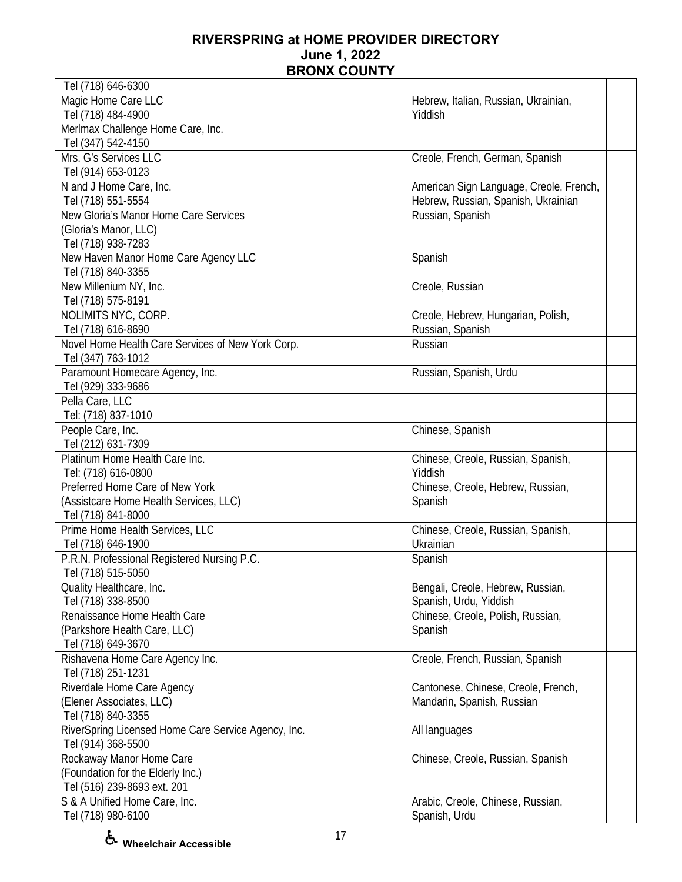**RIVERSPRING at HOME PROVIDER DIRECTORY**
**June 1, 2022**
**BRONX COUNTY**

| | | |
|---|---|---|
| Tel (718) 646-6300 | | |
| Magic Home Care LLC<br>Tel (718) 484-4900 | Hebrew, Italian, Russian, Ukrainian, Yiddish | |
| Merlmax Challenge Home Care, Inc.<br>Tel (347) 542-4150 | | |
| Mrs. G's Services LLC<br>Tel (914) 653-0123 | Creole, French, German, Spanish | |
| N and J Home Care, Inc.<br>Tel (718) 551-5554 | American Sign Language, Creole, French, Hebrew, Russian, Spanish, Ukrainian | |
| New Gloria's Manor Home Care Services<br>(Gloria's Manor, LLC)<br>Tel (718) 938-7283 | Russian, Spanish | |
| New Haven Manor Home Care Agency LLC<br>Tel (718) 840-3355 | Spanish | |
| New Millenium NY, Inc.<br>Tel (718) 575-8191 | Creole, Russian | |
| NOLIMITS NYC, CORP.<br>Tel (718) 616-8690 | Creole, Hebrew, Hungarian, Polish, Russian, Spanish | |
| Novel Home Health Care Services of New York Corp.<br>Tel (347) 763-1012 | Russian | |
| Paramount Homecare Agency, Inc.<br>Tel (929) 333-9686 | Russian, Spanish, Urdu | |
| Pella Care, LLC<br>Tel: (718) 837-1010 | | |
| People Care, Inc.<br>Tel (212) 631-7309 | Chinese, Spanish | |
| Platinum Home Health Care Inc.<br>Tel: (718) 616-0800 | Chinese, Creole, Russian, Spanish, Yiddish | |
| Preferred Home Care of New York<br>(Assistcare Home Health Services, LLC)<br>Tel (718) 841-8000 | Chinese, Creole, Hebrew, Russian, Spanish | |
| Prime Home Health Services, LLC<br>Tel (718) 646-1900 | Chinese, Creole, Russian, Spanish, Ukrainian | |
| P.R.N. Professional Registered Nursing P.C.<br>Tel (718) 515-5050 | Spanish | |
| Quality Healthcare, Inc.<br>Tel (718) 338-8500 | Bengali, Creole, Hebrew, Russian, Spanish, Urdu, Yiddish | |
| Renaissance Home Health Care<br>(Parkshore Health Care, LLC)<br>Tel (718) 649-3670 | Chinese, Creole, Polish, Russian, Spanish | |
| Rishavena Home Care Agency Inc.<br>Tel (718) 251-1231 | Creole, French, Russian, Spanish | |
| Riverdale Home Care Agency<br>(Elener Associates, LLC)<br>Tel (718) 840-3355 | Cantonese, Chinese, Creole, French, Mandarin, Spanish, Russian | |
| RiverSpring Licensed Home Care Service Agency, Inc.<br>Tel (914) 368-5500 | All languages | |
| Rockaway Manor Home Care<br>(Foundation for the Elderly Inc.)<br>Tel (516) 239-8693 ext. 201 | Chinese, Creole, Russian, Spanish | |
| S & A Unified Home Care, Inc.<br>Tel (718) 980-6100 | Arabic, Creole, Chinese, Russian, Spanish, Urdu | |

♿ Wheelchair Accessible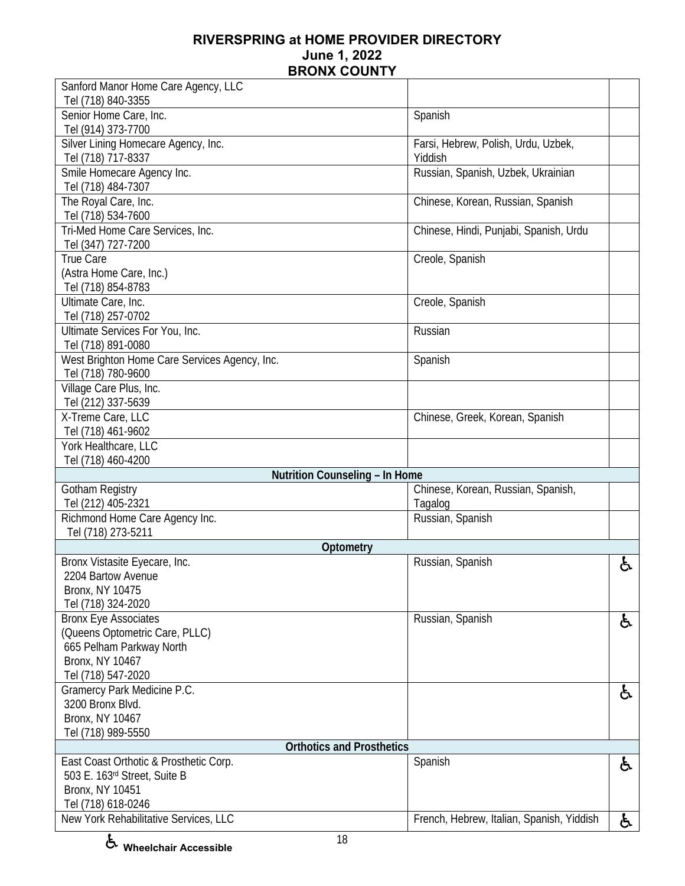# RIVERSPRING at HOME PROVIDER DIRECTORY
## June 1, 2022
## BRONX COUNTY

| Provider | Languages | Wheelchair Accessible |
|---|---|---|
| Sanford Manor Home Care Agency, LLC<br>Tel (718) 840-3355 | | |
| Senior Home Care, Inc.<br>Tel (914) 373-7700 | Spanish | |
| Silver Lining Homecare Agency, Inc.<br>Tel (718) 717-8337 | Farsi, Hebrew, Polish, Urdu, Uzbek, Yiddish | |
| Smile Homecare Agency Inc.<br>Tel (718) 484-7307 | Russian, Spanish, Uzbek, Ukrainian | |
| The Royal Care, Inc.<br>Tel (718) 534-7600 | Chinese, Korean, Russian, Spanish | |
| Tri-Med Home Care Services, Inc.<br>Tel (347) 727-7200 | Chinese, Hindi, Punjabi, Spanish, Urdu | |
| True Care<br>(Astra Home Care, Inc.)<br>Tel (718) 854-8783 | Creole, Spanish | |
| Ultimate Care, Inc.<br>Tel (718) 257-0702 | Creole, Spanish | |
| Ultimate Services For You, Inc.<br>Tel (718) 891-0080 | Russian | |
| West Brighton Home Care Services Agency, Inc.<br>Tel (718) 780-9600 | Spanish | |
| Village Care Plus, Inc.<br>Tel (212) 337-5639 | | |
| X-Treme Care, LLC<br>Tel (718) 461-9602 | Chinese, Greek, Korean, Spanish | |
| York Healthcare, LLC<br>Tel (718) 460-4200 | | |
| **Nutrition Counseling – In Home** | | |
| Gotham Registry<br>Tel (212) 405-2321 | Chinese, Korean, Russian, Spanish, Tagalog | |
| Richmond Home Care Agency Inc.<br>Tel (718) 273-5211 | Russian, Spanish | |
| **Optometry** | | |
| Bronx Vistasite Eyecare, Inc.<br>2204 Bartow Avenue<br>Bronx, NY 10475<br>Tel (718) 324-2020 | Russian, Spanish | ♿ |
| Bronx Eye Associates<br>(Queens Optometric Care, PLLC)<br>665 Pelham Parkway North<br>Bronx, NY 10467<br>Tel (718) 547-2020 | Russian, Spanish | ♿ |
| Gramercy Park Medicine P.C.<br>3200 Bronx Blvd.<br>Bronx, NY 10467<br>Tel (718) 989-5550 | | ♿ |
| **Orthotics and Prosthetics** | | |
| East Coast Orthotic & Prosthetic Corp.<br>503 E. 163rd Street, Suite B<br>Bronx, NY 10451<br>Tel (718) 618-0246 | Spanish | ♿ |
| New York Rehabilitative Services, LLC | French, Hebrew, Italian, Spanish, Yiddish | ♿ |

♿ **Wheelchair Accessible**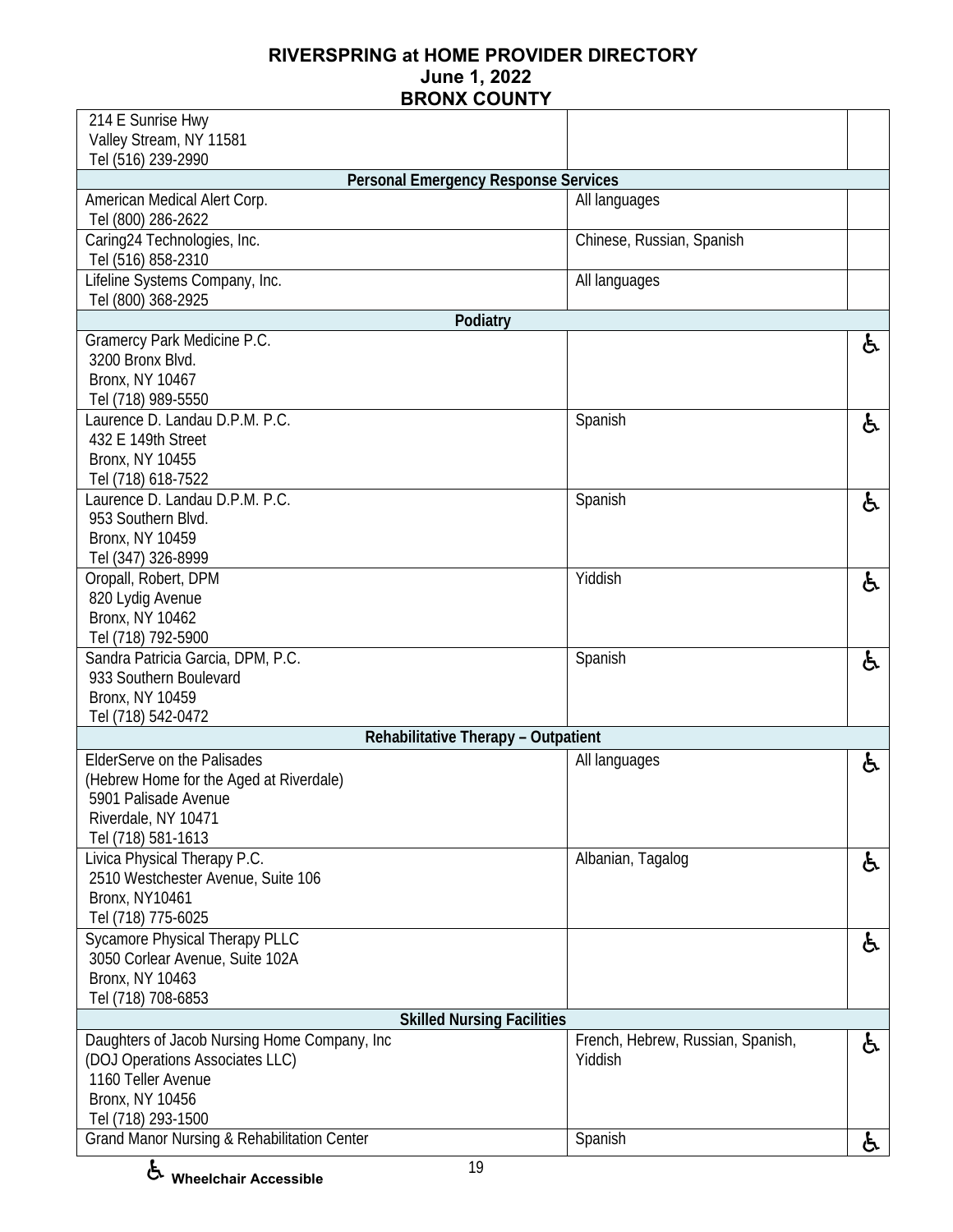# RIVERSPRING at HOME PROVIDER DIRECTORY
## June 1, 2022
## BRONX COUNTY

| Provider | Languages | Accessible |
|---|---|---|
| 214 E Sunrise Hwy<br>Valley Stream, NY 11581<br>Tel (516) 239-2990 | | |
| **Personal Emergency Response Services** | | |
| American Medical Alert Corp.<br>Tel (800) 286-2622 | All languages | |
| Caring24 Technologies, Inc.<br>Tel (516) 858-2310 | Chinese, Russian, Spanish | |
| Lifeline Systems Company, Inc.<br>Tel (800) 368-2925 | All languages | |
| **Podiatry** | | |
| Gramercy Park Medicine P.C.<br>3200 Bronx Blvd.<br>Bronx, NY 10467<br>Tel (718) 989-5550 | | ♿ |
| Laurence D. Landau D.P.M. P.C.<br>432 E 149th Street<br>Bronx, NY 10455<br>Tel (718) 618-7522 | Spanish | ♿ |
| Laurence D. Landau D.P.M. P.C.<br>953 Southern Blvd.<br>Bronx, NY 10459<br>Tel (347) 326-8999 | Spanish | ♿ |
| Oropall, Robert, DPM<br>820 Lydig Avenue<br>Bronx, NY 10462<br>Tel (718) 792-5900 | Yiddish | ♿ |
| Sandra Patricia Garcia, DPM, P.C.<br>933 Southern Boulevard<br>Bronx, NY 10459<br>Tel (718) 542-0472 | Spanish | ♿ |
| **Rehabilitative Therapy – Outpatient** | | |
| ElderServe on the Palisades<br>(Hebrew Home for the Aged at Riverdale)<br>5901 Palisade Avenue<br>Riverdale, NY 10471<br>Tel (718) 581-1613 | All languages | ♿ |
| Livica Physical Therapy P.C.<br>2510 Westchester Avenue, Suite 106<br>Bronx, NY10461<br>Tel (718) 775-6025 | Albanian, Tagalog | ♿ |
| Sycamore Physical Therapy PLLC<br>3050 Corlear Avenue, Suite 102A<br>Bronx, NY 10463<br>Tel (718) 708-6853 | | ♿ |
| **Skilled Nursing Facilities** | | |
| Daughters of Jacob Nursing Home Company, Inc<br>(DOJ Operations Associates LLC)<br>1160 Teller Avenue<br>Bronx, NY 10456<br>Tel (718) 293-1500 | French, Hebrew, Russian, Spanish, Yiddish | ♿ |
| Grand Manor Nursing & Rehabilitation Center | Spanish | ♿ |

♿ Wheelchair Accessible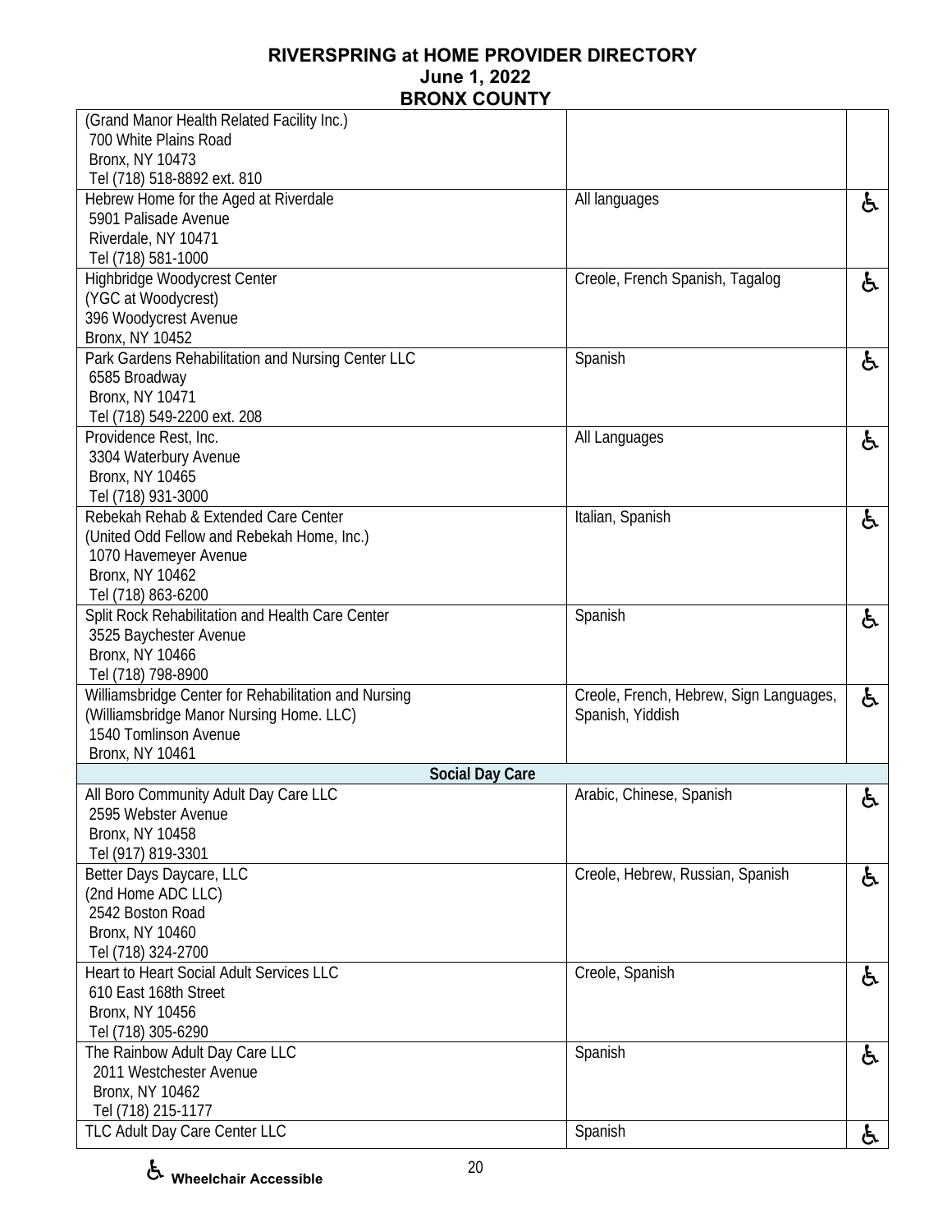# RIVERSPRING at HOME PROVIDER DIRECTORY
## June 1, 2022
## BRONX COUNTY

| Provider | Languages | Accessible |
|---|---|---|
| (Grand Manor Health Related Facility Inc.)<br>700 White Plains Road<br>Bronx, NY 10473<br>Tel (718) 518-8892 ext. 810 | | |
| Hebrew Home for the Aged at Riverdale<br>5901 Palisade Avenue<br>Riverdale, NY 10471<br>Tel (718) 581-1000 | All languages | ♿ |
| Highbridge Woodycrest Center<br>(YGC at Woodycrest)<br>396 Woodycrest Avenue<br>Bronx, NY 10452 | Creole, French Spanish, Tagalog | ♿ |
| Park Gardens Rehabilitation and Nursing Center LLC<br>6585 Broadway<br>Bronx, NY 10471<br>Tel (718) 549-2200 ext. 208 | Spanish | ♿ |
| Providence Rest, Inc.<br>3304 Waterbury Avenue<br>Bronx, NY 10465<br>Tel (718) 931-3000 | All Languages | ♿ |
| Rebekah Rehab & Extended Care Center<br>(United Odd Fellow and Rebekah Home, Inc.)<br>1070 Havemeyer Avenue<br>Bronx, NY 10462<br>Tel (718) 863-6200 | Italian, Spanish | ♿ |
| Split Rock Rehabilitation and Health Care Center<br>3525 Baychester Avenue<br>Bronx, NY 10466<br>Tel (718) 798-8900 | Spanish | ♿ |
| Williamsbridge Center for Rehabilitation and Nursing<br>(Williamsbridge Manor Nursing Home. LLC)<br>1540 Tomlinson Avenue<br>Bronx, NY 10461 | Creole, French, Hebrew, Sign Languages, Spanish, Yiddish | ♿ |
| **Social Day Care** | | |
| All Boro Community Adult Day Care LLC<br>2595 Webster Avenue<br>Bronx, NY 10458<br>Tel (917) 819-3301 | Arabic, Chinese, Spanish | ♿ |
| Better Days Daycare, LLC<br>(2nd Home ADC LLC)<br>2542 Boston Road<br>Bronx, NY 10460<br>Tel (718) 324-2700 | Creole, Hebrew, Russian, Spanish | ♿ |
| Heart to Heart Social Adult Services LLC<br>610 East 168th Street<br>Bronx, NY 10456<br>Tel (718) 305-6290 | Creole, Spanish | ♿ |
| The Rainbow Adult Day Care LLC<br>2011 Westchester Avenue<br>Bronx, NY 10462<br>Tel (718) 215-1177 | Spanish | ♿ |
| TLC Adult Day Care Center LLC | Spanish | ♿ |

♿ **Wheelchair Accessible**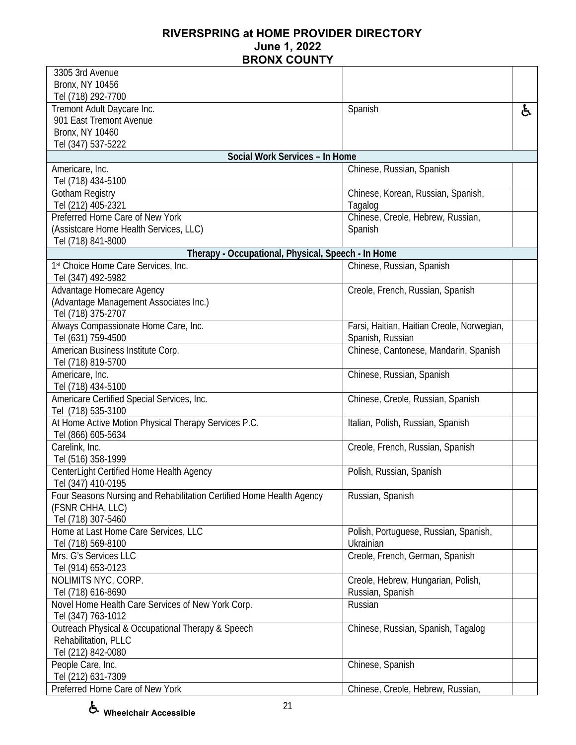# RIVERSPRING at HOME PROVIDER DIRECTORY
## June 1, 2022
## BRONX COUNTY

| | | |
|---|---|---|
| 3305 3rd Avenue<br>Bronx, NY 10456<br>Tel (718) 292-7700 | | |
| Tremont Adult Daycare Inc.<br>901 East Tremont Avenue<br>Bronx, NY 10460<br>Tel (347) 537-5222 | Spanish | ♿ |
| **Social Work Services – In Home** | | |
| Americare, Inc.<br>Tel (718) 434-5100 | Chinese, Russian, Spanish | |
| Gotham Registry<br>Tel (212) 405-2321 | Chinese, Korean, Russian, Spanish, Tagalog | |
| Preferred Home Care of New York<br>(Assistcare Home Health Services, LLC)<br>Tel (718) 841-8000 | Chinese, Creole, Hebrew, Russian, Spanish | |
| **Therapy - Occupational, Physical, Speech - In Home** | | |
| 1st Choice Home Care Services, Inc.<br>Tel (347) 492-5982 | Chinese, Russian, Spanish | |
| Advantage Homecare Agency<br>(Advantage Management Associates Inc.)<br>Tel (718) 375-2707 | Creole, French, Russian, Spanish | |
| Always Compassionate Home Care, Inc.<br>Tel (631) 759-4500 | Farsi, Haitian, Haitian Creole, Norwegian, Spanish, Russian | |
| American Business Institute Corp.<br>Tel (718) 819-5700 | Chinese, Cantonese, Mandarin, Spanish | |
| Americare, Inc.<br>Tel (718) 434-5100 | Chinese, Russian, Spanish | |
| Americare Certified Special Services, Inc.<br>Tel (718) 535-3100 | Chinese, Creole, Russian, Spanish | |
| At Home Active Motion Physical Therapy Services P.C.<br>Tel (866) 605-5634 | Italian, Polish, Russian, Spanish | |
| Carelink, Inc.<br>Tel (516) 358-1999 | Creole, French, Russian, Spanish | |
| CenterLight Certified Home Health Agency<br>Tel (347) 410-0195 | Polish, Russian, Spanish | |
| Four Seasons Nursing and Rehabilitation Certified Home Health Agency<br>(FSNR CHHA, LLC)<br>Tel (718) 307-5460 | Russian, Spanish | |
| Home at Last Home Care Services, LLC<br>Tel (718) 569-8100 | Polish, Portuguese, Russian, Spanish, Ukrainian | |
| Mrs. G's Services LLC<br>Tel (914) 653-0123 | Creole, French, German, Spanish | |
| NOLIMITS NYC, CORP.<br>Tel (718) 616-8690 | Creole, Hebrew, Hungarian, Polish, Russian, Spanish | |
| Novel Home Health Care Services of New York Corp.<br>Tel (347) 763-1012 | Russian | |
| Outreach Physical & Occupational Therapy & Speech Rehabilitation, PLLC<br>Tel (212) 842-0080 | Chinese, Russian, Spanish, Tagalog | |
| People Care, Inc.<br>Tel (212) 631-7309 | Chinese, Spanish | |
| Preferred Home Care of New York | Chinese, Creole, Hebrew, Russian, | |

♿ Wheelchair Accessible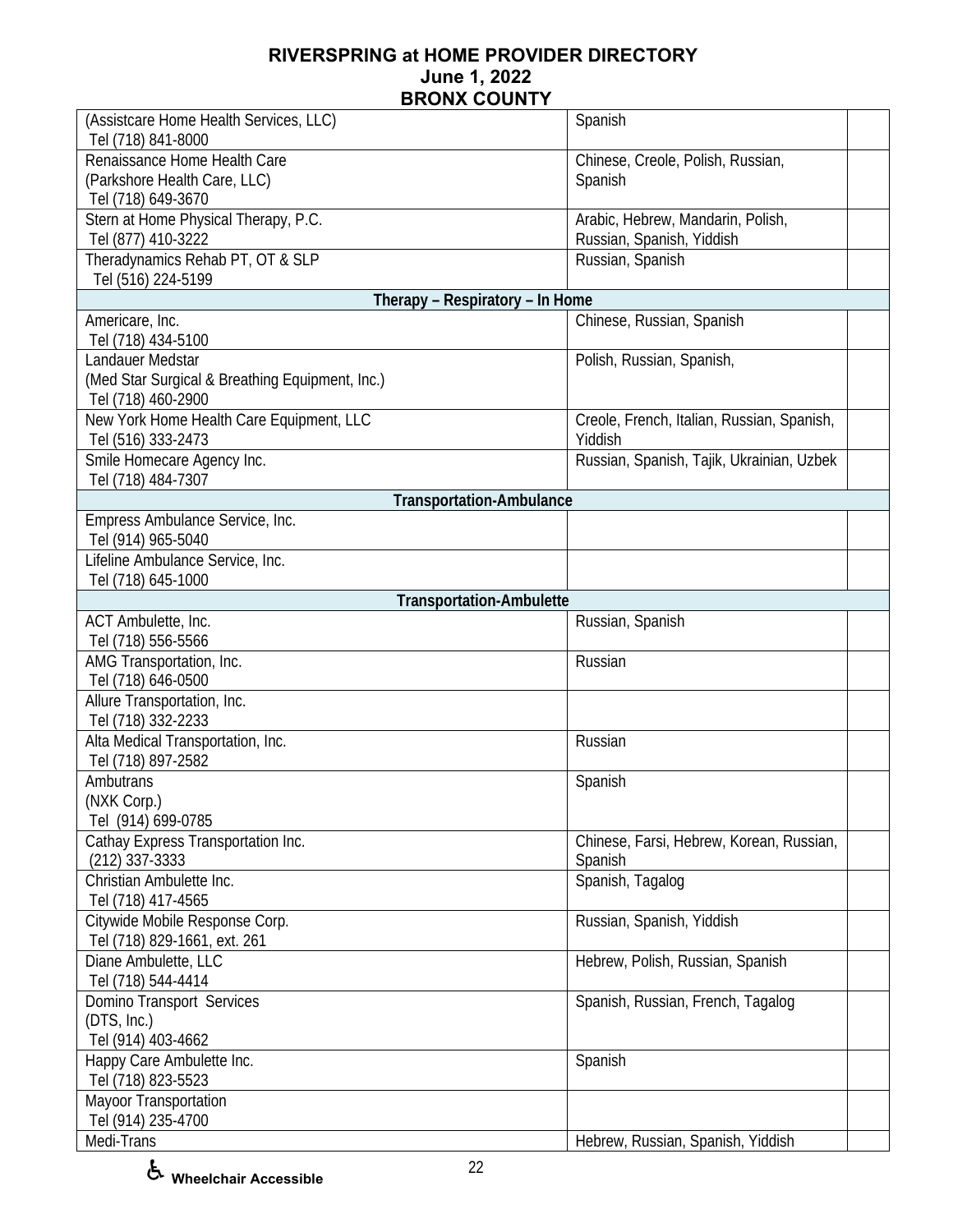# RIVERSPRING at HOME PROVIDER DIRECTORY
## June 1, 2022
## BRONX COUNTY

| | | |
|---|---|---|
| (Assistcare Home Health Services, LLC)<br>Tel (718) 841-8000 | Spanish | |
| Renaissance Home Health Care<br>(Parkshore Health Care, LLC)<br>Tel (718) 649-3670 | Chinese, Creole, Polish, Russian, Spanish | |
| Stern at Home Physical Therapy, P.C.<br>Tel (877) 410-3222 | Arabic, Hebrew, Mandarin, Polish, Russian, Spanish, Yiddish | |
| Theradynamics Rehab PT, OT & SLP<br>Tel (516) 224-5199 | Russian, Spanish | |
| **Therapy – Respiratory – In Home** | | |
| Americare, Inc.<br>Tel (718) 434-5100 | Chinese, Russian, Spanish | |
| Landauer Medstar<br>(Med Star Surgical & Breathing Equipment, Inc.)<br>Tel (718) 460-2900 | Polish, Russian, Spanish, | |
| New York Home Health Care Equipment, LLC<br>Tel (516) 333-2473 | Creole, French, Italian, Russian, Spanish, Yiddish | |
| Smile Homecare Agency Inc.<br>Tel (718) 484-7307 | Russian, Spanish, Tajik, Ukrainian, Uzbek | |
| **Transportation-Ambulance** | | |
| Empress Ambulance Service, Inc.<br>Tel (914) 965-5040 | | |
| Lifeline Ambulance Service, Inc.<br>Tel (718) 645-1000 | | |
| **Transportation-Ambulette** | | |
| ACT Ambulette, Inc.<br>Tel (718) 556-5566 | Russian, Spanish | |
| AMG Transportation, Inc.<br>Tel (718) 646-0500 | Russian | |
| Allure Transportation, Inc.<br>Tel (718) 332-2233 | | |
| Alta Medical Transportation, Inc.<br>Tel (718) 897-2582 | Russian | |
| Ambutrans<br>(NXK Corp.)<br>Tel (914) 699-0785 | Spanish | |
| Cathay Express Transportation Inc.<br>(212) 337-3333 | Chinese, Farsi, Hebrew, Korean, Russian, Spanish | |
| Christian Ambulette Inc.<br>Tel (718) 417-4565 | Spanish, Tagalog | |
| Citywide Mobile Response Corp.<br>Tel (718) 829-1661, ext. 261 | Russian, Spanish, Yiddish | |
| Diane Ambulette, LLC<br>Tel (718) 544-4414 | Hebrew, Polish, Russian, Spanish | |
| Domino Transport Services<br>(DTS, Inc.)<br>Tel (914) 403-4662 | Spanish, Russian, French, Tagalog | |
| Happy Care Ambulette Inc.<br>Tel (718) 823-5523 | Spanish | |
| Mayoor Transportation<br>Tel (914) 235-4700 | | |
| Medi-Trans | Hebrew, Russian, Spanish, Yiddish | |

♿ Wheelchair Accessible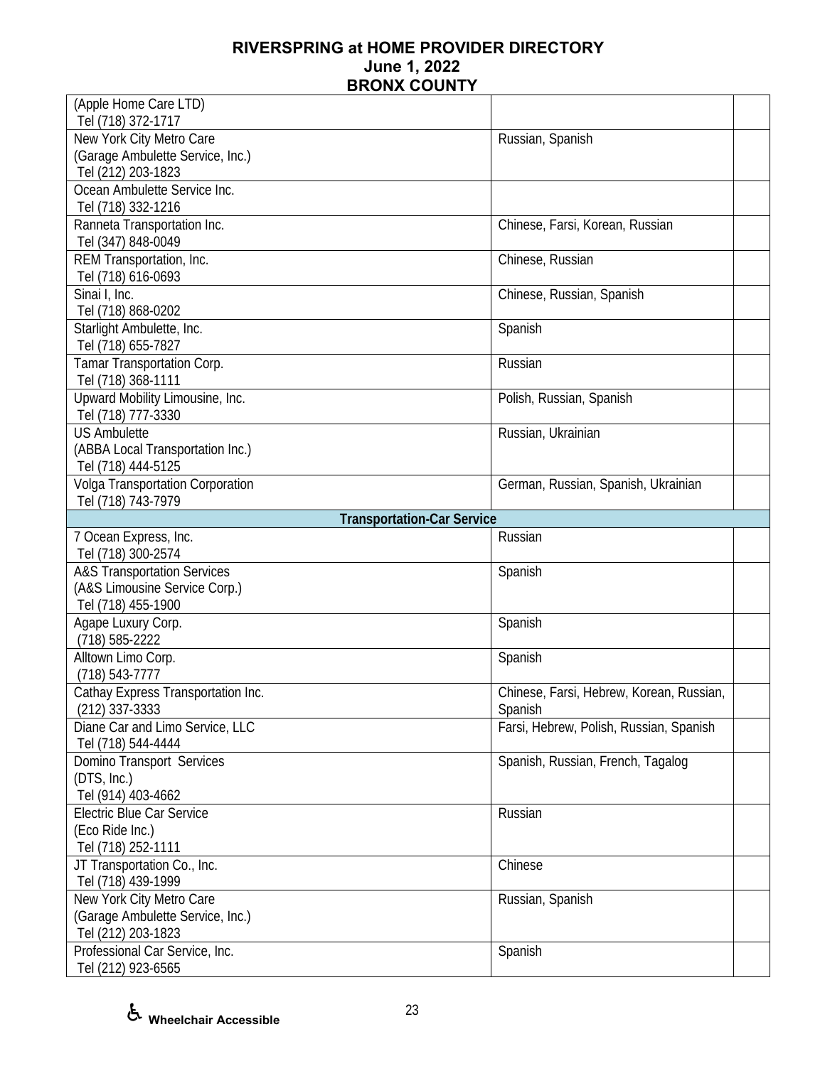# RIVERSPRING at HOME PROVIDER DIRECTORY
## June 1, 2022
## BRONX COUNTY

| | | |
|---|---|---|
| (Apple Home Care LTD)<br>Tel (718) 372-1717 | | |
| New York City Metro Care<br>(Garage Ambulette Service, Inc.)<br>Tel (212) 203-1823 | Russian, Spanish | |
| Ocean Ambulette Service Inc.<br>Tel (718) 332-1216 | | |
| Ranneta Transportation Inc.<br>Tel (347) 848-0049 | Chinese, Farsi, Korean, Russian | |
| REM Transportation, Inc.<br>Tel (718) 616-0693 | Chinese, Russian | |
| Sinai I, Inc.<br>Tel (718) 868-0202 | Chinese, Russian, Spanish | |
| Starlight Ambulette, Inc.<br>Tel (718) 655-7827 | Spanish | |
| Tamar Transportation Corp.<br>Tel (718) 368-1111 | Russian | |
| Upward Mobility Limousine, Inc.<br>Tel (718) 777-3330 | Polish, Russian, Spanish | |
| US Ambulette<br>(ABBA Local Transportation Inc.)<br>Tel (718) 444-5125 | Russian, Ukrainian | |
| Volga Transportation Corporation<br>Tel (718) 743-7979 | German, Russian, Spanish, Ukrainian | |
| **Transportation-Car Service** | | |
| 7 Ocean Express, Inc.<br>Tel (718) 300-2574 | Russian | |
| A&S Transportation Services<br>(A&S Limousine Service Corp.)<br>Tel (718) 455-1900 | Spanish | |
| Agape Luxury Corp.<br>(718) 585-2222 | Spanish | |
| Alltown Limo Corp.<br>(718) 543-7777 | Spanish | |
| Cathay Express Transportation Inc.<br>(212) 337-3333 | Chinese, Farsi, Hebrew, Korean, Russian, Spanish | |
| Diane Car and Limo Service, LLC<br>Tel (718) 544-4444 | Farsi, Hebrew, Polish, Russian, Spanish | |
| Domino Transport Services<br>(DTS, Inc.)<br>Tel (914) 403-4662 | Spanish, Russian, French, Tagalog | |
| Electric Blue Car Service<br>(Eco Ride Inc.)<br>Tel (718) 252-1111 | Russian | |
| JT Transportation Co., Inc.<br>Tel (718) 439-1999 | Chinese | |
| New York City Metro Care<br>(Garage Ambulette Service, Inc.)<br>Tel (212) 203-1823 | Russian, Spanish | |
| Professional Car Service, Inc.<br>Tel (212) 923-6565 | Spanish | |

♿ Wheelchair Accessible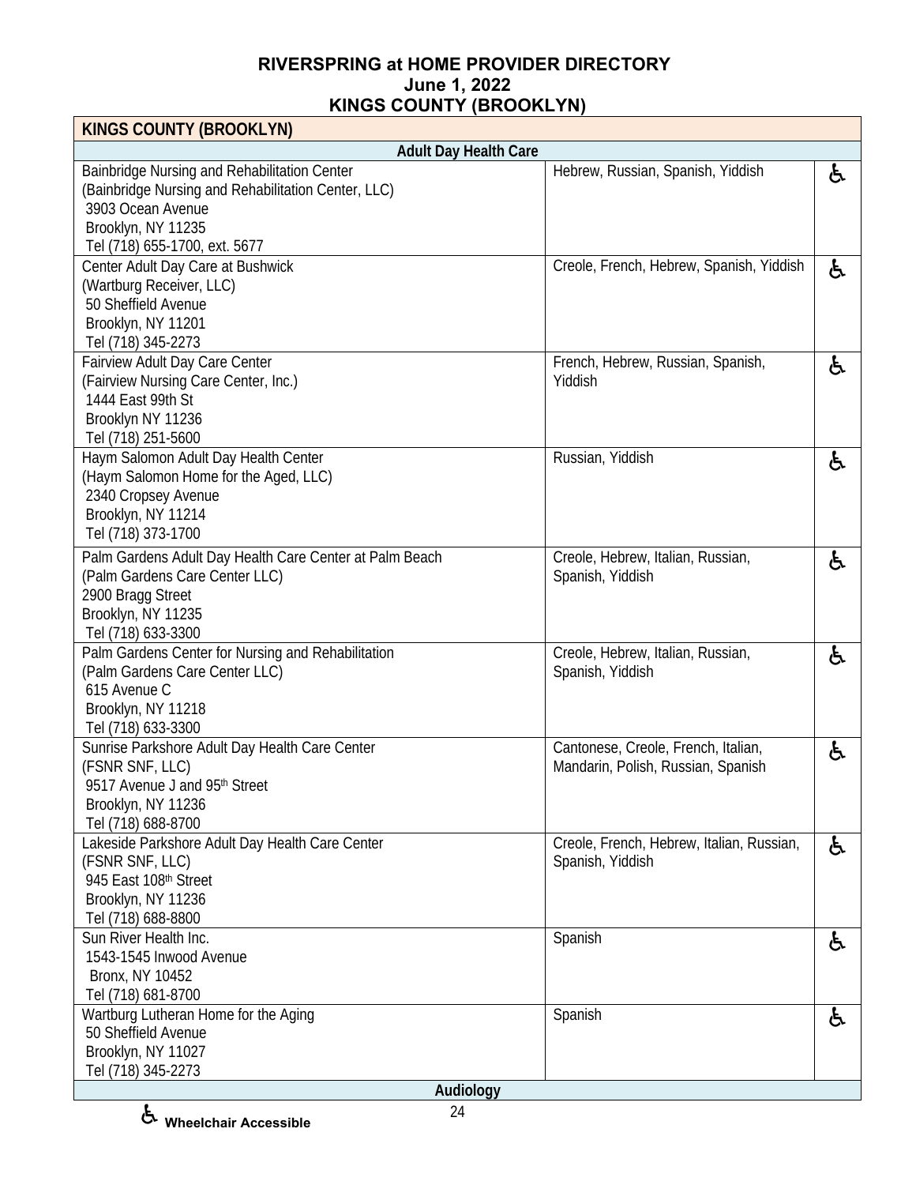# RIVERSPRING at HOME PROVIDER DIRECTORY

**June 1, 2022**

**KINGS COUNTY (BROOKLYN)**

| KINGS COUNTY (BROOKLYN) | | |
|---|---|---|
| **Adult Day Health Care** | | |
| Bainbridge Nursing and Rehabilitation Center<br>(Bainbridge Nursing and Rehabilitation Center, LLC)<br>3903 Ocean Avenue<br>Brooklyn, NY 11235<br>Tel (718) 655-1700, ext. 5677 | Hebrew, Russian, Spanish, Yiddish | ♿ |
| Center Adult Day Care at Bushwick<br>(Wartburg Receiver, LLC)<br>50 Sheffield Avenue<br>Brooklyn, NY 11201<br>Tel (718) 345-2273 | Creole, French, Hebrew, Spanish, Yiddish | ♿ |
| Fairview Adult Day Care Center<br>(Fairview Nursing Care Center, Inc.)<br>1444 East 99th St<br>Brooklyn NY 11236<br>Tel (718) 251-5600 | French, Hebrew, Russian, Spanish, Yiddish | ♿ |
| Haym Salomon Adult Day Health Center<br>(Haym Salomon Home for the Aged, LLC)<br>2340 Cropsey Avenue<br>Brooklyn, NY 11214<br>Tel (718) 373-1700 | Russian, Yiddish | ♿ |
| Palm Gardens Adult Day Health Care Center at Palm Beach<br>(Palm Gardens Care Center LLC)<br>2900 Bragg Street<br>Brooklyn, NY 11235<br>Tel (718) 633-3300 | Creole, Hebrew, Italian, Russian, Spanish, Yiddish | ♿ |
| Palm Gardens Center for Nursing and Rehabilitation<br>(Palm Gardens Care Center LLC)<br>615 Avenue C<br>Brooklyn, NY 11218<br>Tel (718) 633-3300 | Creole, Hebrew, Italian, Russian, Spanish, Yiddish | ♿ |
| Sunrise Parkshore Adult Day Health Care Center<br>(FSNR SNF, LLC)<br>9517 Avenue J and 95th Street<br>Brooklyn, NY 11236<br>Tel (718) 688-8700 | Cantonese, Creole, French, Italian, Mandarin, Polish, Russian, Spanish | ♿ |
| Lakeside Parkshore Adult Day Health Care Center<br>(FSNR SNF, LLC)<br>945 East 108th Street<br>Brooklyn, NY 11236<br>Tel (718) 688-8800 | Creole, French, Hebrew, Italian, Russian, Spanish, Yiddish | ♿ |
| Sun River Health Inc.<br>1543-1545 Inwood Avenue<br>Bronx, NY 10452<br>Tel (718) 681-8700 | Spanish | ♿ |
| Wartburg Lutheran Home for the Aging<br>50 Sheffield Avenue<br>Brooklyn, NY 11027<br>Tel (718) 345-2273 | Spanish | ♿ |
| **Audiology** | | |

♿ Wheelchair Accessible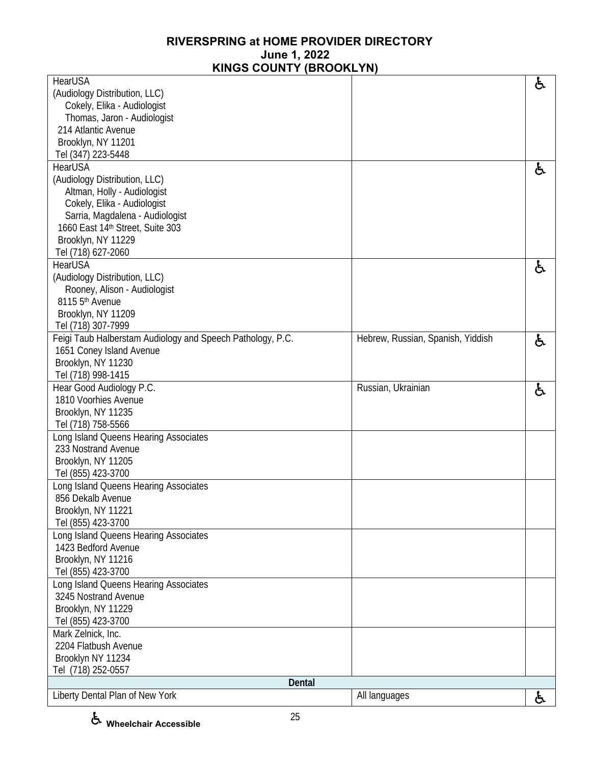# RIVERSPRING at HOME PROVIDER DIRECTORY
## June 1, 2022
## KINGS COUNTY (BROOKLYN)

| Provider | Languages | Wheelchair Accessible |
|---|---|---|
| HearUSA<br>(Audiology Distribution, LLC)<br>Cokely, Elika - Audiologist<br>Thomas, Jaron - Audiologist<br>214 Atlantic Avenue<br>Brooklyn, NY 11201<br>Tel (347) 223-5448 | | ♿ |
| HearUSA<br>(Audiology Distribution, LLC)<br>Altman, Holly - Audiologist<br>Cokely, Elika - Audiologist<br>Sarria, Magdalena - Audiologist<br>1660 East 14th Street, Suite 303<br>Brooklyn, NY 11229<br>Tel (718) 627-2060 | | ♿ |
| HearUSA<br>(Audiology Distribution, LLC)<br>Rooney, Alison - Audiologist<br>8115 5th Avenue<br>Brooklyn, NY 11209<br>Tel (718) 307-7999 | | ♿ |
| Feigi Taub Halberstam Audiology and Speech Pathology, P.C.<br>1651 Coney Island Avenue<br>Brooklyn, NY 11230<br>Tel (718) 998-1415 | Hebrew, Russian, Spanish, Yiddish | ♿ |
| Hear Good Audiology P.C.<br>1810 Voorhies Avenue<br>Brooklyn, NY 11235<br>Tel (718) 758-5566 | Russian, Ukrainian | ♿ |
| Long Island Queens Hearing Associates<br>233 Nostrand Avenue<br>Brooklyn, NY 11205<br>Tel (855) 423-3700 | | |
| Long Island Queens Hearing Associates<br>856 Dekalb Avenue<br>Brooklyn, NY 11221<br>Tel (855) 423-3700 | | |
| Long Island Queens Hearing Associates<br>1423 Bedford Avenue<br>Brooklyn, NY 11216<br>Tel (855) 423-3700 | | |
| Long Island Queens Hearing Associates<br>3245 Nostrand Avenue<br>Brooklyn, NY 11229<br>Tel (855) 423-3700 | | |
| Mark Zelnick, Inc.<br>2204 Flatbush Avenue<br>Brooklyn NY 11234<br>Tel (718) 252-0557 | | |
| **Dental** | | |
| Liberty Dental Plan of New York | All languages | ♿ |

♿ **Wheelchair Accessible**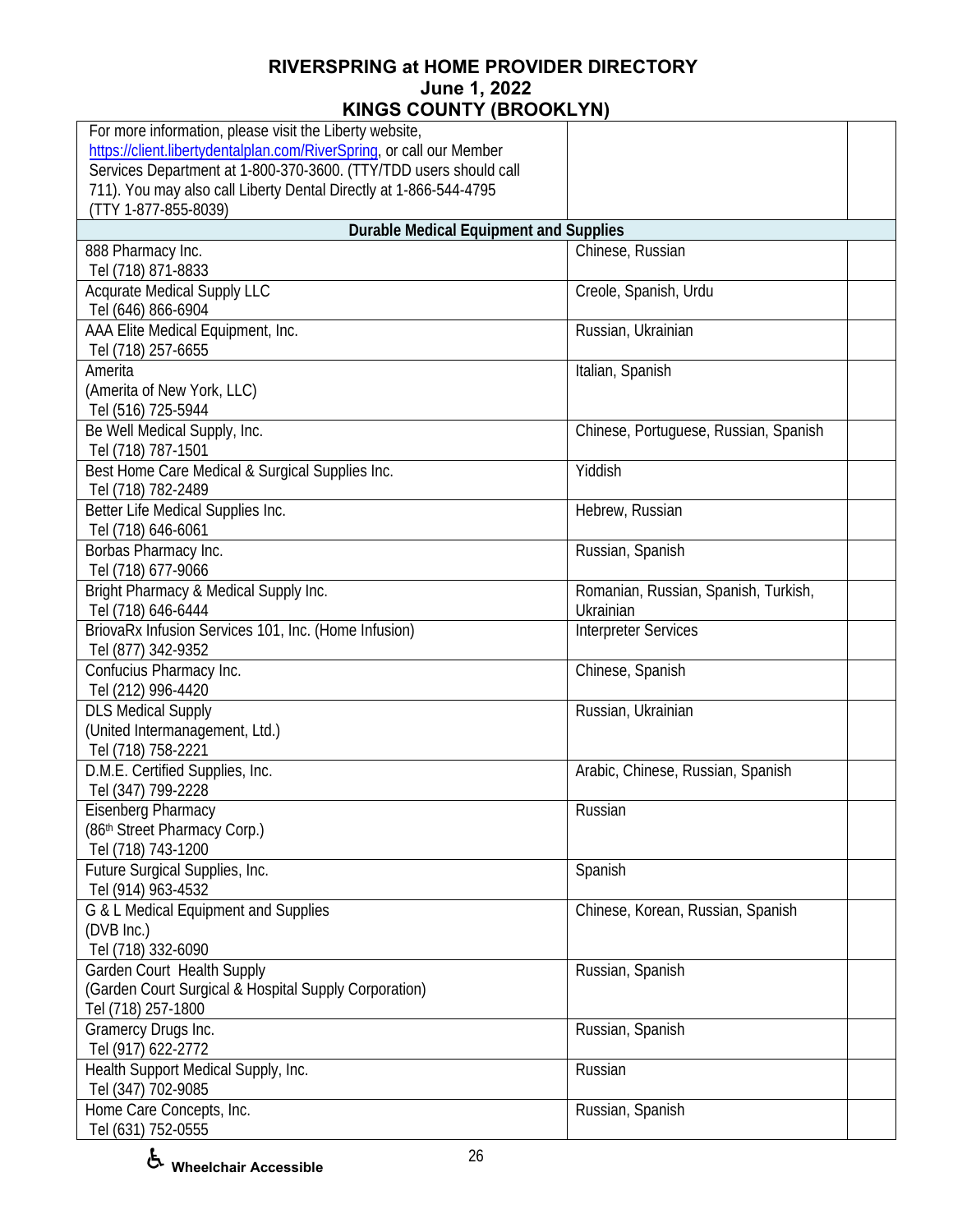# RIVERSPRING at HOME PROVIDER DIRECTORY
## June 1, 2022
## KINGS COUNTY (BROOKLYN)

| | | |
|---|---|---|
| For more information, please visit the Liberty website, https://client.libertydentalplan.com/RiverSpring, or call our Member Services Department at 1-800-370-3600. (TTY/TDD users should call 711). You may also call Liberty Dental Directly at 1-866-544-4795 (TTY 1-877-855-8039) | | |
| **Durable Medical Equipment and Supplies** | | |
| 888 Pharmacy Inc.<br>Tel (718) 871-8833 | Chinese, Russian | |
| Acqurate Medical Supply LLC<br>Tel (646) 866-6904 | Creole, Spanish, Urdu | |
| AAA Elite Medical Equipment, Inc.<br>Tel (718) 257-6655 | Russian, Ukrainian | |
| Amerita<br>(Amerita of New York, LLC)<br>Tel (516) 725-5944 | Italian, Spanish | |
| Be Well Medical Supply, Inc.<br>Tel (718) 787-1501 | Chinese, Portuguese, Russian, Spanish | |
| Best Home Care Medical & Surgical Supplies Inc.<br>Tel (718) 782-2489 | Yiddish | |
| Better Life Medical Supplies Inc.<br>Tel (718) 646-6061 | Hebrew, Russian | |
| Borbas Pharmacy Inc.<br>Tel (718) 677-9066 | Russian, Spanish | |
| Bright Pharmacy & Medical Supply Inc.<br>Tel (718) 646-6444 | Romanian, Russian, Spanish, Turkish, Ukrainian | |
| BriovaRx Infusion Services 101, Inc. (Home Infusion)<br>Tel (877) 342-9352 | Interpreter Services | |
| Confucius Pharmacy Inc.<br>Tel (212) 996-4420 | Chinese, Spanish | |
| DLS Medical Supply<br>(United Intermanagement, Ltd.)<br>Tel (718) 758-2221 | Russian, Ukrainian | |
| D.M.E. Certified Supplies, Inc.<br>Tel (347) 799-2228 | Arabic, Chinese, Russian, Spanish | |
| Eisenberg Pharmacy<br>(86th Street Pharmacy Corp.)<br>Tel (718) 743-1200 | Russian | |
| Future Surgical Supplies, Inc.<br>Tel (914) 963-4532 | Spanish | |
| G & L Medical Equipment and Supplies<br>(DVB Inc.)<br>Tel (718) 332-6090 | Chinese, Korean, Russian, Spanish | |
| Garden Court Health Supply<br>(Garden Court Surgical & Hospital Supply Corporation)<br>Tel (718) 257-1800 | Russian, Spanish | |
| Gramercy Drugs Inc.<br>Tel (917) 622-2772 | Russian, Spanish | |
| Health Support Medical Supply, Inc.<br>Tel (347) 702-9085 | Russian | |
| Home Care Concepts, Inc.<br>Tel (631) 752-0555 | Russian, Spanish | |

♿ Wheelchair Accessible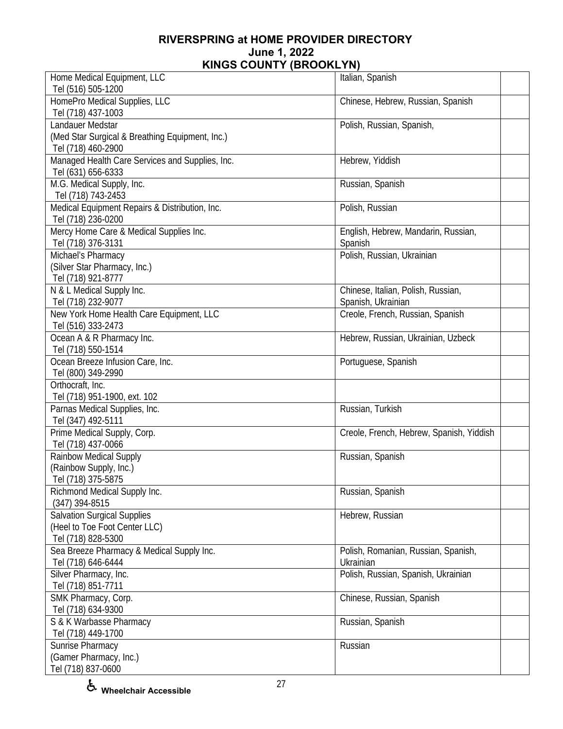# RIVERSPRING at HOME PROVIDER DIRECTORY
## June 1, 2022
## KINGS COUNTY (BROOKLYN)

| | | |
|---|---|---|
| Home Medical Equipment, LLC<br>Tel (516) 505-1200 | Italian, Spanish | |
| HomePro Medical Supplies, LLC<br>Tel (718) 437-1003 | Chinese, Hebrew, Russian, Spanish | |
| Landauer Medstar<br>(Med Star Surgical & Breathing Equipment, Inc.)<br>Tel (718) 460-2900 | Polish, Russian, Spanish, | |
| Managed Health Care Services and Supplies, Inc.<br>Tel (631) 656-6333 | Hebrew, Yiddish | |
| M.G. Medical Supply, Inc.<br>Tel (718) 743-2453 | Russian, Spanish | |
| Medical Equipment Repairs & Distribution, Inc.<br>Tel (718) 236-0200 | Polish, Russian | |
| Mercy Home Care & Medical Supplies Inc.<br>Tel (718) 376-3131 | English, Hebrew, Mandarin, Russian, Spanish | |
| Michael's Pharmacy<br>(Silver Star Pharmacy, Inc.)<br>Tel (718) 921-8777 | Polish, Russian, Ukrainian | |
| N & L Medical Supply Inc.<br>Tel (718) 232-9077 | Chinese, Italian, Polish, Russian, Spanish, Ukrainian | |
| New York Home Health Care Equipment, LLC<br>Tel (516) 333-2473 | Creole, French, Russian, Spanish | |
| Ocean A & R Pharmacy Inc.<br>Tel (718) 550-1514 | Hebrew, Russian, Ukrainian, Uzbeck | |
| Ocean Breeze Infusion Care, Inc.<br>Tel (800) 349-2990 | Portuguese, Spanish | |
| Orthocraft, Inc.<br>Tel (718) 951-1900, ext. 102 | | |
| Parnas Medical Supplies, Inc.<br>Tel (347) 492-5111 | Russian, Turkish | |
| Prime Medical Supply, Corp.<br>Tel (718) 437-0066 | Creole, French, Hebrew, Spanish, Yiddish | |
| Rainbow Medical Supply<br>(Rainbow Supply, Inc.)<br>Tel (718) 375-5875 | Russian, Spanish | |
| Richmond Medical Supply Inc.<br>(347) 394-8515 | Russian, Spanish | |
| Salvation Surgical Supplies<br>(Heel to Toe Foot Center LLC)<br>Tel (718) 828-5300 | Hebrew, Russian | |
| Sea Breeze Pharmacy & Medical Supply Inc.<br>Tel (718) 646-6444 | Polish, Romanian, Russian, Spanish, Ukrainian | |
| Silver Pharmacy, Inc.<br>Tel (718) 851-7711 | Polish, Russian, Spanish, Ukrainian | |
| SMK Pharmacy, Corp.<br>Tel (718) 634-9300 | Chinese, Russian, Spanish | |
| S & K Warbasse Pharmacy<br>Tel (718) 449-1700 | Russian, Spanish | |
| Sunrise Pharmacy<br>(Gamer Pharmacy, Inc.)<br>Tel (718) 837-0600 | Russian | |

♿ Wheelchair Accessible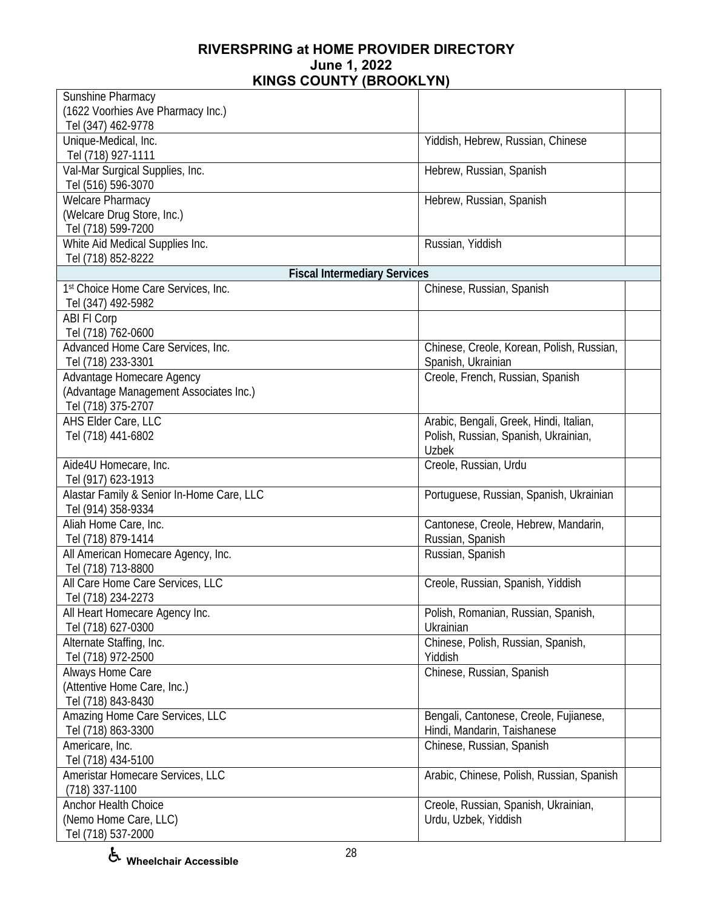# RIVERSPRING at HOME PROVIDER DIRECTORY
**June 1, 2022**
**KINGS COUNTY (BROOKLYN)**

| | | |
|---|---|---|
| Sunshine Pharmacy<br>(1622 Voorhies Ave Pharmacy Inc.)<br>Tel (347) 462-9778 | | |
| Unique-Medical, Inc.<br>Tel (718) 927-1111 | Yiddish, Hebrew, Russian, Chinese | |
| Val-Mar Surgical Supplies, Inc.<br>Tel (516) 596-3070 | Hebrew, Russian, Spanish | |
| Welcare Pharmacy<br>(Welcare Drug Store, Inc.)<br>Tel (718) 599-7200 | Hebrew, Russian, Spanish | |
| White Aid Medical Supplies Inc.<br>Tel (718) 852-8222 | Russian, Yiddish | |
| **Fiscal Intermediary Services** | | |
| 1st Choice Home Care Services, Inc.<br>Tel (347) 492-5982 | Chinese, Russian, Spanish | |
| ABI FI Corp<br>Tel (718) 762-0600 | | |
| Advanced Home Care Services, Inc.<br>Tel (718) 233-3301 | Chinese, Creole, Korean, Polish, Russian, Spanish, Ukrainian | |
| Advantage Homecare Agency<br>(Advantage Management Associates Inc.)<br>Tel (718) 375-2707 | Creole, French, Russian, Spanish | |
| AHS Elder Care, LLC<br>Tel (718) 441-6802 | Arabic, Bengali, Greek, Hindi, Italian, Polish, Russian, Spanish, Ukrainian, Uzbek | |
| Aide4U Homecare, Inc.<br>Tel (917) 623-1913 | Creole, Russian, Urdu | |
| Alastar Family & Senior In-Home Care, LLC<br>Tel (914) 358-9334 | Portuguese, Russian, Spanish, Ukrainian | |
| Aliah Home Care, Inc.<br>Tel (718) 879-1414 | Cantonese, Creole, Hebrew, Mandarin, Russian, Spanish | |
| All American Homecare Agency, Inc.<br>Tel (718) 713-8800 | Russian, Spanish | |
| All Care Home Care Services, LLC<br>Tel (718) 234-2273 | Creole, Russian, Spanish, Yiddish | |
| All Heart Homecare Agency Inc.<br>Tel (718) 627-0300 | Polish, Romanian, Russian, Spanish, Ukrainian | |
| Alternate Staffing, Inc.<br>Tel (718) 972-2500 | Chinese, Polish, Russian, Spanish, Yiddish | |
| Always Home Care<br>(Attentive Home Care, Inc.)<br>Tel (718) 843-8430 | Chinese, Russian, Spanish | |
| Amazing Home Care Services, LLC<br>Tel (718) 863-3300 | Bengali, Cantonese, Creole, Fujianese, Hindi, Mandarin, Taishanese | |
| Americare, Inc.<br>Tel (718) 434-5100 | Chinese, Russian, Spanish | |
| Ameristar Homecare Services, LLC<br>(718) 337-1100 | Arabic, Chinese, Polish, Russian, Spanish | |
| Anchor Health Choice<br>(Nemo Home Care, LLC)<br>Tel (718) 537-2000 | Creole, Russian, Spanish, Ukrainian, Urdu, Uzbek, Yiddish | |

♿ Wheelchair Accessible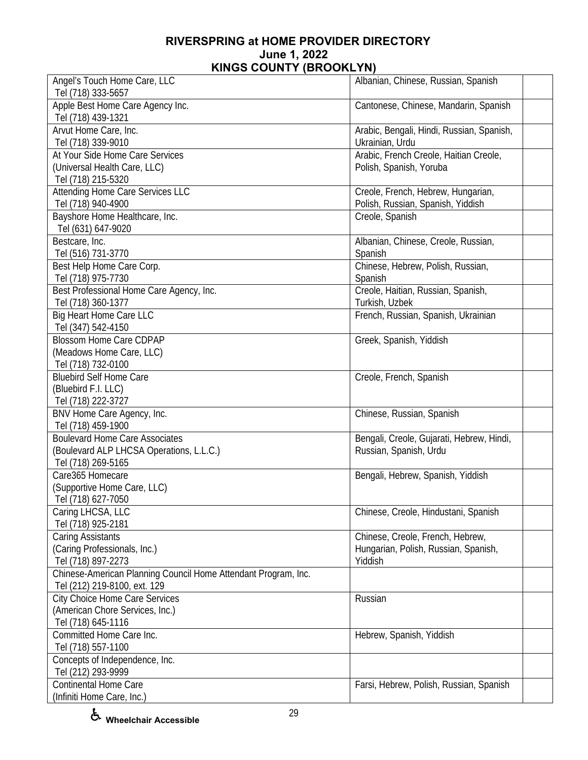# RIVERSPRING at HOME PROVIDER DIRECTORY
## June 1, 2022
## KINGS COUNTY (BROOKLYN)

| Provider | Languages | |
|---|---|---|
| Angel's Touch Home Care, LLC<br>Tel (718) 333-5657 | Albanian, Chinese, Russian, Spanish | |
| Apple Best Home Care Agency Inc.<br>Tel (718) 439-1321 | Cantonese, Chinese, Mandarin, Spanish | |
| Arvut Home Care, Inc.<br>Tel (718) 339-9010 | Arabic, Bengali, Hindi, Russian, Spanish, Ukrainian, Urdu | |
| At Your Side Home Care Services<br>(Universal Health Care, LLC)<br>Tel (718) 215-5320 | Arabic, French Creole, Haitian Creole, Polish, Spanish, Yoruba | |
| Attending Home Care Services LLC<br>Tel (718) 940-4900 | Creole, French, Hebrew, Hungarian, Polish, Russian, Spanish, Yiddish | |
| Bayshore Home Healthcare, Inc.<br>Tel (631) 647-9020 | Creole, Spanish | |
| Bestcare, Inc.<br>Tel (516) 731-3770 | Albanian, Chinese, Creole, Russian, Spanish | |
| Best Help Home Care Corp.<br>Tel (718) 975-7730 | Chinese, Hebrew, Polish, Russian, Spanish | |
| Best Professional Home Care Agency, Inc.<br>Tel (718) 360-1377 | Creole, Haitian, Russian, Spanish, Turkish, Uzbek | |
| Big Heart Home Care LLC<br>Tel (347) 542-4150 | French, Russian, Spanish, Ukrainian | |
| Blossom Home Care CDPAP<br>(Meadows Home Care, LLC)<br>Tel (718) 732-0100 | Greek, Spanish, Yiddish | |
| Bluebird Self Home Care<br>(Bluebird F.I. LLC)<br>Tel (718) 222-3727 | Creole, French, Spanish | |
| BNV Home Care Agency, Inc.<br>Tel (718) 459-1900 | Chinese, Russian, Spanish | |
| Boulevard Home Care Associates<br>(Boulevard ALP LHCSA Operations, L.L.C.)<br>Tel (718) 269-5165 | Bengali, Creole, Gujarati, Hebrew, Hindi, Russian, Spanish, Urdu | |
| Care365 Homecare<br>(Supportive Home Care, LLC)<br>Tel (718) 627-7050 | Bengali, Hebrew, Spanish, Yiddish | |
| Caring LHCSA, LLC<br>Tel (718) 925-2181 | Chinese, Creole, Hindustani, Spanish | |
| Caring Assistants<br>(Caring Professionals, Inc.)<br>Tel (718) 897-2273 | Chinese, Creole, French, Hebrew, Hungarian, Polish, Russian, Spanish, Yiddish | |
| Chinese-American Planning Council Home Attendant Program, Inc.<br>Tel (212) 219-8100, ext. 129 | | |
| City Choice Home Care Services<br>(American Chore Services, Inc.)<br>Tel (718) 645-1116 | Russian | |
| Committed Home Care Inc.<br>Tel (718) 557-1100 | Hebrew, Spanish, Yiddish | |
| Concepts of Independence, Inc.<br>Tel (212) 293-9999 | | |
| Continental Home Care<br>(Infiniti Home Care, Inc.) | Farsi, Hebrew, Polish, Russian, Spanish | |

♿ Wheelchair Accessible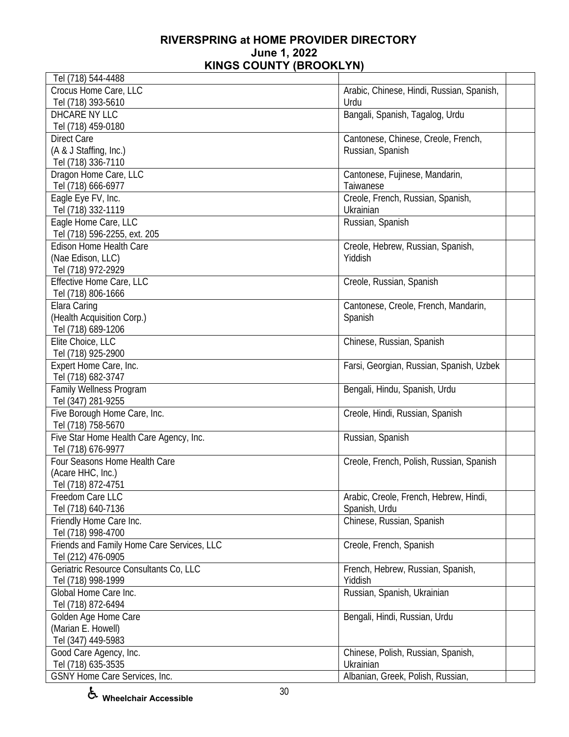# RIVERSPRING at HOME PROVIDER DIRECTORY

## June 1, 2022

## KINGS COUNTY (BROOKLYN)

| | | |
|---|---|---|
| Tel (718) 544-4488 | | |
| Crocus Home Care, LLC<br>Tel (718) 393-5610 | Arabic, Chinese, Hindi, Russian, Spanish, Urdu | |
| DHCARE NY LLC<br>Tel (718) 459-0180 | Bangali, Spanish, Tagalog, Urdu | |
| Direct Care<br>(A & J Staffing, Inc.)<br>Tel (718) 336-7110 | Cantonese, Chinese, Creole, French, Russian, Spanish | |
| Dragon Home Care, LLC<br>Tel (718) 666-6977 | Cantonese, Fujinese, Mandarin, Taiwanese | |
| Eagle Eye FV, Inc.<br>Tel (718) 332-1119 | Creole, French, Russian, Spanish, Ukrainian | |
| Eagle Home Care, LLC<br>Tel (718) 596-2255, ext. 205 | Russian, Spanish | |
| Edison Home Health Care<br>(Nae Edison, LLC)<br>Tel (718) 972-2929 | Creole, Hebrew, Russian, Spanish, Yiddish | |
| Effective Home Care, LLC<br>Tel (718) 806-1666 | Creole, Russian, Spanish | |
| Elara Caring<br>(Health Acquisition Corp.)<br>Tel (718) 689-1206 | Cantonese, Creole, French, Mandarin, Spanish | |
| Elite Choice, LLC<br>Tel (718) 925-2900 | Chinese, Russian, Spanish | |
| Expert Home Care, Inc.<br>Tel (718) 682-3747 | Farsi, Georgian, Russian, Spanish, Uzbek | |
| Family Wellness Program<br>Tel (347) 281-9255 | Bengali, Hindu, Spanish, Urdu | |
| Five Borough Home Care, Inc.<br>Tel (718) 758-5670 | Creole, Hindi, Russian, Spanish | |
| Five Star Home Health Care Agency, Inc.<br>Tel (718) 676-9977 | Russian, Spanish | |
| Four Seasons Home Health Care<br>(Acare HHC, Inc.)<br>Tel (718) 872-4751 | Creole, French, Polish, Russian, Spanish | |
| Freedom Care LLC<br>Tel (718) 640-7136 | Arabic, Creole, French, Hebrew, Hindi, Spanish, Urdu | |
| Friendly Home Care Inc.<br>Tel (718) 998-4700 | Chinese, Russian, Spanish | |
| Friends and Family Home Care Services, LLC<br>Tel (212) 476-0905 | Creole, French, Spanish | |
| Geriatric Resource Consultants Co, LLC<br>Tel (718) 998-1999 | French, Hebrew, Russian, Spanish, Yiddish | |
| Global Home Care Inc.<br>Tel (718) 872-6494 | Russian, Spanish, Ukrainian | |
| Golden Age Home Care<br>(Marian E. Howell)<br>Tel (347) 449-5983 | Bengali, Hindi, Russian, Urdu | |
| Good Care Agency, Inc.<br>Tel (718) 635-3535 | Chinese, Polish, Russian, Spanish, Ukrainian | |
| GSNY Home Care Services, Inc. | Albanian, Greek, Polish, Russian, | |

♿ Wheelchair Accessible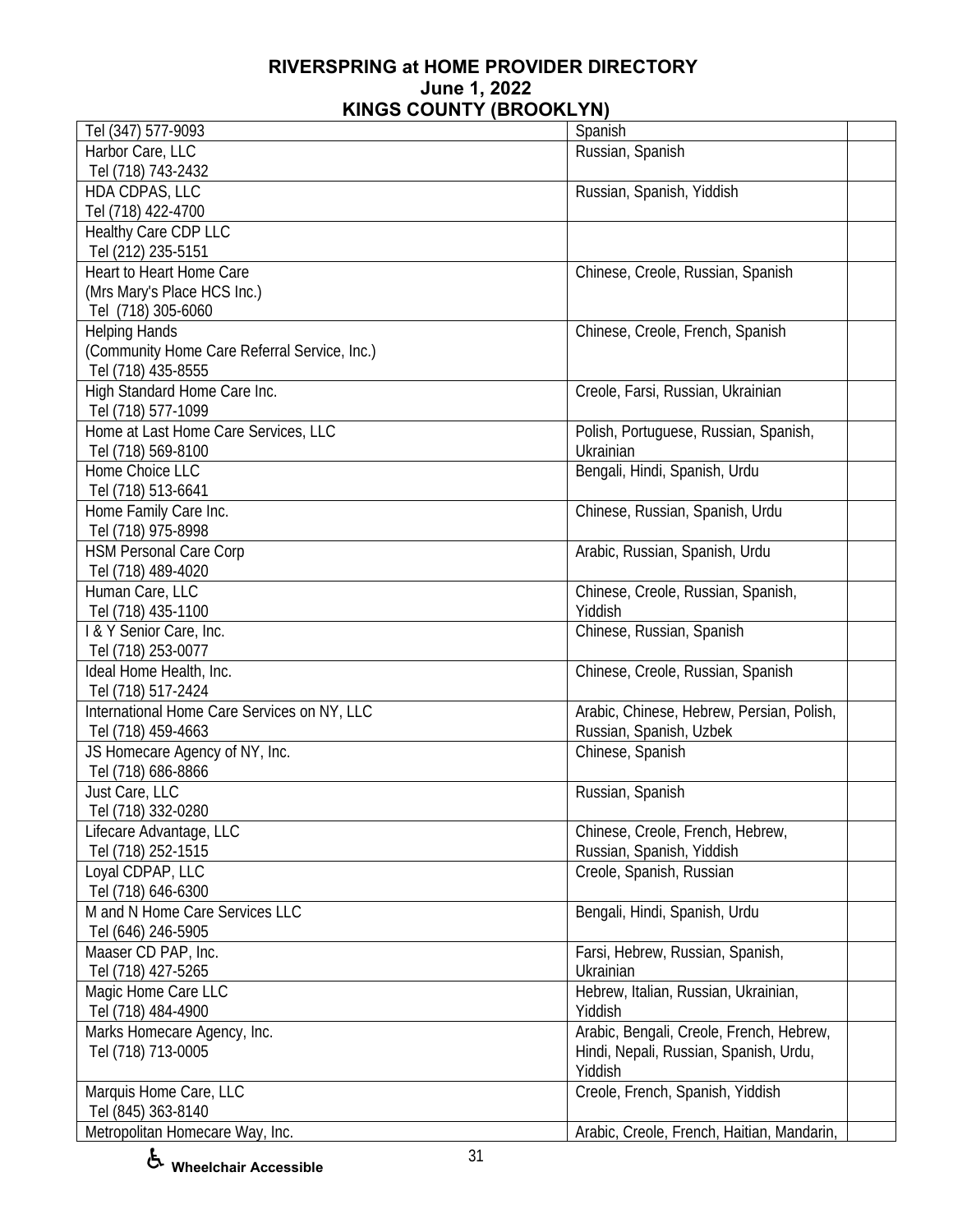## RIVERSPRING at HOME PROVIDER DIRECTORY
## June 1, 2022
## KINGS COUNTY (BROOKLYN)

| | | |
|---|---|---|
| Tel (347) 577-9093 | Spanish | |
| Harbor Care, LLC<br>Tel (718) 743-2432 | Russian, Spanish | |
| HDA CDPAS, LLC<br>Tel (718) 422-4700 | Russian, Spanish, Yiddish | |
| Healthy Care CDP LLC<br>Tel (212) 235-5151 | | |
| Heart to Heart Home Care<br>(Mrs Mary's Place HCS Inc.)<br>Tel (718) 305-6060 | Chinese, Creole, Russian, Spanish | |
| Helping Hands<br>(Community Home Care Referral Service, Inc.)<br>Tel (718) 435-8555 | Chinese, Creole, French, Spanish | |
| High Standard Home Care Inc.<br>Tel (718) 577-1099 | Creole, Farsi, Russian, Ukrainian | |
| Home at Last Home Care Services, LLC<br>Tel (718) 569-8100 | Polish, Portuguese, Russian, Spanish, Ukrainian | |
| Home Choice LLC<br>Tel (718) 513-6641 | Bengali, Hindi, Spanish, Urdu | |
| Home Family Care Inc.<br>Tel (718) 975-8998 | Chinese, Russian, Spanish, Urdu | |
| HSM Personal Care Corp<br>Tel (718) 489-4020 | Arabic, Russian, Spanish, Urdu | |
| Human Care, LLC<br>Tel (718) 435-1100 | Chinese, Creole, Russian, Spanish, Yiddish | |
| I & Y Senior Care, Inc.<br>Tel (718) 253-0077 | Chinese, Russian, Spanish | |
| Ideal Home Health, Inc.<br>Tel (718) 517-2424 | Chinese, Creole, Russian, Spanish | |
| International Home Care Services on NY, LLC<br>Tel (718) 459-4663 | Arabic, Chinese, Hebrew, Persian, Polish, Russian, Spanish, Uzbek | |
| JS Homecare Agency of NY, Inc.<br>Tel (718) 686-8866 | Chinese, Spanish | |
| Just Care, LLC<br>Tel (718) 332-0280 | Russian, Spanish | |
| Lifecare Advantage, LLC<br>Tel (718) 252-1515 | Chinese, Creole, French, Hebrew, Russian, Spanish, Yiddish | |
| Loyal CDPAP, LLC<br>Tel (718) 646-6300 | Creole, Spanish, Russian | |
| M and N Home Care Services LLC<br>Tel (646) 246-5905 | Bengali, Hindi, Spanish, Urdu | |
| Maaser CD PAP, Inc.<br>Tel (718) 427-5265 | Farsi, Hebrew, Russian, Spanish, Ukrainian | |
| Magic Home Care LLC<br>Tel (718) 484-4900 | Hebrew, Italian, Russian, Ukrainian, Yiddish | |
| Marks Homecare Agency, Inc.<br>Tel (718) 713-0005 | Arabic, Bengali, Creole, French, Hebrew, Hindi, Nepali, Russian, Spanish, Urdu, Yiddish | |
| Marquis Home Care, LLC<br>Tel (845) 363-8140 | Creole, French, Spanish, Yiddish | |
| Metropolitan Homecare Way, Inc. | Arabic, Creole, French, Haitian, Mandarin, | |

♿ Wheelchair Accessible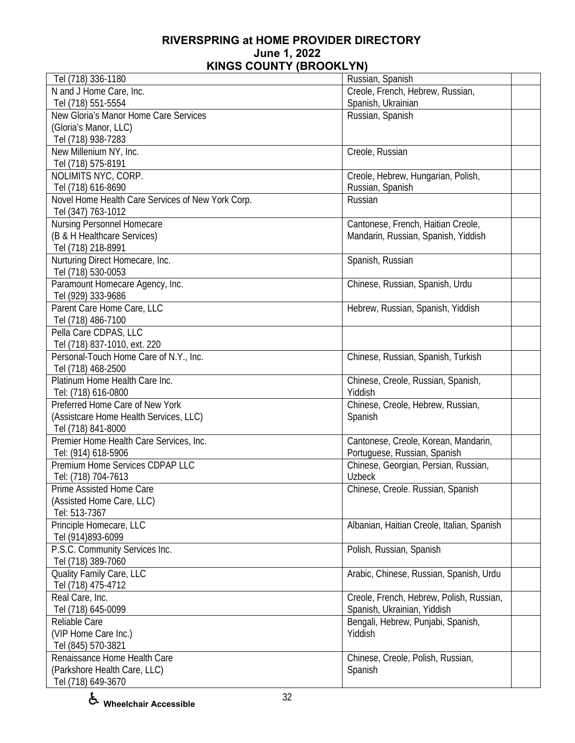# RIVERSPRING at HOME PROVIDER DIRECTORY
## June 1, 2022
## KINGS COUNTY (BROOKLYN)

| | | |
|---|---|---|
| Tel (718) 336-1180 | Russian, Spanish | |
| N and J Home Care, Inc.<br>Tel (718) 551-5554 | Creole, French, Hebrew, Russian, Spanish, Ukrainian | |
| New Gloria's Manor Home Care Services<br>(Gloria's Manor, LLC)<br>Tel (718) 938-7283 | Russian, Spanish | |
| New Millenium NY, Inc.<br>Tel (718) 575-8191 | Creole, Russian | |
| NOLIMITS NYC, CORP.<br>Tel (718) 616-8690 | Creole, Hebrew, Hungarian, Polish, Russian, Spanish | |
| Novel Home Health Care Services of New York Corp.<br>Tel (347) 763-1012 | Russian | |
| Nursing Personnel Homecare<br>(B & H Healthcare Services)<br>Tel (718) 218-8991 | Cantonese, French, Haitian Creole, Mandarin, Russian, Spanish, Yiddish | |
| Nurturing Direct Homecare, Inc.<br>Tel (718) 530-0053 | Spanish, Russian | |
| Paramount Homecare Agency, Inc.<br>Tel (929) 333-9686 | Chinese, Russian, Spanish, Urdu | |
| Parent Care Home Care, LLC<br>Tel (718) 486-7100 | Hebrew, Russian, Spanish, Yiddish | |
| Pella Care CDPAS, LLC<br>Tel (718) 837-1010, ext. 220 | | |
| Personal-Touch Home Care of N.Y., Inc.<br>Tel (718) 468-2500 | Chinese, Russian, Spanish, Turkish | |
| Platinum Home Health Care Inc.<br>Tel: (718) 616-0800 | Chinese, Creole, Russian, Spanish, Yiddish | |
| Preferred Home Care of New York<br>(Assistcare Home Health Services, LLC)<br>Tel (718) 841-8000 | Chinese, Creole, Hebrew, Russian, Spanish | |
| Premier Home Health Care Services, Inc.<br>Tel: (914) 618-5906 | Cantonese, Creole, Korean, Mandarin, Portuguese, Russian, Spanish | |
| Premium Home Services CDPAP LLC<br>Tel: (718) 704-7613 | Chinese, Georgian, Persian, Russian, Uzbeck | |
| Prime Assisted Home Care<br>(Assisted Home Care, LLC)<br>Tel: 513-7367 | Chinese, Creole. Russian, Spanish | |
| Principle Homecare, LLC<br>Tel (914)893-6099 | Albanian, Haitian Creole, Italian, Spanish | |
| P.S.C. Community Services Inc.<br>Tel (718) 389-7060 | Polish, Russian, Spanish | |
| Quality Family Care, LLC<br>Tel (718) 475-4712 | Arabic, Chinese, Russian, Spanish, Urdu | |
| Real Care, Inc.<br>Tel (718) 645-0099 | Creole, French, Hebrew, Polish, Russian, Spanish, Ukrainian, Yiddish | |
| Reliable Care<br>(VIP Home Care Inc.)<br>Tel (845) 570-3821 | Bengali, Hebrew, Punjabi, Spanish, Yiddish | |
| Renaissance Home Health Care<br>(Parkshore Health Care, LLC)<br>Tel (718) 649-3670 | Chinese, Creole, Polish, Russian, Spanish | |

♿ **Wheelchair Accessible**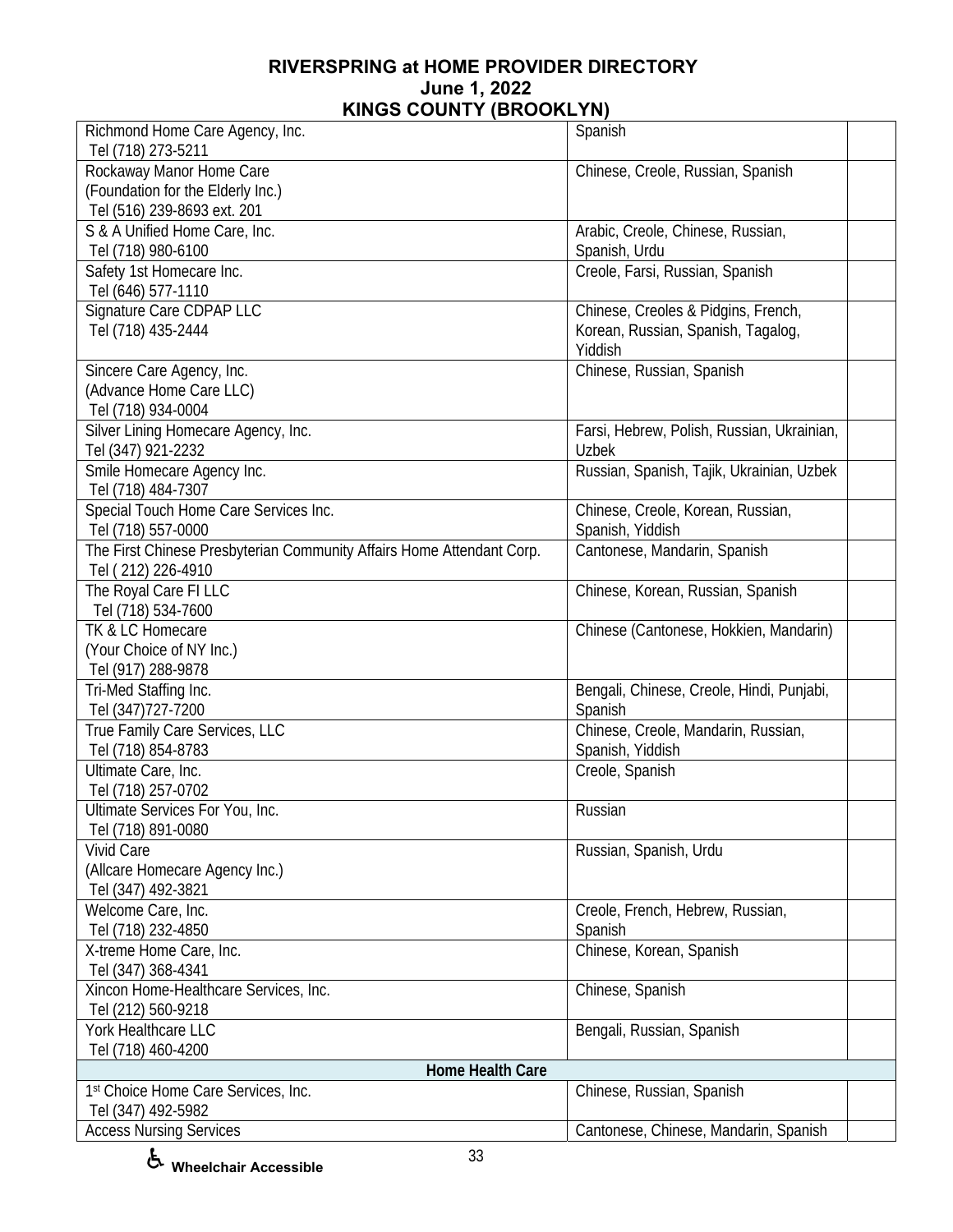| Provider | Languages | |
|---|---|---|
| Richmond Home Care Agency, Inc.<br>Tel (718) 273-5211 | Spanish | |
| Rockaway Manor Home Care<br>(Foundation for the Elderly Inc.)<br>Tel (516) 239-8693 ext. 201 | Chinese, Creole, Russian, Spanish | |
| S & A Unified Home Care, Inc.<br>Tel (718) 980-6100 | Arabic, Creole, Chinese, Russian, Spanish, Urdu | |
| Safety 1st Homecare Inc.<br>Tel (646) 577-1110 | Creole, Farsi, Russian, Spanish | |
| Signature Care CDPAP LLC<br>Tel (718) 435-2444 | Chinese, Creoles & Pidgins, French, Korean, Russian, Spanish, Tagalog, Yiddish | |
| Sincere Care Agency, Inc.<br>(Advance Home Care LLC)<br>Tel (718) 934-0004 | Chinese, Russian, Spanish | |
| Silver Lining Homecare Agency, Inc.<br>Tel (347) 921-2232 | Farsi, Hebrew, Polish, Russian, Ukrainian, Uzbek | |
| Smile Homecare Agency Inc.<br>Tel (718) 484-7307 | Russian, Spanish, Tajik, Ukrainian, Uzbek | |
| Special Touch Home Care Services Inc.<br>Tel (718) 557-0000 | Chinese, Creole, Korean, Russian, Spanish, Yiddish | |
| The First Chinese Presbyterian Community Affairs Home Attendant Corp.<br>Tel ( 212) 226-4910 | Cantonese, Mandarin, Spanish | |
| The Royal Care FI LLC<br>Tel (718) 534-7600 | Chinese, Korean, Russian, Spanish | |
| TK & LC Homecare<br>(Your Choice of NY Inc.)<br>Tel (917) 288-9878 | Chinese (Cantonese, Hokkien, Mandarin) | |
| Tri-Med Staffing Inc.<br>Tel (347)727-7200 | Bengali, Chinese, Creole, Hindi, Punjabi, Spanish | |
| True Family Care Services, LLC<br>Tel (718) 854-8783 | Chinese, Creole, Mandarin, Russian, Spanish, Yiddish | |
| Ultimate Care, Inc.<br>Tel (718) 257-0702 | Creole, Spanish | |
| Ultimate Services For You, Inc.<br>Tel (718) 891-0080 | Russian | |
| Vivid Care<br>(Allcare Homecare Agency Inc.)<br>Tel (347) 492-3821 | Russian, Spanish, Urdu | |
| Welcome Care, Inc.<br>Tel (718) 232-4850 | Creole, French, Hebrew, Russian, Spanish | |
| X-treme Home Care, Inc.<br>Tel (347) 368-4341 | Chinese, Korean, Spanish | |
| Xincon Home-Healthcare Services, Inc.<br>Tel (212) 560-9218 | Chinese, Spanish | |
| York Healthcare LLC<br>Tel (718) 460-4200 | Bengali, Russian, Spanish | |
| **Home Health Care** | | |
| 1st Choice Home Care Services, Inc.<br>Tel (347) 492-5982 | Chinese, Russian, Spanish | |
| Access Nursing Services | Cantonese, Chinese, Mandarin, Spanish | |

♿ Wheelchair Accessible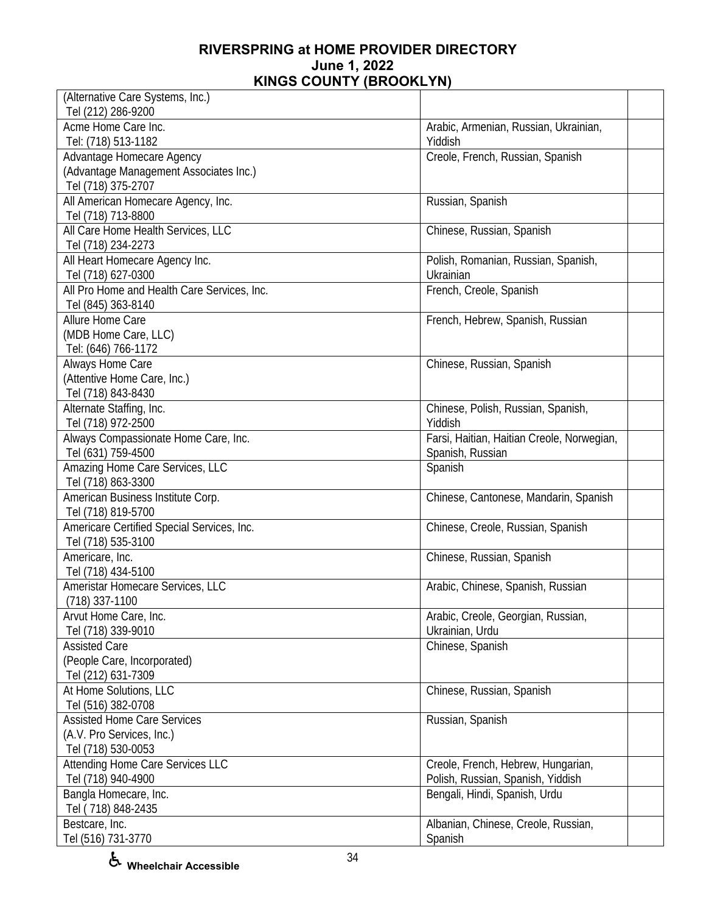| | | |
|---|---|---|
| (Alternative Care Systems, Inc.)<br>Tel (212) 286-9200 | | |
| Acme Home Care Inc.<br>Tel: (718) 513-1182 | Arabic, Armenian, Russian, Ukrainian, Yiddish | |
| Advantage Homecare Agency<br>(Advantage Management Associates Inc.)<br>Tel (718) 375-2707 | Creole, French, Russian, Spanish | |
| All American Homecare Agency, Inc.<br>Tel (718) 713-8800 | Russian, Spanish | |
| All Care Home Health Services, LLC<br>Tel (718) 234-2273 | Chinese, Russian, Spanish | |
| All Heart Homecare Agency Inc.<br>Tel (718) 627-0300 | Polish, Romanian, Russian, Spanish, Ukrainian | |
| All Pro Home and Health Care Services, Inc.<br>Tel (845) 363-8140 | French, Creole, Spanish | |
| Allure Home Care<br>(MDB Home Care, LLC)<br>Tel: (646) 766-1172 | French, Hebrew, Spanish, Russian | |
| Always Home Care<br>(Attentive Home Care, Inc.)<br>Tel (718) 843-8430 | Chinese, Russian, Spanish | |
| Alternate Staffing, Inc.<br>Tel (718) 972-2500 | Chinese, Polish, Russian, Spanish, Yiddish | |
| Always Compassionate Home Care, Inc.<br>Tel (631) 759-4500 | Farsi, Haitian, Haitian Creole, Norwegian, Spanish, Russian | |
| Amazing Home Care Services, LLC<br>Tel (718) 863-3300 | Spanish | |
| American Business Institute Corp.<br>Tel (718) 819-5700 | Chinese, Cantonese, Mandarin, Spanish | |
| Americare Certified Special Services, Inc.<br>Tel (718) 535-3100 | Chinese, Creole, Russian, Spanish | |
| Americare, Inc.<br>Tel (718) 434-5100 | Chinese, Russian, Spanish | |
| Ameristar Homecare Services, LLC<br>(718) 337-1100 | Arabic, Chinese, Spanish, Russian | |
| Arvut Home Care, Inc.<br>Tel (718) 339-9010 | Arabic, Creole, Georgian, Russian, Ukrainian, Urdu | |
| Assisted Care<br>(People Care, Incorporated)<br>Tel (212) 631-7309 | Chinese, Spanish | |
| At Home Solutions, LLC<br>Tel (516) 382-0708 | Chinese, Russian, Spanish | |
| Assisted Home Care Services<br>(A.V. Pro Services, Inc.)<br>Tel (718) 530-0053 | Russian, Spanish | |
| Attending Home Care Services LLC<br>Tel (718) 940-4900 | Creole, French, Hebrew, Hungarian, Polish, Russian, Spanish, Yiddish | |
| Bangla Homecare, Inc.<br>Tel ( 718) 848-2435 | Bengali, Hindi, Spanish, Urdu | |
| Bestcare, Inc.<br>Tel (516) 731-3770 | Albanian, Chinese, Creole, Russian, Spanish | |

♿ **Wheelchair Accessible**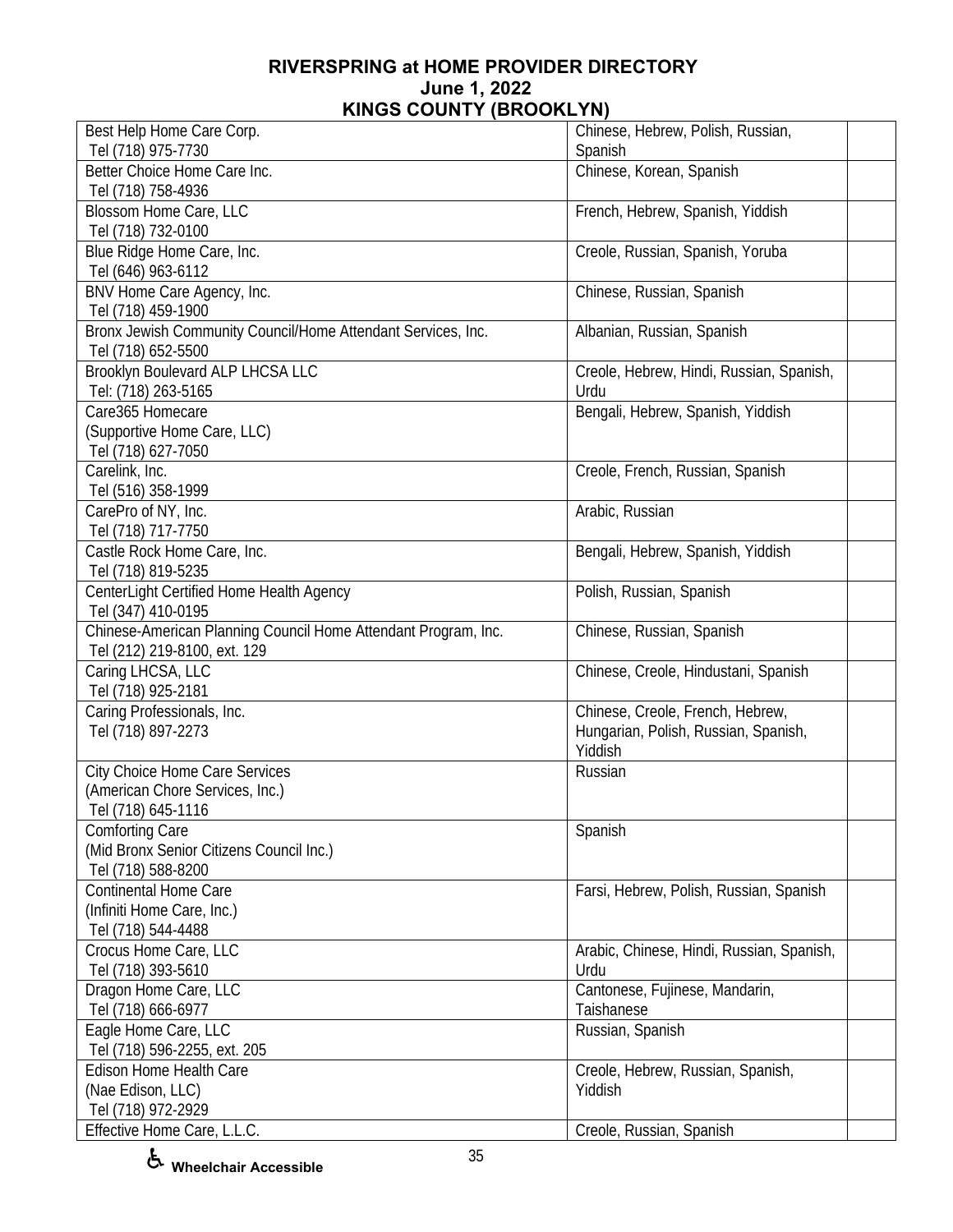# RIVERSPRING at HOME PROVIDER DIRECTORY
## June 1, 2022
## KINGS COUNTY (BROOKLYN)

| Provider | Languages | |
|---|---|---|
| Best Help Home Care Corp.<br>Tel (718) 975-7730 | Chinese, Hebrew, Polish, Russian, Spanish | |
| Better Choice Home Care Inc.<br>Tel (718) 758-4936 | Chinese, Korean, Spanish | |
| Blossom Home Care, LLC<br>Tel (718) 732-0100 | French, Hebrew, Spanish, Yiddish | |
| Blue Ridge Home Care, Inc.<br>Tel (646) 963-6112 | Creole, Russian, Spanish, Yoruba | |
| BNV Home Care Agency, Inc.<br>Tel (718) 459-1900 | Chinese, Russian, Spanish | |
| Bronx Jewish Community Council/Home Attendant Services, Inc.<br>Tel (718) 652-5500 | Albanian, Russian, Spanish | |
| Brooklyn Boulevard ALP LHCSA LLC<br>Tel: (718) 263-5165 | Creole, Hebrew, Hindi, Russian, Spanish, Urdu | |
| Care365 Homecare<br>(Supportive Home Care, LLC)<br>Tel (718) 627-7050 | Bengali, Hebrew, Spanish, Yiddish | |
| Carelink, Inc.<br>Tel (516) 358-1999 | Creole, French, Russian, Spanish | |
| CarePro of NY, Inc.<br>Tel (718) 717-7750 | Arabic, Russian | |
| Castle Rock Home Care, Inc.<br>Tel (718) 819-5235 | Bengali, Hebrew, Spanish, Yiddish | |
| CenterLight Certified Home Health Agency<br>Tel (347) 410-0195 | Polish, Russian, Spanish | |
| Chinese-American Planning Council Home Attendant Program, Inc.<br>Tel (212) 219-8100, ext. 129 | Chinese, Russian, Spanish | |
| Caring LHCSA, LLC<br>Tel (718) 925-2181 | Chinese, Creole, Hindustani, Spanish | |
| Caring Professionals, Inc.<br>Tel (718) 897-2273 | Chinese, Creole, French, Hebrew, Hungarian, Polish, Russian, Spanish, Yiddish | |
| City Choice Home Care Services<br>(American Chore Services, Inc.)<br>Tel (718) 645-1116 | Russian | |
| Comforting Care<br>(Mid Bronx Senior Citizens Council Inc.)<br>Tel (718) 588-8200 | Spanish | |
| Continental Home Care<br>(Infiniti Home Care, Inc.)<br>Tel (718) 544-4488 | Farsi, Hebrew, Polish, Russian, Spanish | |
| Crocus Home Care, LLC<br>Tel (718) 393-5610 | Arabic, Chinese, Hindi, Russian, Spanish, Urdu | |
| Dragon Home Care, LLC<br>Tel (718) 666-6977 | Cantonese, Fujinese, Mandarin, Taishanese | |
| Eagle Home Care, LLC<br>Tel (718) 596-2255, ext. 205 | Russian, Spanish | |
| Edison Home Health Care<br>(Nae Edison, LLC)<br>Tel (718) 972-2929 | Creole, Hebrew, Russian, Spanish, Yiddish | |
| Effective Home Care, L.L.C. | Creole, Russian, Spanish | |

♿ Wheelchair Accessible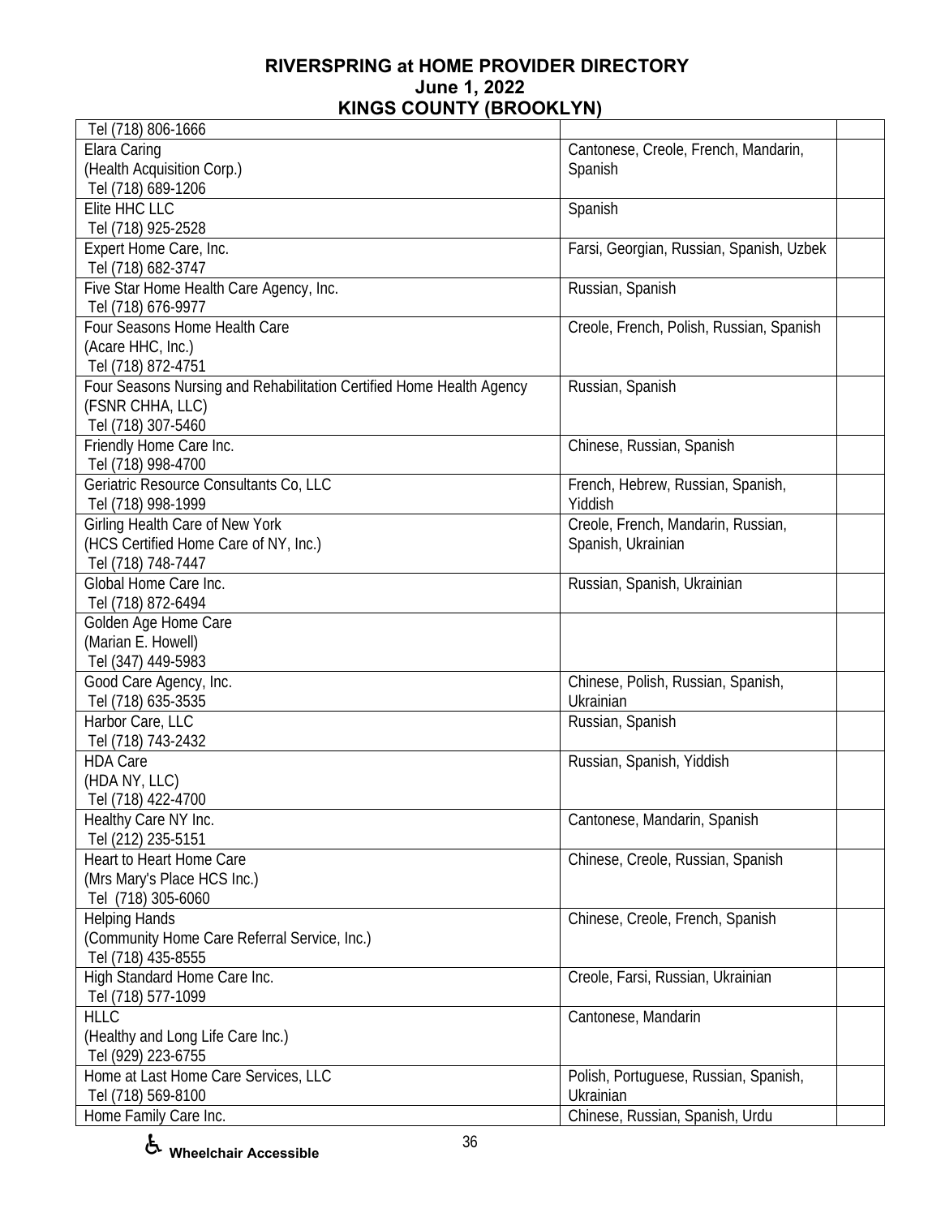# RIVERSPRING at HOME PROVIDER DIRECTORY
## June 1, 2022
## KINGS COUNTY (BROOKLYN)

| | | |
|---|---|---|
| Tel (718) 806-1666 | | |
| Elara Caring<br>(Health Acquisition Corp.)<br>Tel (718) 689-1206 | Cantonese, Creole, French, Mandarin, Spanish | |
| Elite HHC LLC<br>Tel (718) 925-2528 | Spanish | |
| Expert Home Care, Inc.<br>Tel (718) 682-3747 | Farsi, Georgian, Russian, Spanish, Uzbek | |
| Five Star Home Health Care Agency, Inc.<br>Tel (718) 676-9977 | Russian, Spanish | |
| Four Seasons Home Health Care<br>(Acare HHC, Inc.)<br>Tel (718) 872-4751 | Creole, French, Polish, Russian, Spanish | |
| Four Seasons Nursing and Rehabilitation Certified Home Health Agency<br>(FSNR CHHA, LLC)<br>Tel (718) 307-5460 | Russian, Spanish | |
| Friendly Home Care Inc.<br>Tel (718) 998-4700 | Chinese, Russian, Spanish | |
| Geriatric Resource Consultants Co, LLC<br>Tel (718) 998-1999 | French, Hebrew, Russian, Spanish, Yiddish | |
| Girling Health Care of New York<br>(HCS Certified Home Care of NY, Inc.)<br>Tel (718) 748-7447 | Creole, French, Mandarin, Russian, Spanish, Ukrainian | |
| Global Home Care Inc.<br>Tel (718) 872-6494 | Russian, Spanish, Ukrainian | |
| Golden Age Home Care<br>(Marian E. Howell)<br>Tel (347) 449-5983 | | |
| Good Care Agency, Inc.<br>Tel (718) 635-3535 | Chinese, Polish, Russian, Spanish, Ukrainian | |
| Harbor Care, LLC<br>Tel (718) 743-2432 | Russian, Spanish | |
| HDA Care<br>(HDA NY, LLC)<br>Tel (718) 422-4700 | Russian, Spanish, Yiddish | |
| Healthy Care NY Inc.<br>Tel (212) 235-5151 | Cantonese, Mandarin, Spanish | |
| Heart to Heart Home Care<br>(Mrs Mary's Place HCS Inc.)<br>Tel (718) 305-6060 | Chinese, Creole, Russian, Spanish | |
| Helping Hands<br>(Community Home Care Referral Service, Inc.)<br>Tel (718) 435-8555 | Chinese, Creole, French, Spanish | |
| High Standard Home Care Inc.<br>Tel (718) 577-1099 | Creole, Farsi, Russian, Ukrainian | |
| HLLC<br>(Healthy and Long Life Care Inc.)<br>Tel (929) 223-6755 | Cantonese, Mandarin | |
| Home at Last Home Care Services, LLC<br>Tel (718) 569-8100 | Polish, Portuguese, Russian, Spanish, Ukrainian | |
| Home Family Care Inc. | Chinese, Russian, Spanish, Urdu | |

♿ Wheelchair Accessible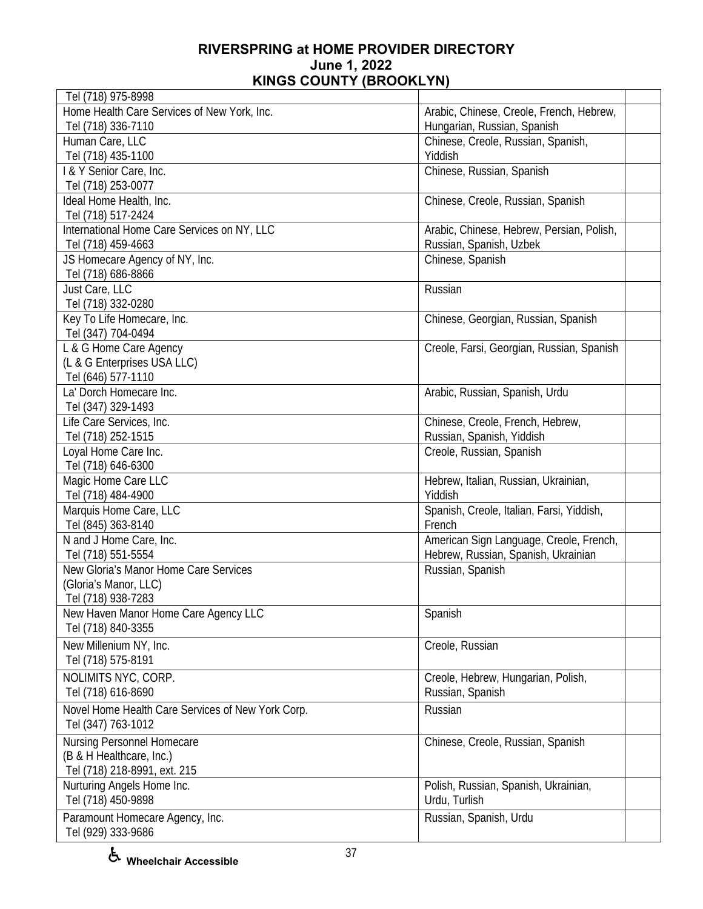# RIVERSPRING at HOME PROVIDER DIRECTORY

**June 1, 2022**

**KINGS COUNTY (BROOKLYN)**

| | | |
|---|---|---|
| Tel (718) 975-8998 | | |
| Home Health Care Services of New York, Inc.<br>Tel (718) 336-7110 | Arabic, Chinese, Creole, French, Hebrew, Hungarian, Russian, Spanish | |
| Human Care, LLC<br>Tel (718) 435-1100 | Chinese, Creole, Russian, Spanish, Yiddish | |
| I & Y Senior Care, Inc.<br>Tel (718) 253-0077 | Chinese, Russian, Spanish | |
| Ideal Home Health, Inc.<br>Tel (718) 517-2424 | Chinese, Creole, Russian, Spanish | |
| International Home Care Services on NY, LLC<br>Tel (718) 459-4663 | Arabic, Chinese, Hebrew, Persian, Polish, Russian, Spanish, Uzbek | |
| JS Homecare Agency of NY, Inc.<br>Tel (718) 686-8866 | Chinese, Spanish | |
| Just Care, LLC<br>Tel (718) 332-0280 | Russian | |
| Key To Life Homecare, Inc.<br>Tel (347) 704-0494 | Chinese, Georgian, Russian, Spanish | |
| L & G Home Care Agency<br>(L & G Enterprises USA LLC)<br>Tel (646) 577-1110 | Creole, Farsi, Georgian, Russian, Spanish | |
| La' Dorch Homecare Inc.<br>Tel (347) 329-1493 | Arabic, Russian, Spanish, Urdu | |
| Life Care Services, Inc.<br>Tel (718) 252-1515 | Chinese, Creole, French, Hebrew, Russian, Spanish, Yiddish | |
| Loyal Home Care Inc.<br>Tel (718) 646-6300 | Creole, Russian, Spanish | |
| Magic Home Care LLC<br>Tel (718) 484-4900 | Hebrew, Italian, Russian, Ukrainian, Yiddish | |
| Marquis Home Care, LLC<br>Tel (845) 363-8140 | Spanish, Creole, Italian, Farsi, Yiddish, French | |
| N and J Home Care, Inc.<br>Tel (718) 551-5554 | American Sign Language, Creole, French, Hebrew, Russian, Spanish, Ukrainian | |
| New Gloria's Manor Home Care Services<br>(Gloria's Manor, LLC)<br>Tel (718) 938-7283 | Russian, Spanish | |
| New Haven Manor Home Care Agency LLC<br>Tel (718) 840-3355 | Spanish | |
| New Millenium NY, Inc.<br>Tel (718) 575-8191 | Creole, Russian | |
| NOLIMITS NYC, CORP.<br>Tel (718) 616-8690 | Creole, Hebrew, Hungarian, Polish, Russian, Spanish | |
| Novel Home Health Care Services of New York Corp.<br>Tel (347) 763-1012 | Russian | |
| Nursing Personnel Homecare<br>(B & H Healthcare, Inc.)<br>Tel (718) 218-8991, ext. 215 | Chinese, Creole, Russian, Spanish | |
| Nurturing Angels Home Inc.<br>Tel (718) 450-9898 | Polish, Russian, Spanish, Ukrainian, Urdu, Turlish | |
| Paramount Homecare Agency, Inc.<br>Tel (929) 333-9686 | Russian, Spanish, Urdu | |

♿ **Wheelchair Accessible**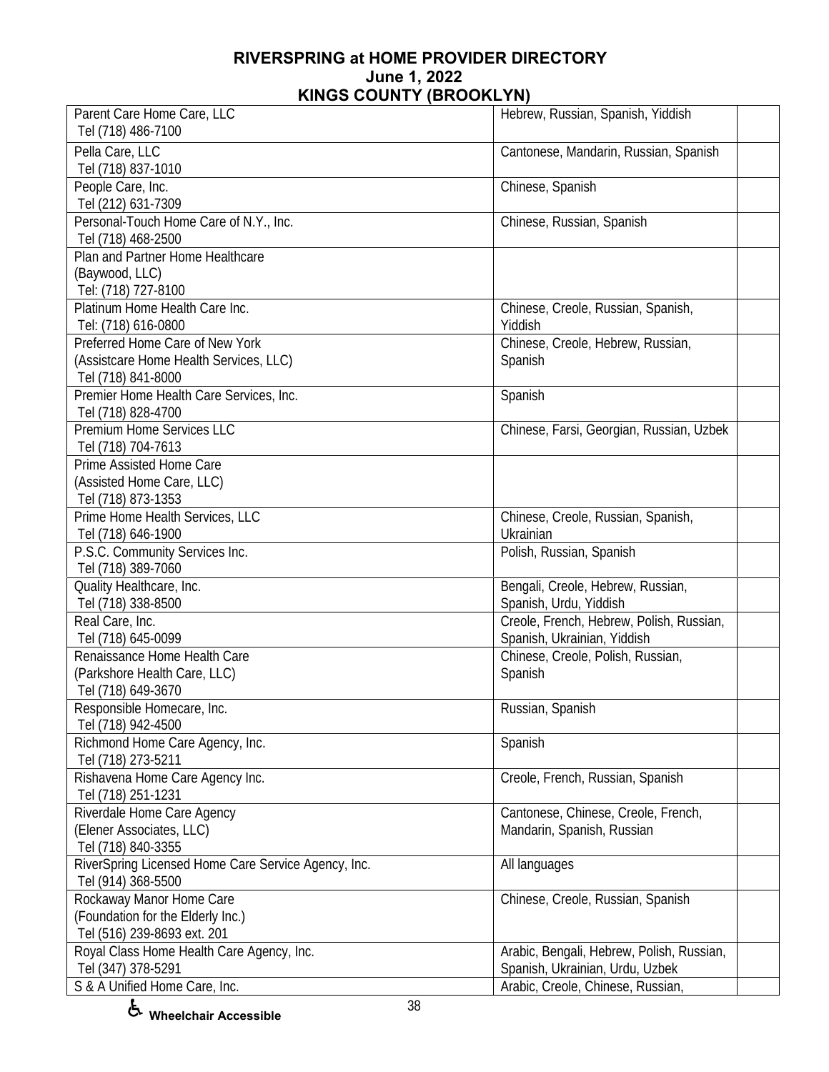# RIVERSPRING at HOME PROVIDER DIRECTORY
## June 1, 2022
## KINGS COUNTY (BROOKLYN)

| Provider | Languages | |
|---|---|---|
| Parent Care Home Care, LLC<br>Tel (718) 486-7100 | Hebrew, Russian, Spanish, Yiddish | |
| Pella Care, LLC<br>Tel (718) 837-1010 | Cantonese, Mandarin, Russian, Spanish | |
| People Care, Inc.<br>Tel (212) 631-7309 | Chinese, Spanish | |
| Personal-Touch Home Care of N.Y., Inc.<br>Tel (718) 468-2500 | Chinese, Russian, Spanish | |
| Plan and Partner Home Healthcare<br>(Baywood, LLC)<br>Tel: (718) 727-8100 | | |
| Platinum Home Health Care Inc.<br>Tel: (718) 616-0800 | Chinese, Creole, Russian, Spanish, Yiddish | |
| Preferred Home Care of New York<br>(Assistcare Home Health Services, LLC)<br>Tel (718) 841-8000 | Chinese, Creole, Hebrew, Russian, Spanish | |
| Premier Home Health Care Services, Inc.<br>Tel (718) 828-4700 | Spanish | |
| Premium Home Services LLC<br>Tel (718) 704-7613 | Chinese, Farsi, Georgian, Russian, Uzbek | |
| Prime Assisted Home Care<br>(Assisted Home Care, LLC)<br>Tel (718) 873-1353 | | |
| Prime Home Health Services, LLC<br>Tel (718) 646-1900 | Chinese, Creole, Russian, Spanish, Ukrainian | |
| P.S.C. Community Services Inc.<br>Tel (718) 389-7060 | Polish, Russian, Spanish | |
| Quality Healthcare, Inc.<br>Tel (718) 338-8500 | Bengali, Creole, Hebrew, Russian, Spanish, Urdu, Yiddish | |
| Real Care, Inc.<br>Tel (718) 645-0099 | Creole, French, Hebrew, Polish, Russian, Spanish, Ukrainian, Yiddish | |
| Renaissance Home Health Care<br>(Parkshore Health Care, LLC)<br>Tel (718) 649-3670 | Chinese, Creole, Polish, Russian, Spanish | |
| Responsible Homecare, Inc.<br>Tel (718) 942-4500 | Russian, Spanish | |
| Richmond Home Care Agency, Inc.<br>Tel (718) 273-5211 | Spanish | |
| Rishavena Home Care Agency Inc.<br>Tel (718) 251-1231 | Creole, French, Russian, Spanish | |
| Riverdale Home Care Agency<br>(Elener Associates, LLC)<br>Tel (718) 840-3355 | Cantonese, Chinese, Creole, French, Mandarin, Spanish, Russian | |
| RiverSpring Licensed Home Care Service Agency, Inc.<br>Tel (914) 368-5500 | All languages | |
| Rockaway Manor Home Care<br>(Foundation for the Elderly Inc.)<br>Tel (516) 239-8693 ext. 201 | Chinese, Creole, Russian, Spanish | |
| Royal Class Home Health Care Agency, Inc.<br>Tel (347) 378-5291 | Arabic, Bengali, Hebrew, Polish, Russian, Spanish, Ukrainian, Urdu, Uzbek | |
| S & A Unified Home Care, Inc. | Arabic, Creole, Chinese, Russian, | |

♿ Wheelchair Accessible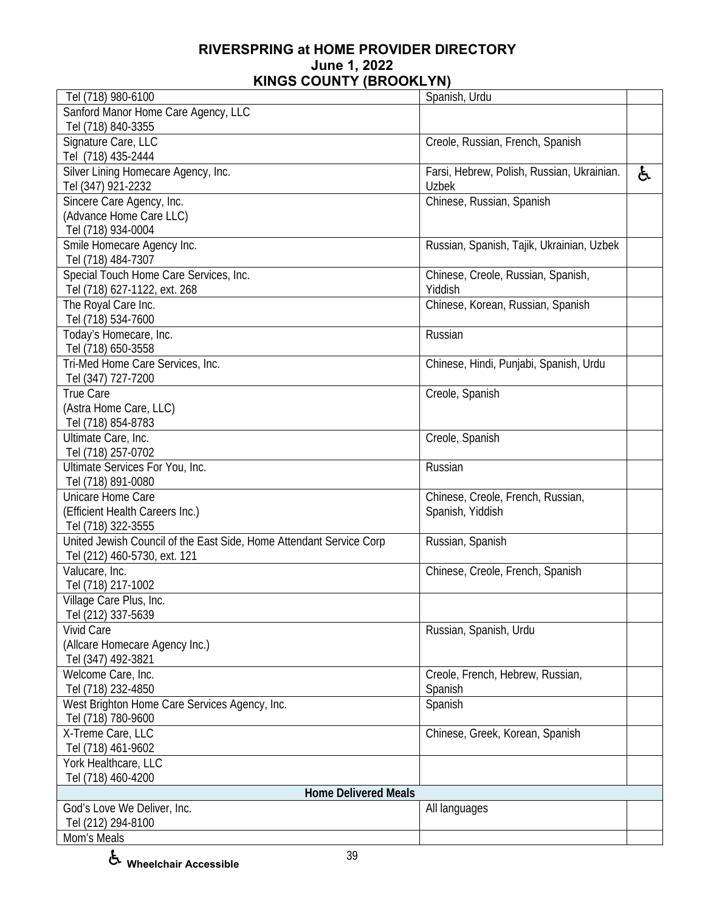# RIVERSPRING at HOME PROVIDER DIRECTORY
## June 1, 2022
## KINGS COUNTY (BROOKLYN)

| | | |
|---|---|---|
| Tel (718) 980-6100 | Spanish, Urdu | |
| Sanford Manor Home Care Agency, LLC<br>Tel (718) 840-3355 | | |
| Signature Care, LLC<br>Tel (718) 435-2444 | Creole, Russian, French, Spanish | |
| Silver Lining Homecare Agency, Inc.<br>Tel (347) 921-2232 | Farsi, Hebrew, Polish, Russian, Ukrainian. Uzbek | ♿ |
| Sincere Care Agency, Inc.<br>(Advance Home Care LLC)<br>Tel (718) 934-0004 | Chinese, Russian, Spanish | |
| Smile Homecare Agency Inc.<br>Tel (718) 484-7307 | Russian, Spanish, Tajik, Ukrainian, Uzbek | |
| Special Touch Home Care Services, Inc.<br>Tel (718) 627-1122, ext. 268 | Chinese, Creole, Russian, Spanish, Yiddish | |
| The Royal Care Inc.<br>Tel (718) 534-7600 | Chinese, Korean, Russian, Spanish | |
| Today's Homecare, Inc.<br>Tel (718) 650-3558 | Russian | |
| Tri-Med Home Care Services, Inc.<br>Tel (347) 727-7200 | Chinese, Hindi, Punjabi, Spanish, Urdu | |
| True Care<br>(Astra Home Care, LLC)<br>Tel (718) 854-8783 | Creole, Spanish | |
| Ultimate Care, Inc.<br>Tel (718) 257-0702 | Creole, Spanish | |
| Ultimate Services For You, Inc.<br>Tel (718) 891-0080 | Russian | |
| Unicare Home Care<br>(Efficient Health Careers Inc.)<br>Tel (718) 322-3555 | Chinese, Creole, French, Russian, Spanish, Yiddish | |
| United Jewish Council of the East Side, Home Attendant Service Corp<br>Tel (212) 460-5730, ext. 121 | Russian, Spanish | |
| Valucare, Inc.<br>Tel (718) 217-1002 | Chinese, Creole, French, Spanish | |
| Village Care Plus, Inc.<br>Tel (212) 337-5639 | | |
| Vivid Care<br>(Allcare Homecare Agency Inc.)<br>Tel (347) 492-3821 | Russian, Spanish, Urdu | |
| Welcome Care, Inc.<br>Tel (718) 232-4850 | Creole, French, Hebrew, Russian, Spanish | |
| West Brighton Home Care Services Agency, Inc.<br>Tel (718) 780-9600 | Spanish | |
| X-Treme Care, LLC<br>Tel (718) 461-9602 | Chinese, Greek, Korean, Spanish | |
| York Healthcare, LLC<br>Tel (718) 460-4200 | | |
| **Home Delivered Meals** | | |
| God's Love We Deliver, Inc.<br>Tel (212) 294-8100 | All languages | |
| Mom's Meals | | |

♿ **Wheelchair Accessible**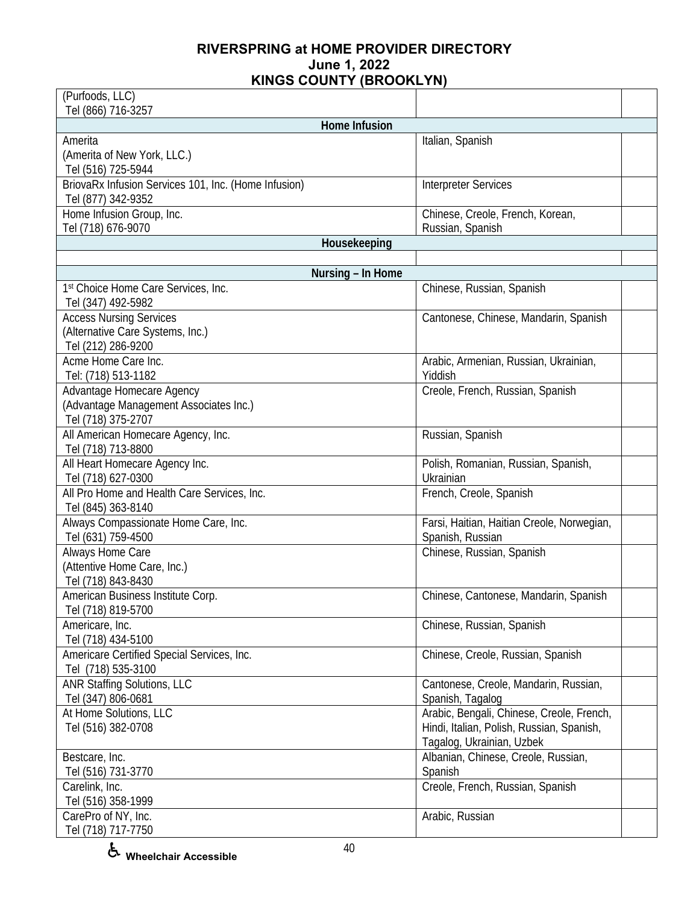| | | |
|---|---|---|
| (Purfoods, LLC)<br>Tel (866) 716-3257 | | |
| **Home Infusion** | | |
| Amerita<br>(Amerita of New York, LLC.)<br>Tel (516) 725-5944 | Italian, Spanish | |
| BriovaRx Infusion Services 101, Inc. (Home Infusion)<br>Tel (877) 342-9352 | Interpreter Services | |
| Home Infusion Group, Inc.<br>Tel (718) 676-9070 | Chinese, Creole, French, Korean, Russian, Spanish | |
| **Housekeeping** | | |
| | | |
| **Nursing – In Home** | | |
| 1st Choice Home Care Services, Inc.<br>Tel (347) 492-5982 | Chinese, Russian, Spanish | |
| Access Nursing Services<br>(Alternative Care Systems, Inc.)<br>Tel (212) 286-9200 | Cantonese, Chinese, Mandarin, Spanish | |
| Acme Home Care Inc.<br>Tel: (718) 513-1182 | Arabic, Armenian, Russian, Ukrainian, Yiddish | |
| Advantage Homecare Agency<br>(Advantage Management Associates Inc.)<br>Tel (718) 375-2707 | Creole, French, Russian, Spanish | |
| All American Homecare Agency, Inc.<br>Tel (718) 713-8800 | Russian, Spanish | |
| All Heart Homecare Agency Inc.<br>Tel (718) 627-0300 | Polish, Romanian, Russian, Spanish, Ukrainian | |
| All Pro Home and Health Care Services, Inc.<br>Tel (845) 363-8140 | French, Creole, Spanish | |
| Always Compassionate Home Care, Inc.<br>Tel (631) 759-4500 | Farsi, Haitian, Haitian Creole, Norwegian, Spanish, Russian | |
| Always Home Care<br>(Attentive Home Care, Inc.)<br>Tel (718) 843-8430 | Chinese, Russian, Spanish | |
| American Business Institute Corp.<br>Tel (718) 819-5700 | Chinese, Cantonese, Mandarin, Spanish | |
| Americare, Inc.<br>Tel (718) 434-5100 | Chinese, Russian, Spanish | |
| Americare Certified Special Services, Inc.<br>Tel (718) 535-3100 | Chinese, Creole, Russian, Spanish | |
| ANR Staffing Solutions, LLC<br>Tel (347) 806-0681 | Cantonese, Creole, Mandarin, Russian, Spanish, Tagalog | |
| At Home Solutions, LLC<br>Tel (516) 382-0708 | Arabic, Bengali, Chinese, Creole, French, Hindi, Italian, Polish, Russian, Spanish, Tagalog, Ukrainian, Uzbek | |
| Bestcare, Inc.<br>Tel (516) 731-3770 | Albanian, Chinese, Creole, Russian, Spanish | |
| Carelink, Inc.<br>Tel (516) 358-1999 | Creole, French, Russian, Spanish | |
| CarePro of NY, Inc.<br>Tel (718) 717-7750 | Arabic, Russian | |

♿ Wheelchair Accessible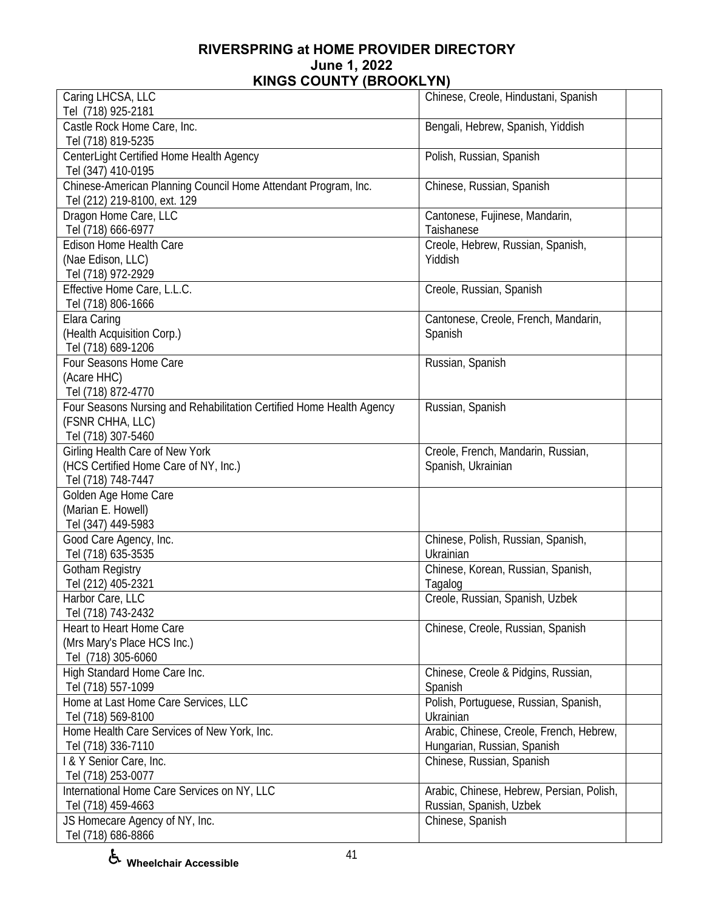# RIVERSPRING at HOME PROVIDER DIRECTORY
## June 1, 2022
## KINGS COUNTY (BROOKLYN)

| Provider | Languages | |
|---|---|---|
| Caring LHCSA, LLC<br>Tel (718) 925-2181 | Chinese, Creole, Hindustani, Spanish | |
| Castle Rock Home Care, Inc.<br>Tel (718) 819-5235 | Bengali, Hebrew, Spanish, Yiddish | |
| CenterLight Certified Home Health Agency<br>Tel (347) 410-0195 | Polish, Russian, Spanish | |
| Chinese-American Planning Council Home Attendant Program, Inc.<br>Tel (212) 219-8100, ext. 129 | Chinese, Russian, Spanish | |
| Dragon Home Care, LLC<br>Tel (718) 666-6977 | Cantonese, Fujinese, Mandarin, Taishanese | |
| Edison Home Health Care<br>(Nae Edison, LLC)<br>Tel (718) 972-2929 | Creole, Hebrew, Russian, Spanish, Yiddish | |
| Effective Home Care, L.L.C.<br>Tel (718) 806-1666 | Creole, Russian, Spanish | |
| Elara Caring<br>(Health Acquisition Corp.)<br>Tel (718) 689-1206 | Cantonese, Creole, French, Mandarin, Spanish | |
| Four Seasons Home Care<br>(Acare HHC)<br>Tel (718) 872-4770 | Russian, Spanish | |
| Four Seasons Nursing and Rehabilitation Certified Home Health Agency<br>(FSNR CHHA, LLC)<br>Tel (718) 307-5460 | Russian, Spanish | |
| Girling Health Care of New York<br>(HCS Certified Home Care of NY, Inc.)<br>Tel (718) 748-7447 | Creole, French, Mandarin, Russian, Spanish, Ukrainian | |
| Golden Age Home Care<br>(Marian E. Howell)<br>Tel (347) 449-5983 | | |
| Good Care Agency, Inc.<br>Tel (718) 635-3535 | Chinese, Polish, Russian, Spanish, Ukrainian | |
| Gotham Registry<br>Tel (212) 405-2321 | Chinese, Korean, Russian, Spanish, Tagalog | |
| Harbor Care, LLC<br>Tel (718) 743-2432 | Creole, Russian, Spanish, Uzbek | |
| Heart to Heart Home Care<br>(Mrs Mary's Place HCS Inc.)<br>Tel (718) 305-6060 | Chinese, Creole, Russian, Spanish | |
| High Standard Home Care Inc.<br>Tel (718) 557-1099 | Chinese, Creole & Pidgins, Russian, Spanish | |
| Home at Last Home Care Services, LLC<br>Tel (718) 569-8100 | Polish, Portuguese, Russian, Spanish, Ukrainian | |
| Home Health Care Services of New York, Inc.<br>Tel (718) 336-7110 | Arabic, Chinese, Creole, French, Hebrew, Hungarian, Russian, Spanish | |
| I & Y Senior Care, Inc.<br>Tel (718) 253-0077 | Chinese, Russian, Spanish | |
| International Home Care Services on NY, LLC<br>Tel (718) 459-4663 | Arabic, Chinese, Hebrew, Persian, Polish, Russian, Spanish, Uzbek | |
| JS Homecare Agency of NY, Inc.<br>Tel (718) 686-8866 | Chinese, Spanish | |

♿ Wheelchair Accessible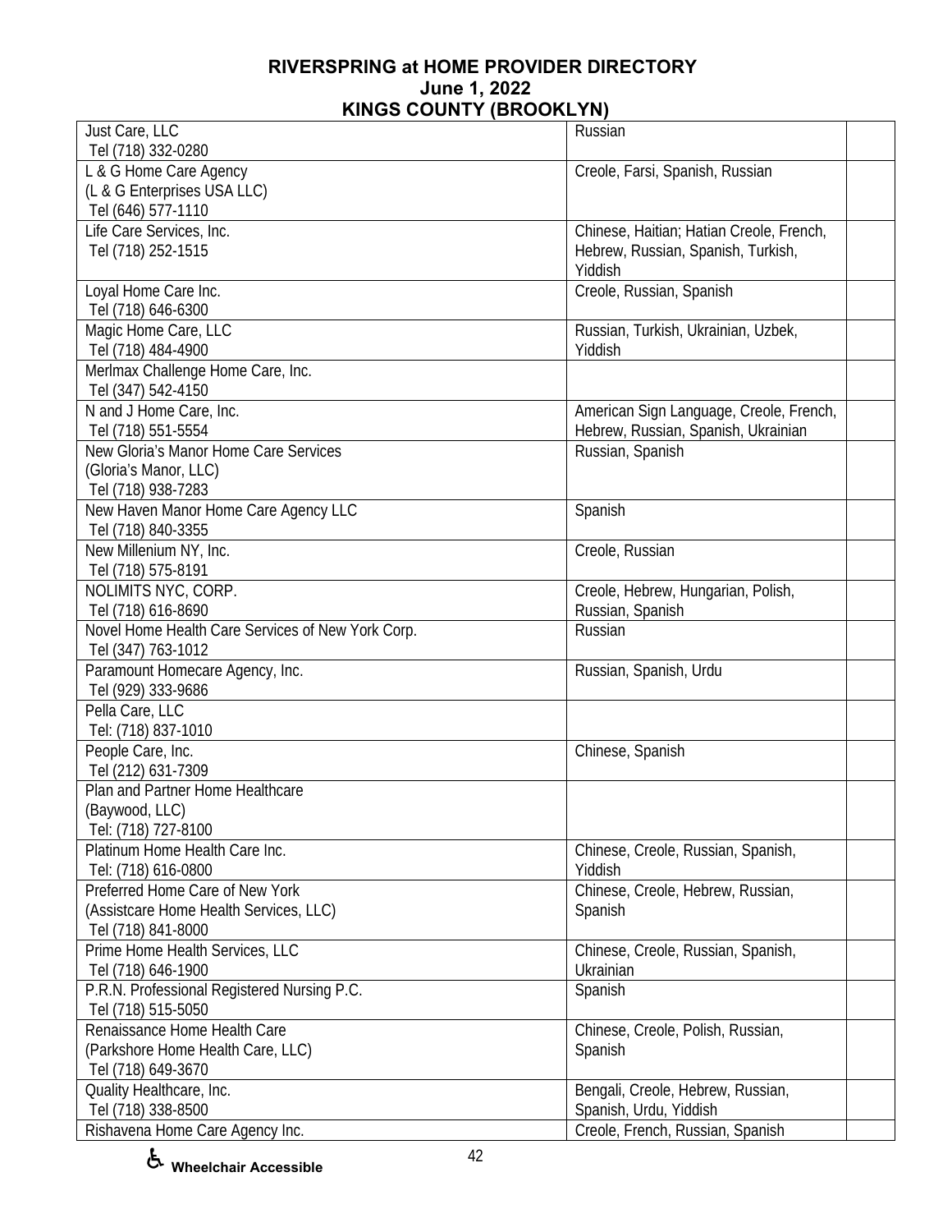# RIVERSPRING at HOME PROVIDER DIRECTORY
## June 1, 2022
## KINGS COUNTY (BROOKLYN)

| Provider | Languages | |
|---|---|---|
| Just Care, LLC<br>Tel (718) 332-0280 | Russian | |
| L & G Home Care Agency<br>(L & G Enterprises USA LLC)<br>Tel (646) 577-1110 | Creole, Farsi, Spanish, Russian | |
| Life Care Services, Inc.<br>Tel (718) 252-1515 | Chinese, Haitian; Hatian Creole, French, Hebrew, Russian, Spanish, Turkish, Yiddish | |
| Loyal Home Care Inc.<br>Tel (718) 646-6300 | Creole, Russian, Spanish | |
| Magic Home Care, LLC<br>Tel (718) 484-4900 | Russian, Turkish, Ukrainian, Uzbek, Yiddish | |
| Merlmax Challenge Home Care, Inc.<br>Tel (347) 542-4150 | | |
| N and J Home Care, Inc.<br>Tel (718) 551-5554 | American Sign Language, Creole, French, Hebrew, Russian, Spanish, Ukrainian | |
| New Gloria's Manor Home Care Services<br>(Gloria's Manor, LLC)<br>Tel (718) 938-7283 | Russian, Spanish | |
| New Haven Manor Home Care Agency LLC<br>Tel (718) 840-3355 | Spanish | |
| New Millenium NY, Inc.<br>Tel (718) 575-8191 | Creole, Russian | |
| NOLIMITS NYC, CORP.<br>Tel (718) 616-8690 | Creole, Hebrew, Hungarian, Polish, Russian, Spanish | |
| Novel Home Health Care Services of New York Corp.<br>Tel (347) 763-1012 | Russian | |
| Paramount Homecare Agency, Inc.<br>Tel (929) 333-9686 | Russian, Spanish, Urdu | |
| Pella Care, LLC<br>Tel: (718) 837-1010 | | |
| People Care, Inc.<br>Tel (212) 631-7309 | Chinese, Spanish | |
| Plan and Partner Home Healthcare<br>(Baywood, LLC)<br>Tel: (718) 727-8100 | | |
| Platinum Home Health Care Inc.<br>Tel: (718) 616-0800 | Chinese, Creole, Russian, Spanish, Yiddish | |
| Preferred Home Care of New York<br>(Assistcare Home Health Services, LLC)<br>Tel (718) 841-8000 | Chinese, Creole, Hebrew, Russian, Spanish | |
| Prime Home Health Services, LLC<br>Tel (718) 646-1900 | Chinese, Creole, Russian, Spanish, Ukrainian | |
| P.R.N. Professional Registered Nursing P.C.<br>Tel (718) 515-5050 | Spanish | |
| Renaissance Home Health Care<br>(Parkshore Home Health Care, LLC)<br>Tel (718) 649-3670 | Chinese, Creole, Polish, Russian, Spanish | |
| Quality Healthcare, Inc.<br>Tel (718) 338-8500 | Bengali, Creole, Hebrew, Russian, Spanish, Urdu, Yiddish | |
| Rishavena Home Care Agency Inc. | Creole, French, Russian, Spanish | |

♿ Wheelchair Accessible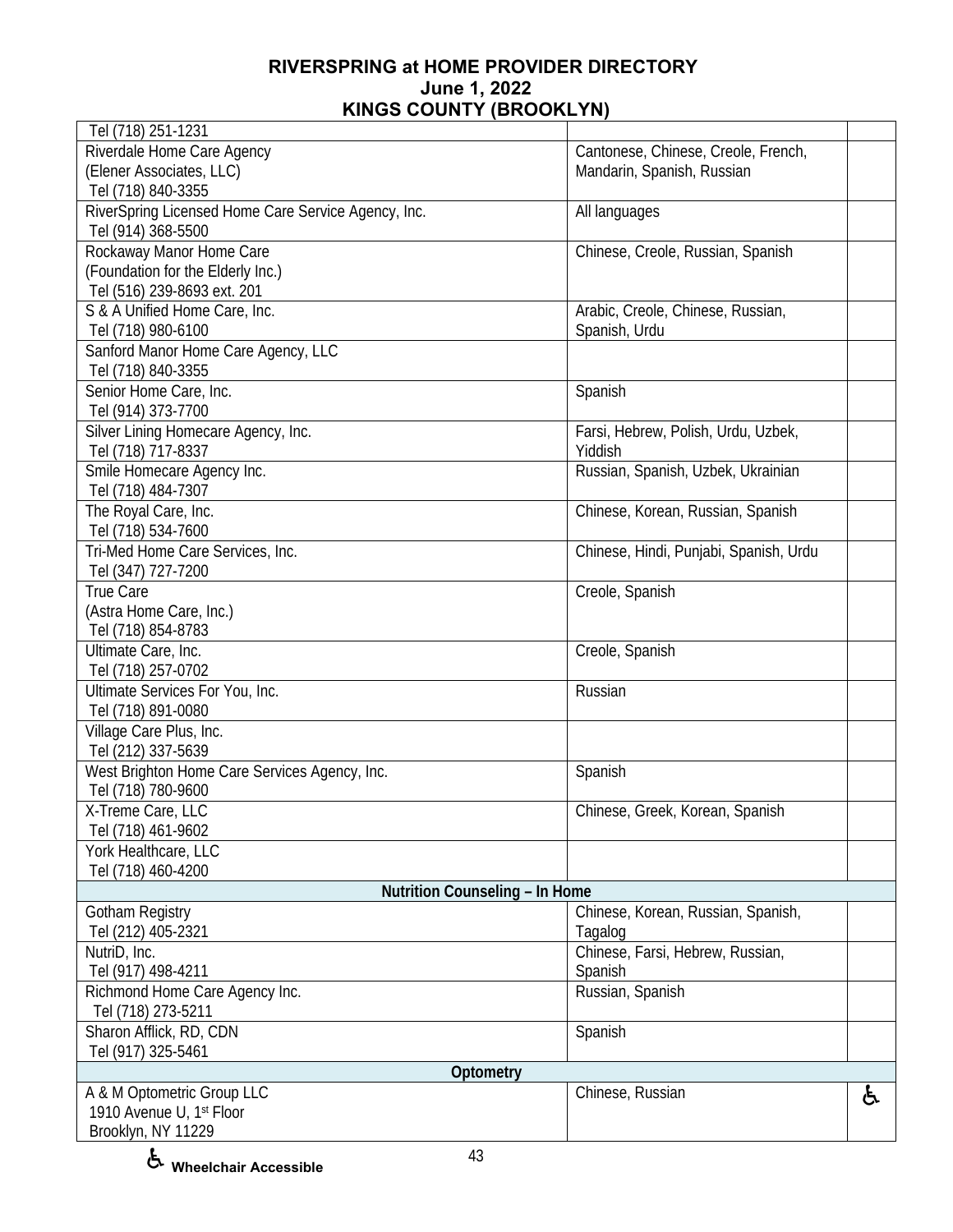# RIVERSPRING at HOME PROVIDER DIRECTORY
## June 1, 2022
## KINGS COUNTY (BROOKLYN)

| Provider | Languages | |
|---|---|---|
| Tel (718) 251-1231 | | |
| Riverdale Home Care Agency<br>(Elener Associates, LLC)<br>Tel (718) 840-3355 | Cantonese, Chinese, Creole, French, Mandarin, Spanish, Russian | |
| RiverSpring Licensed Home Care Service Agency, Inc.<br>Tel (914) 368-5500 | All languages | |
| Rockaway Manor Home Care<br>(Foundation for the Elderly Inc.)<br>Tel (516) 239-8693 ext. 201 | Chinese, Creole, Russian, Spanish | |
| S & A Unified Home Care, Inc.<br>Tel (718) 980-6100 | Arabic, Creole, Chinese, Russian, Spanish, Urdu | |
| Sanford Manor Home Care Agency, LLC<br>Tel (718) 840-3355 | | |
| Senior Home Care, Inc.<br>Tel (914) 373-7700 | Spanish | |
| Silver Lining Homecare Agency, Inc.<br>Tel (718) 717-8337 | Farsi, Hebrew, Polish, Urdu, Uzbek, Yiddish | |
| Smile Homecare Agency Inc.<br>Tel (718) 484-7307 | Russian, Spanish, Uzbek, Ukrainian | |
| The Royal Care, Inc.<br>Tel (718) 534-7600 | Chinese, Korean, Russian, Spanish | |
| Tri-Med Home Care Services, Inc.<br>Tel (347) 727-7200 | Chinese, Hindi, Punjabi, Spanish, Urdu | |
| True Care<br>(Astra Home Care, Inc.)<br>Tel (718) 854-8783 | Creole, Spanish | |
| Ultimate Care, Inc.<br>Tel (718) 257-0702 | Creole, Spanish | |
| Ultimate Services For You, Inc.<br>Tel (718) 891-0080 | Russian | |
| Village Care Plus, Inc.<br>Tel (212) 337-5639 | | |
| West Brighton Home Care Services Agency, Inc.<br>Tel (718) 780-9600 | Spanish | |
| X-Treme Care, LLC<br>Tel (718) 461-9602 | Chinese, Greek, Korean, Spanish | |
| York Healthcare, LLC<br>Tel (718) 460-4200 | | |
| **Nutrition Counseling – In Home** | | |
| Gotham Registry<br>Tel (212) 405-2321 | Chinese, Korean, Russian, Spanish, Tagalog | |
| NutriD, Inc.<br>Tel (917) 498-4211 | Chinese, Farsi, Hebrew, Russian, Spanish | |
| Richmond Home Care Agency Inc.<br>Tel (718) 273-5211 | Russian, Spanish | |
| Sharon Afflick, RD, CDN<br>Tel (917) 325-5461 | Spanish | |
| **Optometry** | | |
| A & M Optometric Group LLC<br>1910 Avenue U, 1st Floor<br>Brooklyn, NY 11229 | Chinese, Russian | ♿ |

♿ Wheelchair Accessible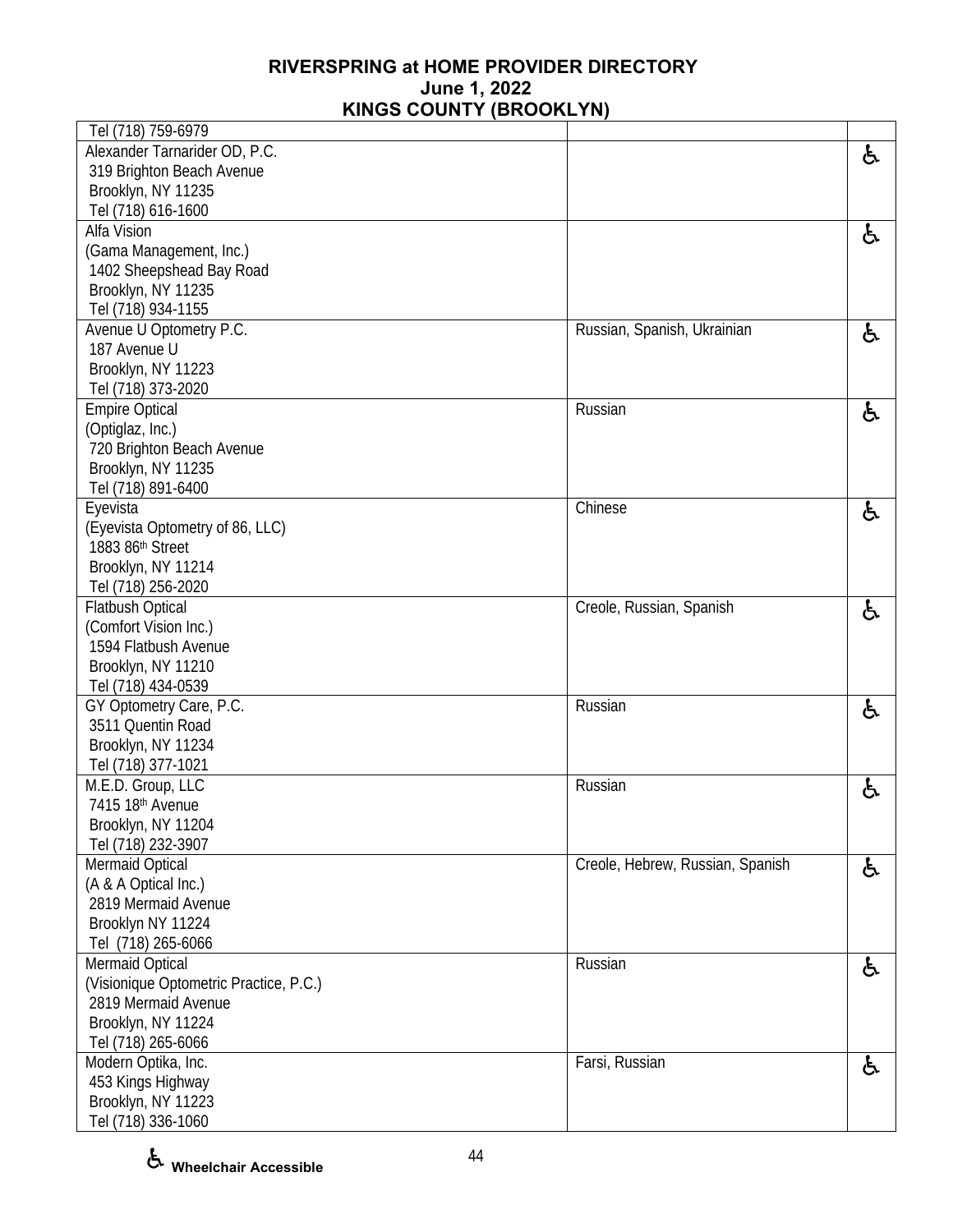# RIVERSPRING at HOME PROVIDER DIRECTORY
## June 1, 2022
## KINGS COUNTY (BROOKLYN)

| | | |
|---|---|---|
| Tel (718) 759-6979 | | |
| Alexander Tarnarider OD, P.C.<br>319 Brighton Beach Avenue<br>Brooklyn, NY 11235<br>Tel (718) 616-1600 | | ♿ |
| Alfa Vision<br>(Gama Management, Inc.)<br>1402 Sheepshead Bay Road<br>Brooklyn, NY 11235<br>Tel (718) 934-1155 | | ♿ |
| Avenue U Optometry P.C.<br>187 Avenue U<br>Brooklyn, NY 11223<br>Tel (718) 373-2020 | Russian, Spanish, Ukrainian | ♿ |
| Empire Optical<br>(Optiglaz, Inc.)<br>720 Brighton Beach Avenue<br>Brooklyn, NY 11235<br>Tel (718) 891-6400 | Russian | ♿ |
| Eyevista<br>(Eyevista Optometry of 86, LLC)<br>1883 86th Street<br>Brooklyn, NY 11214<br>Tel (718) 256-2020 | Chinese | ♿ |
| Flatbush Optical<br>(Comfort Vision Inc.)<br>1594 Flatbush Avenue<br>Brooklyn, NY 11210<br>Tel (718) 434-0539 | Creole, Russian, Spanish | ♿ |
| GY Optometry Care, P.C.<br>3511 Quentin Road<br>Brooklyn, NY 11234<br>Tel (718) 377-1021 | Russian | ♿ |
| M.E.D. Group, LLC<br>7415 18th Avenue<br>Brooklyn, NY 11204<br>Tel (718) 232-3907 | Russian | ♿ |
| Mermaid Optical<br>(A & A Optical Inc.)<br>2819 Mermaid Avenue<br>Brooklyn NY 11224<br>Tel (718) 265-6066 | Creole, Hebrew, Russian, Spanish | ♿ |
| Mermaid Optical<br>(Visionique Optometric Practice, P.C.)<br>2819 Mermaid Avenue<br>Brooklyn, NY 11224<br>Tel (718) 265-6066 | Russian | ♿ |
| Modern Optika, Inc.<br>453 Kings Highway<br>Brooklyn, NY 11223<br>Tel (718) 336-1060 | Farsi, Russian | ♿ |

♿ **Wheelchair Accessible**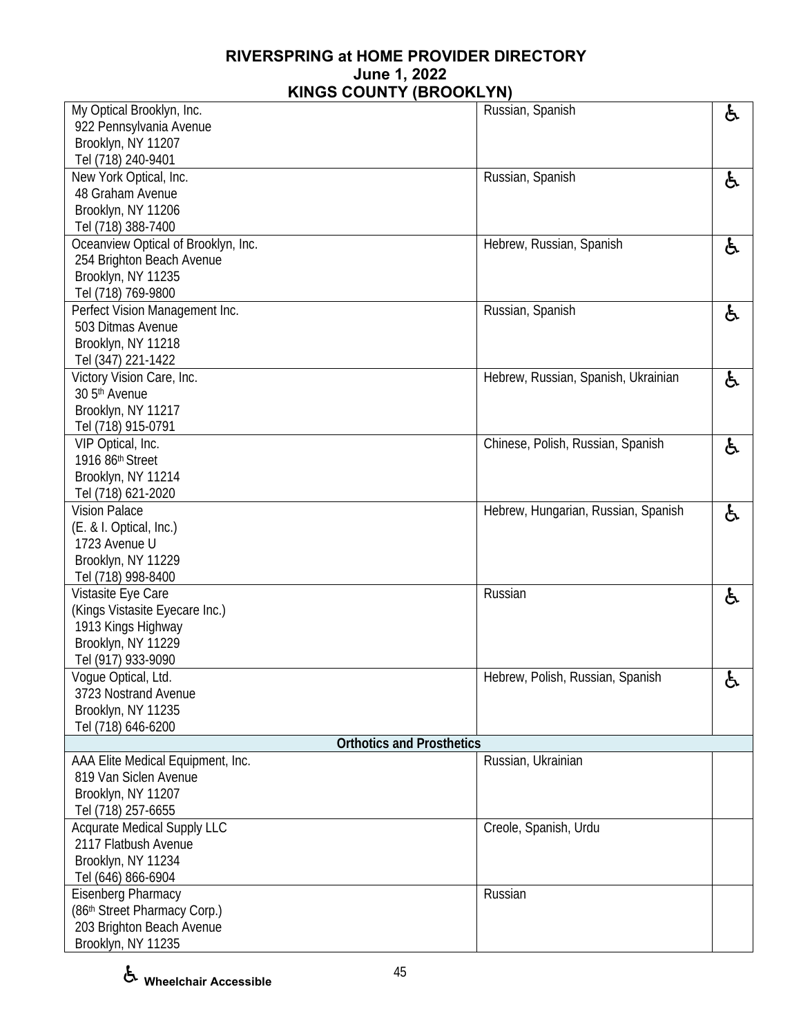# RIVERSPRING at HOME PROVIDER DIRECTORY
## June 1, 2022
## KINGS COUNTY (BROOKLYN)

| Provider | Languages | Wheelchair Accessible |
|---|---|---|
| My Optical Brooklyn, Inc.<br>922 Pennsylvania Avenue<br>Brooklyn, NY 11207<br>Tel (718) 240-9401 | Russian, Spanish | ♿ |
| New York Optical, Inc.<br>48 Graham Avenue<br>Brooklyn, NY 11206<br>Tel (718) 388-7400 | Russian, Spanish | ♿ |
| Oceanview Optical of Brooklyn, Inc.<br>254 Brighton Beach Avenue<br>Brooklyn, NY 11235<br>Tel (718) 769-9800 | Hebrew, Russian, Spanish | ♿ |
| Perfect Vision Management Inc.<br>503 Ditmas Avenue<br>Brooklyn, NY 11218<br>Tel (347) 221-1422 | Russian, Spanish | ♿ |
| Victory Vision Care, Inc.<br>30 5th Avenue<br>Brooklyn, NY 11217<br>Tel (718) 915-0791 | Hebrew, Russian, Spanish, Ukrainian | ♿ |
| VIP Optical, Inc.<br>1916 86th Street<br>Brooklyn, NY 11214<br>Tel (718) 621-2020 | Chinese, Polish, Russian, Spanish | ♿ |
| Vision Palace<br>(E. & I. Optical, Inc.)<br>1723 Avenue U<br>Brooklyn, NY 11229<br>Tel (718) 998-8400 | Hebrew, Hungarian, Russian, Spanish | ♿ |
| Vistasite Eye Care<br>(Kings Vistasite Eyecare Inc.)<br>1913 Kings Highway<br>Brooklyn, NY 11229<br>Tel (917) 933-9090 | Russian | ♿ |
| Vogue Optical, Ltd.<br>3723 Nostrand Avenue<br>Brooklyn, NY 11235<br>Tel (718) 646-6200 | Hebrew, Polish, Russian, Spanish | ♿ |
| **Orthotics and Prosthetics** | | |
| AAA Elite Medical Equipment, Inc.<br>819 Van Siclen Avenue<br>Brooklyn, NY 11207<br>Tel (718) 257-6655 | Russian, Ukrainian | |
| Acqurate Medical Supply LLC<br>2117 Flatbush Avenue<br>Brooklyn, NY 11234<br>Tel (646) 866-6904 | Creole, Spanish, Urdu | |
| Eisenberg Pharmacy<br>(86th Street Pharmacy Corp.)<br>203 Brighton Beach Avenue<br>Brooklyn, NY 11235 | Russian | |

♿ Wheelchair Accessible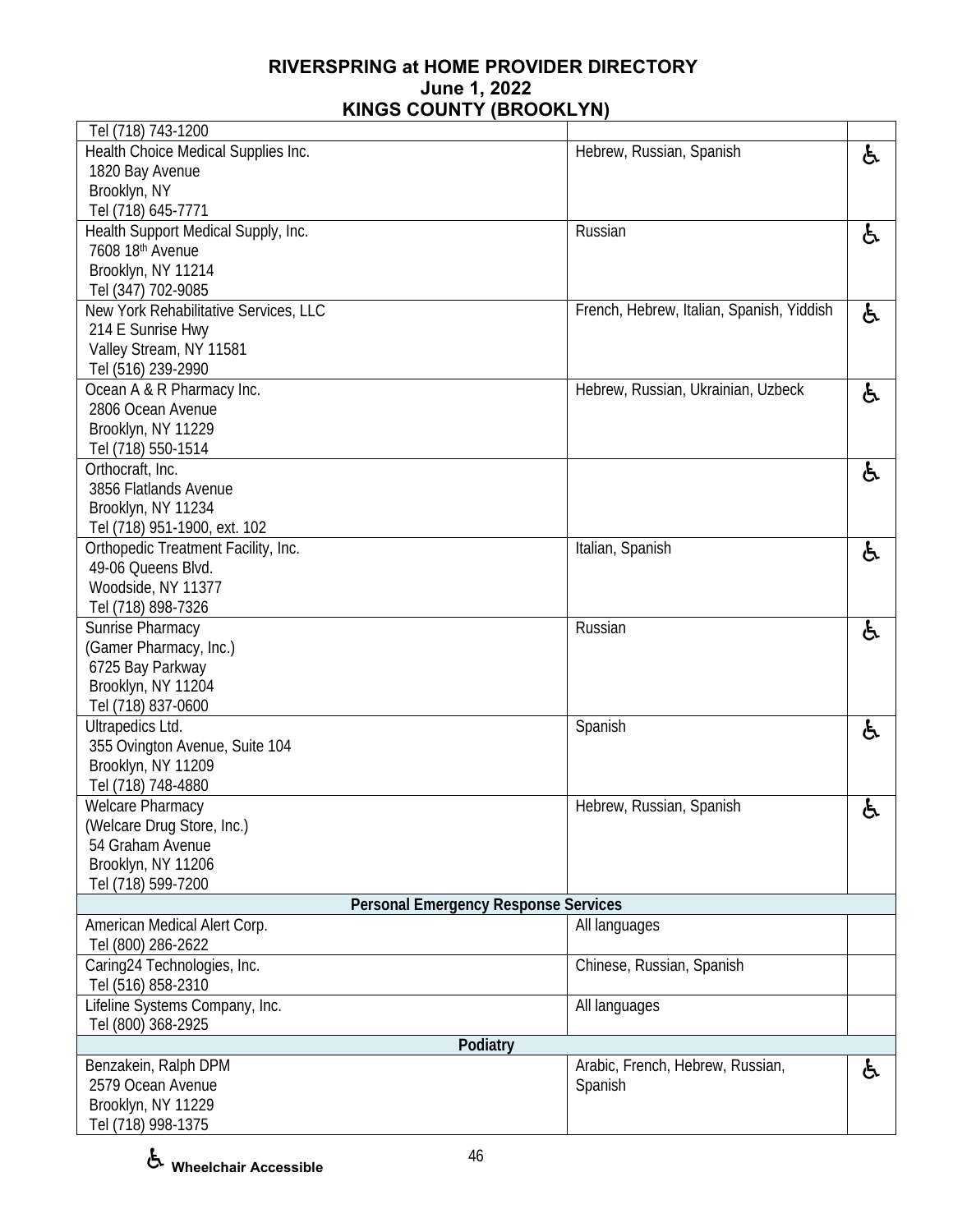| | | |
|---|---|---|
| Tel (718) 743-1200 | | |
| Health Choice Medical Supplies Inc.<br>1820 Bay Avenue<br>Brooklyn, NY<br>Tel (718) 645-7771 | Hebrew, Russian, Spanish | ♿ |
| Health Support Medical Supply, Inc.<br>7608 18th Avenue<br>Brooklyn, NY 11214<br>Tel (347) 702-9085 | Russian | ♿ |
| New York Rehabilitative Services, LLC<br>214 E Sunrise Hwy<br>Valley Stream, NY 11581<br>Tel (516) 239-2990 | French, Hebrew, Italian, Spanish, Yiddish | ♿ |
| Ocean A & R Pharmacy Inc.<br>2806 Ocean Avenue<br>Brooklyn, NY 11229<br>Tel (718) 550-1514 | Hebrew, Russian, Ukrainian, Uzbeck | ♿ |
| Orthocraft, Inc.<br>3856 Flatlands Avenue<br>Brooklyn, NY 11234<br>Tel (718) 951-1900, ext. 102 | | ♿ |
| Orthopedic Treatment Facility, Inc.<br>49-06 Queens Blvd.<br>Woodside, NY 11377<br>Tel (718) 898-7326 | Italian, Spanish | ♿ |
| Sunrise Pharmacy<br>(Gamer Pharmacy, Inc.)<br>6725 Bay Parkway<br>Brooklyn, NY 11204<br>Tel (718) 837-0600 | Russian | ♿ |
| Ultrapedics Ltd.<br>355 Ovington Avenue, Suite 104<br>Brooklyn, NY 11209<br>Tel (718) 748-4880 | Spanish | ♿ |
| Welcare Pharmacy<br>(Welcare Drug Store, Inc.)<br>54 Graham Avenue<br>Brooklyn, NY 11206<br>Tel (718) 599-7200 | Hebrew, Russian, Spanish | ♿ |
| **Personal Emergency Response Services** | | |
| American Medical Alert Corp.<br>Tel (800) 286-2622 | All languages | |
| Caring24 Technologies, Inc.<br>Tel (516) 858-2310 | Chinese, Russian, Spanish | |
| Lifeline Systems Company, Inc.<br>Tel (800) 368-2925 | All languages | |
| **Podiatry** | | |
| Benzakein, Ralph DPM<br>2579 Ocean Avenue<br>Brooklyn, NY 11229<br>Tel (718) 998-1375 | Arabic, French, Hebrew, Russian, Spanish | ♿ |

♿ **Wheelchair Accessible**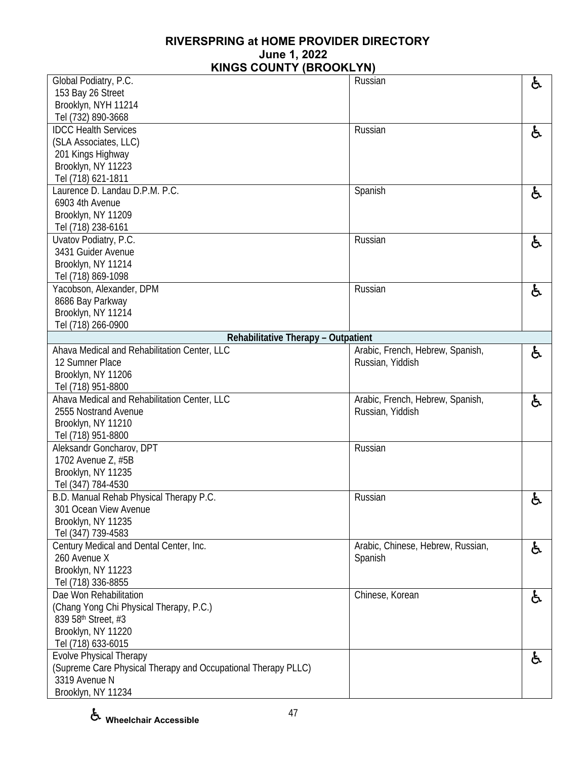# RIVERSPRING at HOME PROVIDER DIRECTORY
## June 1, 2022
## KINGS COUNTY (BROOKLYN)

| Provider | Languages | Accessible |
|---|---|---|
| Global Podiatry, P.C.<br>153 Bay 26 Street<br>Brooklyn, NYH 11214<br>Tel (732) 890-3668 | Russian | ♿ |
| IDCC Health Services<br>(SLA Associates, LLC)<br>201 Kings Highway<br>Brooklyn, NY 11223<br>Tel (718) 621-1811 | Russian | ♿ |
| Laurence D. Landau D.P.M. P.C.<br>6903 4th Avenue<br>Brooklyn, NY 11209<br>Tel (718) 238-6161 | Spanish | ♿ |
| Uvatov Podiatry, P.C.<br>3431 Guider Avenue<br>Brooklyn, NY 11214<br>Tel (718) 869-1098 | Russian | ♿ |
| Yacobson, Alexander, DPM<br>8686 Bay Parkway<br>Brooklyn, NY 11214<br>Tel (718) 266-0900 | Russian | ♿ |
| **Rehabilitative Therapy – Outpatient** | | |
| Ahava Medical and Rehabilitation Center, LLC<br>12 Sumner Place<br>Brooklyn, NY 11206<br>Tel (718) 951-8800 | Arabic, French, Hebrew, Spanish, Russian, Yiddish | ♿ |
| Ahava Medical and Rehabilitation Center, LLC<br>2555 Nostrand Avenue<br>Brooklyn, NY 11210<br>Tel (718) 951-8800 | Arabic, French, Hebrew, Spanish, Russian, Yiddish | ♿ |
| Aleksandr Goncharov, DPT<br>1702 Avenue Z, #5B<br>Brooklyn, NY 11235<br>Tel (347) 784-4530 | Russian | |
| B.D. Manual Rehab Physical Therapy P.C.<br>301 Ocean View Avenue<br>Brooklyn, NY 11235<br>Tel (347) 739-4583 | Russian | ♿ |
| Century Medical and Dental Center, Inc.<br>260 Avenue X<br>Brooklyn, NY 11223<br>Tel (718) 336-8855 | Arabic, Chinese, Hebrew, Russian, Spanish | ♿ |
| Dae Won Rehabilitation<br>(Chang Yong Chi Physical Therapy, P.C.)<br>839 58th Street, #3<br>Brooklyn, NY 11220<br>Tel (718) 633-6015 | Chinese, Korean | ♿ |
| Evolve Physical Therapy<br>(Supreme Care Physical Therapy and Occupational Therapy PLLC)<br>3319 Avenue N<br>Brooklyn, NY 11234 | | ♿ |

♿ **Wheelchair Accessible**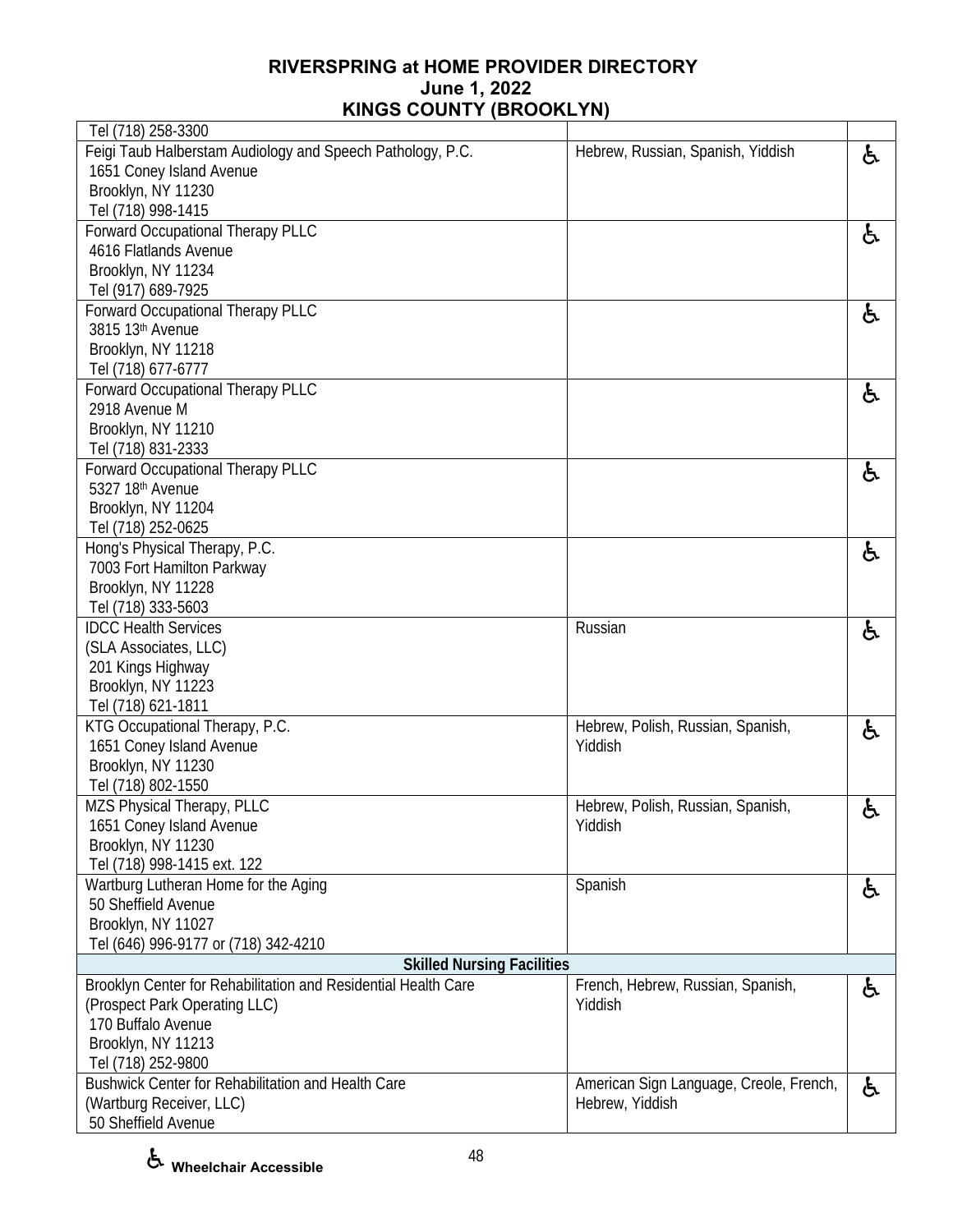# RIVERSPRING at HOME PROVIDER DIRECTORY
**June 1, 2022**
**KINGS COUNTY (BROOKLYN)**

| | | |
|---|---|---|
| Tel (718) 258-3300 | | |
| Feigi Taub Halberstam Audiology and Speech Pathology, P.C.<br>1651 Coney Island Avenue<br>Brooklyn, NY 11230<br>Tel (718) 998-1415 | Hebrew, Russian, Spanish, Yiddish | ♿ |
| Forward Occupational Therapy PLLC<br>4616 Flatlands Avenue<br>Brooklyn, NY 11234<br>Tel (917) 689-7925 | | ♿ |
| Forward Occupational Therapy PLLC<br>3815 13th Avenue<br>Brooklyn, NY 11218<br>Tel (718) 677-6777 | | ♿ |
| Forward Occupational Therapy PLLC<br>2918 Avenue M<br>Brooklyn, NY 11210<br>Tel (718) 831-2333 | | ♿ |
| Forward Occupational Therapy PLLC<br>5327 18th Avenue<br>Brooklyn, NY 11204<br>Tel (718) 252-0625 | | ♿ |
| Hong's Physical Therapy, P.C.<br>7003 Fort Hamilton Parkway<br>Brooklyn, NY 11228<br>Tel (718) 333-5603 | | ♿ |
| IDCC Health Services<br>(SLA Associates, LLC)<br>201 Kings Highway<br>Brooklyn, NY 11223<br>Tel (718) 621-1811 | Russian | ♿ |
| KTG Occupational Therapy, P.C.<br>1651 Coney Island Avenue<br>Brooklyn, NY 11230<br>Tel (718) 802-1550 | Hebrew, Polish, Russian, Spanish, Yiddish | ♿ |
| MZS Physical Therapy, PLLC<br>1651 Coney Island Avenue<br>Brooklyn, NY 11230<br>Tel (718) 998-1415 ext. 122 | Hebrew, Polish, Russian, Spanish, Yiddish | ♿ |
| Wartburg Lutheran Home for the Aging<br>50 Sheffield Avenue<br>Brooklyn, NY 11027<br>Tel (646) 996-9177 or (718) 342-4210 | Spanish | ♿ |
| **Skilled Nursing Facilities** | | |
| Brooklyn Center for Rehabilitation and Residential Health Care<br>(Prospect Park Operating LLC)<br>170 Buffalo Avenue<br>Brooklyn, NY 11213<br>Tel (718) 252-9800 | French, Hebrew, Russian, Spanish, Yiddish | ♿ |
| Bushwick Center for Rehabilitation and Health Care<br>(Wartburg Receiver, LLC)<br>50 Sheffield Avenue | American Sign Language, Creole, French, Hebrew, Yiddish | ♿ |

♿ **Wheelchair Accessible**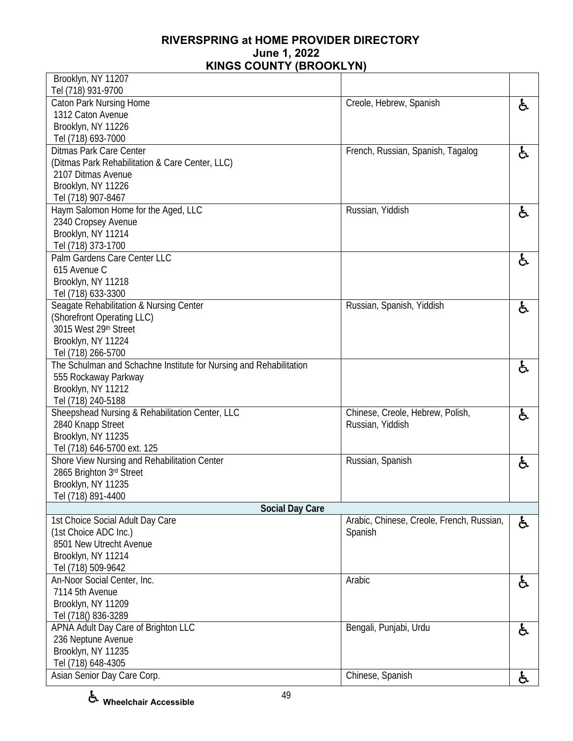# RIVERSPRING at HOME PROVIDER DIRECTORY
## June 1, 2022
## KINGS COUNTY (BROOKLYN)

| Provider | Languages | Wheelchair Accessible |
|---|---|---|
| Brooklyn, NY 11207<br>Tel (718) 931-9700 | | |
| Caton Park Nursing Home<br>1312 Caton Avenue<br>Brooklyn, NY 11226<br>Tel (718) 693-7000 | Creole, Hebrew, Spanish | ♿ |
| Ditmas Park Care Center<br>(Ditmas Park Rehabilitation & Care Center, LLC)<br>2107 Ditmas Avenue<br>Brooklyn, NY 11226<br>Tel (718) 907-8467 | French, Russian, Spanish, Tagalog | ♿ |
| Haym Salomon Home for the Aged, LLC<br>2340 Cropsey Avenue<br>Brooklyn, NY 11214<br>Tel (718) 373-1700 | Russian, Yiddish | ♿ |
| Palm Gardens Care Center LLC<br>615 Avenue C<br>Brooklyn, NY 11218<br>Tel (718) 633-3300 | | ♿ |
| Seagate Rehabilitation & Nursing Center<br>(Shorefront Operating LLC)<br>3015 West 29th Street<br>Brooklyn, NY 11224<br>Tel (718) 266-5700 | Russian, Spanish, Yiddish | ♿ |
| The Schulman and Schachne Institute for Nursing and Rehabilitation<br>555 Rockaway Parkway<br>Brooklyn, NY 11212<br>Tel (718) 240-5188 | | ♿ |
| Sheepshead Nursing & Rehabilitation Center, LLC<br>2840 Knapp Street<br>Brooklyn, NY 11235<br>Tel (718) 646-5700 ext. 125 | Chinese, Creole, Hebrew, Polish, Russian, Yiddish | ♿ |
| Shore View Nursing and Rehabilitation Center<br>2865 Brighton 3rd Street<br>Brooklyn, NY 11235<br>Tel (718) 891-4400 | Russian, Spanish | ♿ |
| **Social Day Care** | | |
| 1st Choice Social Adult Day Care<br>(1st Choice ADC Inc.)<br>8501 New Utrecht Avenue<br>Brooklyn, NY 11214<br>Tel (718) 509-9642 | Arabic, Chinese, Creole, French, Russian, Spanish | ♿ |
| An-Noor Social Center, Inc.<br>7114 5th Avenue<br>Brooklyn, NY 11209<br>Tel (718() 836-3289 | Arabic | ♿ |
| APNA Adult Day Care of Brighton LLC<br>236 Neptune Avenue<br>Brooklyn, NY 11235<br>Tel (718) 648-4305 | Bengali, Punjabi, Urdu | ♿ |
| Asian Senior Day Care Corp. | Chinese, Spanish | ♿ |

♿ Wheelchair Accessible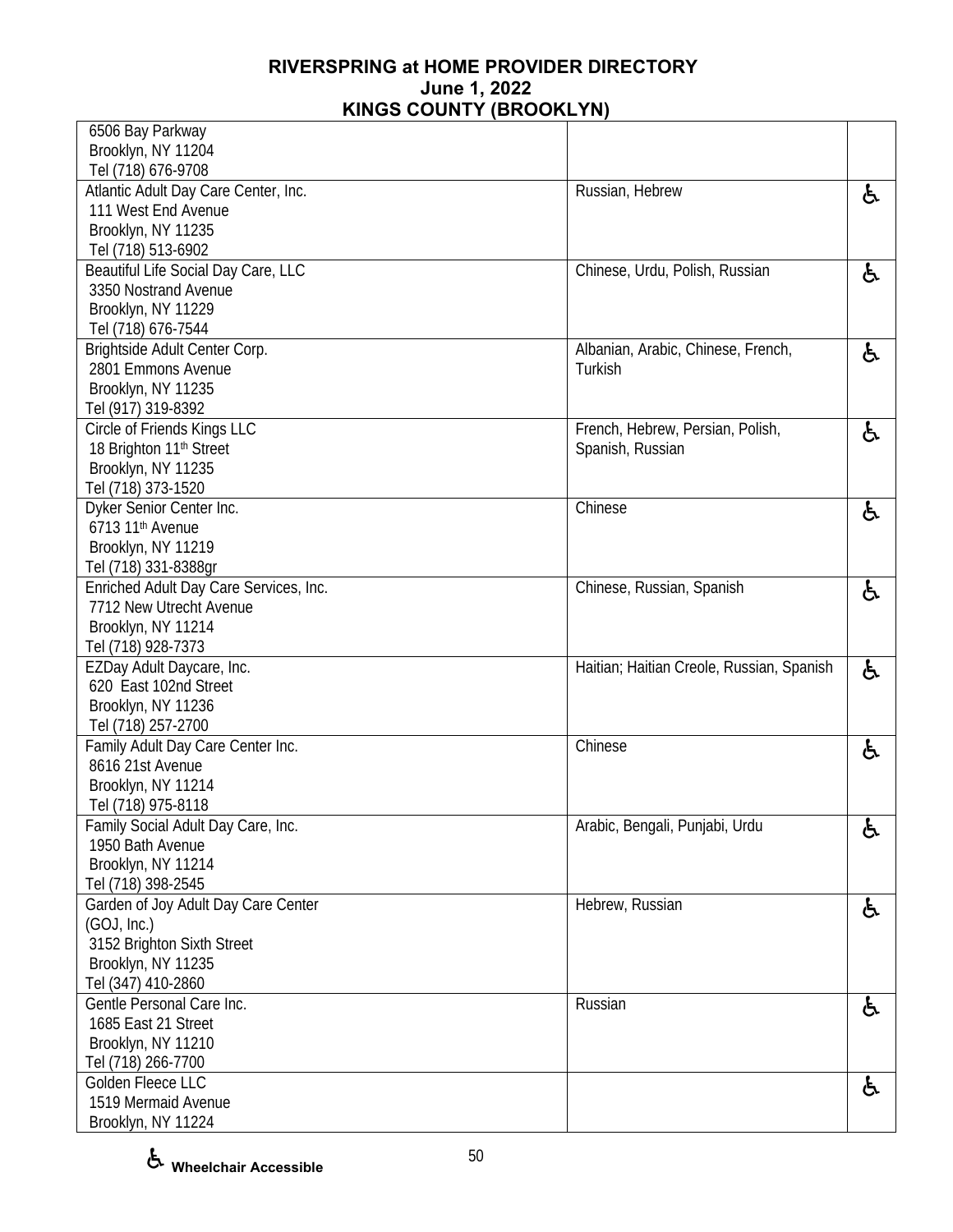# RIVERSPRING at HOME PROVIDER DIRECTORY
## June 1, 2022
## KINGS COUNTY (BROOKLYN)

| | | |
|---|---|---|
| 6506 Bay Parkway<br>Brooklyn, NY 11204<br>Tel (718) 676-9708 | | |
| Atlantic Adult Day Care Center, Inc.<br>111 West End Avenue<br>Brooklyn, NY 11235<br>Tel (718) 513-6902 | Russian, Hebrew | ♿ |
| Beautiful Life Social Day Care, LLC<br>3350 Nostrand Avenue<br>Brooklyn, NY 11229<br>Tel (718) 676-7544 | Chinese, Urdu, Polish, Russian | ♿ |
| Brightside Adult Center Corp.<br>2801 Emmons Avenue<br>Brooklyn, NY 11235<br>Tel (917) 319-8392 | Albanian, Arabic, Chinese, French, Turkish | ♿ |
| Circle of Friends Kings LLC<br>18 Brighton 11th Street<br>Brooklyn, NY 11235<br>Tel (718) 373-1520 | French, Hebrew, Persian, Polish, Spanish, Russian | ♿ |
| Dyker Senior Center Inc.<br>6713 11th Avenue<br>Brooklyn, NY 11219<br>Tel (718) 331-8388gr | Chinese | ♿ |
| Enriched Adult Day Care Services, Inc.<br>7712 New Utrecht Avenue<br>Brooklyn, NY 11214<br>Tel (718) 928-7373 | Chinese, Russian, Spanish | ♿ |
| EZDay Adult Daycare, Inc.<br>620 East 102nd Street<br>Brooklyn, NY 11236<br>Tel (718) 257-2700 | Haitian; Haitian Creole, Russian, Spanish | ♿ |
| Family Adult Day Care Center Inc.<br>8616 21st Avenue<br>Brooklyn, NY 11214<br>Tel (718) 975-8118 | Chinese | ♿ |
| Family Social Adult Day Care, Inc.<br>1950 Bath Avenue<br>Brooklyn, NY 11214<br>Tel (718) 398-2545 | Arabic, Bengali, Punjabi, Urdu | ♿ |
| Garden of Joy Adult Day Care Center (GOJ, Inc.)<br>3152 Brighton Sixth Street<br>Brooklyn, NY 11235<br>Tel (347) 410-2860 | Hebrew, Russian | ♿ |
| Gentle Personal Care Inc.<br>1685 East 21 Street<br>Brooklyn, NY 11210<br>Tel (718) 266-7700 | Russian | ♿ |
| Golden Fleece LLC<br>1519 Mermaid Avenue<br>Brooklyn, NY 11224 | | ♿ |

♿ **Wheelchair Accessible**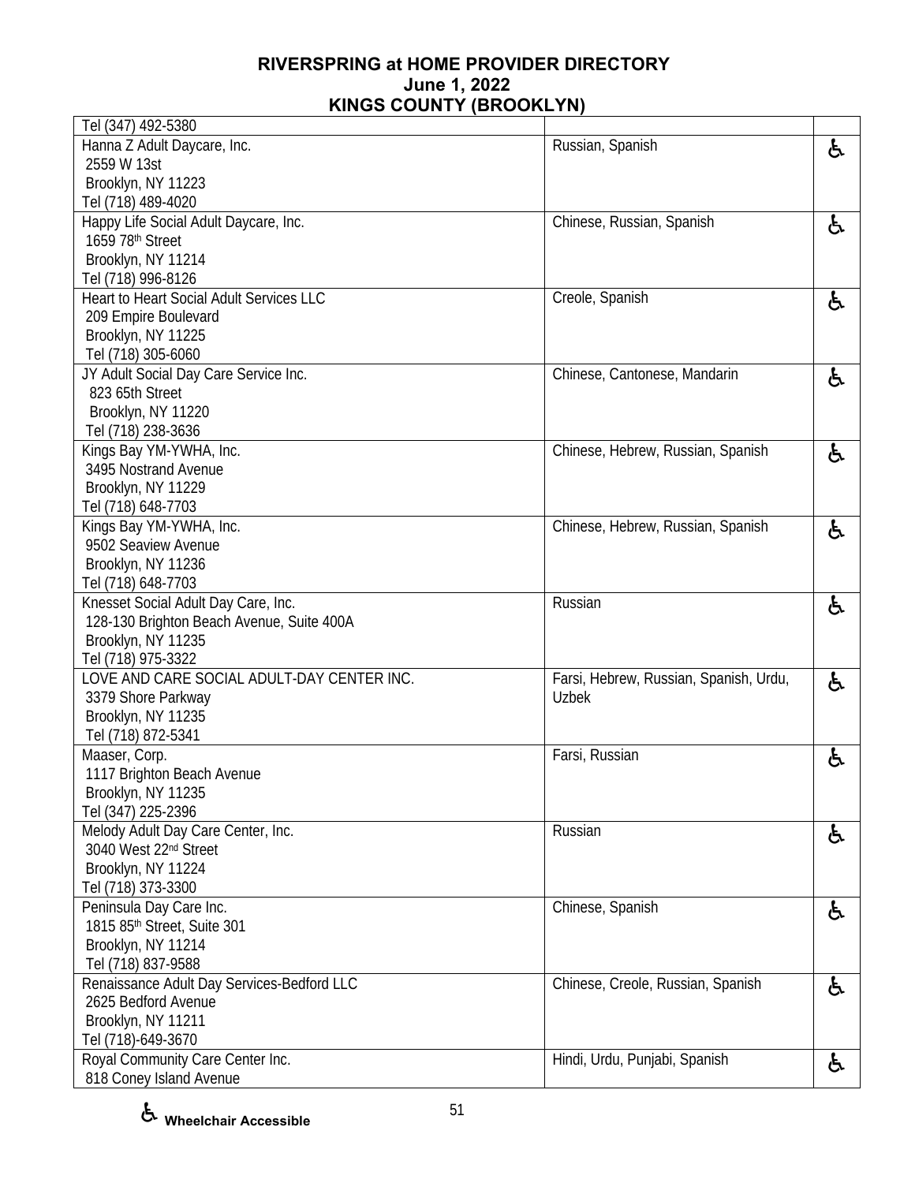# RIVERSPRING at HOME PROVIDER DIRECTORY
## June 1, 2022
## KINGS COUNTY (BROOKLYN)

| | | |
|---|---|---|
| Tel (347) 492-5380 | | |
| Hanna Z Adult Daycare, Inc.<br>2559 W 13st<br>Brooklyn, NY 11223<br>Tel (718) 489-4020 | Russian, Spanish | ♿ |
| Happy Life Social Adult Daycare, Inc.<br>1659 78th Street<br>Brooklyn, NY 11214<br>Tel (718) 996-8126 | Chinese, Russian, Spanish | ♿ |
| Heart to Heart Social Adult Services LLC<br>209 Empire Boulevard<br>Brooklyn, NY 11225<br>Tel (718) 305-6060 | Creole, Spanish | ♿ |
| JY Adult Social Day Care Service Inc.<br>823 65th Street<br>Brooklyn, NY 11220<br>Tel (718) 238-3636 | Chinese, Cantonese, Mandarin | ♿ |
| Kings Bay YM-YWHA, Inc.<br>3495 Nostrand Avenue<br>Brooklyn, NY 11229<br>Tel (718) 648-7703 | Chinese, Hebrew, Russian, Spanish | ♿ |
| Kings Bay YM-YWHA, Inc.<br>9502 Seaview Avenue<br>Brooklyn, NY 11236<br>Tel (718) 648-7703 | Chinese, Hebrew, Russian, Spanish | ♿ |
| Knesset Social Adult Day Care, Inc.<br>128-130 Brighton Beach Avenue, Suite 400A<br>Brooklyn, NY 11235<br>Tel (718) 975-3322 | Russian | ♿ |
| LOVE AND CARE SOCIAL ADULT-DAY CENTER INC.<br>3379 Shore Parkway<br>Brooklyn, NY 11235<br>Tel (718) 872-5341 | Farsi, Hebrew, Russian, Spanish, Urdu, Uzbek | ♿ |
| Maaser, Corp.<br>1117 Brighton Beach Avenue<br>Brooklyn, NY 11235<br>Tel (347) 225-2396 | Farsi, Russian | ♿ |
| Melody Adult Day Care Center, Inc.<br>3040 West 22nd Street<br>Brooklyn, NY 11224<br>Tel (718) 373-3300 | Russian | ♿ |
| Peninsula Day Care Inc.<br>1815 85th Street, Suite 301<br>Brooklyn, NY 11214<br>Tel (718) 837-9588 | Chinese, Spanish | ♿ |
| Renaissance Adult Day Services-Bedford LLC<br>2625 Bedford Avenue<br>Brooklyn, NY 11211<br>Tel (718)-649-3670 | Chinese, Creole, Russian, Spanish | ♿ |
| Royal Community Care Center Inc.<br>818 Coney Island Avenue | Hindi, Urdu, Punjabi, Spanish | ♿ |

♿ **Wheelchair Accessible**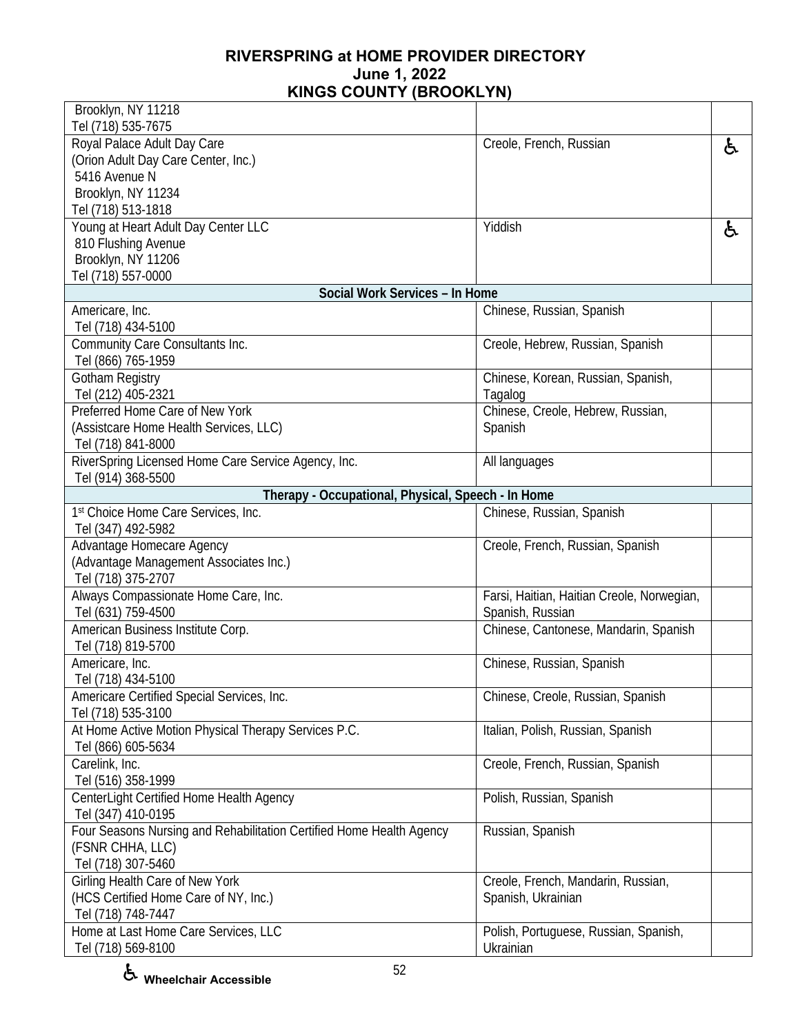| Provider | Languages | |
|---|---|---|
| Brooklyn, NY 11218<br>Tel (718) 535-7675 | | |
| Royal Palace Adult Day Care<br>(Orion Adult Day Care Center, Inc.)<br>5416 Avenue N<br>Brooklyn, NY 11234<br>Tel (718) 513-1818 | Creole, French, Russian | ♿ |
| Young at Heart Adult Day Center LLC<br>810 Flushing Avenue<br>Brooklyn, NY 11206<br>Tel (718) 557-0000 | Yiddish | ♿ |
| **Social Work Services – In Home** | | |
| Americare, Inc.<br>Tel (718) 434-5100 | Chinese, Russian, Spanish | |
| Community Care Consultants Inc.<br>Tel (866) 765-1959 | Creole, Hebrew, Russian, Spanish | |
| Gotham Registry<br>Tel (212) 405-2321 | Chinese, Korean, Russian, Spanish, Tagalog | |
| Preferred Home Care of New York<br>(Assistcare Home Health Services, LLC)<br>Tel (718) 841-8000 | Chinese, Creole, Hebrew, Russian, Spanish | |
| RiverSpring Licensed Home Care Service Agency, Inc.<br>Tel (914) 368-5500 | All languages | |
| **Therapy - Occupational, Physical, Speech - In Home** | | |
| 1st Choice Home Care Services, Inc.<br>Tel (347) 492-5982 | Chinese, Russian, Spanish | |
| Advantage Homecare Agency<br>(Advantage Management Associates Inc.)<br>Tel (718) 375-2707 | Creole, French, Russian, Spanish | |
| Always Compassionate Home Care, Inc.<br>Tel (631) 759-4500 | Farsi, Haitian, Haitian Creole, Norwegian, Spanish, Russian | |
| American Business Institute Corp.<br>Tel (718) 819-5700 | Chinese, Cantonese, Mandarin, Spanish | |
| Americare, Inc.<br>Tel (718) 434-5100 | Chinese, Russian, Spanish | |
| Americare Certified Special Services, Inc.<br>Tel (718) 535-3100 | Chinese, Creole, Russian, Spanish | |
| At Home Active Motion Physical Therapy Services P.C.<br>Tel (866) 605-5634 | Italian, Polish, Russian, Spanish | |
| Carelink, Inc.<br>Tel (516) 358-1999 | Creole, French, Russian, Spanish | |
| CenterLight Certified Home Health Agency<br>Tel (347) 410-0195 | Polish, Russian, Spanish | |
| Four Seasons Nursing and Rehabilitation Certified Home Health Agency<br>(FSNR CHHA, LLC)<br>Tel (718) 307-5460 | Russian, Spanish | |
| Girling Health Care of New York<br>(HCS Certified Home Care of NY, Inc.)<br>Tel (718) 748-7447 | Creole, French, Mandarin, Russian, Spanish, Ukrainian | |
| Home at Last Home Care Services, LLC<br>Tel (718) 569-8100 | Polish, Portuguese, Russian, Spanish, Ukrainian | |

♿ **Wheelchair Accessible**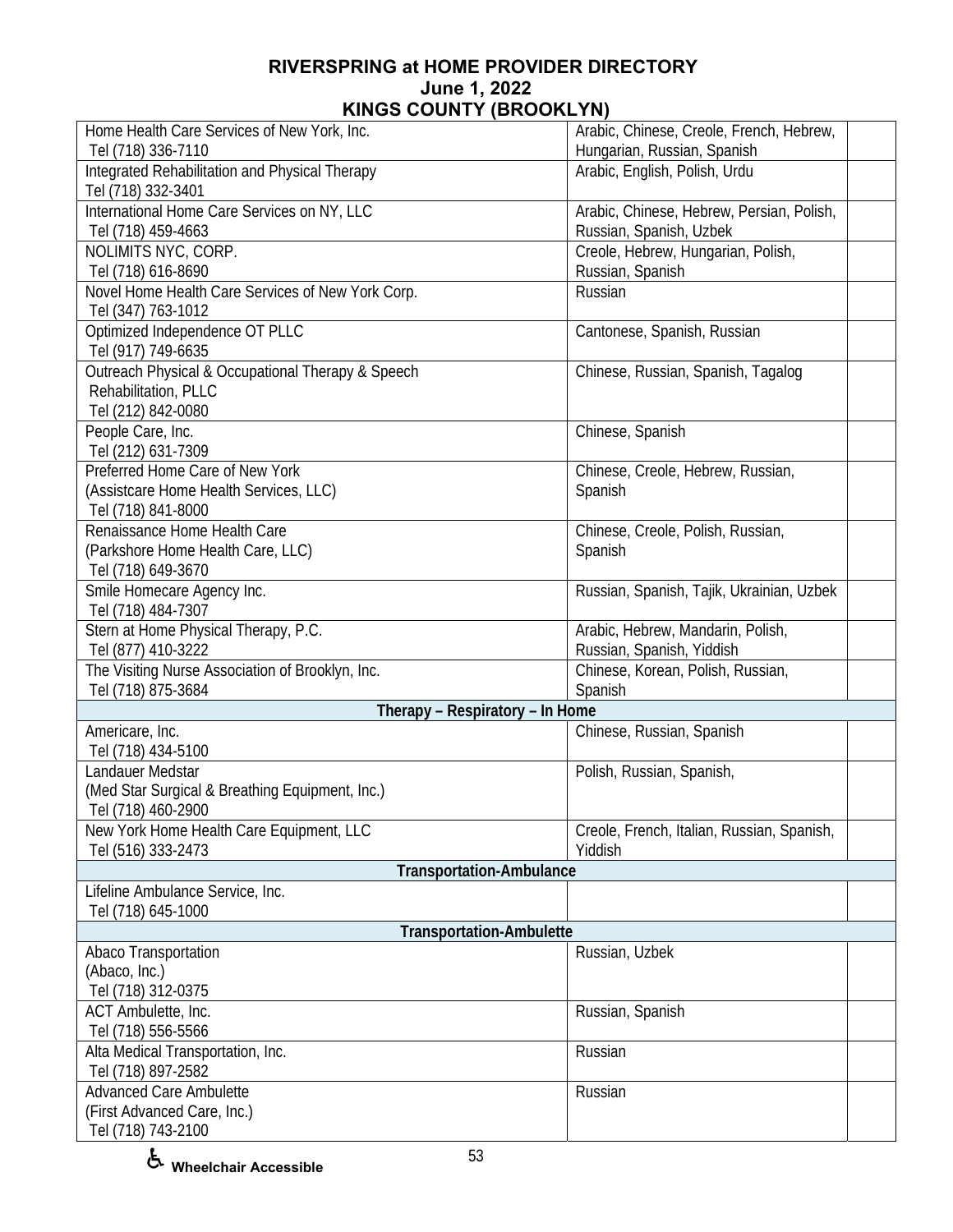# RIVERSPRING at HOME PROVIDER DIRECTORY
## June 1, 2022
## KINGS COUNTY (BROOKLYN)

| Provider | Languages | |
|---|---|---|
| Home Health Care Services of New York, Inc.<br>Tel (718) 336-7110 | Arabic, Chinese, Creole, French, Hebrew, Hungarian, Russian, Spanish | |
| Integrated Rehabilitation and Physical Therapy<br>Tel (718) 332-3401 | Arabic, English, Polish, Urdu | |
| International Home Care Services on NY, LLC<br>Tel (718) 459-4663 | Arabic, Chinese, Hebrew, Persian, Polish, Russian, Spanish, Uzbek | |
| NOLIMITS NYC, CORP.<br>Tel (718) 616-8690 | Creole, Hebrew, Hungarian, Polish, Russian, Spanish | |
| Novel Home Health Care Services of New York Corp.<br>Tel (347) 763-1012 | Russian | |
| Optimized Independence OT PLLC<br>Tel (917) 749-6635 | Cantonese, Spanish, Russian | |
| Outreach Physical & Occupational Therapy & Speech Rehabilitation, PLLC<br>Tel (212) 842-0080 | Chinese, Russian, Spanish, Tagalog | |
| People Care, Inc.<br>Tel (212) 631-7309 | Chinese, Spanish | |
| Preferred Home Care of New York<br>(Assistcare Home Health Services, LLC)<br>Tel (718) 841-8000 | Chinese, Creole, Hebrew, Russian, Spanish | |
| Renaissance Home Health Care<br>(Parkshore Home Health Care, LLC)<br>Tel (718) 649-3670 | Chinese, Creole, Polish, Russian, Spanish | |
| Smile Homecare Agency Inc.<br>Tel (718) 484-7307 | Russian, Spanish, Tajik, Ukrainian, Uzbek | |
| Stern at Home Physical Therapy, P.C.<br>Tel (877) 410-3222 | Arabic, Hebrew, Mandarin, Polish, Russian, Spanish, Yiddish | |
| The Visiting Nurse Association of Brooklyn, Inc.<br>Tel (718) 875-3684 | Chinese, Korean, Polish, Russian, Spanish | |
| **Therapy – Respiratory – In Home** | | |
| Americare, Inc.<br>Tel (718) 434-5100 | Chinese, Russian, Spanish | |
| Landauer Medstar<br>(Med Star Surgical & Breathing Equipment, Inc.)<br>Tel (718) 460-2900 | Polish, Russian, Spanish, | |
| New York Home Health Care Equipment, LLC<br>Tel (516) 333-2473 | Creole, French, Italian, Russian, Spanish, Yiddish | |
| **Transportation-Ambulance** | | |
| Lifeline Ambulance Service, Inc.<br>Tel (718) 645-1000 | | |
| **Transportation-Ambulette** | | |
| Abaco Transportation<br>(Abaco, Inc.)<br>Tel (718) 312-0375 | Russian, Uzbek | |
| ACT Ambulette, Inc.<br>Tel (718) 556-5566 | Russian, Spanish | |
| Alta Medical Transportation, Inc.<br>Tel (718) 897-2582 | Russian | |
| Advanced Care Ambulette<br>(First Advanced Care, Inc.)<br>Tel (718) 743-2100 | Russian | |

♿ Wheelchair Accessible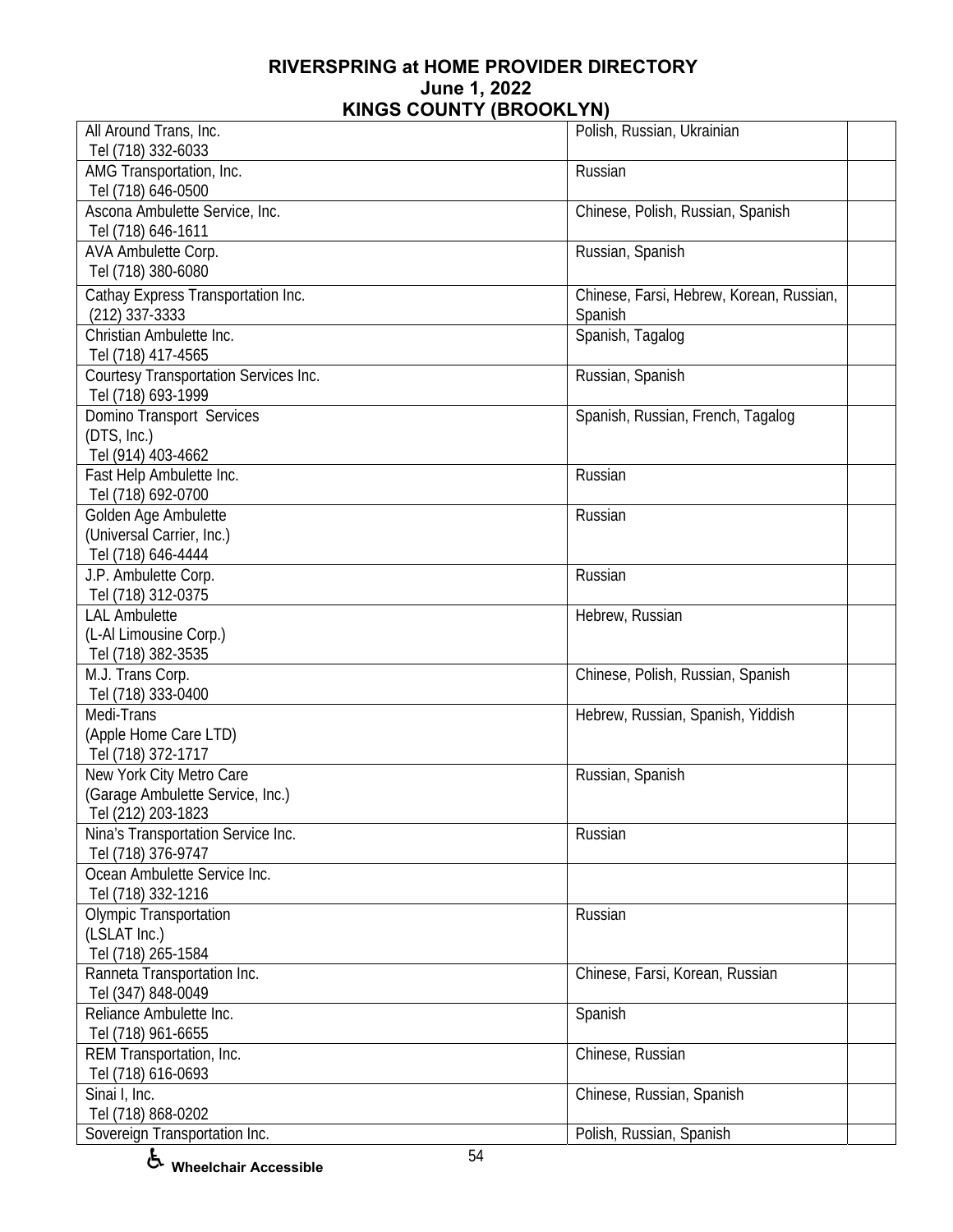**RIVERSPRING at HOME PROVIDER DIRECTORY**
**June 1, 2022**
**KINGS COUNTY (BROOKLYN)**

| | | |
|---|---|---|
| All Around Trans, Inc.<br>Tel (718) 332-6033 | Polish, Russian, Ukrainian | |
| AMG Transportation, Inc.<br>Tel (718) 646-0500 | Russian | |
| Ascona Ambulette Service, Inc.<br>Tel (718) 646-1611 | Chinese, Polish, Russian, Spanish | |
| AVA Ambulette Corp.<br>Tel (718) 380-6080 | Russian, Spanish | |
| Cathay Express Transportation Inc.<br>(212) 337-3333 | Chinese, Farsi, Hebrew, Korean, Russian, Spanish | |
| Christian Ambulette Inc.<br>Tel (718) 417-4565 | Spanish, Tagalog | |
| Courtesy Transportation Services Inc.<br>Tel (718) 693-1999 | Russian, Spanish | |
| Domino Transport Services<br>(DTS, Inc.)<br>Tel (914) 403-4662 | Spanish, Russian, French, Tagalog | |
| Fast Help Ambulette Inc.<br>Tel (718) 692-0700 | Russian | |
| Golden Age Ambulette<br>(Universal Carrier, Inc.)<br>Tel (718) 646-4444 | Russian | |
| J.P. Ambulette Corp.<br>Tel (718) 312-0375 | Russian | |
| LAL Ambulette<br>(L-Al Limousine Corp.)<br>Tel (718) 382-3535 | Hebrew, Russian | |
| M.J. Trans Corp.<br>Tel (718) 333-0400 | Chinese, Polish, Russian, Spanish | |
| Medi-Trans<br>(Apple Home Care LTD)<br>Tel (718) 372-1717 | Hebrew, Russian, Spanish, Yiddish | |
| New York City Metro Care<br>(Garage Ambulette Service, Inc.)<br>Tel (212) 203-1823 | Russian, Spanish | |
| Nina's Transportation Service Inc.<br>Tel (718) 376-9747 | Russian | |
| Ocean Ambulette Service Inc.<br>Tel (718) 332-1216 | | |
| Olympic Transportation<br>(LSLAT Inc.)<br>Tel (718) 265-1584 | Russian | |
| Ranneta Transportation Inc.<br>Tel (347) 848-0049 | Chinese, Farsi, Korean, Russian | |
| Reliance Ambulette Inc.<br>Tel (718) 961-6655 | Spanish | |
| REM Transportation, Inc.<br>Tel (718) 616-0693 | Chinese, Russian | |
| Sinai I, Inc.<br>Tel (718) 868-0202 | Chinese, Russian, Spanish | |
| Sovereign Transportation Inc. | Polish, Russian, Spanish | |

♿ Wheelchair Accessible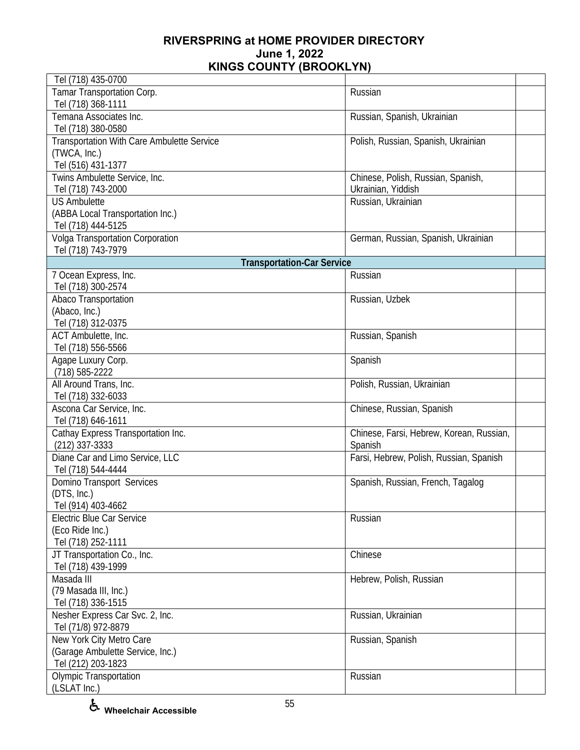| | | |
|---|---|---|
| Tel (718) 435-0700 | | |
| Tamar Transportation Corp.<br>Tel (718) 368-1111 | Russian | |
| Temana Associates Inc.<br>Tel (718) 380-0580 | Russian, Spanish, Ukrainian | |
| Transportation With Care Ambulette Service<br>(TWCA, Inc.)<br>Tel (516) 431-1377 | Polish, Russian, Spanish, Ukrainian | |
| Twins Ambulette Service, Inc.<br>Tel (718) 743-2000 | Chinese, Polish, Russian, Spanish, Ukrainian, Yiddish | |
| US Ambulette<br>(ABBA Local Transportation Inc.)<br>Tel (718) 444-5125 | Russian, Ukrainian | |
| Volga Transportation Corporation<br>Tel (718) 743-7979 | German, Russian, Spanish, Ukrainian | |
| **Transportation-Car Service** | | |
| 7 Ocean Express, Inc.<br>Tel (718) 300-2574 | Russian | |
| Abaco Transportation<br>(Abaco, Inc.)<br>Tel (718) 312-0375 | Russian, Uzbek | |
| ACT Ambulette, Inc.<br>Tel (718) 556-5566 | Russian, Spanish | |
| Agape Luxury Corp.<br>(718) 585-2222 | Spanish | |
| All Around Trans, Inc.<br>Tel (718) 332-6033 | Polish, Russian, Ukrainian | |
| Ascona Car Service, Inc.<br>Tel (718) 646-1611 | Chinese, Russian, Spanish | |
| Cathay Express Transportation Inc.<br>(212) 337-3333 | Chinese, Farsi, Hebrew, Korean, Russian, Spanish | |
| Diane Car and Limo Service, LLC<br>Tel (718) 544-4444 | Farsi, Hebrew, Polish, Russian, Spanish | |
| Domino Transport Services<br>(DTS, Inc.)<br>Tel (914) 403-4662 | Spanish, Russian, French, Tagalog | |
| Electric Blue Car Service<br>(Eco Ride Inc.)<br>Tel (718) 252-1111 | Russian | |
| JT Transportation Co., Inc.<br>Tel (718) 439-1999 | Chinese | |
| Masada III<br>(79 Masada III, Inc.)<br>Tel (718) 336-1515 | Hebrew, Polish, Russian | |
| Nesher Express Car Svc. 2, Inc.<br>Tel (71/8) 972-8879 | Russian, Ukrainian | |
| New York City Metro Care<br>(Garage Ambulette Service, Inc.)<br>Tel (212) 203-1823 | Russian, Spanish | |
| Olympic Transportation<br>(LSLAT Inc.) | Russian | |

♿ Wheelchair Accessible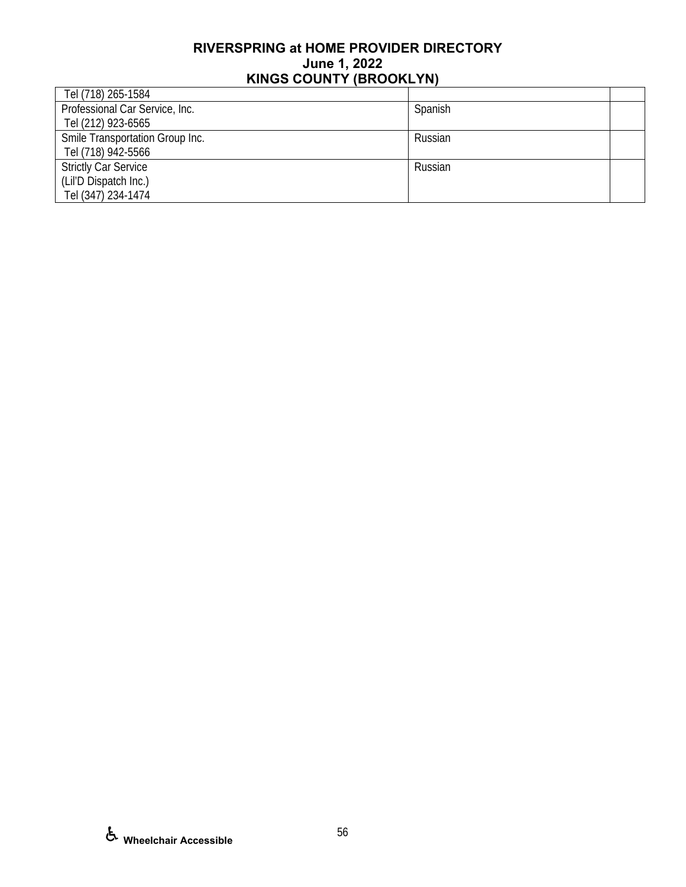# RIVERSPRING at HOME PROVIDER DIRECTORY
## June 1, 2022
## KINGS COUNTY (BROOKLYN)

| | | |
|---|---|---|
| Tel (718) 265-1584 | | |
| Professional Car Service, Inc.<br>Tel (212) 923-6565 | Spanish | |
| Smile Transportation Group Inc.<br>Tel (718) 942-5566 | Russian | |
| Strictly Car Service<br>(Lil'D Dispatch Inc.)<br>Tel (347) 234-1474 | Russian | |

♿ **Wheelchair Accessible**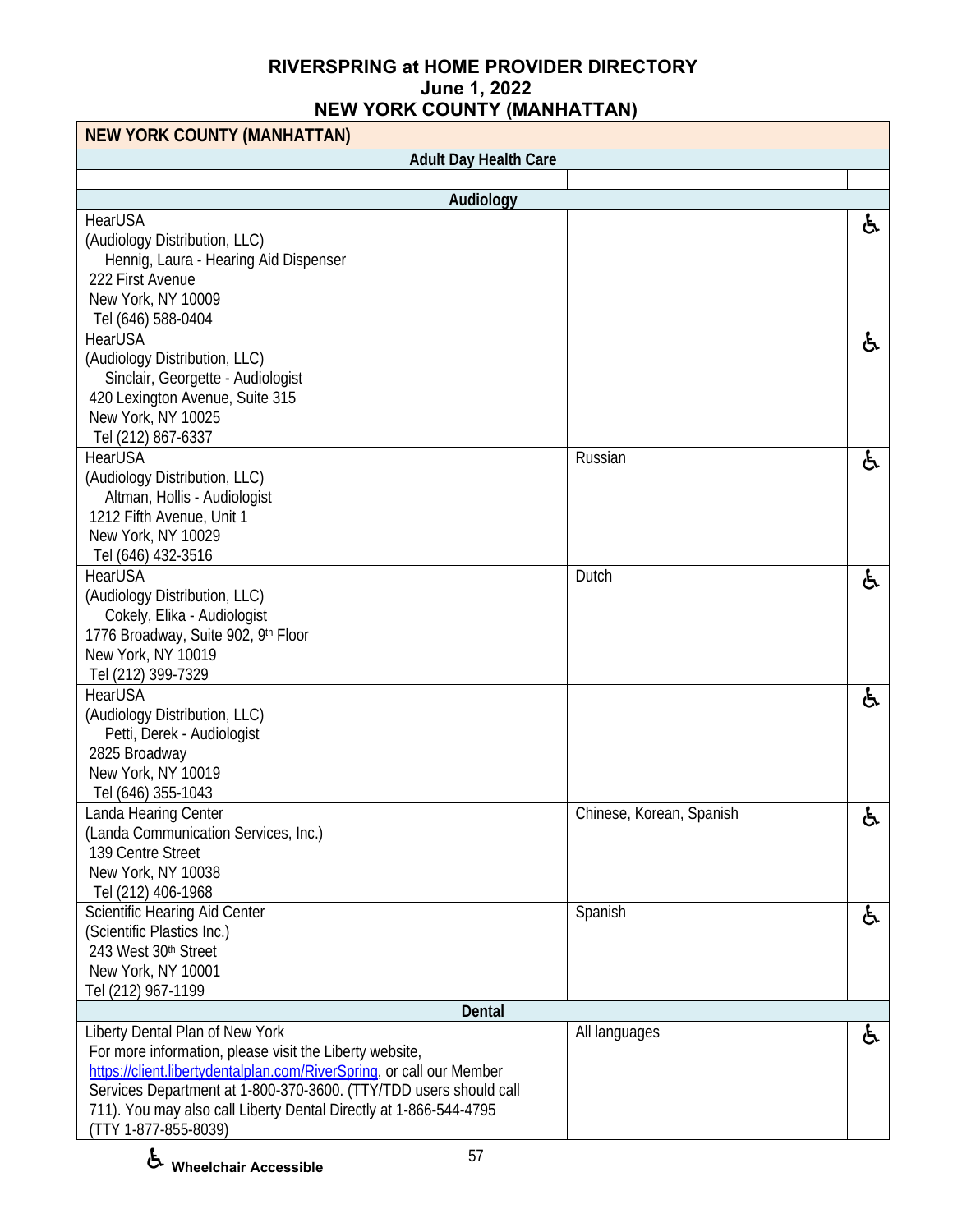**RIVERSPRING at HOME PROVIDER DIRECTORY**
**June 1, 2022**
**NEW YORK COUNTY (MANHATTAN)**

| NEW YORK COUNTY (MANHATTAN) | | |
|---|---|---|
| **Adult Day Health Care** | | |
| | | |
| **Audiology** | | |
| HearUSA<br>(Audiology Distribution, LLC)<br>Hennig, Laura - Hearing Aid Dispenser<br>222 First Avenue<br>New York, NY 10009<br>Tel (646) 588-0404 | | ♿ |
| HearUSA<br>(Audiology Distribution, LLC)<br>Sinclair, Georgette - Audiologist<br>420 Lexington Avenue, Suite 315<br>New York, NY 10025<br>Tel (212) 867-6337 | | ♿ |
| HearUSA<br>(Audiology Distribution, LLC)<br>Altman, Hollis - Audiologist<br>1212 Fifth Avenue, Unit 1<br>New York, NY 10029<br>Tel (646) 432-3516 | Russian | ♿ |
| HearUSA<br>(Audiology Distribution, LLC)<br>Cokely, Elika - Audiologist<br>1776 Broadway, Suite 902, 9th Floor<br>New York, NY 10019<br>Tel (212) 399-7329 | Dutch | ♿ |
| HearUSA<br>(Audiology Distribution, LLC)<br>Petti, Derek - Audiologist<br>2825 Broadway<br>New York, NY 10019<br>Tel (646) 355-1043 | | ♿ |
| Landa Hearing Center<br>(Landa Communication Services, Inc.)<br>139 Centre Street<br>New York, NY 10038<br>Tel (212) 406-1968 | Chinese, Korean, Spanish | ♿ |
| Scientific Hearing Aid Center<br>(Scientific Plastics Inc.)<br>243 West 30th Street<br>New York, NY 10001<br>Tel (212) 967-1199 | Spanish | ♿ |
| **Dental** | | |
| Liberty Dental Plan of New York<br>For more information, please visit the Liberty website, https://client.libertydentalplan.com/RiverSpring, or call our Member Services Department at 1-800-370-3600. (TTY/TDD users should call 711). You may also call Liberty Dental Directly at 1-866-544-4795 (TTY 1-877-855-8039) | All languages | ♿ |

♿ **Wheelchair Accessible**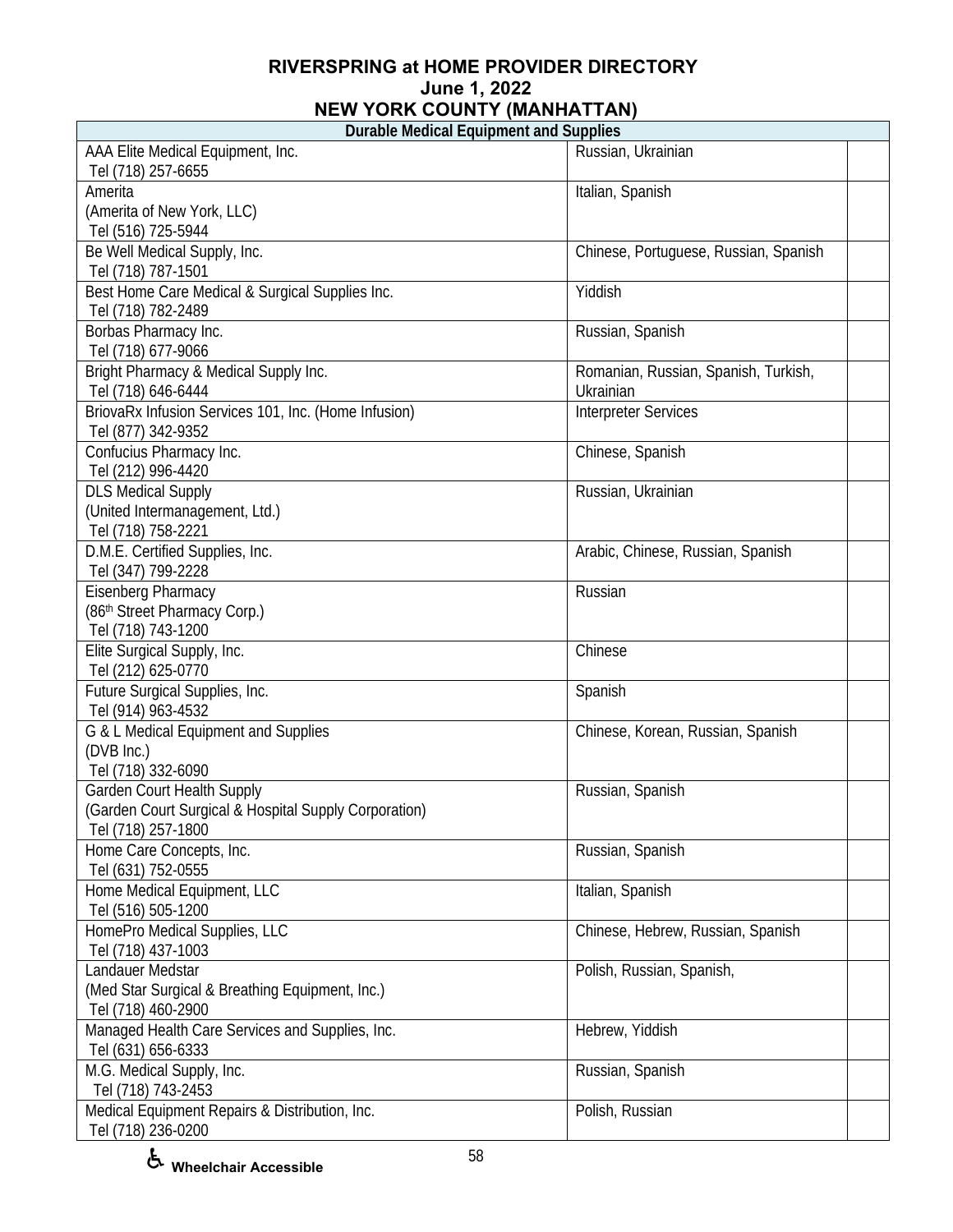# RIVERSPRING at HOME PROVIDER DIRECTORY
## June 1, 2022
## NEW YORK COUNTY (MANHATTAN)

| Durable Medical Equipment and Supplies | | |
|---|---|---|
| AAA Elite Medical Equipment, Inc.<br>Tel (718) 257-6655 | Russian, Ukrainian | |
| Amerita<br>(Amerita of New York, LLC)<br>Tel (516) 725-5944 | Italian, Spanish | |
| Be Well Medical Supply, Inc.<br>Tel (718) 787-1501 | Chinese, Portuguese, Russian, Spanish | |
| Best Home Care Medical & Surgical Supplies Inc.<br>Tel (718) 782-2489 | Yiddish | |
| Borbas Pharmacy Inc.<br>Tel (718) 677-9066 | Russian, Spanish | |
| Bright Pharmacy & Medical Supply Inc.<br>Tel (718) 646-6444 | Romanian, Russian, Spanish, Turkish, Ukrainian | |
| BriovaRx Infusion Services 101, Inc. (Home Infusion)<br>Tel (877) 342-9352 | Interpreter Services | |
| Confucius Pharmacy Inc.<br>Tel (212) 996-4420 | Chinese, Spanish | |
| DLS Medical Supply<br>(United Intermanagement, Ltd.)<br>Tel (718) 758-2221 | Russian, Ukrainian | |
| D.M.E. Certified Supplies, Inc.<br>Tel (347) 799-2228 | Arabic, Chinese, Russian, Spanish | |
| Eisenberg Pharmacy<br>(86th Street Pharmacy Corp.)<br>Tel (718) 743-1200 | Russian | |
| Elite Surgical Supply, Inc.<br>Tel (212) 625-0770 | Chinese | |
| Future Surgical Supplies, Inc.<br>Tel (914) 963-4532 | Spanish | |
| G & L Medical Equipment and Supplies<br>(DVB Inc.)<br>Tel (718) 332-6090 | Chinese, Korean, Russian, Spanish | |
| Garden Court Health Supply<br>(Garden Court Surgical & Hospital Supply Corporation)<br>Tel (718) 257-1800 | Russian, Spanish | |
| Home Care Concepts, Inc.<br>Tel (631) 752-0555 | Russian, Spanish | |
| Home Medical Equipment, LLC<br>Tel (516) 505-1200 | Italian, Spanish | |
| HomePro Medical Supplies, LLC<br>Tel (718) 437-1003 | Chinese, Hebrew, Russian, Spanish | |
| Landauer Medstar<br>(Med Star Surgical & Breathing Equipment, Inc.)<br>Tel (718) 460-2900 | Polish, Russian, Spanish, | |
| Managed Health Care Services and Supplies, Inc.<br>Tel (631) 656-6333 | Hebrew, Yiddish | |
| M.G. Medical Supply, Inc.<br>Tel (718) 743-2453 | Russian, Spanish | |
| Medical Equipment Repairs & Distribution, Inc.<br>Tel (718) 236-0200 | Polish, Russian | |

♿ Wheelchair Accessible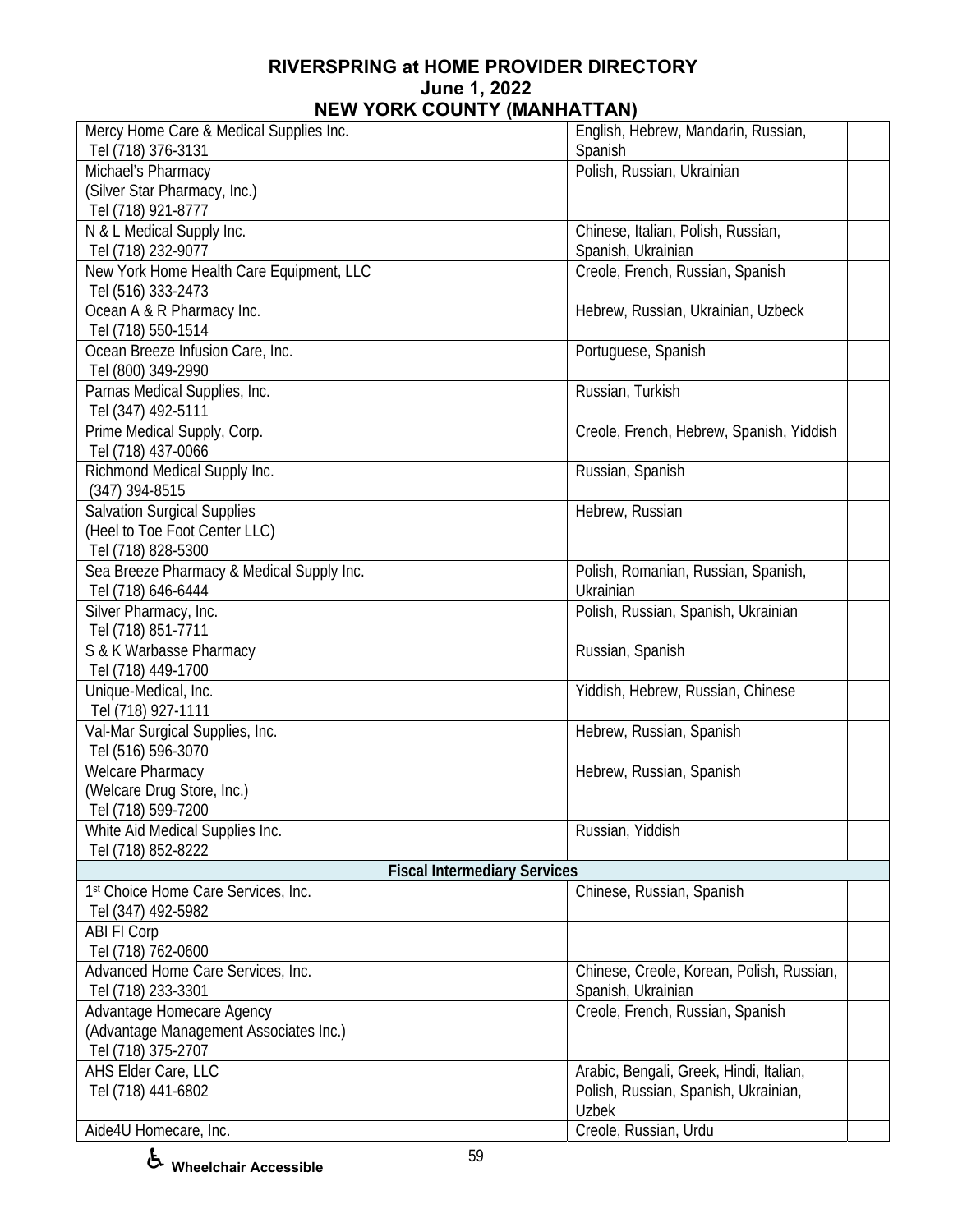# RIVERSPRING at HOME PROVIDER DIRECTORY
## June 1, 2022
## NEW YORK COUNTY (MANHATTAN)

| | | |
|---|---|---|
| Mercy Home Care & Medical Supplies Inc.<br>Tel (718) 376-3131 | English, Hebrew, Mandarin, Russian, Spanish | |
| Michael's Pharmacy<br>(Silver Star Pharmacy, Inc.)<br>Tel (718) 921-8777 | Polish, Russian, Ukrainian | |
| N & L Medical Supply Inc.<br>Tel (718) 232-9077 | Chinese, Italian, Polish, Russian, Spanish, Ukrainian | |
| New York Home Health Care Equipment, LLC<br>Tel (516) 333-2473 | Creole, French, Russian, Spanish | |
| Ocean A & R Pharmacy Inc.<br>Tel (718) 550-1514 | Hebrew, Russian, Ukrainian, Uzbeck | |
| Ocean Breeze Infusion Care, Inc.<br>Tel (800) 349-2990 | Portuguese, Spanish | |
| Parnas Medical Supplies, Inc.<br>Tel (347) 492-5111 | Russian, Turkish | |
| Prime Medical Supply, Corp.<br>Tel (718) 437-0066 | Creole, French, Hebrew, Spanish, Yiddish | |
| Richmond Medical Supply Inc.<br>(347) 394-8515 | Russian, Spanish | |
| Salvation Surgical Supplies<br>(Heel to Toe Foot Center LLC)<br>Tel (718) 828-5300 | Hebrew, Russian | |
| Sea Breeze Pharmacy & Medical Supply Inc.<br>Tel (718) 646-6444 | Polish, Romanian, Russian, Spanish, Ukrainian | |
| Silver Pharmacy, Inc.<br>Tel (718) 851-7711 | Polish, Russian, Spanish, Ukrainian | |
| S & K Warbasse Pharmacy<br>Tel (718) 449-1700 | Russian, Spanish | |
| Unique-Medical, Inc.<br>Tel (718) 927-1111 | Yiddish, Hebrew, Russian, Chinese | |
| Val-Mar Surgical Supplies, Inc.<br>Tel (516) 596-3070 | Hebrew, Russian, Spanish | |
| Welcare Pharmacy<br>(Welcare Drug Store, Inc.)<br>Tel (718) 599-7200 | Hebrew, Russian, Spanish | |
| White Aid Medical Supplies Inc.<br>Tel (718) 852-8222 | Russian, Yiddish | |
| **Fiscal Intermediary Services** | | |
| 1st Choice Home Care Services, Inc.<br>Tel (347) 492-5982 | Chinese, Russian, Spanish | |
| ABI FI Corp<br>Tel (718) 762-0600 | | |
| Advanced Home Care Services, Inc.<br>Tel (718) 233-3301 | Chinese, Creole, Korean, Polish, Russian, Spanish, Ukrainian | |
| Advantage Homecare Agency<br>(Advantage Management Associates Inc.)<br>Tel (718) 375-2707 | Creole, French, Russian, Spanish | |
| AHS Elder Care, LLC<br>Tel (718) 441-6802 | Arabic, Bengali, Greek, Hindi, Italian, Polish, Russian, Spanish, Ukrainian, Uzbek | |
| Aide4U Homecare, Inc. | Creole, Russian, Urdu | |

♿ Wheelchair Accessible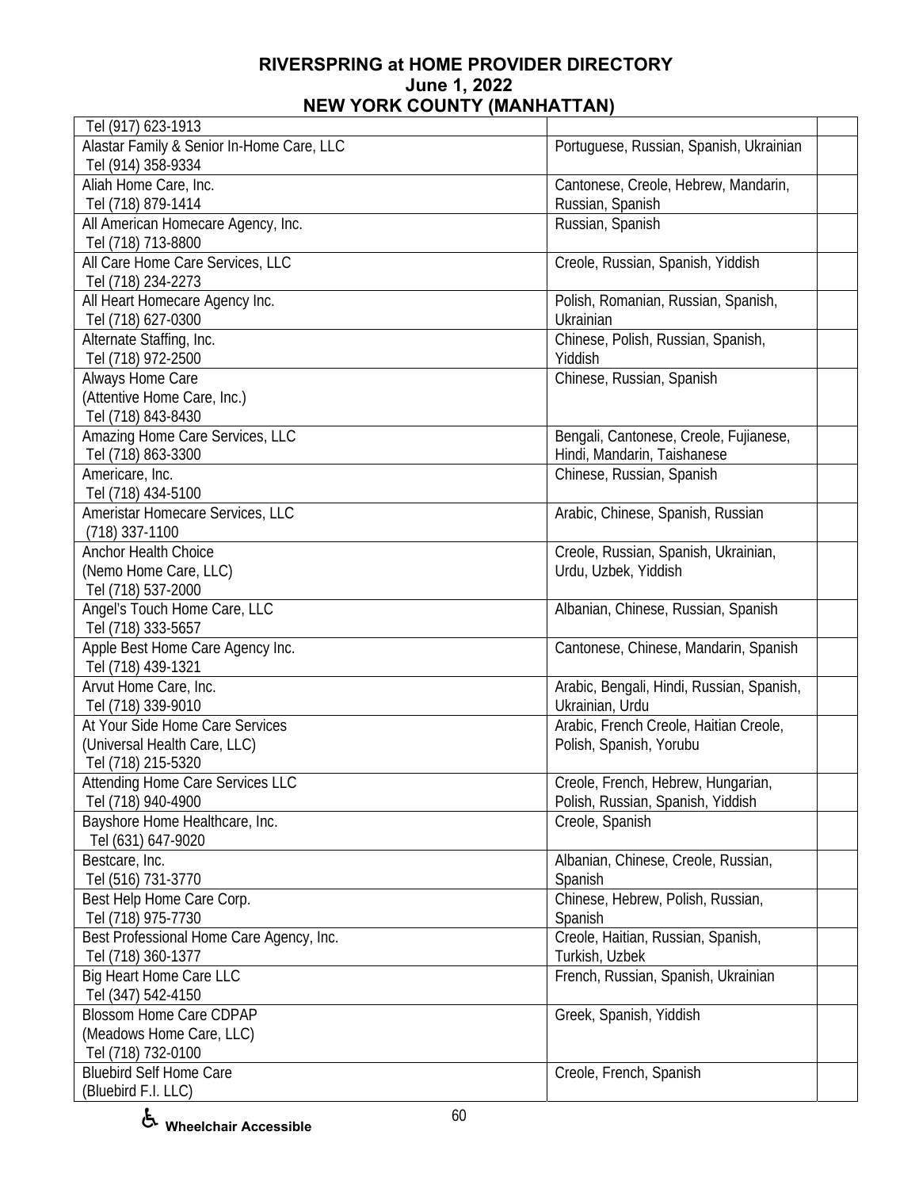# RIVERSPRING at HOME PROVIDER DIRECTORY
## June 1, 2022
## NEW YORK COUNTY (MANHATTAN)

| | | |
|---|---|---|
| Tel (917) 623-1913 | | |
| Alastar Family & Senior In-Home Care, LLC<br>Tel (914) 358-9334 | Portuguese, Russian, Spanish, Ukrainian | |
| Aliah Home Care, Inc.<br>Tel (718) 879-1414 | Cantonese, Creole, Hebrew, Mandarin, Russian, Spanish | |
| All American Homecare Agency, Inc.<br>Tel (718) 713-8800 | Russian, Spanish | |
| All Care Home Care Services, LLC<br>Tel (718) 234-2273 | Creole, Russian, Spanish, Yiddish | |
| All Heart Homecare Agency Inc.<br>Tel (718) 627-0300 | Polish, Romanian, Russian, Spanish, Ukrainian | |
| Alternate Staffing, Inc.<br>Tel (718) 972-2500 | Chinese, Polish, Russian, Spanish, Yiddish | |
| Always Home Care<br>(Attentive Home Care, Inc.)<br>Tel (718) 843-8430 | Chinese, Russian, Spanish | |
| Amazing Home Care Services, LLC<br>Tel (718) 863-3300 | Bengali, Cantonese, Creole, Fujianese, Hindi, Mandarin, Taishanese | |
| Americare, Inc.<br>Tel (718) 434-5100 | Chinese, Russian, Spanish | |
| Ameristar Homecare Services, LLC<br>(718) 337-1100 | Arabic, Chinese, Spanish, Russian | |
| Anchor Health Choice<br>(Nemo Home Care, LLC)<br>Tel (718) 537-2000 | Creole, Russian, Spanish, Ukrainian, Urdu, Uzbek, Yiddish | |
| Angel's Touch Home Care, LLC<br>Tel (718) 333-5657 | Albanian, Chinese, Russian, Spanish | |
| Apple Best Home Care Agency Inc.<br>Tel (718) 439-1321 | Cantonese, Chinese, Mandarin, Spanish | |
| Arvut Home Care, Inc.<br>Tel (718) 339-9010 | Arabic, Bengali, Hindi, Russian, Spanish, Ukrainian, Urdu | |
| At Your Side Home Care Services<br>(Universal Health Care, LLC)<br>Tel (718) 215-5320 | Arabic, French Creole, Haitian Creole, Polish, Spanish, Yorubu | |
| Attending Home Care Services LLC<br>Tel (718) 940-4900 | Creole, French, Hebrew, Hungarian, Polish, Russian, Spanish, Yiddish | |
| Bayshore Home Healthcare, Inc.<br>Tel (631) 647-9020 | Creole, Spanish | |
| Bestcare, Inc.<br>Tel (516) 731-3770 | Albanian, Chinese, Creole, Russian, Spanish | |
| Best Help Home Care Corp.<br>Tel (718) 975-7730 | Chinese, Hebrew, Polish, Russian, Spanish | |
| Best Professional Home Care Agency, Inc.<br>Tel (718) 360-1377 | Creole, Haitian, Russian, Spanish, Turkish, Uzbek | |
| Big Heart Home Care LLC<br>Tel (347) 542-4150 | French, Russian, Spanish, Ukrainian | |
| Blossom Home Care CDPAP<br>(Meadows Home Care, LLC)<br>Tel (718) 732-0100 | Greek, Spanish, Yiddish | |
| Bluebird Self Home Care<br>(Bluebird F.I. LLC) | Creole, French, Spanish | |

♿ Wheelchair Accessible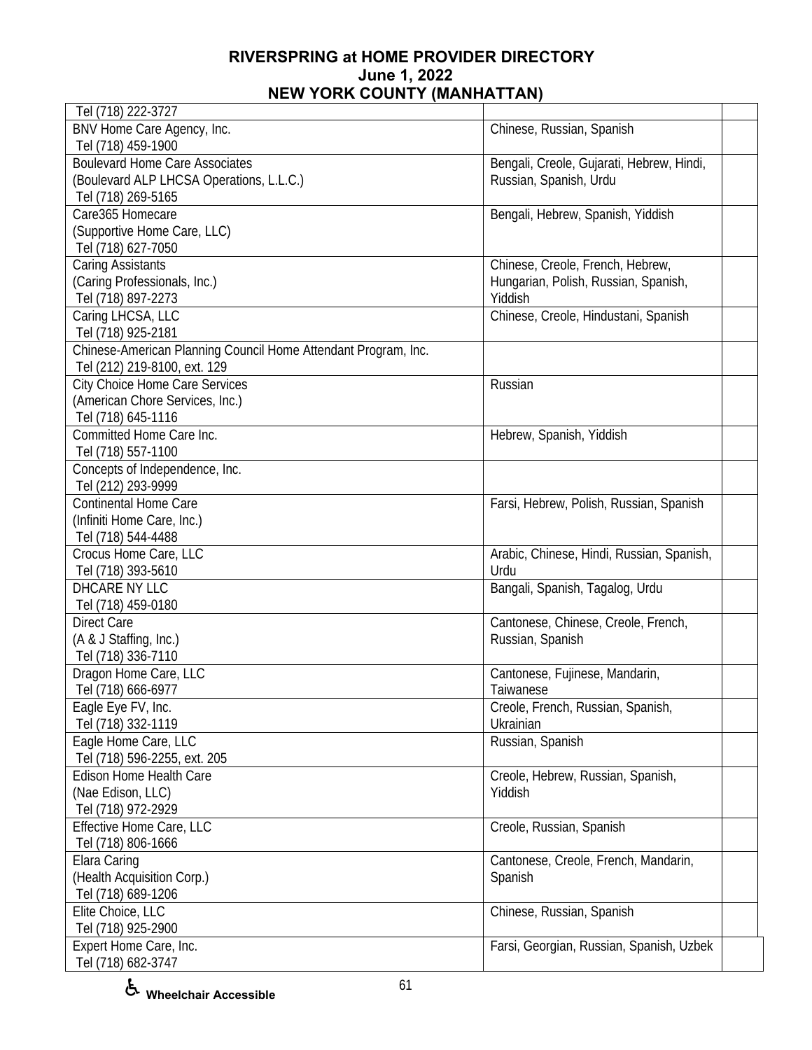# RIVERSPRING at HOME PROVIDER DIRECTORY
## June 1, 2022
## NEW YORK COUNTY (MANHATTAN)

| | | |
|---|---|---|
| Tel (718) 222-3727 | | |
| BNV Home Care Agency, Inc.<br>Tel (718) 459-1900 | Chinese, Russian, Spanish | |
| Boulevard Home Care Associates<br>(Boulevard ALP LHCSA Operations, L.L.C.)<br>Tel (718) 269-5165 | Bengali, Creole, Gujarati, Hebrew, Hindi, Russian, Spanish, Urdu | |
| Care365 Homecare<br>(Supportive Home Care, LLC)<br>Tel (718) 627-7050 | Bengali, Hebrew, Spanish, Yiddish | |
| Caring Assistants<br>(Caring Professionals, Inc.)<br>Tel (718) 897-2273 | Chinese, Creole, French, Hebrew, Hungarian, Polish, Russian, Spanish, Yiddish | |
| Caring LHCSA, LLC<br>Tel (718) 925-2181 | Chinese, Creole, Hindustani, Spanish | |
| Chinese-American Planning Council Home Attendant Program, Inc.<br>Tel (212) 219-8100, ext. 129 | | |
| City Choice Home Care Services<br>(American Chore Services, Inc.)<br>Tel (718) 645-1116 | Russian | |
| Committed Home Care Inc.<br>Tel (718) 557-1100 | Hebrew, Spanish, Yiddish | |
| Concepts of Independence, Inc.<br>Tel (212) 293-9999 | | |
| Continental Home Care<br>(Infiniti Home Care, Inc.)<br>Tel (718) 544-4488 | Farsi, Hebrew, Polish, Russian, Spanish | |
| Crocus Home Care, LLC<br>Tel (718) 393-5610 | Arabic, Chinese, Hindi, Russian, Spanish, Urdu | |
| DHCARE NY LLC<br>Tel (718) 459-0180 | Bangali, Spanish, Tagalog, Urdu | |
| Direct Care<br>(A & J Staffing, Inc.)<br>Tel (718) 336-7110 | Cantonese, Chinese, Creole, French, Russian, Spanish | |
| Dragon Home Care, LLC<br>Tel (718) 666-6977 | Cantonese, Fujinese, Mandarin, Taiwanese | |
| Eagle Eye FV, Inc.<br>Tel (718) 332-1119 | Creole, French, Russian, Spanish, Ukrainian | |
| Eagle Home Care, LLC<br>Tel (718) 596-2255, ext. 205 | Russian, Spanish | |
| Edison Home Health Care<br>(Nae Edison, LLC)<br>Tel (718) 972-2929 | Creole, Hebrew, Russian, Spanish, Yiddish | |
| Effective Home Care, LLC<br>Tel (718) 806-1666 | Creole, Russian, Spanish | |
| Elara Caring<br>(Health Acquisition Corp.)<br>Tel (718) 689-1206 | Cantonese, Creole, French, Mandarin, Spanish | |
| Elite Choice, LLC<br>Tel (718) 925-2900 | Chinese, Russian, Spanish | |
| Expert Home Care, Inc.<br>Tel (718) 682-3747 | Farsi, Georgian, Russian, Spanish, Uzbek | |

♿ Wheelchair Accessible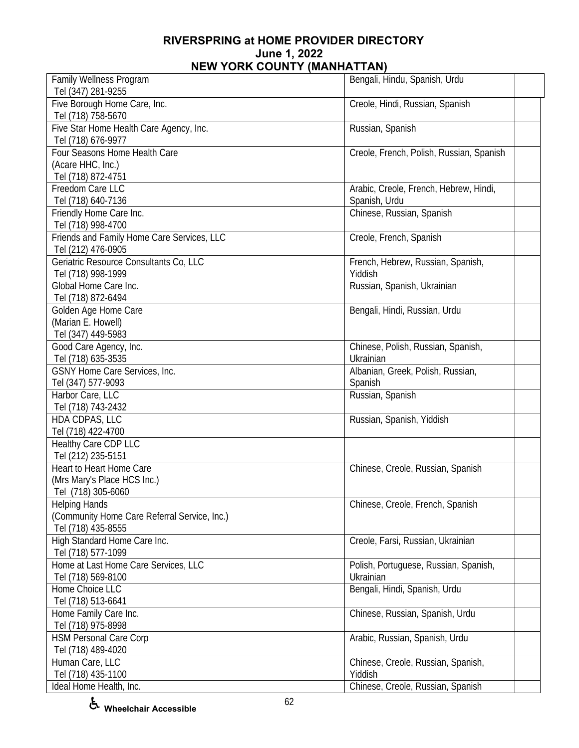# RIVERSPRING at HOME PROVIDER DIRECTORY
## June 1, 2022
## NEW YORK COUNTY (MANHATTAN)

| Provider | Languages | |
|---|---|---|
| Family Wellness Program<br>Tel (347) 281-9255 | Bengali, Hindu, Spanish, Urdu | |
| Five Borough Home Care, Inc.<br>Tel (718) 758-5670 | Creole, Hindi, Russian, Spanish | |
| Five Star Home Health Care Agency, Inc.<br>Tel (718) 676-9977 | Russian, Spanish | |
| Four Seasons Home Health Care<br>(Acare HHC, Inc.)<br>Tel (718) 872-4751 | Creole, French, Polish, Russian, Spanish | |
| Freedom Care LLC<br>Tel (718) 640-7136 | Arabic, Creole, French, Hebrew, Hindi, Spanish, Urdu | |
| Friendly Home Care Inc.<br>Tel (718) 998-4700 | Chinese, Russian, Spanish | |
| Friends and Family Home Care Services, LLC<br>Tel (212) 476-0905 | Creole, French, Spanish | |
| Geriatric Resource Consultants Co, LLC<br>Tel (718) 998-1999 | French, Hebrew, Russian, Spanish, Yiddish | |
| Global Home Care Inc.<br>Tel (718) 872-6494 | Russian, Spanish, Ukrainian | |
| Golden Age Home Care<br>(Marian E. Howell)<br>Tel (347) 449-5983 | Bengali, Hindi, Russian, Urdu | |
| Good Care Agency, Inc.<br>Tel (718) 635-3535 | Chinese, Polish, Russian, Spanish, Ukrainian | |
| GSNY Home Care Services, Inc.<br>Tel (347) 577-9093 | Albanian, Greek, Polish, Russian, Spanish | |
| Harbor Care, LLC<br>Tel (718) 743-2432 | Russian, Spanish | |
| HDA CDPAS, LLC<br>Tel (718) 422-4700 | Russian, Spanish, Yiddish | |
| Healthy Care CDP LLC<br>Tel (212) 235-5151 | | |
| Heart to Heart Home Care<br>(Mrs Mary's Place HCS Inc.)<br>Tel (718) 305-6060 | Chinese, Creole, Russian, Spanish | |
| Helping Hands<br>(Community Home Care Referral Service, Inc.)<br>Tel (718) 435-8555 | Chinese, Creole, French, Spanish | |
| High Standard Home Care Inc.<br>Tel (718) 577-1099 | Creole, Farsi, Russian, Ukrainian | |
| Home at Last Home Care Services, LLC<br>Tel (718) 569-8100 | Polish, Portuguese, Russian, Spanish, Ukrainian | |
| Home Choice LLC<br>Tel (718) 513-6641 | Bengali, Hindi, Spanish, Urdu | |
| Home Family Care Inc.<br>Tel (718) 975-8998 | Chinese, Russian, Spanish, Urdu | |
| HSM Personal Care Corp<br>Tel (718) 489-4020 | Arabic, Russian, Spanish, Urdu | |
| Human Care, LLC<br>Tel (718) 435-1100 | Chinese, Creole, Russian, Spanish, Yiddish | |
| Ideal Home Health, Inc. | Chinese, Creole, Russian, Spanish | |

♿ Wheelchair Accessible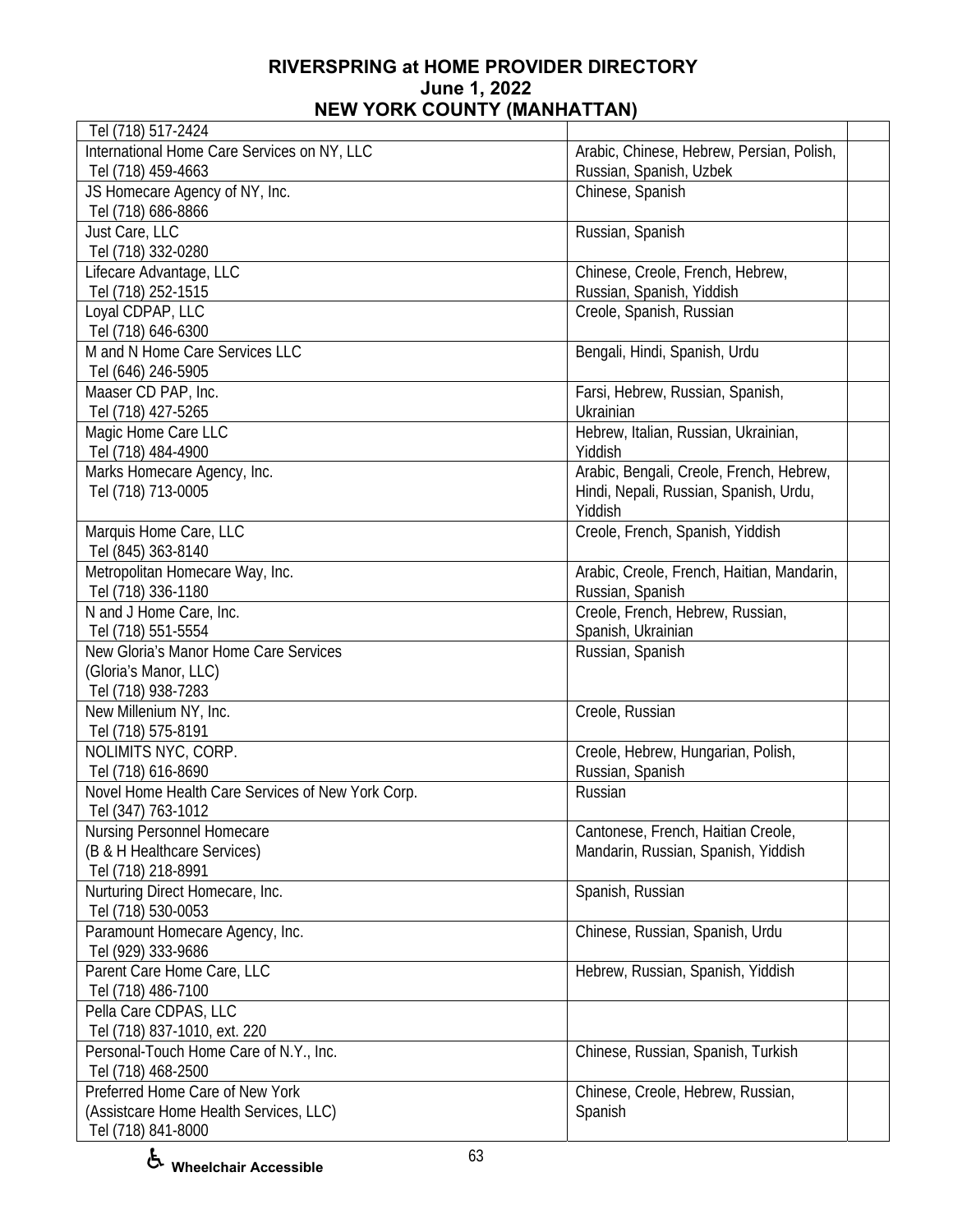# RIVERSPRING at HOME PROVIDER DIRECTORY
## June 1, 2022
## NEW YORK COUNTY (MANHATTAN)

| | | |
|---|---|---|
| Tel (718) 517-2424 | | |
| International Home Care Services on NY, LLC<br>Tel (718) 459-4663 | Arabic, Chinese, Hebrew, Persian, Polish, Russian, Spanish, Uzbek | |
| JS Homecare Agency of NY, Inc.<br>Tel (718) 686-8866 | Chinese, Spanish | |
| Just Care, LLC<br>Tel (718) 332-0280 | Russian, Spanish | |
| Lifecare Advantage, LLC<br>Tel (718) 252-1515 | Chinese, Creole, French, Hebrew, Russian, Spanish, Yiddish | |
| Loyal CDPAP, LLC<br>Tel (718) 646-6300 | Creole, Spanish, Russian | |
| M and N Home Care Services LLC<br>Tel (646) 246-5905 | Bengali, Hindi, Spanish, Urdu | |
| Maaser CD PAP, Inc.<br>Tel (718) 427-5265 | Farsi, Hebrew, Russian, Spanish, Ukrainian | |
| Magic Home Care LLC<br>Tel (718) 484-4900 | Hebrew, Italian, Russian, Ukrainian, Yiddish | |
| Marks Homecare Agency, Inc.<br>Tel (718) 713-0005 | Arabic, Bengali, Creole, French, Hebrew, Hindi, Nepali, Russian, Spanish, Urdu, Yiddish | |
| Marquis Home Care, LLC<br>Tel (845) 363-8140 | Creole, French, Spanish, Yiddish | |
| Metropolitan Homecare Way, Inc.<br>Tel (718) 336-1180 | Arabic, Creole, French, Haitian, Mandarin, Russian, Spanish | |
| N and J Home Care, Inc.<br>Tel (718) 551-5554 | Creole, French, Hebrew, Russian, Spanish, Ukrainian | |
| New Gloria's Manor Home Care Services<br>(Gloria's Manor, LLC)<br>Tel (718) 938-7283 | Russian, Spanish | |
| New Millenium NY, Inc.<br>Tel (718) 575-8191 | Creole, Russian | |
| NOLIMITS NYC, CORP.<br>Tel (718) 616-8690 | Creole, Hebrew, Hungarian, Polish, Russian, Spanish | |
| Novel Home Health Care Services of New York Corp.<br>Tel (347) 763-1012 | Russian | |
| Nursing Personnel Homecare<br>(B & H Healthcare Services)<br>Tel (718) 218-8991 | Cantonese, French, Haitian Creole, Mandarin, Russian, Spanish, Yiddish | |
| Nurturing Direct Homecare, Inc.<br>Tel (718) 530-0053 | Spanish, Russian | |
| Paramount Homecare Agency, Inc.<br>Tel (929) 333-9686 | Chinese, Russian, Spanish, Urdu | |
| Parent Care Home Care, LLC<br>Tel (718) 486-7100 | Hebrew, Russian, Spanish, Yiddish | |
| Pella Care CDPAS, LLC<br>Tel (718) 837-1010, ext. 220 | | |
| Personal-Touch Home Care of N.Y., Inc.<br>Tel (718) 468-2500 | Chinese, Russian, Spanish, Turkish | |
| Preferred Home Care of New York<br>(Assistcare Home Health Services, LLC)<br>Tel (718) 841-8000 | Chinese, Creole, Hebrew, Russian, Spanish | |

♿ Wheelchair Accessible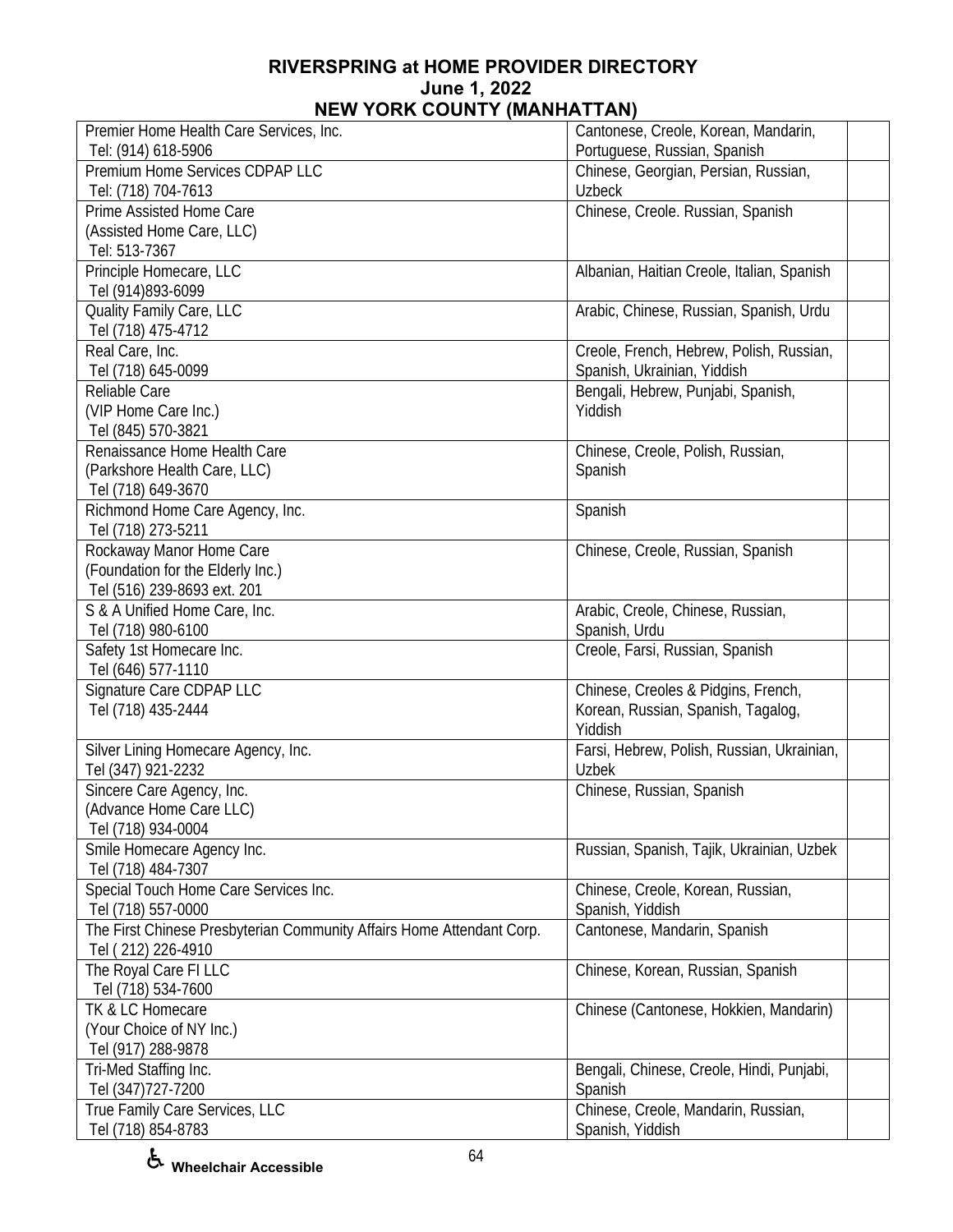# RIVERSPRING at HOME PROVIDER DIRECTORY
## June 1, 2022
## NEW YORK COUNTY (MANHATTAN)

| Provider | Languages | |
|---|---|---|
| Premier Home Health Care Services, Inc.<br>Tel: (914) 618-5906 | Cantonese, Creole, Korean, Mandarin, Portuguese, Russian, Spanish | |
| Premium Home Services CDPAP LLC<br>Tel: (718) 704-7613 | Chinese, Georgian, Persian, Russian, Uzbeck | |
| Prime Assisted Home Care<br>(Assisted Home Care, LLC)<br>Tel: 513-7367 | Chinese, Creole. Russian, Spanish | |
| Principle Homecare, LLC<br>Tel (914)893-6099 | Albanian, Haitian Creole, Italian, Spanish | |
| Quality Family Care, LLC<br>Tel (718) 475-4712 | Arabic, Chinese, Russian, Spanish, Urdu | |
| Real Care, Inc.<br>Tel (718) 645-0099 | Creole, French, Hebrew, Polish, Russian, Spanish, Ukrainian, Yiddish | |
| Reliable Care<br>(VIP Home Care Inc.)<br>Tel (845) 570-3821 | Bengali, Hebrew, Punjabi, Spanish, Yiddish | |
| Renaissance Home Health Care<br>(Parkshore Health Care, LLC)<br>Tel (718) 649-3670 | Chinese, Creole, Polish, Russian, Spanish | |
| Richmond Home Care Agency, Inc.<br>Tel (718) 273-5211 | Spanish | |
| Rockaway Manor Home Care<br>(Foundation for the Elderly Inc.)<br>Tel (516) 239-8693 ext. 201 | Chinese, Creole, Russian, Spanish | |
| S & A Unified Home Care, Inc.<br>Tel (718) 980-6100 | Arabic, Creole, Chinese, Russian, Spanish, Urdu | |
| Safety 1st Homecare Inc.<br>Tel (646) 577-1110 | Creole, Farsi, Russian, Spanish | |
| Signature Care CDPAP LLC<br>Tel (718) 435-2444 | Chinese, Creoles & Pidgins, French, Korean, Russian, Spanish, Tagalog, Yiddish | |
| Silver Lining Homecare Agency, Inc.<br>Tel (347) 921-2232 | Farsi, Hebrew, Polish, Russian, Ukrainian, Uzbek | |
| Sincere Care Agency, Inc.<br>(Advance Home Care LLC)<br>Tel (718) 934-0004 | Chinese, Russian, Spanish | |
| Smile Homecare Agency Inc.<br>Tel (718) 484-7307 | Russian, Spanish, Tajik, Ukrainian, Uzbek | |
| Special Touch Home Care Services Inc.<br>Tel (718) 557-0000 | Chinese, Creole, Korean, Russian, Spanish, Yiddish | |
| The First Chinese Presbyterian Community Affairs Home Attendant Corp.<br>Tel ( 212) 226-4910 | Cantonese, Mandarin, Spanish | |
| The Royal Care FI LLC<br>Tel (718) 534-7600 | Chinese, Korean, Russian, Spanish | |
| TK & LC Homecare<br>(Your Choice of NY Inc.)<br>Tel (917) 288-9878 | Chinese (Cantonese, Hokkien, Mandarin) | |
| Tri-Med Staffing Inc.<br>Tel (347)727-7200 | Bengali, Chinese, Creole, Hindi, Punjabi, Spanish | |
| True Family Care Services, LLC<br>Tel (718) 854-8783 | Chinese, Creole, Mandarin, Russian, Spanish, Yiddish | |

♿ Wheelchair Accessible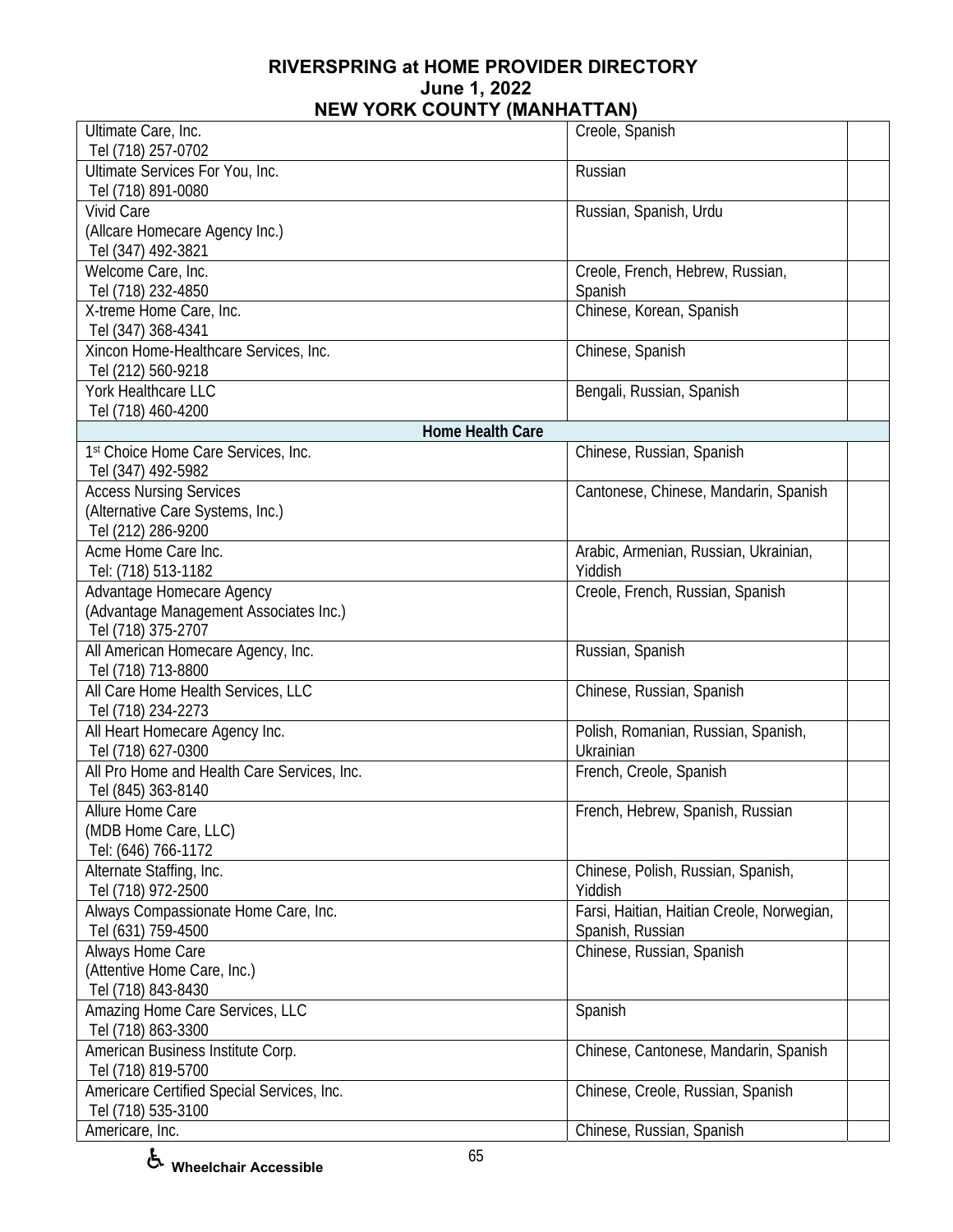# RIVERSPRING at HOME PROVIDER DIRECTORY
## June 1, 2022
## NEW YORK COUNTY (MANHATTAN)

| Provider | Languages | |
|---|---|---|
| Ultimate Care, Inc.<br>Tel (718) 257-0702 | Creole, Spanish | |
| Ultimate Services For You, Inc.<br>Tel (718) 891-0080 | Russian | |
| Vivid Care<br>(Allcare Homecare Agency Inc.)<br>Tel (347) 492-3821 | Russian, Spanish, Urdu | |
| Welcome Care, Inc.<br>Tel (718) 232-4850 | Creole, French, Hebrew, Russian, Spanish | |
| X-treme Home Care, Inc.<br>Tel (347) 368-4341 | Chinese, Korean, Spanish | |
| Xincon Home-Healthcare Services, Inc.<br>Tel (212) 560-9218 | Chinese, Spanish | |
| York Healthcare LLC<br>Tel (718) 460-4200 | Bengali, Russian, Spanish | |
| **Home Health Care** | | |
| 1st Choice Home Care Services, Inc.<br>Tel (347) 492-5982 | Chinese, Russian, Spanish | |
| Access Nursing Services<br>(Alternative Care Systems, Inc.)<br>Tel (212) 286-9200 | Cantonese, Chinese, Mandarin, Spanish | |
| Acme Home Care Inc.<br>Tel: (718) 513-1182 | Arabic, Armenian, Russian, Ukrainian, Yiddish | |
| Advantage Homecare Agency<br>(Advantage Management Associates Inc.)<br>Tel (718) 375-2707 | Creole, French, Russian, Spanish | |
| All American Homecare Agency, Inc.<br>Tel (718) 713-8800 | Russian, Spanish | |
| All Care Home Health Services, LLC<br>Tel (718) 234-2273 | Chinese, Russian, Spanish | |
| All Heart Homecare Agency Inc.<br>Tel (718) 627-0300 | Polish, Romanian, Russian, Spanish, Ukrainian | |
| All Pro Home and Health Care Services, Inc.<br>Tel (845) 363-8140 | French, Creole, Spanish | |
| Allure Home Care<br>(MDB Home Care, LLC)<br>Tel: (646) 766-1172 | French, Hebrew, Spanish, Russian | |
| Alternate Staffing, Inc.<br>Tel (718) 972-2500 | Chinese, Polish, Russian, Spanish, Yiddish | |
| Always Compassionate Home Care, Inc.<br>Tel (631) 759-4500 | Farsi, Haitian, Haitian Creole, Norwegian, Spanish, Russian | |
| Always Home Care<br>(Attentive Home Care, Inc.)<br>Tel (718) 843-8430 | Chinese, Russian, Spanish | |
| Amazing Home Care Services, LLC<br>Tel (718) 863-3300 | Spanish | |
| American Business Institute Corp.<br>Tel (718) 819-5700 | Chinese, Cantonese, Mandarin, Spanish | |
| Americare Certified Special Services, Inc.<br>Tel (718) 535-3100 | Chinese, Creole, Russian, Spanish | |
| Americare, Inc. | Chinese, Russian, Spanish | |

♿ Wheelchair Accessible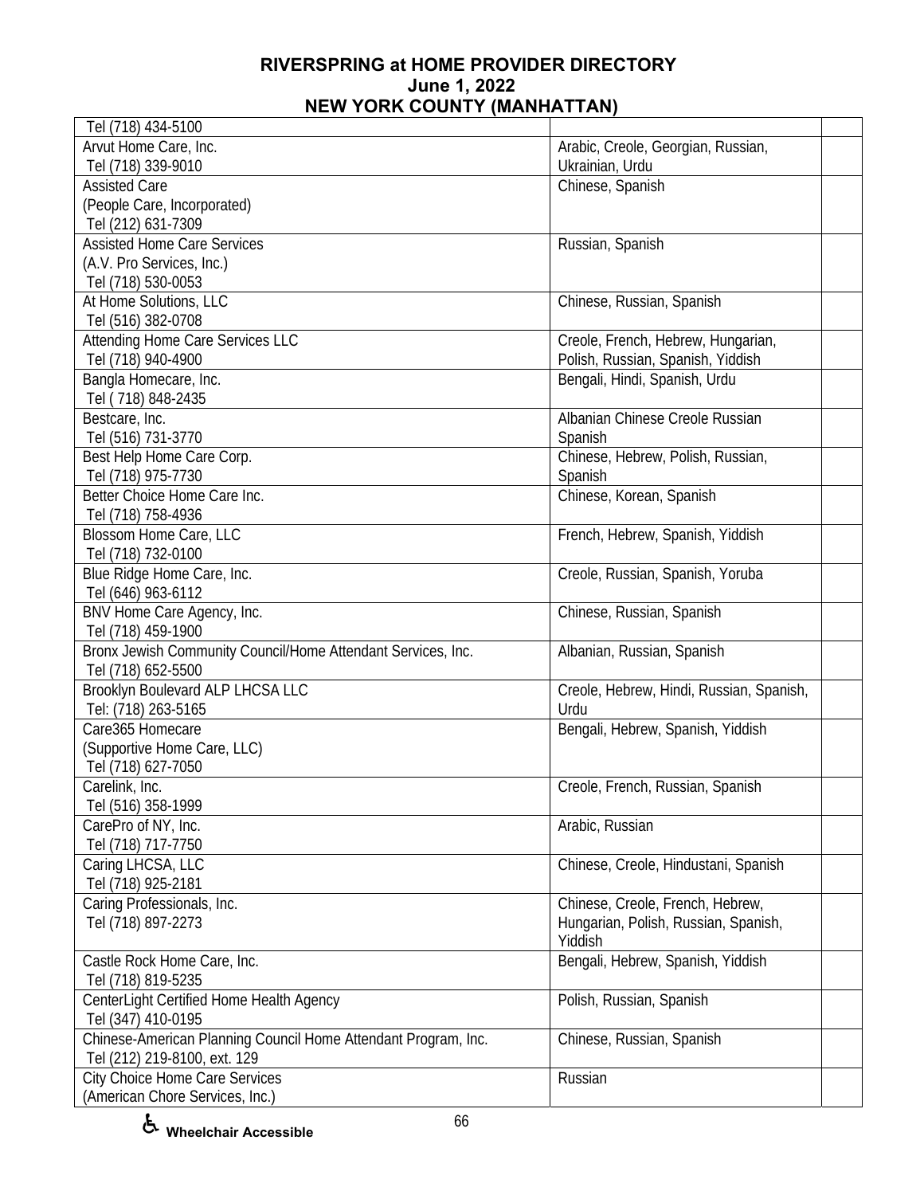# RIVERSPRING at HOME PROVIDER DIRECTORY
## June 1, 2022
## NEW YORK COUNTY (MANHATTAN)

| | | |
|---|---|---|
| Tel (718) 434-5100 | | |
| Arvut Home Care, Inc.<br>Tel (718) 339-9010 | Arabic, Creole, Georgian, Russian, Ukrainian, Urdu | |
| Assisted Care<br>(People Care, Incorporated)<br>Tel (212) 631-7309 | Chinese, Spanish | |
| Assisted Home Care Services<br>(A.V. Pro Services, Inc.)<br>Tel (718) 530-0053 | Russian, Spanish | |
| At Home Solutions, LLC<br>Tel (516) 382-0708 | Chinese, Russian, Spanish | |
| Attending Home Care Services LLC<br>Tel (718) 940-4900 | Creole, French, Hebrew, Hungarian, Polish, Russian, Spanish, Yiddish | |
| Bangla Homecare, Inc.<br>Tel ( 718) 848-2435 | Bengali, Hindi, Spanish, Urdu | |
| Bestcare, Inc.<br>Tel (516) 731-3770 | Albanian Chinese Creole Russian Spanish | |
| Best Help Home Care Corp.<br>Tel (718) 975-7730 | Chinese, Hebrew, Polish, Russian, Spanish | |
| Better Choice Home Care Inc.<br>Tel (718) 758-4936 | Chinese, Korean, Spanish | |
| Blossom Home Care, LLC<br>Tel (718) 732-0100 | French, Hebrew, Spanish, Yiddish | |
| Blue Ridge Home Care, Inc.<br>Tel (646) 963-6112 | Creole, Russian, Spanish, Yoruba | |
| BNV Home Care Agency, Inc.<br>Tel (718) 459-1900 | Chinese, Russian, Spanish | |
| Bronx Jewish Community Council/Home Attendant Services, Inc.<br>Tel (718) 652-5500 | Albanian, Russian, Spanish | |
| Brooklyn Boulevard ALP LHCSA LLC<br>Tel: (718) 263-5165 | Creole, Hebrew, Hindi, Russian, Spanish, Urdu | |
| Care365 Homecare<br>(Supportive Home Care, LLC)<br>Tel (718) 627-7050 | Bengali, Hebrew, Spanish, Yiddish | |
| Carelink, Inc.<br>Tel (516) 358-1999 | Creole, French, Russian, Spanish | |
| CarePro of NY, Inc.<br>Tel (718) 717-7750 | Arabic, Russian | |
| Caring LHCSA, LLC<br>Tel (718) 925-2181 | Chinese, Creole, Hindustani, Spanish | |
| Caring Professionals, Inc.<br>Tel (718) 897-2273 | Chinese, Creole, French, Hebrew, Hungarian, Polish, Russian, Spanish, Yiddish | |
| Castle Rock Home Care, Inc.<br>Tel (718) 819-5235 | Bengali, Hebrew, Spanish, Yiddish | |
| CenterLight Certified Home Health Agency<br>Tel (347) 410-0195 | Polish, Russian, Spanish | |
| Chinese-American Planning Council Home Attendant Program, Inc.<br>Tel (212) 219-8100, ext. 129 | Chinese, Russian, Spanish | |
| City Choice Home Care Services<br>(American Chore Services, Inc.) | Russian | |

♿ Wheelchair Accessible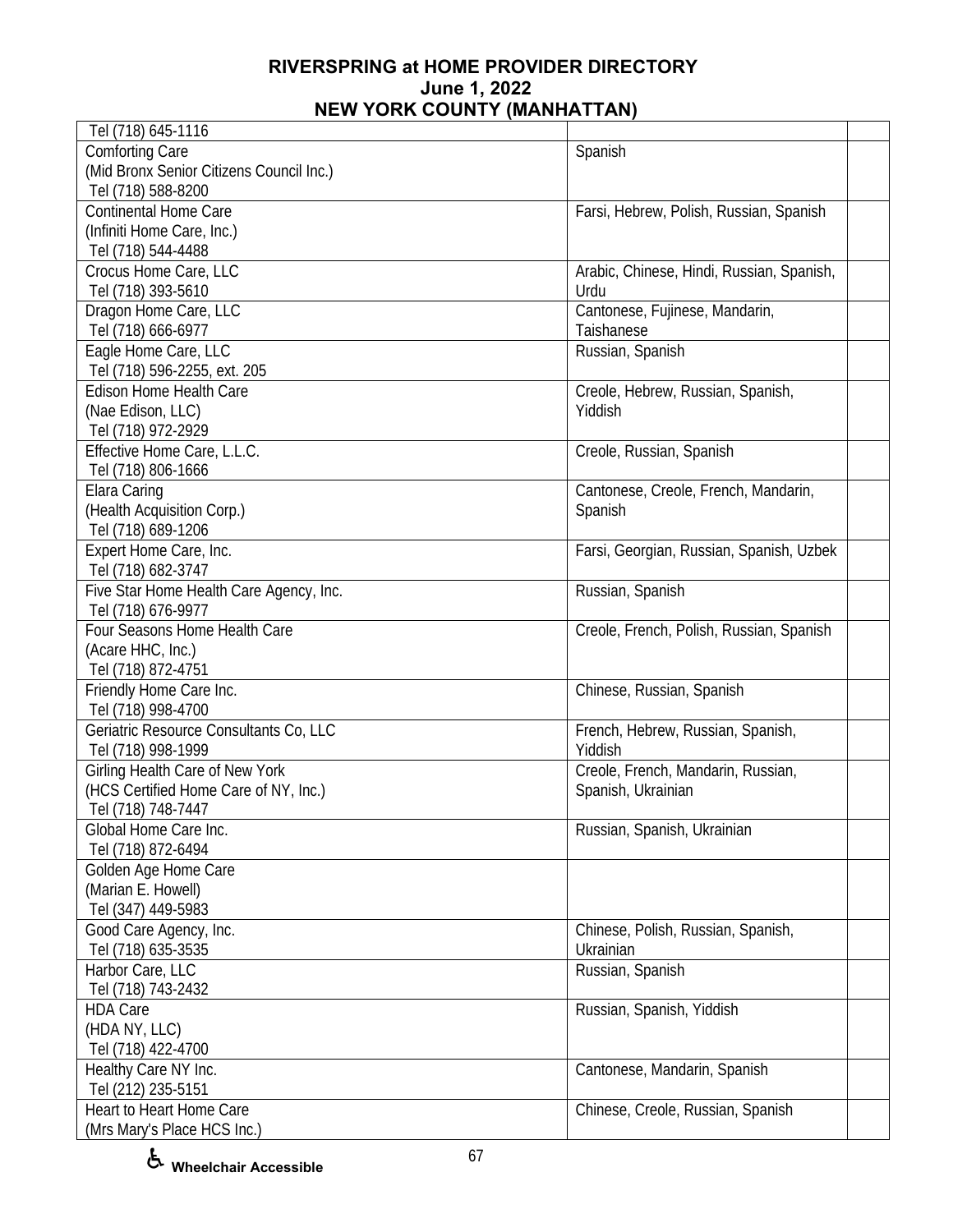# RIVERSPRING at HOME PROVIDER DIRECTORY
## June 1, 2022
## NEW YORK COUNTY (MANHATTAN)

| | | |
|---|---|---|
| Tel (718) 645-1116 | | |
| Comforting Care<br>(Mid Bronx Senior Citizens Council Inc.)<br>Tel (718) 588-8200 | Spanish | |
| Continental Home Care<br>(Infiniti Home Care, Inc.)<br>Tel (718) 544-4488 | Farsi, Hebrew, Polish, Russian, Spanish | |
| Crocus Home Care, LLC<br>Tel (718) 393-5610 | Arabic, Chinese, Hindi, Russian, Spanish, Urdu | |
| Dragon Home Care, LLC<br>Tel (718) 666-6977 | Cantonese, Fujinese, Mandarin, Taishanese | |
| Eagle Home Care, LLC<br>Tel (718) 596-2255, ext. 205 | Russian, Spanish | |
| Edison Home Health Care<br>(Nae Edison, LLC)<br>Tel (718) 972-2929 | Creole, Hebrew, Russian, Spanish, Yiddish | |
| Effective Home Care, L.L.C.<br>Tel (718) 806-1666 | Creole, Russian, Spanish | |
| Elara Caring<br>(Health Acquisition Corp.)<br>Tel (718) 689-1206 | Cantonese, Creole, French, Mandarin, Spanish | |
| Expert Home Care, Inc.<br>Tel (718) 682-3747 | Farsi, Georgian, Russian, Spanish, Uzbek | |
| Five Star Home Health Care Agency, Inc.<br>Tel (718) 676-9977 | Russian, Spanish | |
| Four Seasons Home Health Care<br>(Acare HHC, Inc.)<br>Tel (718) 872-4751 | Creole, French, Polish, Russian, Spanish | |
| Friendly Home Care Inc.<br>Tel (718) 998-4700 | Chinese, Russian, Spanish | |
| Geriatric Resource Consultants Co, LLC<br>Tel (718) 998-1999 | French, Hebrew, Russian, Spanish, Yiddish | |
| Girling Health Care of New York<br>(HCS Certified Home Care of NY, Inc.)<br>Tel (718) 748-7447 | Creole, French, Mandarin, Russian, Spanish, Ukrainian | |
| Global Home Care Inc.<br>Tel (718) 872-6494 | Russian, Spanish, Ukrainian | |
| Golden Age Home Care<br>(Marian E. Howell)<br>Tel (347) 449-5983 | | |
| Good Care Agency, Inc.<br>Tel (718) 635-3535 | Chinese, Polish, Russian, Spanish, Ukrainian | |
| Harbor Care, LLC<br>Tel (718) 743-2432 | Russian, Spanish | |
| HDA Care<br>(HDA NY, LLC)<br>Tel (718) 422-4700 | Russian, Spanish, Yiddish | |
| Healthy Care NY Inc.<br>Tel (212) 235-5151 | Cantonese, Mandarin, Spanish | |
| Heart to Heart Home Care<br>(Mrs Mary's Place HCS Inc.) | Chinese, Creole, Russian, Spanish | |

♿ Wheelchair Accessible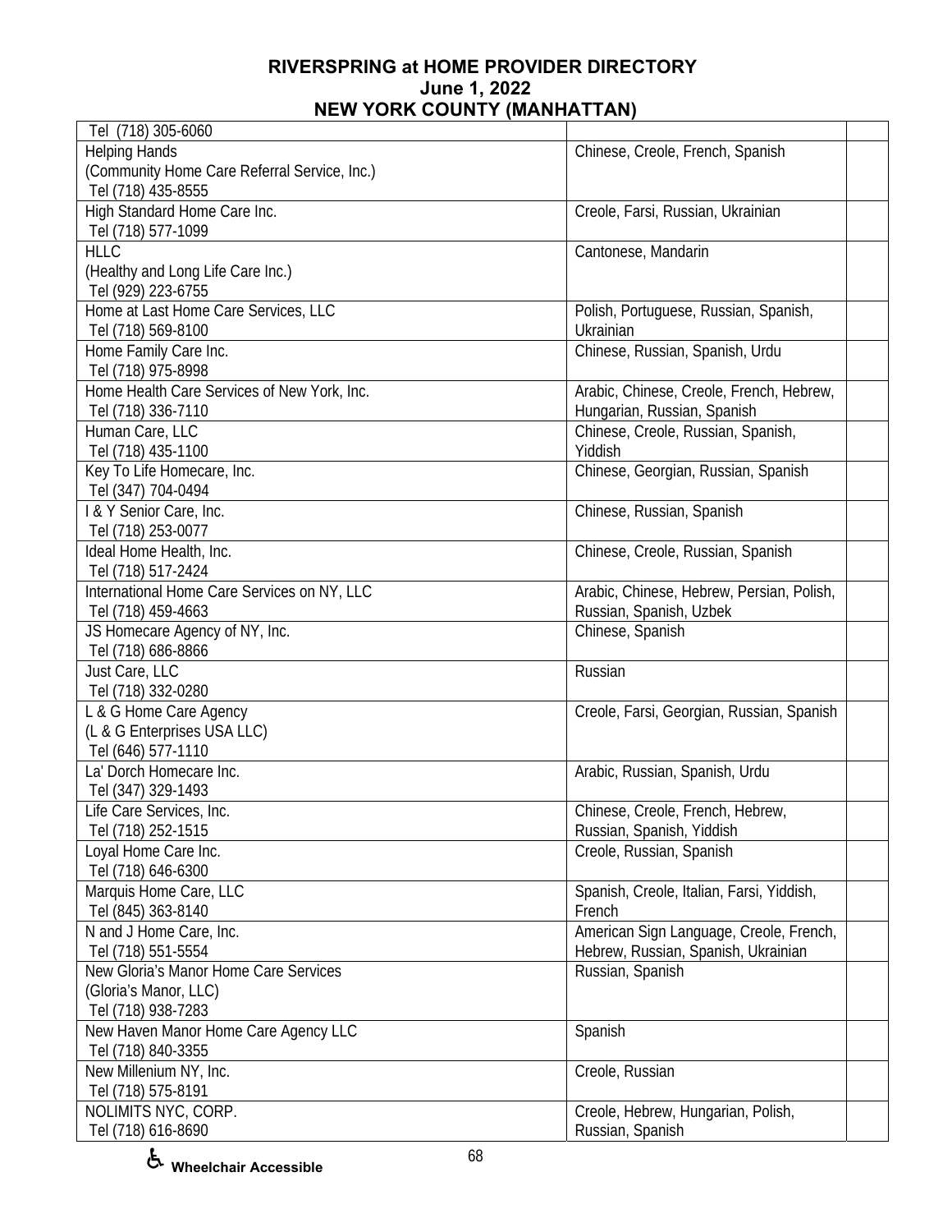# RIVERSPRING at HOME PROVIDER DIRECTORY
## June 1, 2022
## NEW YORK COUNTY (MANHATTAN)

| Provider | Languages | |
|---|---|---|
| Tel (718) 305-6060 | | |
| Helping Hands<br>(Community Home Care Referral Service, Inc.)<br>Tel (718) 435-8555 | Chinese, Creole, French, Spanish | |
| High Standard Home Care Inc.<br>Tel (718) 577-1099 | Creole, Farsi, Russian, Ukrainian | |
| HLLC<br>(Healthy and Long Life Care Inc.)<br>Tel (929) 223-6755 | Cantonese, Mandarin | |
| Home at Last Home Care Services, LLC<br>Tel (718) 569-8100 | Polish, Portuguese, Russian, Spanish, Ukrainian | |
| Home Family Care Inc.<br>Tel (718) 975-8998 | Chinese, Russian, Spanish, Urdu | |
| Home Health Care Services of New York, Inc.<br>Tel (718) 336-7110 | Arabic, Chinese, Creole, French, Hebrew, Hungarian, Russian, Spanish | |
| Human Care, LLC<br>Tel (718) 435-1100 | Chinese, Creole, Russian, Spanish, Yiddish | |
| Key To Life Homecare, Inc.<br>Tel (347) 704-0494 | Chinese, Georgian, Russian, Spanish | |
| I & Y Senior Care, Inc.<br>Tel (718) 253-0077 | Chinese, Russian, Spanish | |
| Ideal Home Health, Inc.<br>Tel (718) 517-2424 | Chinese, Creole, Russian, Spanish | |
| International Home Care Services on NY, LLC<br>Tel (718) 459-4663 | Arabic, Chinese, Hebrew, Persian, Polish, Russian, Spanish, Uzbek | |
| JS Homecare Agency of NY, Inc.<br>Tel (718) 686-8866 | Chinese, Spanish | |
| Just Care, LLC<br>Tel (718) 332-0280 | Russian | |
| L & G Home Care Agency<br>(L & G Enterprises USA LLC)<br>Tel (646) 577-1110 | Creole, Farsi, Georgian, Russian, Spanish | |
| La' Dorch Homecare Inc.<br>Tel (347) 329-1493 | Arabic, Russian, Spanish, Urdu | |
| Life Care Services, Inc.<br>Tel (718) 252-1515 | Chinese, Creole, French, Hebrew, Russian, Spanish, Yiddish | |
| Loyal Home Care Inc.<br>Tel (718) 646-6300 | Creole, Russian, Spanish | |
| Marquis Home Care, LLC<br>Tel (845) 363-8140 | Spanish, Creole, Italian, Farsi, Yiddish, French | |
| N and J Home Care, Inc.<br>Tel (718) 551-5554 | American Sign Language, Creole, French, Hebrew, Russian, Spanish, Ukrainian | |
| New Gloria's Manor Home Care Services<br>(Gloria's Manor, LLC)<br>Tel (718) 938-7283 | Russian, Spanish | |
| New Haven Manor Home Care Agency LLC<br>Tel (718) 840-3355 | Spanish | |
| New Millenium NY, Inc.<br>Tel (718) 575-8191 | Creole, Russian | |
| NOLIMITS NYC, CORP.<br>Tel (718) 616-8690 | Creole, Hebrew, Hungarian, Polish, Russian, Spanish | |

♿ Wheelchair Accessible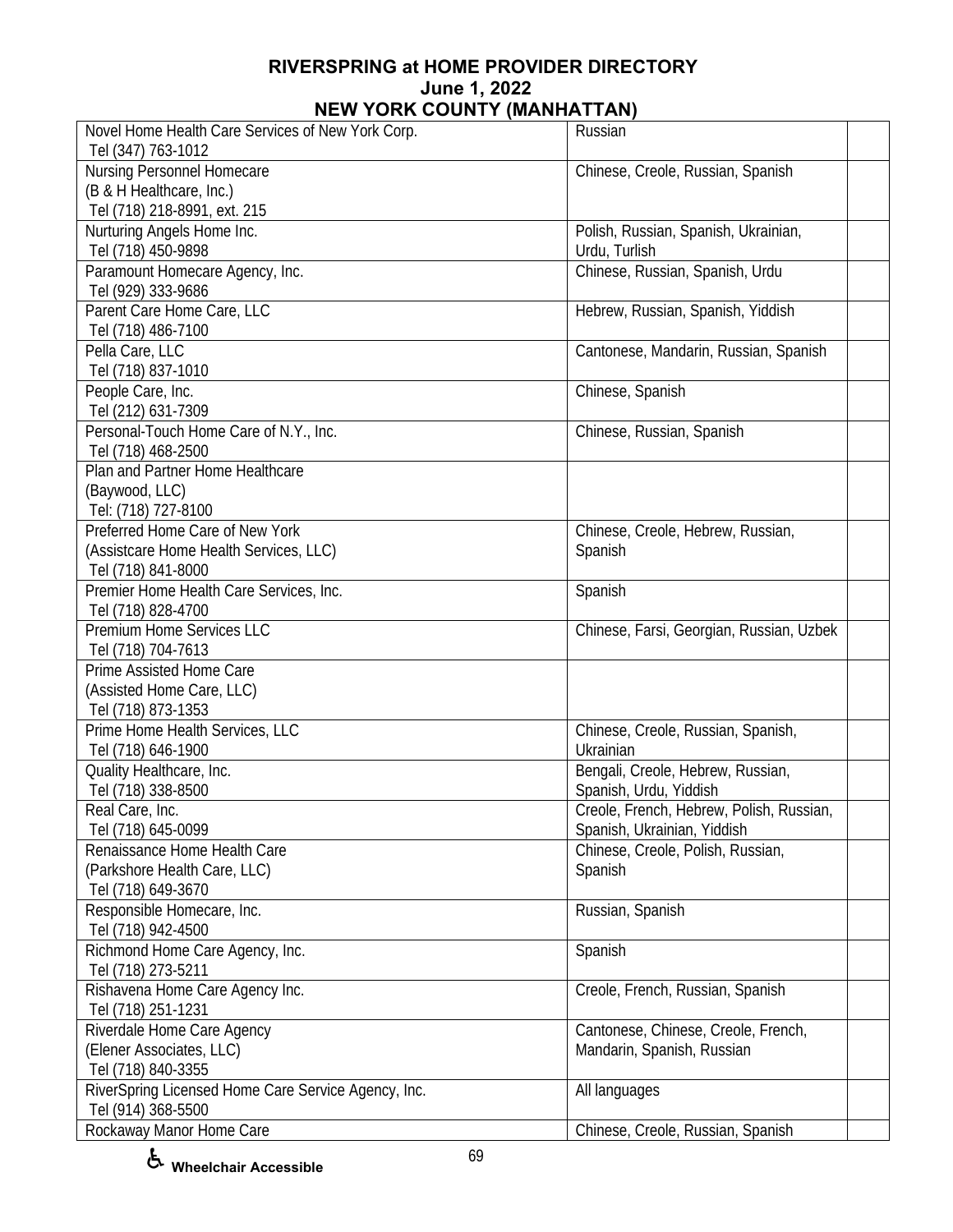# RIVERSPRING at HOME PROVIDER DIRECTORY
## June 1, 2022
## NEW YORK COUNTY (MANHATTAN)

| Provider | Languages | |
|---|---|---|
| Novel Home Health Care Services of New York Corp.<br>Tel (347) 763-1012 | Russian | |
| Nursing Personnel Homecare<br>(B & H Healthcare, Inc.)<br>Tel (718) 218-8991, ext. 215 | Chinese, Creole, Russian, Spanish | |
| Nurturing Angels Home Inc.<br>Tel (718) 450-9898 | Polish, Russian, Spanish, Ukrainian, Urdu, Turlish | |
| Paramount Homecare Agency, Inc.<br>Tel (929) 333-9686 | Chinese, Russian, Spanish, Urdu | |
| Parent Care Home Care, LLC<br>Tel (718) 486-7100 | Hebrew, Russian, Spanish, Yiddish | |
| Pella Care, LLC<br>Tel (718) 837-1010 | Cantonese, Mandarin, Russian, Spanish | |
| People Care, Inc.<br>Tel (212) 631-7309 | Chinese, Spanish | |
| Personal-Touch Home Care of N.Y., Inc.<br>Tel (718) 468-2500 | Chinese, Russian, Spanish | |
| Plan and Partner Home Healthcare<br>(Baywood, LLC)<br>Tel: (718) 727-8100 | | |
| Preferred Home Care of New York<br>(Assistcare Home Health Services, LLC)<br>Tel (718) 841-8000 | Chinese, Creole, Hebrew, Russian, Spanish | |
| Premier Home Health Care Services, Inc.<br>Tel (718) 828-4700 | Spanish | |
| Premium Home Services LLC<br>Tel (718) 704-7613 | Chinese, Farsi, Georgian, Russian, Uzbek | |
| Prime Assisted Home Care<br>(Assisted Home Care, LLC)<br>Tel (718) 873-1353 | | |
| Prime Home Health Services, LLC<br>Tel (718) 646-1900 | Chinese, Creole, Russian, Spanish, Ukrainian | |
| Quality Healthcare, Inc.<br>Tel (718) 338-8500 | Bengali, Creole, Hebrew, Russian, Spanish, Urdu, Yiddish | |
| Real Care, Inc.<br>Tel (718) 645-0099 | Creole, French, Hebrew, Polish, Russian, Spanish, Ukrainian, Yiddish | |
| Renaissance Home Health Care<br>(Parkshore Health Care, LLC)<br>Tel (718) 649-3670 | Chinese, Creole, Polish, Russian, Spanish | |
| Responsible Homecare, Inc.<br>Tel (718) 942-4500 | Russian, Spanish | |
| Richmond Home Care Agency, Inc.<br>Tel (718) 273-5211 | Spanish | |
| Rishavena Home Care Agency Inc.<br>Tel (718) 251-1231 | Creole, French, Russian, Spanish | |
| Riverdale Home Care Agency<br>(Elener Associates, LLC)<br>Tel (718) 840-3355 | Cantonese, Chinese, Creole, French, Mandarin, Spanish, Russian | |
| RiverSpring Licensed Home Care Service Agency, Inc.<br>Tel (914) 368-5500 | All languages | |
| Rockaway Manor Home Care | Chinese, Creole, Russian, Spanish | |

♿ Wheelchair Accessible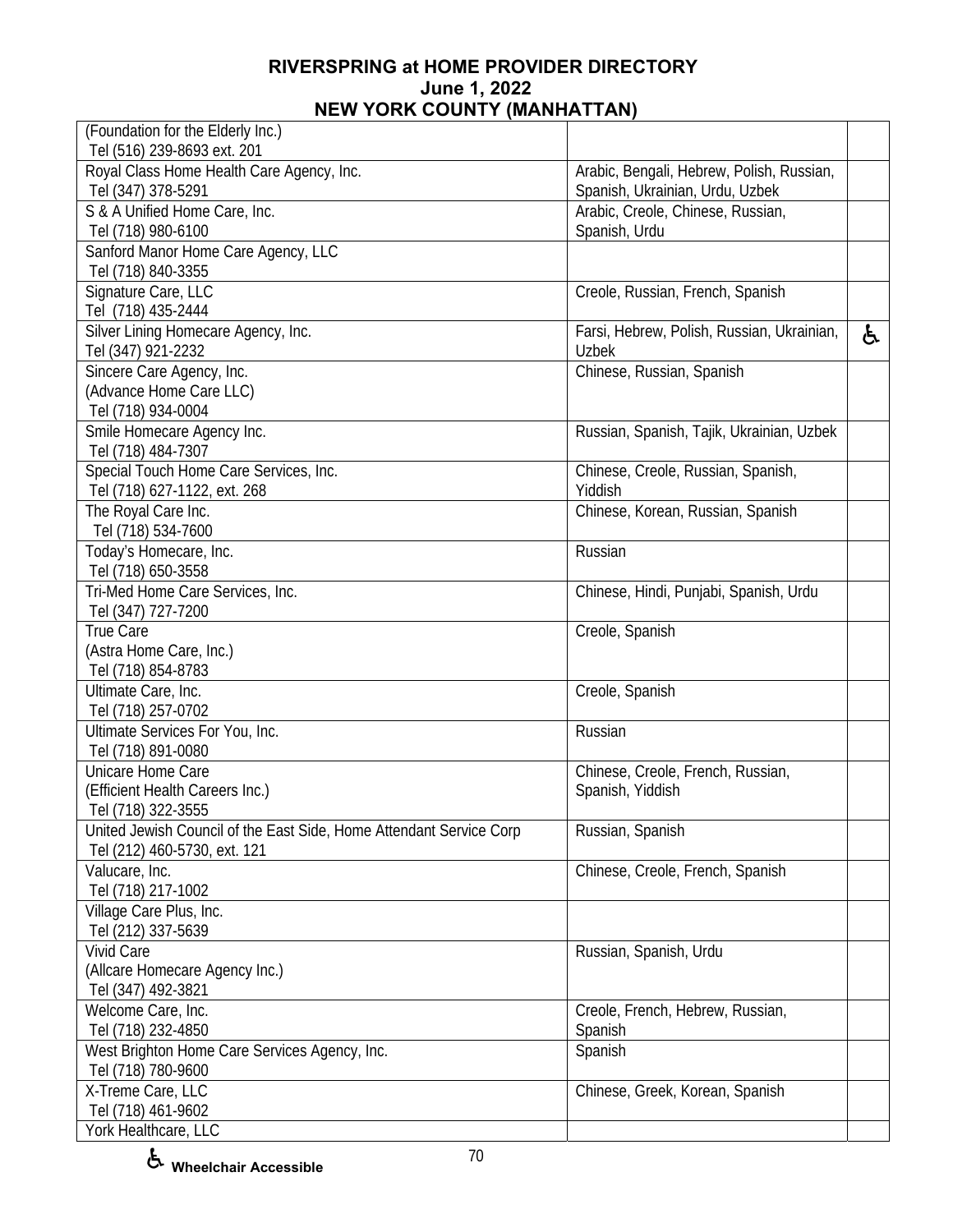# RIVERSPRING at HOME PROVIDER DIRECTORY

**June 1, 2022**

**NEW YORK COUNTY (MANHATTAN)**

| | | |
|---|---|---|
| (Foundation for the Elderly Inc.)<br>Tel (516) 239-8693 ext. 201 | | |
| Royal Class Home Health Care Agency, Inc.<br>Tel (347) 378-5291 | Arabic, Bengali, Hebrew, Polish, Russian, Spanish, Ukrainian, Urdu, Uzbek | |
| S & A Unified Home Care, Inc.<br>Tel (718) 980-6100 | Arabic, Creole, Chinese, Russian, Spanish, Urdu | |
| Sanford Manor Home Care Agency, LLC<br>Tel (718) 840-3355 | | |
| Signature Care, LLC<br>Tel (718) 435-2444 | Creole, Russian, French, Spanish | |
| Silver Lining Homecare Agency, Inc.<br>Tel (347) 921-2232 | Farsi, Hebrew, Polish, Russian, Ukrainian, Uzbek | ♿ |
| Sincere Care Agency, Inc.<br>(Advance Home Care LLC)<br>Tel (718) 934-0004 | Chinese, Russian, Spanish | |
| Smile Homecare Agency Inc.<br>Tel (718) 484-7307 | Russian, Spanish, Tajik, Ukrainian, Uzbek | |
| Special Touch Home Care Services, Inc.<br>Tel (718) 627-1122, ext. 268 | Chinese, Creole, Russian, Spanish, Yiddish | |
| The Royal Care Inc.<br>Tel (718) 534-7600 | Chinese, Korean, Russian, Spanish | |
| Today's Homecare, Inc.<br>Tel (718) 650-3558 | Russian | |
| Tri-Med Home Care Services, Inc.<br>Tel (347) 727-7200 | Chinese, Hindi, Punjabi, Spanish, Urdu | |
| True Care<br>(Astra Home Care, Inc.)<br>Tel (718) 854-8783 | Creole, Spanish | |
| Ultimate Care, Inc.<br>Tel (718) 257-0702 | Creole, Spanish | |
| Ultimate Services For You, Inc.<br>Tel (718) 891-0080 | Russian | |
| Unicare Home Care<br>(Efficient Health Careers Inc.)<br>Tel (718) 322-3555 | Chinese, Creole, French, Russian, Spanish, Yiddish | |
| United Jewish Council of the East Side, Home Attendant Service Corp<br>Tel (212) 460-5730, ext. 121 | Russian, Spanish | |
| Valucare, Inc.<br>Tel (718) 217-1002 | Chinese, Creole, French, Spanish | |
| Village Care Plus, Inc.<br>Tel (212) 337-5639 | | |
| Vivid Care<br>(Allcare Homecare Agency Inc.)<br>Tel (347) 492-3821 | Russian, Spanish, Urdu | |
| Welcome Care, Inc.<br>Tel (718) 232-4850 | Creole, French, Hebrew, Russian, Spanish | |
| West Brighton Home Care Services Agency, Inc.<br>Tel (718) 780-9600 | Spanish | |
| X-Treme Care, LLC<br>Tel (718) 461-9602 | Chinese, Greek, Korean, Spanish | |
| York Healthcare, LLC | | |

♿ **Wheelchair Accessible**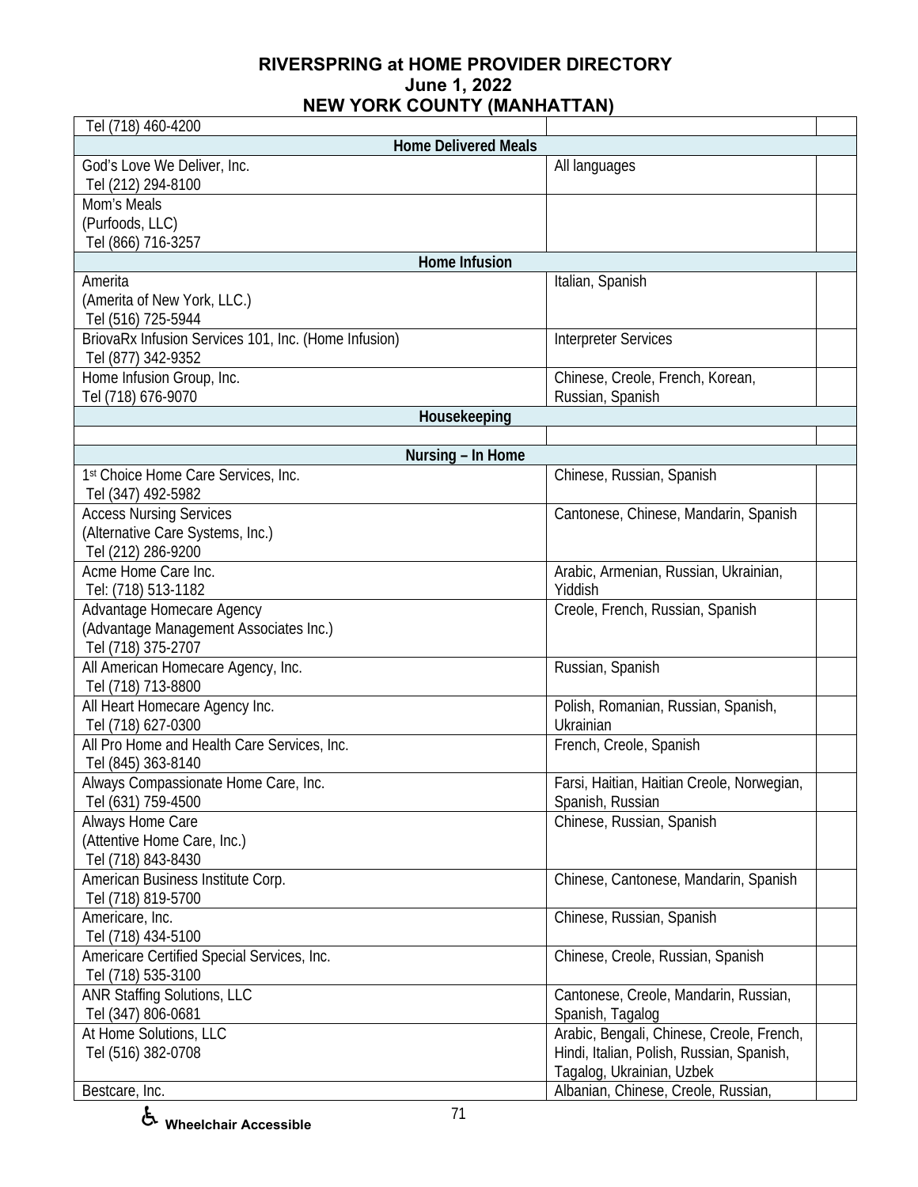# RIVERSPRING at HOME PROVIDER DIRECTORY
## June 1, 2022
## NEW YORK COUNTY (MANHATTAN)

| | | |
|---|---|---|
| Tel (718) 460-4200 | | |
| **Home Delivered Meals** | | |
| God's Love We Deliver, Inc.<br>Tel (212) 294-8100 | All languages | |
| Mom's Meals<br>(Purfoods, LLC)<br>Tel (866) 716-3257 | | |
| **Home Infusion** | | |
| Amerita<br>(Amerita of New York, LLC.)<br>Tel (516) 725-5944 | Italian, Spanish | |
| BriovaRx Infusion Services 101, Inc. (Home Infusion)<br>Tel (877) 342-9352 | Interpreter Services | |
| Home Infusion Group, Inc.<br>Tel (718) 676-9070 | Chinese, Creole, French, Korean, Russian, Spanish | |
| **Housekeeping** | | |
| | | |
| **Nursing – In Home** | | |
| 1st Choice Home Care Services, Inc.<br>Tel (347) 492-5982 | Chinese, Russian, Spanish | |
| Access Nursing Services<br>(Alternative Care Systems, Inc.)<br>Tel (212) 286-9200 | Cantonese, Chinese, Mandarin, Spanish | |
| Acme Home Care Inc.<br>Tel: (718) 513-1182 | Arabic, Armenian, Russian, Ukrainian, Yiddish | |
| Advantage Homecare Agency<br>(Advantage Management Associates Inc.)<br>Tel (718) 375-2707 | Creole, French, Russian, Spanish | |
| All American Homecare Agency, Inc.<br>Tel (718) 713-8800 | Russian, Spanish | |
| All Heart Homecare Agency Inc.<br>Tel (718) 627-0300 | Polish, Romanian, Russian, Spanish, Ukrainian | |
| All Pro Home and Health Care Services, Inc.<br>Tel (845) 363-8140 | French, Creole, Spanish | |
| Always Compassionate Home Care, Inc.<br>Tel (631) 759-4500 | Farsi, Haitian, Haitian Creole, Norwegian, Spanish, Russian | |
| Always Home Care<br>(Attentive Home Care, Inc.)<br>Tel (718) 843-8430 | Chinese, Russian, Spanish | |
| American Business Institute Corp.<br>Tel (718) 819-5700 | Chinese, Cantonese, Mandarin, Spanish | |
| Americare, Inc.<br>Tel (718) 434-5100 | Chinese, Russian, Spanish | |
| Americare Certified Special Services, Inc.<br>Tel (718) 535-3100 | Chinese, Creole, Russian, Spanish | |
| ANR Staffing Solutions, LLC<br>Tel (347) 806-0681 | Cantonese, Creole, Mandarin, Russian, Spanish, Tagalog | |
| At Home Solutions, LLC<br>Tel (516) 382-0708 | Arabic, Bengali, Chinese, Creole, French, Hindi, Italian, Polish, Russian, Spanish, Tagalog, Ukrainian, Uzbek | |
| Bestcare, Inc. | Albanian, Chinese, Creole, Russian, | |

♿ Wheelchair Accessible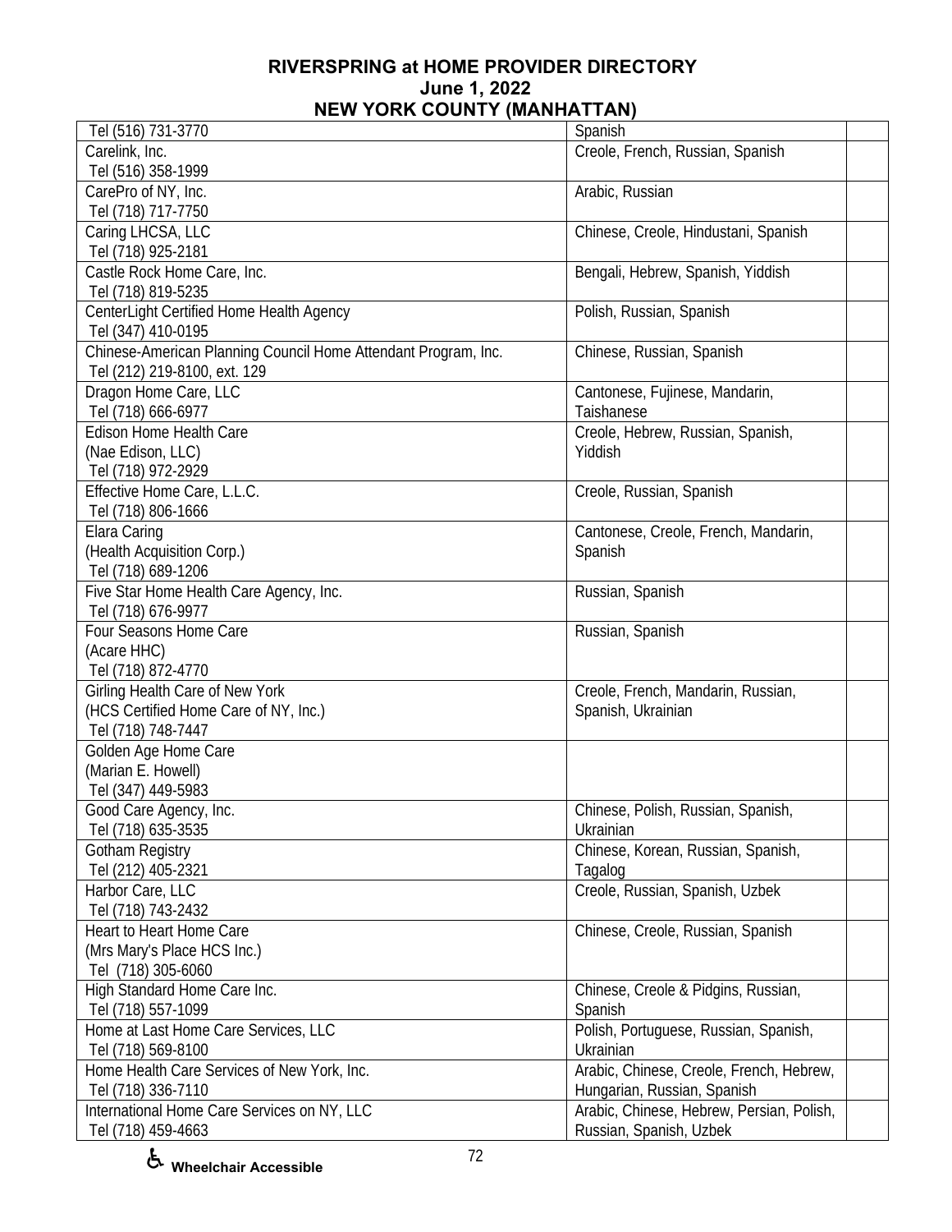# RIVERSPRING at HOME PROVIDER DIRECTORY
## June 1, 2022
## NEW YORK COUNTY (MANHATTAN)

| | | |
|---|---|---|
| Tel (516) 731-3770 | Spanish | |
| Carelink, Inc.<br>Tel (516) 358-1999 | Creole, French, Russian, Spanish | |
| CarePro of NY, Inc.<br>Tel (718) 717-7750 | Arabic, Russian | |
| Caring LHCSA, LLC<br>Tel (718) 925-2181 | Chinese, Creole, Hindustani, Spanish | |
| Castle Rock Home Care, Inc.<br>Tel (718) 819-5235 | Bengali, Hebrew, Spanish, Yiddish | |
| CenterLight Certified Home Health Agency<br>Tel (347) 410-0195 | Polish, Russian, Spanish | |
| Chinese-American Planning Council Home Attendant Program, Inc.<br>Tel (212) 219-8100, ext. 129 | Chinese, Russian, Spanish | |
| Dragon Home Care, LLC<br>Tel (718) 666-6977 | Cantonese, Fujinese, Mandarin, Taishanese | |
| Edison Home Health Care<br>(Nae Edison, LLC)<br>Tel (718) 972-2929 | Creole, Hebrew, Russian, Spanish, Yiddish | |
| Effective Home Care, L.L.C.<br>Tel (718) 806-1666 | Creole, Russian, Spanish | |
| Elara Caring<br>(Health Acquisition Corp.)<br>Tel (718) 689-1206 | Cantonese, Creole, French, Mandarin, Spanish | |
| Five Star Home Health Care Agency, Inc.<br>Tel (718) 676-9977 | Russian, Spanish | |
| Four Seasons Home Care<br>(Acare HHC)<br>Tel (718) 872-4770 | Russian, Spanish | |
| Girling Health Care of New York<br>(HCS Certified Home Care of NY, Inc.)<br>Tel (718) 748-7447 | Creole, French, Mandarin, Russian, Spanish, Ukrainian | |
| Golden Age Home Care<br>(Marian E. Howell)<br>Tel (347) 449-5983 | | |
| Good Care Agency, Inc.<br>Tel (718) 635-3535 | Chinese, Polish, Russian, Spanish, Ukrainian | |
| Gotham Registry<br>Tel (212) 405-2321 | Chinese, Korean, Russian, Spanish, Tagalog | |
| Harbor Care, LLC<br>Tel (718) 743-2432 | Creole, Russian, Spanish, Uzbek | |
| Heart to Heart Home Care<br>(Mrs Mary's Place HCS Inc.)<br>Tel (718) 305-6060 | Chinese, Creole, Russian, Spanish | |
| High Standard Home Care Inc.<br>Tel (718) 557-1099 | Chinese, Creole & Pidgins, Russian, Spanish | |
| Home at Last Home Care Services, LLC<br>Tel (718) 569-8100 | Polish, Portuguese, Russian, Spanish, Ukrainian | |
| Home Health Care Services of New York, Inc.<br>Tel (718) 336-7110 | Arabic, Chinese, Creole, French, Hebrew, Hungarian, Russian, Spanish | |
| International Home Care Services on NY, LLC<br>Tel (718) 459-4663 | Arabic, Chinese, Hebrew, Persian, Polish, Russian, Spanish, Uzbek | |

♿ Wheelchair Accessible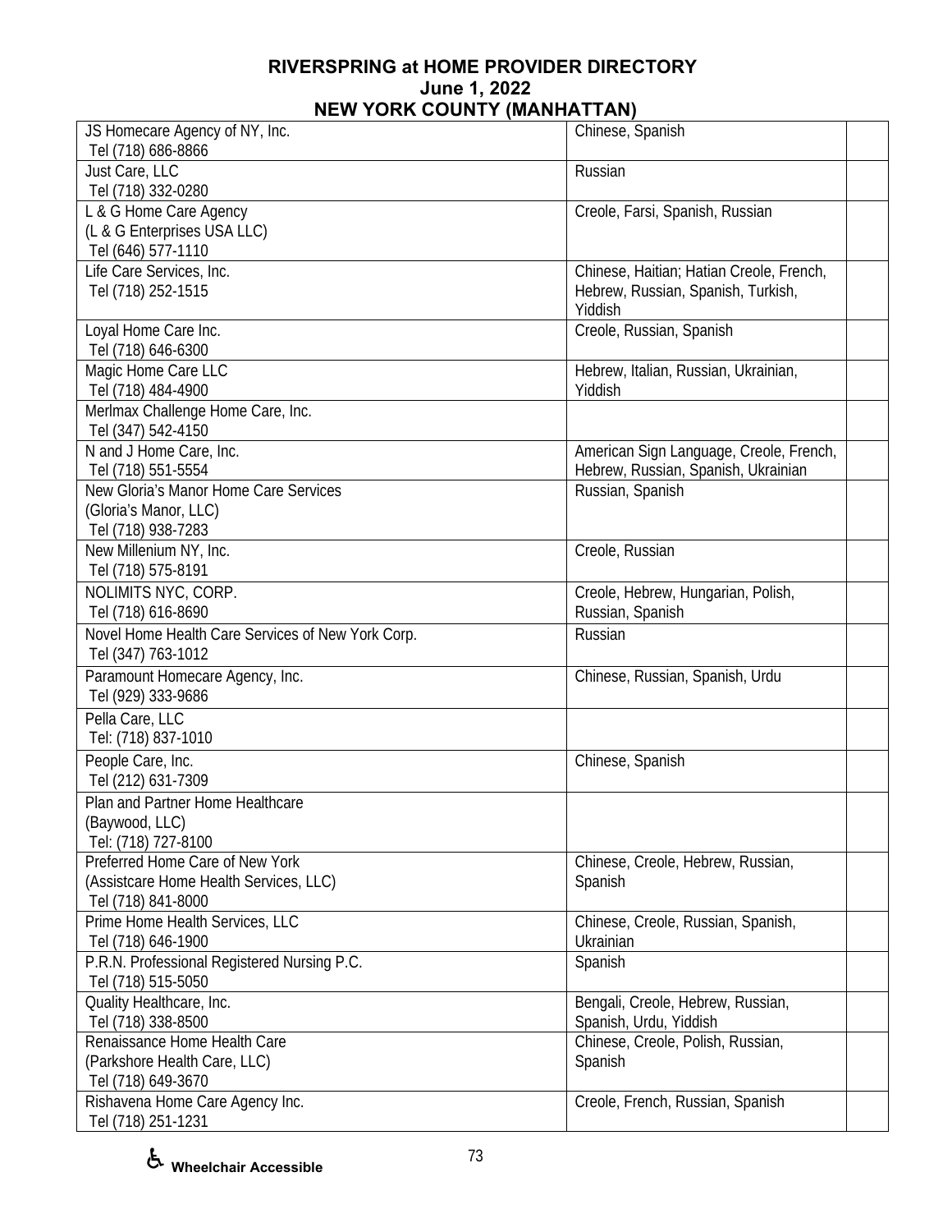**RIVERSPRING at HOME PROVIDER DIRECTORY**
**June 1, 2022**
**NEW YORK COUNTY (MANHATTAN)**

| Provider | Languages | |
|---|---|---|
| JS Homecare Agency of NY, Inc.<br>Tel (718) 686-8866 | Chinese, Spanish | |
| Just Care, LLC<br>Tel (718) 332-0280 | Russian | |
| L & G Home Care Agency<br>(L & G Enterprises USA LLC)<br>Tel (646) 577-1110 | Creole, Farsi, Spanish, Russian | |
| Life Care Services, Inc.<br>Tel (718) 252-1515 | Chinese, Haitian; Hatian Creole, French, Hebrew, Russian, Spanish, Turkish, Yiddish | |
| Loyal Home Care Inc.<br>Tel (718) 646-6300 | Creole, Russian, Spanish | |
| Magic Home Care LLC<br>Tel (718) 484-4900 | Hebrew, Italian, Russian, Ukrainian, Yiddish | |
| Merlmax Challenge Home Care, Inc.<br>Tel (347) 542-4150 | | |
| N and J Home Care, Inc.<br>Tel (718) 551-5554 | American Sign Language, Creole, French, Hebrew, Russian, Spanish, Ukrainian | |
| New Gloria's Manor Home Care Services<br>(Gloria's Manor, LLC)<br>Tel (718) 938-7283 | Russian, Spanish | |
| New Millenium NY, Inc.<br>Tel (718) 575-8191 | Creole, Russian | |
| NOLIMITS NYC, CORP.<br>Tel (718) 616-8690 | Creole, Hebrew, Hungarian, Polish, Russian, Spanish | |
| Novel Home Health Care Services of New York Corp.<br>Tel (347) 763-1012 | Russian | |
| Paramount Homecare Agency, Inc.<br>Tel (929) 333-9686 | Chinese, Russian, Spanish, Urdu | |
| Pella Care, LLC<br>Tel: (718) 837-1010 | | |
| People Care, Inc.<br>Tel (212) 631-7309 | Chinese, Spanish | |
| Plan and Partner Home Healthcare<br>(Baywood, LLC)<br>Tel: (718) 727-8100 | | |
| Preferred Home Care of New York<br>(Assistcare Home Health Services, LLC)<br>Tel (718) 841-8000 | Chinese, Creole, Hebrew, Russian, Spanish | |
| Prime Home Health Services, LLC<br>Tel (718) 646-1900 | Chinese, Creole, Russian, Spanish, Ukrainian | |
| P.R.N. Professional Registered Nursing P.C.<br>Tel (718) 515-5050 | Spanish | |
| Quality Healthcare, Inc.<br>Tel (718) 338-8500 | Bengali, Creole, Hebrew, Russian, Spanish, Urdu, Yiddish | |
| Renaissance Home Health Care<br>(Parkshore Health Care, LLC)<br>Tel (718) 649-3670 | Chinese, Creole, Polish, Russian, Spanish | |
| Rishavena Home Care Agency Inc.<br>Tel (718) 251-1231 | Creole, French, Russian, Spanish | |

♿ **Wheelchair Accessible**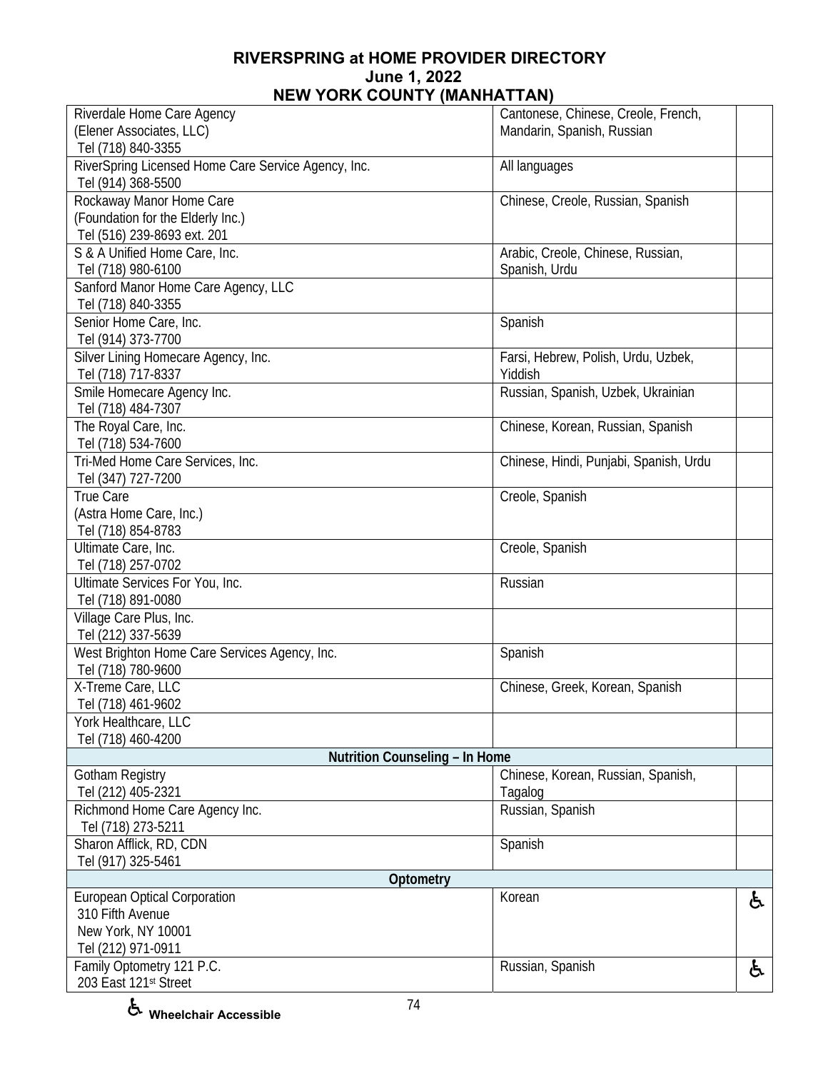# RIVERSPRING at HOME PROVIDER DIRECTORY
## June 1, 2022
## NEW YORK COUNTY (MANHATTAN)

| Provider | Languages | Wheelchair Accessible |
|---|---|---|
| Riverdale Home Care Agency<br>(Elener Associates, LLC)<br>Tel (718) 840-3355 | Cantonese, Chinese, Creole, French, Mandarin, Spanish, Russian | |
| RiverSpring Licensed Home Care Service Agency, Inc.<br>Tel (914) 368-5500 | All languages | |
| Rockaway Manor Home Care<br>(Foundation for the Elderly Inc.)<br>Tel (516) 239-8693 ext. 201 | Chinese, Creole, Russian, Spanish | |
| S & A Unified Home Care, Inc.<br>Tel (718) 980-6100 | Arabic, Creole, Chinese, Russian, Spanish, Urdu | |
| Sanford Manor Home Care Agency, LLC<br>Tel (718) 840-3355 | | |
| Senior Home Care, Inc.<br>Tel (914) 373-7700 | Spanish | |
| Silver Lining Homecare Agency, Inc.<br>Tel (718) 717-8337 | Farsi, Hebrew, Polish, Urdu, Uzbek, Yiddish | |
| Smile Homecare Agency Inc.<br>Tel (718) 484-7307 | Russian, Spanish, Uzbek, Ukrainian | |
| The Royal Care, Inc.<br>Tel (718) 534-7600 | Chinese, Korean, Russian, Spanish | |
| Tri-Med Home Care Services, Inc.<br>Tel (347) 727-7200 | Chinese, Hindi, Punjabi, Spanish, Urdu | |
| True Care<br>(Astra Home Care, Inc.)<br>Tel (718) 854-8783 | Creole, Spanish | |
| Ultimate Care, Inc.<br>Tel (718) 257-0702 | Creole, Spanish | |
| Ultimate Services For You, Inc.<br>Tel (718) 891-0080 | Russian | |
| Village Care Plus, Inc.<br>Tel (212) 337-5639 | | |
| West Brighton Home Care Services Agency, Inc.<br>Tel (718) 780-9600 | Spanish | |
| X-Treme Care, LLC<br>Tel (718) 461-9602 | Chinese, Greek, Korean, Spanish | |
| York Healthcare, LLC<br>Tel (718) 460-4200 | | |
| **Nutrition Counseling – In Home** | | |
| Gotham Registry<br>Tel (212) 405-2321 | Chinese, Korean, Russian, Spanish, Tagalog | |
| Richmond Home Care Agency Inc.<br>Tel (718) 273-5211 | Russian, Spanish | |
| Sharon Afflick, RD, CDN<br>Tel (917) 325-5461 | Spanish | |
| **Optometry** | | |
| European Optical Corporation<br>310 Fifth Avenue<br>New York, NY 10001<br>Tel (212) 971-0911 | Korean | ♿ |
| Family Optometry 121 P.C.<br>203 East 121st Street | Russian, Spanish | ♿ |

♿ Wheelchair Accessible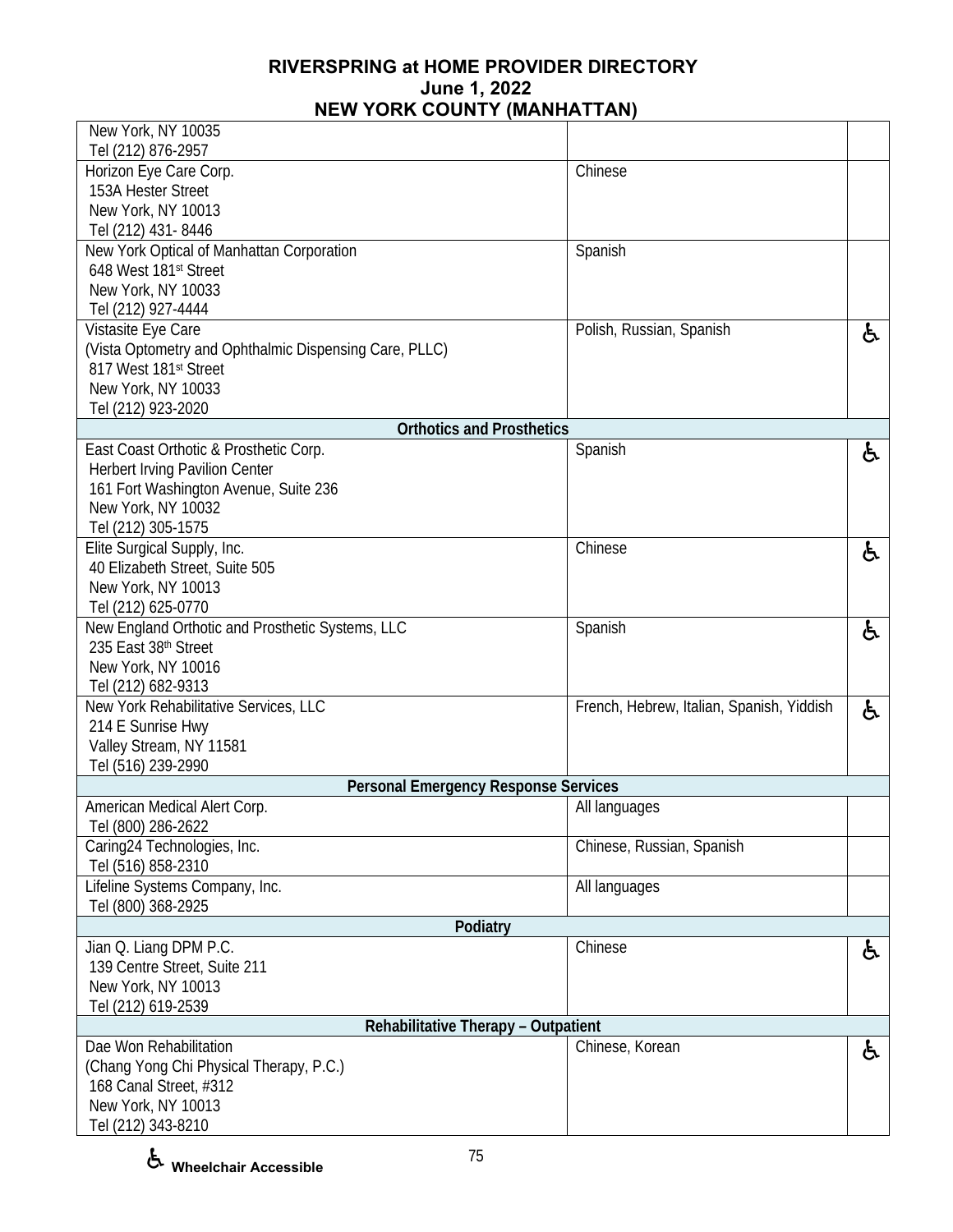| Provider | Languages | |
|---|---|---|
| New York, NY 10035<br>Tel (212) 876-2957 | | |
| Horizon Eye Care Corp.<br>153A Hester Street<br>New York, NY 10013<br>Tel (212) 431- 8446 | Chinese | |
| New York Optical of Manhattan Corporation<br>648 West 181st Street<br>New York, NY 10033<br>Tel (212) 927-4444 | Spanish | |
| Vistasite Eye Care<br>(Vista Optometry and Ophthalmic Dispensing Care, PLLC)<br>817 West 181st Street<br>New York, NY 10033<br>Tel (212) 923-2020 | Polish, Russian, Spanish | ♿ |
| **Orthotics and Prosthetics** | | |
| East Coast Orthotic & Prosthetic Corp.<br>Herbert Irving Pavilion Center<br>161 Fort Washington Avenue, Suite 236<br>New York, NY 10032<br>Tel (212) 305-1575 | Spanish | ♿ |
| Elite Surgical Supply, Inc.<br>40 Elizabeth Street, Suite 505<br>New York, NY 10013<br>Tel (212) 625-0770 | Chinese | ♿ |
| New England Orthotic and Prosthetic Systems, LLC<br>235 East 38th Street<br>New York, NY 10016<br>Tel (212) 682-9313 | Spanish | ♿ |
| New York Rehabilitative Services, LLC<br>214 E Sunrise Hwy<br>Valley Stream, NY 11581<br>Tel (516) 239-2990 | French, Hebrew, Italian, Spanish, Yiddish | ♿ |
| **Personal Emergency Response Services** | | |
| American Medical Alert Corp.<br>Tel (800) 286-2622 | All languages | |
| Caring24 Technologies, Inc.<br>Tel (516) 858-2310 | Chinese, Russian, Spanish | |
| Lifeline Systems Company, Inc.<br>Tel (800) 368-2925 | All languages | |
| **Podiatry** | | |
| Jian Q. Liang DPM P.C.<br>139 Centre Street, Suite 211<br>New York, NY 10013<br>Tel (212) 619-2539 | Chinese | ♿ |
| **Rehabilitative Therapy – Outpatient** | | |
| Dae Won Rehabilitation<br>(Chang Yong Chi Physical Therapy, P.C.)<br>168 Canal Street, #312<br>New York, NY 10013<br>Tel (212) 343-8210 | Chinese, Korean | ♿ |

♿ **Wheelchair Accessible**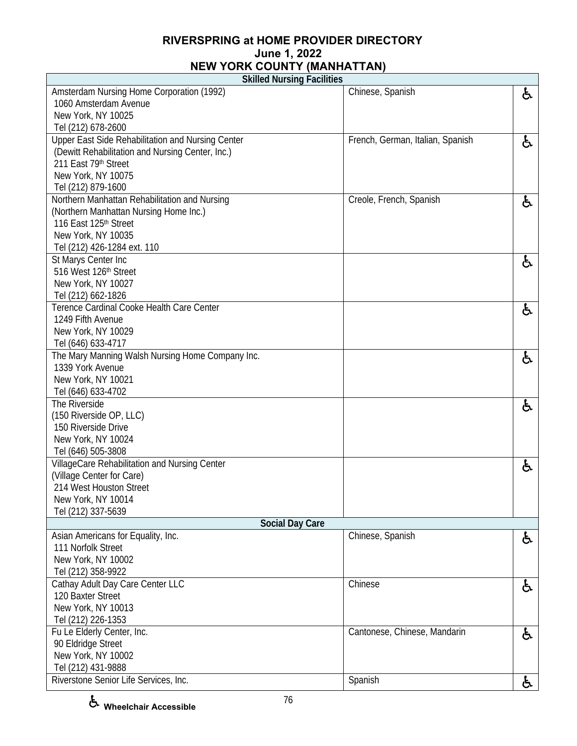# RIVERSPRING at HOME PROVIDER DIRECTORY
## June 1, 2022
## NEW YORK COUNTY (MANHATTAN)

| Skilled Nursing Facilities | | |
|---|---|---|
| Amsterdam Nursing Home Corporation (1992)<br>1060 Amsterdam Avenue<br>New York, NY 10025<br>Tel (212) 678-2600 | Chinese, Spanish | ♿ |
| Upper East Side Rehabilitation and Nursing Center<br>(Dewitt Rehabilitation and Nursing Center, Inc.)<br>211 East 79th Street<br>New York, NY 10075<br>Tel (212) 879-1600 | French, German, Italian, Spanish | ♿ |
| Northern Manhattan Rehabilitation and Nursing<br>(Northern Manhattan Nursing Home Inc.)<br>116 East 125th Street<br>New York, NY 10035<br>Tel (212) 426-1284 ext. 110 | Creole, French, Spanish | ♿ |
| St Marys Center Inc<br>516 West 126th Street<br>New York, NY 10027<br>Tel (212) 662-1826 | | ♿ |
| Terence Cardinal Cooke Health Care Center<br>1249 Fifth Avenue<br>New York, NY 10029<br>Tel (646) 633-4717 | | ♿ |
| The Mary Manning Walsh Nursing Home Company Inc.<br>1339 York Avenue<br>New York, NY 10021<br>Tel (646) 633-4702 | | ♿ |
| The Riverside<br>(150 Riverside OP, LLC)<br>150 Riverside Drive<br>New York, NY 10024<br>Tel (646) 505-3808 | | ♿ |
| VillageCare Rehabilitation and Nursing Center<br>(Village Center for Care)<br>214 West Houston Street<br>New York, NY 10014<br>Tel (212) 337-5639 | | ♿ |
| **Social Day Care** | | |
| Asian Americans for Equality, Inc.<br>111 Norfolk Street<br>New York, NY 10002<br>Tel (212) 358-9922 | Chinese, Spanish | ♿ |
| Cathay Adult Day Care Center LLC<br>120 Baxter Street<br>New York, NY 10013<br>Tel (212) 226-1353 | Chinese | ♿ |
| Fu Le Elderly Center, Inc.<br>90 Eldridge Street<br>New York, NY 10002<br>Tel (212) 431-9888 | Cantonese, Chinese, Mandarin | ♿ |
| Riverstone Senior Life Services, Inc. | Spanish | ♿ |

♿ **Wheelchair Accessible**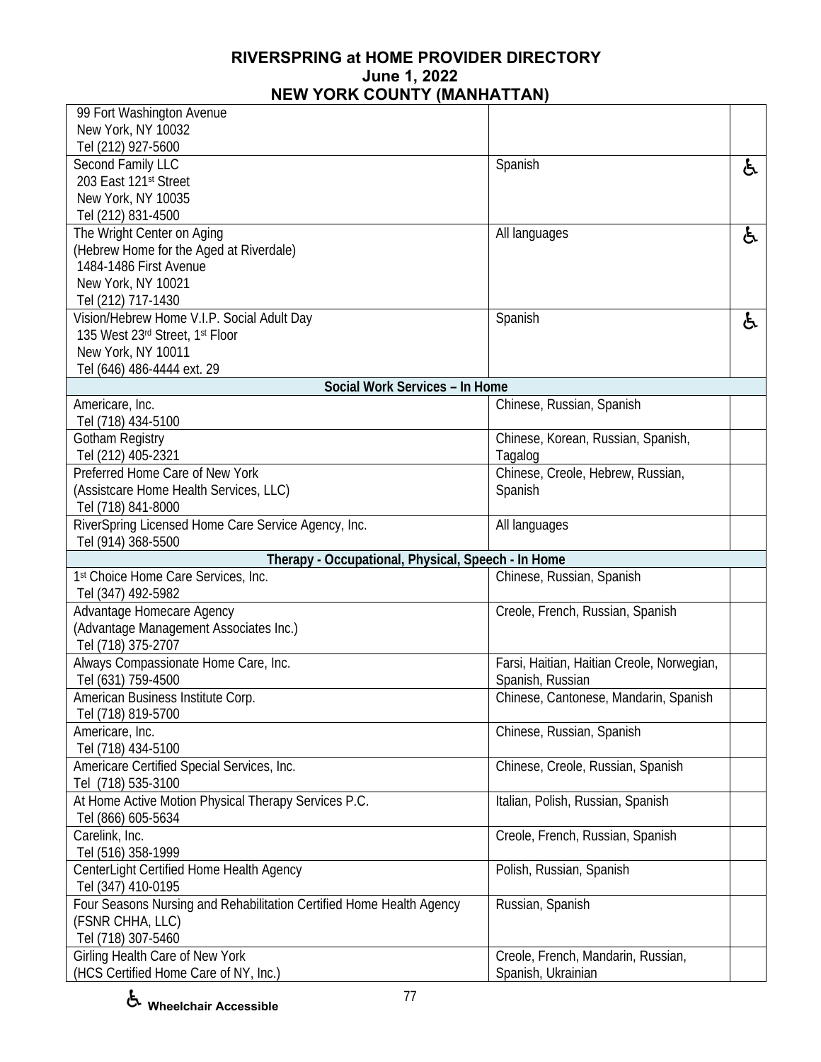# RIVERSPRING at HOME PROVIDER DIRECTORY
## June 1, 2022
## NEW YORK COUNTY (MANHATTAN)

| Provider | Languages | Wheelchair Accessible |
|---|---|---|
| 99 Fort Washington Avenue<br>New York, NY 10032<br>Tel (212) 927-5600 | | |
| Second Family LLC<br>203 East 121st Street<br>New York, NY 10035<br>Tel (212) 831-4500 | Spanish | ♿ |
| The Wright Center on Aging<br>(Hebrew Home for the Aged at Riverdale)<br>1484-1486 First Avenue<br>New York, NY 10021<br>Tel (212) 717-1430 | All languages | ♿ |
| Vision/Hebrew Home V.I.P. Social Adult Day<br>135 West 23rd Street, 1st Floor<br>New York, NY 10011<br>Tel (646) 486-4444 ext. 29 | Spanish | ♿ |
| **Social Work Services – In Home** | | |
| Americare, Inc.<br>Tel (718) 434-5100 | Chinese, Russian, Spanish | |
| Gotham Registry<br>Tel (212) 405-2321 | Chinese, Korean, Russian, Spanish, Tagalog | |
| Preferred Home Care of New York<br>(Assistcare Home Health Services, LLC)<br>Tel (718) 841-8000 | Chinese, Creole, Hebrew, Russian, Spanish | |
| RiverSpring Licensed Home Care Service Agency, Inc.<br>Tel (914) 368-5500 | All languages | |
| **Therapy - Occupational, Physical, Speech - In Home** | | |
| 1st Choice Home Care Services, Inc.<br>Tel (347) 492-5982 | Chinese, Russian, Spanish | |
| Advantage Homecare Agency<br>(Advantage Management Associates Inc.)<br>Tel (718) 375-2707 | Creole, French, Russian, Spanish | |
| Always Compassionate Home Care, Inc.<br>Tel (631) 759-4500 | Farsi, Haitian, Haitian Creole, Norwegian, Spanish, Russian | |
| American Business Institute Corp.<br>Tel (718) 819-5700 | Chinese, Cantonese, Mandarin, Spanish | |
| Americare, Inc.<br>Tel (718) 434-5100 | Chinese, Russian, Spanish | |
| Americare Certified Special Services, Inc.<br>Tel (718) 535-3100 | Chinese, Creole, Russian, Spanish | |
| At Home Active Motion Physical Therapy Services P.C.<br>Tel (866) 605-5634 | Italian, Polish, Russian, Spanish | |
| Carelink, Inc.<br>Tel (516) 358-1999 | Creole, French, Russian, Spanish | |
| CenterLight Certified Home Health Agency<br>Tel (347) 410-0195 | Polish, Russian, Spanish | |
| Four Seasons Nursing and Rehabilitation Certified Home Health Agency<br>(FSNR CHHA, LLC)<br>Tel (718) 307-5460 | Russian, Spanish | |
| Girling Health Care of New York<br>(HCS Certified Home Care of NY, Inc.) | Creole, French, Mandarin, Russian, Spanish, Ukrainian | |

♿ Wheelchair Accessible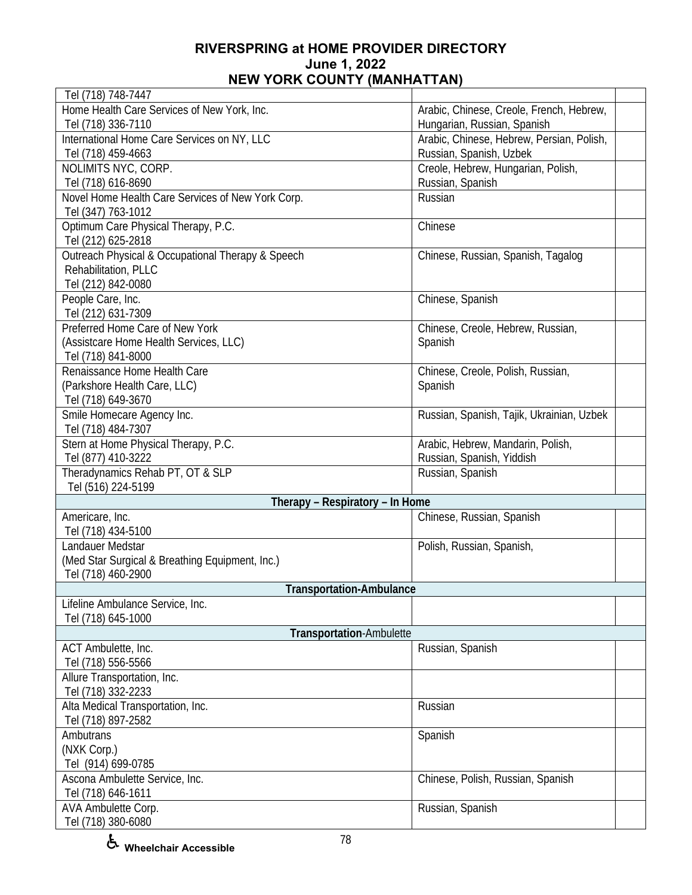| | | |
|---|---|---|
| Tel (718) 748-7447 | | |
| Home Health Care Services of New York, Inc.<br>Tel (718) 336-7110 | Arabic, Chinese, Creole, French, Hebrew, Hungarian, Russian, Spanish | |
| International Home Care Services on NY, LLC<br>Tel (718) 459-4663 | Arabic, Chinese, Hebrew, Persian, Polish, Russian, Spanish, Uzbek | |
| NOLIMITS NYC, CORP.<br>Tel (718) 616-8690 | Creole, Hebrew, Hungarian, Polish, Russian, Spanish | |
| Novel Home Health Care Services of New York Corp.<br>Tel (347) 763-1012 | Russian | |
| Optimum Care Physical Therapy, P.C.<br>Tel (212) 625-2818 | Chinese | |
| Outreach Physical & Occupational Therapy & Speech Rehabilitation, PLLC<br>Tel (212) 842-0080 | Chinese, Russian, Spanish, Tagalog | |
| People Care, Inc.<br>Tel (212) 631-7309 | Chinese, Spanish | |
| Preferred Home Care of New York<br>(Assistcare Home Health Services, LLC)<br>Tel (718) 841-8000 | Chinese, Creole, Hebrew, Russian, Spanish | |
| Renaissance Home Health Care<br>(Parkshore Health Care, LLC)<br>Tel (718) 649-3670 | Chinese, Creole, Polish, Russian, Spanish | |
| Smile Homecare Agency Inc.<br>Tel (718) 484-7307 | Russian, Spanish, Tajik, Ukrainian, Uzbek | |
| Stern at Home Physical Therapy, P.C.<br>Tel (877) 410-3222 | Arabic, Hebrew, Mandarin, Polish, Russian, Spanish, Yiddish | |
| Theradynamics Rehab PT, OT & SLP<br>Tel (516) 224-5199 | Russian, Spanish | |
| **Therapy – Respiratory – In Home** | | |
| Americare, Inc.<br>Tel (718) 434-5100 | Chinese, Russian, Spanish | |
| Landauer Medstar<br>(Med Star Surgical & Breathing Equipment, Inc.)<br>Tel (718) 460-2900 | Polish, Russian, Spanish, | |
| **Transportation-Ambulance** | | |
| Lifeline Ambulance Service, Inc.<br>Tel (718) 645-1000 | | |
| **Transportation**-Ambulette | | |
| ACT Ambulette, Inc.<br>Tel (718) 556-5566 | Russian, Spanish | |
| Allure Transportation, Inc.<br>Tel (718) 332-2233 | | |
| Alta Medical Transportation, Inc.<br>Tel (718) 897-2582 | Russian | |
| Ambutrans<br>(NXK Corp.)<br>Tel (914) 699-0785 | Spanish | |
| Ascona Ambulette Service, Inc.<br>Tel (718) 646-1611 | Chinese, Polish, Russian, Spanish | |
| AVA Ambulette Corp.<br>Tel (718) 380-6080 | Russian, Spanish | |

♿ Wheelchair Accessible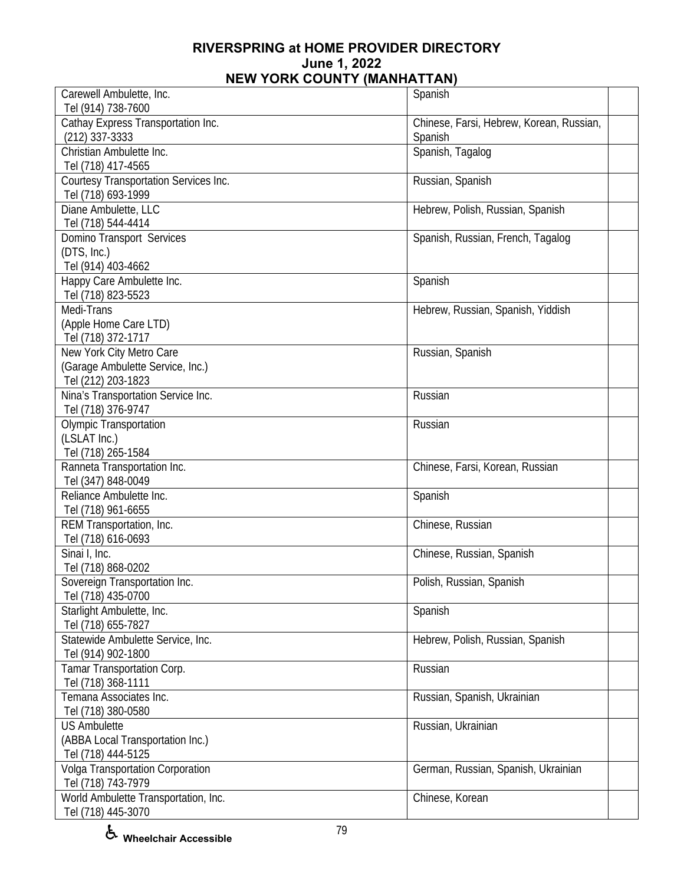## RIVERSPRING at HOME PROVIDER DIRECTORY
## June 1, 2022
## NEW YORK COUNTY (MANHATTAN)

| Provider | Languages | |
|---|---|---|
| Carewell Ambulette, Inc.<br>Tel (914) 738-7600 | Spanish | |
| Cathay Express Transportation Inc.<br>(212) 337-3333 | Chinese, Farsi, Hebrew, Korean, Russian, Spanish | |
| Christian Ambulette Inc.<br>Tel (718) 417-4565 | Spanish, Tagalog | |
| Courtesy Transportation Services Inc.<br>Tel (718) 693-1999 | Russian, Spanish | |
| Diane Ambulette, LLC<br>Tel (718) 544-4414 | Hebrew, Polish, Russian, Spanish | |
| Domino Transport Services<br>(DTS, Inc.)<br>Tel (914) 403-4662 | Spanish, Russian, French, Tagalog | |
| Happy Care Ambulette Inc.<br>Tel (718) 823-5523 | Spanish | |
| Medi-Trans<br>(Apple Home Care LTD)<br>Tel (718) 372-1717 | Hebrew, Russian, Spanish, Yiddish | |
| New York City Metro Care<br>(Garage Ambulette Service, Inc.)<br>Tel (212) 203-1823 | Russian, Spanish | |
| Nina's Transportation Service Inc.<br>Tel (718) 376-9747 | Russian | |
| Olympic Transportation<br>(LSLAT Inc.)<br>Tel (718) 265-1584 | Russian | |
| Ranneta Transportation Inc.<br>Tel (347) 848-0049 | Chinese, Farsi, Korean, Russian | |
| Reliance Ambulette Inc.<br>Tel (718) 961-6655 | Spanish | |
| REM Transportation, Inc.<br>Tel (718) 616-0693 | Chinese, Russian | |
| Sinai I, Inc.<br>Tel (718) 868-0202 | Chinese, Russian, Spanish | |
| Sovereign Transportation Inc.<br>Tel (718) 435-0700 | Polish, Russian, Spanish | |
| Starlight Ambulette, Inc.<br>Tel (718) 655-7827 | Spanish | |
| Statewide Ambulette Service, Inc.<br>Tel (914) 902-1800 | Hebrew, Polish, Russian, Spanish | |
| Tamar Transportation Corp.<br>Tel (718) 368-1111 | Russian | |
| Temana Associates Inc.<br>Tel (718) 380-0580 | Russian, Spanish, Ukrainian | |
| US Ambulette<br>(ABBA Local Transportation Inc.)<br>Tel (718) 444-5125 | Russian, Ukrainian | |
| Volga Transportation Corporation<br>Tel (718) 743-7979 | German, Russian, Spanish, Ukrainian | |
| World Ambulette Transportation, Inc.<br>Tel (718) 445-3070 | Chinese, Korean | |

♿ Wheelchair Accessible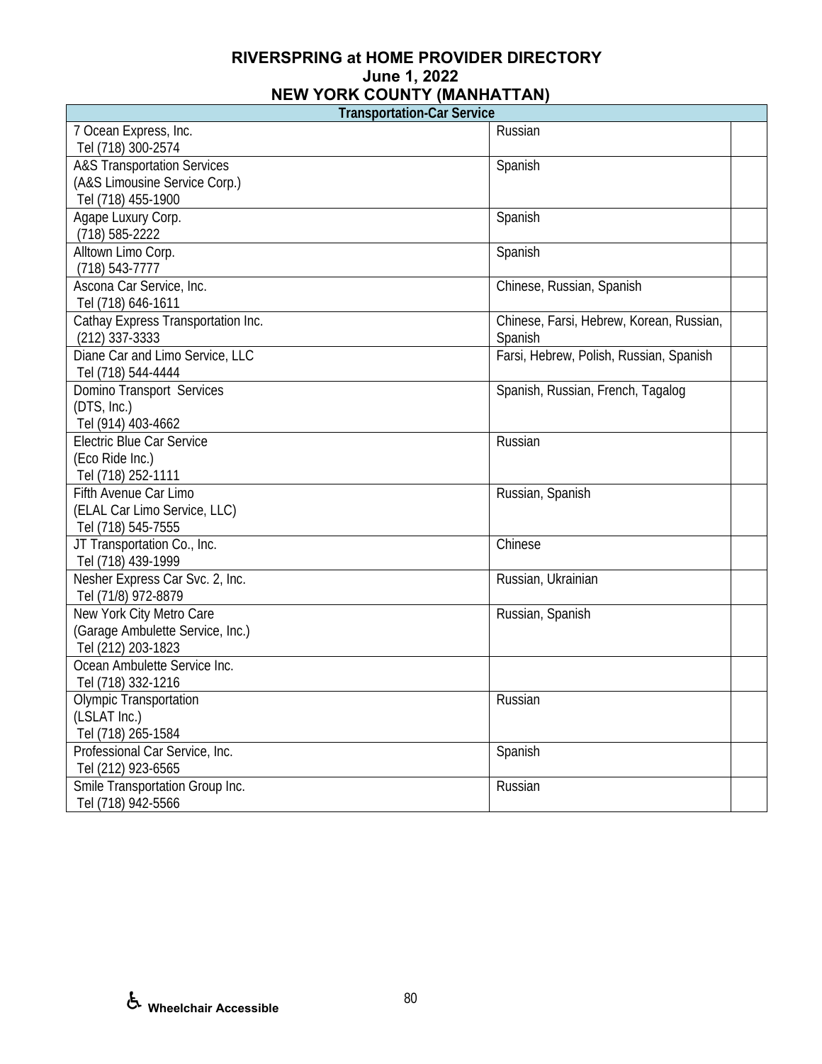# RIVERSPRING at HOME PROVIDER DIRECTORY
## June 1, 2022
## NEW YORK COUNTY (MANHATTAN)

| Transportation-Car Service | | |
|---|---|---|
| 7 Ocean Express, Inc.<br>Tel (718) 300-2574 | Russian | |
| A&S Transportation Services<br>(A&S Limousine Service Corp.)<br>Tel (718) 455-1900 | Spanish | |
| Agape Luxury Corp.<br>(718) 585-2222 | Spanish | |
| Alltown Limo Corp.<br>(718) 543-7777 | Spanish | |
| Ascona Car Service, Inc.<br>Tel (718) 646-1611 | Chinese, Russian, Spanish | |
| Cathay Express Transportation Inc.<br>(212) 337-3333 | Chinese, Farsi, Hebrew, Korean, Russian, Spanish | |
| Diane Car and Limo Service, LLC<br>Tel (718) 544-4444 | Farsi, Hebrew, Polish, Russian, Spanish | |
| Domino Transport Services<br>(DTS, Inc.)<br>Tel (914) 403-4662 | Spanish, Russian, French, Tagalog | |
| Electric Blue Car Service<br>(Eco Ride Inc.)<br>Tel (718) 252-1111 | Russian | |
| Fifth Avenue Car Limo<br>(ELAL Car Limo Service, LLC)<br>Tel (718) 545-7555 | Russian, Spanish | |
| JT Transportation Co., Inc.<br>Tel (718) 439-1999 | Chinese | |
| Nesher Express Car Svc. 2, Inc.<br>Tel (71/8) 972-8879 | Russian, Ukrainian | |
| New York City Metro Care<br>(Garage Ambulette Service, Inc.)<br>Tel (212) 203-1823 | Russian, Spanish | |
| Ocean Ambulette Service Inc.<br>Tel (718) 332-1216 | | |
| Olympic Transportation<br>(LSLAT Inc.)<br>Tel (718) 265-1584 | Russian | |
| Professional Car Service, Inc.<br>Tel (212) 923-6565 | Spanish | |
| Smile Transportation Group Inc.<br>Tel (718) 942-5566 | Russian | |

♿ Wheelchair Accessible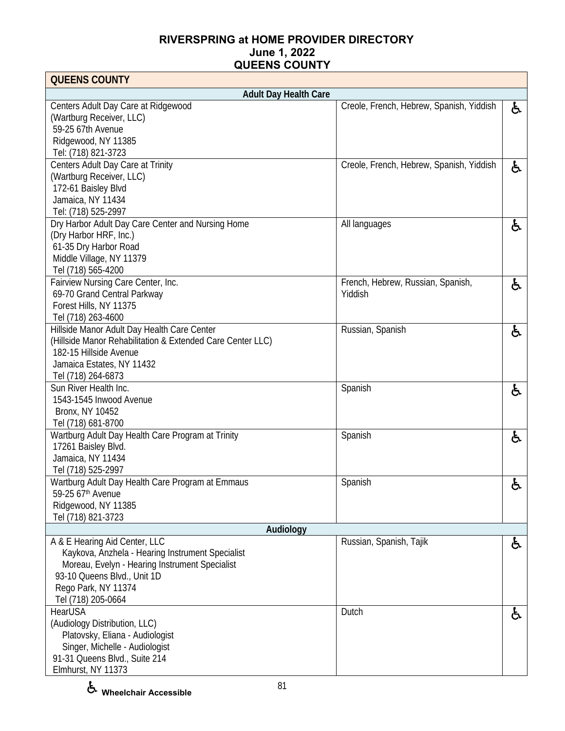# RIVERSPRING at HOME PROVIDER DIRECTORY
**June 1, 2022**
**QUEENS COUNTY**

| QUEENS COUNTY | | |
|---|---|---|
| **Adult Day Health Care** | | |
| Centers Adult Day Care at Ridgewood<br>(Wartburg Receiver, LLC)<br>59-25 67th Avenue<br>Ridgewood, NY 11385<br>Tel: (718) 821-3723 | Creole, French, Hebrew, Spanish, Yiddish | ♿ |
| Centers Adult Day Care at Trinity<br>(Wartburg Receiver, LLC)<br>172-61 Baisley Blvd<br>Jamaica, NY 11434<br>Tel: (718) 525-2997 | Creole, French, Hebrew, Spanish, Yiddish | ♿ |
| Dry Harbor Adult Day Care Center and Nursing Home<br>(Dry Harbor HRF, Inc.)<br>61-35 Dry Harbor Road<br>Middle Village, NY 11379<br>Tel (718) 565-4200 | All languages | ♿ |
| Fairview Nursing Care Center, Inc.<br>69-70 Grand Central Parkway<br>Forest Hills, NY 11375<br>Tel (718) 263-4600 | French, Hebrew, Russian, Spanish, Yiddish | ♿ |
| Hillside Manor Adult Day Health Care Center<br>(Hillside Manor Rehabilitation & Extended Care Center LLC)<br>182-15 Hillside Avenue<br>Jamaica Estates, NY 11432<br>Tel (718) 264-6873 | Russian, Spanish | ♿ |
| Sun River Health Inc.<br>1543-1545 Inwood Avenue<br>Bronx, NY 10452<br>Tel (718) 681-8700 | Spanish | ♿ |
| Wartburg Adult Day Health Care Program at Trinity<br>17261 Baisley Blvd.<br>Jamaica, NY 11434<br>Tel (718) 525-2997 | Spanish | ♿ |
| Wartburg Adult Day Health Care Program at Emmaus<br>59-25 67th Avenue<br>Ridgewood, NY 11385<br>Tel (718) 821-3723 | Spanish | ♿ |
| **Audiology** | | |
| A & E Hearing Aid Center, LLC<br>Kaykova, Anzhela - Hearing Instrument Specialist<br>Moreau, Evelyn - Hearing Instrument Specialist<br>93-10 Queens Blvd., Unit 1D<br>Rego Park, NY 11374<br>Tel (718) 205-0664 | Russian, Spanish, Tajik | ♿ |
| HearUSA<br>(Audiology Distribution, LLC)<br>Platovsky, Eliana - Audiologist<br>Singer, Michelle - Audiologist<br>91-31 Queens Blvd., Suite 214<br>Elmhurst, NY 11373 | Dutch | ♿ |

♿ Wheelchair Accessible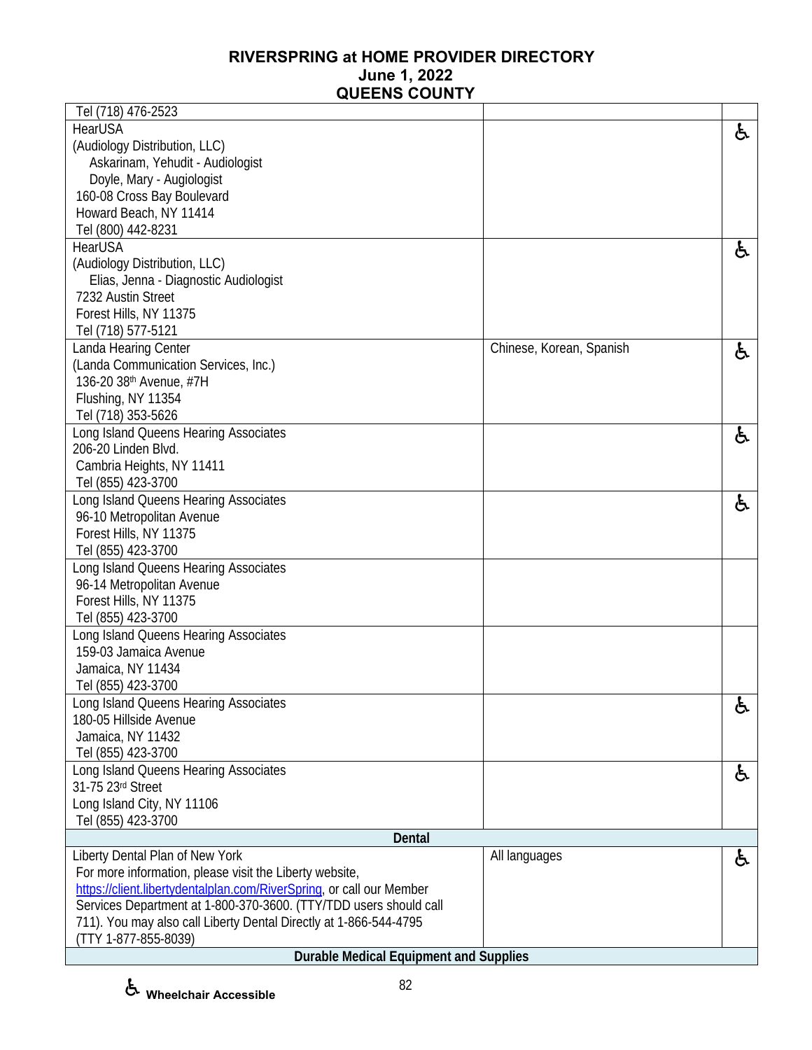# RIVERSPRING at HOME PROVIDER DIRECTORY
## June 1, 2022
## QUEENS COUNTY

| | | |
|---|---|---|
| Tel (718) 476-2523 | | |
| HearUSA<br>(Audiology Distribution, LLC)<br>Askarinam, Yehudit - Audiologist<br>Doyle, Mary - Augiologist<br>160-08 Cross Bay Boulevard<br>Howard Beach, NY 11414<br>Tel (800) 442-8231 | | ♿ |
| HearUSA<br>(Audiology Distribution, LLC)<br>Elias, Jenna - Diagnostic Audiologist<br>7232 Austin Street<br>Forest Hills, NY 11375<br>Tel (718) 577-5121 | | ♿ |
| Landa Hearing Center<br>(Landa Communication Services, Inc.)<br>136-20 38th Avenue, #7H<br>Flushing, NY 11354<br>Tel (718) 353-5626 | Chinese, Korean, Spanish | ♿ |
| Long Island Queens Hearing Associates<br>206-20 Linden Blvd.<br>Cambria Heights, NY 11411<br>Tel (855) 423-3700 | | ♿ |
| Long Island Queens Hearing Associates<br>96-10 Metropolitan Avenue<br>Forest Hills, NY 11375<br>Tel (855) 423-3700 | | ♿ |
| Long Island Queens Hearing Associates<br>96-14 Metropolitan Avenue<br>Forest Hills, NY 11375<br>Tel (855) 423-3700 | | |
| Long Island Queens Hearing Associates<br>159-03 Jamaica Avenue<br>Jamaica, NY 11434<br>Tel (855) 423-3700 | | |
| Long Island Queens Hearing Associates<br>180-05 Hillside Avenue<br>Jamaica, NY 11432<br>Tel (855) 423-3700 | | ♿ |
| Long Island Queens Hearing Associates<br>31-75 23rd Street<br>Long Island City, NY 11106<br>Tel (855) 423-3700 | | ♿ |
| **Dental** | | |
| Liberty Dental Plan of New York<br>For more information, please visit the Liberty website, https://client.libertydentalplan.com/RiverSpring, or call our Member Services Department at 1-800-370-3600. (TTY/TDD users should call 711). You may also call Liberty Dental Directly at 1-866-544-4795 (TTY 1-877-855-8039) | All languages | ♿ |
| **Durable Medical Equipment and Supplies** | | |

♿ **Wheelchair Accessible**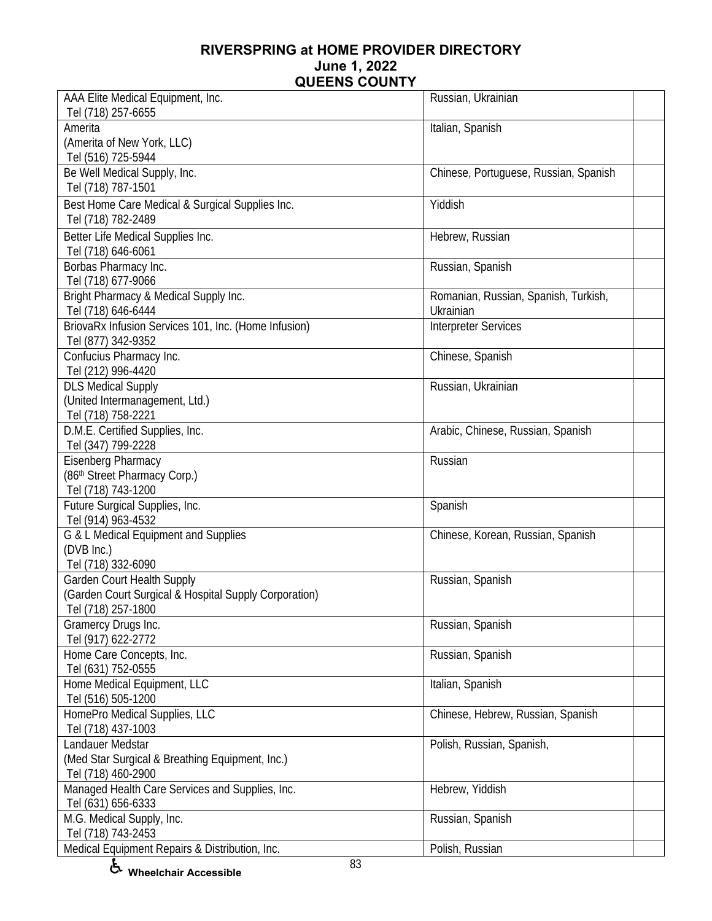**RIVERSPRING at HOME PROVIDER DIRECTORY**
**June 1, 2022**
**QUEENS COUNTY**

| | | |
|---|---|---|
| AAA Elite Medical Equipment, Inc.<br>Tel (718) 257-6655 | Russian, Ukrainian | |
| Amerita<br>(Amerita of New York, LLC)<br>Tel (516) 725-5944 | Italian, Spanish | |
| Be Well Medical Supply, Inc.<br>Tel (718) 787-1501 | Chinese, Portuguese, Russian, Spanish | |
| Best Home Care Medical & Surgical Supplies Inc.<br>Tel (718) 782-2489 | Yiddish | |
| Better Life Medical Supplies Inc.<br>Tel (718) 646-6061 | Hebrew, Russian | |
| Borbas Pharmacy Inc.<br>Tel (718) 677-9066 | Russian, Spanish | |
| Bright Pharmacy & Medical Supply Inc.<br>Tel (718) 646-6444 | Romanian, Russian, Spanish, Turkish, Ukrainian | |
| BriovaRx Infusion Services 101, Inc. (Home Infusion)<br>Tel (877) 342-9352 | Interpreter Services | |
| Confucius Pharmacy Inc.<br>Tel (212) 996-4420 | Chinese, Spanish | |
| DLS Medical Supply<br>(United Intermanagement, Ltd.)<br>Tel (718) 758-2221 | Russian, Ukrainian | |
| D.M.E. Certified Supplies, Inc.<br>Tel (347) 799-2228 | Arabic, Chinese, Russian, Spanish | |
| Eisenberg Pharmacy<br>(86th Street Pharmacy Corp.)<br>Tel (718) 743-1200 | Russian | |
| Future Surgical Supplies, Inc.<br>Tel (914) 963-4532 | Spanish | |
| G & L Medical Equipment and Supplies<br>(DVB Inc.)<br>Tel (718) 332-6090 | Chinese, Korean, Russian, Spanish | |
| Garden Court Health Supply<br>(Garden Court Surgical & Hospital Supply Corporation)<br>Tel (718) 257-1800 | Russian, Spanish | |
| Gramercy Drugs Inc.<br>Tel (917) 622-2772 | Russian, Spanish | |
| Home Care Concepts, Inc.<br>Tel (631) 752-0555 | Russian, Spanish | |
| Home Medical Equipment, LLC<br>Tel (516) 505-1200 | Italian, Spanish | |
| HomePro Medical Supplies, LLC<br>Tel (718) 437-1003 | Chinese, Hebrew, Russian, Spanish | |
| Landauer Medstar<br>(Med Star Surgical & Breathing Equipment, Inc.)<br>Tel (718) 460-2900 | Polish, Russian, Spanish, | |
| Managed Health Care Services and Supplies, Inc.<br>Tel (631) 656-6333 | Hebrew, Yiddish | |
| M.G. Medical Supply, Inc.<br>Tel (718) 743-2453 | Russian, Spanish | |
| Medical Equipment Repairs & Distribution, Inc. | Polish, Russian | |

♿ **Wheelchair Accessible**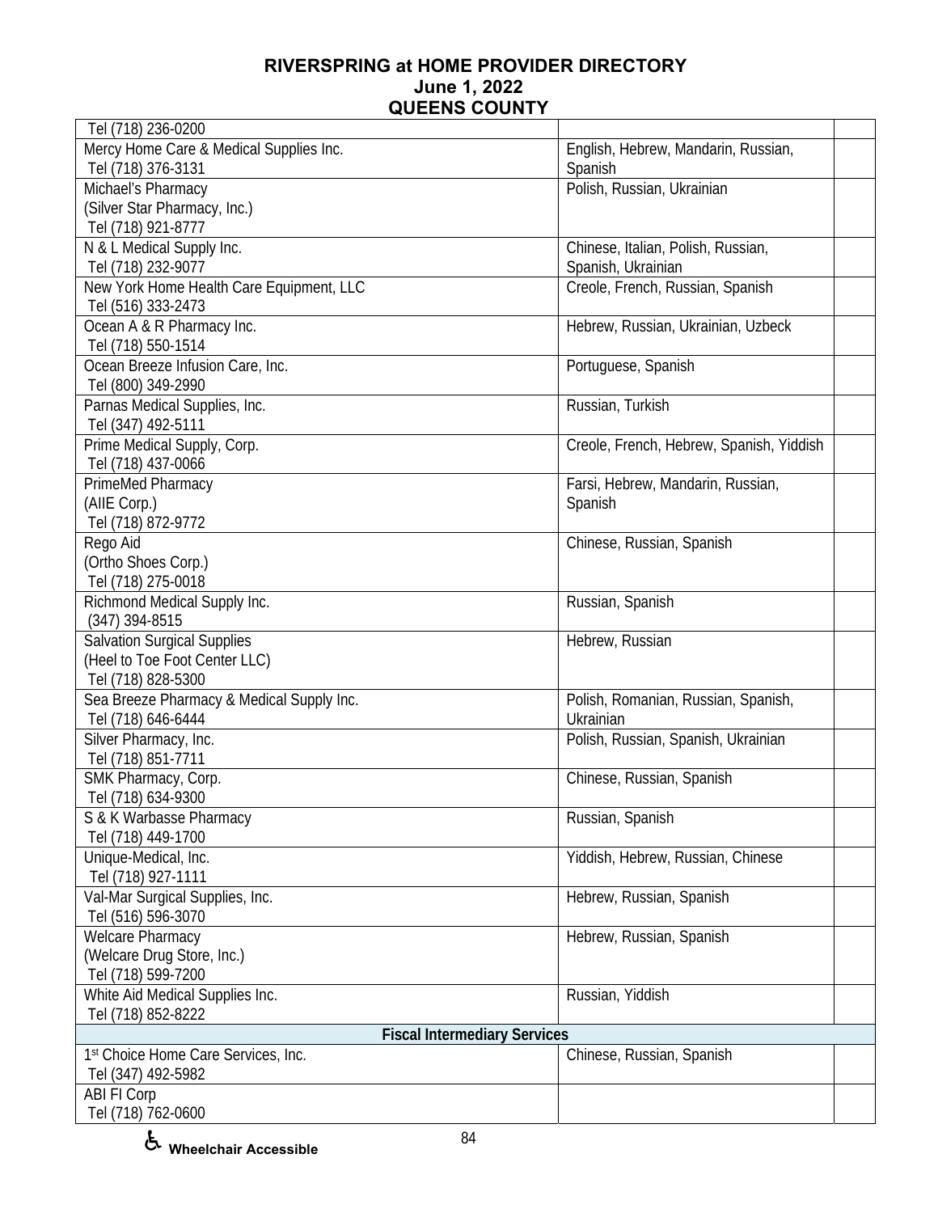# RIVERSPRING at HOME PROVIDER DIRECTORY
## June 1, 2022
## QUEENS COUNTY

| | | |
|---|---|---|
| Tel (718) 236-0200 | | |
| Mercy Home Care & Medical Supplies Inc.<br>Tel (718) 376-3131 | English, Hebrew, Mandarin, Russian, Spanish | |
| Michael's Pharmacy<br>(Silver Star Pharmacy, Inc.)<br>Tel (718) 921-8777 | Polish, Russian, Ukrainian | |
| N & L Medical Supply Inc.<br>Tel (718) 232-9077 | Chinese, Italian, Polish, Russian, Spanish, Ukrainian | |
| New York Home Health Care Equipment, LLC<br>Tel (516) 333-2473 | Creole, French, Russian, Spanish | |
| Ocean A & R Pharmacy Inc.<br>Tel (718) 550-1514 | Hebrew, Russian, Ukrainian, Uzbeck | |
| Ocean Breeze Infusion Care, Inc.<br>Tel (800) 349-2990 | Portuguese, Spanish | |
| Parnas Medical Supplies, Inc.<br>Tel (347) 492-5111 | Russian, Turkish | |
| Prime Medical Supply, Corp.<br>Tel (718) 437-0066 | Creole, French, Hebrew, Spanish, Yiddish | |
| PrimeMed Pharmacy<br>(AIIE Corp.)<br>Tel (718) 872-9772 | Farsi, Hebrew, Mandarin, Russian, Spanish | |
| Rego Aid<br>(Ortho Shoes Corp.)<br>Tel (718) 275-0018 | Chinese, Russian, Spanish | |
| Richmond Medical Supply Inc.<br>(347) 394-8515 | Russian, Spanish | |
| Salvation Surgical Supplies<br>(Heel to Toe Foot Center LLC)<br>Tel (718) 828-5300 | Hebrew, Russian | |
| Sea Breeze Pharmacy & Medical Supply Inc.<br>Tel (718) 646-6444 | Polish, Romanian, Russian, Spanish, Ukrainian | |
| Silver Pharmacy, Inc.<br>Tel (718) 851-7711 | Polish, Russian, Spanish, Ukrainian | |
| SMK Pharmacy, Corp.<br>Tel (718) 634-9300 | Chinese, Russian, Spanish | |
| S & K Warbasse Pharmacy<br>Tel (718) 449-1700 | Russian, Spanish | |
| Unique-Medical, Inc.<br>Tel (718) 927-1111 | Yiddish, Hebrew, Russian, Chinese | |
| Val-Mar Surgical Supplies, Inc.<br>Tel (516) 596-3070 | Hebrew, Russian, Spanish | |
| Welcare Pharmacy<br>(Welcare Drug Store, Inc.)<br>Tel (718) 599-7200 | Hebrew, Russian, Spanish | |
| White Aid Medical Supplies Inc.<br>Tel (718) 852-8222 | Russian, Yiddish | |
| **Fiscal Intermediary Services** | | |
| 1st Choice Home Care Services, Inc.<br>Tel (347) 492-5982 | Chinese, Russian, Spanish | |
| ABI FI Corp<br>Tel (718) 762-0600 | | |

♿ **Wheelchair Accessible**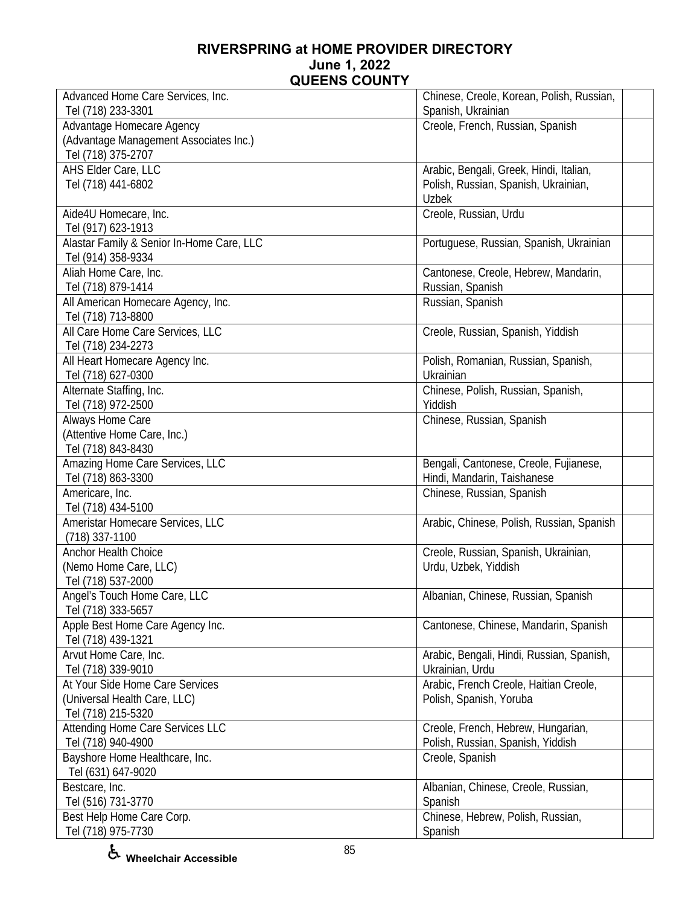**RIVERSPRING at HOME PROVIDER DIRECTORY**
**June 1, 2022**
**QUEENS COUNTY**

| Provider | Languages | |
|---|---|---|
| Advanced Home Care Services, Inc.<br>Tel (718) 233-3301 | Chinese, Creole, Korean, Polish, Russian, Spanish, Ukrainian | |
| Advantage Homecare Agency<br>(Advantage Management Associates Inc.)<br>Tel (718) 375-2707 | Creole, French, Russian, Spanish | |
| AHS Elder Care, LLC<br>Tel (718) 441-6802 | Arabic, Bengali, Greek, Hindi, Italian, Polish, Russian, Spanish, Ukrainian, Uzbek | |
| Aide4U Homecare, Inc.<br>Tel (917) 623-1913 | Creole, Russian, Urdu | |
| Alastar Family & Senior In-Home Care, LLC<br>Tel (914) 358-9334 | Portuguese, Russian, Spanish, Ukrainian | |
| Aliah Home Care, Inc.<br>Tel (718) 879-1414 | Cantonese, Creole, Hebrew, Mandarin, Russian, Spanish | |
| All American Homecare Agency, Inc.<br>Tel (718) 713-8800 | Russian, Spanish | |
| All Care Home Care Services, LLC<br>Tel (718) 234-2273 | Creole, Russian, Spanish, Yiddish | |
| All Heart Homecare Agency Inc.<br>Tel (718) 627-0300 | Polish, Romanian, Russian, Spanish, Ukrainian | |
| Alternate Staffing, Inc.<br>Tel (718) 972-2500 | Chinese, Polish, Russian, Spanish, Yiddish | |
| Always Home Care<br>(Attentive Home Care, Inc.)<br>Tel (718) 843-8430 | Chinese, Russian, Spanish | |
| Amazing Home Care Services, LLC<br>Tel (718) 863-3300 | Bengali, Cantonese, Creole, Fujianese, Hindi, Mandarin, Taishanese | |
| Americare, Inc.<br>Tel (718) 434-5100 | Chinese, Russian, Spanish | |
| Ameristar Homecare Services, LLC<br>(718) 337-1100 | Arabic, Chinese, Polish, Russian, Spanish | |
| Anchor Health Choice<br>(Nemo Home Care, LLC)<br>Tel (718) 537-2000 | Creole, Russian, Spanish, Ukrainian, Urdu, Uzbek, Yiddish | |
| Angel's Touch Home Care, LLC<br>Tel (718) 333-5657 | Albanian, Chinese, Russian, Spanish | |
| Apple Best Home Care Agency Inc.<br>Tel (718) 439-1321 | Cantonese, Chinese, Mandarin, Spanish | |
| Arvut Home Care, Inc.<br>Tel (718) 339-9010 | Arabic, Bengali, Hindi, Russian, Spanish, Ukrainian, Urdu | |
| At Your Side Home Care Services<br>(Universal Health Care, LLC)<br>Tel (718) 215-5320 | Arabic, French Creole, Haitian Creole, Polish, Spanish, Yoruba | |
| Attending Home Care Services LLC<br>Tel (718) 940-4900 | Creole, French, Hebrew, Hungarian, Polish, Russian, Spanish, Yiddish | |
| Bayshore Home Healthcare, Inc.<br>Tel (631) 647-9020 | Creole, Spanish | |
| Bestcare, Inc.<br>Tel (516) 731-3770 | Albanian, Chinese, Creole, Russian, Spanish | |
| Best Help Home Care Corp.<br>Tel (718) 975-7730 | Chinese, Hebrew, Polish, Russian, Spanish | |

♿ **Wheelchair Accessible**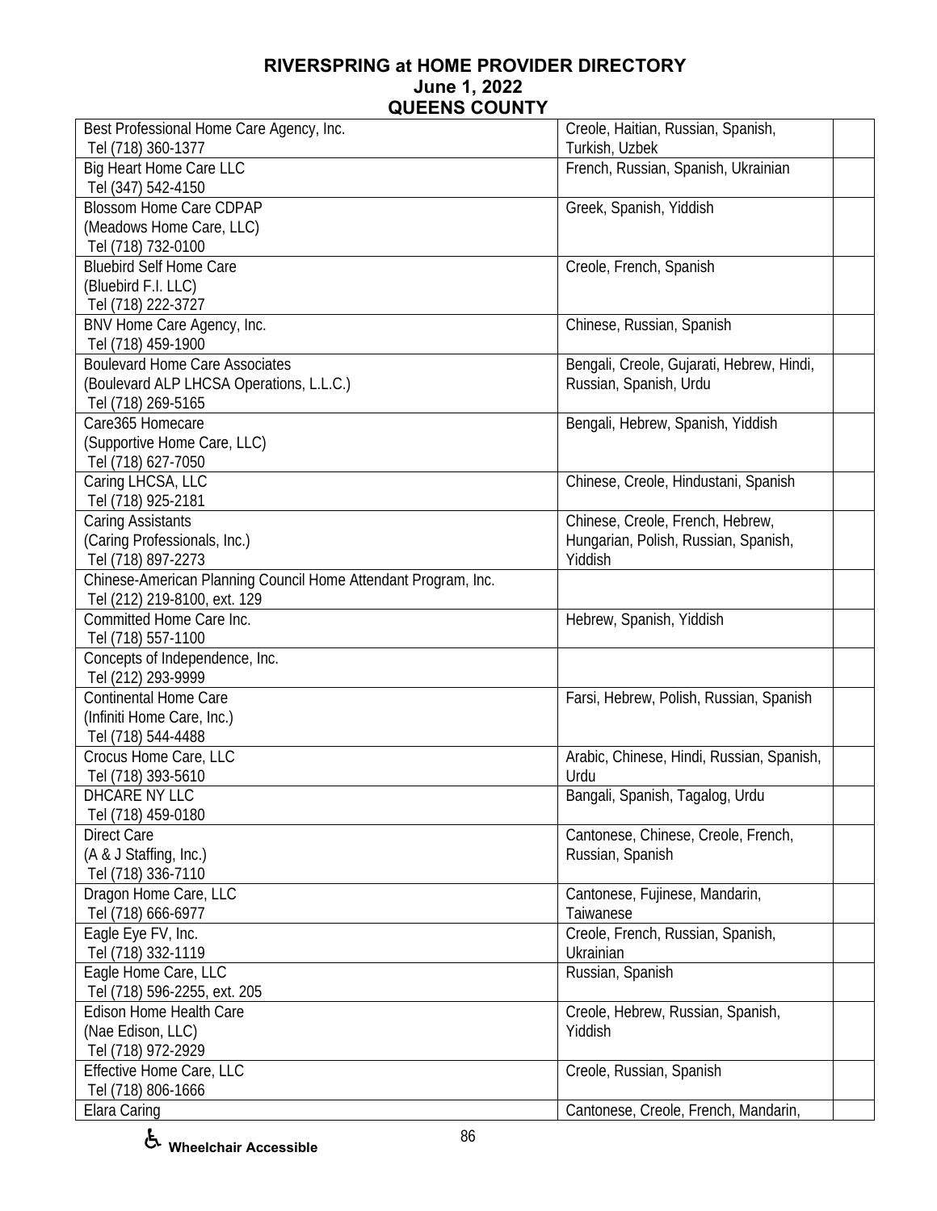## RIVERSPRING at HOME PROVIDER DIRECTORY
## June 1, 2022
## QUEENS COUNTY

| | | |
|---|---|---|
| Best Professional Home Care Agency, Inc.<br>Tel (718) 360-1377 | Creole, Haitian, Russian, Spanish, Turkish, Uzbek | |
| Big Heart Home Care LLC<br>Tel (347) 542-4150 | French, Russian, Spanish, Ukrainian | |
| Blossom Home Care CDPAP<br>(Meadows Home Care, LLC)<br>Tel (718) 732-0100 | Greek, Spanish, Yiddish | |
| Bluebird Self Home Care<br>(Bluebird F.I. LLC)<br>Tel (718) 222-3727 | Creole, French, Spanish | |
| BNV Home Care Agency, Inc.<br>Tel (718) 459-1900 | Chinese, Russian, Spanish | |
| Boulevard Home Care Associates<br>(Boulevard ALP LHCSA Operations, L.L.C.)<br>Tel (718) 269-5165 | Bengali, Creole, Gujarati, Hebrew, Hindi, Russian, Spanish, Urdu | |
| Care365 Homecare<br>(Supportive Home Care, LLC)<br>Tel (718) 627-7050 | Bengali, Hebrew, Spanish, Yiddish | |
| Caring LHCSA, LLC<br>Tel (718) 925-2181 | Chinese, Creole, Hindustani, Spanish | |
| Caring Assistants<br>(Caring Professionals, Inc.)<br>Tel (718) 897-2273 | Chinese, Creole, French, Hebrew, Hungarian, Polish, Russian, Spanish, Yiddish | |
| Chinese-American Planning Council Home Attendant Program, Inc.<br>Tel (212) 219-8100, ext. 129 | | |
| Committed Home Care Inc.<br>Tel (718) 557-1100 | Hebrew, Spanish, Yiddish | |
| Concepts of Independence, Inc.<br>Tel (212) 293-9999 | | |
| Continental Home Care<br>(Infiniti Home Care, Inc.)<br>Tel (718) 544-4488 | Farsi, Hebrew, Polish, Russian, Spanish | |
| Crocus Home Care, LLC<br>Tel (718) 393-5610 | Arabic, Chinese, Hindi, Russian, Spanish, Urdu | |
| DHCARE NY LLC<br>Tel (718) 459-0180 | Bangali, Spanish, Tagalog, Urdu | |
| Direct Care<br>(A & J Staffing, Inc.)<br>Tel (718) 336-7110 | Cantonese, Chinese, Creole, French, Russian, Spanish | |
| Dragon Home Care, LLC<br>Tel (718) 666-6977 | Cantonese, Fujinese, Mandarin, Taiwanese | |
| Eagle Eye FV, Inc.<br>Tel (718) 332-1119 | Creole, French, Russian, Spanish, Ukrainian | |
| Eagle Home Care, LLC<br>Tel (718) 596-2255, ext. 205 | Russian, Spanish | |
| Edison Home Health Care<br>(Nae Edison, LLC)<br>Tel (718) 972-2929 | Creole, Hebrew, Russian, Spanish, Yiddish | |
| Effective Home Care, LLC<br>Tel (718) 806-1666 | Creole, Russian, Spanish | |
| Elara Caring | Cantonese, Creole, French, Mandarin, | |

♿ Wheelchair Accessible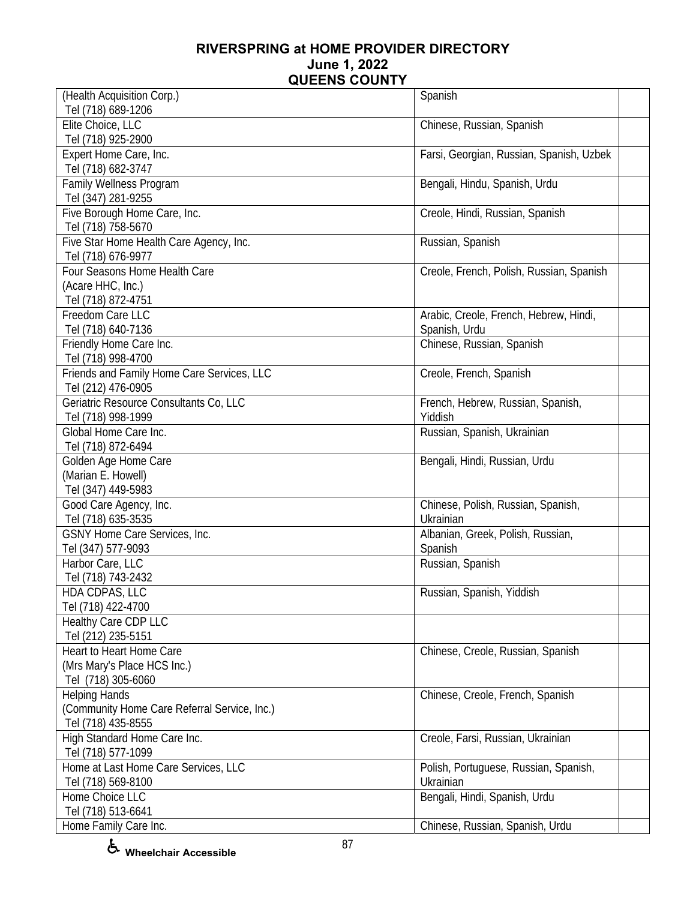# RIVERSPRING at HOME PROVIDER DIRECTORY
## June 1, 2022
## QUEENS COUNTY

| | | |
|---|---|---|
| (Health Acquisition Corp.)<br>Tel (718) 689-1206 | Spanish | |
| Elite Choice, LLC<br>Tel (718) 925-2900 | Chinese, Russian, Spanish | |
| Expert Home Care, Inc.<br>Tel (718) 682-3747 | Farsi, Georgian, Russian, Spanish, Uzbek | |
| Family Wellness Program<br>Tel (347) 281-9255 | Bengali, Hindu, Spanish, Urdu | |
| Five Borough Home Care, Inc.<br>Tel (718) 758-5670 | Creole, Hindi, Russian, Spanish | |
| Five Star Home Health Care Agency, Inc.<br>Tel (718) 676-9977 | Russian, Spanish | |
| Four Seasons Home Health Care<br>(Acare HHC, Inc.)<br>Tel (718) 872-4751 | Creole, French, Polish, Russian, Spanish | |
| Freedom Care LLC<br>Tel (718) 640-7136 | Arabic, Creole, French, Hebrew, Hindi, Spanish, Urdu | |
| Friendly Home Care Inc.<br>Tel (718) 998-4700 | Chinese, Russian, Spanish | |
| Friends and Family Home Care Services, LLC<br>Tel (212) 476-0905 | Creole, French, Spanish | |
| Geriatric Resource Consultants Co, LLC<br>Tel (718) 998-1999 | French, Hebrew, Russian, Spanish, Yiddish | |
| Global Home Care Inc.<br>Tel (718) 872-6494 | Russian, Spanish, Ukrainian | |
| Golden Age Home Care<br>(Marian E. Howell)<br>Tel (347) 449-5983 | Bengali, Hindi, Russian, Urdu | |
| Good Care Agency, Inc.<br>Tel (718) 635-3535 | Chinese, Polish, Russian, Spanish, Ukrainian | |
| GSNY Home Care Services, Inc.<br>Tel (347) 577-9093 | Albanian, Greek, Polish, Russian, Spanish | |
| Harbor Care, LLC<br>Tel (718) 743-2432 | Russian, Spanish | |
| HDA CDPAS, LLC<br>Tel (718) 422-4700 | Russian, Spanish, Yiddish | |
| Healthy Care CDP LLC<br>Tel (212) 235-5151 | | |
| Heart to Heart Home Care<br>(Mrs Mary's Place HCS Inc.)<br>Tel (718) 305-6060 | Chinese, Creole, Russian, Spanish | |
| Helping Hands<br>(Community Home Care Referral Service, Inc.)<br>Tel (718) 435-8555 | Chinese, Creole, French, Spanish | |
| High Standard Home Care Inc.<br>Tel (718) 577-1099 | Creole, Farsi, Russian, Ukrainian | |
| Home at Last Home Care Services, LLC<br>Tel (718) 569-8100 | Polish, Portuguese, Russian, Spanish, Ukrainian | |
| Home Choice LLC<br>Tel (718) 513-6641 | Bengali, Hindi, Spanish, Urdu | |
| Home Family Care Inc. | Chinese, Russian, Spanish, Urdu | |

♿ Wheelchair Accessible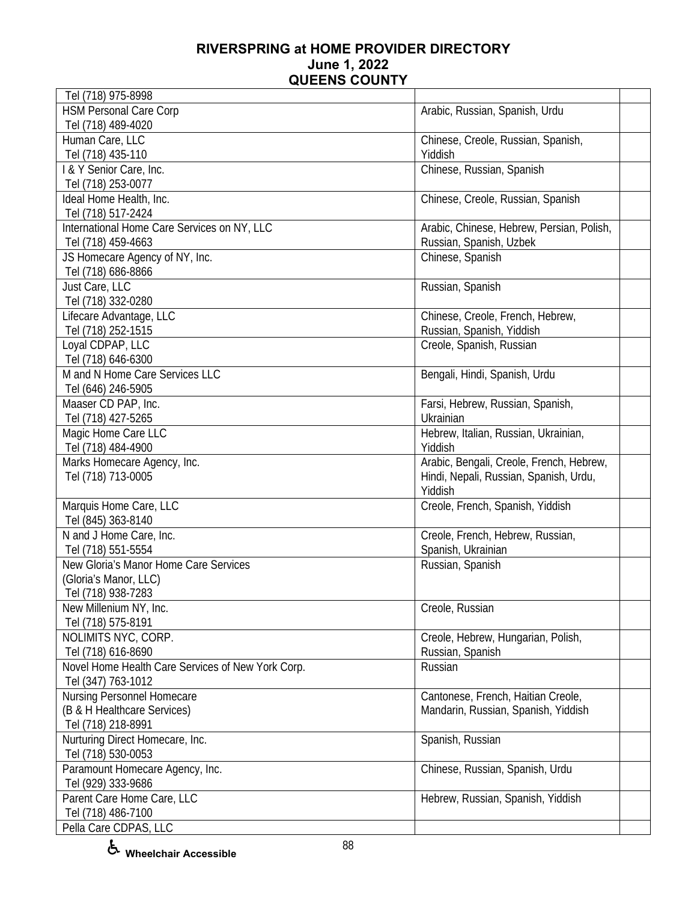# RIVERSPRING at HOME PROVIDER DIRECTORY
## June 1, 2022
## QUEENS COUNTY

| | | |
|---|---|---|
| Tel (718) 975-8998 | | |
| HSM Personal Care Corp<br>Tel (718) 489-4020 | Arabic, Russian, Spanish, Urdu | |
| Human Care, LLC<br>Tel (718) 435-110 | Chinese, Creole, Russian, Spanish, Yiddish | |
| I & Y Senior Care, Inc.<br>Tel (718) 253-0077 | Chinese, Russian, Spanish | |
| Ideal Home Health, Inc.<br>Tel (718) 517-2424 | Chinese, Creole, Russian, Spanish | |
| International Home Care Services on NY, LLC<br>Tel (718) 459-4663 | Arabic, Chinese, Hebrew, Persian, Polish, Russian, Spanish, Uzbek | |
| JS Homecare Agency of NY, Inc.<br>Tel (718) 686-8866 | Chinese, Spanish | |
| Just Care, LLC<br>Tel (718) 332-0280 | Russian, Spanish | |
| Lifecare Advantage, LLC<br>Tel (718) 252-1515 | Chinese, Creole, French, Hebrew, Russian, Spanish, Yiddish | |
| Loyal CDPAP, LLC<br>Tel (718) 646-6300 | Creole, Spanish, Russian | |
| M and N Home Care Services LLC<br>Tel (646) 246-5905 | Bengali, Hindi, Spanish, Urdu | |
| Maaser CD PAP, Inc.<br>Tel (718) 427-5265 | Farsi, Hebrew, Russian, Spanish, Ukrainian | |
| Magic Home Care LLC<br>Tel (718) 484-4900 | Hebrew, Italian, Russian, Ukrainian, Yiddish | |
| Marks Homecare Agency, Inc.<br>Tel (718) 713-0005 | Arabic, Bengali, Creole, French, Hebrew, Hindi, Nepali, Russian, Spanish, Urdu, Yiddish | |
| Marquis Home Care, LLC<br>Tel (845) 363-8140 | Creole, French, Spanish, Yiddish | |
| N and J Home Care, Inc.<br>Tel (718) 551-5554 | Creole, French, Hebrew, Russian, Spanish, Ukrainian | |
| New Gloria's Manor Home Care Services<br>(Gloria's Manor, LLC)<br>Tel (718) 938-7283 | Russian, Spanish | |
| New Millenium NY, Inc.<br>Tel (718) 575-8191 | Creole, Russian | |
| NOLIMITS NYC, CORP.<br>Tel (718) 616-8690 | Creole, Hebrew, Hungarian, Polish, Russian, Spanish | |
| Novel Home Health Care Services of New York Corp.<br>Tel (347) 763-1012 | Russian | |
| Nursing Personnel Homecare<br>(B & H Healthcare Services)<br>Tel (718) 218-8991 | Cantonese, French, Haitian Creole, Mandarin, Russian, Spanish, Yiddish | |
| Nurturing Direct Homecare, Inc.<br>Tel (718) 530-0053 | Spanish, Russian | |
| Paramount Homecare Agency, Inc.<br>Tel (929) 333-9686 | Chinese, Russian, Spanish, Urdu | |
| Parent Care Home Care, LLC<br>Tel (718) 486-7100 | Hebrew, Russian, Spanish, Yiddish | |
| Pella Care CDPAS, LLC | | |

♿ Wheelchair Accessible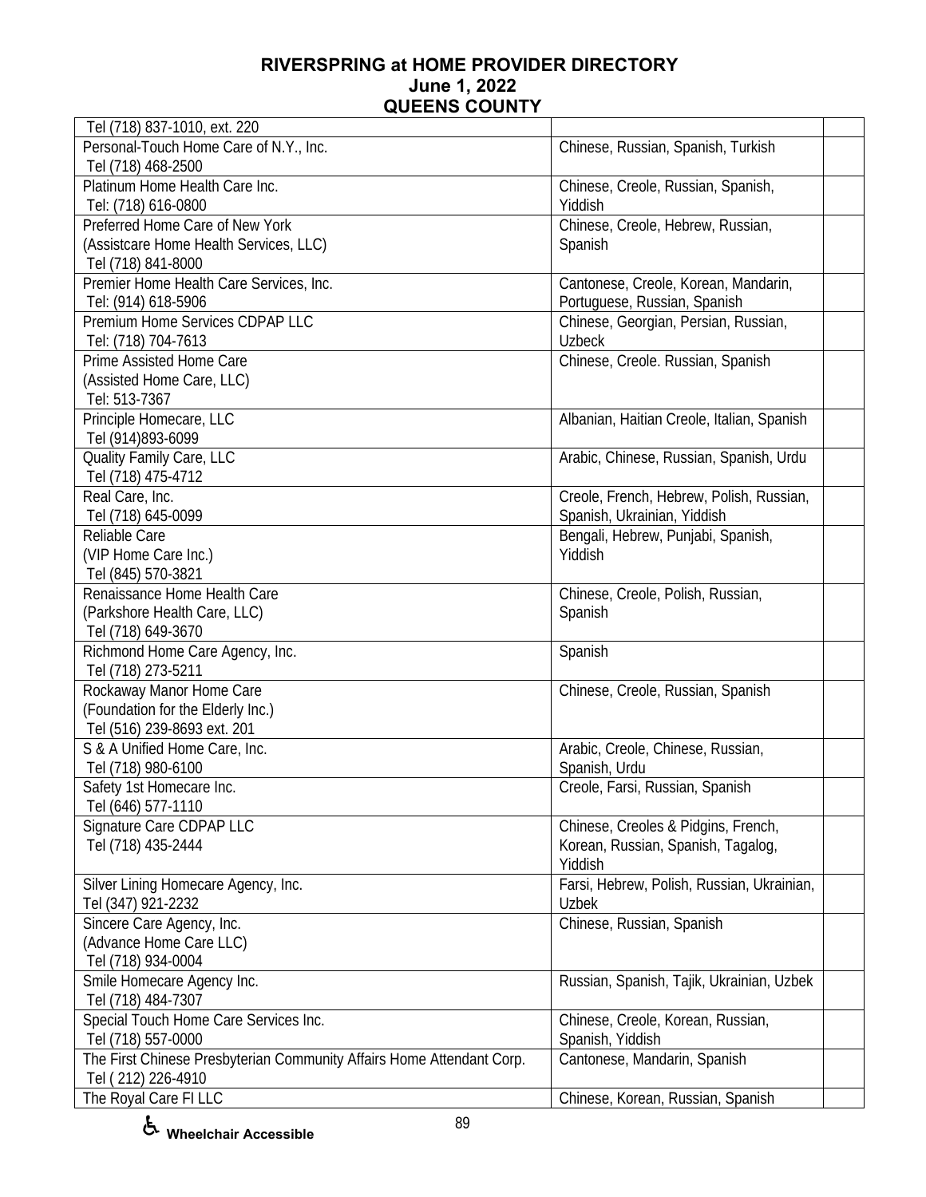# RIVERSPRING at HOME PROVIDER DIRECTORY
## June 1, 2022
## QUEENS COUNTY

| | | |
|---|---|---|
| Tel (718) 837-1010, ext. 220 | | |
| Personal-Touch Home Care of N.Y., Inc.<br>Tel (718) 468-2500 | Chinese, Russian, Spanish, Turkish | |
| Platinum Home Health Care Inc.<br>Tel: (718) 616-0800 | Chinese, Creole, Russian, Spanish, Yiddish | |
| Preferred Home Care of New York<br>(Assistcare Home Health Services, LLC)<br>Tel (718) 841-8000 | Chinese, Creole, Hebrew, Russian, Spanish | |
| Premier Home Health Care Services, Inc.<br>Tel: (914) 618-5906 | Cantonese, Creole, Korean, Mandarin, Portuguese, Russian, Spanish | |
| Premium Home Services CDPAP LLC<br>Tel: (718) 704-7613 | Chinese, Georgian, Persian, Russian, Uzbeck | |
| Prime Assisted Home Care<br>(Assisted Home Care, LLC)<br>Tel: 513-7367 | Chinese, Creole. Russian, Spanish | |
| Principle Homecare, LLC<br>Tel (914)893-6099 | Albanian, Haitian Creole, Italian, Spanish | |
| Quality Family Care, LLC<br>Tel (718) 475-4712 | Arabic, Chinese, Russian, Spanish, Urdu | |
| Real Care, Inc.<br>Tel (718) 645-0099 | Creole, French, Hebrew, Polish, Russian, Spanish, Ukrainian, Yiddish | |
| Reliable Care<br>(VIP Home Care Inc.)<br>Tel (845) 570-3821 | Bengali, Hebrew, Punjabi, Spanish, Yiddish | |
| Renaissance Home Health Care<br>(Parkshore Health Care, LLC)<br>Tel (718) 649-3670 | Chinese, Creole, Polish, Russian, Spanish | |
| Richmond Home Care Agency, Inc.<br>Tel (718) 273-5211 | Spanish | |
| Rockaway Manor Home Care<br>(Foundation for the Elderly Inc.)<br>Tel (516) 239-8693 ext. 201 | Chinese, Creole, Russian, Spanish | |
| S & A Unified Home Care, Inc.<br>Tel (718) 980-6100 | Arabic, Creole, Chinese, Russian, Spanish, Urdu | |
| Safety 1st Homecare Inc.<br>Tel (646) 577-1110 | Creole, Farsi, Russian, Spanish | |
| Signature Care CDPAP LLC<br>Tel (718) 435-2444 | Chinese, Creoles & Pidgins, French, Korean, Russian, Spanish, Tagalog, Yiddish | |
| Silver Lining Homecare Agency, Inc.<br>Tel (347) 921-2232 | Farsi, Hebrew, Polish, Russian, Ukrainian, Uzbek | |
| Sincere Care Agency, Inc.<br>(Advance Home Care LLC)<br>Tel (718) 934-0004 | Chinese, Russian, Spanish | |
| Smile Homecare Agency Inc.<br>Tel (718) 484-7307 | Russian, Spanish, Tajik, Ukrainian, Uzbek | |
| Special Touch Home Care Services Inc.<br>Tel (718) 557-0000 | Chinese, Creole, Korean, Russian, Spanish, Yiddish | |
| The First Chinese Presbyterian Community Affairs Home Attendant Corp.<br>Tel ( 212) 226-4910 | Cantonese, Mandarin, Spanish | |
| The Royal Care FI LLC | Chinese, Korean, Russian, Spanish | |

♿ Wheelchair Accessible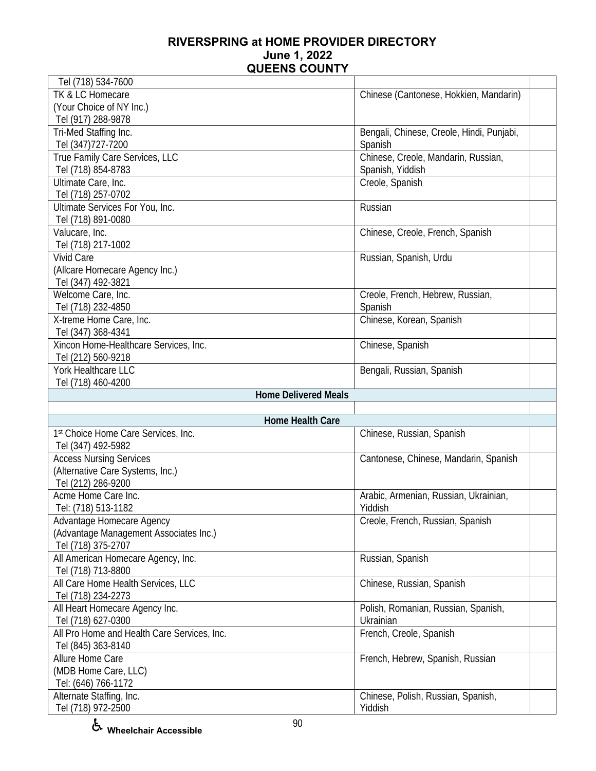# RIVERSPRING at HOME PROVIDER DIRECTORY
## June 1, 2022
## QUEENS COUNTY

| | | |
|---|---|---|
| Tel (718) 534-7600 | | |
| TK & LC Homecare (Your Choice of NY Inc.) Tel (917) 288-9878 | Chinese (Cantonese, Hokkien, Mandarin) | |
| Tri-Med Staffing Inc. Tel (347)727-7200 | Bengali, Chinese, Creole, Hindi, Punjabi, Spanish | |
| True Family Care Services, LLC Tel (718) 854-8783 | Chinese, Creole, Mandarin, Russian, Spanish, Yiddish | |
| Ultimate Care, Inc. Tel (718) 257-0702 | Creole, Spanish | |
| Ultimate Services For You, Inc. Tel (718) 891-0080 | Russian | |
| Valucare, Inc. Tel (718) 217-1002 | Chinese, Creole, French, Spanish | |
| Vivid Care (Allcare Homecare Agency Inc.) Tel (347) 492-3821 | Russian, Spanish, Urdu | |
| Welcome Care, Inc. Tel (718) 232-4850 | Creole, French, Hebrew, Russian, Spanish | |
| X-treme Home Care, Inc. Tel (347) 368-4341 | Chinese, Korean, Spanish | |
| Xincon Home-Healthcare Services, Inc. Tel (212) 560-9218 | Chinese, Spanish | |
| York Healthcare LLC Tel (718) 460-4200 | Bengali, Russian, Spanish | |
| **Home Delivered Meals** | | |
| | | |
| **Home Health Care** | | |
| 1st Choice Home Care Services, Inc. Tel (347) 492-5982 | Chinese, Russian, Spanish | |
| Access Nursing Services (Alternative Care Systems, Inc.) Tel (212) 286-9200 | Cantonese, Chinese, Mandarin, Spanish | |
| Acme Home Care Inc. Tel: (718) 513-1182 | Arabic, Armenian, Russian, Ukrainian, Yiddish | |
| Advantage Homecare Agency (Advantage Management Associates Inc.) Tel (718) 375-2707 | Creole, French, Russian, Spanish | |
| All American Homecare Agency, Inc. Tel (718) 713-8800 | Russian, Spanish | |
| All Care Home Health Services, LLC Tel (718) 234-2273 | Chinese, Russian, Spanish | |
| All Heart Homecare Agency Inc. Tel (718) 627-0300 | Polish, Romanian, Russian, Spanish, Ukrainian | |
| All Pro Home and Health Care Services, Inc. Tel (845) 363-8140 | French, Creole, Spanish | |
| Allure Home Care (MDB Home Care, LLC) Tel: (646) 766-1172 | French, Hebrew, Spanish, Russian | |
| Alternate Staffing, Inc. Tel (718) 972-2500 | Chinese, Polish, Russian, Spanish, Yiddish | |

♿ Wheelchair Accessible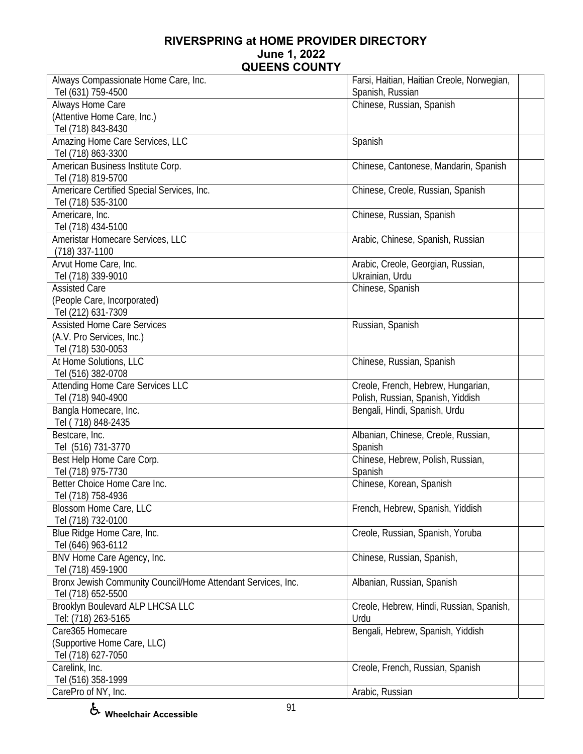# RIVERSPRING at HOME PROVIDER DIRECTORY
## June 1, 2022
## QUEENS COUNTY

| Provider | Languages | |
|---|---|---|
| Always Compassionate Home Care, Inc.<br>Tel (631) 759-4500 | Farsi, Haitian, Haitian Creole, Norwegian, Spanish, Russian | |
| Always Home Care<br>(Attentive Home Care, Inc.)<br>Tel (718) 843-8430 | Chinese, Russian, Spanish | |
| Amazing Home Care Services, LLC<br>Tel (718) 863-3300 | Spanish | |
| American Business Institute Corp.<br>Tel (718) 819-5700 | Chinese, Cantonese, Mandarin, Spanish | |
| Americare Certified Special Services, Inc.<br>Tel (718) 535-3100 | Chinese, Creole, Russian, Spanish | |
| Americare, Inc.<br>Tel (718) 434-5100 | Chinese, Russian, Spanish | |
| Ameristar Homecare Services, LLC<br>(718) 337-1100 | Arabic, Chinese, Spanish, Russian | |
| Arvut Home Care, Inc.<br>Tel (718) 339-9010 | Arabic, Creole, Georgian, Russian, Ukrainian, Urdu | |
| Assisted Care<br>(People Care, Incorporated)<br>Tel (212) 631-7309 | Chinese, Spanish | |
| Assisted Home Care Services<br>(A.V. Pro Services, Inc.)<br>Tel (718) 530-0053 | Russian, Spanish | |
| At Home Solutions, LLC<br>Tel (516) 382-0708 | Chinese, Russian, Spanish | |
| Attending Home Care Services LLC<br>Tel (718) 940-4900 | Creole, French, Hebrew, Hungarian, Polish, Russian, Spanish, Yiddish | |
| Bangla Homecare, Inc.<br>Tel ( 718) 848-2435 | Bengali, Hindi, Spanish, Urdu | |
| Bestcare, Inc.<br>Tel (516) 731-3770 | Albanian, Chinese, Creole, Russian, Spanish | |
| Best Help Home Care Corp.<br>Tel (718) 975-7730 | Chinese, Hebrew, Polish, Russian, Spanish | |
| Better Choice Home Care Inc.<br>Tel (718) 758-4936 | Chinese, Korean, Spanish | |
| Blossom Home Care, LLC<br>Tel (718) 732-0100 | French, Hebrew, Spanish, Yiddish | |
| Blue Ridge Home Care, Inc.<br>Tel (646) 963-6112 | Creole, Russian, Spanish, Yoruba | |
| BNV Home Care Agency, Inc.<br>Tel (718) 459-1900 | Chinese, Russian, Spanish, | |
| Bronx Jewish Community Council/Home Attendant Services, Inc.<br>Tel (718) 652-5500 | Albanian, Russian, Spanish | |
| Brooklyn Boulevard ALP LHCSA LLC<br>Tel: (718) 263-5165 | Creole, Hebrew, Hindi, Russian, Spanish, Urdu | |
| Care365 Homecare<br>(Supportive Home Care, LLC)<br>Tel (718) 627-7050 | Bengali, Hebrew, Spanish, Yiddish | |
| Carelink, Inc.<br>Tel (516) 358-1999 | Creole, French, Russian, Spanish | |
| CarePro of NY, Inc. | Arabic, Russian | |

♿ Wheelchair Accessible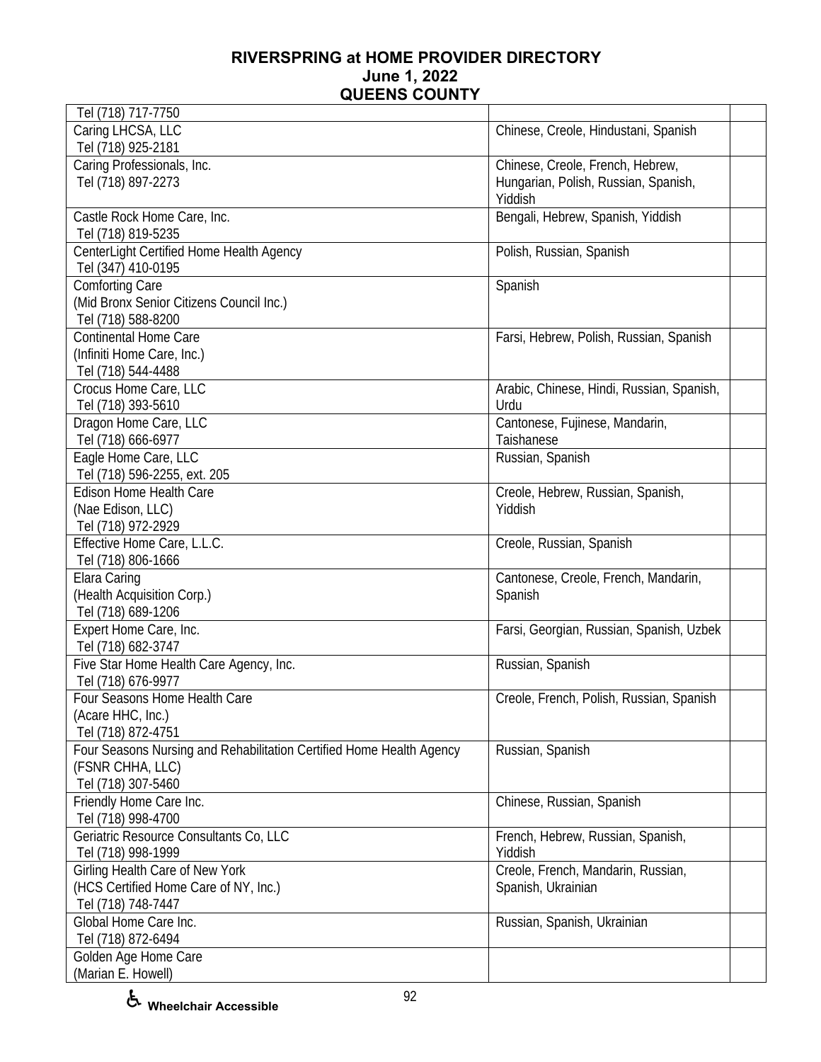# RIVERSPRING at HOME PROVIDER DIRECTORY
## June 1, 2022
## QUEENS COUNTY

| | | |
|---|---|---|
| Tel (718) 717-7750 | | |
| Caring LHCSA, LLC<br>Tel (718) 925-2181 | Chinese, Creole, Hindustani, Spanish | |
| Caring Professionals, Inc.<br>Tel (718) 897-2273 | Chinese, Creole, French, Hebrew, Hungarian, Polish, Russian, Spanish, Yiddish | |
| Castle Rock Home Care, Inc.<br>Tel (718) 819-5235 | Bengali, Hebrew, Spanish, Yiddish | |
| CenterLight Certified Home Health Agency<br>Tel (347) 410-0195 | Polish, Russian, Spanish | |
| Comforting Care<br>(Mid Bronx Senior Citizens Council Inc.)<br>Tel (718) 588-8200 | Spanish | |
| Continental Home Care<br>(Infiniti Home Care, Inc.)<br>Tel (718) 544-4488 | Farsi, Hebrew, Polish, Russian, Spanish | |
| Crocus Home Care, LLC<br>Tel (718) 393-5610 | Arabic, Chinese, Hindi, Russian, Spanish, Urdu | |
| Dragon Home Care, LLC<br>Tel (718) 666-6977 | Cantonese, Fujinese, Mandarin, Taishanese | |
| Eagle Home Care, LLC<br>Tel (718) 596-2255, ext. 205 | Russian, Spanish | |
| Edison Home Health Care<br>(Nae Edison, LLC)<br>Tel (718) 972-2929 | Creole, Hebrew, Russian, Spanish, Yiddish | |
| Effective Home Care, L.L.C.<br>Tel (718) 806-1666 | Creole, Russian, Spanish | |
| Elara Caring<br>(Health Acquisition Corp.)<br>Tel (718) 689-1206 | Cantonese, Creole, French, Mandarin, Spanish | |
| Expert Home Care, Inc.<br>Tel (718) 682-3747 | Farsi, Georgian, Russian, Spanish, Uzbek | |
| Five Star Home Health Care Agency, Inc.<br>Tel (718) 676-9977 | Russian, Spanish | |
| Four Seasons Home Health Care<br>(Acare HHC, Inc.)<br>Tel (718) 872-4751 | Creole, French, Polish, Russian, Spanish | |
| Four Seasons Nursing and Rehabilitation Certified Home Health Agency<br>(FSNR CHHA, LLC)<br>Tel (718) 307-5460 | Russian, Spanish | |
| Friendly Home Care Inc.<br>Tel (718) 998-4700 | Chinese, Russian, Spanish | |
| Geriatric Resource Consultants Co, LLC<br>Tel (718) 998-1999 | French, Hebrew, Russian, Spanish, Yiddish | |
| Girling Health Care of New York<br>(HCS Certified Home Care of NY, Inc.)<br>Tel (718) 748-7447 | Creole, French, Mandarin, Russian, Spanish, Ukrainian | |
| Global Home Care Inc.<br>Tel (718) 872-6494 | Russian, Spanish, Ukrainian | |
| Golden Age Home Care<br>(Marian E. Howell) | | |

♿ Wheelchair Accessible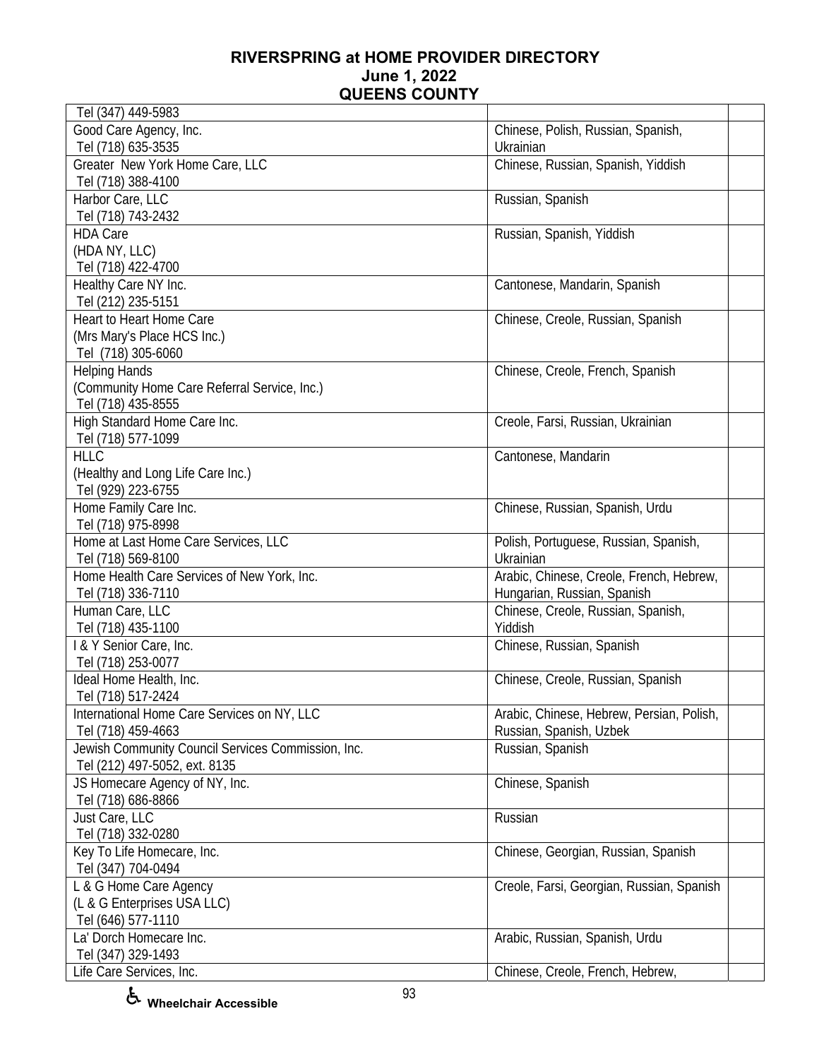# RIVERSPRING at HOME PROVIDER DIRECTORY
## June 1, 2022
## QUEENS COUNTY

| | | |
|---|---|---|
| Tel (347) 449-5983 | | |
| Good Care Agency, Inc.<br>Tel (718) 635-3535 | Chinese, Polish, Russian, Spanish, Ukrainian | |
| Greater New York Home Care, LLC<br>Tel (718) 388-4100 | Chinese, Russian, Spanish, Yiddish | |
| Harbor Care, LLC<br>Tel (718) 743-2432 | Russian, Spanish | |
| HDA Care<br>(HDA NY, LLC)<br>Tel (718) 422-4700 | Russian, Spanish, Yiddish | |
| Healthy Care NY Inc.<br>Tel (212) 235-5151 | Cantonese, Mandarin, Spanish | |
| Heart to Heart Home Care<br>(Mrs Mary's Place HCS Inc.)<br>Tel (718) 305-6060 | Chinese, Creole, Russian, Spanish | |
| Helping Hands<br>(Community Home Care Referral Service, Inc.)<br>Tel (718) 435-8555 | Chinese, Creole, French, Spanish | |
| High Standard Home Care Inc.<br>Tel (718) 577-1099 | Creole, Farsi, Russian, Ukrainian | |
| HLLC<br>(Healthy and Long Life Care Inc.)<br>Tel (929) 223-6755 | Cantonese, Mandarin | |
| Home Family Care Inc.<br>Tel (718) 975-8998 | Chinese, Russian, Spanish, Urdu | |
| Home at Last Home Care Services, LLC<br>Tel (718) 569-8100 | Polish, Portuguese, Russian, Spanish, Ukrainian | |
| Home Health Care Services of New York, Inc.<br>Tel (718) 336-7110 | Arabic, Chinese, Creole, French, Hebrew, Hungarian, Russian, Spanish | |
| Human Care, LLC<br>Tel (718) 435-1100 | Chinese, Creole, Russian, Spanish, Yiddish | |
| I & Y Senior Care, Inc.<br>Tel (718) 253-0077 | Chinese, Russian, Spanish | |
| Ideal Home Health, Inc.<br>Tel (718) 517-2424 | Chinese, Creole, Russian, Spanish | |
| International Home Care Services on NY, LLC<br>Tel (718) 459-4663 | Arabic, Chinese, Hebrew, Persian, Polish, Russian, Spanish, Uzbek | |
| Jewish Community Council Services Commission, Inc.<br>Tel (212) 497-5052, ext. 8135 | Russian, Spanish | |
| JS Homecare Agency of NY, Inc.<br>Tel (718) 686-8866 | Chinese, Spanish | |
| Just Care, LLC<br>Tel (718) 332-0280 | Russian | |
| Key To Life Homecare, Inc.<br>Tel (347) 704-0494 | Chinese, Georgian, Russian, Spanish | |
| L & G Home Care Agency<br>(L & G Enterprises USA LLC)<br>Tel (646) 577-1110 | Creole, Farsi, Georgian, Russian, Spanish | |
| La' Dorch Homecare Inc.<br>Tel (347) 329-1493 | Arabic, Russian, Spanish, Urdu | |
| Life Care Services, Inc. | Chinese, Creole, French, Hebrew, | |

♿ Wheelchair Accessible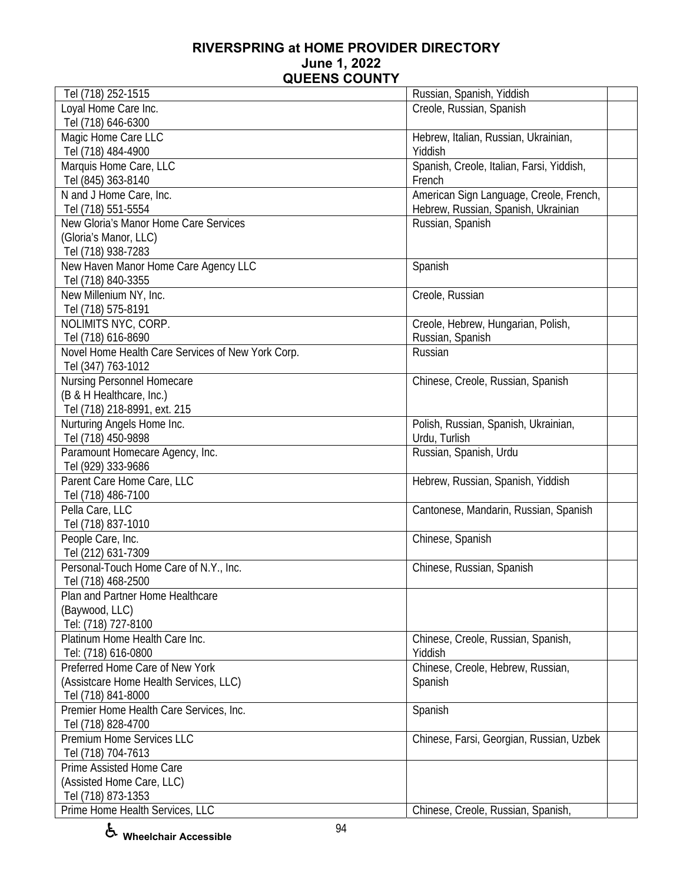# RIVERSPRING at HOME PROVIDER DIRECTORY
## June 1, 2022
## QUEENS COUNTY

| | | |
|---|---|---|
| Tel (718) 252-1515 | Russian, Spanish, Yiddish | |
| Loyal Home Care Inc.<br>Tel (718) 646-6300 | Creole, Russian, Spanish | |
| Magic Home Care LLC<br>Tel (718) 484-4900 | Hebrew, Italian, Russian, Ukrainian, Yiddish | |
| Marquis Home Care, LLC<br>Tel (845) 363-8140 | Spanish, Creole, Italian, Farsi, Yiddish, French | |
| N and J Home Care, Inc.<br>Tel (718) 551-5554 | American Sign Language, Creole, French, Hebrew, Russian, Spanish, Ukrainian | |
| New Gloria's Manor Home Care Services<br>(Gloria's Manor, LLC)<br>Tel (718) 938-7283 | Russian, Spanish | |
| New Haven Manor Home Care Agency LLC<br>Tel (718) 840-3355 | Spanish | |
| New Millenium NY, Inc.<br>Tel (718) 575-8191 | Creole, Russian | |
| NOLIMITS NYC, CORP.<br>Tel (718) 616-8690 | Creole, Hebrew, Hungarian, Polish, Russian, Spanish | |
| Novel Home Health Care Services of New York Corp.<br>Tel (347) 763-1012 | Russian | |
| Nursing Personnel Homecare<br>(B & H Healthcare, Inc.)<br>Tel (718) 218-8991, ext. 215 | Chinese, Creole, Russian, Spanish | |
| Nurturing Angels Home Inc.<br>Tel (718) 450-9898 | Polish, Russian, Spanish, Ukrainian, Urdu, Turlish | |
| Paramount Homecare Agency, Inc.<br>Tel (929) 333-9686 | Russian, Spanish, Urdu | |
| Parent Care Home Care, LLC<br>Tel (718) 486-7100 | Hebrew, Russian, Spanish, Yiddish | |
| Pella Care, LLC<br>Tel (718) 837-1010 | Cantonese, Mandarin, Russian, Spanish | |
| People Care, Inc.<br>Tel (212) 631-7309 | Chinese, Spanish | |
| Personal-Touch Home Care of N.Y., Inc.<br>Tel (718) 468-2500 | Chinese, Russian, Spanish | |
| Plan and Partner Home Healthcare<br>(Baywood, LLC)<br>Tel: (718) 727-8100 | | |
| Platinum Home Health Care Inc.<br>Tel: (718) 616-0800 | Chinese, Creole, Russian, Spanish, Yiddish | |
| Preferred Home Care of New York<br>(Assistcare Home Health Services, LLC)<br>Tel (718) 841-8000 | Chinese, Creole, Hebrew, Russian, Spanish | |
| Premier Home Health Care Services, Inc.<br>Tel (718) 828-4700 | Spanish | |
| Premium Home Services LLC<br>Tel (718) 704-7613 | Chinese, Farsi, Georgian, Russian, Uzbek | |
| Prime Assisted Home Care<br>(Assisted Home Care, LLC)<br>Tel (718) 873-1353 | | |
| Prime Home Health Services, LLC | Chinese, Creole, Russian, Spanish, | |

♿ Wheelchair Accessible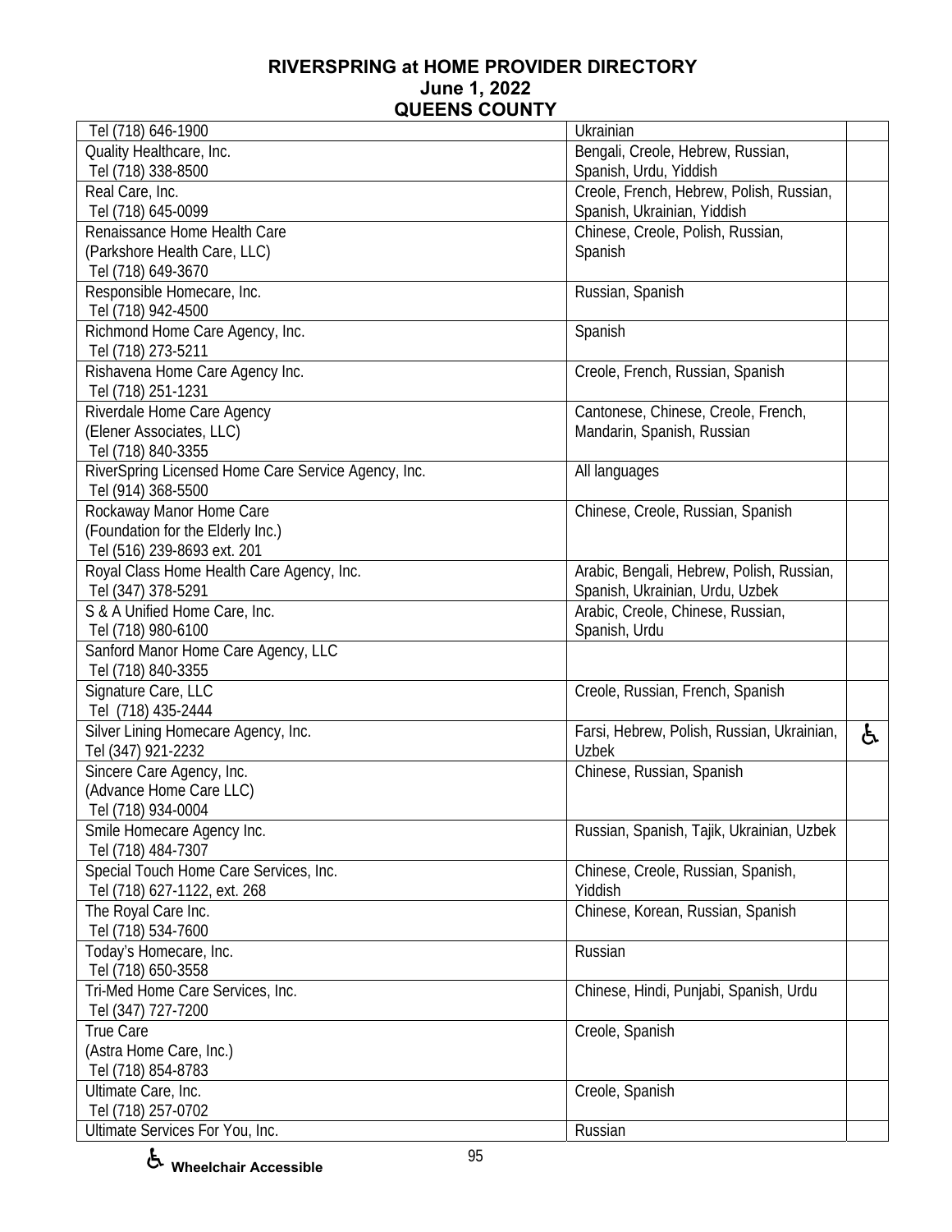# RIVERSPRING at HOME PROVIDER DIRECTORY
## June 1, 2022
## QUEENS COUNTY

| | | |
|---|---|---|
| Tel (718) 646-1900 | Ukrainian | |
| Quality Healthcare, Inc.<br>Tel (718) 338-8500 | Bengali, Creole, Hebrew, Russian, Spanish, Urdu, Yiddish | |
| Real Care, Inc.<br>Tel (718) 645-0099 | Creole, French, Hebrew, Polish, Russian, Spanish, Ukrainian, Yiddish | |
| Renaissance Home Health Care<br>(Parkshore Health Care, LLC)<br>Tel (718) 649-3670 | Chinese, Creole, Polish, Russian, Spanish | |
| Responsible Homecare, Inc.<br>Tel (718) 942-4500 | Russian, Spanish | |
| Richmond Home Care Agency, Inc.<br>Tel (718) 273-5211 | Spanish | |
| Rishavena Home Care Agency Inc.<br>Tel (718) 251-1231 | Creole, French, Russian, Spanish | |
| Riverdale Home Care Agency<br>(Elener Associates, LLC)<br>Tel (718) 840-3355 | Cantonese, Chinese, Creole, French, Mandarin, Spanish, Russian | |
| RiverSpring Licensed Home Care Service Agency, Inc.<br>Tel (914) 368-5500 | All languages | |
| Rockaway Manor Home Care<br>(Foundation for the Elderly Inc.)<br>Tel (516) 239-8693 ext. 201 | Chinese, Creole, Russian, Spanish | |
| Royal Class Home Health Care Agency, Inc.<br>Tel (347) 378-5291 | Arabic, Bengali, Hebrew, Polish, Russian, Spanish, Ukrainian, Urdu, Uzbek | |
| S & A Unified Home Care, Inc.<br>Tel (718) 980-6100 | Arabic, Creole, Chinese, Russian, Spanish, Urdu | |
| Sanford Manor Home Care Agency, LLC<br>Tel (718) 840-3355 | | |
| Signature Care, LLC<br>Tel (718) 435-2444 | Creole, Russian, French, Spanish | |
| Silver Lining Homecare Agency, Inc.<br>Tel (347) 921-2232 | Farsi, Hebrew, Polish, Russian, Ukrainian, Uzbek | ♿ |
| Sincere Care Agency, Inc.<br>(Advance Home Care LLC)<br>Tel (718) 934-0004 | Chinese, Russian, Spanish | |
| Smile Homecare Agency Inc.<br>Tel (718) 484-7307 | Russian, Spanish, Tajik, Ukrainian, Uzbek | |
| Special Touch Home Care Services, Inc.<br>Tel (718) 627-1122, ext. 268 | Chinese, Creole, Russian, Spanish, Yiddish | |
| The Royal Care Inc.<br>Tel (718) 534-7600 | Chinese, Korean, Russian, Spanish | |
| Today's Homecare, Inc.<br>Tel (718) 650-3558 | Russian | |
| Tri-Med Home Care Services, Inc.<br>Tel (347) 727-7200 | Chinese, Hindi, Punjabi, Spanish, Urdu | |
| True Care<br>(Astra Home Care, Inc.)<br>Tel (718) 854-8783 | Creole, Spanish | |
| Ultimate Care, Inc.<br>Tel (718) 257-0702 | Creole, Spanish | |
| Ultimate Services For You, Inc. | Russian | |

♿ Wheelchair Accessible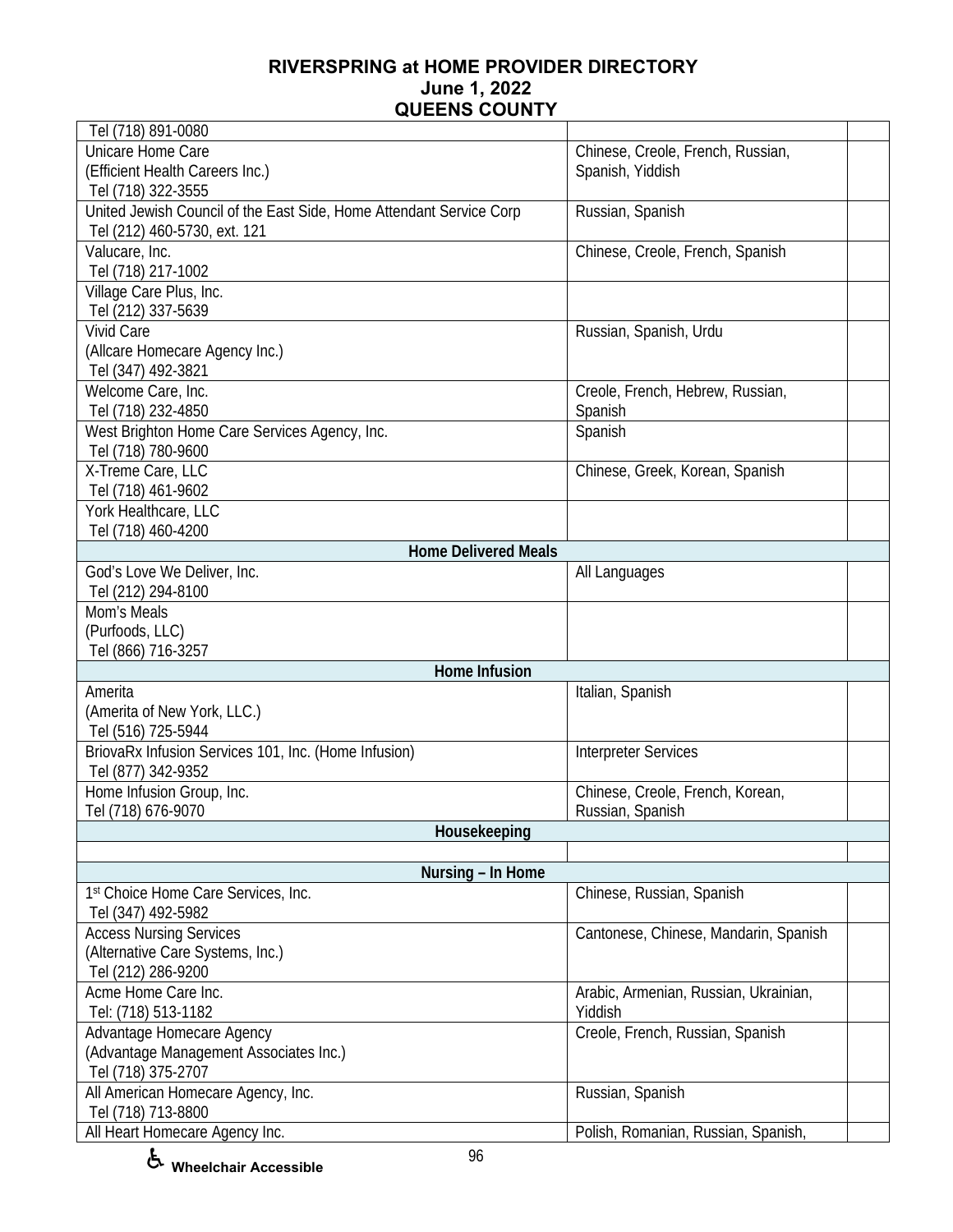# RIVERSPRING at HOME PROVIDER DIRECTORY
## June 1, 2022
## QUEENS COUNTY

| | | |
|---|---|---|
| Tel (718) 891-0080 | | |
| Unicare Home Care<br>(Efficient Health Careers Inc.)<br>Tel (718) 322-3555 | Chinese, Creole, French, Russian, Spanish, Yiddish | |
| United Jewish Council of the East Side, Home Attendant Service Corp<br>Tel (212) 460-5730, ext. 121 | Russian, Spanish | |
| Valucare, Inc.<br>Tel (718) 217-1002 | Chinese, Creole, French, Spanish | |
| Village Care Plus, Inc.<br>Tel (212) 337-5639 | | |
| Vivid Care<br>(Allcare Homecare Agency Inc.)<br>Tel (347) 492-3821 | Russian, Spanish, Urdu | |
| Welcome Care, Inc.<br>Tel (718) 232-4850 | Creole, French, Hebrew, Russian, Spanish | |
| West Brighton Home Care Services Agency, Inc.<br>Tel (718) 780-9600 | Spanish | |
| X-Treme Care, LLC<br>Tel (718) 461-9602 | Chinese, Greek, Korean, Spanish | |
| York Healthcare, LLC<br>Tel (718) 460-4200 | | |
| **Home Delivered Meals** | | |
| God's Love We Deliver, Inc.<br>Tel (212) 294-8100 | All Languages | |
| Mom's Meals<br>(Purfoods, LLC)<br>Tel (866) 716-3257 | | |
| **Home Infusion** | | |
| Amerita<br>(Amerita of New York, LLC.)<br>Tel (516) 725-5944 | Italian, Spanish | |
| BriovaRx Infusion Services 101, Inc. (Home Infusion)<br>Tel (877) 342-9352 | Interpreter Services | |
| Home Infusion Group, Inc.<br>Tel (718) 676-9070 | Chinese, Creole, French, Korean, Russian, Spanish | |
| **Housekeeping** | | |
| | | |
| **Nursing – In Home** | | |
| 1st Choice Home Care Services, Inc.<br>Tel (347) 492-5982 | Chinese, Russian, Spanish | |
| Access Nursing Services<br>(Alternative Care Systems, Inc.)<br>Tel (212) 286-9200 | Cantonese, Chinese, Mandarin, Spanish | |
| Acme Home Care Inc.<br>Tel: (718) 513-1182 | Arabic, Armenian, Russian, Ukrainian, Yiddish | |
| Advantage Homecare Agency<br>(Advantage Management Associates Inc.)<br>Tel (718) 375-2707 | Creole, French, Russian, Spanish | |
| All American Homecare Agency, Inc.<br>Tel (718) 713-8800 | Russian, Spanish | |
| All Heart Homecare Agency Inc. | Polish, Romanian, Russian, Spanish, | |

♿ Wheelchair Accessible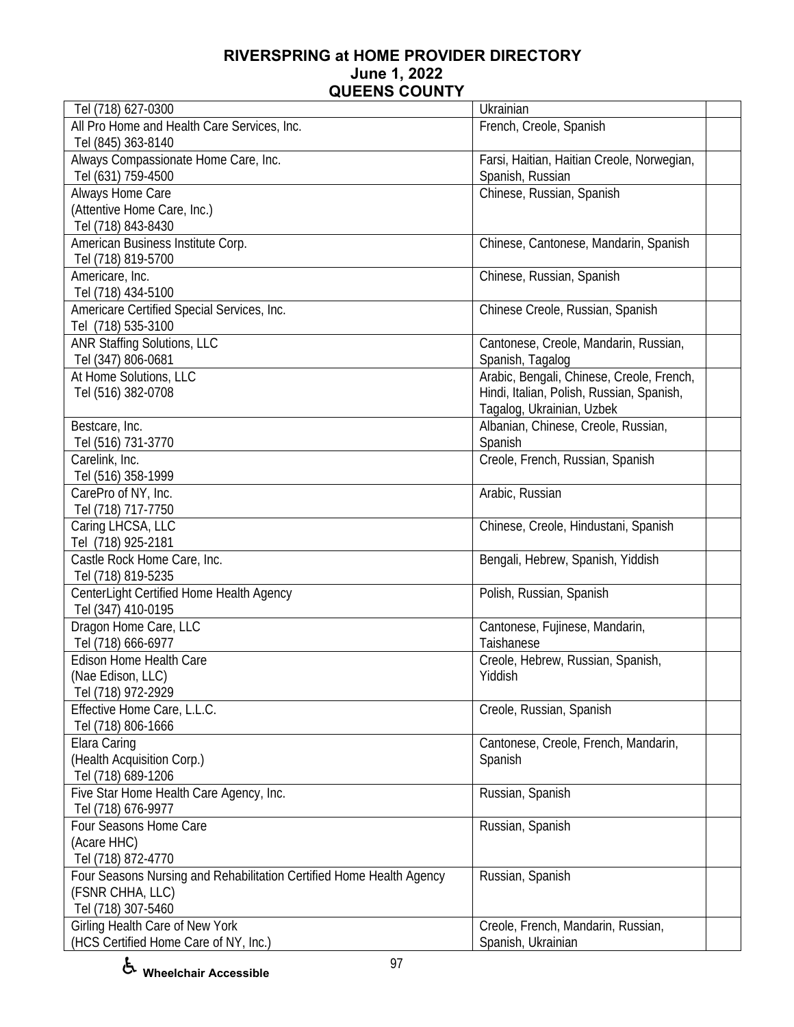# RIVERSPRING at HOME PROVIDER DIRECTORY
## June 1, 2022
## QUEENS COUNTY

| | | |
|---|---|---|
| Tel (718) 627-0300 | Ukrainian | |
| All Pro Home and Health Care Services, Inc.<br>Tel (845) 363-8140 | French, Creole, Spanish | |
| Always Compassionate Home Care, Inc.<br>Tel (631) 759-4500 | Farsi, Haitian, Haitian Creole, Norwegian, Spanish, Russian | |
| Always Home Care<br>(Attentive Home Care, Inc.)<br>Tel (718) 843-8430 | Chinese, Russian, Spanish | |
| American Business Institute Corp.<br>Tel (718) 819-5700 | Chinese, Cantonese, Mandarin, Spanish | |
| Americare, Inc.<br>Tel (718) 434-5100 | Chinese, Russian, Spanish | |
| Americare Certified Special Services, Inc.<br>Tel (718) 535-3100 | Chinese Creole, Russian, Spanish | |
| ANR Staffing Solutions, LLC<br>Tel (347) 806-0681 | Cantonese, Creole, Mandarin, Russian, Spanish, Tagalog | |
| At Home Solutions, LLC<br>Tel (516) 382-0708 | Arabic, Bengali, Chinese, Creole, French, Hindi, Italian, Polish, Russian, Spanish, Tagalog, Ukrainian, Uzbek | |
| Bestcare, Inc.<br>Tel (516) 731-3770 | Albanian, Chinese, Creole, Russian, Spanish | |
| Carelink, Inc.<br>Tel (516) 358-1999 | Creole, French, Russian, Spanish | |
| CarePro of NY, Inc.<br>Tel (718) 717-7750 | Arabic, Russian | |
| Caring LHCSA, LLC<br>Tel (718) 925-2181 | Chinese, Creole, Hindustani, Spanish | |
| Castle Rock Home Care, Inc.<br>Tel (718) 819-5235 | Bengali, Hebrew, Spanish, Yiddish | |
| CenterLight Certified Home Health Agency<br>Tel (347) 410-0195 | Polish, Russian, Spanish | |
| Dragon Home Care, LLC<br>Tel (718) 666-6977 | Cantonese, Fujinese, Mandarin, Taishanese | |
| Edison Home Health Care<br>(Nae Edison, LLC)<br>Tel (718) 972-2929 | Creole, Hebrew, Russian, Spanish, Yiddish | |
| Effective Home Care, L.L.C.<br>Tel (718) 806-1666 | Creole, Russian, Spanish | |
| Elara Caring<br>(Health Acquisition Corp.)<br>Tel (718) 689-1206 | Cantonese, Creole, French, Mandarin, Spanish | |
| Five Star Home Health Care Agency, Inc.<br>Tel (718) 676-9977 | Russian, Spanish | |
| Four Seasons Home Care<br>(Acare HHC)<br>Tel (718) 872-4770 | Russian, Spanish | |
| Four Seasons Nursing and Rehabilitation Certified Home Health Agency<br>(FSNR CHHA, LLC)<br>Tel (718) 307-5460 | Russian, Spanish | |
| Girling Health Care of New York<br>(HCS Certified Home Care of NY, Inc.) | Creole, French, Mandarin, Russian, Spanish, Ukrainian | |

♿ Wheelchair Accessible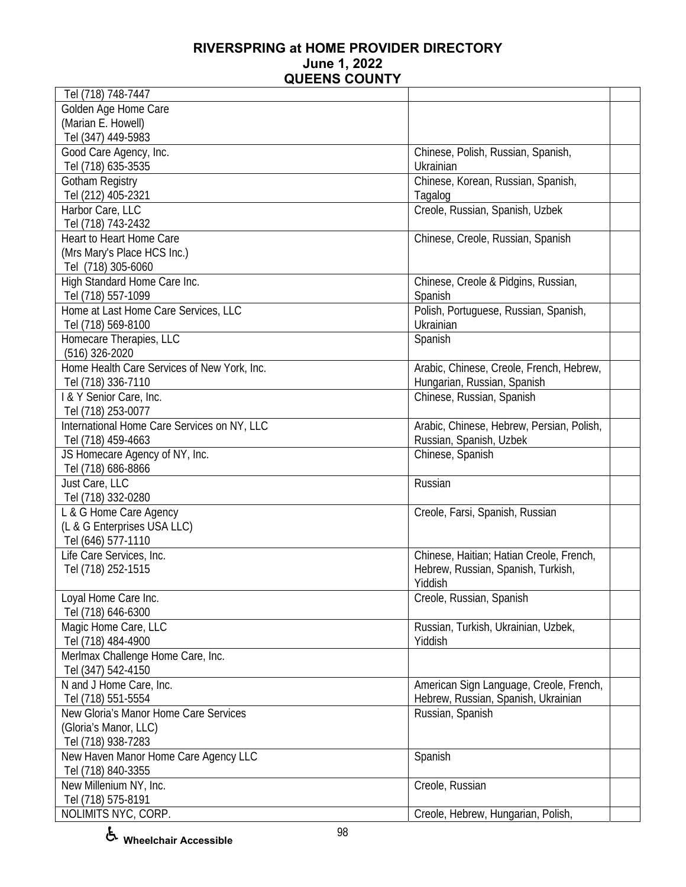# RIVERSPRING at HOME PROVIDER DIRECTORY
## June 1, 2022
## QUEENS COUNTY

| | | |
|---|---|---|
| Tel (718) 748-7447 | | |
| Golden Age Home Care<br>(Marian E. Howell)<br>Tel (347) 449-5983 | | |
| Good Care Agency, Inc.<br>Tel (718) 635-3535 | Chinese, Polish, Russian, Spanish, Ukrainian | |
| Gotham Registry<br>Tel (212) 405-2321 | Chinese, Korean, Russian, Spanish, Tagalog | |
| Harbor Care, LLC<br>Tel (718) 743-2432 | Creole, Russian, Spanish, Uzbek | |
| Heart to Heart Home Care<br>(Mrs Mary's Place HCS Inc.)<br>Tel (718) 305-6060 | Chinese, Creole, Russian, Spanish | |
| High Standard Home Care Inc.<br>Tel (718) 557-1099 | Chinese, Creole & Pidgins, Russian, Spanish | |
| Home at Last Home Care Services, LLC<br>Tel (718) 569-8100 | Polish, Portuguese, Russian, Spanish, Ukrainian | |
| Homecare Therapies, LLC<br>(516) 326-2020 | Spanish | |
| Home Health Care Services of New York, Inc.<br>Tel (718) 336-7110 | Arabic, Chinese, Creole, French, Hebrew, Hungarian, Russian, Spanish | |
| I & Y Senior Care, Inc.<br>Tel (718) 253-0077 | Chinese, Russian, Spanish | |
| International Home Care Services on NY, LLC<br>Tel (718) 459-4663 | Arabic, Chinese, Hebrew, Persian, Polish, Russian, Spanish, Uzbek | |
| JS Homecare Agency of NY, Inc.<br>Tel (718) 686-8866 | Chinese, Spanish | |
| Just Care, LLC<br>Tel (718) 332-0280 | Russian | |
| L & G Home Care Agency<br>(L & G Enterprises USA LLC)<br>Tel (646) 577-1110 | Creole, Farsi, Spanish, Russian | |
| Life Care Services, Inc.<br>Tel (718) 252-1515 | Chinese, Haitian; Hatian Creole, French, Hebrew, Russian, Spanish, Turkish, Yiddish | |
| Loyal Home Care Inc.<br>Tel (718) 646-6300 | Creole, Russian, Spanish | |
| Magic Home Care, LLC<br>Tel (718) 484-4900 | Russian, Turkish, Ukrainian, Uzbek, Yiddish | |
| Merlmax Challenge Home Care, Inc.<br>Tel (347) 542-4150 | | |
| N and J Home Care, Inc.<br>Tel (718) 551-5554 | American Sign Language, Creole, French, Hebrew, Russian, Spanish, Ukrainian | |
| New Gloria's Manor Home Care Services<br>(Gloria's Manor, LLC)<br>Tel (718) 938-7283 | Russian, Spanish | |
| New Haven Manor Home Care Agency LLC<br>Tel (718) 840-3355 | Spanish | |
| New Millenium NY, Inc.<br>Tel (718) 575-8191 | Creole, Russian | |
| NOLIMITS NYC, CORP. | Creole, Hebrew, Hungarian, Polish, | |

♿ Wheelchair Accessible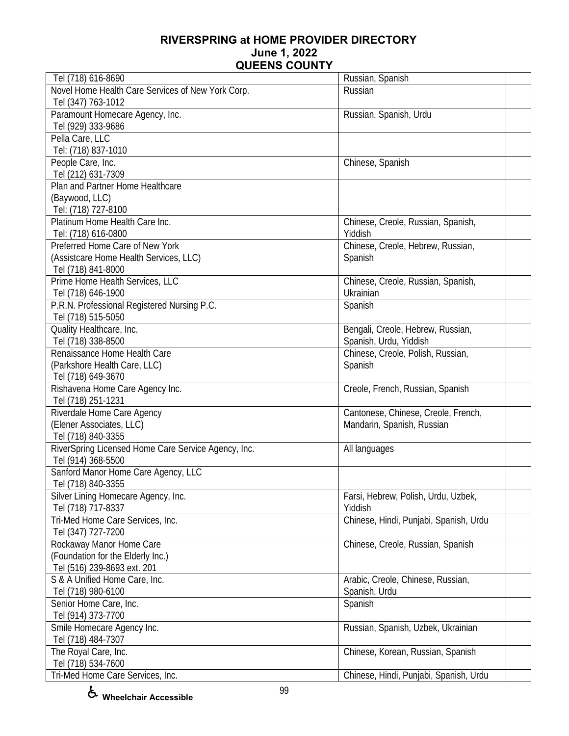# RIVERSPRING at HOME PROVIDER DIRECTORY
## June 1, 2022
## QUEENS COUNTY

| | | |
|---|---|---|
| Tel (718) 616-8690 | Russian, Spanish | |
| Novel Home Health Care Services of New York Corp.<br>Tel (347) 763-1012 | Russian | |
| Paramount Homecare Agency, Inc.<br>Tel (929) 333-9686 | Russian, Spanish, Urdu | |
| Pella Care, LLC<br>Tel: (718) 837-1010 | | |
| People Care, Inc.<br>Tel (212) 631-7309 | Chinese, Spanish | |
| Plan and Partner Home Healthcare<br>(Baywood, LLC)<br>Tel: (718) 727-8100 | | |
| Platinum Home Health Care Inc.<br>Tel: (718) 616-0800 | Chinese, Creole, Russian, Spanish, Yiddish | |
| Preferred Home Care of New York<br>(Assistcare Home Health Services, LLC)<br>Tel (718) 841-8000 | Chinese, Creole, Hebrew, Russian, Spanish | |
| Prime Home Health Services, LLC<br>Tel (718) 646-1900 | Chinese, Creole, Russian, Spanish, Ukrainian | |
| P.R.N. Professional Registered Nursing P.C.<br>Tel (718) 515-5050 | Spanish | |
| Quality Healthcare, Inc.<br>Tel (718) 338-8500 | Bengali, Creole, Hebrew, Russian, Spanish, Urdu, Yiddish | |
| Renaissance Home Health Care<br>(Parkshore Health Care, LLC)<br>Tel (718) 649-3670 | Chinese, Creole, Polish, Russian, Spanish | |
| Rishavena Home Care Agency Inc.<br>Tel (718) 251-1231 | Creole, French, Russian, Spanish | |
| Riverdale Home Care Agency<br>(Elener Associates, LLC)<br>Tel (718) 840-3355 | Cantonese, Chinese, Creole, French, Mandarin, Spanish, Russian | |
| RiverSpring Licensed Home Care Service Agency, Inc.<br>Tel (914) 368-5500 | All languages | |
| Sanford Manor Home Care Agency, LLC<br>Tel (718) 840-3355 | | |
| Silver Lining Homecare Agency, Inc.<br>Tel (718) 717-8337 | Farsi, Hebrew, Polish, Urdu, Uzbek, Yiddish | |
| Tri-Med Home Care Services, Inc.<br>Tel (347) 727-7200 | Chinese, Hindi, Punjabi, Spanish, Urdu | |
| Rockaway Manor Home Care<br>(Foundation for the Elderly Inc.)<br>Tel (516) 239-8693 ext. 201 | Chinese, Creole, Russian, Spanish | |
| S & A Unified Home Care, Inc.<br>Tel (718) 980-6100 | Arabic, Creole, Chinese, Russian, Spanish, Urdu | |
| Senior Home Care, Inc.<br>Tel (914) 373-7700 | Spanish | |
| Smile Homecare Agency Inc.<br>Tel (718) 484-7307 | Russian, Spanish, Uzbek, Ukrainian | |
| The Royal Care, Inc.<br>Tel (718) 534-7600 | Chinese, Korean, Russian, Spanish | |
| Tri-Med Home Care Services, Inc. | Chinese, Hindi, Punjabi, Spanish, Urdu | |

♿ Wheelchair Accessible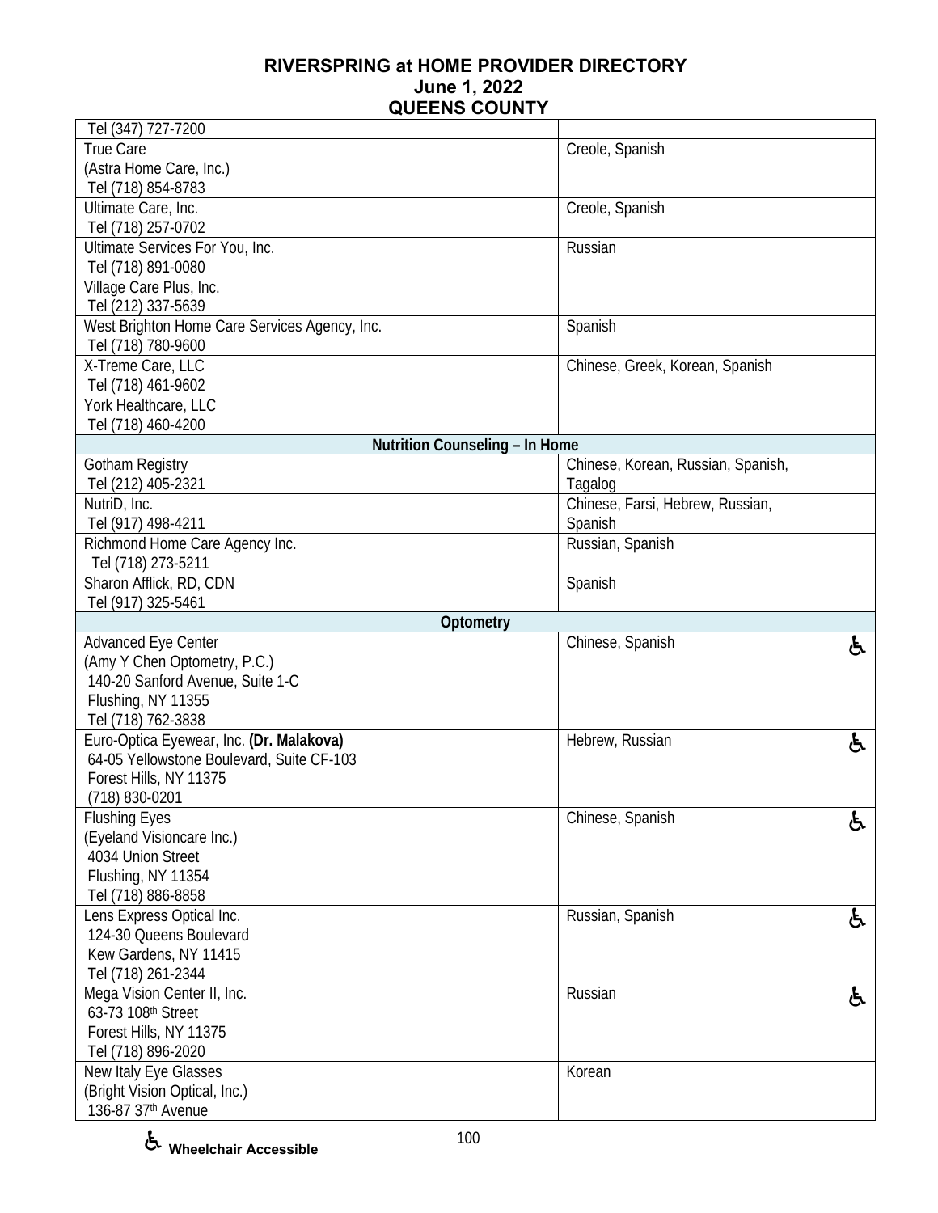**RIVERSPRING at HOME PROVIDER DIRECTORY**
**June 1, 2022**
**QUEENS COUNTY**

| | | |
|---|---|---|
| Tel (347) 727-7200 | | |
| True Care<br>(Astra Home Care, Inc.)<br>Tel (718) 854-8783 | Creole, Spanish | |
| Ultimate Care, Inc.<br>Tel (718) 257-0702 | Creole, Spanish | |
| Ultimate Services For You, Inc.<br>Tel (718) 891-0080 | Russian | |
| Village Care Plus, Inc.<br>Tel (212) 337-5639 | | |
| West Brighton Home Care Services Agency, Inc.<br>Tel (718) 780-9600 | Spanish | |
| X-Treme Care, LLC<br>Tel (718) 461-9602 | Chinese, Greek, Korean, Spanish | |
| York Healthcare, LLC<br>Tel (718) 460-4200 | | |
| **Nutrition Counseling – In Home** | | |
| Gotham Registry<br>Tel (212) 405-2321 | Chinese, Korean, Russian, Spanish, Tagalog | |
| NutriD, Inc.<br>Tel (917) 498-4211 | Chinese, Farsi, Hebrew, Russian, Spanish | |
| Richmond Home Care Agency Inc.<br>Tel (718) 273-5211 | Russian, Spanish | |
| Sharon Afflick, RD, CDN<br>Tel (917) 325-5461 | Spanish | |
| **Optometry** | | |
| Advanced Eye Center<br>(Amy Y Chen Optometry, P.C.)<br>140-20 Sanford Avenue, Suite 1-C<br>Flushing, NY 11355<br>Tel (718) 762-3838 | Chinese, Spanish | ♿ |
| Euro-Optica Eyewear, Inc. **(Dr. Malakova)**<br>64-05 Yellowstone Boulevard, Suite CF-103<br>Forest Hills, NY 11375<br>(718) 830-0201 | Hebrew, Russian | ♿ |
| Flushing Eyes<br>(Eyeland Visioncare Inc.)<br>4034 Union Street<br>Flushing, NY 11354<br>Tel (718) 886-8858 | Chinese, Spanish | ♿ |
| Lens Express Optical Inc.<br>124-30 Queens Boulevard<br>Kew Gardens, NY 11415<br>Tel (718) 261-2344 | Russian, Spanish | ♿ |
| Mega Vision Center II, Inc.<br>63-73 108th Street<br>Forest Hills, NY 11375<br>Tel (718) 896-2020 | Russian | ♿ |
| New Italy Eye Glasses<br>(Bright Vision Optical, Inc.)<br>136-87 37th Avenue | Korean | |

♿ **Wheelchair Accessible**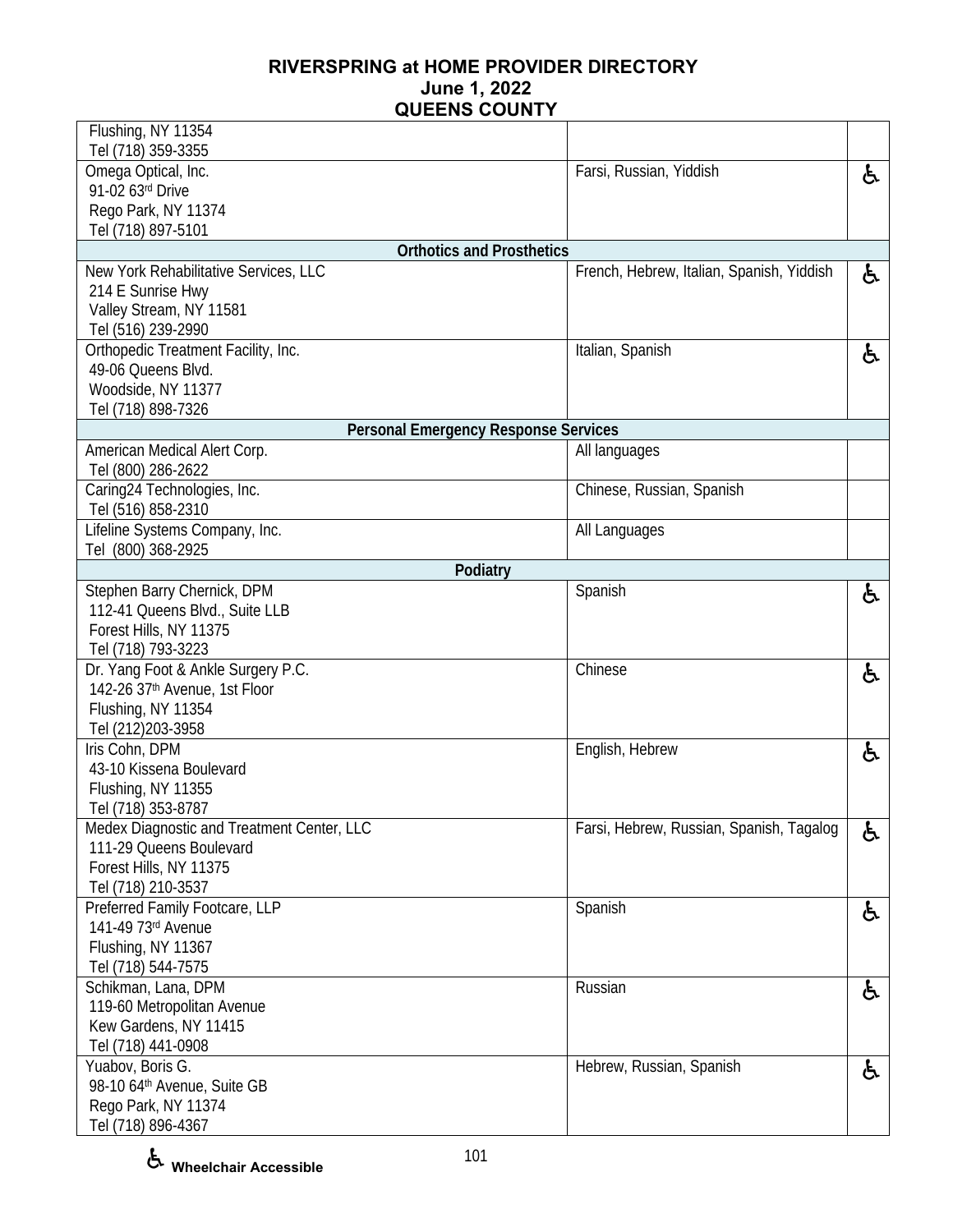| Provider | Languages | Wheelchair Accessible |
|---|---|---|
| Flushing, NY 11354<br>Tel (718) 359-3355 | | |
| Omega Optical, Inc.<br>91-02 63rd Drive<br>Rego Park, NY 11374<br>Tel (718) 897-5101 | Farsi, Russian, Yiddish | ♿ |
| **Orthotics and Prosthetics** | | |
| New York Rehabilitative Services, LLC<br>214 E Sunrise Hwy<br>Valley Stream, NY 11581<br>Tel (516) 239-2990 | French, Hebrew, Italian, Spanish, Yiddish | ♿ |
| Orthopedic Treatment Facility, Inc.<br>49-06 Queens Blvd.<br>Woodside, NY 11377<br>Tel (718) 898-7326 | Italian, Spanish | ♿ |
| **Personal Emergency Response Services** | | |
| American Medical Alert Corp.<br>Tel (800) 286-2622 | All languages | |
| Caring24 Technologies, Inc.<br>Tel (516) 858-2310 | Chinese, Russian, Spanish | |
| Lifeline Systems Company, Inc.<br>Tel (800) 368-2925 | All Languages | |
| **Podiatry** | | |
| Stephen Barry Chernick, DPM<br>112-41 Queens Blvd., Suite LLB<br>Forest Hills, NY 11375<br>Tel (718) 793-3223 | Spanish | ♿ |
| Dr. Yang Foot & Ankle Surgery P.C.<br>142-26 37th Avenue, 1st Floor<br>Flushing, NY 11354<br>Tel (212)203-3958 | Chinese | ♿ |
| Iris Cohn, DPM<br>43-10 Kissena Boulevard<br>Flushing, NY 11355<br>Tel (718) 353-8787 | English, Hebrew | ♿ |
| Medex Diagnostic and Treatment Center, LLC<br>111-29 Queens Boulevard<br>Forest Hills, NY 11375<br>Tel (718) 210-3537 | Farsi, Hebrew, Russian, Spanish, Tagalog | ♿ |
| Preferred Family Footcare, LLP<br>141-49 73rd Avenue<br>Flushing, NY 11367<br>Tel (718) 544-7575 | Spanish | ♿ |
| Schikman, Lana, DPM<br>119-60 Metropolitan Avenue<br>Kew Gardens, NY 11415<br>Tel (718) 441-0908 | Russian | ♿ |
| Yuabov, Boris G.<br>98-10 64th Avenue, Suite GB<br>Rego Park, NY 11374<br>Tel (718) 896-4367 | Hebrew, Russian, Spanish | ♿ |

♿ **Wheelchair Accessible**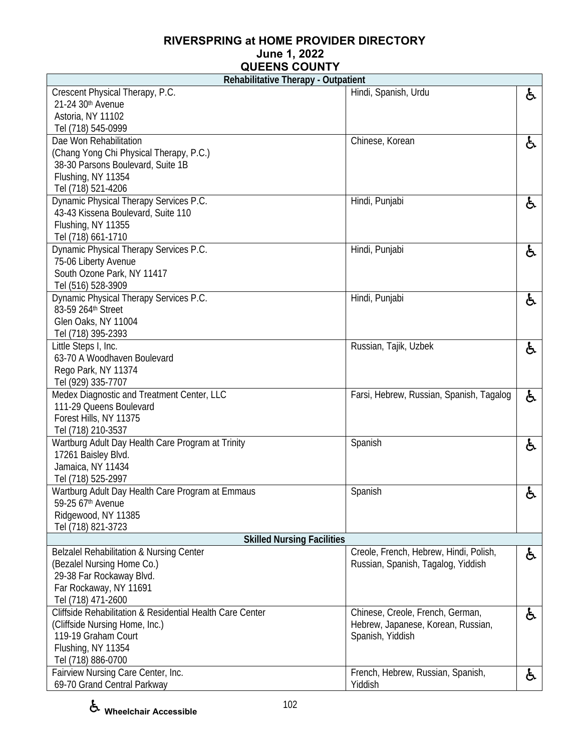**RIVERSPRING at HOME PROVIDER DIRECTORY**
**June 1, 2022**
**QUEENS COUNTY**

| Rehabilitative Therapy - Outpatient | | |
|---|---|---|
| Crescent Physical Therapy, P.C.<br>21-24 30th Avenue<br>Astoria, NY 11102<br>Tel (718) 545-0999 | Hindi, Spanish, Urdu | ♿ |
| Dae Won Rehabilitation<br>(Chang Yong Chi Physical Therapy, P.C.)<br>38-30 Parsons Boulevard, Suite 1B<br>Flushing, NY 11354<br>Tel (718) 521-4206 | Chinese, Korean | ♿ |
| Dynamic Physical Therapy Services P.C.<br>43-43 Kissena Boulevard, Suite 110<br>Flushing, NY 11355<br>Tel (718) 661-1710 | Hindi, Punjabi | ♿ |
| Dynamic Physical Therapy Services P.C.<br>75-06 Liberty Avenue<br>South Ozone Park, NY 11417<br>Tel (516) 528-3909 | Hindi, Punjabi | ♿ |
| Dynamic Physical Therapy Services P.C.<br>83-59 264th Street<br>Glen Oaks, NY 11004<br>Tel (718) 395-2393 | Hindi, Punjabi | ♿ |
| Little Steps I, Inc.<br>63-70 A Woodhaven Boulevard<br>Rego Park, NY 11374<br>Tel (929) 335-7707 | Russian, Tajik, Uzbek | ♿ |
| Medex Diagnostic and Treatment Center, LLC<br>111-29 Queens Boulevard<br>Forest Hills, NY 11375<br>Tel (718) 210-3537 | Farsi, Hebrew, Russian, Spanish, Tagalog | ♿ |
| Wartburg Adult Day Health Care Program at Trinity<br>17261 Baisley Blvd.<br>Jamaica, NY 11434<br>Tel (718) 525-2997 | Spanish | ♿ |
| Wartburg Adult Day Health Care Program at Emmaus<br>59-25 67th Avenue<br>Ridgewood, NY 11385<br>Tel (718) 821-3723 | Spanish | ♿ |
| **Skilled Nursing Facilities** | | |
| Belzalel Rehabilitation & Nursing Center<br>(Bezalel Nursing Home Co.)<br>29-38 Far Rockaway Blvd.<br>Far Rockaway, NY 11691<br>Tel (718) 471-2600 | Creole, French, Hebrew, Hindi, Polish, Russian, Spanish, Tagalog, Yiddish | ♿ |
| Cliffside Rehabilitation & Residential Health Care Center<br>(Cliffside Nursing Home, Inc.)<br>119-19 Graham Court<br>Flushing, NY 11354<br>Tel (718) 886-0700 | Chinese, Creole, French, German, Hebrew, Japanese, Korean, Russian, Spanish, Yiddish | ♿ |
| Fairview Nursing Care Center, Inc.<br>69-70 Grand Central Parkway | French, Hebrew, Russian, Spanish, Yiddish | ♿ |

♿ **Wheelchair Accessible**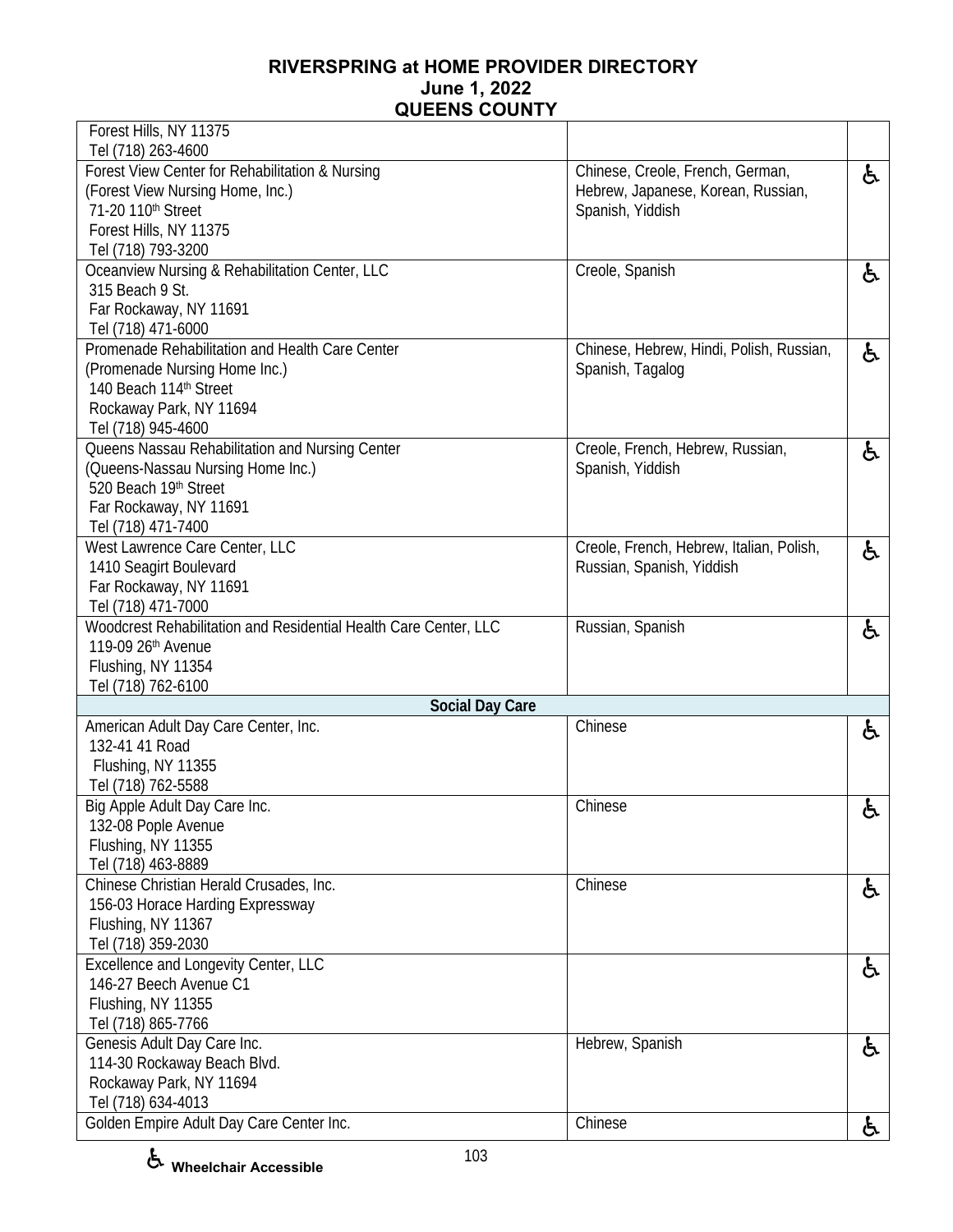## RIVERSPRING at HOME PROVIDER DIRECTORY
## June 1, 2022
## QUEENS COUNTY

| Provider | Languages | |
|---|---|---|
| Forest Hills, NY 11375<br>Tel (718) 263-4600 | | |
| Forest View Center for Rehabilitation & Nursing<br>(Forest View Nursing Home, Inc.)<br>71-20 110th Street<br>Forest Hills, NY 11375<br>Tel (718) 793-3200 | Chinese, Creole, French, German, Hebrew, Japanese, Korean, Russian, Spanish, Yiddish | ♿ |
| Oceanview Nursing & Rehabilitation Center, LLC<br>315 Beach 9 St.<br>Far Rockaway, NY 11691<br>Tel (718) 471-6000 | Creole, Spanish | ♿ |
| Promenade Rehabilitation and Health Care Center<br>(Promenade Nursing Home Inc.)<br>140 Beach 114th Street<br>Rockaway Park, NY 11694<br>Tel (718) 945-4600 | Chinese, Hebrew, Hindi, Polish, Russian, Spanish, Tagalog | ♿ |
| Queens Nassau Rehabilitation and Nursing Center<br>(Queens-Nassau Nursing Home Inc.)<br>520 Beach 19th Street<br>Far Rockaway, NY 11691<br>Tel (718) 471-7400 | Creole, French, Hebrew, Russian, Spanish, Yiddish | ♿ |
| West Lawrence Care Center, LLC<br>1410 Seagirt Boulevard<br>Far Rockaway, NY 11691<br>Tel (718) 471-7000 | Creole, French, Hebrew, Italian, Polish, Russian, Spanish, Yiddish | ♿ |
| Woodcrest Rehabilitation and Residential Health Care Center, LLC<br>119-09 26th Avenue<br>Flushing, NY 11354<br>Tel (718) 762-6100 | Russian, Spanish | ♿ |
| **Social Day Care** | | |
| American Adult Day Care Center, Inc.<br>132-41 41 Road<br>Flushing, NY 11355<br>Tel (718) 762-5588 | Chinese | ♿ |
| Big Apple Adult Day Care Inc.<br>132-08 Pople Avenue<br>Flushing, NY 11355<br>Tel (718) 463-8889 | Chinese | ♿ |
| Chinese Christian Herald Crusades, Inc.<br>156-03 Horace Harding Expressway<br>Flushing, NY 11367<br>Tel (718) 359-2030 | Chinese | ♿ |
| Excellence and Longevity Center, LLC<br>146-27 Beech Avenue C1<br>Flushing, NY 11355<br>Tel (718) 865-7766 | | ♿ |
| Genesis Adult Day Care Inc.<br>114-30 Rockaway Beach Blvd.<br>Rockaway Park, NY 11694<br>Tel (718) 634-4013 | Hebrew, Spanish | ♿ |
| Golden Empire Adult Day Care Center Inc. | Chinese | ♿ |

♿ **Wheelchair Accessible**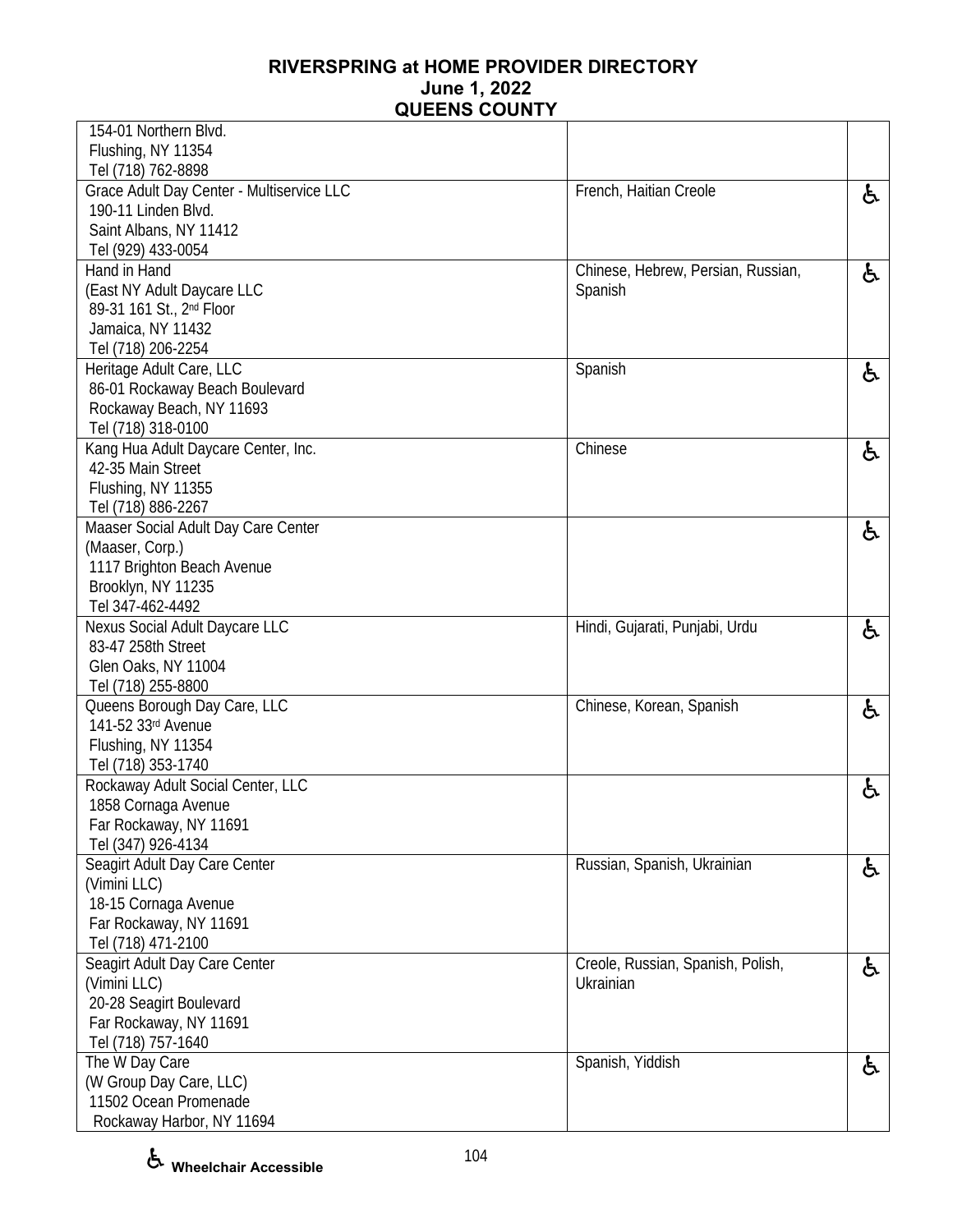# RIVERSPRING at HOME PROVIDER DIRECTORY
## June 1, 2022
## QUEENS COUNTY

| Provider | Languages | Wheelchair Accessible |
|---|---|---|
| 154-01 Northern Blvd.<br>Flushing, NY 11354<br>Tel (718) 762-8898 | | |
| Grace Adult Day Center - Multiservice LLC<br>190-11 Linden Blvd.<br>Saint Albans, NY 11412<br>Tel (929) 433-0054 | French, Haitian Creole | ♿ |
| Hand in Hand<br>(East NY Adult Daycare LLC<br>89-31 161 St., 2nd Floor<br>Jamaica, NY 11432<br>Tel (718) 206-2254 | Chinese, Hebrew, Persian, Russian, Spanish | ♿ |
| Heritage Adult Care, LLC<br>86-01 Rockaway Beach Boulevard<br>Rockaway Beach, NY 11693<br>Tel (718) 318-0100 | Spanish | ♿ |
| Kang Hua Adult Daycare Center, Inc.<br>42-35 Main Street<br>Flushing, NY 11355<br>Tel (718) 886-2267 | Chinese | ♿ |
| Maaser Social Adult Day Care Center<br>(Maaser, Corp.)<br>1117 Brighton Beach Avenue<br>Brooklyn, NY 11235<br>Tel 347-462-4492 | | ♿ |
| Nexus Social Adult Daycare LLC<br>83-47 258th Street<br>Glen Oaks, NY 11004<br>Tel (718) 255-8800 | Hindi, Gujarati, Punjabi, Urdu | ♿ |
| Queens Borough Day Care, LLC<br>141-52 33rd Avenue<br>Flushing, NY 11354<br>Tel (718) 353-1740 | Chinese, Korean, Spanish | ♿ |
| Rockaway Adult Social Center, LLC<br>1858 Cornaga Avenue<br>Far Rockaway, NY 11691<br>Tel (347) 926-4134 | | ♿ |
| Seagirt Adult Day Care Center<br>(Vimini LLC)<br>18-15 Cornaga Avenue<br>Far Rockaway, NY 11691<br>Tel (718) 471-2100 | Russian, Spanish, Ukrainian | ♿ |
| Seagirt Adult Day Care Center<br>(Vimini LLC)<br>20-28 Seagirt Boulevard<br>Far Rockaway, NY 11691<br>Tel (718) 757-1640 | Creole, Russian, Spanish, Polish, Ukrainian | ♿ |
| The W Day Care<br>(W Group Day Care, LLC)<br>11502 Ocean Promenade<br>Rockaway Harbor, NY 11694 | Spanish, Yiddish | ♿ |

♿ Wheelchair Accessible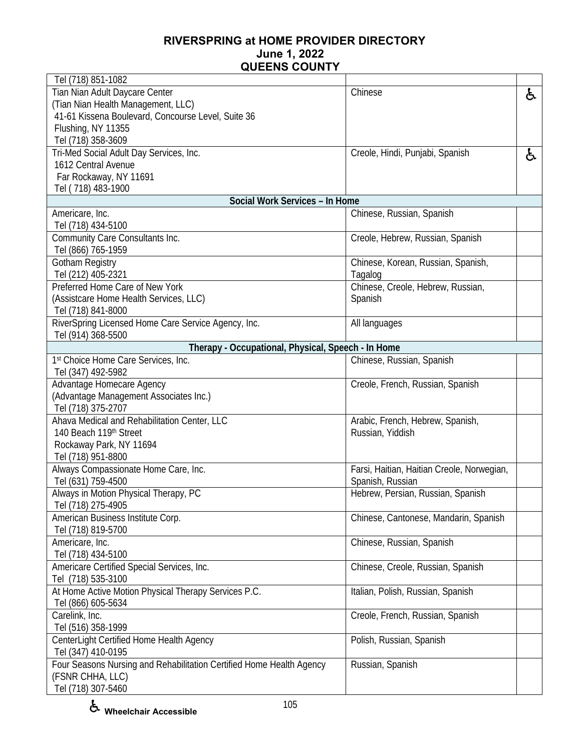# RIVERSPRING at HOME PROVIDER DIRECTORY
## June 1, 2022
## QUEENS COUNTY

| Provider | Languages | |
|---|---|---|
| Tel (718) 851-1082 | | |
| Tian Nian Adult Daycare Center<br>(Tian Nian Health Management, LLC)<br>41-61 Kissena Boulevard, Concourse Level, Suite 36<br>Flushing, NY 11355<br>Tel (718) 358-3609 | Chinese | ♿ |
| Tri-Med Social Adult Day Services, Inc.<br>1612 Central Avenue<br>Far Rockaway, NY 11691<br>Tel ( 718) 483-1900 | Creole, Hindi, Punjabi, Spanish | ♿ |
| **Social Work Services – In Home** | | |
| Americare, Inc.<br>Tel (718) 434-5100 | Chinese, Russian, Spanish | |
| Community Care Consultants Inc.<br>Tel (866) 765-1959 | Creole, Hebrew, Russian, Spanish | |
| Gotham Registry<br>Tel (212) 405-2321 | Chinese, Korean, Russian, Spanish, Tagalog | |
| Preferred Home Care of New York<br>(Assistcare Home Health Services, LLC)<br>Tel (718) 841-8000 | Chinese, Creole, Hebrew, Russian, Spanish | |
| RiverSpring Licensed Home Care Service Agency, Inc.<br>Tel (914) 368-5500 | All languages | |
| **Therapy - Occupational, Physical, Speech - In Home** | | |
| 1st Choice Home Care Services, Inc.<br>Tel (347) 492-5982 | Chinese, Russian, Spanish | |
| Advantage Homecare Agency<br>(Advantage Management Associates Inc.)<br>Tel (718) 375-2707 | Creole, French, Russian, Spanish | |
| Ahava Medical and Rehabilitation Center, LLC<br>140 Beach 119th Street<br>Rockaway Park, NY 11694<br>Tel (718) 951-8800 | Arabic, French, Hebrew, Spanish, Russian, Yiddish | |
| Always Compassionate Home Care, Inc.<br>Tel (631) 759-4500 | Farsi, Haitian, Haitian Creole, Norwegian, Spanish, Russian | |
| Always in Motion Physical Therapy, PC<br>Tel (718) 275-4905 | Hebrew, Persian, Russian, Spanish | |
| American Business Institute Corp.<br>Tel (718) 819-5700 | Chinese, Cantonese, Mandarin, Spanish | |
| Americare, Inc.<br>Tel (718) 434-5100 | Chinese, Russian, Spanish | |
| Americare Certified Special Services, Inc.<br>Tel (718) 535-3100 | Chinese, Creole, Russian, Spanish | |
| At Home Active Motion Physical Therapy Services P.C.<br>Tel (866) 605-5634 | Italian, Polish, Russian, Spanish | |
| Carelink, Inc.<br>Tel (516) 358-1999 | Creole, French, Russian, Spanish | |
| CenterLight Certified Home Health Agency<br>Tel (347) 410-0195 | Polish, Russian, Spanish | |
| Four Seasons Nursing and Rehabilitation Certified Home Health Agency<br>(FSNR CHHA, LLC)<br>Tel (718) 307-5460 | Russian, Spanish | |

♿ **Wheelchair Accessible**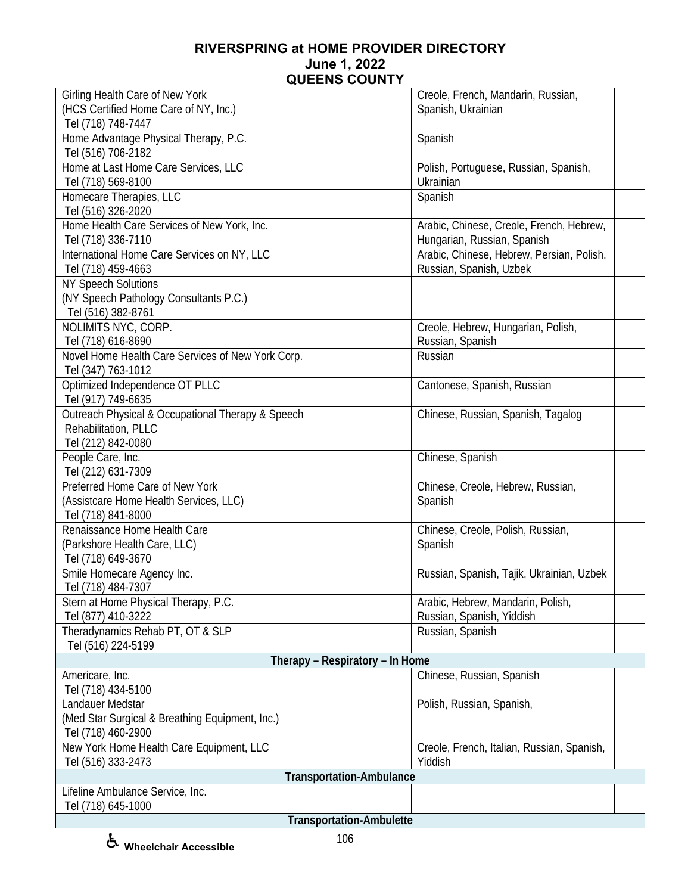# RIVERSPRING at HOME PROVIDER DIRECTORY
## June 1, 2022
## QUEENS COUNTY

| Provider | Languages | |
|---|---|---|
| Girling Health Care of New York (HCS Certified Home Care of NY, Inc.) Tel (718) 748-7447 | Creole, French, Mandarin, Russian, Spanish, Ukrainian | |
| Home Advantage Physical Therapy, P.C. Tel (516) 706-2182 | Spanish | |
| Home at Last Home Care Services, LLC Tel (718) 569-8100 | Polish, Portuguese, Russian, Spanish, Ukrainian | |
| Homecare Therapies, LLC Tel (516) 326-2020 | Spanish | |
| Home Health Care Services of New York, Inc. Tel (718) 336-7110 | Arabic, Chinese, Creole, French, Hebrew, Hungarian, Russian, Spanish | |
| International Home Care Services on NY, LLC Tel (718) 459-4663 | Arabic, Chinese, Hebrew, Persian, Polish, Russian, Spanish, Uzbek | |
| NY Speech Solutions (NY Speech Pathology Consultants P.C.) Tel (516) 382-8761 | | |
| NOLIMITS NYC, CORP. Tel (718) 616-8690 | Creole, Hebrew, Hungarian, Polish, Russian, Spanish | |
| Novel Home Health Care Services of New York Corp. Tel (347) 763-1012 | Russian | |
| Optimized Independence OT PLLC Tel (917) 749-6635 | Cantonese, Spanish, Russian | |
| Outreach Physical & Occupational Therapy & Speech Rehabilitation, PLLC Tel (212) 842-0080 | Chinese, Russian, Spanish, Tagalog | |
| People Care, Inc. Tel (212) 631-7309 | Chinese, Spanish | |
| Preferred Home Care of New York (Assistcare Home Health Services, LLC) Tel (718) 841-8000 | Chinese, Creole, Hebrew, Russian, Spanish | |
| Renaissance Home Health Care (Parkshore Health Care, LLC) Tel (718) 649-3670 | Chinese, Creole, Polish, Russian, Spanish | |
| Smile Homecare Agency Inc. Tel (718) 484-7307 | Russian, Spanish, Tajik, Ukrainian, Uzbek | |
| Stern at Home Physical Therapy, P.C. Tel (877) 410-3222 | Arabic, Hebrew, Mandarin, Polish, Russian, Spanish, Yiddish | |
| Theradynamics Rehab PT, OT & SLP Tel (516) 224-5199 | Russian, Spanish | |
| **Therapy – Respiratory – In Home** | | |
| Americare, Inc. Tel (718) 434-5100 | Chinese, Russian, Spanish | |
| Landauer Medstar (Med Star Surgical & Breathing Equipment, Inc.) Tel (718) 460-2900 | Polish, Russian, Spanish, | |
| New York Home Health Care Equipment, LLC Tel (516) 333-2473 | Creole, French, Italian, Russian, Spanish, Yiddish | |
| **Transportation-Ambulance** | | |
| Lifeline Ambulance Service, Inc. Tel (718) 645-1000 | | |
| **Transportation-Ambulette** | | |

♿ Wheelchair Accessible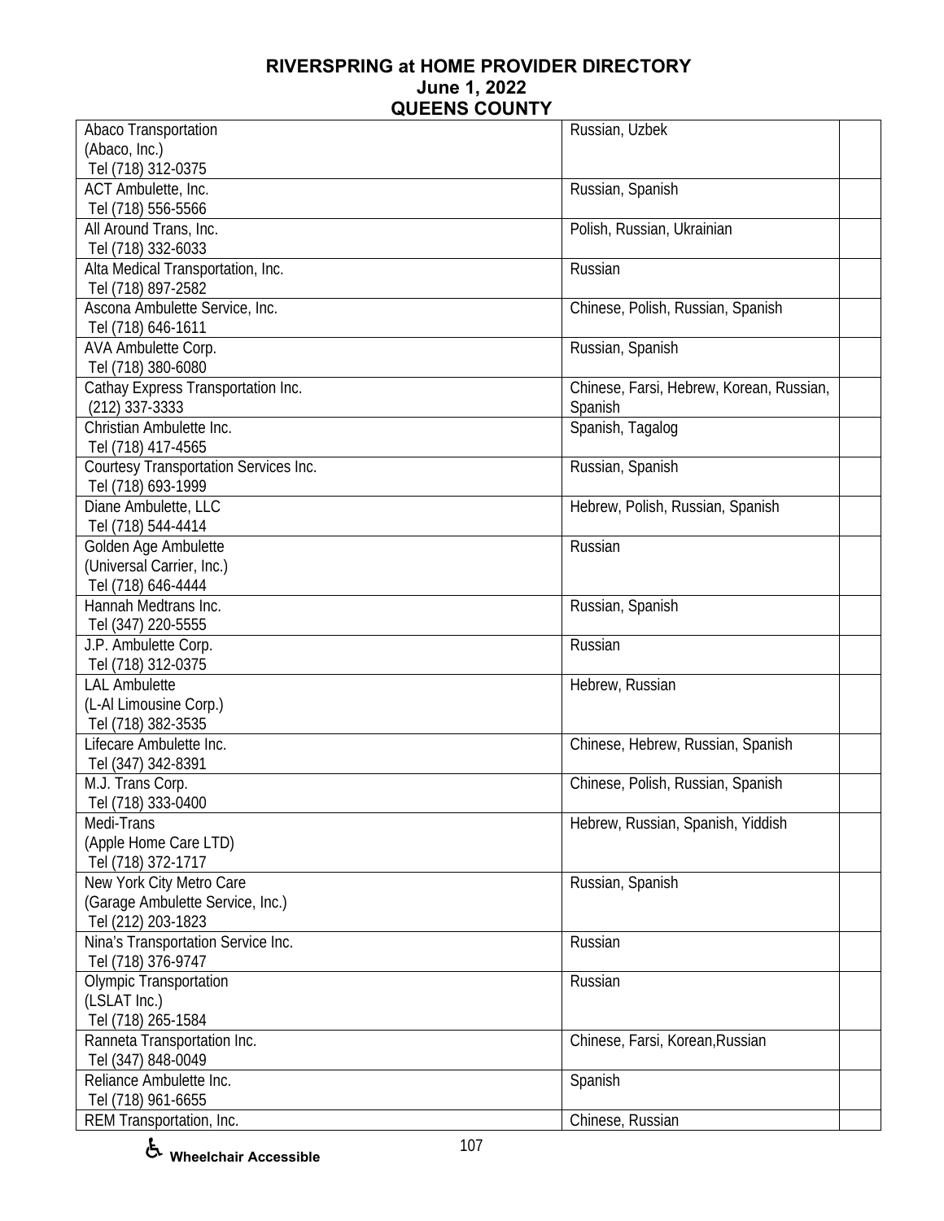**RIVERSPRING at HOME PROVIDER DIRECTORY**
**June 1, 2022**
**QUEENS COUNTY**

| Provider | Languages | |
|---|---|---|
| Abaco Transportation<br>(Abaco, Inc.)<br>Tel (718) 312-0375 | Russian, Uzbek | |
| ACT Ambulette, Inc.<br>Tel (718) 556-5566 | Russian, Spanish | |
| All Around Trans, Inc.<br>Tel (718) 332-6033 | Polish, Russian, Ukrainian | |
| Alta Medical Transportation, Inc.<br>Tel (718) 897-2582 | Russian | |
| Ascona Ambulette Service, Inc.<br>Tel (718) 646-1611 | Chinese, Polish, Russian, Spanish | |
| AVA Ambulette Corp.<br>Tel (718) 380-6080 | Russian, Spanish | |
| Cathay Express Transportation Inc.<br>(212) 337-3333 | Chinese, Farsi, Hebrew, Korean, Russian, Spanish | |
| Christian Ambulette Inc.<br>Tel (718) 417-4565 | Spanish, Tagalog | |
| Courtesy Transportation Services Inc.<br>Tel (718) 693-1999 | Russian, Spanish | |
| Diane Ambulette, LLC<br>Tel (718) 544-4414 | Hebrew, Polish, Russian, Spanish | |
| Golden Age Ambulette<br>(Universal Carrier, Inc.)<br>Tel (718) 646-4444 | Russian | |
| Hannah Medtrans Inc.<br>Tel (347) 220-5555 | Russian, Spanish | |
| J.P. Ambulette Corp.<br>Tel (718) 312-0375 | Russian | |
| LAL Ambulette<br>(L-Al Limousine Corp.)<br>Tel (718) 382-3535 | Hebrew, Russian | |
| Lifecare Ambulette Inc.<br>Tel (347) 342-8391 | Chinese, Hebrew, Russian, Spanish | |
| M.J. Trans Corp.<br>Tel (718) 333-0400 | Chinese, Polish, Russian, Spanish | |
| Medi-Trans<br>(Apple Home Care LTD)<br>Tel (718) 372-1717 | Hebrew, Russian, Spanish, Yiddish | |
| New York City Metro Care<br>(Garage Ambulette Service, Inc.)<br>Tel (212) 203-1823 | Russian, Spanish | |
| Nina's Transportation Service Inc.<br>Tel (718) 376-9747 | Russian | |
| Olympic Transportation<br>(LSLAT Inc.)<br>Tel (718) 265-1584 | Russian | |
| Ranneta Transportation Inc.<br>Tel (347) 848-0049 | Chinese, Farsi, Korean,Russian | |
| Reliance Ambulette Inc.<br>Tel (718) 961-6655 | Spanish | |
| REM Transportation, Inc. | Chinese, Russian | |

♿ **Wheelchair Accessible**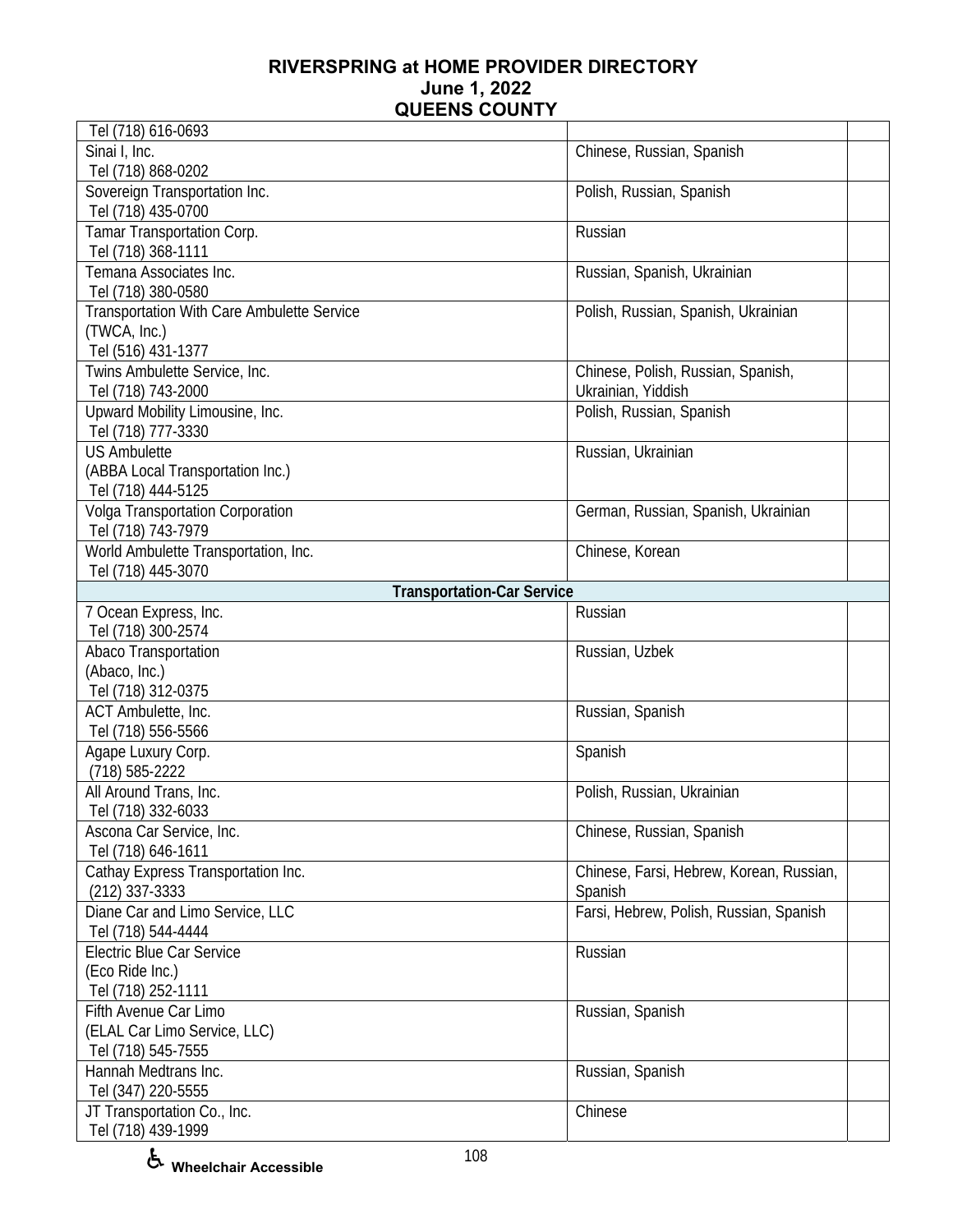| | | |
|---|---|---|
| Tel (718) 616-0693 | | |
| Sinai I, Inc.<br>Tel (718) 868-0202 | Chinese, Russian, Spanish | |
| Sovereign Transportation Inc.<br>Tel (718) 435-0700 | Polish, Russian, Spanish | |
| Tamar Transportation Corp.<br>Tel (718) 368-1111 | Russian | |
| Temana Associates Inc.<br>Tel (718) 380-0580 | Russian, Spanish, Ukrainian | |
| Transportation With Care Ambulette Service<br>(TWCA, Inc.)<br>Tel (516) 431-1377 | Polish, Russian, Spanish, Ukrainian | |
| Twins Ambulette Service, Inc.<br>Tel (718) 743-2000 | Chinese, Polish, Russian, Spanish, Ukrainian, Yiddish | |
| Upward Mobility Limousine, Inc.<br>Tel (718) 777-3330 | Polish, Russian, Spanish | |
| US Ambulette<br>(ABBA Local Transportation Inc.)<br>Tel (718) 444-5125 | Russian, Ukrainian | |
| Volga Transportation Corporation<br>Tel (718) 743-7979 | German, Russian, Spanish, Ukrainian | |
| World Ambulette Transportation, Inc.<br>Tel (718) 445-3070 | Chinese, Korean | |
| **Transportation-Car Service** | | |
| 7 Ocean Express, Inc.<br>Tel (718) 300-2574 | Russian | |
| Abaco Transportation<br>(Abaco, Inc.)<br>Tel (718) 312-0375 | Russian, Uzbek | |
| ACT Ambulette, Inc.<br>Tel (718) 556-5566 | Russian, Spanish | |
| Agape Luxury Corp.<br>(718) 585-2222 | Spanish | |
| All Around Trans, Inc.<br>Tel (718) 332-6033 | Polish, Russian, Ukrainian | |
| Ascona Car Service, Inc.<br>Tel (718) 646-1611 | Chinese, Russian, Spanish | |
| Cathay Express Transportation Inc.<br>(212) 337-3333 | Chinese, Farsi, Hebrew, Korean, Russian, Spanish | |
| Diane Car and Limo Service, LLC<br>Tel (718) 544-4444 | Farsi, Hebrew, Polish, Russian, Spanish | |
| Electric Blue Car Service<br>(Eco Ride Inc.)<br>Tel (718) 252-1111 | Russian | |
| Fifth Avenue Car Limo<br>(ELAL Car Limo Service, LLC)<br>Tel (718) 545-7555 | Russian, Spanish | |
| Hannah Medtrans Inc.<br>Tel (347) 220-5555 | Russian, Spanish | |
| JT Transportation Co., Inc.<br>Tel (718) 439-1999 | Chinese | |

♿ Wheelchair Accessible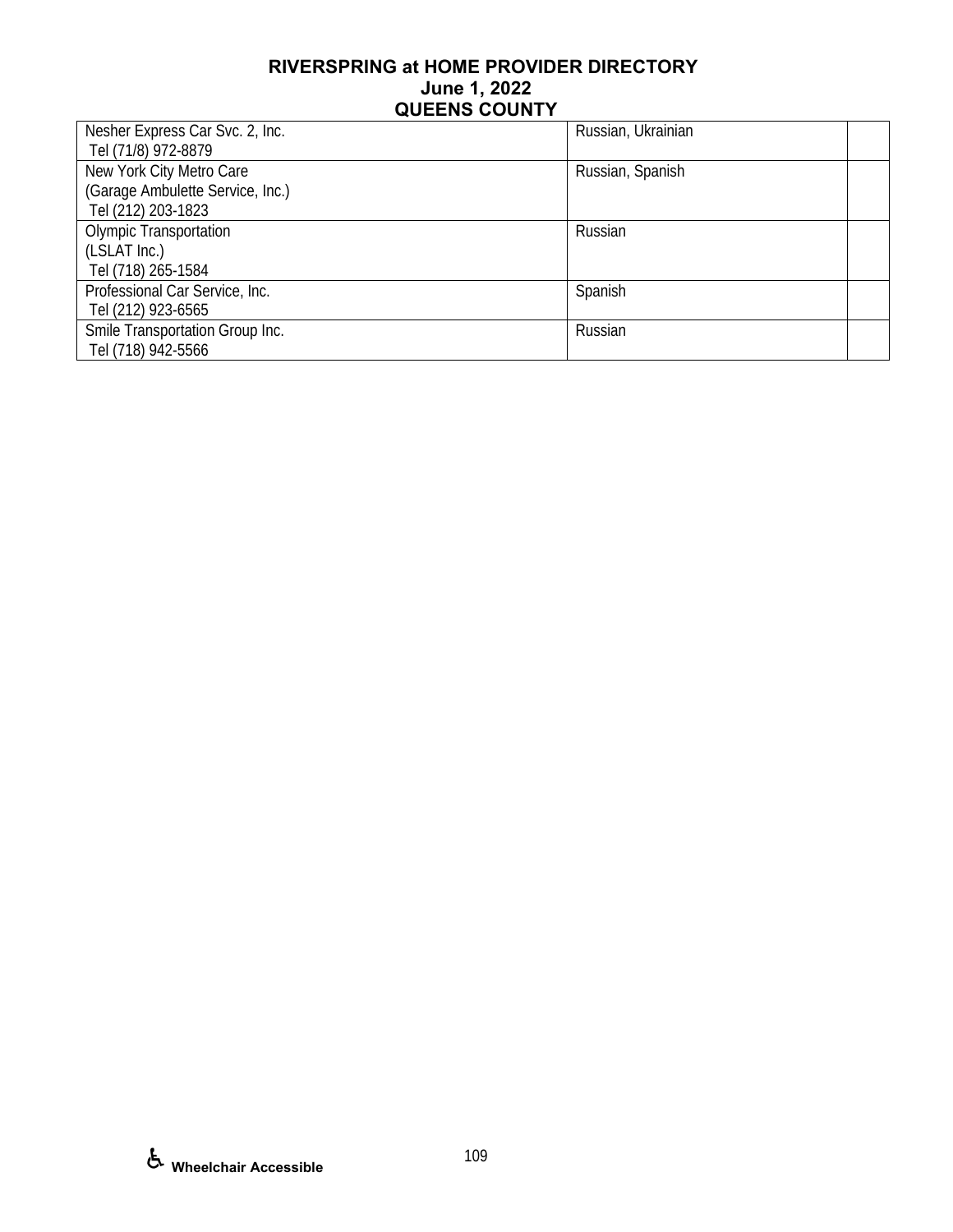# RIVERSPRING at HOME PROVIDER DIRECTORY
## June 1, 2022
## QUEENS COUNTY

| | | |
|---|---|---|
| Nesher Express Car Svc. 2, Inc.<br>Tel (71/8) 972-8879 | Russian, Ukrainian | |
| New York City Metro Care<br>(Garage Ambulette Service, Inc.)<br>Tel (212) 203-1823 | Russian, Spanish | |
| Olympic Transportation<br>(LSLAT Inc.)<br>Tel (718) 265-1584 | Russian | |
| Professional Car Service, Inc.<br>Tel (212) 923-6565 | Spanish | |
| Smile Transportation Group Inc.<br>Tel (718) 942-5566 | Russian | |

♿ **Wheelchair Accessible**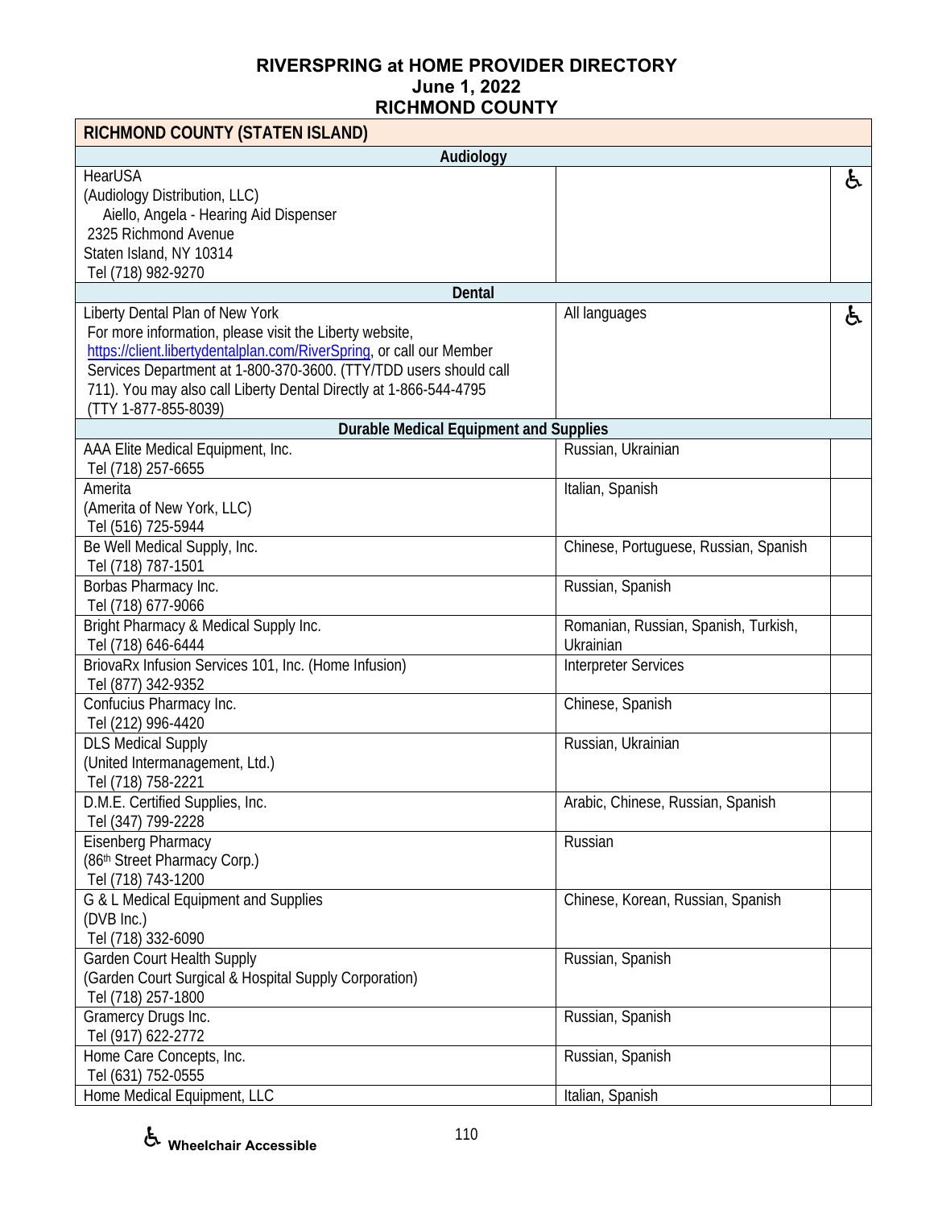# RIVERSPRING at HOME PROVIDER DIRECTORY
## June 1, 2022
## RICHMOND COUNTY

| RICHMOND COUNTY (STATEN ISLAND) | | |
|---|---|---|
| **Audiology** | | |
| HearUSA<br>(Audiology Distribution, LLC)<br>Aiello, Angela - Hearing Aid Dispenser<br>2325 Richmond Avenue<br>Staten Island, NY 10314<br>Tel (718) 982-9270 | | ♿ |
| **Dental** | | |
| Liberty Dental Plan of New York<br>For more information, please visit the Liberty website, https://client.libertydentalplan.com/RiverSpring, or call our Member Services Department at 1-800-370-3600. (TTY/TDD users should call 711). You may also call Liberty Dental Directly at 1-866-544-4795 (TTY 1-877-855-8039) | All languages | ♿ |
| **Durable Medical Equipment and Supplies** | | |
| AAA Elite Medical Equipment, Inc.<br>Tel (718) 257-6655 | Russian, Ukrainian | |
| Amerita<br>(Amerita of New York, LLC)<br>Tel (516) 725-5944 | Italian, Spanish | |
| Be Well Medical Supply, Inc.<br>Tel (718) 787-1501 | Chinese, Portuguese, Russian, Spanish | |
| Borbas Pharmacy Inc.<br>Tel (718) 677-9066 | Russian, Spanish | |
| Bright Pharmacy & Medical Supply Inc.<br>Tel (718) 646-6444 | Romanian, Russian, Spanish, Turkish, Ukrainian | |
| BriovaRx Infusion Services 101, Inc. (Home Infusion)<br>Tel (877) 342-9352 | Interpreter Services | |
| Confucius Pharmacy Inc.<br>Tel (212) 996-4420 | Chinese, Spanish | |
| DLS Medical Supply<br>(United Intermanagement, Ltd.)<br>Tel (718) 758-2221 | Russian, Ukrainian | |
| D.M.E. Certified Supplies, Inc.<br>Tel (347) 799-2228 | Arabic, Chinese, Russian, Spanish | |
| Eisenberg Pharmacy<br>(86th Street Pharmacy Corp.)<br>Tel (718) 743-1200 | Russian | |
| G & L Medical Equipment and Supplies<br>(DVB Inc.)<br>Tel (718) 332-6090 | Chinese, Korean, Russian, Spanish | |
| Garden Court Health Supply<br>(Garden Court Surgical & Hospital Supply Corporation)<br>Tel (718) 257-1800 | Russian, Spanish | |
| Gramercy Drugs Inc.<br>Tel (917) 622-2772 | Russian, Spanish | |
| Home Care Concepts, Inc.<br>Tel (631) 752-0555 | Russian, Spanish | |
| Home Medical Equipment, LLC | Italian, Spanish | |

♿ Wheelchair Accessible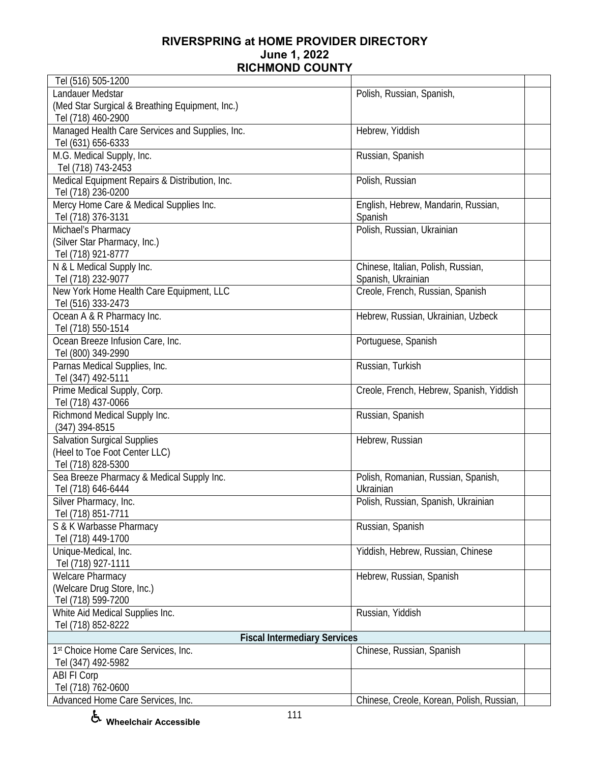# RIVERSPRING at HOME PROVIDER DIRECTORY
## June 1, 2022
## RICHMOND COUNTY

| | | |
|---|---|---|
| Tel (516) 505-1200 | | |
| Landauer Medstar<br>(Med Star Surgical & Breathing Equipment, Inc.)<br>Tel (718) 460-2900 | Polish, Russian, Spanish, | |
| Managed Health Care Services and Supplies, Inc.<br>Tel (631) 656-6333 | Hebrew, Yiddish | |
| M.G. Medical Supply, Inc.<br>Tel (718) 743-2453 | Russian, Spanish | |
| Medical Equipment Repairs & Distribution, Inc.<br>Tel (718) 236-0200 | Polish, Russian | |
| Mercy Home Care & Medical Supplies Inc.<br>Tel (718) 376-3131 | English, Hebrew, Mandarin, Russian, Spanish | |
| Michael's Pharmacy<br>(Silver Star Pharmacy, Inc.)<br>Tel (718) 921-8777 | Polish, Russian, Ukrainian | |
| N & L Medical Supply Inc.<br>Tel (718) 232-9077 | Chinese, Italian, Polish, Russian, Spanish, Ukrainian | |
| New York Home Health Care Equipment, LLC<br>Tel (516) 333-2473 | Creole, French, Russian, Spanish | |
| Ocean A & R Pharmacy Inc.<br>Tel (718) 550-1514 | Hebrew, Russian, Ukrainian, Uzbeck | |
| Ocean Breeze Infusion Care, Inc.<br>Tel (800) 349-2990 | Portuguese, Spanish | |
| Parnas Medical Supplies, Inc.<br>Tel (347) 492-5111 | Russian, Turkish | |
| Prime Medical Supply, Corp.<br>Tel (718) 437-0066 | Creole, French, Hebrew, Spanish, Yiddish | |
| Richmond Medical Supply Inc.<br>(347) 394-8515 | Russian, Spanish | |
| Salvation Surgical Supplies<br>(Heel to Toe Foot Center LLC)<br>Tel (718) 828-5300 | Hebrew, Russian | |
| Sea Breeze Pharmacy & Medical Supply Inc.<br>Tel (718) 646-6444 | Polish, Romanian, Russian, Spanish, Ukrainian | |
| Silver Pharmacy, Inc.<br>Tel (718) 851-7711 | Polish, Russian, Spanish, Ukrainian | |
| S & K Warbasse Pharmacy<br>Tel (718) 449-1700 | Russian, Spanish | |
| Unique-Medical, Inc.<br>Tel (718) 927-1111 | Yiddish, Hebrew, Russian, Chinese | |
| Welcare Pharmacy<br>(Welcare Drug Store, Inc.)<br>Tel (718) 599-7200 | Hebrew, Russian, Spanish | |
| White Aid Medical Supplies Inc.<br>Tel (718) 852-8222 | Russian, Yiddish | |
| **Fiscal Intermediary Services** | | |
| 1st Choice Home Care Services, Inc.<br>Tel (347) 492-5982 | Chinese, Russian, Spanish | |
| ABI FI Corp<br>Tel (718) 762-0600 | | |
| Advanced Home Care Services, Inc. | Chinese, Creole, Korean, Polish, Russian, | |

♿ Wheelchair Accessible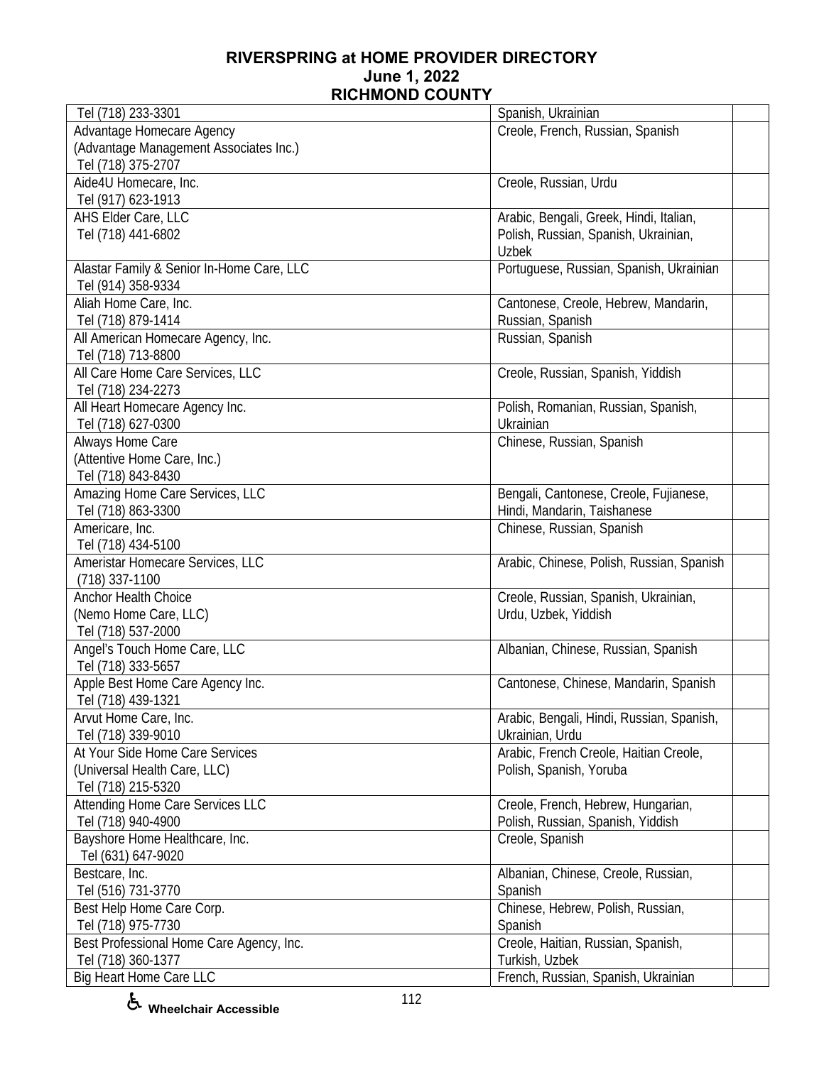# RIVERSPRING at HOME PROVIDER DIRECTORY
## June 1, 2022
## RICHMOND COUNTY

| | | |
|---|---|---|
| Tel (718) 233-3301 | Spanish, Ukrainian | |
| Advantage Homecare Agency<br>(Advantage Management Associates Inc.)<br>Tel (718) 375-2707 | Creole, French, Russian, Spanish | |
| Aide4U Homecare, Inc.<br>Tel (917) 623-1913 | Creole, Russian, Urdu | |
| AHS Elder Care, LLC<br>Tel (718) 441-6802 | Arabic, Bengali, Greek, Hindi, Italian, Polish, Russian, Spanish, Ukrainian, Uzbek | |
| Alastar Family & Senior In-Home Care, LLC<br>Tel (914) 358-9334 | Portuguese, Russian, Spanish, Ukrainian | |
| Aliah Home Care, Inc.<br>Tel (718) 879-1414 | Cantonese, Creole, Hebrew, Mandarin, Russian, Spanish | |
| All American Homecare Agency, Inc.<br>Tel (718) 713-8800 | Russian, Spanish | |
| All Care Home Care Services, LLC<br>Tel (718) 234-2273 | Creole, Russian, Spanish, Yiddish | |
| All Heart Homecare Agency Inc.<br>Tel (718) 627-0300 | Polish, Romanian, Russian, Spanish, Ukrainian | |
| Always Home Care<br>(Attentive Home Care, Inc.)<br>Tel (718) 843-8430 | Chinese, Russian, Spanish | |
| Amazing Home Care Services, LLC<br>Tel (718) 863-3300 | Bengali, Cantonese, Creole, Fujianese, Hindi, Mandarin, Taishanese | |
| Americare, Inc.<br>Tel (718) 434-5100 | Chinese, Russian, Spanish | |
| Ameristar Homecare Services, LLC<br>(718) 337-1100 | Arabic, Chinese, Polish, Russian, Spanish | |
| Anchor Health Choice<br>(Nemo Home Care, LLC)<br>Tel (718) 537-2000 | Creole, Russian, Spanish, Ukrainian, Urdu, Uzbek, Yiddish | |
| Angel's Touch Home Care, LLC<br>Tel (718) 333-5657 | Albanian, Chinese, Russian, Spanish | |
| Apple Best Home Care Agency Inc.<br>Tel (718) 439-1321 | Cantonese, Chinese, Mandarin, Spanish | |
| Arvut Home Care, Inc.<br>Tel (718) 339-9010 | Arabic, Bengali, Hindi, Russian, Spanish, Ukrainian, Urdu | |
| At Your Side Home Care Services<br>(Universal Health Care, LLC)<br>Tel (718) 215-5320 | Arabic, French Creole, Haitian Creole, Polish, Spanish, Yoruba | |
| Attending Home Care Services LLC<br>Tel (718) 940-4900 | Creole, French, Hebrew, Hungarian, Polish, Russian, Spanish, Yiddish | |
| Bayshore Home Healthcare, Inc.<br>Tel (631) 647-9020 | Creole, Spanish | |
| Bestcare, Inc.<br>Tel (516) 731-3770 | Albanian, Chinese, Creole, Russian, Spanish | |
| Best Help Home Care Corp.<br>Tel (718) 975-7730 | Chinese, Hebrew, Polish, Russian, Spanish | |
| Best Professional Home Care Agency, Inc.<br>Tel (718) 360-1377 | Creole, Haitian, Russian, Spanish, Turkish, Uzbek | |
| Big Heart Home Care LLC | French, Russian, Spanish, Ukrainian | |

♿ Wheelchair Accessible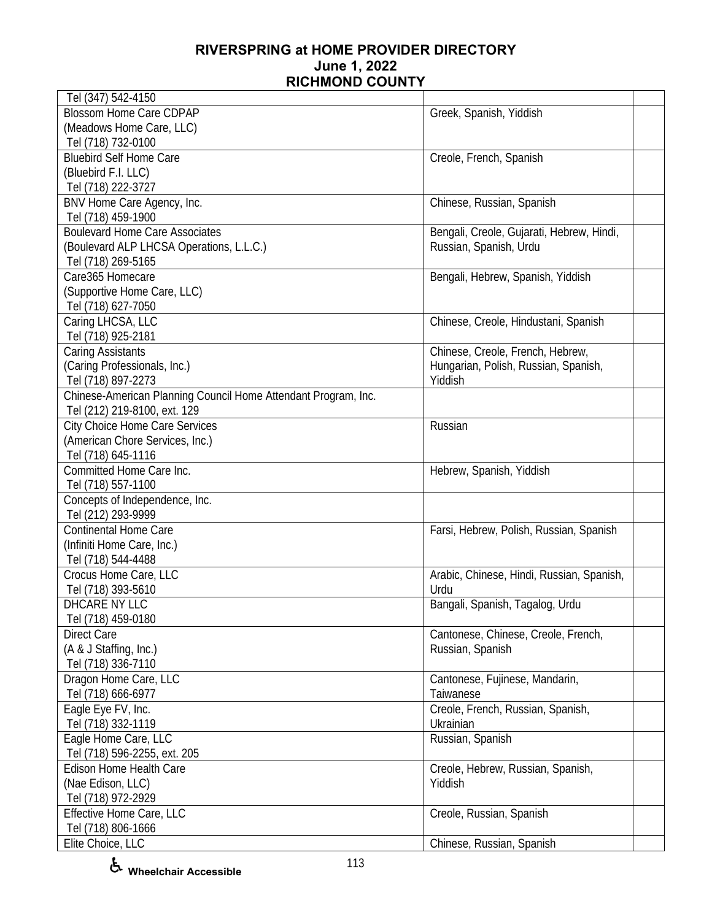# RIVERSPRING at HOME PROVIDER DIRECTORY
## June 1, 2022
## RICHMOND COUNTY

| | | |
|---|---|---|
| Tel (347) 542-4150 | | |
| Blossom Home Care CDPAP<br>(Meadows Home Care, LLC)<br>Tel (718) 732-0100 | Greek, Spanish, Yiddish | |
| Bluebird Self Home Care<br>(Bluebird F.I. LLC)<br>Tel (718) 222-3727 | Creole, French, Spanish | |
| BNV Home Care Agency, Inc.<br>Tel (718) 459-1900 | Chinese, Russian, Spanish | |
| Boulevard Home Care Associates<br>(Boulevard ALP LHCSA Operations, L.L.C.)<br>Tel (718) 269-5165 | Bengali, Creole, Gujarati, Hebrew, Hindi, Russian, Spanish, Urdu | |
| Care365 Homecare<br>(Supportive Home Care, LLC)<br>Tel (718) 627-7050 | Bengali, Hebrew, Spanish, Yiddish | |
| Caring LHCSA, LLC<br>Tel (718) 925-2181 | Chinese, Creole, Hindustani, Spanish | |
| Caring Assistants<br>(Caring Professionals, Inc.)<br>Tel (718) 897-2273 | Chinese, Creole, French, Hebrew, Hungarian, Polish, Russian, Spanish, Yiddish | |
| Chinese-American Planning Council Home Attendant Program, Inc.<br>Tel (212) 219-8100, ext. 129 | | |
| City Choice Home Care Services<br>(American Chore Services, Inc.)<br>Tel (718) 645-1116 | Russian | |
| Committed Home Care Inc.<br>Tel (718) 557-1100 | Hebrew, Spanish, Yiddish | |
| Concepts of Independence, Inc.<br>Tel (212) 293-9999 | | |
| Continental Home Care<br>(Infiniti Home Care, Inc.)<br>Tel (718) 544-4488 | Farsi, Hebrew, Polish, Russian, Spanish | |
| Crocus Home Care, LLC<br>Tel (718) 393-5610 | Arabic, Chinese, Hindi, Russian, Spanish, Urdu | |
| DHCARE NY LLC<br>Tel (718) 459-0180 | Bangali, Spanish, Tagalog, Urdu | |
| Direct Care<br>(A & J Staffing, Inc.)<br>Tel (718) 336-7110 | Cantonese, Chinese, Creole, French, Russian, Spanish | |
| Dragon Home Care, LLC<br>Tel (718) 666-6977 | Cantonese, Fujinese, Mandarin, Taiwanese | |
| Eagle Eye FV, Inc.<br>Tel (718) 332-1119 | Creole, French, Russian, Spanish, Ukrainian | |
| Eagle Home Care, LLC<br>Tel (718) 596-2255, ext. 205 | Russian, Spanish | |
| Edison Home Health Care<br>(Nae Edison, LLC)<br>Tel (718) 972-2929 | Creole, Hebrew, Russian, Spanish, Yiddish | |
| Effective Home Care, LLC<br>Tel (718) 806-1666 | Creole, Russian, Spanish | |
| Elite Choice, LLC | Chinese, Russian, Spanish | |

♿ Wheelchair Accessible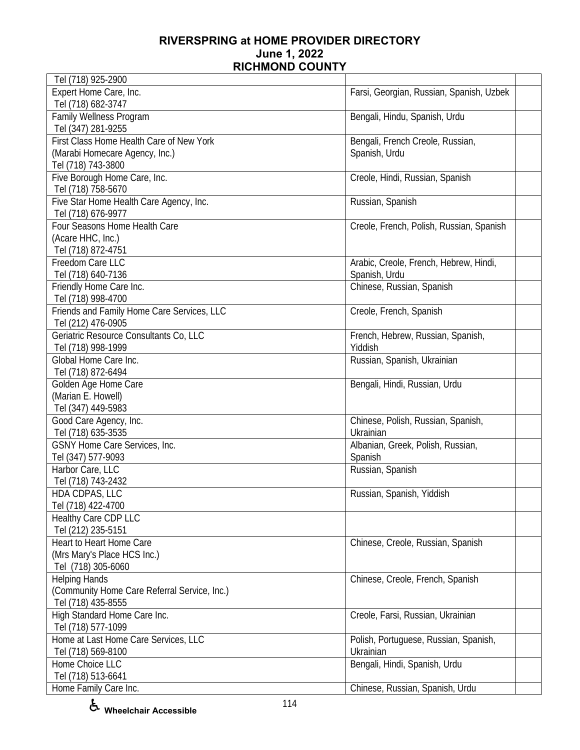| | | |
|---|---|---|
| Tel (718) 925-2900 | | |
| Expert Home Care, Inc.<br>Tel (718) 682-3747 | Farsi, Georgian, Russian, Spanish, Uzbek | |
| Family Wellness Program<br>Tel (347) 281-9255 | Bengali, Hindu, Spanish, Urdu | |
| First Class Home Health Care of New York<br>(Marabi Homecare Agency, Inc.)<br>Tel (718) 743-3800 | Bengali, French Creole, Russian, Spanish, Urdu | |
| Five Borough Home Care, Inc.<br>Tel (718) 758-5670 | Creole, Hindi, Russian, Spanish | |
| Five Star Home Health Care Agency, Inc.<br>Tel (718) 676-9977 | Russian, Spanish | |
| Four Seasons Home Health Care<br>(Acare HHC, Inc.)<br>Tel (718) 872-4751 | Creole, French, Polish, Russian, Spanish | |
| Freedom Care LLC<br>Tel (718) 640-7136 | Arabic, Creole, French, Hebrew, Hindi, Spanish, Urdu | |
| Friendly Home Care Inc.<br>Tel (718) 998-4700 | Chinese, Russian, Spanish | |
| Friends and Family Home Care Services, LLC<br>Tel (212) 476-0905 | Creole, French, Spanish | |
| Geriatric Resource Consultants Co, LLC<br>Tel (718) 998-1999 | French, Hebrew, Russian, Spanish, Yiddish | |
| Global Home Care Inc.<br>Tel (718) 872-6494 | Russian, Spanish, Ukrainian | |
| Golden Age Home Care<br>(Marian E. Howell)<br>Tel (347) 449-5983 | Bengali, Hindi, Russian, Urdu | |
| Good Care Agency, Inc.<br>Tel (718) 635-3535 | Chinese, Polish, Russian, Spanish, Ukrainian | |
| GSNY Home Care Services, Inc.<br>Tel (347) 577-9093 | Albanian, Greek, Polish, Russian, Spanish | |
| Harbor Care, LLC<br>Tel (718) 743-2432 | Russian, Spanish | |
| HDA CDPAS, LLC<br>Tel (718) 422-4700 | Russian, Spanish, Yiddish | |
| Healthy Care CDP LLC<br>Tel (212) 235-5151 | | |
| Heart to Heart Home Care<br>(Mrs Mary's Place HCS Inc.)<br>Tel (718) 305-6060 | Chinese, Creole, Russian, Spanish | |
| Helping Hands<br>(Community Home Care Referral Service, Inc.)<br>Tel (718) 435-8555 | Chinese, Creole, French, Spanish | |
| High Standard Home Care Inc.<br>Tel (718) 577-1099 | Creole, Farsi, Russian, Ukrainian | |
| Home at Last Home Care Services, LLC<br>Tel (718) 569-8100 | Polish, Portuguese, Russian, Spanish, Ukrainian | |
| Home Choice LLC<br>Tel (718) 513-6641 | Bengali, Hindi, Spanish, Urdu | |
| Home Family Care Inc. | Chinese, Russian, Spanish, Urdu | |

♿ Wheelchair Accessible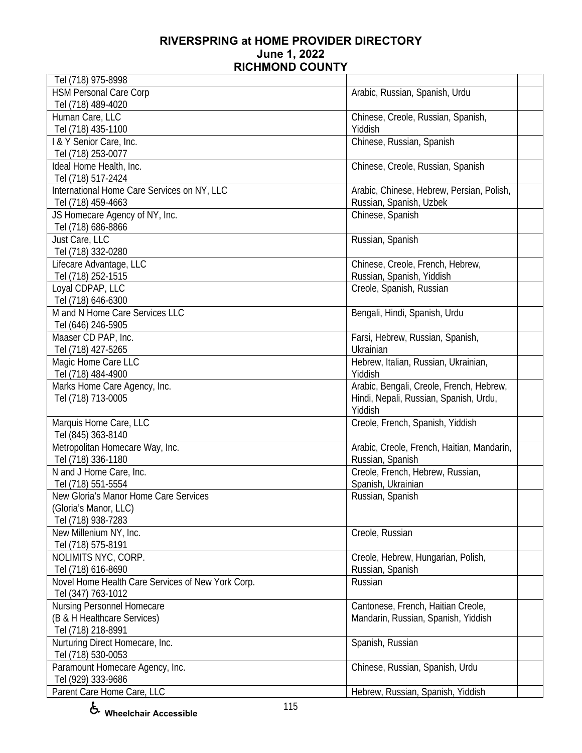# RIVERSPRING at HOME PROVIDER DIRECTORY
## June 1, 2022
## RICHMOND COUNTY

| | | |
|---|---|---|
| Tel (718) 975-8998 | | |
| HSM Personal Care Corp<br>Tel (718) 489-4020 | Arabic, Russian, Spanish, Urdu | |
| Human Care, LLC<br>Tel (718) 435-1100 | Chinese, Creole, Russian, Spanish, Yiddish | |
| I & Y Senior Care, Inc.<br>Tel (718) 253-0077 | Chinese, Russian, Spanish | |
| Ideal Home Health, Inc.<br>Tel (718) 517-2424 | Chinese, Creole, Russian, Spanish | |
| International Home Care Services on NY, LLC<br>Tel (718) 459-4663 | Arabic, Chinese, Hebrew, Persian, Polish, Russian, Spanish, Uzbek | |
| JS Homecare Agency of NY, Inc.<br>Tel (718) 686-8866 | Chinese, Spanish | |
| Just Care, LLC<br>Tel (718) 332-0280 | Russian, Spanish | |
| Lifecare Advantage, LLC<br>Tel (718) 252-1515 | Chinese, Creole, French, Hebrew, Russian, Spanish, Yiddish | |
| Loyal CDPAP, LLC<br>Tel (718) 646-6300 | Creole, Spanish, Russian | |
| M and N Home Care Services LLC<br>Tel (646) 246-5905 | Bengali, Hindi, Spanish, Urdu | |
| Maaser CD PAP, Inc.<br>Tel (718) 427-5265 | Farsi, Hebrew, Russian, Spanish, Ukrainian | |
| Magic Home Care LLC<br>Tel (718) 484-4900 | Hebrew, Italian, Russian, Ukrainian, Yiddish | |
| Marks Home Care Agency, Inc.<br>Tel (718) 713-0005 | Arabic, Bengali, Creole, French, Hebrew, Hindi, Nepali, Russian, Spanish, Urdu, Yiddish | |
| Marquis Home Care, LLC<br>Tel (845) 363-8140 | Creole, French, Spanish, Yiddish | |
| Metropolitan Homecare Way, Inc.<br>Tel (718) 336-1180 | Arabic, Creole, French, Haitian, Mandarin, Russian, Spanish | |
| N and J Home Care, Inc.<br>Tel (718) 551-5554 | Creole, French, Hebrew, Russian, Spanish, Ukrainian | |
| New Gloria's Manor Home Care Services<br>(Gloria's Manor, LLC)<br>Tel (718) 938-7283 | Russian, Spanish | |
| New Millenium NY, Inc.<br>Tel (718) 575-8191 | Creole, Russian | |
| NOLIMITS NYC, CORP.<br>Tel (718) 616-8690 | Creole, Hebrew, Hungarian, Polish, Russian, Spanish | |
| Novel Home Health Care Services of New York Corp.<br>Tel (347) 763-1012 | Russian | |
| Nursing Personnel Homecare<br>(B & H Healthcare Services)<br>Tel (718) 218-8991 | Cantonese, French, Haitian Creole, Mandarin, Russian, Spanish, Yiddish | |
| Nurturing Direct Homecare, Inc.<br>Tel (718) 530-0053 | Spanish, Russian | |
| Paramount Homecare Agency, Inc.<br>Tel (929) 333-9686 | Chinese, Russian, Spanish, Urdu | |
| Parent Care Home Care, LLC | Hebrew, Russian, Spanish, Yiddish | |

♿ Wheelchair Accessible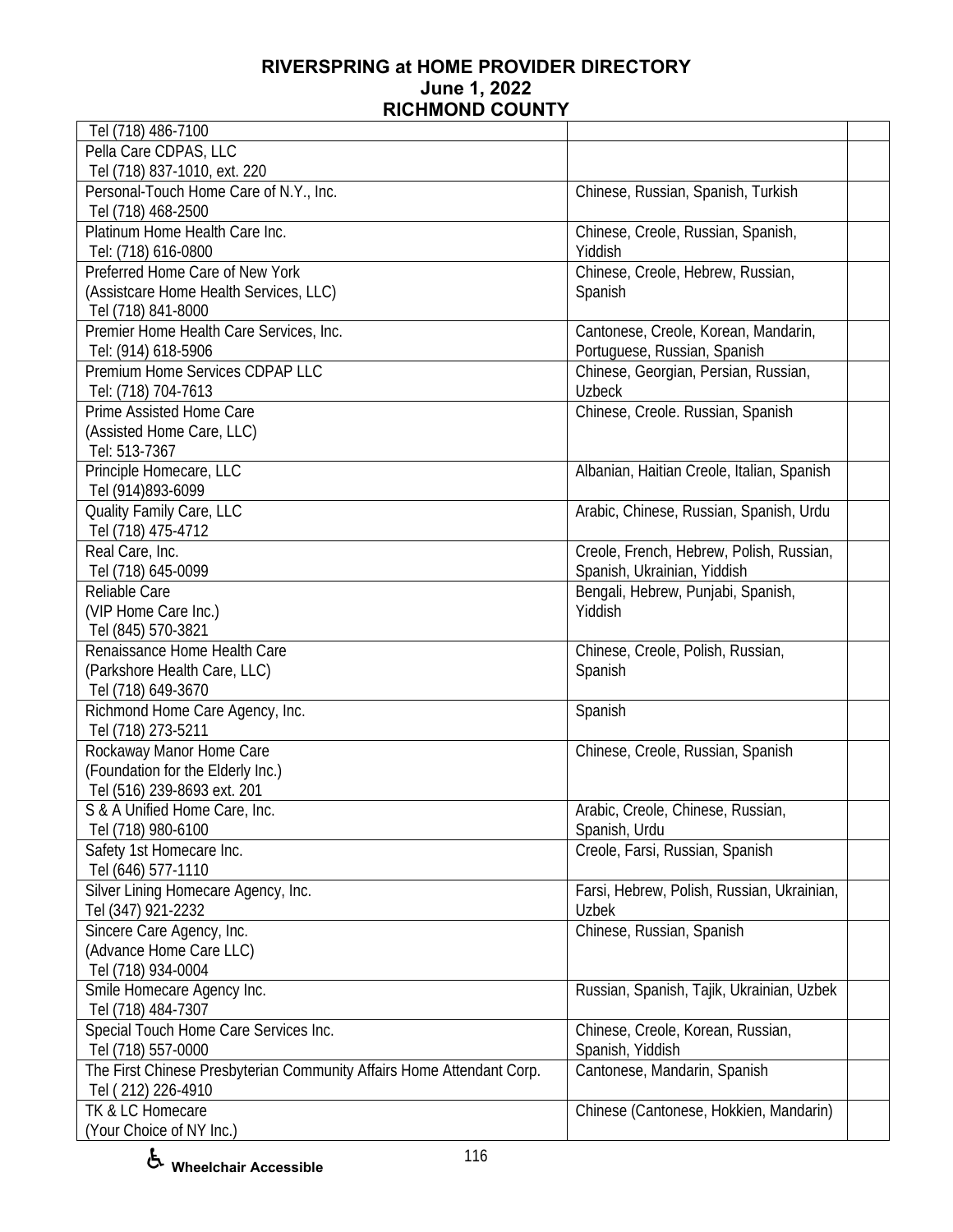# RIVERSPRING at HOME PROVIDER DIRECTORY
## June 1, 2022
## RICHMOND COUNTY

| | | |
|---|---|---|
| Tel (718) 486-7100 | | |
| Pella Care CDPAS, LLC<br>Tel (718) 837-1010, ext. 220 | | |
| Personal-Touch Home Care of N.Y., Inc.<br>Tel (718) 468-2500 | Chinese, Russian, Spanish, Turkish | |
| Platinum Home Health Care Inc.<br>Tel: (718) 616-0800 | Chinese, Creole, Russian, Spanish, Yiddish | |
| Preferred Home Care of New York<br>(Assistcare Home Health Services, LLC)<br>Tel (718) 841-8000 | Chinese, Creole, Hebrew, Russian, Spanish | |
| Premier Home Health Care Services, Inc.<br>Tel: (914) 618-5906 | Cantonese, Creole, Korean, Mandarin, Portuguese, Russian, Spanish | |
| Premium Home Services CDPAP LLC<br>Tel: (718) 704-7613 | Chinese, Georgian, Persian, Russian, Uzbeck | |
| Prime Assisted Home Care<br>(Assisted Home Care, LLC)<br>Tel: 513-7367 | Chinese, Creole. Russian, Spanish | |
| Principle Homecare, LLC<br>Tel (914)893-6099 | Albanian, Haitian Creole, Italian, Spanish | |
| Quality Family Care, LLC<br>Tel (718) 475-4712 | Arabic, Chinese, Russian, Spanish, Urdu | |
| Real Care, Inc.<br>Tel (718) 645-0099 | Creole, French, Hebrew, Polish, Russian, Spanish, Ukrainian, Yiddish | |
| Reliable Care<br>(VIP Home Care Inc.)<br>Tel (845) 570-3821 | Bengali, Hebrew, Punjabi, Spanish, Yiddish | |
| Renaissance Home Health Care<br>(Parkshore Health Care, LLC)<br>Tel (718) 649-3670 | Chinese, Creole, Polish, Russian, Spanish | |
| Richmond Home Care Agency, Inc.<br>Tel (718) 273-5211 | Spanish | |
| Rockaway Manor Home Care<br>(Foundation for the Elderly Inc.)<br>Tel (516) 239-8693 ext. 201 | Chinese, Creole, Russian, Spanish | |
| S & A Unified Home Care, Inc.<br>Tel (718) 980-6100 | Arabic, Creole, Chinese, Russian, Spanish, Urdu | |
| Safety 1st Homecare Inc.<br>Tel (646) 577-1110 | Creole, Farsi, Russian, Spanish | |
| Silver Lining Homecare Agency, Inc.<br>Tel (347) 921-2232 | Farsi, Hebrew, Polish, Russian, Ukrainian, Uzbek | |
| Sincere Care Agency, Inc.<br>(Advance Home Care LLC)<br>Tel (718) 934-0004 | Chinese, Russian, Spanish | |
| Smile Homecare Agency Inc.<br>Tel (718) 484-7307 | Russian, Spanish, Tajik, Ukrainian, Uzbek | |
| Special Touch Home Care Services Inc.<br>Tel (718) 557-0000 | Chinese, Creole, Korean, Russian, Spanish, Yiddish | |
| The First Chinese Presbyterian Community Affairs Home Attendant Corp.<br>Tel ( 212) 226-4910 | Cantonese, Mandarin, Spanish | |
| TK & LC Homecare<br>(Your Choice of NY Inc.) | Chinese (Cantonese, Hokkien, Mandarin) | |

♿ Wheelchair Accessible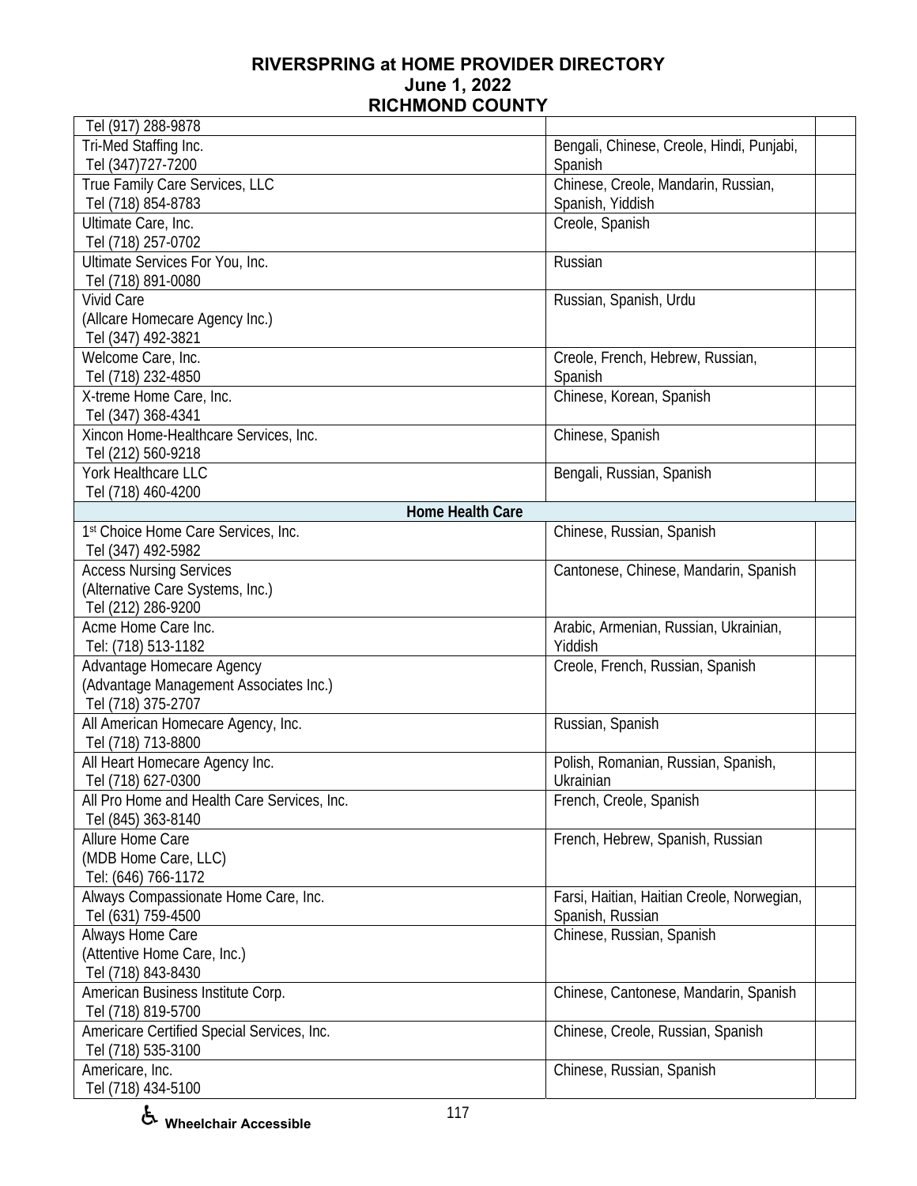| | | |
|---|---|---|
| Tel (917) 288-9878 | | |
| Tri-Med Staffing Inc.<br>Tel (347)727-7200 | Bengali, Chinese, Creole, Hindi, Punjabi, Spanish | |
| True Family Care Services, LLC<br>Tel (718) 854-8783 | Chinese, Creole, Mandarin, Russian, Spanish, Yiddish | |
| Ultimate Care, Inc.<br>Tel (718) 257-0702 | Creole, Spanish | |
| Ultimate Services For You, Inc.<br>Tel (718) 891-0080 | Russian | |
| Vivid Care<br>(Allcare Homecare Agency Inc.)<br>Tel (347) 492-3821 | Russian, Spanish, Urdu | |
| Welcome Care, Inc.<br>Tel (718) 232-4850 | Creole, French, Hebrew, Russian, Spanish | |
| X-treme Home Care, Inc.<br>Tel (347) 368-4341 | Chinese, Korean, Spanish | |
| Xincon Home-Healthcare Services, Inc.<br>Tel (212) 560-9218 | Chinese, Spanish | |
| York Healthcare LLC<br>Tel (718) 460-4200 | Bengali, Russian, Spanish | |
| **Home Health Care** | | |
| 1st Choice Home Care Services, Inc.<br>Tel (347) 492-5982 | Chinese, Russian, Spanish | |
| Access Nursing Services<br>(Alternative Care Systems, Inc.)<br>Tel (212) 286-9200 | Cantonese, Chinese, Mandarin, Spanish | |
| Acme Home Care Inc.<br>Tel: (718) 513-1182 | Arabic, Armenian, Russian, Ukrainian, Yiddish | |
| Advantage Homecare Agency<br>(Advantage Management Associates Inc.)<br>Tel (718) 375-2707 | Creole, French, Russian, Spanish | |
| All American Homecare Agency, Inc.<br>Tel (718) 713-8800 | Russian, Spanish | |
| All Heart Homecare Agency Inc.<br>Tel (718) 627-0300 | Polish, Romanian, Russian, Spanish, Ukrainian | |
| All Pro Home and Health Care Services, Inc.<br>Tel (845) 363-8140 | French, Creole, Spanish | |
| Allure Home Care<br>(MDB Home Care, LLC)<br>Tel: (646) 766-1172 | French, Hebrew, Spanish, Russian | |
| Always Compassionate Home Care, Inc.<br>Tel (631) 759-4500 | Farsi, Haitian, Haitian Creole, Norwegian, Spanish, Russian | |
| Always Home Care<br>(Attentive Home Care, Inc.)<br>Tel (718) 843-8430 | Chinese, Russian, Spanish | |
| American Business Institute Corp.<br>Tel (718) 819-5700 | Chinese, Cantonese, Mandarin, Spanish | |
| Americare Certified Special Services, Inc.<br>Tel (718) 535-3100 | Chinese, Creole, Russian, Spanish | |
| Americare, Inc.<br>Tel (718) 434-5100 | Chinese, Russian, Spanish | |

♿ Wheelchair Accessible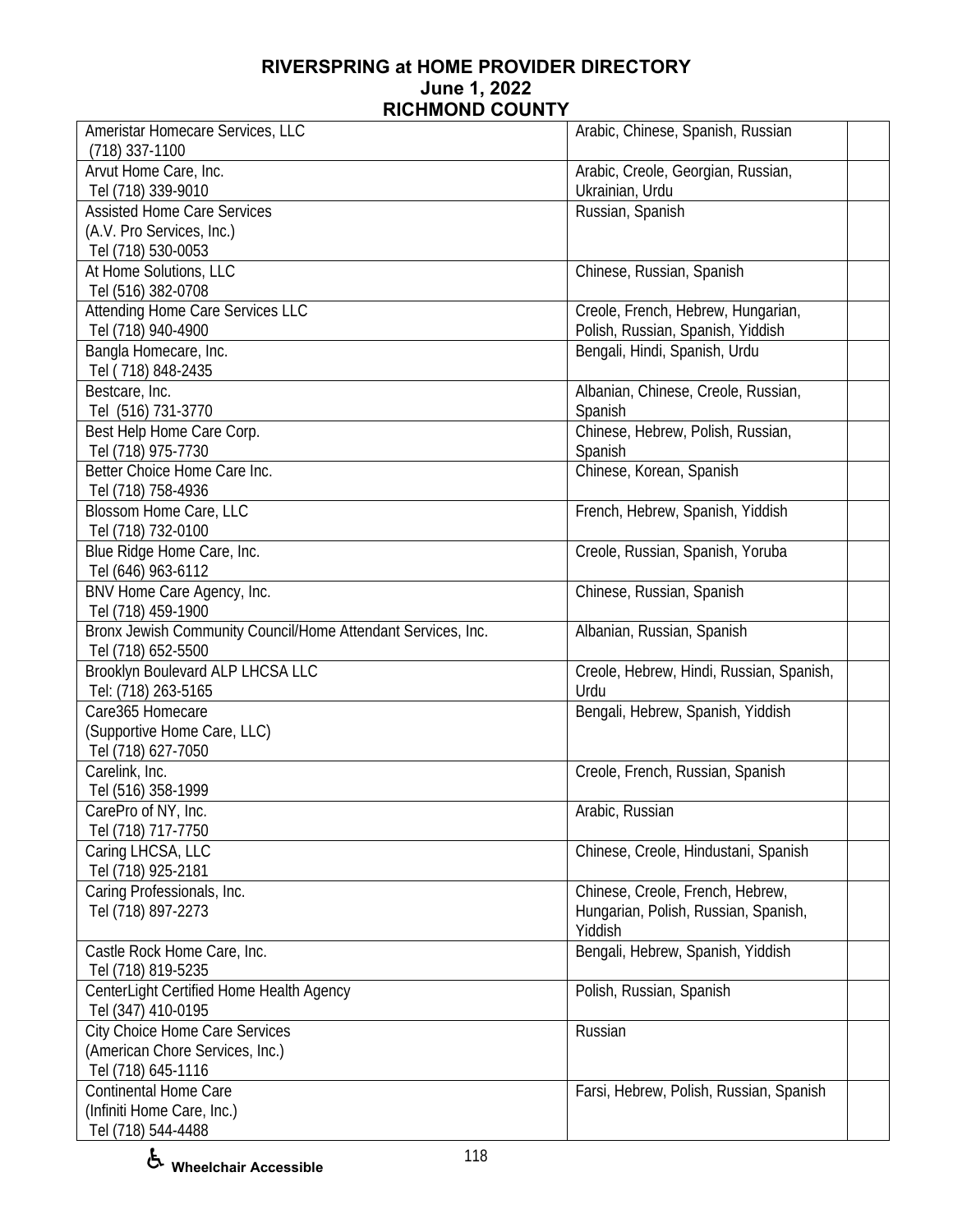# RIVERSPRING at HOME PROVIDER DIRECTORY
## June 1, 2022
## RICHMOND COUNTY

| | | |
|---|---|---|
| Ameristar Homecare Services, LLC<br>(718) 337-1100 | Arabic, Chinese, Spanish, Russian | |
| Arvut Home Care, Inc.<br>Tel (718) 339-9010 | Arabic, Creole, Georgian, Russian, Ukrainian, Urdu | |
| Assisted Home Care Services<br>(A.V. Pro Services, Inc.)<br>Tel (718) 530-0053 | Russian, Spanish | |
| At Home Solutions, LLC<br>Tel (516) 382-0708 | Chinese, Russian, Spanish | |
| Attending Home Care Services LLC<br>Tel (718) 940-4900 | Creole, French, Hebrew, Hungarian, Polish, Russian, Spanish, Yiddish | |
| Bangla Homecare, Inc.<br>Tel ( 718) 848-2435 | Bengali, Hindi, Spanish, Urdu | |
| Bestcare, Inc.<br>Tel (516) 731-3770 | Albanian, Chinese, Creole, Russian, Spanish | |
| Best Help Home Care Corp.<br>Tel (718) 975-7730 | Chinese, Hebrew, Polish, Russian, Spanish | |
| Better Choice Home Care Inc.<br>Tel (718) 758-4936 | Chinese, Korean, Spanish | |
| Blossom Home Care, LLC<br>Tel (718) 732-0100 | French, Hebrew, Spanish, Yiddish | |
| Blue Ridge Home Care, Inc.<br>Tel (646) 963-6112 | Creole, Russian, Spanish, Yoruba | |
| BNV Home Care Agency, Inc.<br>Tel (718) 459-1900 | Chinese, Russian, Spanish | |
| Bronx Jewish Community Council/Home Attendant Services, Inc.<br>Tel (718) 652-5500 | Albanian, Russian, Spanish | |
| Brooklyn Boulevard ALP LHCSA LLC<br>Tel: (718) 263-5165 | Creole, Hebrew, Hindi, Russian, Spanish, Urdu | |
| Care365 Homecare<br>(Supportive Home Care, LLC)<br>Tel (718) 627-7050 | Bengali, Hebrew, Spanish, Yiddish | |
| Carelink, Inc.<br>Tel (516) 358-1999 | Creole, French, Russian, Spanish | |
| CarePro of NY, Inc.<br>Tel (718) 717-7750 | Arabic, Russian | |
| Caring LHCSA, LLC<br>Tel (718) 925-2181 | Chinese, Creole, Hindustani, Spanish | |
| Caring Professionals, Inc.<br>Tel (718) 897-2273 | Chinese, Creole, French, Hebrew, Hungarian, Polish, Russian, Spanish, Yiddish | |
| Castle Rock Home Care, Inc.<br>Tel (718) 819-5235 | Bengali, Hebrew, Spanish, Yiddish | |
| CenterLight Certified Home Health Agency<br>Tel (347) 410-0195 | Polish, Russian, Spanish | |
| City Choice Home Care Services<br>(American Chore Services, Inc.)<br>Tel (718) 645-1116 | Russian | |
| Continental Home Care<br>(Infiniti Home Care, Inc.)<br>Tel (718) 544-4488 | Farsi, Hebrew, Polish, Russian, Spanish | |

♿ Wheelchair Accessible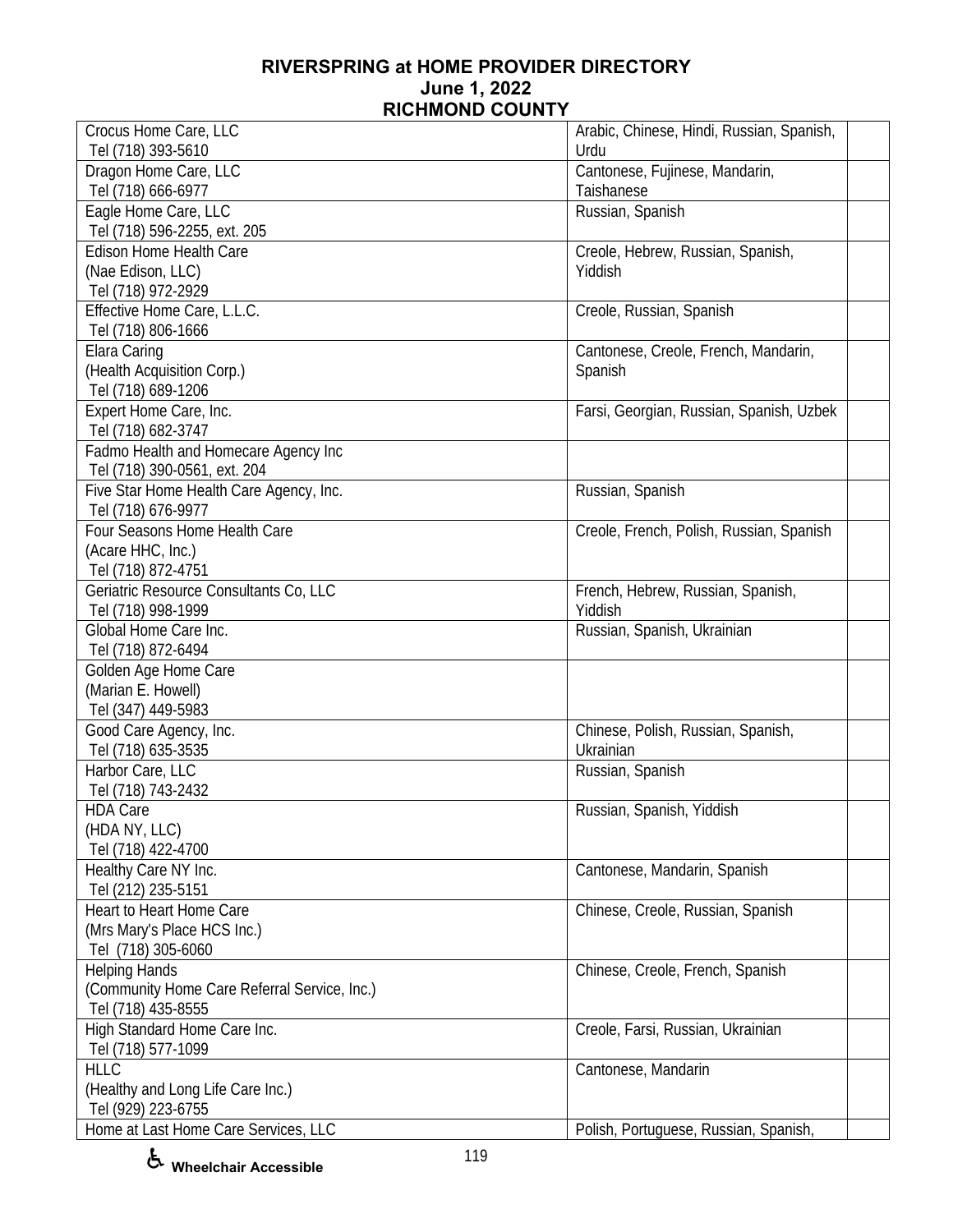**RIVERSPRING at HOME PROVIDER DIRECTORY**
**June 1, 2022**
**RICHMOND COUNTY**

| Provider | Languages | |
|---|---|---|
| Crocus Home Care, LLC<br>Tel (718) 393-5610 | Arabic, Chinese, Hindi, Russian, Spanish, Urdu | |
| Dragon Home Care, LLC<br>Tel (718) 666-6977 | Cantonese, Fujinese, Mandarin, Taishanese | |
| Eagle Home Care, LLC<br>Tel (718) 596-2255, ext. 205 | Russian, Spanish | |
| Edison Home Health Care<br>(Nae Edison, LLC)<br>Tel (718) 972-2929 | Creole, Hebrew, Russian, Spanish, Yiddish | |
| Effective Home Care, L.L.C.<br>Tel (718) 806-1666 | Creole, Russian, Spanish | |
| Elara Caring<br>(Health Acquisition Corp.)<br>Tel (718) 689-1206 | Cantonese, Creole, French, Mandarin, Spanish | |
| Expert Home Care, Inc.<br>Tel (718) 682-3747 | Farsi, Georgian, Russian, Spanish, Uzbek | |
| Fadmo Health and Homecare Agency Inc<br>Tel (718) 390-0561, ext. 204 | | |
| Five Star Home Health Care Agency, Inc.<br>Tel (718) 676-9977 | Russian, Spanish | |
| Four Seasons Home Health Care<br>(Acare HHC, Inc.)<br>Tel (718) 872-4751 | Creole, French, Polish, Russian, Spanish | |
| Geriatric Resource Consultants Co, LLC<br>Tel (718) 998-1999 | French, Hebrew, Russian, Spanish, Yiddish | |
| Global Home Care Inc.<br>Tel (718) 872-6494 | Russian, Spanish, Ukrainian | |
| Golden Age Home Care<br>(Marian E. Howell)<br>Tel (347) 449-5983 | | |
| Good Care Agency, Inc.<br>Tel (718) 635-3535 | Chinese, Polish, Russian, Spanish, Ukrainian | |
| Harbor Care, LLC<br>Tel (718) 743-2432 | Russian, Spanish | |
| HDA Care<br>(HDA NY, LLC)<br>Tel (718) 422-4700 | Russian, Spanish, Yiddish | |
| Healthy Care NY Inc.<br>Tel (212) 235-5151 | Cantonese, Mandarin, Spanish | |
| Heart to Heart Home Care<br>(Mrs Mary's Place HCS Inc.)<br>Tel (718) 305-6060 | Chinese, Creole, Russian, Spanish | |
| Helping Hands<br>(Community Home Care Referral Service, Inc.)<br>Tel (718) 435-8555 | Chinese, Creole, French, Spanish | |
| High Standard Home Care Inc.<br>Tel (718) 577-1099 | Creole, Farsi, Russian, Ukrainian | |
| HLLC<br>(Healthy and Long Life Care Inc.)<br>Tel (929) 223-6755 | Cantonese, Mandarin | |
| Home at Last Home Care Services, LLC | Polish, Portuguese, Russian, Spanish, | |

♿ **Wheelchair Accessible**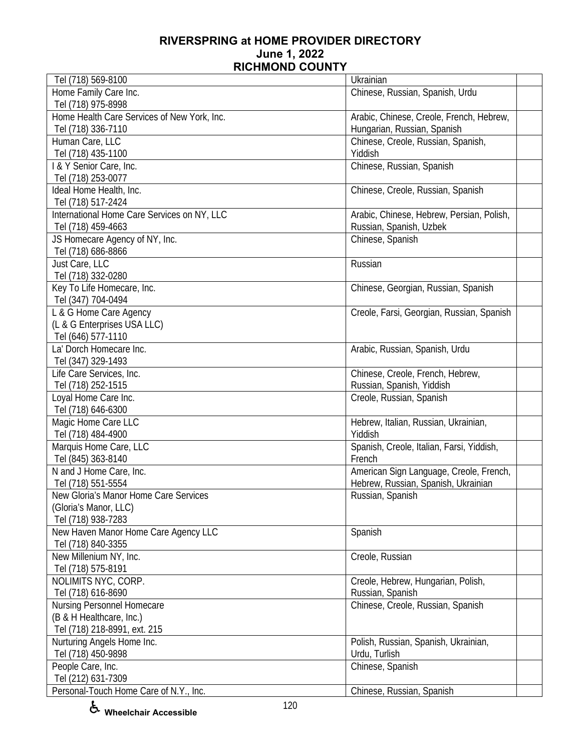# RIVERSPRING at HOME PROVIDER DIRECTORY
## June 1, 2022
## RICHMOND COUNTY

| | | |
|---|---|---|
| Tel (718) 569-8100 | Ukrainian | |
| Home Family Care Inc.<br>Tel (718) 975-8998 | Chinese, Russian, Spanish, Urdu | |
| Home Health Care Services of New York, Inc.<br>Tel (718) 336-7110 | Arabic, Chinese, Creole, French, Hebrew, Hungarian, Russian, Spanish | |
| Human Care, LLC<br>Tel (718) 435-1100 | Chinese, Creole, Russian, Spanish, Yiddish | |
| I & Y Senior Care, Inc.<br>Tel (718) 253-0077 | Chinese, Russian, Spanish | |
| Ideal Home Health, Inc.<br>Tel (718) 517-2424 | Chinese, Creole, Russian, Spanish | |
| International Home Care Services on NY, LLC<br>Tel (718) 459-4663 | Arabic, Chinese, Hebrew, Persian, Polish, Russian, Spanish, Uzbek | |
| JS Homecare Agency of NY, Inc.<br>Tel (718) 686-8866 | Chinese, Spanish | |
| Just Care, LLC<br>Tel (718) 332-0280 | Russian | |
| Key To Life Homecare, Inc.<br>Tel (347) 704-0494 | Chinese, Georgian, Russian, Spanish | |
| L & G Home Care Agency<br>(L & G Enterprises USA LLC)<br>Tel (646) 577-1110 | Creole, Farsi, Georgian, Russian, Spanish | |
| La' Dorch Homecare Inc.<br>Tel (347) 329-1493 | Arabic, Russian, Spanish, Urdu | |
| Life Care Services, Inc.<br>Tel (718) 252-1515 | Chinese, Creole, French, Hebrew, Russian, Spanish, Yiddish | |
| Loyal Home Care Inc.<br>Tel (718) 646-6300 | Creole, Russian, Spanish | |
| Magic Home Care LLC<br>Tel (718) 484-4900 | Hebrew, Italian, Russian, Ukrainian, Yiddish | |
| Marquis Home Care, LLC<br>Tel (845) 363-8140 | Spanish, Creole, Italian, Farsi, Yiddish, French | |
| N and J Home Care, Inc.<br>Tel (718) 551-5554 | American Sign Language, Creole, French, Hebrew, Russian, Spanish, Ukrainian | |
| New Gloria's Manor Home Care Services<br>(Gloria's Manor, LLC)<br>Tel (718) 938-7283 | Russian, Spanish | |
| New Haven Manor Home Care Agency LLC<br>Tel (718) 840-3355 | Spanish | |
| New Millenium NY, Inc.<br>Tel (718) 575-8191 | Creole, Russian | |
| NOLIMITS NYC, CORP.<br>Tel (718) 616-8690 | Creole, Hebrew, Hungarian, Polish, Russian, Spanish | |
| Nursing Personnel Homecare<br>(B & H Healthcare, Inc.)<br>Tel (718) 218-8991, ext. 215 | Chinese, Creole, Russian, Spanish | |
| Nurturing Angels Home Inc.<br>Tel (718) 450-9898 | Polish, Russian, Spanish, Ukrainian, Urdu, Turlish | |
| People Care, Inc.<br>Tel (212) 631-7309 | Chinese, Spanish | |
| Personal-Touch Home Care of N.Y., Inc. | Chinese, Russian, Spanish | |

♿ Wheelchair Accessible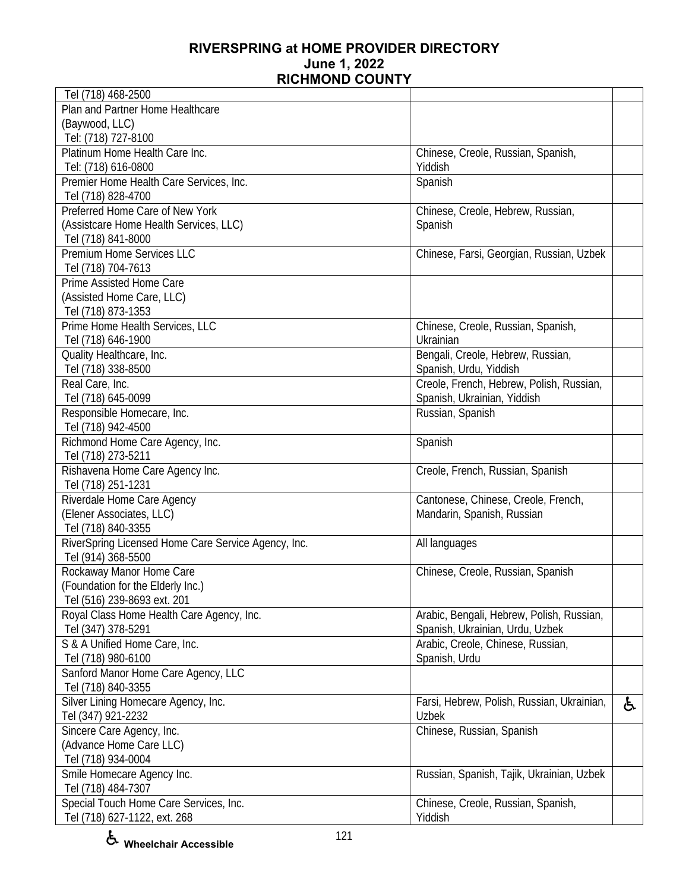# RIVERSPRING at HOME PROVIDER DIRECTORY
## June 1, 2022
## RICHMOND COUNTY

| | | |
|---|---|---|
| Tel (718) 468-2500 | | |
| Plan and Partner Home Healthcare (Baywood, LLC) Tel: (718) 727-8100 | | |
| Platinum Home Health Care Inc. Tel: (718) 616-0800 | Chinese, Creole, Russian, Spanish, Yiddish | |
| Premier Home Health Care Services, Inc. Tel (718) 828-4700 | Spanish | |
| Preferred Home Care of New York (Assistcare Home Health Services, LLC) Tel (718) 841-8000 | Chinese, Creole, Hebrew, Russian, Spanish | |
| Premium Home Services LLC Tel (718) 704-7613 | Chinese, Farsi, Georgian, Russian, Uzbek | |
| Prime Assisted Home Care (Assisted Home Care, LLC) Tel (718) 873-1353 | | |
| Prime Home Health Services, LLC Tel (718) 646-1900 | Chinese, Creole, Russian, Spanish, Ukrainian | |
| Quality Healthcare, Inc. Tel (718) 338-8500 | Bengali, Creole, Hebrew, Russian, Spanish, Urdu, Yiddish | |
| Real Care, Inc. Tel (718) 645-0099 | Creole, French, Hebrew, Polish, Russian, Spanish, Ukrainian, Yiddish | |
| Responsible Homecare, Inc. Tel (718) 942-4500 | Russian, Spanish | |
| Richmond Home Care Agency, Inc. Tel (718) 273-5211 | Spanish | |
| Rishavena Home Care Agency Inc. Tel (718) 251-1231 | Creole, French, Russian, Spanish | |
| Riverdale Home Care Agency (Elener Associates, LLC) Tel (718) 840-3355 | Cantonese, Chinese, Creole, French, Mandarin, Spanish, Russian | |
| RiverSpring Licensed Home Care Service Agency, Inc. Tel (914) 368-5500 | All languages | |
| Rockaway Manor Home Care (Foundation for the Elderly Inc.) Tel (516) 239-8693 ext. 201 | Chinese, Creole, Russian, Spanish | |
| Royal Class Home Health Care Agency, Inc. Tel (347) 378-5291 | Arabic, Bengali, Hebrew, Polish, Russian, Spanish, Ukrainian, Urdu, Uzbek | |
| S & A Unified Home Care, Inc. Tel (718) 980-6100 | Arabic, Creole, Chinese, Russian, Spanish, Urdu | |
| Sanford Manor Home Care Agency, LLC Tel (718) 840-3355 | | |
| Silver Lining Homecare Agency, Inc. Tel (347) 921-2232 | Farsi, Hebrew, Polish, Russian, Ukrainian, Uzbek | ♿ |
| Sincere Care Agency, Inc. (Advance Home Care LLC) Tel (718) 934-0004 | Chinese, Russian, Spanish | |
| Smile Homecare Agency Inc. Tel (718) 484-7307 | Russian, Spanish, Tajik, Ukrainian, Uzbek | |
| Special Touch Home Care Services, Inc. Tel (718) 627-1122, ext. 268 | Chinese, Creole, Russian, Spanish, Yiddish | |

♿ **Wheelchair Accessible**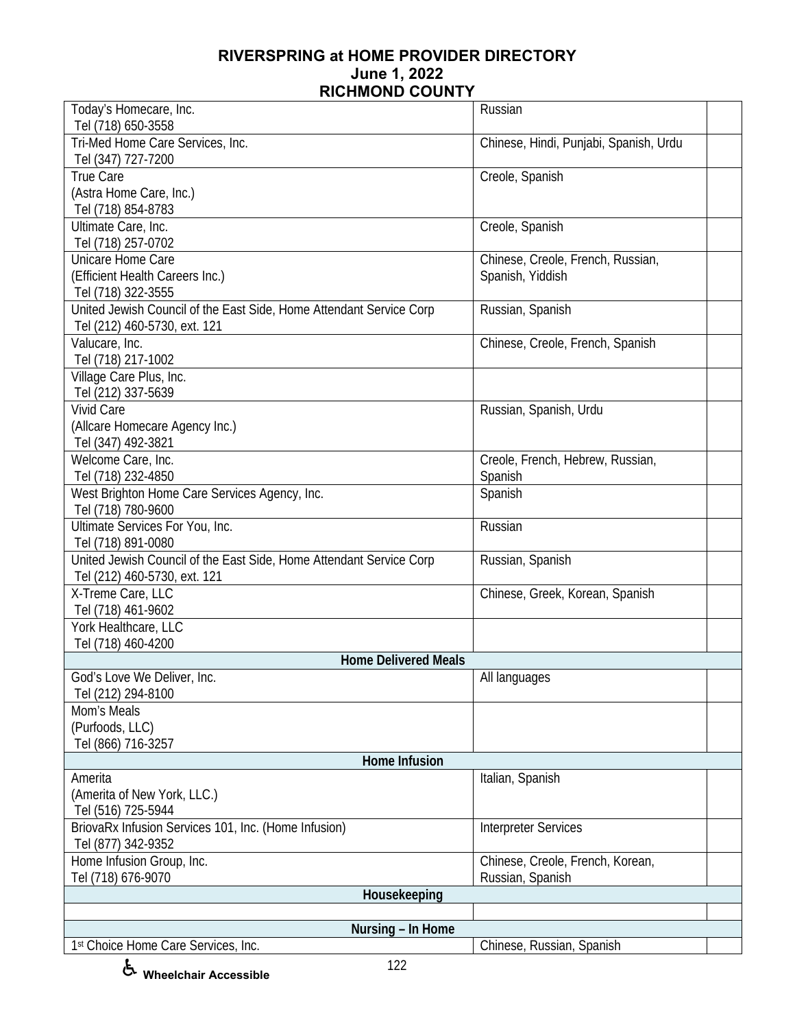# RIVERSPRING at HOME PROVIDER DIRECTORY
**June 1, 2022**
**RICHMOND COUNTY**

| | | |
|---|---|---|
| Today's Homecare, Inc.<br>Tel (718) 650-3558 | Russian | |
| Tri-Med Home Care Services, Inc.<br>Tel (347) 727-7200 | Chinese, Hindi, Punjabi, Spanish, Urdu | |
| True Care<br>(Astra Home Care, Inc.)<br>Tel (718) 854-8783 | Creole, Spanish | |
| Ultimate Care, Inc.<br>Tel (718) 257-0702 | Creole, Spanish | |
| Unicare Home Care<br>(Efficient Health Careers Inc.)<br>Tel (718) 322-3555 | Chinese, Creole, French, Russian, Spanish, Yiddish | |
| United Jewish Council of the East Side, Home Attendant Service Corp<br>Tel (212) 460-5730, ext. 121 | Russian, Spanish | |
| Valucare, Inc.<br>Tel (718) 217-1002 | Chinese, Creole, French, Spanish | |
| Village Care Plus, Inc.<br>Tel (212) 337-5639 | | |
| Vivid Care<br>(Allcare Homecare Agency Inc.)<br>Tel (347) 492-3821 | Russian, Spanish, Urdu | |
| Welcome Care, Inc.<br>Tel (718) 232-4850 | Creole, French, Hebrew, Russian, Spanish | |
| West Brighton Home Care Services Agency, Inc.<br>Tel (718) 780-9600 | Spanish | |
| Ultimate Services For You, Inc.<br>Tel (718) 891-0080 | Russian | |
| United Jewish Council of the East Side, Home Attendant Service Corp<br>Tel (212) 460-5730, ext. 121 | Russian, Spanish | |
| X-Treme Care, LLC<br>Tel (718) 461-9602 | Chinese, Greek, Korean, Spanish | |
| York Healthcare, LLC<br>Tel (718) 460-4200 | | |
| **Home Delivered Meals** | | |
| God's Love We Deliver, Inc.<br>Tel (212) 294-8100 | All languages | |
| Mom's Meals<br>(Purfoods, LLC)<br>Tel (866) 716-3257 | | |
| **Home Infusion** | | |
| Amerita<br>(Amerita of New York, LLC.)<br>Tel (516) 725-5944 | Italian, Spanish | |
| BriovaRx Infusion Services 101, Inc. (Home Infusion)<br>Tel (877) 342-9352 | Interpreter Services | |
| Home Infusion Group, Inc.<br>Tel (718) 676-9070 | Chinese, Creole, French, Korean, Russian, Spanish | |
| **Housekeeping** | | |
| | | |
| **Nursing – In Home** | | |
| 1st Choice Home Care Services, Inc. | Chinese, Russian, Spanish | |

♿ Wheelchair Accessible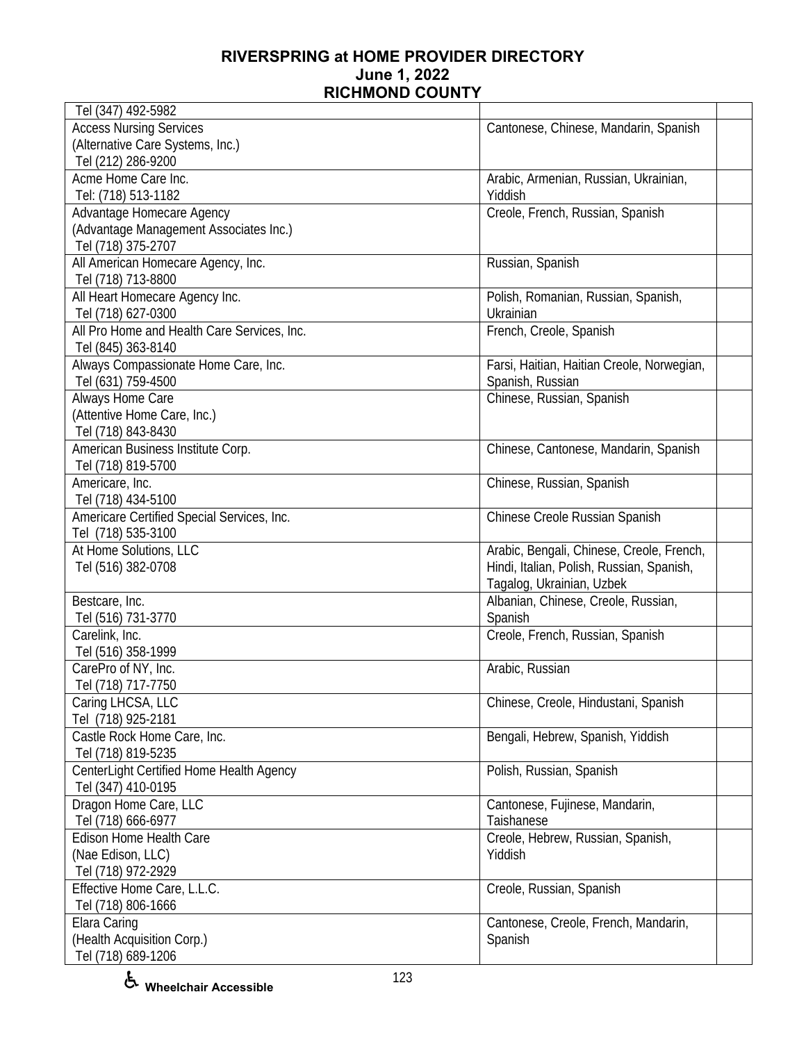**RIVERSPRING at HOME PROVIDER DIRECTORY**
**June 1, 2022**
**RICHMOND COUNTY**

| | | |
|---|---|---|
| Tel (347) 492-5982 | | |
| Access Nursing Services<br>(Alternative Care Systems, Inc.)<br>Tel (212) 286-9200 | Cantonese, Chinese, Mandarin, Spanish | |
| Acme Home Care Inc.<br>Tel: (718) 513-1182 | Arabic, Armenian, Russian, Ukrainian, Yiddish | |
| Advantage Homecare Agency<br>(Advantage Management Associates Inc.)<br>Tel (718) 375-2707 | Creole, French, Russian, Spanish | |
| All American Homecare Agency, Inc.<br>Tel (718) 713-8800 | Russian, Spanish | |
| All Heart Homecare Agency Inc.<br>Tel (718) 627-0300 | Polish, Romanian, Russian, Spanish, Ukrainian | |
| All Pro Home and Health Care Services, Inc.<br>Tel (845) 363-8140 | French, Creole, Spanish | |
| Always Compassionate Home Care, Inc.<br>Tel (631) 759-4500 | Farsi, Haitian, Haitian Creole, Norwegian, Spanish, Russian | |
| Always Home Care<br>(Attentive Home Care, Inc.)<br>Tel (718) 843-8430 | Chinese, Russian, Spanish | |
| American Business Institute Corp.<br>Tel (718) 819-5700 | Chinese, Cantonese, Mandarin, Spanish | |
| Americare, Inc.<br>Tel (718) 434-5100 | Chinese, Russian, Spanish | |
| Americare Certified Special Services, Inc.<br>Tel (718) 535-3100 | Chinese Creole Russian Spanish | |
| At Home Solutions, LLC<br>Tel (516) 382-0708 | Arabic, Bengali, Chinese, Creole, French, Hindi, Italian, Polish, Russian, Spanish, Tagalog, Ukrainian, Uzbek | |
| Bestcare, Inc.<br>Tel (516) 731-3770 | Albanian, Chinese, Creole, Russian, Spanish | |
| Carelink, Inc.<br>Tel (516) 358-1999 | Creole, French, Russian, Spanish | |
| CarePro of NY, Inc.<br>Tel (718) 717-7750 | Arabic, Russian | |
| Caring LHCSA, LLC<br>Tel (718) 925-2181 | Chinese, Creole, Hindustani, Spanish | |
| Castle Rock Home Care, Inc.<br>Tel (718) 819-5235 | Bengali, Hebrew, Spanish, Yiddish | |
| CenterLight Certified Home Health Agency<br>Tel (347) 410-0195 | Polish, Russian, Spanish | |
| Dragon Home Care, LLC<br>Tel (718) 666-6977 | Cantonese, Fujinese, Mandarin, Taishanese | |
| Edison Home Health Care<br>(Nae Edison, LLC)<br>Tel (718) 972-2929 | Creole, Hebrew, Russian, Spanish, Yiddish | |
| Effective Home Care, L.L.C.<br>Tel (718) 806-1666 | Creole, Russian, Spanish | |
| Elara Caring<br>(Health Acquisition Corp.)<br>Tel (718) 689-1206 | Cantonese, Creole, French, Mandarin, Spanish | |

♿ **Wheelchair Accessible**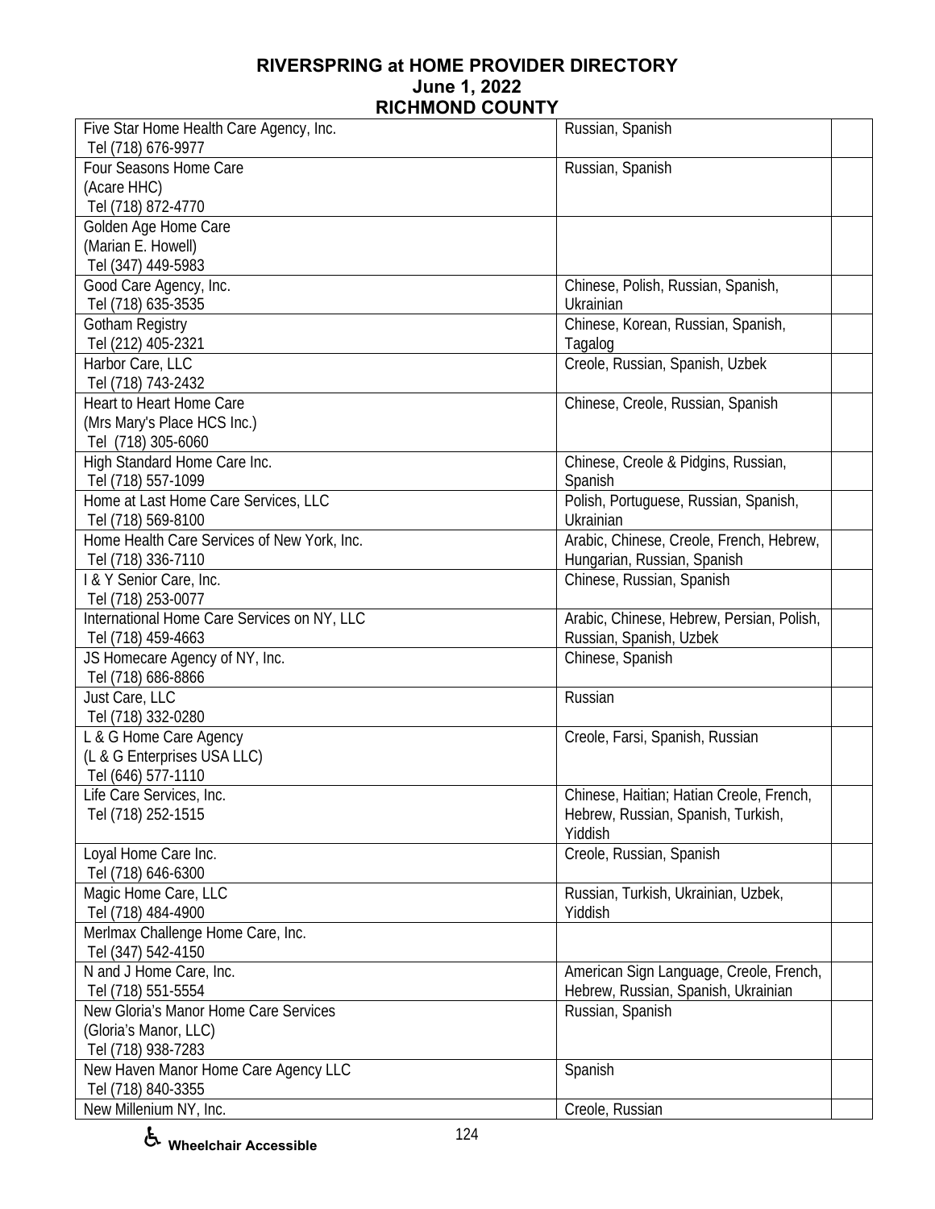# RIVERSPRING at HOME PROVIDER DIRECTORY
## June 1, 2022
## RICHMOND COUNTY

| | | |
|---|---|---|
| Five Star Home Health Care Agency, Inc.<br>Tel (718) 676-9977 | Russian, Spanish | |
| Four Seasons Home Care<br>(Acare HHC)<br>Tel (718) 872-4770 | Russian, Spanish | |
| Golden Age Home Care<br>(Marian E. Howell)<br>Tel (347) 449-5983 | | |
| Good Care Agency, Inc.<br>Tel (718) 635-3535 | Chinese, Polish, Russian, Spanish, Ukrainian | |
| Gotham Registry<br>Tel (212) 405-2321 | Chinese, Korean, Russian, Spanish, Tagalog | |
| Harbor Care, LLC<br>Tel (718) 743-2432 | Creole, Russian, Spanish, Uzbek | |
| Heart to Heart Home Care<br>(Mrs Mary's Place HCS Inc.)<br>Tel (718) 305-6060 | Chinese, Creole, Russian, Spanish | |
| High Standard Home Care Inc.<br>Tel (718) 557-1099 | Chinese, Creole & Pidgins, Russian, Spanish | |
| Home at Last Home Care Services, LLC<br>Tel (718) 569-8100 | Polish, Portuguese, Russian, Spanish, Ukrainian | |
| Home Health Care Services of New York, Inc.<br>Tel (718) 336-7110 | Arabic, Chinese, Creole, French, Hebrew, Hungarian, Russian, Spanish | |
| I & Y Senior Care, Inc.<br>Tel (718) 253-0077 | Chinese, Russian, Spanish | |
| International Home Care Services on NY, LLC<br>Tel (718) 459-4663 | Arabic, Chinese, Hebrew, Persian, Polish, Russian, Spanish, Uzbek | |
| JS Homecare Agency of NY, Inc.<br>Tel (718) 686-8866 | Chinese, Spanish | |
| Just Care, LLC<br>Tel (718) 332-0280 | Russian | |
| L & G Home Care Agency<br>(L & G Enterprises USA LLC)<br>Tel (646) 577-1110 | Creole, Farsi, Spanish, Russian | |
| Life Care Services, Inc.<br>Tel (718) 252-1515 | Chinese, Haitian; Hatian Creole, French, Hebrew, Russian, Spanish, Turkish, Yiddish | |
| Loyal Home Care Inc.<br>Tel (718) 646-6300 | Creole, Russian, Spanish | |
| Magic Home Care, LLC<br>Tel (718) 484-4900 | Russian, Turkish, Ukrainian, Uzbek, Yiddish | |
| Merlmax Challenge Home Care, Inc.<br>Tel (347) 542-4150 | | |
| N and J Home Care, Inc.<br>Tel (718) 551-5554 | American Sign Language, Creole, French, Hebrew, Russian, Spanish, Ukrainian | |
| New Gloria's Manor Home Care Services<br>(Gloria's Manor, LLC)<br>Tel (718) 938-7283 | Russian, Spanish | |
| New Haven Manor Home Care Agency LLC<br>Tel (718) 840-3355 | Spanish | |
| New Millenium NY, Inc. | Creole, Russian | |

♿ **Wheelchair Accessible**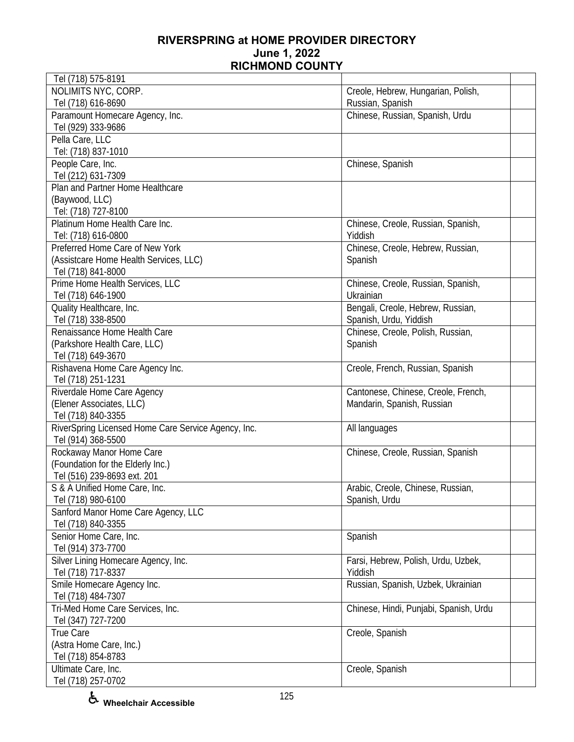# RIVERSPRING at HOME PROVIDER DIRECTORY
## June 1, 2022
## RICHMOND COUNTY

| | | |
|---|---|---|
| Tel (718) 575-8191 | | |
| NOLIMITS NYC, CORP.<br>Tel (718) 616-8690 | Creole, Hebrew, Hungarian, Polish, Russian, Spanish | |
| Paramount Homecare Agency, Inc.<br>Tel (929) 333-9686 | Chinese, Russian, Spanish, Urdu | |
| Pella Care, LLC<br>Tel: (718) 837-1010 | | |
| People Care, Inc.<br>Tel (212) 631-7309 | Chinese, Spanish | |
| Plan and Partner Home Healthcare<br>(Baywood, LLC)<br>Tel: (718) 727-8100 | | |
| Platinum Home Health Care Inc.<br>Tel: (718) 616-0800 | Chinese, Creole, Russian, Spanish, Yiddish | |
| Preferred Home Care of New York<br>(Assistcare Home Health Services, LLC)<br>Tel (718) 841-8000 | Chinese, Creole, Hebrew, Russian, Spanish | |
| Prime Home Health Services, LLC<br>Tel (718) 646-1900 | Chinese, Creole, Russian, Spanish, Ukrainian | |
| Quality Healthcare, Inc.<br>Tel (718) 338-8500 | Bengali, Creole, Hebrew, Russian, Spanish, Urdu, Yiddish | |
| Renaissance Home Health Care<br>(Parkshore Health Care, LLC)<br>Tel (718) 649-3670 | Chinese, Creole, Polish, Russian, Spanish | |
| Rishavena Home Care Agency Inc.<br>Tel (718) 251-1231 | Creole, French, Russian, Spanish | |
| Riverdale Home Care Agency<br>(Elener Associates, LLC)<br>Tel (718) 840-3355 | Cantonese, Chinese, Creole, French, Mandarin, Spanish, Russian | |
| RiverSpring Licensed Home Care Service Agency, Inc.<br>Tel (914) 368-5500 | All languages | |
| Rockaway Manor Home Care<br>(Foundation for the Elderly Inc.)<br>Tel (516) 239-8693 ext. 201 | Chinese, Creole, Russian, Spanish | |
| S & A Unified Home Care, Inc.<br>Tel (718) 980-6100 | Arabic, Creole, Chinese, Russian, Spanish, Urdu | |
| Sanford Manor Home Care Agency, LLC<br>Tel (718) 840-3355 | | |
| Senior Home Care, Inc.<br>Tel (914) 373-7700 | Spanish | |
| Silver Lining Homecare Agency, Inc.<br>Tel (718) 717-8337 | Farsi, Hebrew, Polish, Urdu, Uzbek, Yiddish | |
| Smile Homecare Agency Inc.<br>Tel (718) 484-7307 | Russian, Spanish, Uzbek, Ukrainian | |
| Tri-Med Home Care Services, Inc.<br>Tel (347) 727-7200 | Chinese, Hindi, Punjabi, Spanish, Urdu | |
| True Care<br>(Astra Home Care, Inc.)<br>Tel (718) 854-8783 | Creole, Spanish | |
| Ultimate Care, Inc.<br>Tel (718) 257-0702 | Creole, Spanish | |

♿ Wheelchair Accessible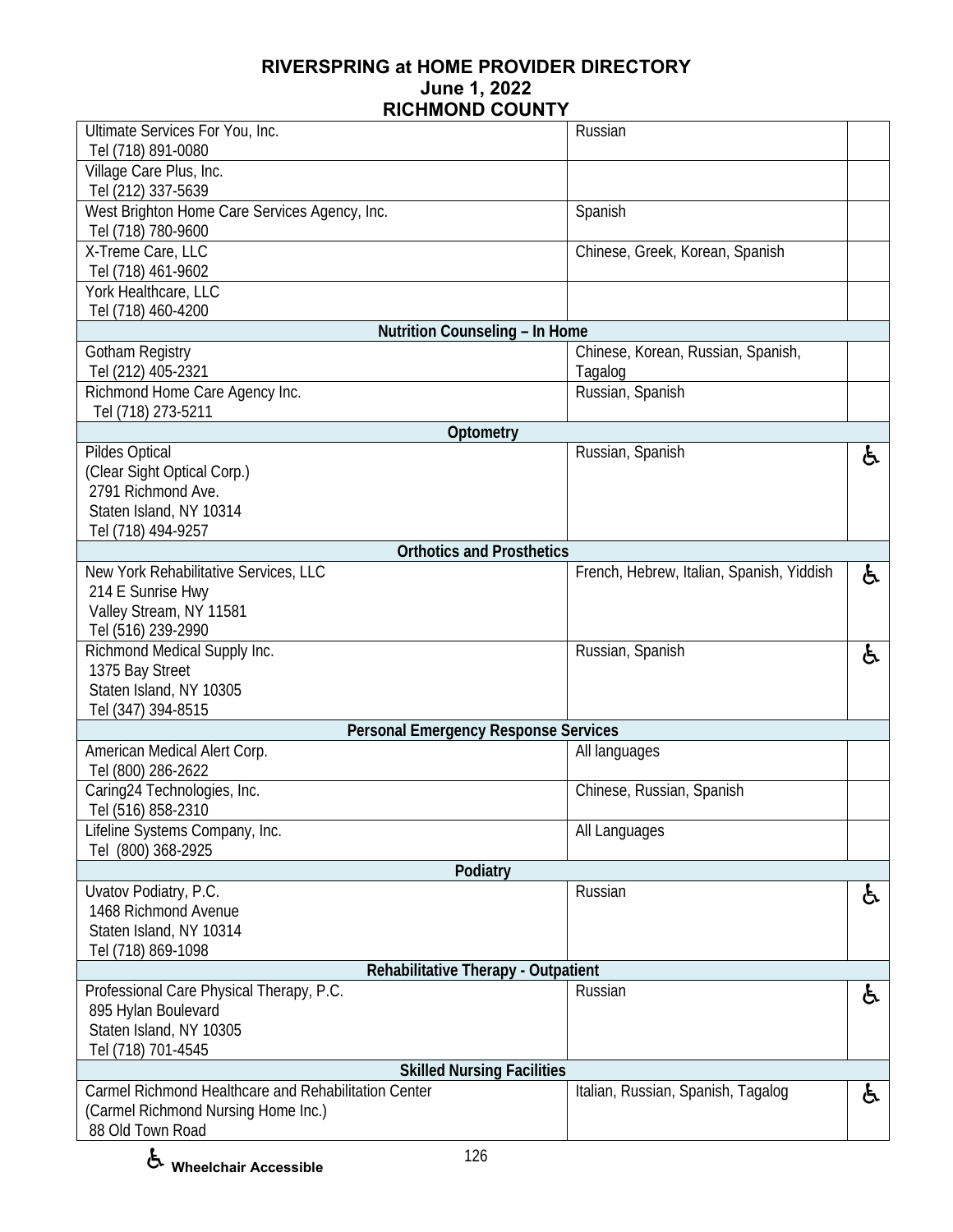# RIVERSPRING at HOME PROVIDER DIRECTORY
## June 1, 2022
## RICHMOND COUNTY

| Provider | Languages | |
|---|---|---|
| Ultimate Services For You, Inc.<br>Tel (718) 891-0080 | Russian | |
| Village Care Plus, Inc.<br>Tel (212) 337-5639 | | |
| West Brighton Home Care Services Agency, Inc.<br>Tel (718) 780-9600 | Spanish | |
| X-Treme Care, LLC<br>Tel (718) 461-9602 | Chinese, Greek, Korean, Spanish | |
| York Healthcare, LLC<br>Tel (718) 460-4200 | | |
| **Nutrition Counseling – In Home** | | |
| Gotham Registry<br>Tel (212) 405-2321 | Chinese, Korean, Russian, Spanish, Tagalog | |
| Richmond Home Care Agency Inc.<br>Tel (718) 273-5211 | Russian, Spanish | |
| **Optometry** | | |
| Pildes Optical<br>(Clear Sight Optical Corp.)<br>2791 Richmond Ave.<br>Staten Island, NY 10314<br>Tel (718) 494-9257 | Russian, Spanish | ♿ |
| **Orthotics and Prosthetics** | | |
| New York Rehabilitative Services, LLC<br>214 E Sunrise Hwy<br>Valley Stream, NY 11581<br>Tel (516) 239-2990 | French, Hebrew, Italian, Spanish, Yiddish | ♿ |
| Richmond Medical Supply Inc.<br>1375 Bay Street<br>Staten Island, NY 10305<br>Tel (347) 394-8515 | Russian, Spanish | ♿ |
| **Personal Emergency Response Services** | | |
| American Medical Alert Corp.<br>Tel (800) 286-2622 | All languages | |
| Caring24 Technologies, Inc.<br>Tel (516) 858-2310 | Chinese, Russian, Spanish | |
| Lifeline Systems Company, Inc.<br>Tel (800) 368-2925 | All Languages | |
| **Podiatry** | | |
| Uvatov Podiatry, P.C.<br>1468 Richmond Avenue<br>Staten Island, NY 10314<br>Tel (718) 869-1098 | Russian | ♿ |
| **Rehabilitative Therapy - Outpatient** | | |
| Professional Care Physical Therapy, P.C.<br>895 Hylan Boulevard<br>Staten Island, NY 10305<br>Tel (718) 701-4545 | Russian | ♿ |
| **Skilled Nursing Facilities** | | |
| Carmel Richmond Healthcare and Rehabilitation Center<br>(Carmel Richmond Nursing Home Inc.)<br>88 Old Town Road | Italian, Russian, Spanish, Tagalog | ♿ |

♿ **Wheelchair Accessible**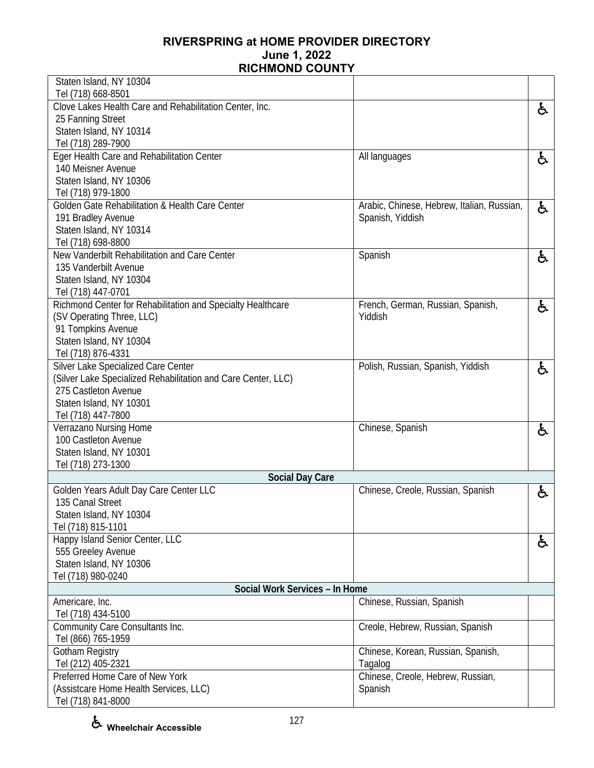# RIVERSPRING at HOME PROVIDER DIRECTORY
## June 1, 2022
## RICHMOND COUNTY

| Provider | Languages | Wheelchair Accessible |
|---|---|---|
| Staten Island, NY 10304<br>Tel (718) 668-8501 | | |
| Clove Lakes Health Care and Rehabilitation Center, Inc.<br>25 Fanning Street<br>Staten Island, NY 10314<br>Tel (718) 289-7900 | | ♿ |
| Eger Health Care and Rehabilitation Center<br>140 Meisner Avenue<br>Staten Island, NY 10306<br>Tel (718) 979-1800 | All languages | ♿ |
| Golden Gate Rehabilitation & Health Care Center<br>191 Bradley Avenue<br>Staten Island, NY 10314<br>Tel (718) 698-8800 | Arabic, Chinese, Hebrew, Italian, Russian, Spanish, Yiddish | ♿ |
| New Vanderbilt Rehabilitation and Care Center<br>135 Vanderbilt Avenue<br>Staten Island, NY 10304<br>Tel (718) 447-0701 | Spanish | ♿ |
| Richmond Center for Rehabilitation and Specialty Healthcare<br>(SV Operating Three, LLC)<br>91 Tompkins Avenue<br>Staten Island, NY 10304<br>Tel (718) 876-4331 | French, German, Russian, Spanish, Yiddish | ♿ |
| Silver Lake Specialized Care Center<br>(Silver Lake Specialized Rehabilitation and Care Center, LLC)<br>275 Castleton Avenue<br>Staten Island, NY 10301<br>Tel (718) 447-7800 | Polish, Russian, Spanish, Yiddish | ♿ |
| Verrazano Nursing Home<br>100 Castleton Avenue<br>Staten Island, NY 10301<br>Tel (718) 273-1300 | Chinese, Spanish | ♿ |
| **Social Day Care** | | |
| Golden Years Adult Day Care Center LLC<br>135 Canal Street<br>Staten Island, NY 10304<br>Tel (718) 815-1101 | Chinese, Creole, Russian, Spanish | ♿ |
| Happy Island Senior Center, LLC<br>555 Greeley Avenue<br>Staten Island, NY 10306<br>Tel (718) 980-0240 | | ♿ |
| **Social Work Services – In Home** | | |
| Americare, Inc.<br>Tel (718) 434-5100 | Chinese, Russian, Spanish | |
| Community Care Consultants Inc.<br>Tel (866) 765-1959 | Creole, Hebrew, Russian, Spanish | |
| Gotham Registry<br>Tel (212) 405-2321 | Chinese, Korean, Russian, Spanish, Tagalog | |
| Preferred Home Care of New York<br>(Assistcare Home Health Services, LLC)<br>Tel (718) 841-8000 | Chinese, Creole, Hebrew, Russian, Spanish | |

♿ **Wheelchair Accessible**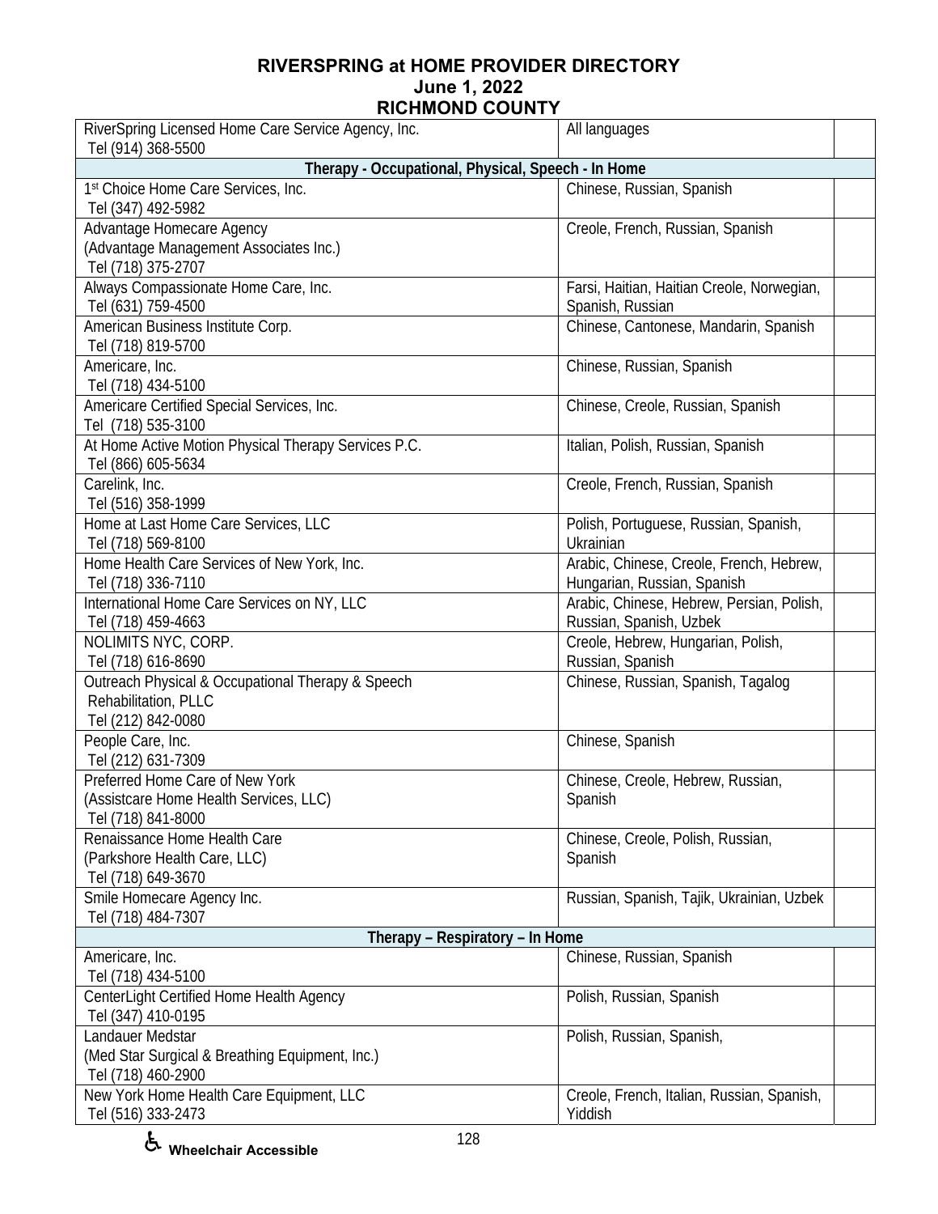**RIVERSPRING at HOME PROVIDER DIRECTORY**
**June 1, 2022**
**RICHMOND COUNTY**

| Provider | Languages | |
|---|---|---|
| RiverSpring Licensed Home Care Service Agency, Inc.<br>Tel (914) 368-5500 | All languages | |
| **Therapy - Occupational, Physical, Speech - In Home** | | |
| 1st Choice Home Care Services, Inc.<br>Tel (347) 492-5982 | Chinese, Russian, Spanish | |
| Advantage Homecare Agency<br>(Advantage Management Associates Inc.)<br>Tel (718) 375-2707 | Creole, French, Russian, Spanish | |
| Always Compassionate Home Care, Inc.<br>Tel (631) 759-4500 | Farsi, Haitian, Haitian Creole, Norwegian, Spanish, Russian | |
| American Business Institute Corp.<br>Tel (718) 819-5700 | Chinese, Cantonese, Mandarin, Spanish | |
| Americare, Inc.<br>Tel (718) 434-5100 | Chinese, Russian, Spanish | |
| Americare Certified Special Services, Inc.<br>Tel (718) 535-3100 | Chinese, Creole, Russian, Spanish | |
| At Home Active Motion Physical Therapy Services P.C.<br>Tel (866) 605-5634 | Italian, Polish, Russian, Spanish | |
| Carelink, Inc.<br>Tel (516) 358-1999 | Creole, French, Russian, Spanish | |
| Home at Last Home Care Services, LLC<br>Tel (718) 569-8100 | Polish, Portuguese, Russian, Spanish, Ukrainian | |
| Home Health Care Services of New York, Inc.<br>Tel (718) 336-7110 | Arabic, Chinese, Creole, French, Hebrew, Hungarian, Russian, Spanish | |
| International Home Care Services on NY, LLC<br>Tel (718) 459-4663 | Arabic, Chinese, Hebrew, Persian, Polish, Russian, Spanish, Uzbek | |
| NOLIMITS NYC, CORP.<br>Tel (718) 616-8690 | Creole, Hebrew, Hungarian, Polish, Russian, Spanish | |
| Outreach Physical & Occupational Therapy & Speech Rehabilitation, PLLC<br>Tel (212) 842-0080 | Chinese, Russian, Spanish, Tagalog | |
| People Care, Inc.<br>Tel (212) 631-7309 | Chinese, Spanish | |
| Preferred Home Care of New York<br>(Assistcare Home Health Services, LLC)<br>Tel (718) 841-8000 | Chinese, Creole, Hebrew, Russian, Spanish | |
| Renaissance Home Health Care<br>(Parkshore Health Care, LLC)<br>Tel (718) 649-3670 | Chinese, Creole, Polish, Russian, Spanish | |
| Smile Homecare Agency Inc.<br>Tel (718) 484-7307 | Russian, Spanish, Tajik, Ukrainian, Uzbek | |
| **Therapy – Respiratory – In Home** | | |
| Americare, Inc.<br>Tel (718) 434-5100 | Chinese, Russian, Spanish | |
| CenterLight Certified Home Health Agency<br>Tel (347) 410-0195 | Polish, Russian, Spanish | |
| Landauer Medstar<br>(Med Star Surgical & Breathing Equipment, Inc.)<br>Tel (718) 460-2900 | Polish, Russian, Spanish, | |
| New York Home Health Care Equipment, LLC<br>Tel (516) 333-2473 | Creole, French, Italian, Russian, Spanish, Yiddish | |

♿ **Wheelchair Accessible**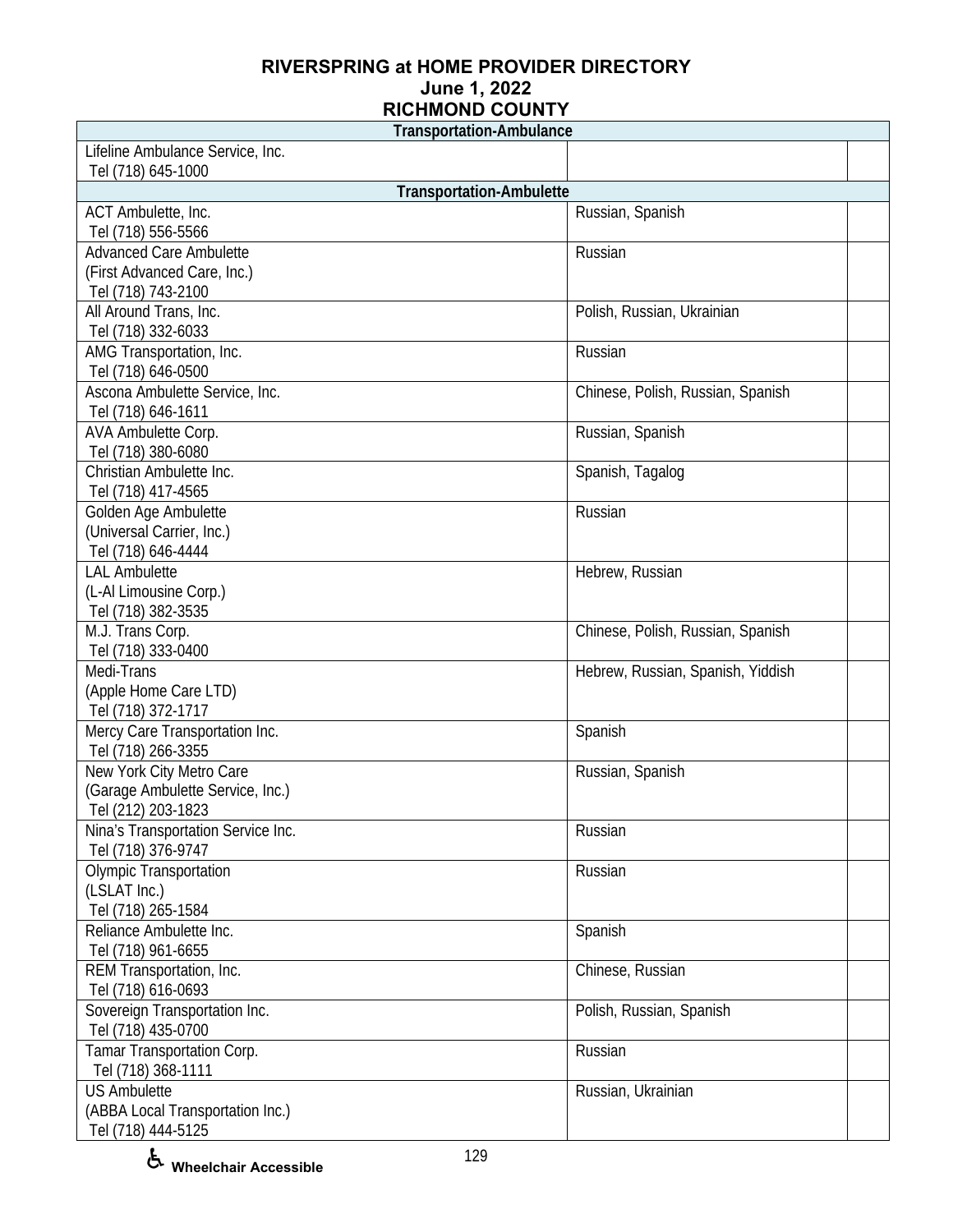# RIVERSPRING at HOME PROVIDER DIRECTORY
## June 1, 2022
## RICHMOND COUNTY

| Transportation-Ambulance | | |
|---|---|---|
| Lifeline Ambulance Service, Inc.<br>Tel (718) 645-1000 | | |
| **Transportation-Ambulette** | | |
| ACT Ambulette, Inc.<br>Tel (718) 556-5566 | Russian, Spanish | |
| Advanced Care Ambulette<br>(First Advanced Care, Inc.)<br>Tel (718) 743-2100 | Russian | |
| All Around Trans, Inc.<br>Tel (718) 332-6033 | Polish, Russian, Ukrainian | |
| AMG Transportation, Inc.<br>Tel (718) 646-0500 | Russian | |
| Ascona Ambulette Service, Inc.<br>Tel (718) 646-1611 | Chinese, Polish, Russian, Spanish | |
| AVA Ambulette Corp.<br>Tel (718) 380-6080 | Russian, Spanish | |
| Christian Ambulette Inc.<br>Tel (718) 417-4565 | Spanish, Tagalog | |
| Golden Age Ambulette<br>(Universal Carrier, Inc.)<br>Tel (718) 646-4444 | Russian | |
| LAL Ambulette<br>(L-Al Limousine Corp.)<br>Tel (718) 382-3535 | Hebrew, Russian | |
| M.J. Trans Corp.<br>Tel (718) 333-0400 | Chinese, Polish, Russian, Spanish | |
| Medi-Trans<br>(Apple Home Care LTD)<br>Tel (718) 372-1717 | Hebrew, Russian, Spanish, Yiddish | |
| Mercy Care Transportation Inc.<br>Tel (718) 266-3355 | Spanish | |
| New York City Metro Care<br>(Garage Ambulette Service, Inc.)<br>Tel (212) 203-1823 | Russian, Spanish | |
| Nina's Transportation Service Inc.<br>Tel (718) 376-9747 | Russian | |
| Olympic Transportation<br>(LSLAT Inc.)<br>Tel (718) 265-1584 | Russian | |
| Reliance Ambulette Inc.<br>Tel (718) 961-6655 | Spanish | |
| REM Transportation, Inc.<br>Tel (718) 616-0693 | Chinese, Russian | |
| Sovereign Transportation Inc.<br>Tel (718) 435-0700 | Polish, Russian, Spanish | |
| Tamar Transportation Corp.<br>Tel (718) 368-1111 | Russian | |
| US Ambulette<br>(ABBA Local Transportation Inc.)<br>Tel (718) 444-5125 | Russian, Ukrainian | |

♿ Wheelchair Accessible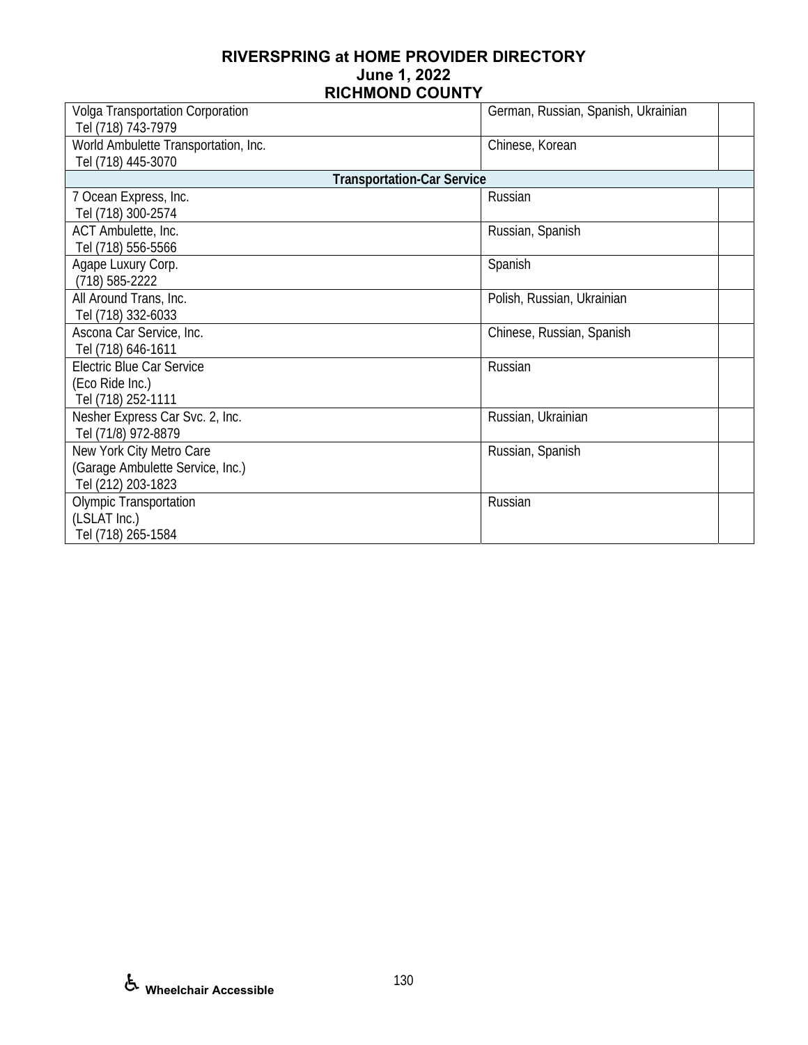# RIVERSPRING at HOME PROVIDER DIRECTORY
## June 1, 2022
## RICHMOND COUNTY

| | | |
|---|---|---|
| Volga Transportation Corporation<br>Tel (718) 743-7979 | German, Russian, Spanish, Ukrainian | |
| World Ambulette Transportation, Inc.<br>Tel (718) 445-3070 | Chinese, Korean | |
| **Transportation-Car Service** | | |
| 7 Ocean Express, Inc.<br>Tel (718) 300-2574 | Russian | |
| ACT Ambulette, Inc.<br>Tel (718) 556-5566 | Russian, Spanish | |
| Agape Luxury Corp.<br>(718) 585-2222 | Spanish | |
| All Around Trans, Inc.<br>Tel (718) 332-6033 | Polish, Russian, Ukrainian | |
| Ascona Car Service, Inc.<br>Tel (718) 646-1611 | Chinese, Russian, Spanish | |
| Electric Blue Car Service<br>(Eco Ride Inc.)<br>Tel (718) 252-1111 | Russian | |
| Nesher Express Car Svc. 2, Inc.<br>Tel (71/8) 972-8879 | Russian, Ukrainian | |
| New York City Metro Care<br>(Garage Ambulette Service, Inc.)<br>Tel (212) 203-1823 | Russian, Spanish | |
| Olympic Transportation<br>(LSLAT Inc.)<br>Tel (718) 265-1584 | Russian | |

♿ **Wheelchair Accessible**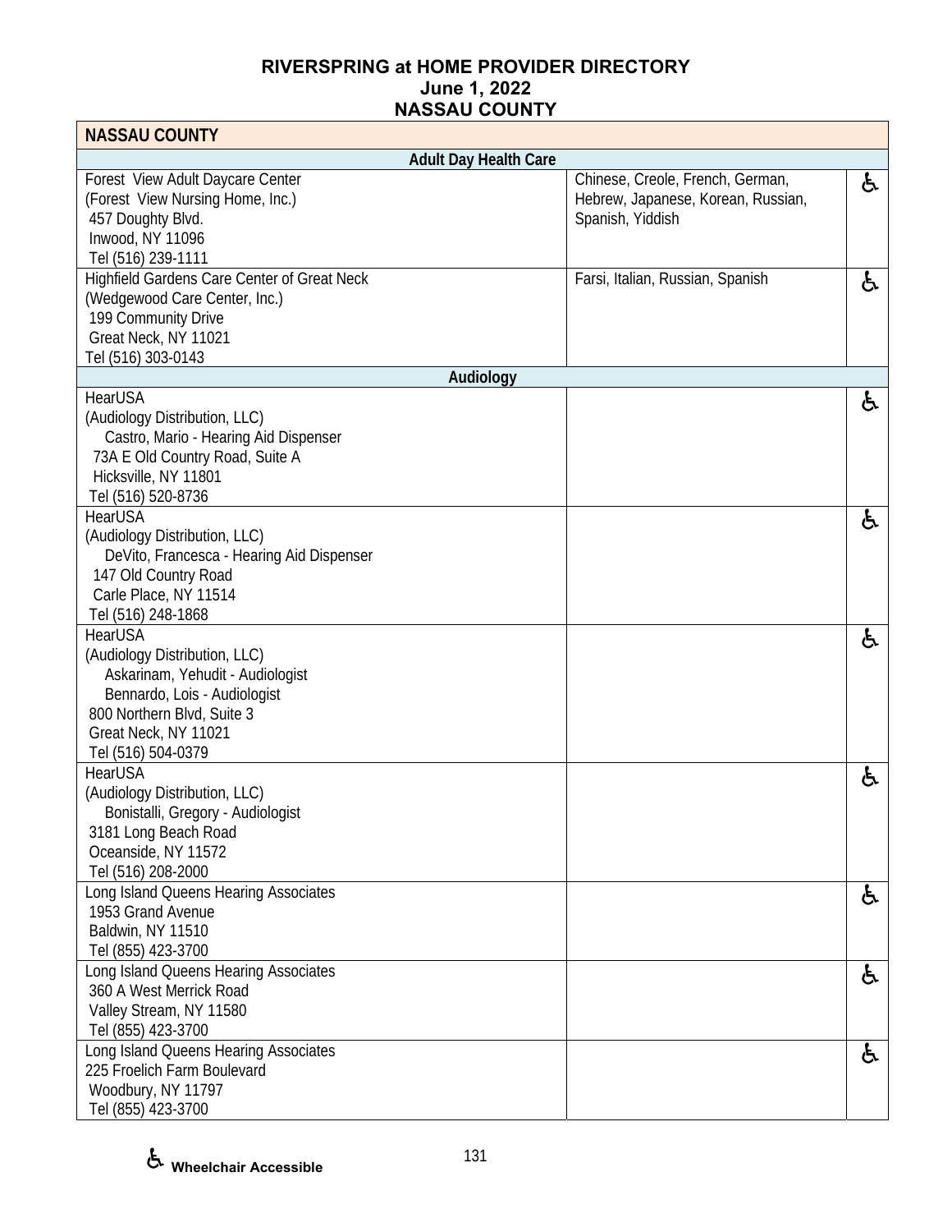**RIVERSPRING at HOME PROVIDER DIRECTORY**
**June 1, 2022**
**NASSAU COUNTY**

| NASSAU COUNTY | | |
|---|---|---|
| **Adult Day Health Care** | | |
| Forest View Adult Daycare Center<br>(Forest View Nursing Home, Inc.)<br>457 Doughty Blvd.<br>Inwood, NY 11096<br>Tel (516) 239-1111 | Chinese, Creole, French, German, Hebrew, Japanese, Korean, Russian, Spanish, Yiddish | ♿ |
| Highfield Gardens Care Center of Great Neck<br>(Wedgewood Care Center, Inc.)<br>199 Community Drive<br>Great Neck, NY 11021<br>Tel (516) 303-0143 | Farsi, Italian, Russian, Spanish | ♿ |
| **Audiology** | | |
| HearUSA<br>(Audiology Distribution, LLC)<br>Castro, Mario - Hearing Aid Dispenser<br>73A E Old Country Road, Suite A<br>Hicksville, NY 11801<br>Tel (516) 520-8736 | | ♿ |
| HearUSA<br>(Audiology Distribution, LLC)<br>DeVito, Francesca - Hearing Aid Dispenser<br>147 Old Country Road<br>Carle Place, NY 11514<br>Tel (516) 248-1868 | | ♿ |
| HearUSA<br>(Audiology Distribution, LLC)<br>Askarinam, Yehudit - Audiologist<br>Bennardo, Lois - Audiologist<br>800 Northern Blvd, Suite 3<br>Great Neck, NY 11021<br>Tel (516) 504-0379 | | ♿ |
| HearUSA<br>(Audiology Distribution, LLC)<br>Bonistalli, Gregory - Audiologist<br>3181 Long Beach Road<br>Oceanside, NY 11572<br>Tel (516) 208-2000 | | ♿ |
| Long Island Queens Hearing Associates<br>1953 Grand Avenue<br>Baldwin, NY 11510<br>Tel (855) 423-3700 | | ♿ |
| Long Island Queens Hearing Associates<br>360 A West Merrick Road<br>Valley Stream, NY 11580<br>Tel (855) 423-3700 | | ♿ |
| Long Island Queens Hearing Associates<br>225 Froelich Farm Boulevard<br>Woodbury, NY 11797<br>Tel (855) 423-3700 | | ♿ |

♿ **Wheelchair Accessible**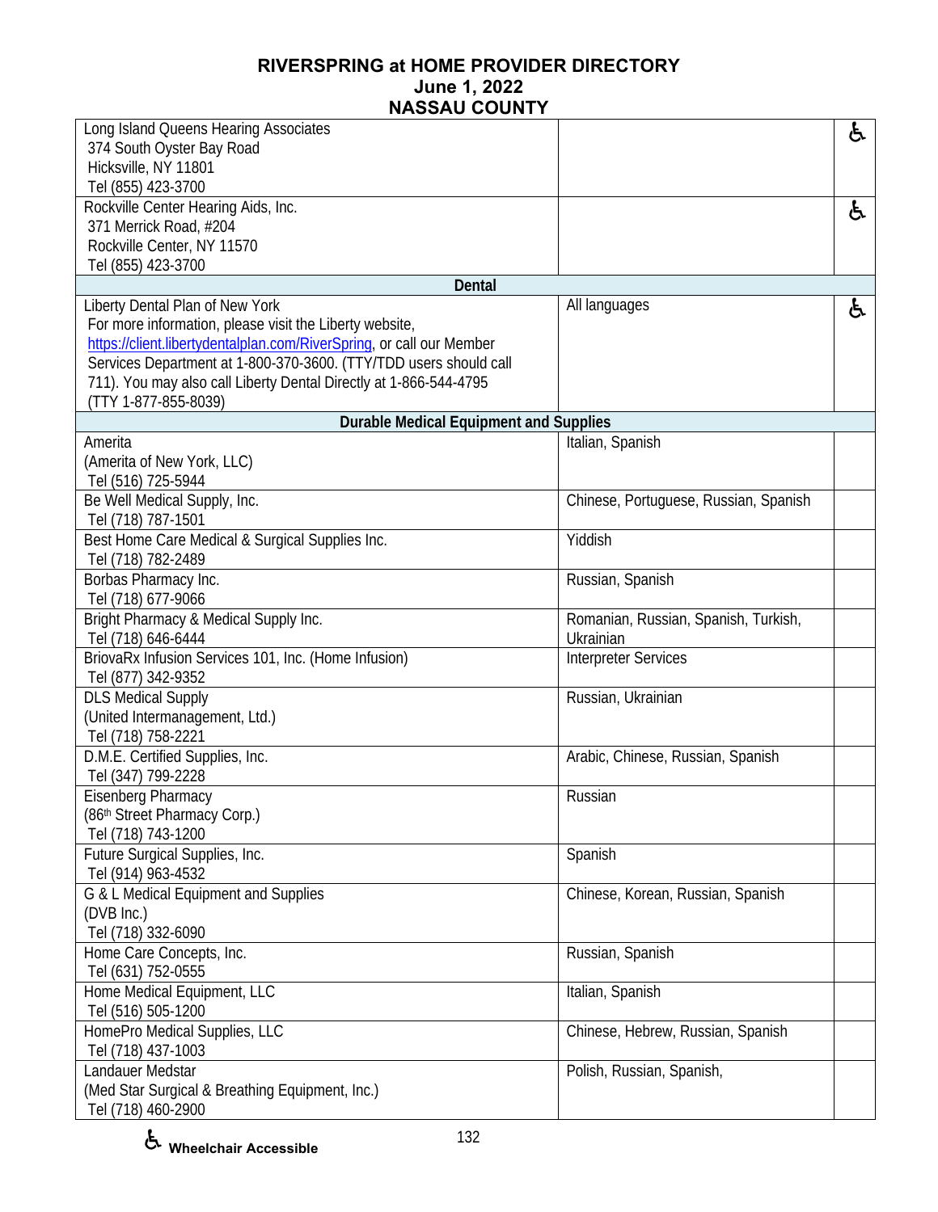# RIVERSPRING at HOME PROVIDER DIRECTORY
## June 1, 2022
## NASSAU COUNTY

| | | |
|---|---|---|
| Long Island Queens Hearing Associates<br>374 South Oyster Bay Road<br>Hicksville, NY 11801<br>Tel (855) 423-3700 | | ♿ |
| Rockville Center Hearing Aids, Inc.<br>371 Merrick Road, #204<br>Rockville Center, NY 11570<br>Tel (855) 423-3700 | | ♿ |
| **Dental** | | |
| Liberty Dental Plan of New York<br>For more information, please visit the Liberty website, https://client.libertydentalplan.com/RiverSpring, or call our Member Services Department at 1-800-370-3600. (TTY/TDD users should call 711). You may also call Liberty Dental Directly at 1-866-544-4795 (TTY 1-877-855-8039) | All languages | ♿ |
| **Durable Medical Equipment and Supplies** | | |
| Amerita<br>(Amerita of New York, LLC)<br>Tel (516) 725-5944 | Italian, Spanish | |
| Be Well Medical Supply, Inc.<br>Tel (718) 787-1501 | Chinese, Portuguese, Russian, Spanish | |
| Best Home Care Medical & Surgical Supplies Inc.<br>Tel (718) 782-2489 | Yiddish | |
| Borbas Pharmacy Inc.<br>Tel (718) 677-9066 | Russian, Spanish | |
| Bright Pharmacy & Medical Supply Inc.<br>Tel (718) 646-6444 | Romanian, Russian, Spanish, Turkish, Ukrainian | |
| BriovaRx Infusion Services 101, Inc. (Home Infusion)<br>Tel (877) 342-9352 | Interpreter Services | |
| DLS Medical Supply<br>(United Intermanagement, Ltd.)<br>Tel (718) 758-2221 | Russian, Ukrainian | |
| D.M.E. Certified Supplies, Inc.<br>Tel (347) 799-2228 | Arabic, Chinese, Russian, Spanish | |
| Eisenberg Pharmacy<br>(86th Street Pharmacy Corp.)<br>Tel (718) 743-1200 | Russian | |
| Future Surgical Supplies, Inc.<br>Tel (914) 963-4532 | Spanish | |
| G & L Medical Equipment and Supplies<br>(DVB Inc.)<br>Tel (718) 332-6090 | Chinese, Korean, Russian, Spanish | |
| Home Care Concepts, Inc.<br>Tel (631) 752-0555 | Russian, Spanish | |
| Home Medical Equipment, LLC<br>Tel (516) 505-1200 | Italian, Spanish | |
| HomePro Medical Supplies, LLC<br>Tel (718) 437-1003 | Chinese, Hebrew, Russian, Spanish | |
| Landauer Medstar<br>(Med Star Surgical & Breathing Equipment, Inc.)<br>Tel (718) 460-2900 | Polish, Russian, Spanish, | |

♿ Wheelchair Accessible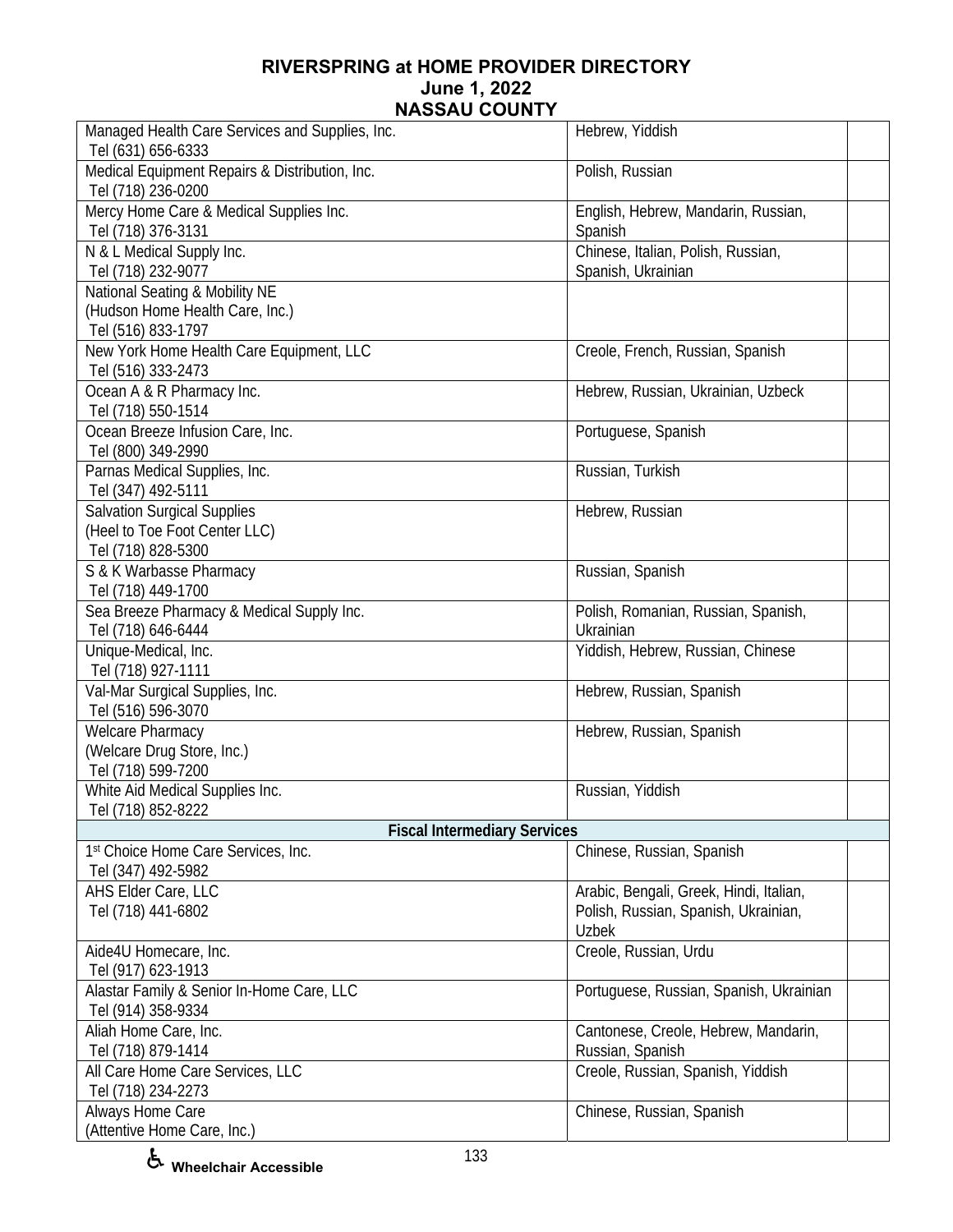# RIVERSPRING at HOME PROVIDER DIRECTORY
## June 1, 2022
## NASSAU COUNTY

| Provider | Languages | |
|---|---|---|
| Managed Health Care Services and Supplies, Inc.<br>Tel (631) 656-6333 | Hebrew, Yiddish | |
| Medical Equipment Repairs & Distribution, Inc.<br>Tel (718) 236-0200 | Polish, Russian | |
| Mercy Home Care & Medical Supplies Inc.<br>Tel (718) 376-3131 | English, Hebrew, Mandarin, Russian, Spanish | |
| N & L Medical Supply Inc.<br>Tel (718) 232-9077 | Chinese, Italian, Polish, Russian, Spanish, Ukrainian | |
| National Seating & Mobility NE<br>(Hudson Home Health Care, Inc.)<br>Tel (516) 833-1797 | | |
| New York Home Health Care Equipment, LLC<br>Tel (516) 333-2473 | Creole, French, Russian, Spanish | |
| Ocean A & R Pharmacy Inc.<br>Tel (718) 550-1514 | Hebrew, Russian, Ukrainian, Uzbeck | |
| Ocean Breeze Infusion Care, Inc.<br>Tel (800) 349-2990 | Portuguese, Spanish | |
| Parnas Medical Supplies, Inc.<br>Tel (347) 492-5111 | Russian, Turkish | |
| Salvation Surgical Supplies<br>(Heel to Toe Foot Center LLC)<br>Tel (718) 828-5300 | Hebrew, Russian | |
| S & K Warbasse Pharmacy<br>Tel (718) 449-1700 | Russian, Spanish | |
| Sea Breeze Pharmacy & Medical Supply Inc.<br>Tel (718) 646-6444 | Polish, Romanian, Russian, Spanish, Ukrainian | |
| Unique-Medical, Inc.<br>Tel (718) 927-1111 | Yiddish, Hebrew, Russian, Chinese | |
| Val-Mar Surgical Supplies, Inc.<br>Tel (516) 596-3070 | Hebrew, Russian, Spanish | |
| Welcare Pharmacy<br>(Welcare Drug Store, Inc.)<br>Tel (718) 599-7200 | Hebrew, Russian, Spanish | |
| White Aid Medical Supplies Inc.<br>Tel (718) 852-8222 | Russian, Yiddish | |
| **Fiscal Intermediary Services** | | |
| 1st Choice Home Care Services, Inc.<br>Tel (347) 492-5982 | Chinese, Russian, Spanish | |
| AHS Elder Care, LLC<br>Tel (718) 441-6802 | Arabic, Bengali, Greek, Hindi, Italian, Polish, Russian, Spanish, Ukrainian, Uzbek | |
| Aide4U Homecare, Inc.<br>Tel (917) 623-1913 | Creole, Russian, Urdu | |
| Alastar Family & Senior In-Home Care, LLC<br>Tel (914) 358-9334 | Portuguese, Russian, Spanish, Ukrainian | |
| Aliah Home Care, Inc.<br>Tel (718) 879-1414 | Cantonese, Creole, Hebrew, Mandarin, Russian, Spanish | |
| All Care Home Care Services, LLC<br>Tel (718) 234-2273 | Creole, Russian, Spanish, Yiddish | |
| Always Home Care<br>(Attentive Home Care, Inc.) | Chinese, Russian, Spanish | |

♿ Wheelchair Accessible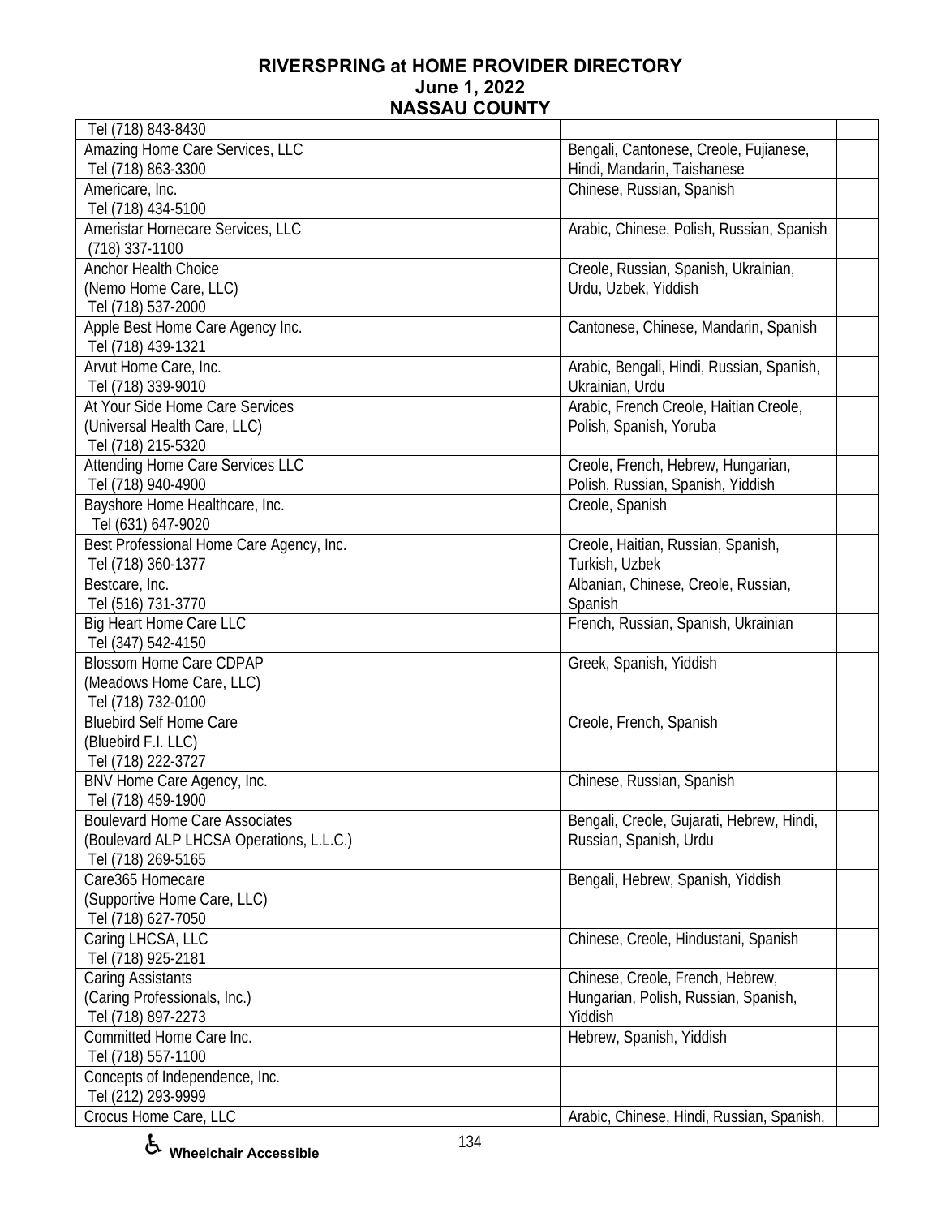# RIVERSPRING at HOME PROVIDER DIRECTORY
## June 1, 2022
## NASSAU COUNTY

| | | |
|---|---|---|
| Tel (718) 843-8430 | | |
| Amazing Home Care Services, LLC<br>Tel (718) 863-3300 | Bengali, Cantonese, Creole, Fujianese, Hindi, Mandarin, Taishanese | |
| Americare, Inc.<br>Tel (718) 434-5100 | Chinese, Russian, Spanish | |
| Ameristar Homecare Services, LLC<br>(718) 337-1100 | Arabic, Chinese, Polish, Russian, Spanish | |
| Anchor Health Choice<br>(Nemo Home Care, LLC)<br>Tel (718) 537-2000 | Creole, Russian, Spanish, Ukrainian, Urdu, Uzbek, Yiddish | |
| Apple Best Home Care Agency Inc.<br>Tel (718) 439-1321 | Cantonese, Chinese, Mandarin, Spanish | |
| Arvut Home Care, Inc.<br>Tel (718) 339-9010 | Arabic, Bengali, Hindi, Russian, Spanish, Ukrainian, Urdu | |
| At Your Side Home Care Services<br>(Universal Health Care, LLC)<br>Tel (718) 215-5320 | Arabic, French Creole, Haitian Creole, Polish, Spanish, Yoruba | |
| Attending Home Care Services LLC<br>Tel (718) 940-4900 | Creole, French, Hebrew, Hungarian, Polish, Russian, Spanish, Yiddish | |
| Bayshore Home Healthcare, Inc.<br>Tel (631) 647-9020 | Creole, Spanish | |
| Best Professional Home Care Agency, Inc.<br>Tel (718) 360-1377 | Creole, Haitian, Russian, Spanish, Turkish, Uzbek | |
| Bestcare, Inc.<br>Tel (516) 731-3770 | Albanian, Chinese, Creole, Russian, Spanish | |
| Big Heart Home Care LLC<br>Tel (347) 542-4150 | French, Russian, Spanish, Ukrainian | |
| Blossom Home Care CDPAP<br>(Meadows Home Care, LLC)<br>Tel (718) 732-0100 | Greek, Spanish, Yiddish | |
| Bluebird Self Home Care<br>(Bluebird F.I. LLC)<br>Tel (718) 222-3727 | Creole, French, Spanish | |
| BNV Home Care Agency, Inc.<br>Tel (718) 459-1900 | Chinese, Russian, Spanish | |
| Boulevard Home Care Associates<br>(Boulevard ALP LHCSA Operations, L.L.C.)<br>Tel (718) 269-5165 | Bengali, Creole, Gujarati, Hebrew, Hindi, Russian, Spanish, Urdu | |
| Care365 Homecare<br>(Supportive Home Care, LLC)<br>Tel (718) 627-7050 | Bengali, Hebrew, Spanish, Yiddish | |
| Caring LHCSA, LLC<br>Tel (718) 925-2181 | Chinese, Creole, Hindustani, Spanish | |
| Caring Assistants<br>(Caring Professionals, Inc.)<br>Tel (718) 897-2273 | Chinese, Creole, French, Hebrew, Hungarian, Polish, Russian, Spanish, Yiddish | |
| Committed Home Care Inc.<br>Tel (718) 557-1100 | Hebrew, Spanish, Yiddish | |
| Concepts of Independence, Inc.<br>Tel (212) 293-9999 | | |
| Crocus Home Care, LLC | Arabic, Chinese, Hindi, Russian, Spanish, | |

♿ Wheelchair Accessible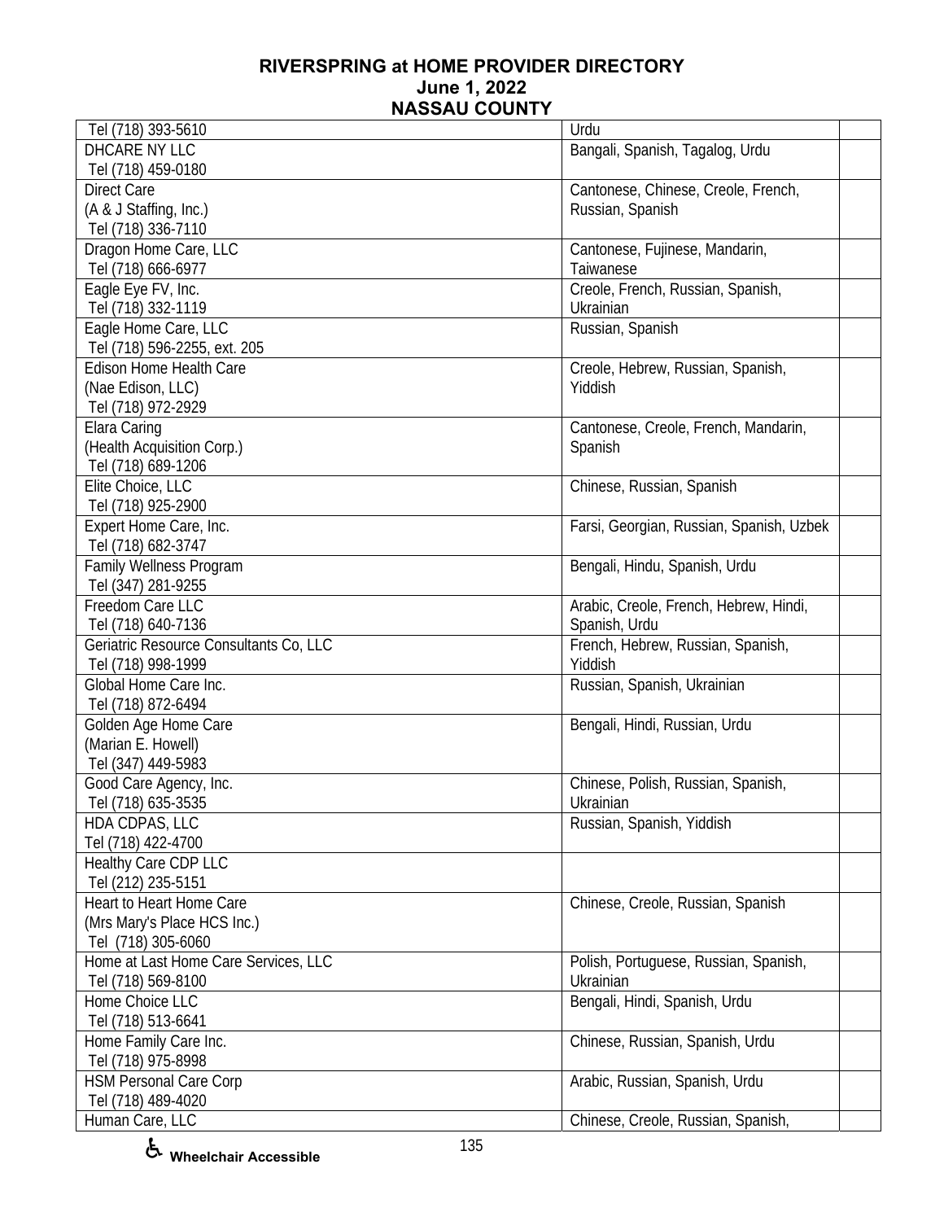# RIVERSPRING at HOME PROVIDER DIRECTORY
## June 1, 2022
## NASSAU COUNTY

| | | |
|---|---|---|
| Tel (718) 393-5610 | Urdu | |
| DHCARE NY LLC<br>Tel (718) 459-0180 | Bangali, Spanish, Tagalog, Urdu | |
| Direct Care<br>(A & J Staffing, Inc.)<br>Tel (718) 336-7110 | Cantonese, Chinese, Creole, French, Russian, Spanish | |
| Dragon Home Care, LLC<br>Tel (718) 666-6977 | Cantonese, Fujinese, Mandarin, Taiwanese | |
| Eagle Eye FV, Inc.<br>Tel (718) 332-1119 | Creole, French, Russian, Spanish, Ukrainian | |
| Eagle Home Care, LLC<br>Tel (718) 596-2255, ext. 205 | Russian, Spanish | |
| Edison Home Health Care<br>(Nae Edison, LLC)<br>Tel (718) 972-2929 | Creole, Hebrew, Russian, Spanish, Yiddish | |
| Elara Caring<br>(Health Acquisition Corp.)<br>Tel (718) 689-1206 | Cantonese, Creole, French, Mandarin, Spanish | |
| Elite Choice, LLC<br>Tel (718) 925-2900 | Chinese, Russian, Spanish | |
| Expert Home Care, Inc.<br>Tel (718) 682-3747 | Farsi, Georgian, Russian, Spanish, Uzbek | |
| Family Wellness Program<br>Tel (347) 281-9255 | Bengali, Hindu, Spanish, Urdu | |
| Freedom Care LLC<br>Tel (718) 640-7136 | Arabic, Creole, French, Hebrew, Hindi, Spanish, Urdu | |
| Geriatric Resource Consultants Co, LLC<br>Tel (718) 998-1999 | French, Hebrew, Russian, Spanish, Yiddish | |
| Global Home Care Inc.<br>Tel (718) 872-6494 | Russian, Spanish, Ukrainian | |
| Golden Age Home Care<br>(Marian E. Howell)<br>Tel (347) 449-5983 | Bengali, Hindi, Russian, Urdu | |
| Good Care Agency, Inc.<br>Tel (718) 635-3535 | Chinese, Polish, Russian, Spanish, Ukrainian | |
| HDA CDPAS, LLC<br>Tel (718) 422-4700 | Russian, Spanish, Yiddish | |
| Healthy Care CDP LLC<br>Tel (212) 235-5151 | | |
| Heart to Heart Home Care<br>(Mrs Mary's Place HCS Inc.)<br>Tel (718) 305-6060 | Chinese, Creole, Russian, Spanish | |
| Home at Last Home Care Services, LLC<br>Tel (718) 569-8100 | Polish, Portuguese, Russian, Spanish, Ukrainian | |
| Home Choice LLC<br>Tel (718) 513-6641 | Bengali, Hindi, Spanish, Urdu | |
| Home Family Care Inc.<br>Tel (718) 975-8998 | Chinese, Russian, Spanish, Urdu | |
| HSM Personal Care Corp<br>Tel (718) 489-4020 | Arabic, Russian, Spanish, Urdu | |
| Human Care, LLC | Chinese, Creole, Russian, Spanish, | |

♿ Wheelchair Accessible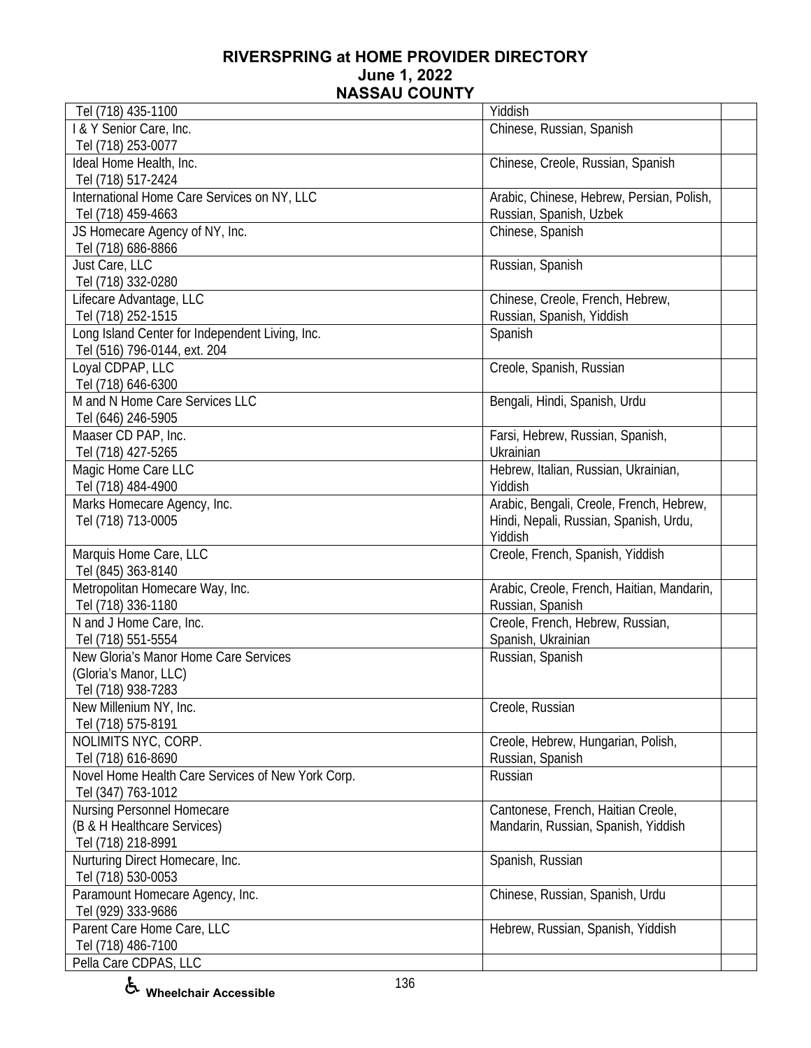# RIVERSPRING at HOME PROVIDER DIRECTORY
## June 1, 2022
## NASSAU COUNTY

| | | |
|---|---|---|
| Tel (718) 435-1100 | Yiddish | |
| I & Y Senior Care, Inc.<br>Tel (718) 253-0077 | Chinese, Russian, Spanish | |
| Ideal Home Health, Inc.<br>Tel (718) 517-2424 | Chinese, Creole, Russian, Spanish | |
| International Home Care Services on NY, LLC<br>Tel (718) 459-4663 | Arabic, Chinese, Hebrew, Persian, Polish, Russian, Spanish, Uzbek | |
| JS Homecare Agency of NY, Inc.<br>Tel (718) 686-8866 | Chinese, Spanish | |
| Just Care, LLC<br>Tel (718) 332-0280 | Russian, Spanish | |
| Lifecare Advantage, LLC<br>Tel (718) 252-1515 | Chinese, Creole, French, Hebrew, Russian, Spanish, Yiddish | |
| Long Island Center for Independent Living, Inc.<br>Tel (516) 796-0144, ext. 204 | Spanish | |
| Loyal CDPAP, LLC<br>Tel (718) 646-6300 | Creole, Spanish, Russian | |
| M and N Home Care Services LLC<br>Tel (646) 246-5905 | Bengali, Hindi, Spanish, Urdu | |
| Maaser CD PAP, Inc.<br>Tel (718) 427-5265 | Farsi, Hebrew, Russian, Spanish, Ukrainian | |
| Magic Home Care LLC<br>Tel (718) 484-4900 | Hebrew, Italian, Russian, Ukrainian, Yiddish | |
| Marks Homecare Agency, Inc.<br>Tel (718) 713-0005 | Arabic, Bengali, Creole, French, Hebrew, Hindi, Nepali, Russian, Spanish, Urdu, Yiddish | |
| Marquis Home Care, LLC<br>Tel (845) 363-8140 | Creole, French, Spanish, Yiddish | |
| Metropolitan Homecare Way, Inc.<br>Tel (718) 336-1180 | Arabic, Creole, French, Haitian, Mandarin, Russian, Spanish | |
| N and J Home Care, Inc.<br>Tel (718) 551-5554 | Creole, French, Hebrew, Russian, Spanish, Ukrainian | |
| New Gloria's Manor Home Care Services<br>(Gloria's Manor, LLC)<br>Tel (718) 938-7283 | Russian, Spanish | |
| New Millenium NY, Inc.<br>Tel (718) 575-8191 | Creole, Russian | |
| NOLIMITS NYC, CORP.<br>Tel (718) 616-8690 | Creole, Hebrew, Hungarian, Polish, Russian, Spanish | |
| Novel Home Health Care Services of New York Corp.<br>Tel (347) 763-1012 | Russian | |
| Nursing Personnel Homecare<br>(B & H Healthcare Services)<br>Tel (718) 218-8991 | Cantonese, French, Haitian Creole, Mandarin, Russian, Spanish, Yiddish | |
| Nurturing Direct Homecare, Inc.<br>Tel (718) 530-0053 | Spanish, Russian | |
| Paramount Homecare Agency, Inc.<br>Tel (929) 333-9686 | Chinese, Russian, Spanish, Urdu | |
| Parent Care Home Care, LLC<br>Tel (718) 486-7100 | Hebrew, Russian, Spanish, Yiddish | |
| Pella Care CDPAS, LLC | | |

♿ Wheelchair Accessible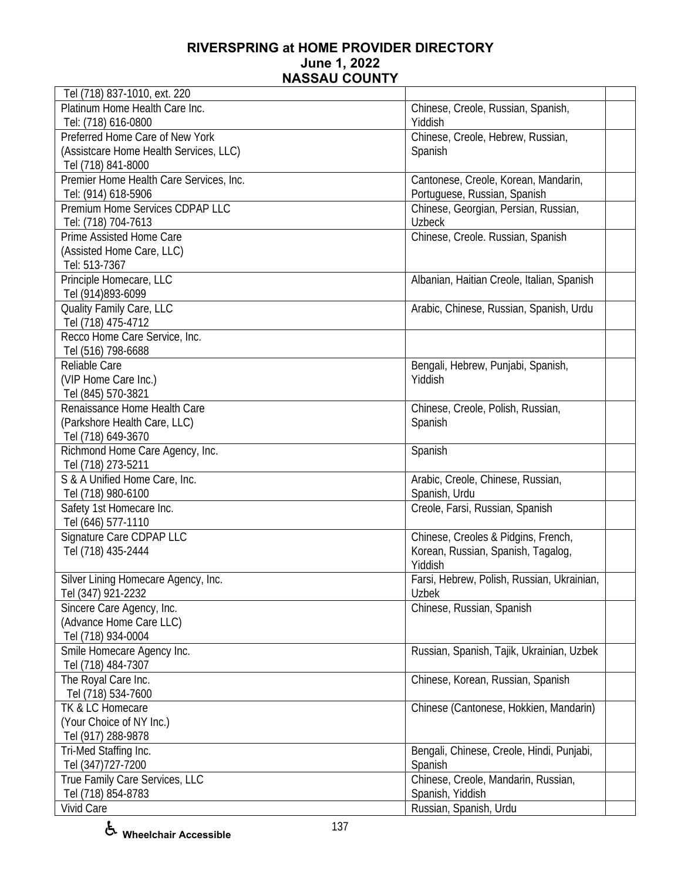# RIVERSPRING at HOME PROVIDER DIRECTORY
## June 1, 2022
## NASSAU COUNTY

| | | |
|---|---|---|
| Tel (718) 837-1010, ext. 220 | | |
| Platinum Home Health Care Inc.<br>Tel: (718) 616-0800 | Chinese, Creole, Russian, Spanish, Yiddish | |
| Preferred Home Care of New York<br>(Assistcare Home Health Services, LLC)<br>Tel (718) 841-8000 | Chinese, Creole, Hebrew, Russian, Spanish | |
| Premier Home Health Care Services, Inc.<br>Tel: (914) 618-5906 | Cantonese, Creole, Korean, Mandarin, Portuguese, Russian, Spanish | |
| Premium Home Services CDPAP LLC<br>Tel: (718) 704-7613 | Chinese, Georgian, Persian, Russian, Uzbeck | |
| Prime Assisted Home Care<br>(Assisted Home Care, LLC)<br>Tel: 513-7367 | Chinese, Creole. Russian, Spanish | |
| Principle Homecare, LLC<br>Tel (914)893-6099 | Albanian, Haitian Creole, Italian, Spanish | |
| Quality Family Care, LLC<br>Tel (718) 475-4712 | Arabic, Chinese, Russian, Spanish, Urdu | |
| Recco Home Care Service, Inc.<br>Tel (516) 798-6688 | | |
| Reliable Care<br>(VIP Home Care Inc.)<br>Tel (845) 570-3821 | Bengali, Hebrew, Punjabi, Spanish, Yiddish | |
| Renaissance Home Health Care<br>(Parkshore Health Care, LLC)<br>Tel (718) 649-3670 | Chinese, Creole, Polish, Russian, Spanish | |
| Richmond Home Care Agency, Inc.<br>Tel (718) 273-5211 | Spanish | |
| S & A Unified Home Care, Inc.<br>Tel (718) 980-6100 | Arabic, Creole, Chinese, Russian, Spanish, Urdu | |
| Safety 1st Homecare Inc.<br>Tel (646) 577-1110 | Creole, Farsi, Russian, Spanish | |
| Signature Care CDPAP LLC<br>Tel (718) 435-2444 | Chinese, Creoles & Pidgins, French, Korean, Russian, Spanish, Tagalog, Yiddish | |
| Silver Lining Homecare Agency, Inc.<br>Tel (347) 921-2232 | Farsi, Hebrew, Polish, Russian, Ukrainian, Uzbek | |
| Sincere Care Agency, Inc.<br>(Advance Home Care LLC)<br>Tel (718) 934-0004 | Chinese, Russian, Spanish | |
| Smile Homecare Agency Inc.<br>Tel (718) 484-7307 | Russian, Spanish, Tajik, Ukrainian, Uzbek | |
| The Royal Care Inc.<br>Tel (718) 534-7600 | Chinese, Korean, Russian, Spanish | |
| TK & LC Homecare<br>(Your Choice of NY Inc.)<br>Tel (917) 288-9878 | Chinese (Cantonese, Hokkien, Mandarin) | |
| Tri-Med Staffing Inc.<br>Tel (347)727-7200 | Bengali, Chinese, Creole, Hindi, Punjabi, Spanish | |
| True Family Care Services, LLC<br>Tel (718) 854-8783 | Chinese, Creole, Mandarin, Russian, Spanish, Yiddish | |
| Vivid Care | Russian, Spanish, Urdu | |

♿ Wheelchair Accessible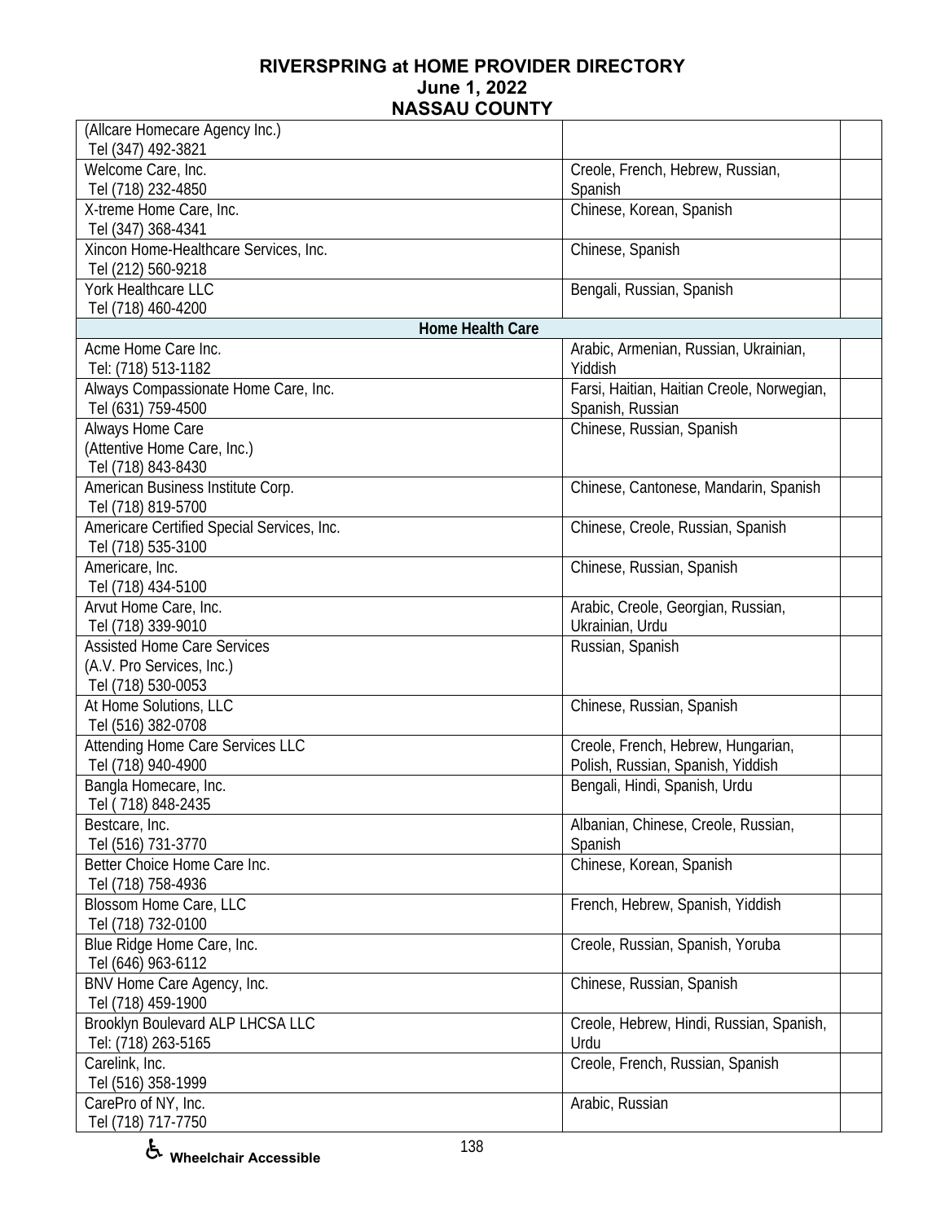# RIVERSPRING at HOME PROVIDER DIRECTORY
## June 1, 2022
## NASSAU COUNTY

| | | |
|---|---|---|
| (Allcare Homecare Agency Inc.)<br>Tel (347) 492-3821 | | |
| Welcome Care, Inc.<br>Tel (718) 232-4850 | Creole, French, Hebrew, Russian, Spanish | |
| X-treme Home Care, Inc.<br>Tel (347) 368-4341 | Chinese, Korean, Spanish | |
| Xincon Home-Healthcare Services, Inc.<br>Tel (212) 560-9218 | Chinese, Spanish | |
| York Healthcare LLC<br>Tel (718) 460-4200 | Bengali, Russian, Spanish | |
| **Home Health Care** | | |
| Acme Home Care Inc.<br>Tel: (718) 513-1182 | Arabic, Armenian, Russian, Ukrainian, Yiddish | |
| Always Compassionate Home Care, Inc.<br>Tel (631) 759-4500 | Farsi, Haitian, Haitian Creole, Norwegian, Spanish, Russian | |
| Always Home Care<br>(Attentive Home Care, Inc.)<br>Tel (718) 843-8430 | Chinese, Russian, Spanish | |
| American Business Institute Corp.<br>Tel (718) 819-5700 | Chinese, Cantonese, Mandarin, Spanish | |
| Americare Certified Special Services, Inc.<br>Tel (718) 535-3100 | Chinese, Creole, Russian, Spanish | |
| Americare, Inc.<br>Tel (718) 434-5100 | Chinese, Russian, Spanish | |
| Arvut Home Care, Inc.<br>Tel (718) 339-9010 | Arabic, Creole, Georgian, Russian, Ukrainian, Urdu | |
| Assisted Home Care Services<br>(A.V. Pro Services, Inc.)<br>Tel (718) 530-0053 | Russian, Spanish | |
| At Home Solutions, LLC<br>Tel (516) 382-0708 | Chinese, Russian, Spanish | |
| Attending Home Care Services LLC<br>Tel (718) 940-4900 | Creole, French, Hebrew, Hungarian, Polish, Russian, Spanish, Yiddish | |
| Bangla Homecare, Inc.<br>Tel ( 718) 848-2435 | Bengali, Hindi, Spanish, Urdu | |
| Bestcare, Inc.<br>Tel (516) 731-3770 | Albanian, Chinese, Creole, Russian, Spanish | |
| Better Choice Home Care Inc.<br>Tel (718) 758-4936 | Chinese, Korean, Spanish | |
| Blossom Home Care, LLC<br>Tel (718) 732-0100 | French, Hebrew, Spanish, Yiddish | |
| Blue Ridge Home Care, Inc.<br>Tel (646) 963-6112 | Creole, Russian, Spanish, Yoruba | |
| BNV Home Care Agency, Inc.<br>Tel (718) 459-1900 | Chinese, Russian, Spanish | |
| Brooklyn Boulevard ALP LHCSA LLC<br>Tel: (718) 263-5165 | Creole, Hebrew, Hindi, Russian, Spanish, Urdu | |
| Carelink, Inc.<br>Tel (516) 358-1999 | Creole, French, Russian, Spanish | |
| CarePro of NY, Inc.<br>Tel (718) 717-7750 | Arabic, Russian | |

♿ **Wheelchair Accessible**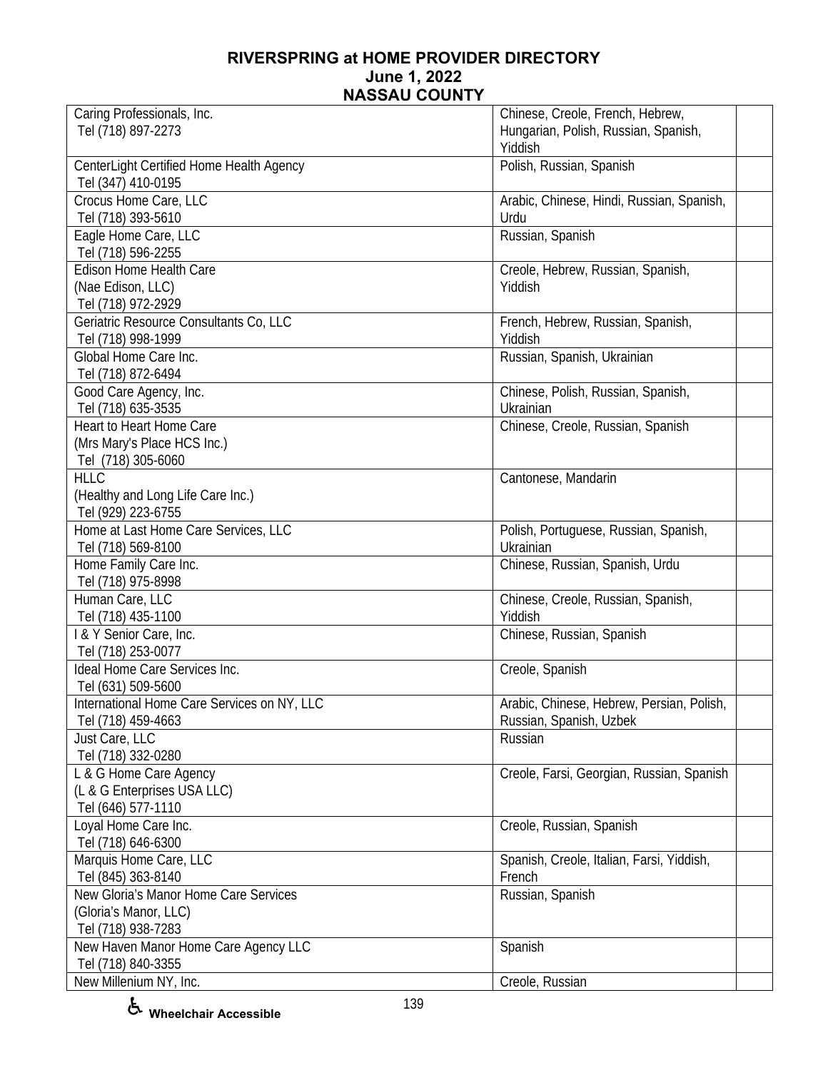# RIVERSPRING at HOME PROVIDER DIRECTORY
## June 1, 2022
## NASSAU COUNTY

| Provider | Languages | |
|---|---|---|
| Caring Professionals, Inc.<br>Tel (718) 897-2273 | Chinese, Creole, French, Hebrew, Hungarian, Polish, Russian, Spanish, Yiddish | |
| CenterLight Certified Home Health Agency<br>Tel (347) 410-0195 | Polish, Russian, Spanish | |
| Crocus Home Care, LLC<br>Tel (718) 393-5610 | Arabic, Chinese, Hindi, Russian, Spanish, Urdu | |
| Eagle Home Care, LLC<br>Tel (718) 596-2255 | Russian, Spanish | |
| Edison Home Health Care<br>(Nae Edison, LLC)<br>Tel (718) 972-2929 | Creole, Hebrew, Russian, Spanish, Yiddish | |
| Geriatric Resource Consultants Co, LLC<br>Tel (718) 998-1999 | French, Hebrew, Russian, Spanish, Yiddish | |
| Global Home Care Inc.<br>Tel (718) 872-6494 | Russian, Spanish, Ukrainian | |
| Good Care Agency, Inc.<br>Tel (718) 635-3535 | Chinese, Polish, Russian, Spanish, Ukrainian | |
| Heart to Heart Home Care<br>(Mrs Mary's Place HCS Inc.)<br>Tel (718) 305-6060 | Chinese, Creole, Russian, Spanish | |
| HLLC<br>(Healthy and Long Life Care Inc.)<br>Tel (929) 223-6755 | Cantonese, Mandarin | |
| Home at Last Home Care Services, LLC<br>Tel (718) 569-8100 | Polish, Portuguese, Russian, Spanish, Ukrainian | |
| Home Family Care Inc.<br>Tel (718) 975-8998 | Chinese, Russian, Spanish, Urdu | |
| Human Care, LLC<br>Tel (718) 435-1100 | Chinese, Creole, Russian, Spanish, Yiddish | |
| I & Y Senior Care, Inc.<br>Tel (718) 253-0077 | Chinese, Russian, Spanish | |
| Ideal Home Care Services Inc.<br>Tel (631) 509-5600 | Creole, Spanish | |
| International Home Care Services on NY, LLC<br>Tel (718) 459-4663 | Arabic, Chinese, Hebrew, Persian, Polish, Russian, Spanish, Uzbek | |
| Just Care, LLC<br>Tel (718) 332-0280 | Russian | |
| L & G Home Care Agency<br>(L & G Enterprises USA LLC)<br>Tel (646) 577-1110 | Creole, Farsi, Georgian, Russian, Spanish | |
| Loyal Home Care Inc.<br>Tel (718) 646-6300 | Creole, Russian, Spanish | |
| Marquis Home Care, LLC<br>Tel (845) 363-8140 | Spanish, Creole, Italian, Farsi, Yiddish, French | |
| New Gloria's Manor Home Care Services<br>(Gloria's Manor, LLC)<br>Tel (718) 938-7283 | Russian, Spanish | |
| New Haven Manor Home Care Agency LLC<br>Tel (718) 840-3355 | Spanish | |
| New Millenium NY, Inc. | Creole, Russian | |

♿ Wheelchair Accessible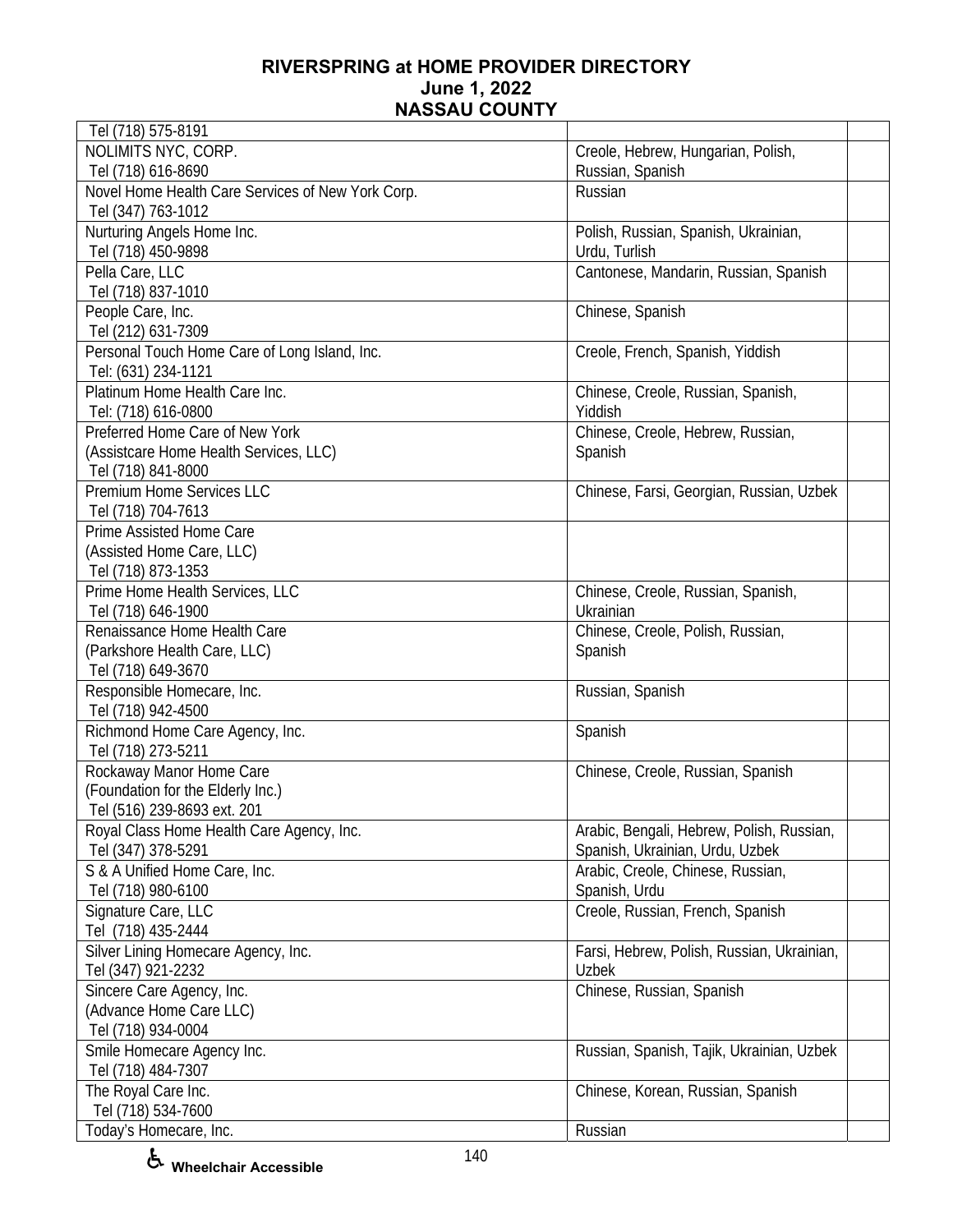# RIVERSPRING at HOME PROVIDER DIRECTORY
## June 1, 2022
## NASSAU COUNTY

| | | |
|---|---|---|
| Tel (718) 575-8191 | | |
| NOLIMITS NYC, CORP.<br>Tel (718) 616-8690 | Creole, Hebrew, Hungarian, Polish, Russian, Spanish | |
| Novel Home Health Care Services of New York Corp.<br>Tel (347) 763-1012 | Russian | |
| Nurturing Angels Home Inc.<br>Tel (718) 450-9898 | Polish, Russian, Spanish, Ukrainian, Urdu, Turlish | |
| Pella Care, LLC<br>Tel (718) 837-1010 | Cantonese, Mandarin, Russian, Spanish | |
| People Care, Inc.<br>Tel (212) 631-7309 | Chinese, Spanish | |
| Personal Touch Home Care of Long Island, Inc.<br>Tel: (631) 234-1121 | Creole, French, Spanish, Yiddish | |
| Platinum Home Health Care Inc.<br>Tel: (718) 616-0800 | Chinese, Creole, Russian, Spanish, Yiddish | |
| Preferred Home Care of New York<br>(Assistcare Home Health Services, LLC)<br>Tel (718) 841-8000 | Chinese, Creole, Hebrew, Russian, Spanish | |
| Premium Home Services LLC<br>Tel (718) 704-7613 | Chinese, Farsi, Georgian, Russian, Uzbek | |
| Prime Assisted Home Care<br>(Assisted Home Care, LLC)<br>Tel (718) 873-1353 | | |
| Prime Home Health Services, LLC<br>Tel (718) 646-1900 | Chinese, Creole, Russian, Spanish, Ukrainian | |
| Renaissance Home Health Care<br>(Parkshore Health Care, LLC)<br>Tel (718) 649-3670 | Chinese, Creole, Polish, Russian, Spanish | |
| Responsible Homecare, Inc.<br>Tel (718) 942-4500 | Russian, Spanish | |
| Richmond Home Care Agency, Inc.<br>Tel (718) 273-5211 | Spanish | |
| Rockaway Manor Home Care<br>(Foundation for the Elderly Inc.)<br>Tel (516) 239-8693 ext. 201 | Chinese, Creole, Russian, Spanish | |
| Royal Class Home Health Care Agency, Inc.<br>Tel (347) 378-5291 | Arabic, Bengali, Hebrew, Polish, Russian, Spanish, Ukrainian, Urdu, Uzbek | |
| S & A Unified Home Care, Inc.<br>Tel (718) 980-6100 | Arabic, Creole, Chinese, Russian, Spanish, Urdu | |
| Signature Care, LLC<br>Tel (718) 435-2444 | Creole, Russian, French, Spanish | |
| Silver Lining Homecare Agency, Inc.<br>Tel (347) 921-2232 | Farsi, Hebrew, Polish, Russian, Ukrainian, Uzbek | |
| Sincere Care Agency, Inc.<br>(Advance Home Care LLC)<br>Tel (718) 934-0004 | Chinese, Russian, Spanish | |
| Smile Homecare Agency Inc.<br>Tel (718) 484-7307 | Russian, Spanish, Tajik, Ukrainian, Uzbek | |
| The Royal Care Inc.<br>Tel (718) 534-7600 | Chinese, Korean, Russian, Spanish | |
| Today's Homecare, Inc. | Russian | |

♿ Wheelchair Accessible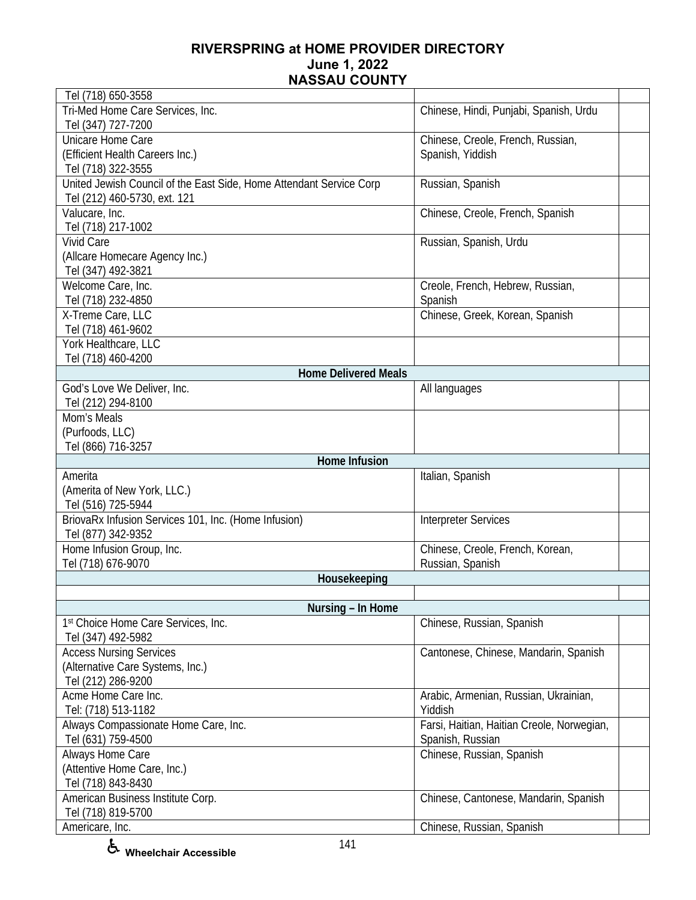# RIVERSPRING at HOME PROVIDER DIRECTORY
## June 1, 2022
## NASSAU COUNTY

| | | |
|---|---|---|
| Tel (718) 650-3558 | | |
| Tri-Med Home Care Services, Inc.<br>Tel (347) 727-7200 | Chinese, Hindi, Punjabi, Spanish, Urdu | |
| Unicare Home Care<br>(Efficient Health Careers Inc.)<br>Tel (718) 322-3555 | Chinese, Creole, French, Russian, Spanish, Yiddish | |
| United Jewish Council of the East Side, Home Attendant Service Corp<br>Tel (212) 460-5730, ext. 121 | Russian, Spanish | |
| Valucare, Inc.<br>Tel (718) 217-1002 | Chinese, Creole, French, Spanish | |
| Vivid Care<br>(Allcare Homecare Agency Inc.)<br>Tel (347) 492-3821 | Russian, Spanish, Urdu | |
| Welcome Care, Inc.<br>Tel (718) 232-4850 | Creole, French, Hebrew, Russian, Spanish | |
| X-Treme Care, LLC<br>Tel (718) 461-9602 | Chinese, Greek, Korean, Spanish | |
| York Healthcare, LLC<br>Tel (718) 460-4200 | | |
| **Home Delivered Meals** | | |
| God's Love We Deliver, Inc.<br>Tel (212) 294-8100 | All languages | |
| Mom's Meals<br>(Purfoods, LLC)<br>Tel (866) 716-3257 | | |
| **Home Infusion** | | |
| Amerita<br>(Amerita of New York, LLC.)<br>Tel (516) 725-5944 | Italian, Spanish | |
| BriovaRx Infusion Services 101, Inc. (Home Infusion)<br>Tel (877) 342-9352 | Interpreter Services | |
| Home Infusion Group, Inc.<br>Tel (718) 676-9070 | Chinese, Creole, French, Korean, Russian, Spanish | |
| **Housekeeping** | | |
| | | |
| **Nursing – In Home** | | |
| 1st Choice Home Care Services, Inc.<br>Tel (347) 492-5982 | Chinese, Russian, Spanish | |
| Access Nursing Services<br>(Alternative Care Systems, Inc.)<br>Tel (212) 286-9200 | Cantonese, Chinese, Mandarin, Spanish | |
| Acme Home Care Inc.<br>Tel: (718) 513-1182 | Arabic, Armenian, Russian, Ukrainian, Yiddish | |
| Always Compassionate Home Care, Inc.<br>Tel (631) 759-4500 | Farsi, Haitian, Haitian Creole, Norwegian, Spanish, Russian | |
| Always Home Care<br>(Attentive Home Care, Inc.)<br>Tel (718) 843-8430 | Chinese, Russian, Spanish | |
| American Business Institute Corp.<br>Tel (718) 819-5700 | Chinese, Cantonese, Mandarin, Spanish | |
| Americare, Inc. | Chinese, Russian, Spanish | |

♿ Wheelchair Accessible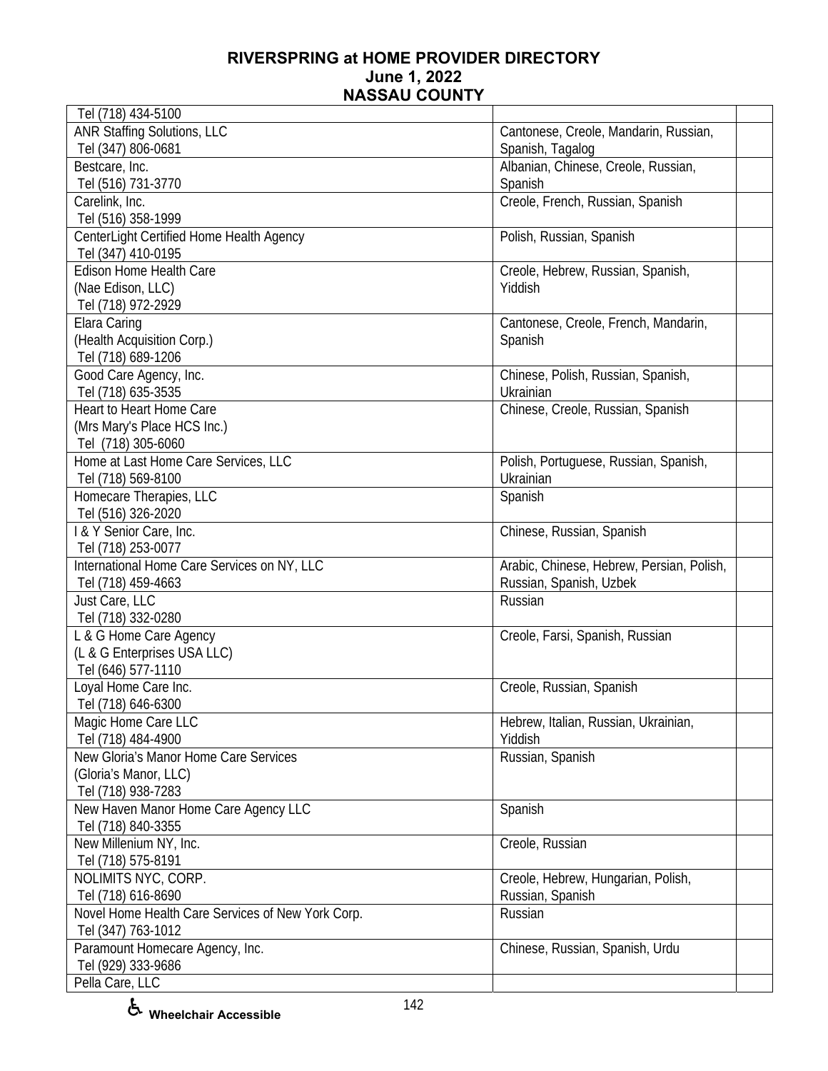# RIVERSPRING at HOME PROVIDER DIRECTORY
## June 1, 2022
## NASSAU COUNTY

| | | |
|---|---|---|
| Tel (718) 434-5100 | | |
| ANR Staffing Solutions, LLC<br>Tel (347) 806-0681 | Cantonese, Creole, Mandarin, Russian, Spanish, Tagalog | |
| Bestcare, Inc.<br>Tel (516) 731-3770 | Albanian, Chinese, Creole, Russian, Spanish | |
| Carelink, Inc.<br>Tel (516) 358-1999 | Creole, French, Russian, Spanish | |
| CenterLight Certified Home Health Agency<br>Tel (347) 410-0195 | Polish, Russian, Spanish | |
| Edison Home Health Care<br>(Nae Edison, LLC)<br>Tel (718) 972-2929 | Creole, Hebrew, Russian, Spanish, Yiddish | |
| Elara Caring<br>(Health Acquisition Corp.)<br>Tel (718) 689-1206 | Cantonese, Creole, French, Mandarin, Spanish | |
| Good Care Agency, Inc.<br>Tel (718) 635-3535 | Chinese, Polish, Russian, Spanish, Ukrainian | |
| Heart to Heart Home Care<br>(Mrs Mary's Place HCS Inc.)<br>Tel (718) 305-6060 | Chinese, Creole, Russian, Spanish | |
| Home at Last Home Care Services, LLC<br>Tel (718) 569-8100 | Polish, Portuguese, Russian, Spanish, Ukrainian | |
| Homecare Therapies, LLC<br>Tel (516) 326-2020 | Spanish | |
| I & Y Senior Care, Inc.<br>Tel (718) 253-0077 | Chinese, Russian, Spanish | |
| International Home Care Services on NY, LLC<br>Tel (718) 459-4663 | Arabic, Chinese, Hebrew, Persian, Polish, Russian, Spanish, Uzbek | |
| Just Care, LLC<br>Tel (718) 332-0280 | Russian | |
| L & G Home Care Agency<br>(L & G Enterprises USA LLC)<br>Tel (646) 577-1110 | Creole, Farsi, Spanish, Russian | |
| Loyal Home Care Inc.<br>Tel (718) 646-6300 | Creole, Russian, Spanish | |
| Magic Home Care LLC<br>Tel (718) 484-4900 | Hebrew, Italian, Russian, Ukrainian, Yiddish | |
| New Gloria's Manor Home Care Services<br>(Gloria's Manor, LLC)<br>Tel (718) 938-7283 | Russian, Spanish | |
| New Haven Manor Home Care Agency LLC<br>Tel (718) 840-3355 | Spanish | |
| New Millenium NY, Inc.<br>Tel (718) 575-8191 | Creole, Russian | |
| NOLIMITS NYC, CORP.<br>Tel (718) 616-8690 | Creole, Hebrew, Hungarian, Polish, Russian, Spanish | |
| Novel Home Health Care Services of New York Corp.<br>Tel (347) 763-1012 | Russian | |
| Paramount Homecare Agency, Inc.<br>Tel (929) 333-9686 | Chinese, Russian, Spanish, Urdu | |
| Pella Care, LLC | | |

♿ Wheelchair Accessible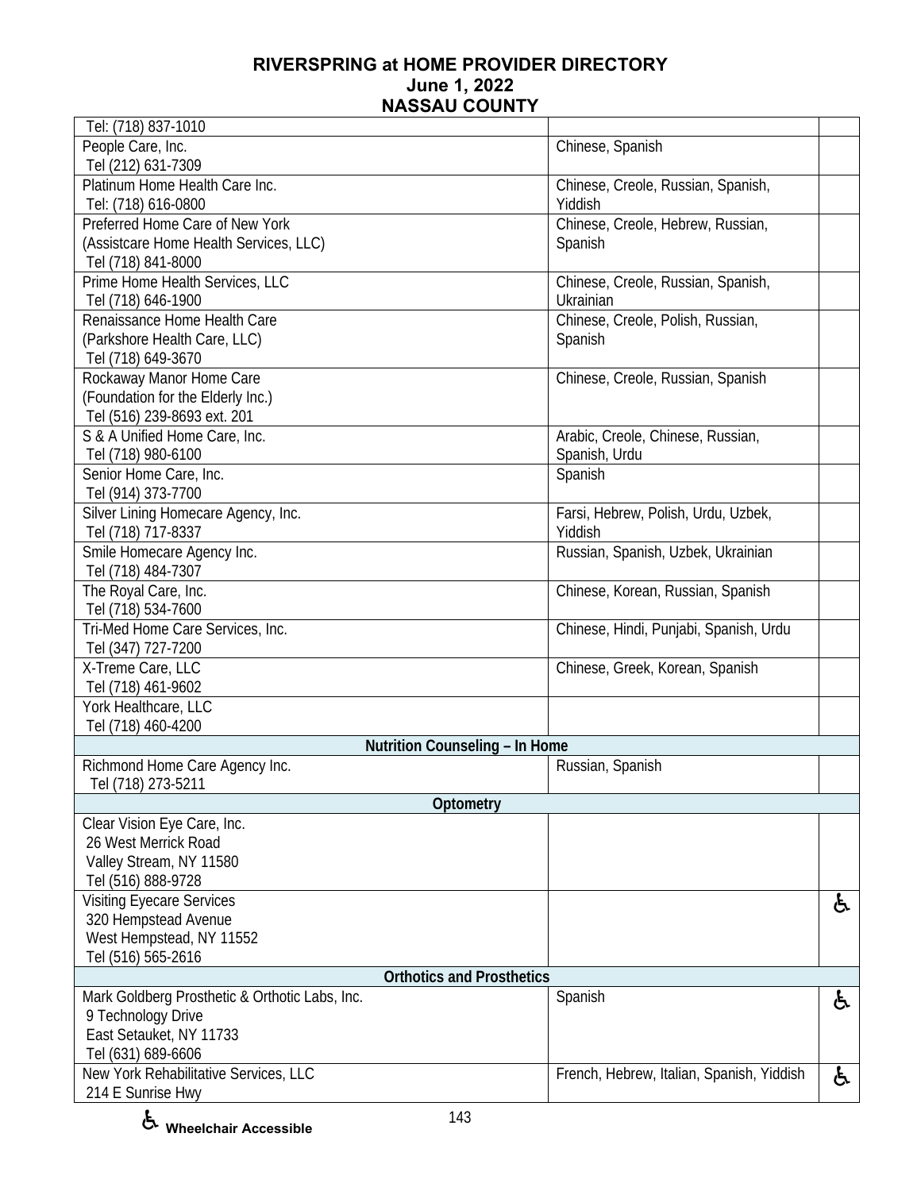# RIVERSPRING at HOME PROVIDER DIRECTORY
## June 1, 2022
## NASSAU COUNTY

| Provider | Languages | |
|---|---|---|
| Tel: (718) 837-1010 | | |
| People Care, Inc.<br>Tel (212) 631-7309 | Chinese, Spanish | |
| Platinum Home Health Care Inc.<br>Tel: (718) 616-0800 | Chinese, Creole, Russian, Spanish, Yiddish | |
| Preferred Home Care of New York<br>(Assistcare Home Health Services, LLC)<br>Tel (718) 841-8000 | Chinese, Creole, Hebrew, Russian, Spanish | |
| Prime Home Health Services, LLC<br>Tel (718) 646-1900 | Chinese, Creole, Russian, Spanish, Ukrainian | |
| Renaissance Home Health Care<br>(Parkshore Health Care, LLC)<br>Tel (718) 649-3670 | Chinese, Creole, Polish, Russian, Spanish | |
| Rockaway Manor Home Care<br>(Foundation for the Elderly Inc.)<br>Tel (516) 239-8693 ext. 201 | Chinese, Creole, Russian, Spanish | |
| S & A Unified Home Care, Inc.<br>Tel (718) 980-6100 | Arabic, Creole, Chinese, Russian, Spanish, Urdu | |
| Senior Home Care, Inc.<br>Tel (914) 373-7700 | Spanish | |
| Silver Lining Homecare Agency, Inc.<br>Tel (718) 717-8337 | Farsi, Hebrew, Polish, Urdu, Uzbek, Yiddish | |
| Smile Homecare Agency Inc.<br>Tel (718) 484-7307 | Russian, Spanish, Uzbek, Ukrainian | |
| The Royal Care, Inc.<br>Tel (718) 534-7600 | Chinese, Korean, Russian, Spanish | |
| Tri-Med Home Care Services, Inc.<br>Tel (347) 727-7200 | Chinese, Hindi, Punjabi, Spanish, Urdu | |
| X-Treme Care, LLC<br>Tel (718) 461-9602 | Chinese, Greek, Korean, Spanish | |
| York Healthcare, LLC<br>Tel (718) 460-4200 | | |
| **Nutrition Counseling – In Home** | | |
| Richmond Home Care Agency Inc.<br>Tel (718) 273-5211 | Russian, Spanish | |
| **Optometry** | | |
| Clear Vision Eye Care, Inc.<br>26 West Merrick Road<br>Valley Stream, NY 11580<br>Tel (516) 888-9728 | | |
| Visiting Eyecare Services<br>320 Hempstead Avenue<br>West Hempstead, NY 11552<br>Tel (516) 565-2616 | | ♿ |
| **Orthotics and Prosthetics** | | |
| Mark Goldberg Prosthetic & Orthotic Labs, Inc.<br>9 Technology Drive<br>East Setauket, NY 11733<br>Tel (631) 689-6606 | Spanish | ♿ |
| New York Rehabilitative Services, LLC<br>214 E Sunrise Hwy | French, Hebrew, Italian, Spanish, Yiddish | ♿ |

♿ **Wheelchair Accessible**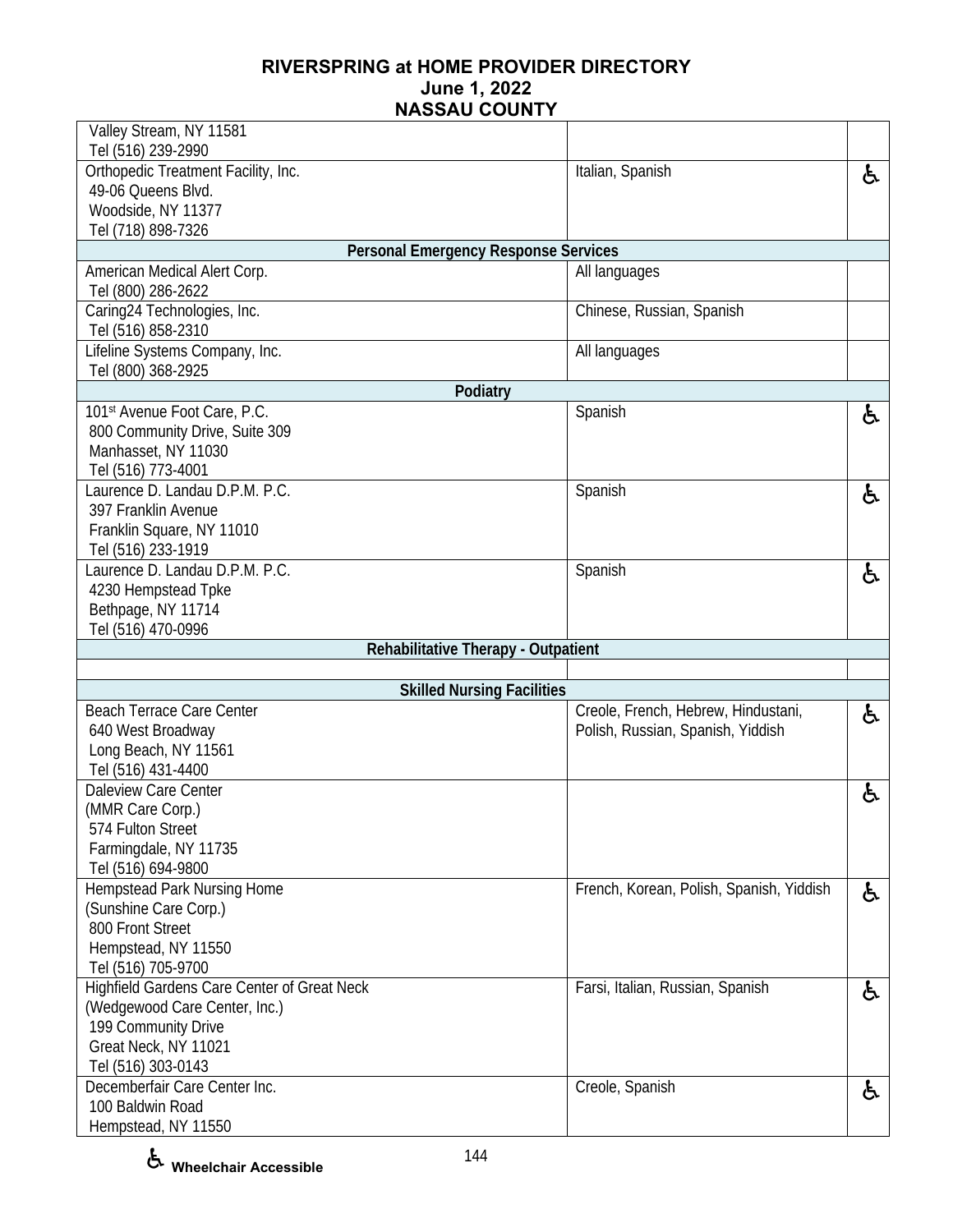# RIVERSPRING at HOME PROVIDER DIRECTORY
## June 1, 2022
## NASSAU COUNTY

| Provider | Languages | Wheelchair Accessible |
|---|---|---|
| Valley Stream, NY 11581<br>Tel (516) 239-2990 | | |
| Orthopedic Treatment Facility, Inc.<br>49-06 Queens Blvd.<br>Woodside, NY 11377<br>Tel (718) 898-7326 | Italian, Spanish | ♿ |
| **Personal Emergency Response Services** | | |
| American Medical Alert Corp.<br>Tel (800) 286-2622 | All languages | |
| Caring24 Technologies, Inc.<br>Tel (516) 858-2310 | Chinese, Russian, Spanish | |
| Lifeline Systems Company, Inc.<br>Tel (800) 368-2925 | All languages | |
| **Podiatry** | | |
| 101st Avenue Foot Care, P.C.<br>800 Community Drive, Suite 309<br>Manhasset, NY 11030<br>Tel (516) 773-4001 | Spanish | ♿ |
| Laurence D. Landau D.P.M. P.C.<br>397 Franklin Avenue<br>Franklin Square, NY 11010<br>Tel (516) 233-1919 | Spanish | ♿ |
| Laurence D. Landau D.P.M. P.C.<br>4230 Hempstead Tpke<br>Bethpage, NY 11714<br>Tel (516) 470-0996 | Spanish | ♿ |
| **Rehabilitative Therapy - Outpatient** | | |
| | | |
| **Skilled Nursing Facilities** | | |
| Beach Terrace Care Center<br>640 West Broadway<br>Long Beach, NY 11561<br>Tel (516) 431-4400 | Creole, French, Hebrew, Hindustani, Polish, Russian, Spanish, Yiddish | ♿ |
| Daleview Care Center<br>(MMR Care Corp.)<br>574 Fulton Street<br>Farmingdale, NY 11735<br>Tel (516) 694-9800 | | ♿ |
| Hempstead Park Nursing Home<br>(Sunshine Care Corp.)<br>800 Front Street<br>Hempstead, NY 11550<br>Tel (516) 705-9700 | French, Korean, Polish, Spanish, Yiddish | ♿ |
| Highfield Gardens Care Center of Great Neck<br>(Wedgewood Care Center, Inc.)<br>199 Community Drive<br>Great Neck, NY 11021<br>Tel (516) 303-0143 | Farsi, Italian, Russian, Spanish | ♿ |
| Decemberfair Care Center Inc.<br>100 Baldwin Road<br>Hempstead, NY 11550 | Creole, Spanish | ♿ |

♿ Wheelchair Accessible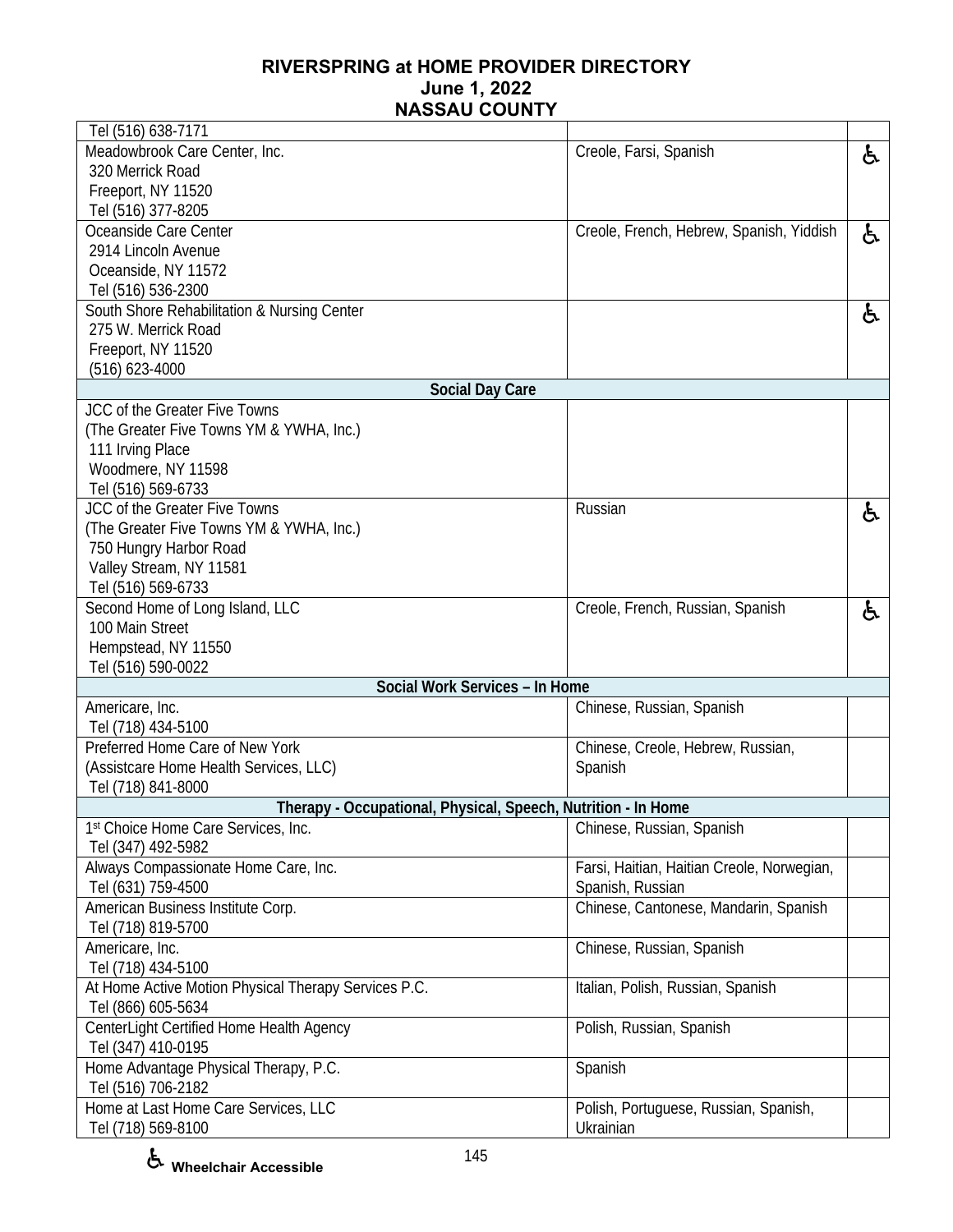# RIVERSPRING at HOME PROVIDER DIRECTORY
**June 1, 2022**
**NASSAU COUNTY**

| Provider | Languages | Wheelchair Accessible |
|---|---|---|
| Tel (516) 638-7171 | | |
| Meadowbrook Care Center, Inc.<br>320 Merrick Road<br>Freeport, NY 11520<br>Tel (516) 377-8205 | Creole, Farsi, Spanish | ♿ |
| Oceanside Care Center<br>2914 Lincoln Avenue<br>Oceanside, NY 11572<br>Tel (516) 536-2300 | Creole, French, Hebrew, Spanish, Yiddish | ♿ |
| South Shore Rehabilitation & Nursing Center<br>275 W. Merrick Road<br>Freeport, NY 11520<br>(516) 623-4000 | | ♿ |
| **Social Day Care** | | |
| JCC of the Greater Five Towns<br>(The Greater Five Towns YM & YWHA, Inc.)<br>111 Irving Place<br>Woodmere, NY 11598<br>Tel (516) 569-6733 | | |
| JCC of the Greater Five Towns<br>(The Greater Five Towns YM & YWHA, Inc.)<br>750 Hungry Harbor Road<br>Valley Stream, NY 11581<br>Tel (516) 569-6733 | Russian | ♿ |
| Second Home of Long Island, LLC<br>100 Main Street<br>Hempstead, NY 11550<br>Tel (516) 590-0022 | Creole, French, Russian, Spanish | ♿ |
| **Social Work Services – In Home** | | |
| Americare, Inc.<br>Tel (718) 434-5100 | Chinese, Russian, Spanish | |
| Preferred Home Care of New York<br>(Assistcare Home Health Services, LLC)<br>Tel (718) 841-8000 | Chinese, Creole, Hebrew, Russian, Spanish | |
| **Therapy - Occupational, Physical, Speech, Nutrition - In Home** | | |
| 1st Choice Home Care Services, Inc.<br>Tel (347) 492-5982 | Chinese, Russian, Spanish | |
| Always Compassionate Home Care, Inc.<br>Tel (631) 759-4500 | Farsi, Haitian, Haitian Creole, Norwegian, Spanish, Russian | |
| American Business Institute Corp.<br>Tel (718) 819-5700 | Chinese, Cantonese, Mandarin, Spanish | |
| Americare, Inc.<br>Tel (718) 434-5100 | Chinese, Russian, Spanish | |
| At Home Active Motion Physical Therapy Services P.C.<br>Tel (866) 605-5634 | Italian, Polish, Russian, Spanish | |
| CenterLight Certified Home Health Agency<br>Tel (347) 410-0195 | Polish, Russian, Spanish | |
| Home Advantage Physical Therapy, P.C.<br>Tel (516) 706-2182 | Spanish | |
| Home at Last Home Care Services, LLC<br>Tel (718) 569-8100 | Polish, Portuguese, Russian, Spanish, Ukrainian | |

♿ Wheelchair Accessible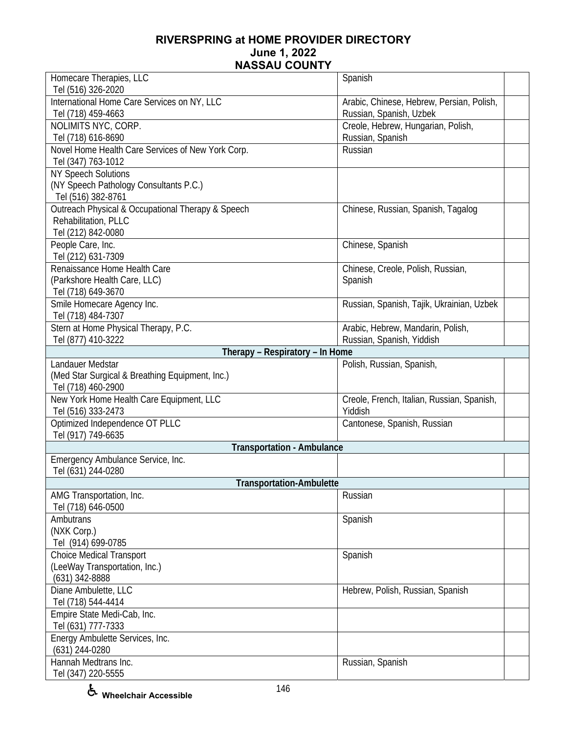# RIVERSPRING at HOME PROVIDER DIRECTORY
## June 1, 2022
## NASSAU COUNTY

| Provider | Languages | |
|---|---|---|
| Homecare Therapies, LLC<br>Tel (516) 326-2020 | Spanish | |
| International Home Care Services on NY, LLC<br>Tel (718) 459-4663 | Arabic, Chinese, Hebrew, Persian, Polish, Russian, Spanish, Uzbek | |
| NOLIMITS NYC, CORP.<br>Tel (718) 616-8690 | Creole, Hebrew, Hungarian, Polish, Russian, Spanish | |
| Novel Home Health Care Services of New York Corp.<br>Tel (347) 763-1012 | Russian | |
| NY Speech Solutions<br>(NY Speech Pathology Consultants P.C.)<br>Tel (516) 382-8761 | | |
| Outreach Physical & Occupational Therapy & Speech Rehabilitation, PLLC<br>Tel (212) 842-0080 | Chinese, Russian, Spanish, Tagalog | |
| People Care, Inc.<br>Tel (212) 631-7309 | Chinese, Spanish | |
| Renaissance Home Health Care<br>(Parkshore Health Care, LLC)<br>Tel (718) 649-3670 | Chinese, Creole, Polish, Russian, Spanish | |
| Smile Homecare Agency Inc.<br>Tel (718) 484-7307 | Russian, Spanish, Tajik, Ukrainian, Uzbek | |
| Stern at Home Physical Therapy, P.C.<br>Tel (877) 410-3222 | Arabic, Hebrew, Mandarin, Polish, Russian, Spanish, Yiddish | |
| **Therapy – Respiratory – In Home** | | |
| Landauer Medstar<br>(Med Star Surgical & Breathing Equipment, Inc.)<br>Tel (718) 460-2900 | Polish, Russian, Spanish, | |
| New York Home Health Care Equipment, LLC<br>Tel (516) 333-2473 | Creole, French, Italian, Russian, Spanish, Yiddish | |
| Optimized Independence OT PLLC<br>Tel (917) 749-6635 | Cantonese, Spanish, Russian | |
| **Transportation - Ambulance** | | |
| Emergency Ambulance Service, Inc.<br>Tel (631) 244-0280 | | |
| **Transportation-Ambulette** | | |
| AMG Transportation, Inc.<br>Tel (718) 646-0500 | Russian | |
| Ambutrans<br>(NXK Corp.)<br>Tel (914) 699-0785 | Spanish | |
| Choice Medical Transport<br>(LeeWay Transportation, Inc.)<br>(631) 342-8888 | Spanish | |
| Diane Ambulette, LLC<br>Tel (718) 544-4414 | Hebrew, Polish, Russian, Spanish | |
| Empire State Medi-Cab, Inc.<br>Tel (631) 777-7333 | | |
| Energy Ambulette Services, Inc.<br>(631) 244-0280 | | |
| Hannah Medtrans Inc.<br>Tel (347) 220-5555 | Russian, Spanish | |

♿ Wheelchair Accessible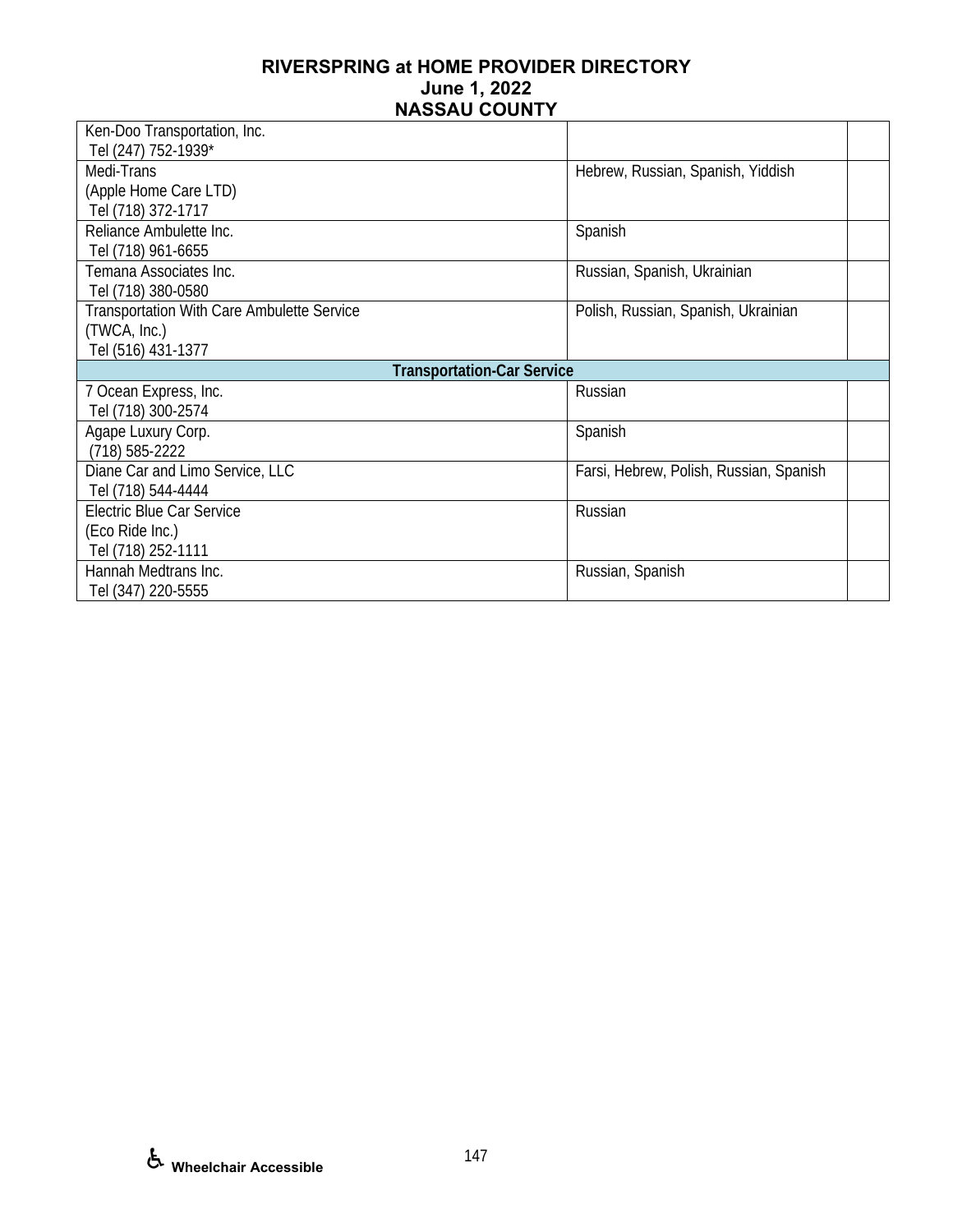**RIVERSPRING at HOME PROVIDER DIRECTORY**
**June 1, 2022**
**NASSAU COUNTY**

| | | |
|---|---|---|
| Ken-Doo Transportation, Inc.<br>Tel (247) 752-1939* | | |
| Medi-Trans<br>(Apple Home Care LTD)<br>Tel (718) 372-1717 | Hebrew, Russian, Spanish, Yiddish | |
| Reliance Ambulette Inc.<br>Tel (718) 961-6655 | Spanish | |
| Temana Associates Inc.<br>Tel (718) 380-0580 | Russian, Spanish, Ukrainian | |
| Transportation With Care Ambulette Service<br>(TWCA, Inc.)<br>Tel (516) 431-1377 | Polish, Russian, Spanish, Ukrainian | |
| **Transportation-Car Service** | | |
| 7 Ocean Express, Inc.<br>Tel (718) 300-2574 | Russian | |
| Agape Luxury Corp.<br>(718) 585-2222 | Spanish | |
| Diane Car and Limo Service, LLC<br>Tel (718) 544-4444 | Farsi, Hebrew, Polish, Russian, Spanish | |
| Electric Blue Car Service<br>(Eco Ride Inc.)<br>Tel (718) 252-1111 | Russian | |
| Hannah Medtrans Inc.<br>Tel (347) 220-5555 | Russian, Spanish | |

♿ **Wheelchair Accessible**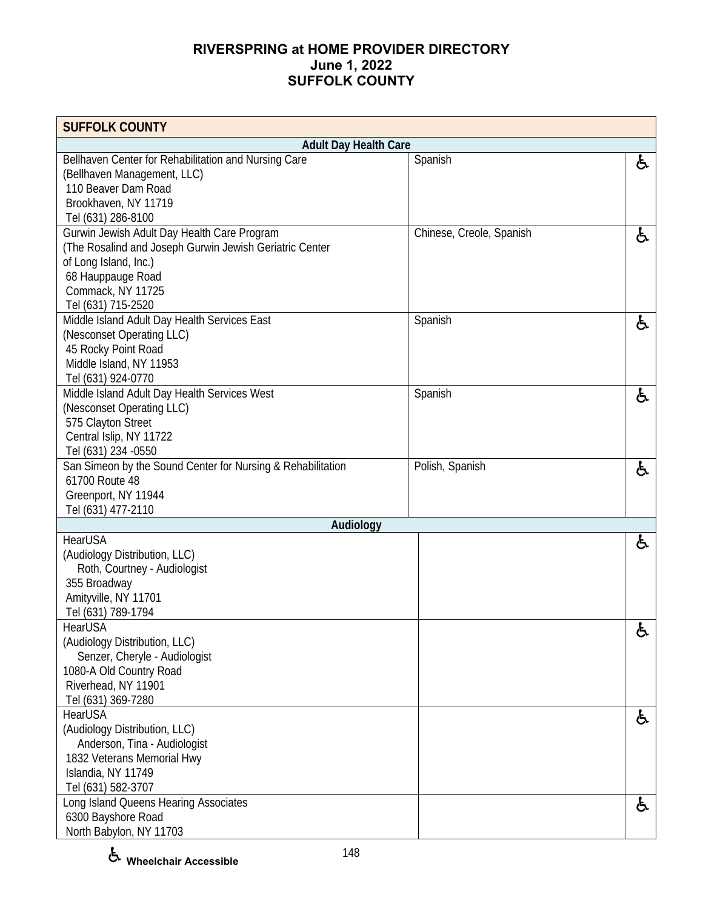# RIVERSPRING at HOME PROVIDER DIRECTORY
## June 1, 2022
## SUFFOLK COUNTY

| SUFFOLK COUNTY | | |
|---|---|---|
| **Adult Day Health Care** | | |
| Bellhaven Center for Rehabilitation and Nursing Care<br>(Bellhaven Management, LLC)<br>110 Beaver Dam Road<br>Brookhaven, NY 11719<br>Tel (631) 286-8100 | Spanish | ♿ |
| Gurwin Jewish Adult Day Health Care Program<br>(The Rosalind and Joseph Gurwin Jewish Geriatric Center of Long Island, Inc.)<br>68 Hauppauge Road<br>Commack, NY 11725<br>Tel (631) 715-2520 | Chinese, Creole, Spanish | ♿ |
| Middle Island Adult Day Health Services East<br>(Nesconset Operating LLC)<br>45 Rocky Point Road<br>Middle Island, NY 11953<br>Tel (631) 924-0770 | Spanish | ♿ |
| Middle Island Adult Day Health Services West<br>(Nesconset Operating LLC)<br>575 Clayton Street<br>Central Islip, NY 11722<br>Tel (631) 234 -0550 | Spanish | ♿ |
| San Simeon by the Sound Center for Nursing & Rehabilitation<br>61700 Route 48<br>Greenport, NY 11944<br>Tel (631) 477-2110 | Polish, Spanish | ♿ |
| **Audiology** | | |
| HearUSA<br>(Audiology Distribution, LLC)<br>Roth, Courtney - Audiologist<br>355 Broadway<br>Amityville, NY 11701<br>Tel (631) 789-1794 | | ♿ |
| HearUSA<br>(Audiology Distribution, LLC)<br>Senzer, Cheryle - Audiologist<br>1080-A Old Country Road<br>Riverhead, NY 11901<br>Tel (631) 369-7280 | | ♿ |
| HearUSA<br>(Audiology Distribution, LLC)<br>Anderson, Tina - Audiologist<br>1832 Veterans Memorial Hwy<br>Islandia, NY 11749<br>Tel (631) 582-3707 | | ♿ |
| Long Island Queens Hearing Associates<br>6300 Bayshore Road<br>North Babylon, NY 11703 | | ♿ |

♿ Wheelchair Accessible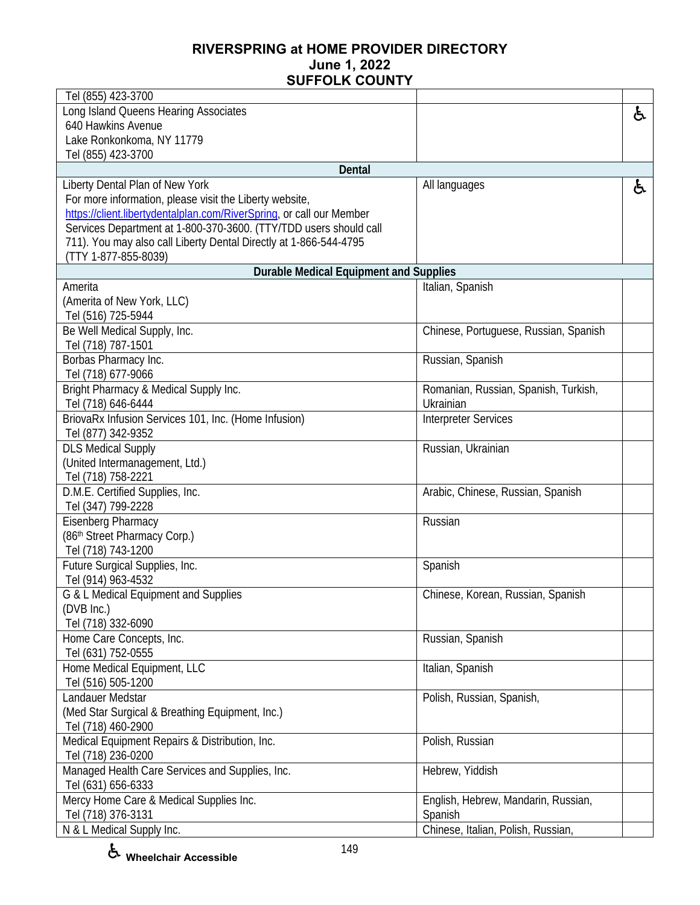**RIVERSPRING at HOME PROVIDER DIRECTORY**
**June 1, 2022**
**SUFFOLK COUNTY**

| | | |
|---|---|---|
| Tel (855) 423-3700 | | |
| Long Island Queens Hearing Associates<br>640 Hawkins Avenue<br>Lake Ronkonkoma, NY 11779<br>Tel (855) 423-3700 | | ♿ |
| **Dental** | | |
| Liberty Dental Plan of New York<br>For more information, please visit the Liberty website, https://client.libertydentalplan.com/RiverSpring, or call our Member Services Department at 1-800-370-3600. (TTY/TDD users should call 711). You may also call Liberty Dental Directly at 1-866-544-4795 (TTY 1-877-855-8039) | All languages | ♿ |
| **Durable Medical Equipment and Supplies** | | |
| Amerita<br>(Amerita of New York, LLC)<br>Tel (516) 725-5944 | Italian, Spanish | |
| Be Well Medical Supply, Inc.<br>Tel (718) 787-1501 | Chinese, Portuguese, Russian, Spanish | |
| Borbas Pharmacy Inc.<br>Tel (718) 677-9066 | Russian, Spanish | |
| Bright Pharmacy & Medical Supply Inc.<br>Tel (718) 646-6444 | Romanian, Russian, Spanish, Turkish, Ukrainian | |
| BriovaRx Infusion Services 101, Inc. (Home Infusion)<br>Tel (877) 342-9352 | Interpreter Services | |
| DLS Medical Supply<br>(United Intermanagement, Ltd.)<br>Tel (718) 758-2221 | Russian, Ukrainian | |
| D.M.E. Certified Supplies, Inc.<br>Tel (347) 799-2228 | Arabic, Chinese, Russian, Spanish | |
| Eisenberg Pharmacy<br>(86th Street Pharmacy Corp.)<br>Tel (718) 743-1200 | Russian | |
| Future Surgical Supplies, Inc.<br>Tel (914) 963-4532 | Spanish | |
| G & L Medical Equipment and Supplies<br>(DVB Inc.)<br>Tel (718) 332-6090 | Chinese, Korean, Russian, Spanish | |
| Home Care Concepts, Inc.<br>Tel (631) 752-0555 | Russian, Spanish | |
| Home Medical Equipment, LLC<br>Tel (516) 505-1200 | Italian, Spanish | |
| Landauer Medstar<br>(Med Star Surgical & Breathing Equipment, Inc.)<br>Tel (718) 460-2900 | Polish, Russian, Spanish, | |
| Medical Equipment Repairs & Distribution, Inc.<br>Tel (718) 236-0200 | Polish, Russian | |
| Managed Health Care Services and Supplies, Inc.<br>Tel (631) 656-6333 | Hebrew, Yiddish | |
| Mercy Home Care & Medical Supplies Inc.<br>Tel (718) 376-3131 | English, Hebrew, Mandarin, Russian, Spanish | |
| N & L Medical Supply Inc. | Chinese, Italian, Polish, Russian, | |

♿ Wheelchair Accessible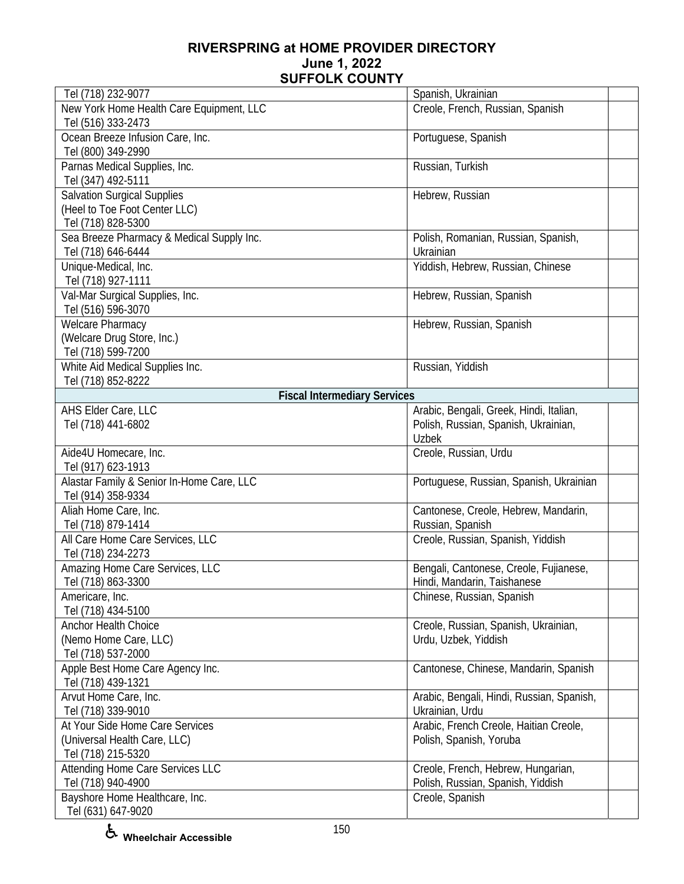# RIVERSPRING at HOME PROVIDER DIRECTORY
## June 1, 2022
## SUFFOLK COUNTY

| | | |
|---|---|---|
| Tel (718) 232-9077 | Spanish, Ukrainian | |
| New York Home Health Care Equipment, LLC<br>Tel (516) 333-2473 | Creole, French, Russian, Spanish | |
| Ocean Breeze Infusion Care, Inc.<br>Tel (800) 349-2990 | Portuguese, Spanish | |
| Parnas Medical Supplies, Inc.<br>Tel (347) 492-5111 | Russian, Turkish | |
| Salvation Surgical Supplies<br>(Heel to Toe Foot Center LLC)<br>Tel (718) 828-5300 | Hebrew, Russian | |
| Sea Breeze Pharmacy & Medical Supply Inc.<br>Tel (718) 646-6444 | Polish, Romanian, Russian, Spanish, Ukrainian | |
| Unique-Medical, Inc.<br>Tel (718) 927-1111 | Yiddish, Hebrew, Russian, Chinese | |
| Val-Mar Surgical Supplies, Inc.<br>Tel (516) 596-3070 | Hebrew, Russian, Spanish | |
| Welcare Pharmacy<br>(Welcare Drug Store, Inc.)<br>Tel (718) 599-7200 | Hebrew, Russian, Spanish | |
| White Aid Medical Supplies Inc.<br>Tel (718) 852-8222 | Russian, Yiddish | |
| **Fiscal Intermediary Services** | | |
| AHS Elder Care, LLC<br>Tel (718) 441-6802 | Arabic, Bengali, Greek, Hindi, Italian, Polish, Russian, Spanish, Ukrainian, Uzbek | |
| Aide4U Homecare, Inc.<br>Tel (917) 623-1913 | Creole, Russian, Urdu | |
| Alastar Family & Senior In-Home Care, LLC<br>Tel (914) 358-9334 | Portuguese, Russian, Spanish, Ukrainian | |
| Aliah Home Care, Inc.<br>Tel (718) 879-1414 | Cantonese, Creole, Hebrew, Mandarin, Russian, Spanish | |
| All Care Home Care Services, LLC<br>Tel (718) 234-2273 | Creole, Russian, Spanish, Yiddish | |
| Amazing Home Care Services, LLC<br>Tel (718) 863-3300 | Bengali, Cantonese, Creole, Fujianese, Hindi, Mandarin, Taishanese | |
| Americare, Inc.<br>Tel (718) 434-5100 | Chinese, Russian, Spanish | |
| Anchor Health Choice<br>(Nemo Home Care, LLC)<br>Tel (718) 537-2000 | Creole, Russian, Spanish, Ukrainian, Urdu, Uzbek, Yiddish | |
| Apple Best Home Care Agency Inc.<br>Tel (718) 439-1321 | Cantonese, Chinese, Mandarin, Spanish | |
| Arvut Home Care, Inc.<br>Tel (718) 339-9010 | Arabic, Bengali, Hindi, Russian, Spanish, Ukrainian, Urdu | |
| At Your Side Home Care Services<br>(Universal Health Care, LLC)<br>Tel (718) 215-5320 | Arabic, French Creole, Haitian Creole, Polish, Spanish, Yoruba | |
| Attending Home Care Services LLC<br>Tel (718) 940-4900 | Creole, French, Hebrew, Hungarian, Polish, Russian, Spanish, Yiddish | |
| Bayshore Home Healthcare, Inc.<br>Tel (631) 647-9020 | Creole, Spanish | |

♿ Wheelchair Accessible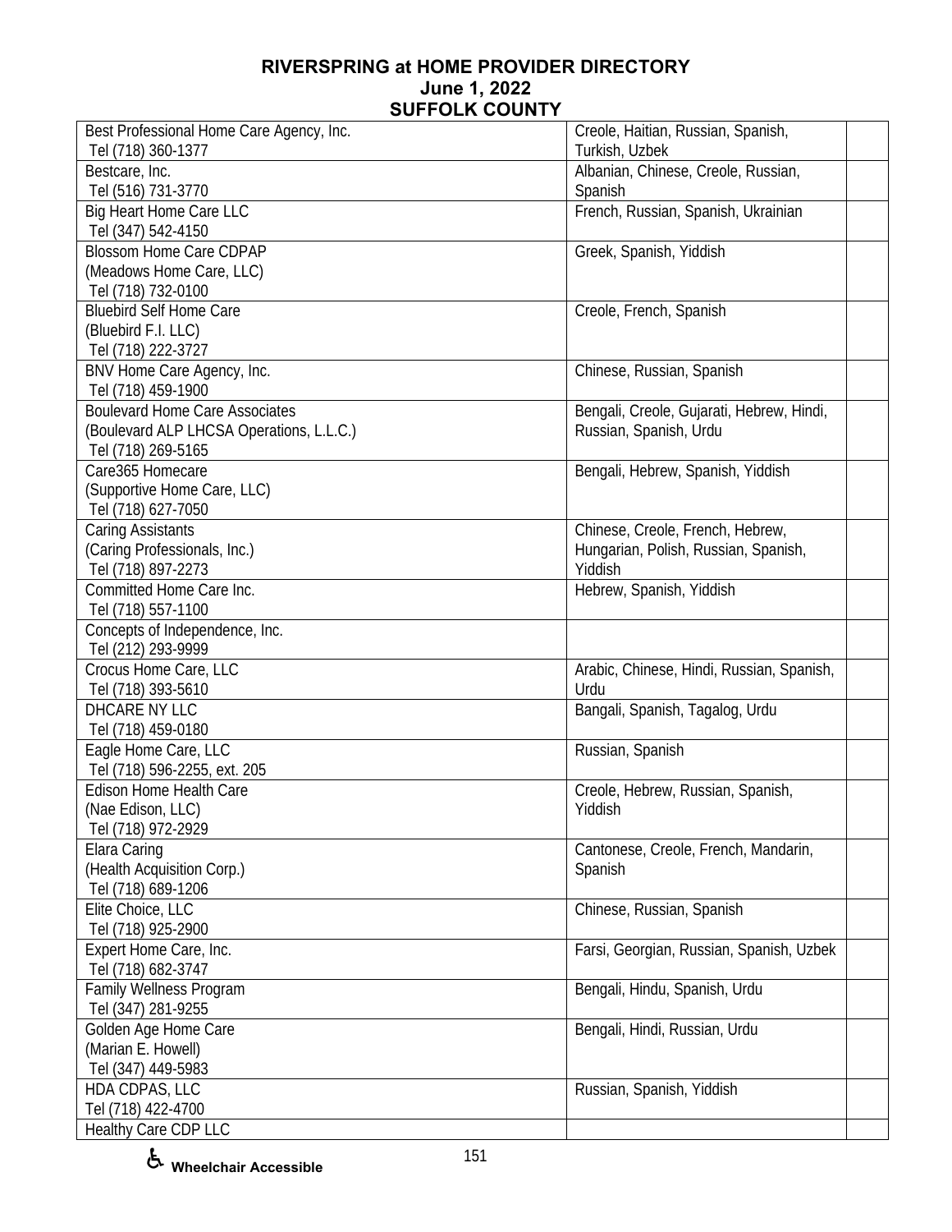# RIVERSPRING at HOME PROVIDER DIRECTORY
## June 1, 2022
## SUFFOLK COUNTY

| Provider | Languages | |
|---|---|---|
| Best Professional Home Care Agency, Inc.<br>Tel (718) 360-1377 | Creole, Haitian, Russian, Spanish, Turkish, Uzbek | |
| Bestcare, Inc.<br>Tel (516) 731-3770 | Albanian, Chinese, Creole, Russian, Spanish | |
| Big Heart Home Care LLC<br>Tel (347) 542-4150 | French, Russian, Spanish, Ukrainian | |
| Blossom Home Care CDPAP<br>(Meadows Home Care, LLC)<br>Tel (718) 732-0100 | Greek, Spanish, Yiddish | |
| Bluebird Self Home Care<br>(Bluebird F.I. LLC)<br>Tel (718) 222-3727 | Creole, French, Spanish | |
| BNV Home Care Agency, Inc.<br>Tel (718) 459-1900 | Chinese, Russian, Spanish | |
| Boulevard Home Care Associates<br>(Boulevard ALP LHCSA Operations, L.L.C.)<br>Tel (718) 269-5165 | Bengali, Creole, Gujarati, Hebrew, Hindi, Russian, Spanish, Urdu | |
| Care365 Homecare<br>(Supportive Home Care, LLC)<br>Tel (718) 627-7050 | Bengali, Hebrew, Spanish, Yiddish | |
| Caring Assistants<br>(Caring Professionals, Inc.)<br>Tel (718) 897-2273 | Chinese, Creole, French, Hebrew, Hungarian, Polish, Russian, Spanish, Yiddish | |
| Committed Home Care Inc.<br>Tel (718) 557-1100 | Hebrew, Spanish, Yiddish | |
| Concepts of Independence, Inc.<br>Tel (212) 293-9999 | | |
| Crocus Home Care, LLC<br>Tel (718) 393-5610 | Arabic, Chinese, Hindi, Russian, Spanish, Urdu | |
| DHCARE NY LLC<br>Tel (718) 459-0180 | Bangali, Spanish, Tagalog, Urdu | |
| Eagle Home Care, LLC<br>Tel (718) 596-2255, ext. 205 | Russian, Spanish | |
| Edison Home Health Care<br>(Nae Edison, LLC)<br>Tel (718) 972-2929 | Creole, Hebrew, Russian, Spanish, Yiddish | |
| Elara Caring<br>(Health Acquisition Corp.)<br>Tel (718) 689-1206 | Cantonese, Creole, French, Mandarin, Spanish | |
| Elite Choice, LLC<br>Tel (718) 925-2900 | Chinese, Russian, Spanish | |
| Expert Home Care, Inc.<br>Tel (718) 682-3747 | Farsi, Georgian, Russian, Spanish, Uzbek | |
| Family Wellness Program<br>Tel (347) 281-9255 | Bengali, Hindu, Spanish, Urdu | |
| Golden Age Home Care<br>(Marian E. Howell)<br>Tel (347) 449-5983 | Bengali, Hindi, Russian, Urdu | |
| HDA CDPAS, LLC<br>Tel (718) 422-4700 | Russian, Spanish, Yiddish | |
| Healthy Care CDP LLC | | |

♿ Wheelchair Accessible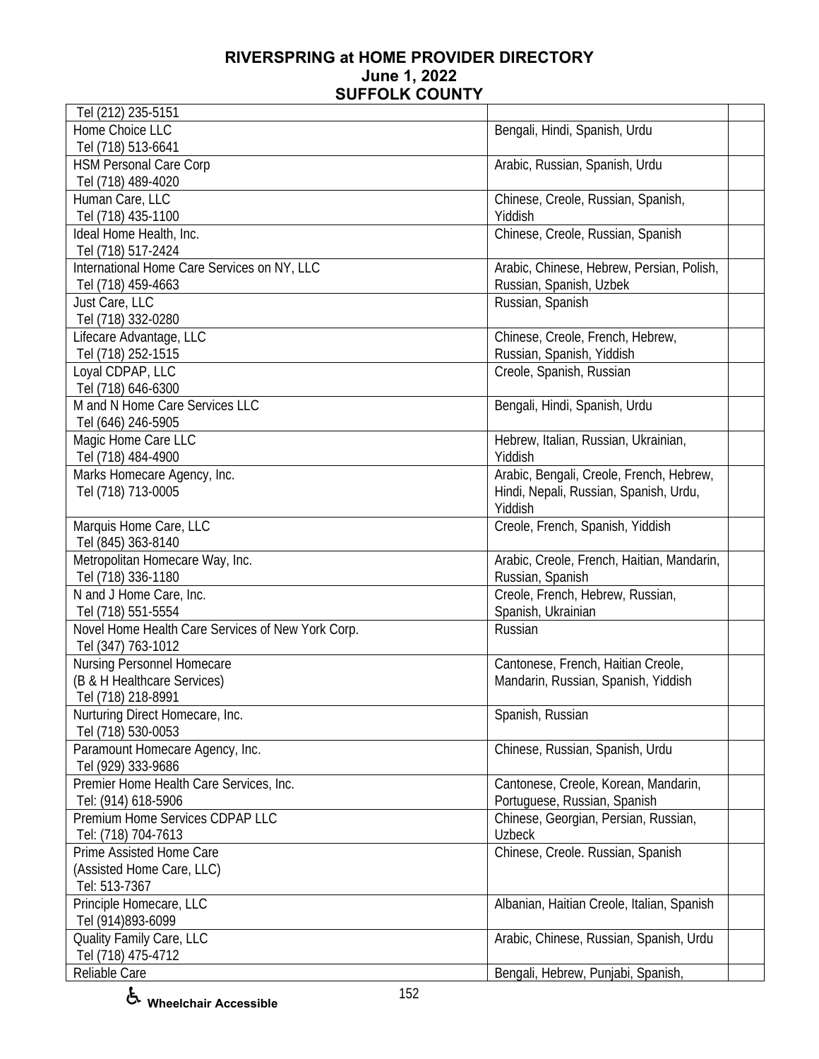# RIVERSPRING at HOME PROVIDER DIRECTORY
## June 1, 2022
## SUFFOLK COUNTY

| | | |
|---|---|---|
| Tel (212) 235-5151 | | |
| Home Choice LLC<br>Tel (718) 513-6641 | Bengali, Hindi, Spanish, Urdu | |
| HSM Personal Care Corp<br>Tel (718) 489-4020 | Arabic, Russian, Spanish, Urdu | |
| Human Care, LLC<br>Tel (718) 435-1100 | Chinese, Creole, Russian, Spanish, Yiddish | |
| Ideal Home Health, Inc.<br>Tel (718) 517-2424 | Chinese, Creole, Russian, Spanish | |
| International Home Care Services on NY, LLC<br>Tel (718) 459-4663 | Arabic, Chinese, Hebrew, Persian, Polish, Russian, Spanish, Uzbek | |
| Just Care, LLC<br>Tel (718) 332-0280 | Russian, Spanish | |
| Lifecare Advantage, LLC<br>Tel (718) 252-1515 | Chinese, Creole, French, Hebrew, Russian, Spanish, Yiddish | |
| Loyal CDPAP, LLC<br>Tel (718) 646-6300 | Creole, Spanish, Russian | |
| M and N Home Care Services LLC<br>Tel (646) 246-5905 | Bengali, Hindi, Spanish, Urdu | |
| Magic Home Care LLC<br>Tel (718) 484-4900 | Hebrew, Italian, Russian, Ukrainian, Yiddish | |
| Marks Homecare Agency, Inc.<br>Tel (718) 713-0005 | Arabic, Bengali, Creole, French, Hebrew, Hindi, Nepali, Russian, Spanish, Urdu, Yiddish | |
| Marquis Home Care, LLC<br>Tel (845) 363-8140 | Creole, French, Spanish, Yiddish | |
| Metropolitan Homecare Way, Inc.<br>Tel (718) 336-1180 | Arabic, Creole, French, Haitian, Mandarin, Russian, Spanish | |
| N and J Home Care, Inc.<br>Tel (718) 551-5554 | Creole, French, Hebrew, Russian, Spanish, Ukrainian | |
| Novel Home Health Care Services of New York Corp.<br>Tel (347) 763-1012 | Russian | |
| Nursing Personnel Homecare<br>(B & H Healthcare Services)<br>Tel (718) 218-8991 | Cantonese, French, Haitian Creole, Mandarin, Russian, Spanish, Yiddish | |
| Nurturing Direct Homecare, Inc.<br>Tel (718) 530-0053 | Spanish, Russian | |
| Paramount Homecare Agency, Inc.<br>Tel (929) 333-9686 | Chinese, Russian, Spanish, Urdu | |
| Premier Home Health Care Services, Inc.<br>Tel: (914) 618-5906 | Cantonese, Creole, Korean, Mandarin, Portuguese, Russian, Spanish | |
| Premium Home Services CDPAP LLC<br>Tel: (718) 704-7613 | Chinese, Georgian, Persian, Russian, Uzbeck | |
| Prime Assisted Home Care<br>(Assisted Home Care, LLC)<br>Tel: 513-7367 | Chinese, Creole. Russian, Spanish | |
| Principle Homecare, LLC<br>Tel (914)893-6099 | Albanian, Haitian Creole, Italian, Spanish | |
| Quality Family Care, LLC<br>Tel (718) 475-4712 | Arabic, Chinese, Russian, Spanish, Urdu | |
| Reliable Care | Bengali, Hebrew, Punjabi, Spanish, | |

♿ Wheelchair Accessible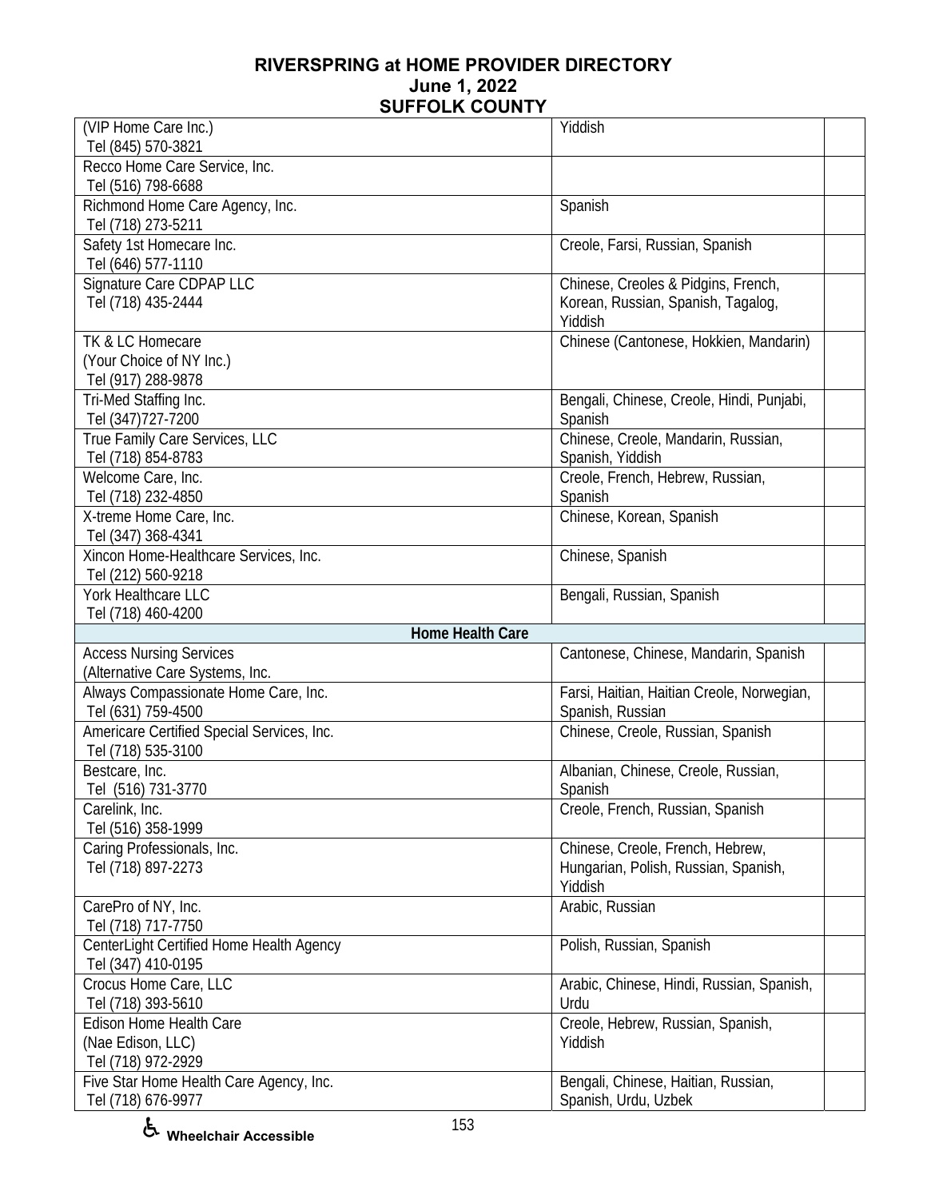# RIVERSPRING at HOME PROVIDER DIRECTORY
**June 1, 2022**
**SUFFOLK COUNTY**

| | | |
|---|---|---|
| (VIP Home Care Inc.)<br>Tel (845) 570-3821 | Yiddish | |
| Recco Home Care Service, Inc.<br>Tel (516) 798-6688 | | |
| Richmond Home Care Agency, Inc.<br>Tel (718) 273-5211 | Spanish | |
| Safety 1st Homecare Inc.<br>Tel (646) 577-1110 | Creole, Farsi, Russian, Spanish | |
| Signature Care CDPAP LLC<br>Tel (718) 435-2444 | Chinese, Creoles & Pidgins, French, Korean, Russian, Spanish, Tagalog, Yiddish | |
| TK & LC Homecare<br>(Your Choice of NY Inc.)<br>Tel (917) 288-9878 | Chinese (Cantonese, Hokkien, Mandarin) | |
| Tri-Med Staffing Inc.<br>Tel (347)727-7200 | Bengali, Chinese, Creole, Hindi, Punjabi, Spanish | |
| True Family Care Services, LLC<br>Tel (718) 854-8783 | Chinese, Creole, Mandarin, Russian, Spanish, Yiddish | |
| Welcome Care, Inc.<br>Tel (718) 232-4850 | Creole, French, Hebrew, Russian, Spanish | |
| X-treme Home Care, Inc.<br>Tel (347) 368-4341 | Chinese, Korean, Spanish | |
| Xincon Home-Healthcare Services, Inc.<br>Tel (212) 560-9218 | Chinese, Spanish | |
| York Healthcare LLC<br>Tel (718) 460-4200 | Bengali, Russian, Spanish | |
| **Home Health Care** | | |
| Access Nursing Services<br>(Alternative Care Systems, Inc. | Cantonese, Chinese, Mandarin, Spanish | |
| Always Compassionate Home Care, Inc.<br>Tel (631) 759-4500 | Farsi, Haitian, Haitian Creole, Norwegian, Spanish, Russian | |
| Americare Certified Special Services, Inc.<br>Tel (718) 535-3100 | Chinese, Creole, Russian, Spanish | |
| Bestcare, Inc.<br>Tel (516) 731-3770 | Albanian, Chinese, Creole, Russian, Spanish | |
| Carelink, Inc.<br>Tel (516) 358-1999 | Creole, French, Russian, Spanish | |
| Caring Professionals, Inc.<br>Tel (718) 897-2273 | Chinese, Creole, French, Hebrew, Hungarian, Polish, Russian, Spanish, Yiddish | |
| CarePro of NY, Inc.<br>Tel (718) 717-7750 | Arabic, Russian | |
| CenterLight Certified Home Health Agency<br>Tel (347) 410-0195 | Polish, Russian, Spanish | |
| Crocus Home Care, LLC<br>Tel (718) 393-5610 | Arabic, Chinese, Hindi, Russian, Spanish, Urdu | |
| Edison Home Health Care<br>(Nae Edison, LLC)<br>Tel (718) 972-2929 | Creole, Hebrew, Russian, Spanish, Yiddish | |
| Five Star Home Health Care Agency, Inc.<br>Tel (718) 676-9977 | Bengali, Chinese, Haitian, Russian, Spanish, Urdu, Uzbek | |

♿ Wheelchair Accessible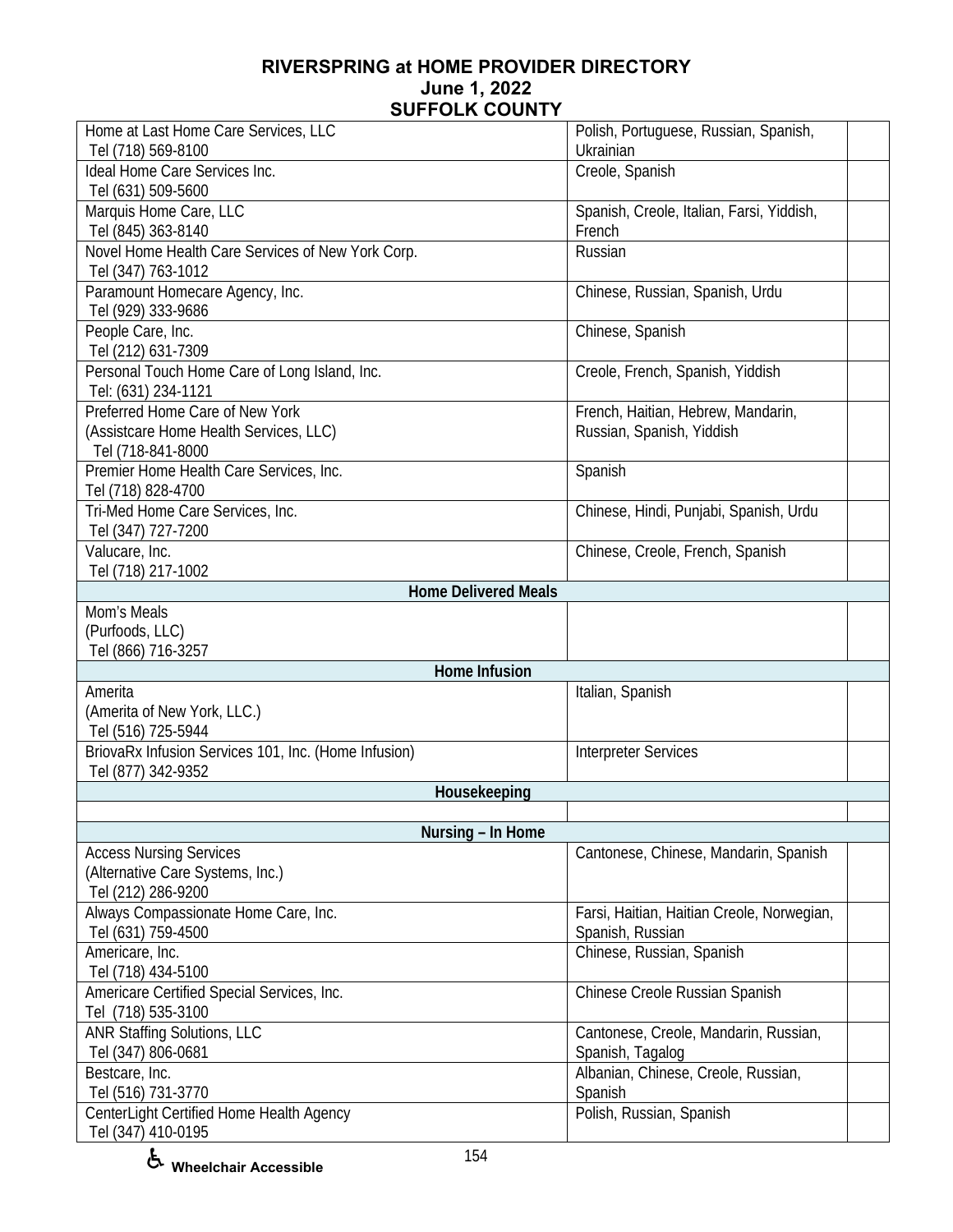# RIVERSPRING at HOME PROVIDER DIRECTORY
## June 1, 2022
## SUFFOLK COUNTY

| Provider | Languages | |
|---|---|---|
| Home at Last Home Care Services, LLC<br>Tel (718) 569-8100 | Polish, Portuguese, Russian, Spanish, Ukrainian | |
| Ideal Home Care Services Inc.<br>Tel (631) 509-5600 | Creole, Spanish | |
| Marquis Home Care, LLC<br>Tel (845) 363-8140 | Spanish, Creole, Italian, Farsi, Yiddish, French | |
| Novel Home Health Care Services of New York Corp.<br>Tel (347) 763-1012 | Russian | |
| Paramount Homecare Agency, Inc.<br>Tel (929) 333-9686 | Chinese, Russian, Spanish, Urdu | |
| People Care, Inc.<br>Tel (212) 631-7309 | Chinese, Spanish | |
| Personal Touch Home Care of Long Island, Inc.<br>Tel: (631) 234-1121 | Creole, French, Spanish, Yiddish | |
| Preferred Home Care of New York<br>(Assistcare Home Health Services, LLC)<br>Tel (718-841-8000 | French, Haitian, Hebrew, Mandarin, Russian, Spanish, Yiddish | |
| Premier Home Health Care Services, Inc.<br>Tel (718) 828-4700 | Spanish | |
| Tri-Med Home Care Services, Inc.<br>Tel (347) 727-7200 | Chinese, Hindi, Punjabi, Spanish, Urdu | |
| Valucare, Inc.<br>Tel (718) 217-1002 | Chinese, Creole, French, Spanish | |
| **Home Delivered Meals** | | |
| Mom's Meals<br>(Purfoods, LLC)<br>Tel (866) 716-3257 | | |
| **Home Infusion** | | |
| Amerita<br>(Amerita of New York, LLC.)<br>Tel (516) 725-5944 | Italian, Spanish | |
| BriovaRx Infusion Services 101, Inc. (Home Infusion)<br>Tel (877) 342-9352 | Interpreter Services | |
| **Housekeeping** | | |
| | | |
| **Nursing – In Home** | | |
| Access Nursing Services<br>(Alternative Care Systems, Inc.)<br>Tel (212) 286-9200 | Cantonese, Chinese, Mandarin, Spanish | |
| Always Compassionate Home Care, Inc.<br>Tel (631) 759-4500 | Farsi, Haitian, Haitian Creole, Norwegian, Spanish, Russian | |
| Americare, Inc.<br>Tel (718) 434-5100 | Chinese, Russian, Spanish | |
| Americare Certified Special Services, Inc.<br>Tel (718) 535-3100 | Chinese Creole Russian Spanish | |
| ANR Staffing Solutions, LLC<br>Tel (347) 806-0681 | Cantonese, Creole, Mandarin, Russian, Spanish, Tagalog | |
| Bestcare, Inc.<br>Tel (516) 731-3770 | Albanian, Chinese, Creole, Russian, Spanish | |
| CenterLight Certified Home Health Agency<br>Tel (347) 410-0195 | Polish, Russian, Spanish | |

♿ Wheelchair Accessible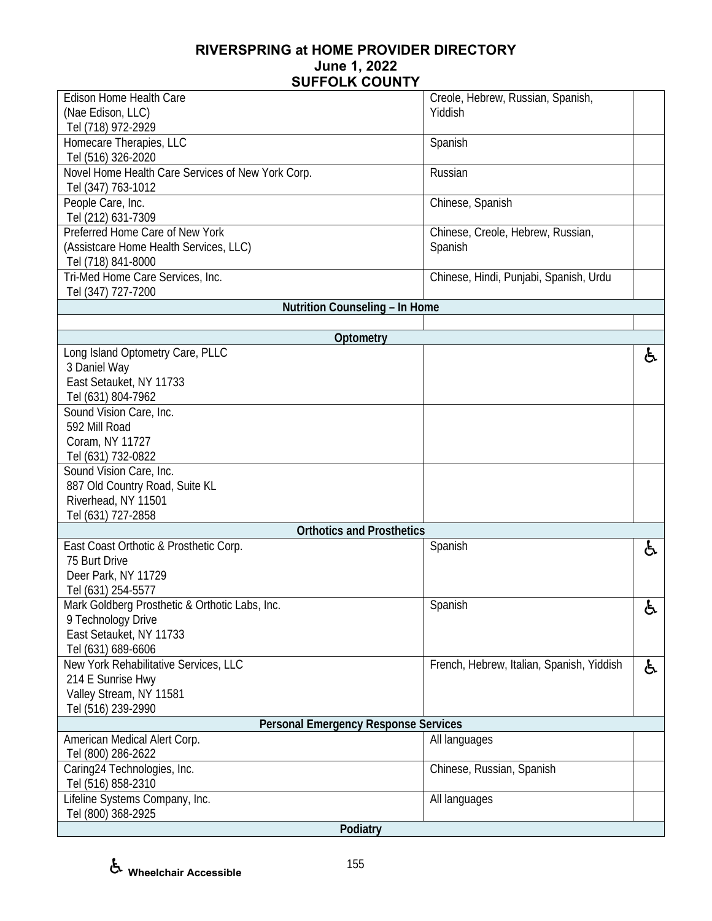**RIVERSPRING at HOME PROVIDER DIRECTORY**
**June 1, 2022**
**SUFFOLK COUNTY**

| Provider | Languages | Accessible |
|---|---|---|
| Edison Home Health Care<br>(Nae Edison, LLC)<br>Tel (718) 972-2929 | Creole, Hebrew, Russian, Spanish, Yiddish | |
| Homecare Therapies, LLC<br>Tel (516) 326-2020 | Spanish | |
| Novel Home Health Care Services of New York Corp.<br>Tel (347) 763-1012 | Russian | |
| People Care, Inc.<br>Tel (212) 631-7309 | Chinese, Spanish | |
| Preferred Home Care of New York<br>(Assistcare Home Health Services, LLC)<br>Tel (718) 841-8000 | Chinese, Creole, Hebrew, Russian, Spanish | |
| Tri-Med Home Care Services, Inc.<br>Tel (347) 727-7200 | Chinese, Hindi, Punjabi, Spanish, Urdu | |
| **Nutrition Counseling – In Home** | | |
| | | |
| **Optometry** | | |
| Long Island Optometry Care, PLLC<br>3 Daniel Way<br>East Setauket, NY 11733<br>Tel (631) 804-7962 | | ♿ |
| Sound Vision Care, Inc.<br>592 Mill Road<br>Coram, NY 11727<br>Tel (631) 732-0822 | | |
| Sound Vision Care, Inc.<br>887 Old Country Road, Suite KL<br>Riverhead, NY 11501<br>Tel (631) 727-2858 | | |
| **Orthotics and Prosthetics** | | |
| East Coast Orthotic & Prosthetic Corp.<br>75 Burt Drive<br>Deer Park, NY 11729<br>Tel (631) 254-5577 | Spanish | ♿ |
| Mark Goldberg Prosthetic & Orthotic Labs, Inc.<br>9 Technology Drive<br>East Setauket, NY 11733<br>Tel (631) 689-6606 | Spanish | ♿ |
| New York Rehabilitative Services, LLC<br>214 E Sunrise Hwy<br>Valley Stream, NY 11581<br>Tel (516) 239-2990 | French, Hebrew, Italian, Spanish, Yiddish | ♿ |
| **Personal Emergency Response Services** | | |
| American Medical Alert Corp.<br>Tel (800) 286-2622 | All languages | |
| Caring24 Technologies, Inc.<br>Tel (516) 858-2310 | Chinese, Russian, Spanish | |
| Lifeline Systems Company, Inc.<br>Tel (800) 368-2925 | All languages | |
| **Podiatry** | | |

♿ **Wheelchair Accessible**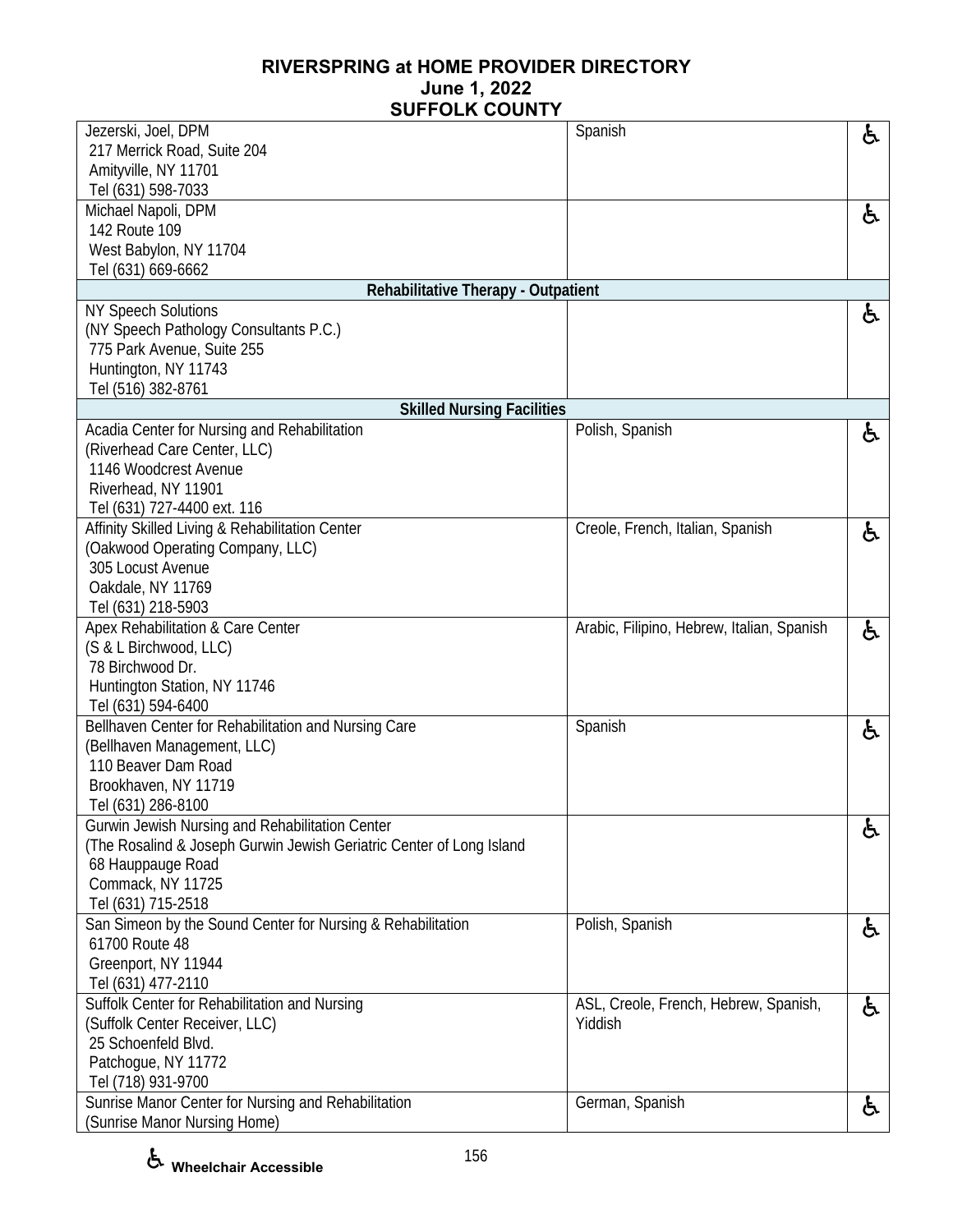# RIVERSPRING at HOME PROVIDER DIRECTORY
## June 1, 2022
## SUFFOLK COUNTY

| Provider | Languages | Accessible |
|---|---|---|
| Jezerski, Joel, DPM<br>217 Merrick Road, Suite 204<br>Amityville, NY 11701<br>Tel (631) 598-7033 | Spanish | ♿ |
| Michael Napoli, DPM<br>142 Route 109<br>West Babylon, NY 11704<br>Tel (631) 669-6662 | | ♿ |
| **Rehabilitative Therapy - Outpatient** | | |
| NY Speech Solutions<br>(NY Speech Pathology Consultants P.C.)<br>775 Park Avenue, Suite 255<br>Huntington, NY 11743<br>Tel (516) 382-8761 | | ♿ |
| **Skilled Nursing Facilities** | | |
| Acadia Center for Nursing and Rehabilitation<br>(Riverhead Care Center, LLC)<br>1146 Woodcrest Avenue<br>Riverhead, NY 11901<br>Tel (631) 727-4400 ext. 116 | Polish, Spanish | ♿ |
| Affinity Skilled Living & Rehabilitation Center<br>(Oakwood Operating Company, LLC)<br>305 Locust Avenue<br>Oakdale, NY 11769<br>Tel (631) 218-5903 | Creole, French, Italian, Spanish | ♿ |
| Apex Rehabilitation & Care Center<br>(S & L Birchwood, LLC)<br>78 Birchwood Dr.<br>Huntington Station, NY 11746<br>Tel (631) 594-6400 | Arabic, Filipino, Hebrew, Italian, Spanish | ♿ |
| Bellhaven Center for Rehabilitation and Nursing Care<br>(Bellhaven Management, LLC)<br>110 Beaver Dam Road<br>Brookhaven, NY 11719<br>Tel (631) 286-8100 | Spanish | ♿ |
| Gurwin Jewish Nursing and Rehabilitation Center<br>(The Rosalind & Joseph Gurwin Jewish Geriatric Center of Long Island<br>68 Hauppauge Road<br>Commack, NY 11725<br>Tel (631) 715-2518 | | ♿ |
| San Simeon by the Sound Center for Nursing & Rehabilitation<br>61700 Route 48<br>Greenport, NY 11944<br>Tel (631) 477-2110 | Polish, Spanish | ♿ |
| Suffolk Center for Rehabilitation and Nursing<br>(Suffolk Center Receiver, LLC)<br>25 Schoenfeld Blvd.<br>Patchogue, NY 11772<br>Tel (718) 931-9700 | ASL, Creole, French, Hebrew, Spanish, Yiddish | ♿ |
| Sunrise Manor Center for Nursing and Rehabilitation<br>(Sunrise Manor Nursing Home) | German, Spanish | ♿ |

♿ Wheelchair Accessible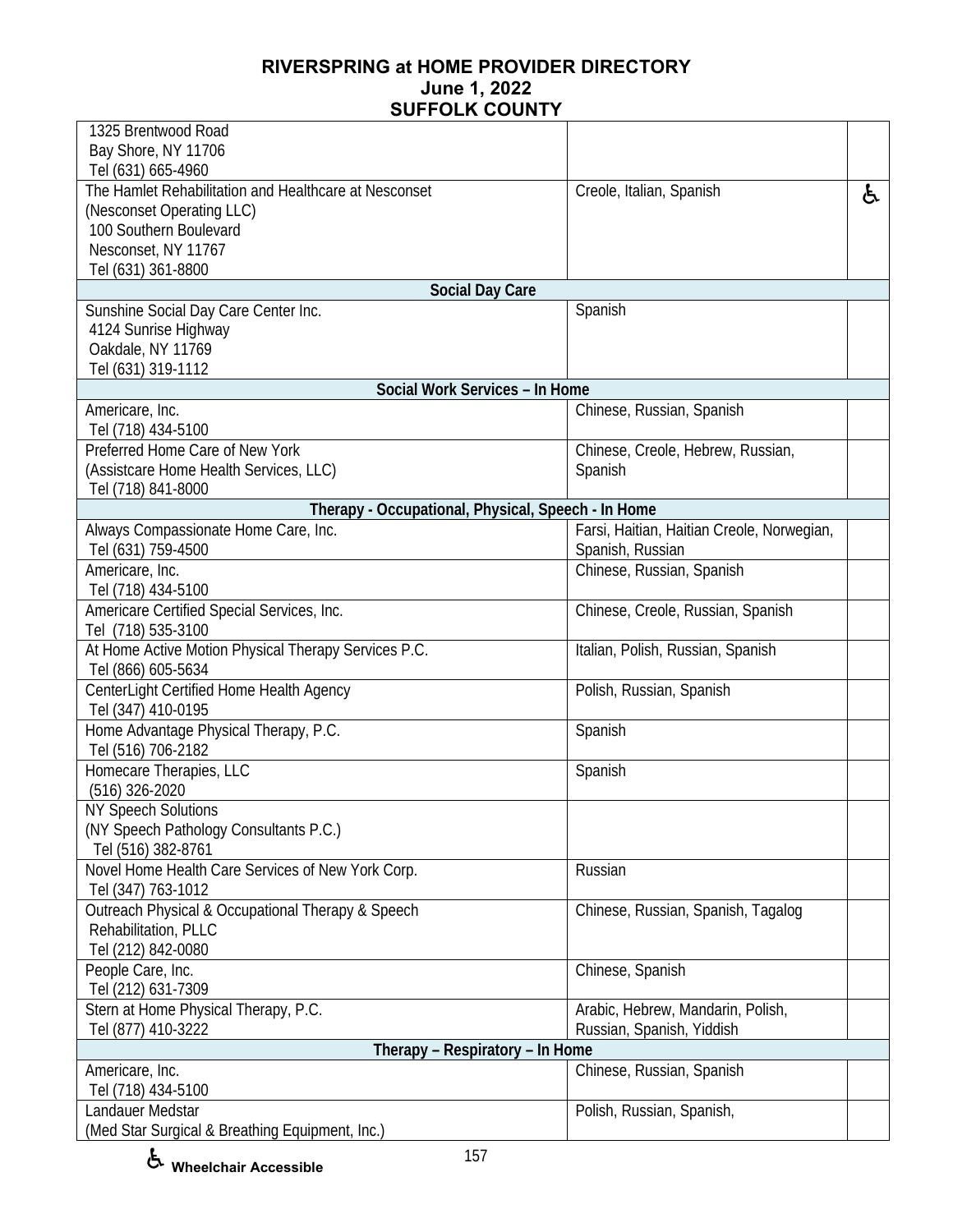## RIVERSPRING at HOME PROVIDER DIRECTORY
## June 1, 2022
## SUFFOLK COUNTY

| | | |
|---|---|---|
| 1325 Brentwood Road<br>Bay Shore, NY 11706<br>Tel (631) 665-4960 | | |
| The Hamlet Rehabilitation and Healthcare at Nesconset<br>(Nesconset Operating LLC)<br>100 Southern Boulevard<br>Nesconset, NY 11767<br>Tel (631) 361-8800 | Creole, Italian, Spanish | ♿ |
| **Social Day Care** | | |
| Sunshine Social Day Care Center Inc.<br>4124 Sunrise Highway<br>Oakdale, NY 11769<br>Tel (631) 319-1112 | Spanish | |
| **Social Work Services – In Home** | | |
| Americare, Inc.<br>Tel (718) 434-5100 | Chinese, Russian, Spanish | |
| Preferred Home Care of New York<br>(Assistcare Home Health Services, LLC)<br>Tel (718) 841-8000 | Chinese, Creole, Hebrew, Russian, Spanish | |
| **Therapy - Occupational, Physical, Speech - In Home** | | |
| Always Compassionate Home Care, Inc.<br>Tel (631) 759-4500 | Farsi, Haitian, Haitian Creole, Norwegian, Spanish, Russian | |
| Americare, Inc.<br>Tel (718) 434-5100 | Chinese, Russian, Spanish | |
| Americare Certified Special Services, Inc.<br>Tel (718) 535-3100 | Chinese, Creole, Russian, Spanish | |
| At Home Active Motion Physical Therapy Services P.C.<br>Tel (866) 605-5634 | Italian, Polish, Russian, Spanish | |
| CenterLight Certified Home Health Agency<br>Tel (347) 410-0195 | Polish, Russian, Spanish | |
| Home Advantage Physical Therapy, P.C.<br>Tel (516) 706-2182 | Spanish | |
| Homecare Therapies, LLC<br>(516) 326-2020 | Spanish | |
| NY Speech Solutions<br>(NY Speech Pathology Consultants P.C.)<br>Tel (516) 382-8761 | | |
| Novel Home Health Care Services of New York Corp.<br>Tel (347) 763-1012 | Russian | |
| Outreach Physical & Occupational Therapy & Speech Rehabilitation, PLLC<br>Tel (212) 842-0080 | Chinese, Russian, Spanish, Tagalog | |
| People Care, Inc.<br>Tel (212) 631-7309 | Chinese, Spanish | |
| Stern at Home Physical Therapy, P.C.<br>Tel (877) 410-3222 | Arabic, Hebrew, Mandarin, Polish, Russian, Spanish, Yiddish | |
| **Therapy – Respiratory – In Home** | | |
| Americare, Inc.<br>Tel (718) 434-5100 | Chinese, Russian, Spanish | |
| Landauer Medstar<br>(Med Star Surgical & Breathing Equipment, Inc.) | Polish, Russian, Spanish, | |

♿ Wheelchair Accessible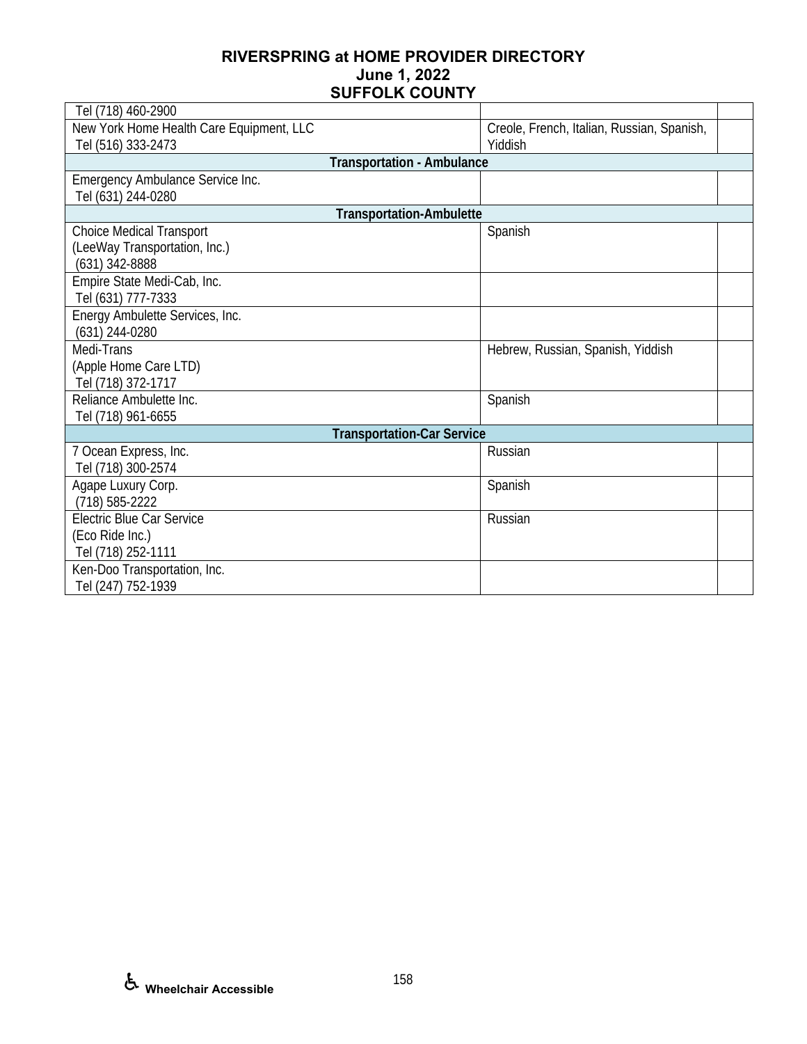# RIVERSPRING at HOME PROVIDER DIRECTORY
## June 1, 2022
## SUFFOLK COUNTY

| | | |
|---|---|---|
| Tel (718) 460-2900 | | |
| New York Home Health Care Equipment, LLC<br>Tel (516) 333-2473 | Creole, French, Italian, Russian, Spanish, Yiddish | |
| **Transportation - Ambulance** | | |
| Emergency Ambulance Service Inc.<br>Tel (631) 244-0280 | | |
| **Transportation-Ambulette** | | |
| Choice Medical Transport<br>(LeeWay Transportation, Inc.)<br>(631) 342-8888 | Spanish | |
| Empire State Medi-Cab, Inc.<br>Tel (631) 777-7333 | | |
| Energy Ambulette Services, Inc.<br>(631) 244-0280 | | |
| Medi-Trans<br>(Apple Home Care LTD)<br>Tel (718) 372-1717 | Hebrew, Russian, Spanish, Yiddish | |
| Reliance Ambulette Inc.<br>Tel (718) 961-6655 | Spanish | |
| **Transportation-Car Service** | | |
| 7 Ocean Express, Inc.<br>Tel (718) 300-2574 | Russian | |
| Agape Luxury Corp.<br>(718) 585-2222 | Spanish | |
| Electric Blue Car Service<br>(Eco Ride Inc.)<br>Tel (718) 252-1111 | Russian | |
| Ken-Doo Transportation, Inc.<br>Tel (247) 752-1939 | | |

♿ Wheelchair Accessible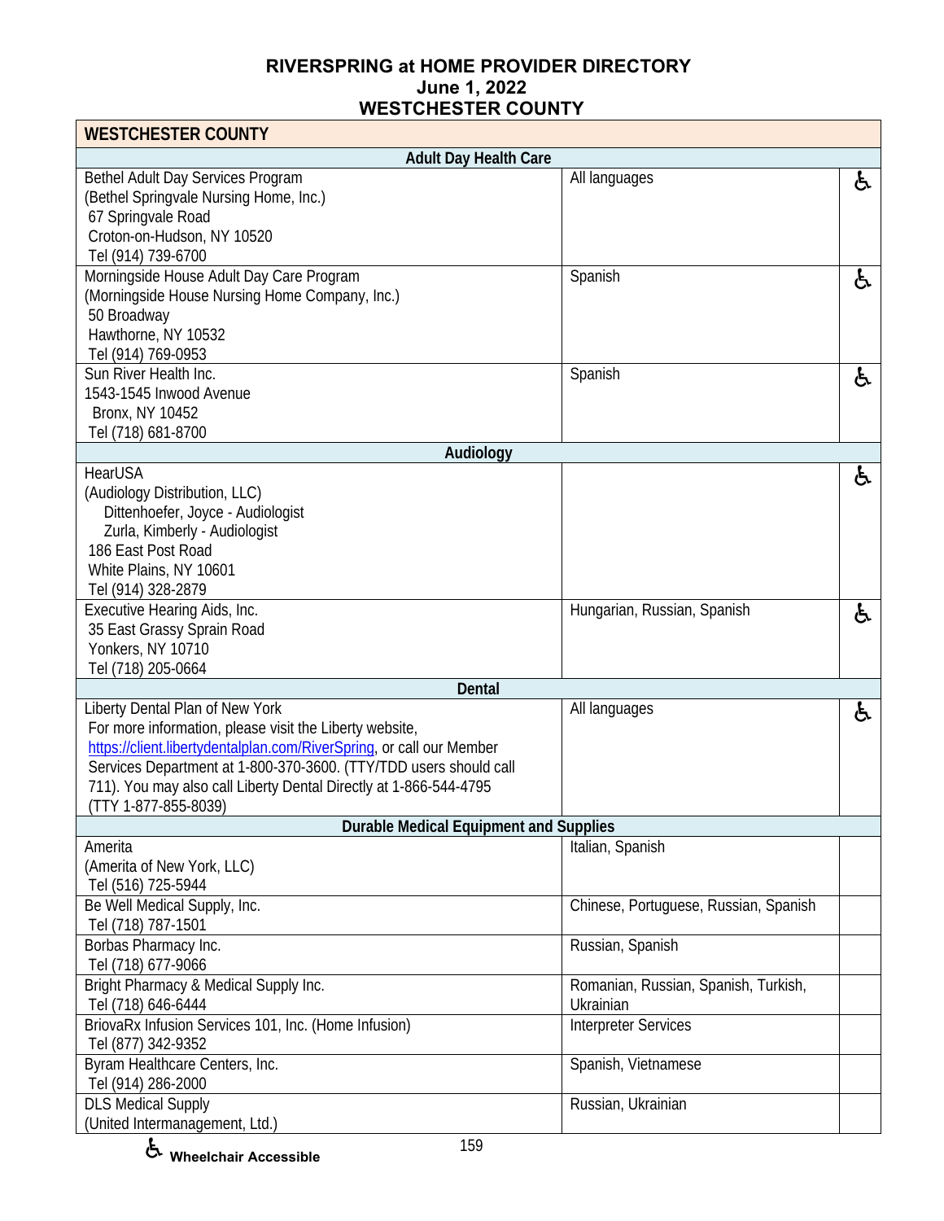# RIVERSPRING at HOME PROVIDER DIRECTORY
## June 1, 2022
## WESTCHESTER COUNTY

| WESTCHESTER COUNTY | | |
|---|---|---|
| **Adult Day Health Care** | | |
| Bethel Adult Day Services Program<br>(Bethel Springvale Nursing Home, Inc.)<br>67 Springvale Road<br>Croton-on-Hudson, NY 10520<br>Tel (914) 739-6700 | All languages | ♿ |
| Morningside House Adult Day Care Program<br>(Morningside House Nursing Home Company, Inc.)<br>50 Broadway<br>Hawthorne, NY 10532<br>Tel (914) 769-0953 | Spanish | ♿ |
| Sun River Health Inc.<br>1543-1545 Inwood Avenue<br>Bronx, NY 10452<br>Tel (718) 681-8700 | Spanish | ♿ |
| **Audiology** | | |
| HearUSA<br>(Audiology Distribution, LLC)<br>Dittenhoefer, Joyce - Audiologist<br>Zurla, Kimberly - Audiologist<br>186 East Post Road<br>White Plains, NY 10601<br>Tel (914) 328-2879 | | ♿ |
| Executive Hearing Aids, Inc.<br>35 East Grassy Sprain Road<br>Yonkers, NY 10710<br>Tel (718) 205-0664 | Hungarian, Russian, Spanish | ♿ |
| **Dental** | | |
| Liberty Dental Plan of New York<br>For more information, please visit the Liberty website, https://client.libertydentalplan.com/RiverSpring, or call our Member Services Department at 1-800-370-3600. (TTY/TDD users should call 711). You may also call Liberty Dental Directly at 1-866-544-4795 (TTY 1-877-855-8039) | All languages | ♿ |
| **Durable Medical Equipment and Supplies** | | |
| Amerita<br>(Amerita of New York, LLC)<br>Tel (516) 725-5944 | Italian, Spanish | |
| Be Well Medical Supply, Inc.<br>Tel (718) 787-1501 | Chinese, Portuguese, Russian, Spanish | |
| Borbas Pharmacy Inc.<br>Tel (718) 677-9066 | Russian, Spanish | |
| Bright Pharmacy & Medical Supply Inc.<br>Tel (718) 646-6444 | Romanian, Russian, Spanish, Turkish, Ukrainian | |
| BriovaRx Infusion Services 101, Inc. (Home Infusion)<br>Tel (877) 342-9352 | Interpreter Services | |
| Byram Healthcare Centers, Inc.<br>Tel (914) 286-2000 | Spanish, Vietnamese | |
| DLS Medical Supply<br>(United Intermanagement, Ltd.) | Russian, Ukrainian | |

♿ Wheelchair Accessible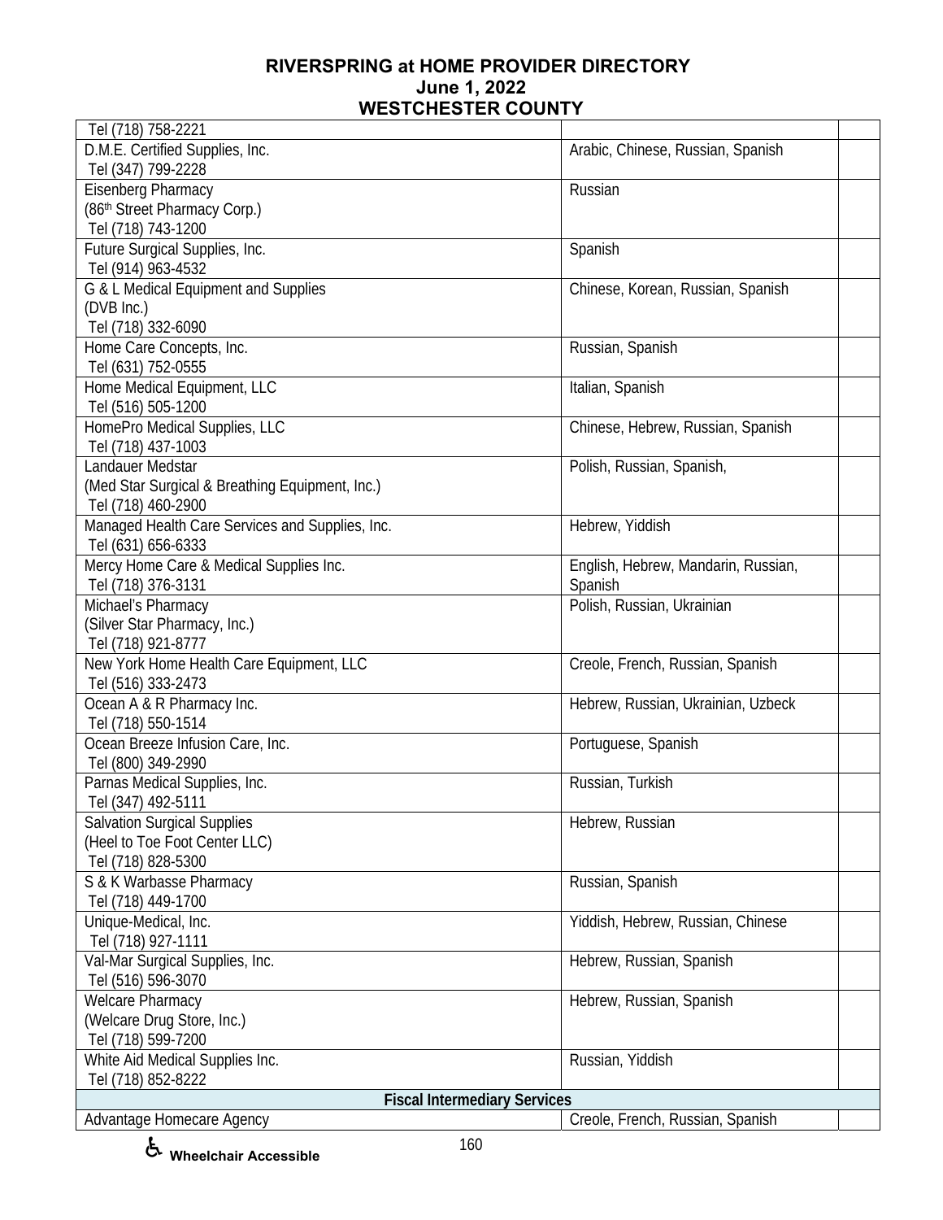| | | |
|---|---|---|
| Tel (718) 758-2221 | | |
| D.M.E. Certified Supplies, Inc.<br>Tel (347) 799-2228 | Arabic, Chinese, Russian, Spanish | |
| Eisenberg Pharmacy<br>(86th Street Pharmacy Corp.)<br>Tel (718) 743-1200 | Russian | |
| Future Surgical Supplies, Inc.<br>Tel (914) 963-4532 | Spanish | |
| G & L Medical Equipment and Supplies<br>(DVB Inc.)<br>Tel (718) 332-6090 | Chinese, Korean, Russian, Spanish | |
| Home Care Concepts, Inc.<br>Tel (631) 752-0555 | Russian, Spanish | |
| Home Medical Equipment, LLC<br>Tel (516) 505-1200 | Italian, Spanish | |
| HomePro Medical Supplies, LLC<br>Tel (718) 437-1003 | Chinese, Hebrew, Russian, Spanish | |
| Landauer Medstar<br>(Med Star Surgical & Breathing Equipment, Inc.)<br>Tel (718) 460-2900 | Polish, Russian, Spanish, | |
| Managed Health Care Services and Supplies, Inc.<br>Tel (631) 656-6333 | Hebrew, Yiddish | |
| Mercy Home Care & Medical Supplies Inc.<br>Tel (718) 376-3131 | English, Hebrew, Mandarin, Russian, Spanish | |
| Michael's Pharmacy<br>(Silver Star Pharmacy, Inc.)<br>Tel (718) 921-8777 | Polish, Russian, Ukrainian | |
| New York Home Health Care Equipment, LLC<br>Tel (516) 333-2473 | Creole, French, Russian, Spanish | |
| Ocean A & R Pharmacy Inc.<br>Tel (718) 550-1514 | Hebrew, Russian, Ukrainian, Uzbeck | |
| Ocean Breeze Infusion Care, Inc.<br>Tel (800) 349-2990 | Portuguese, Spanish | |
| Parnas Medical Supplies, Inc.<br>Tel (347) 492-5111 | Russian, Turkish | |
| Salvation Surgical Supplies<br>(Heel to Toe Foot Center LLC)<br>Tel (718) 828-5300 | Hebrew, Russian | |
| S & K Warbasse Pharmacy<br>Tel (718) 449-1700 | Russian, Spanish | |
| Unique-Medical, Inc.<br>Tel (718) 927-1111 | Yiddish, Hebrew, Russian, Chinese | |
| Val-Mar Surgical Supplies, Inc.<br>Tel (516) 596-3070 | Hebrew, Russian, Spanish | |
| Welcare Pharmacy<br>(Welcare Drug Store, Inc.)<br>Tel (718) 599-7200 | Hebrew, Russian, Spanish | |
| White Aid Medical Supplies Inc.<br>Tel (718) 852-8222 | Russian, Yiddish | |
| **Fiscal Intermediary Services** | | |
| Advantage Homecare Agency | Creole, French, Russian, Spanish | |

♿ **Wheelchair Accessible**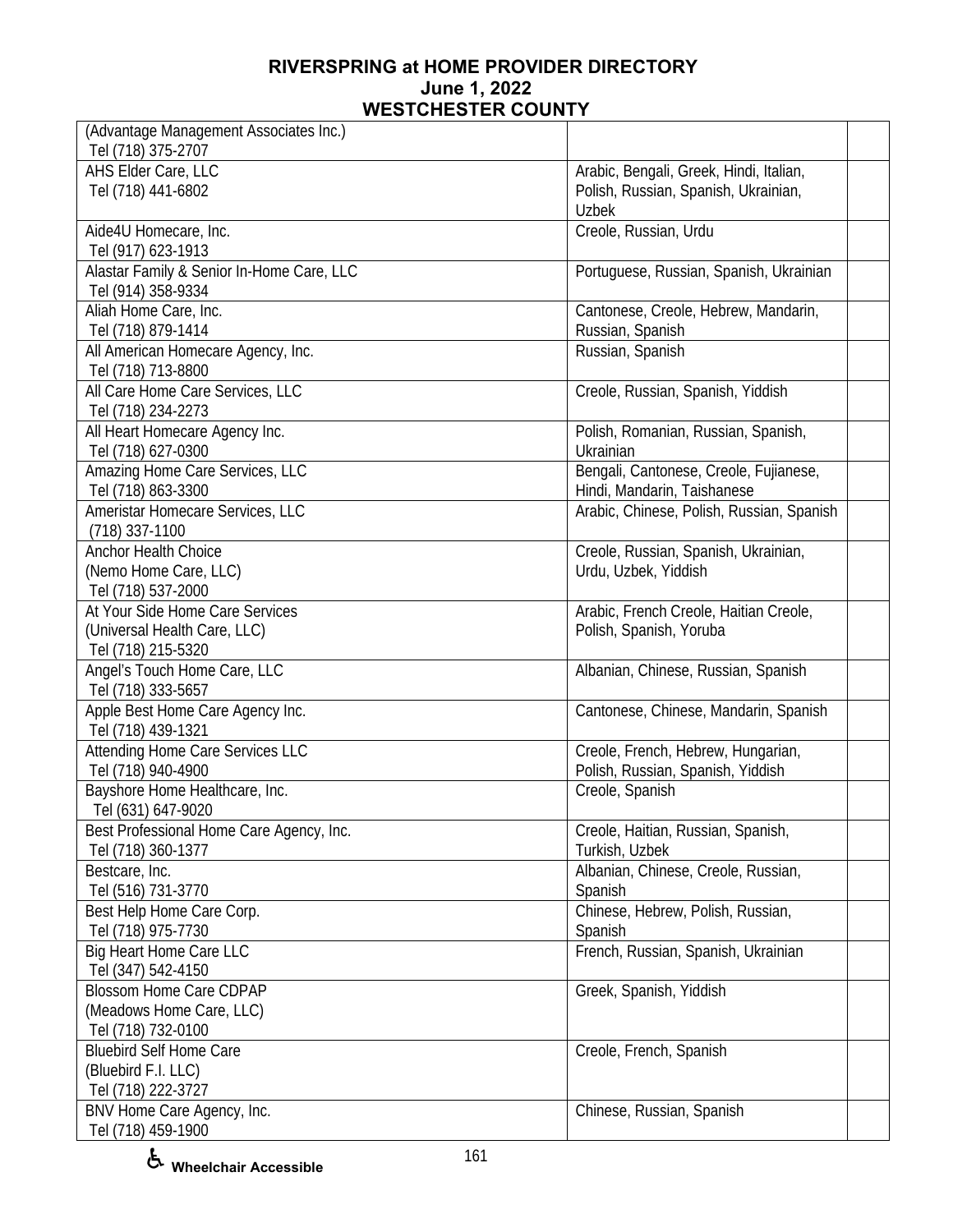**RIVERSPRING at HOME PROVIDER DIRECTORY**
**June 1, 2022**
**WESTCHESTER COUNTY**

| | | |
|---|---|---|
| (Advantage Management Associates Inc.)<br>Tel (718) 375-2707 | | |
| AHS Elder Care, LLC<br>Tel (718) 441-6802 | Arabic, Bengali, Greek, Hindi, Italian, Polish, Russian, Spanish, Ukrainian, Uzbek | |
| Aide4U Homecare, Inc.<br>Tel (917) 623-1913 | Creole, Russian, Urdu | |
| Alastar Family & Senior In-Home Care, LLC<br>Tel (914) 358-9334 | Portuguese, Russian, Spanish, Ukrainian | |
| Aliah Home Care, Inc.<br>Tel (718) 879-1414 | Cantonese, Creole, Hebrew, Mandarin, Russian, Spanish | |
| All American Homecare Agency, Inc.<br>Tel (718) 713-8800 | Russian, Spanish | |
| All Care Home Care Services, LLC<br>Tel (718) 234-2273 | Creole, Russian, Spanish, Yiddish | |
| All Heart Homecare Agency Inc.<br>Tel (718) 627-0300 | Polish, Romanian, Russian, Spanish, Ukrainian | |
| Amazing Home Care Services, LLC<br>Tel (718) 863-3300 | Bengali, Cantonese, Creole, Fujianese, Hindi, Mandarin, Taishanese | |
| Ameristar Homecare Services, LLC<br>(718) 337-1100 | Arabic, Chinese, Polish, Russian, Spanish | |
| Anchor Health Choice<br>(Nemo Home Care, LLC)<br>Tel (718) 537-2000 | Creole, Russian, Spanish, Ukrainian, Urdu, Uzbek, Yiddish | |
| At Your Side Home Care Services<br>(Universal Health Care, LLC)<br>Tel (718) 215-5320 | Arabic, French Creole, Haitian Creole, Polish, Spanish, Yoruba | |
| Angel's Touch Home Care, LLC<br>Tel (718) 333-5657 | Albanian, Chinese, Russian, Spanish | |
| Apple Best Home Care Agency Inc.<br>Tel (718) 439-1321 | Cantonese, Chinese, Mandarin, Spanish | |
| Attending Home Care Services LLC<br>Tel (718) 940-4900 | Creole, French, Hebrew, Hungarian, Polish, Russian, Spanish, Yiddish | |
| Bayshore Home Healthcare, Inc.<br>Tel (631) 647-9020 | Creole, Spanish | |
| Best Professional Home Care Agency, Inc.<br>Tel (718) 360-1377 | Creole, Haitian, Russian, Spanish, Turkish, Uzbek | |
| Bestcare, Inc.<br>Tel (516) 731-3770 | Albanian, Chinese, Creole, Russian, Spanish | |
| Best Help Home Care Corp.<br>Tel (718) 975-7730 | Chinese, Hebrew, Polish, Russian, Spanish | |
| Big Heart Home Care LLC<br>Tel (347) 542-4150 | French, Russian, Spanish, Ukrainian | |
| Blossom Home Care CDPAP<br>(Meadows Home Care, LLC)<br>Tel (718) 732-0100 | Greek, Spanish, Yiddish | |
| Bluebird Self Home Care<br>(Bluebird F.I. LLC)<br>Tel (718) 222-3727 | Creole, French, Spanish | |
| BNV Home Care Agency, Inc.<br>Tel (718) 459-1900 | Chinese, Russian, Spanish | |

♿ **Wheelchair Accessible**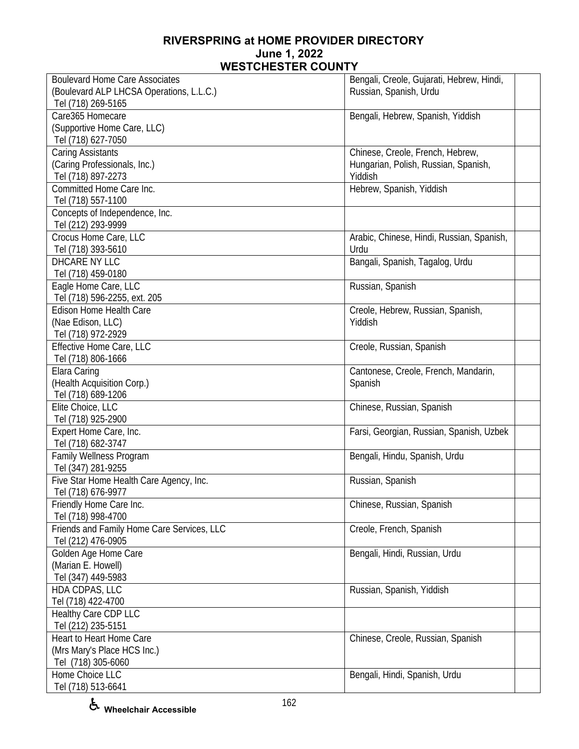# RIVERSPRING at HOME PROVIDER DIRECTORY
## June 1, 2022
## WESTCHESTER COUNTY

| Provider | Languages | |
|---|---|---|
| Boulevard Home Care Associates<br>(Boulevard ALP LHCSA Operations, L.L.C.)<br>Tel (718) 269-5165 | Bengali, Creole, Gujarati, Hebrew, Hindi, Russian, Spanish, Urdu | |
| Care365 Homecare<br>(Supportive Home Care, LLC)<br>Tel (718) 627-7050 | Bengali, Hebrew, Spanish, Yiddish | |
| Caring Assistants<br>(Caring Professionals, Inc.)<br>Tel (718) 897-2273 | Chinese, Creole, French, Hebrew, Hungarian, Polish, Russian, Spanish, Yiddish | |
| Committed Home Care Inc.<br>Tel (718) 557-1100 | Hebrew, Spanish, Yiddish | |
| Concepts of Independence, Inc.<br>Tel (212) 293-9999 | | |
| Crocus Home Care, LLC<br>Tel (718) 393-5610 | Arabic, Chinese, Hindi, Russian, Spanish, Urdu | |
| DHCARE NY LLC<br>Tel (718) 459-0180 | Bangali, Spanish, Tagalog, Urdu | |
| Eagle Home Care, LLC<br>Tel (718) 596-2255, ext. 205 | Russian, Spanish | |
| Edison Home Health Care<br>(Nae Edison, LLC)<br>Tel (718) 972-2929 | Creole, Hebrew, Russian, Spanish, Yiddish | |
| Effective Home Care, LLC<br>Tel (718) 806-1666 | Creole, Russian, Spanish | |
| Elara Caring<br>(Health Acquisition Corp.)<br>Tel (718) 689-1206 | Cantonese, Creole, French, Mandarin, Spanish | |
| Elite Choice, LLC<br>Tel (718) 925-2900 | Chinese, Russian, Spanish | |
| Expert Home Care, Inc.<br>Tel (718) 682-3747 | Farsi, Georgian, Russian, Spanish, Uzbek | |
| Family Wellness Program<br>Tel (347) 281-9255 | Bengali, Hindu, Spanish, Urdu | |
| Five Star Home Health Care Agency, Inc.<br>Tel (718) 676-9977 | Russian, Spanish | |
| Friendly Home Care Inc.<br>Tel (718) 998-4700 | Chinese, Russian, Spanish | |
| Friends and Family Home Care Services, LLC<br>Tel (212) 476-0905 | Creole, French, Spanish | |
| Golden Age Home Care<br>(Marian E. Howell)<br>Tel (347) 449-5983 | Bengali, Hindi, Russian, Urdu | |
| HDA CDPAS, LLC<br>Tel (718) 422-4700 | Russian, Spanish, Yiddish | |
| Healthy Care CDP LLC<br>Tel (212) 235-5151 | | |
| Heart to Heart Home Care<br>(Mrs Mary's Place HCS Inc.)<br>Tel (718) 305-6060 | Chinese, Creole, Russian, Spanish | |
| Home Choice LLC<br>Tel (718) 513-6641 | Bengali, Hindi, Spanish, Urdu | |

♿ Wheelchair Accessible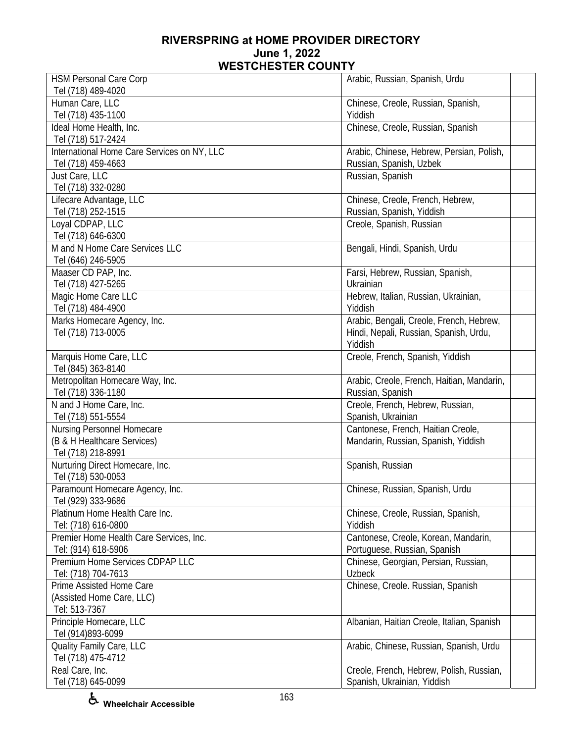# RIVERSPRING at HOME PROVIDER DIRECTORY
## June 1, 2022
## WESTCHESTER COUNTY

| Provider | Languages | |
|---|---|---|
| HSM Personal Care Corp<br>Tel (718) 489-4020 | Arabic, Russian, Spanish, Urdu | |
| Human Care, LLC<br>Tel (718) 435-1100 | Chinese, Creole, Russian, Spanish, Yiddish | |
| Ideal Home Health, Inc.<br>Tel (718) 517-2424 | Chinese, Creole, Russian, Spanish | |
| International Home Care Services on NY, LLC<br>Tel (718) 459-4663 | Arabic, Chinese, Hebrew, Persian, Polish, Russian, Spanish, Uzbek | |
| Just Care, LLC<br>Tel (718) 332-0280 | Russian, Spanish | |
| Lifecare Advantage, LLC<br>Tel (718) 252-1515 | Chinese, Creole, French, Hebrew, Russian, Spanish, Yiddish | |
| Loyal CDPAP, LLC<br>Tel (718) 646-6300 | Creole, Spanish, Russian | |
| M and N Home Care Services LLC<br>Tel (646) 246-5905 | Bengali, Hindi, Spanish, Urdu | |
| Maaser CD PAP, Inc.<br>Tel (718) 427-5265 | Farsi, Hebrew, Russian, Spanish, Ukrainian | |
| Magic Home Care LLC<br>Tel (718) 484-4900 | Hebrew, Italian, Russian, Ukrainian, Yiddish | |
| Marks Homecare Agency, Inc.<br>Tel (718) 713-0005 | Arabic, Bengali, Creole, French, Hebrew, Hindi, Nepali, Russian, Spanish, Urdu, Yiddish | |
| Marquis Home Care, LLC<br>Tel (845) 363-8140 | Creole, French, Spanish, Yiddish | |
| Metropolitan Homecare Way, Inc.<br>Tel (718) 336-1180 | Arabic, Creole, French, Haitian, Mandarin, Russian, Spanish | |
| N and J Home Care, Inc.<br>Tel (718) 551-5554 | Creole, French, Hebrew, Russian, Spanish, Ukrainian | |
| Nursing Personnel Homecare<br>(B & H Healthcare Services)<br>Tel (718) 218-8991 | Cantonese, French, Haitian Creole, Mandarin, Russian, Spanish, Yiddish | |
| Nurturing Direct Homecare, Inc.<br>Tel (718) 530-0053 | Spanish, Russian | |
| Paramount Homecare Agency, Inc.<br>Tel (929) 333-9686 | Chinese, Russian, Spanish, Urdu | |
| Platinum Home Health Care Inc.<br>Tel: (718) 616-0800 | Chinese, Creole, Russian, Spanish, Yiddish | |
| Premier Home Health Care Services, Inc.<br>Tel: (914) 618-5906 | Cantonese, Creole, Korean, Mandarin, Portuguese, Russian, Spanish | |
| Premium Home Services CDPAP LLC<br>Tel: (718) 704-7613 | Chinese, Georgian, Persian, Russian, Uzbeck | |
| Prime Assisted Home Care<br>(Assisted Home Care, LLC)<br>Tel: 513-7367 | Chinese, Creole. Russian, Spanish | |
| Principle Homecare, LLC<br>Tel (914)893-6099 | Albanian, Haitian Creole, Italian, Spanish | |
| Quality Family Care, LLC<br>Tel (718) 475-4712 | Arabic, Chinese, Russian, Spanish, Urdu | |
| Real Care, Inc.<br>Tel (718) 645-0099 | Creole, French, Hebrew, Polish, Russian, Spanish, Ukrainian, Yiddish | |

♿ Wheelchair Accessible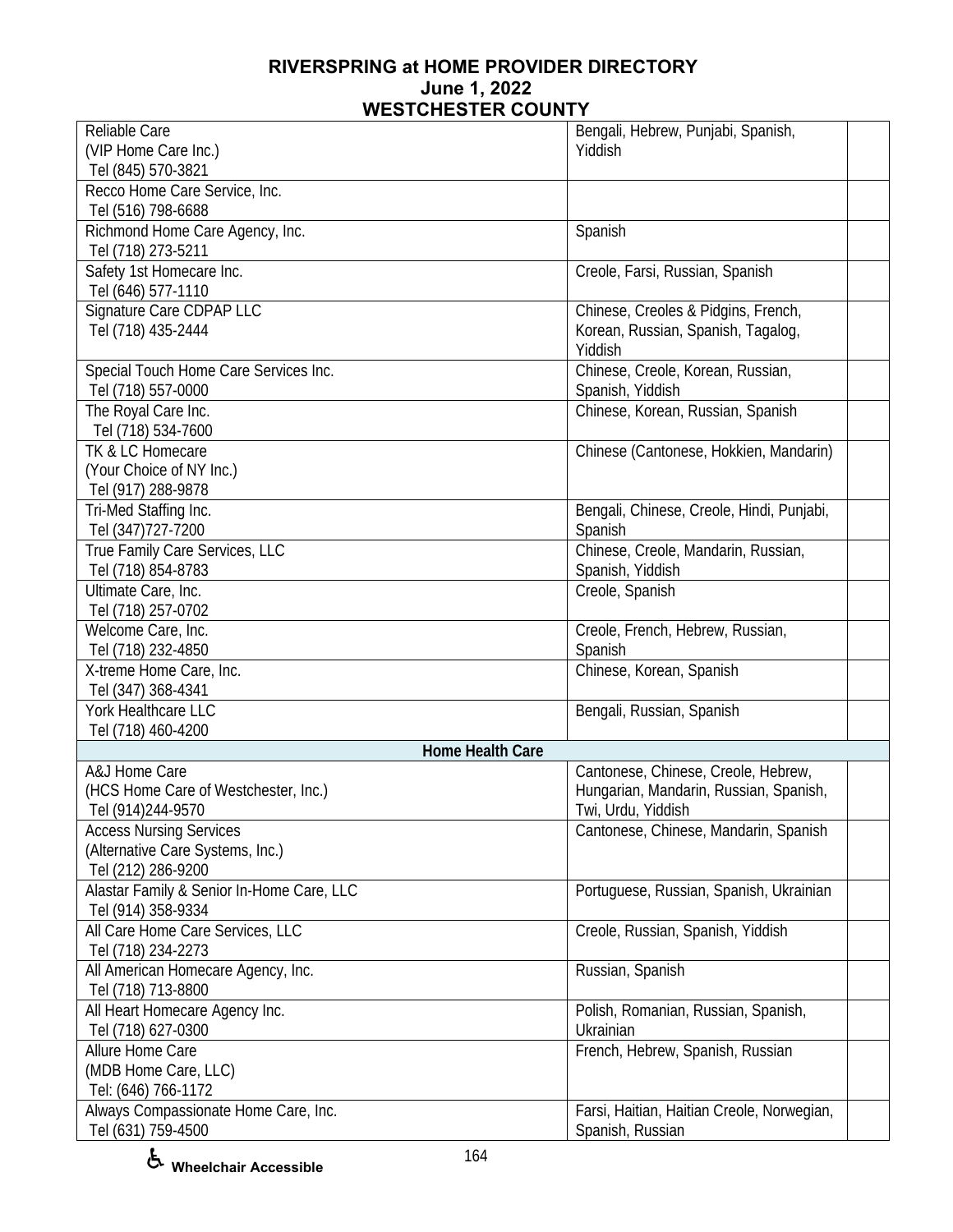| | | |
|---|---|---|
| Reliable Care<br>(VIP Home Care Inc.)<br>Tel (845) 570-3821 | Bengali, Hebrew, Punjabi, Spanish, Yiddish | |
| Recco Home Care Service, Inc.<br>Tel (516) 798-6688 | | |
| Richmond Home Care Agency, Inc.<br>Tel (718) 273-5211 | Spanish | |
| Safety 1st Homecare Inc.<br>Tel (646) 577-1110 | Creole, Farsi, Russian, Spanish | |
| Signature Care CDPAP LLC<br>Tel (718) 435-2444 | Chinese, Creoles & Pidgins, French, Korean, Russian, Spanish, Tagalog, Yiddish | |
| Special Touch Home Care Services Inc.<br>Tel (718) 557-0000 | Chinese, Creole, Korean, Russian, Spanish, Yiddish | |
| The Royal Care Inc.<br>Tel (718) 534-7600 | Chinese, Korean, Russian, Spanish | |
| TK & LC Homecare<br>(Your Choice of NY Inc.)<br>Tel (917) 288-9878 | Chinese (Cantonese, Hokkien, Mandarin) | |
| Tri-Med Staffing Inc.<br>Tel (347)727-7200 | Bengali, Chinese, Creole, Hindi, Punjabi, Spanish | |
| True Family Care Services, LLC<br>Tel (718) 854-8783 | Chinese, Creole, Mandarin, Russian, Spanish, Yiddish | |
| Ultimate Care, Inc.<br>Tel (718) 257-0702 | Creole, Spanish | |
| Welcome Care, Inc.<br>Tel (718) 232-4850 | Creole, French, Hebrew, Russian, Spanish | |
| X-treme Home Care, Inc.<br>Tel (347) 368-4341 | Chinese, Korean, Spanish | |
| York Healthcare LLC<br>Tel (718) 460-4200 | Bengali, Russian, Spanish | |
| **Home Health Care** | | |
| A&J Home Care<br>(HCS Home Care of Westchester, Inc.)<br>Tel (914)244-9570 | Cantonese, Chinese, Creole, Hebrew, Hungarian, Mandarin, Russian, Spanish, Twi, Urdu, Yiddish | |
| Access Nursing Services<br>(Alternative Care Systems, Inc.)<br>Tel (212) 286-9200 | Cantonese, Chinese, Mandarin, Spanish | |
| Alastar Family & Senior In-Home Care, LLC<br>Tel (914) 358-9334 | Portuguese, Russian, Spanish, Ukrainian | |
| All Care Home Care Services, LLC<br>Tel (718) 234-2273 | Creole, Russian, Spanish, Yiddish | |
| All American Homecare Agency, Inc.<br>Tel (718) 713-8800 | Russian, Spanish | |
| All Heart Homecare Agency Inc.<br>Tel (718) 627-0300 | Polish, Romanian, Russian, Spanish, Ukrainian | |
| Allure Home Care<br>(MDB Home Care, LLC)<br>Tel: (646) 766-1172 | French, Hebrew, Spanish, Russian | |
| Always Compassionate Home Care, Inc.<br>Tel (631) 759-4500 | Farsi, Haitian, Haitian Creole, Norwegian, Spanish, Russian | |

♿ Wheelchair Accessible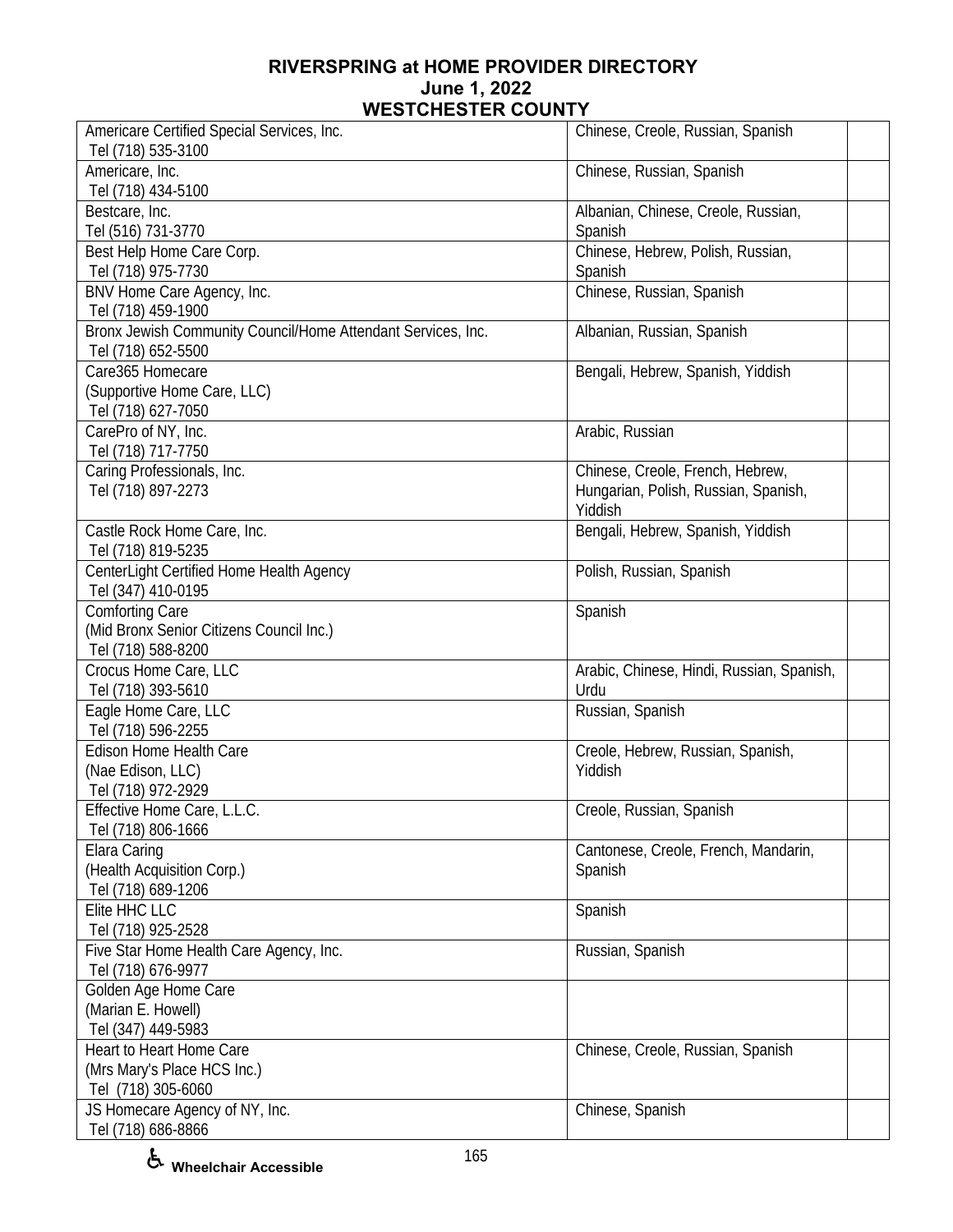**RIVERSPRING at HOME PROVIDER DIRECTORY**
**June 1, 2022**
**WESTCHESTER COUNTY**

| Provider | Languages | |
|---|---|---|
| Americare Certified Special Services, Inc.<br>Tel (718) 535-3100 | Chinese, Creole, Russian, Spanish | |
| Americare, Inc.<br>Tel (718) 434-5100 | Chinese, Russian, Spanish | |
| Bestcare, Inc.<br>Tel (516) 731-3770 | Albanian, Chinese, Creole, Russian, Spanish | |
| Best Help Home Care Corp.<br>Tel (718) 975-7730 | Chinese, Hebrew, Polish, Russian, Spanish | |
| BNV Home Care Agency, Inc.<br>Tel (718) 459-1900 | Chinese, Russian, Spanish | |
| Bronx Jewish Community Council/Home Attendant Services, Inc.<br>Tel (718) 652-5500 | Albanian, Russian, Spanish | |
| Care365 Homecare<br>(Supportive Home Care, LLC)<br>Tel (718) 627-7050 | Bengali, Hebrew, Spanish, Yiddish | |
| CarePro of NY, Inc.<br>Tel (718) 717-7750 | Arabic, Russian | |
| Caring Professionals, Inc.<br>Tel (718) 897-2273 | Chinese, Creole, French, Hebrew, Hungarian, Polish, Russian, Spanish, Yiddish | |
| Castle Rock Home Care, Inc.<br>Tel (718) 819-5235 | Bengali, Hebrew, Spanish, Yiddish | |
| CenterLight Certified Home Health Agency<br>Tel (347) 410-0195 | Polish, Russian, Spanish | |
| Comforting Care<br>(Mid Bronx Senior Citizens Council Inc.)<br>Tel (718) 588-8200 | Spanish | |
| Crocus Home Care, LLC<br>Tel (718) 393-5610 | Arabic, Chinese, Hindi, Russian, Spanish, Urdu | |
| Eagle Home Care, LLC<br>Tel (718) 596-2255 | Russian, Spanish | |
| Edison Home Health Care<br>(Nae Edison, LLC)<br>Tel (718) 972-2929 | Creole, Hebrew, Russian, Spanish, Yiddish | |
| Effective Home Care, L.L.C.<br>Tel (718) 806-1666 | Creole, Russian, Spanish | |
| Elara Caring<br>(Health Acquisition Corp.)<br>Tel (718) 689-1206 | Cantonese, Creole, French, Mandarin, Spanish | |
| Elite HHC LLC<br>Tel (718) 925-2528 | Spanish | |
| Five Star Home Health Care Agency, Inc.<br>Tel (718) 676-9977 | Russian, Spanish | |
| Golden Age Home Care<br>(Marian E. Howell)<br>Tel (347) 449-5983 | | |
| Heart to Heart Home Care<br>(Mrs Mary's Place HCS Inc.)<br>Tel (718) 305-6060 | Chinese, Creole, Russian, Spanish | |
| JS Homecare Agency of NY, Inc.<br>Tel (718) 686-8866 | Chinese, Spanish | |

♿ **Wheelchair Accessible**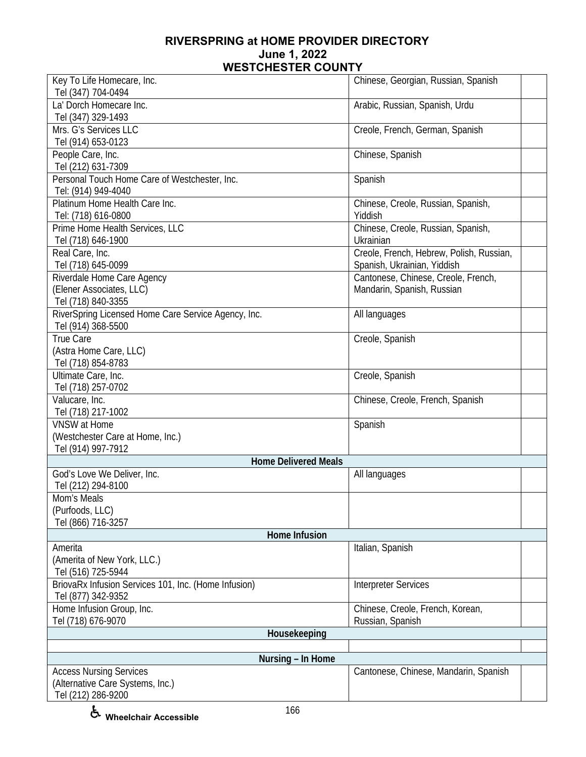# RIVERSPRING at HOME PROVIDER DIRECTORY
## June 1, 2022
## WESTCHESTER COUNTY

| | | |
|---|---|---|
| Key To Life Homecare, Inc.<br>Tel (347) 704-0494 | Chinese, Georgian, Russian, Spanish | |
| La' Dorch Homecare Inc.<br>Tel (347) 329-1493 | Arabic, Russian, Spanish, Urdu | |
| Mrs. G's Services LLC<br>Tel (914) 653-0123 | Creole, French, German, Spanish | |
| People Care, Inc.<br>Tel (212) 631-7309 | Chinese, Spanish | |
| Personal Touch Home Care of Westchester, Inc.<br>Tel: (914) 949-4040 | Spanish | |
| Platinum Home Health Care Inc.<br>Tel: (718) 616-0800 | Chinese, Creole, Russian, Spanish, Yiddish | |
| Prime Home Health Services, LLC<br>Tel (718) 646-1900 | Chinese, Creole, Russian, Spanish, Ukrainian | |
| Real Care, Inc.<br>Tel (718) 645-0099 | Creole, French, Hebrew, Polish, Russian, Spanish, Ukrainian, Yiddish | |
| Riverdale Home Care Agency<br>(Elener Associates, LLC)<br>Tel (718) 840-3355 | Cantonese, Chinese, Creole, French, Mandarin, Spanish, Russian | |
| RiverSpring Licensed Home Care Service Agency, Inc.<br>Tel (914) 368-5500 | All languages | |
| True Care<br>(Astra Home Care, LLC)<br>Tel (718) 854-8783 | Creole, Spanish | |
| Ultimate Care, Inc.<br>Tel (718) 257-0702 | Creole, Spanish | |
| Valucare, Inc.<br>Tel (718) 217-1002 | Chinese, Creole, French, Spanish | |
| VNSW at Home<br>(Westchester Care at Home, Inc.)<br>Tel (914) 997-7912 | Spanish | |
| **Home Delivered Meals** | | |
| God's Love We Deliver, Inc.<br>Tel (212) 294-8100 | All languages | |
| Mom's Meals<br>(Purfoods, LLC)<br>Tel (866) 716-3257 | | |
| **Home Infusion** | | |
| Amerita<br>(Amerita of New York, LLC.)<br>Tel (516) 725-5944 | Italian, Spanish | |
| BriovaRx Infusion Services 101, Inc. (Home Infusion)<br>Tel (877) 342-9352 | Interpreter Services | |
| Home Infusion Group, Inc.<br>Tel (718) 676-9070 | Chinese, Creole, French, Korean, Russian, Spanish | |
| **Housekeeping** | | |
| | | |
| **Nursing – In Home** | | |
| Access Nursing Services<br>(Alternative Care Systems, Inc.)<br>Tel (212) 286-9200 | Cantonese, Chinese, Mandarin, Spanish | |

♿ Wheelchair Accessible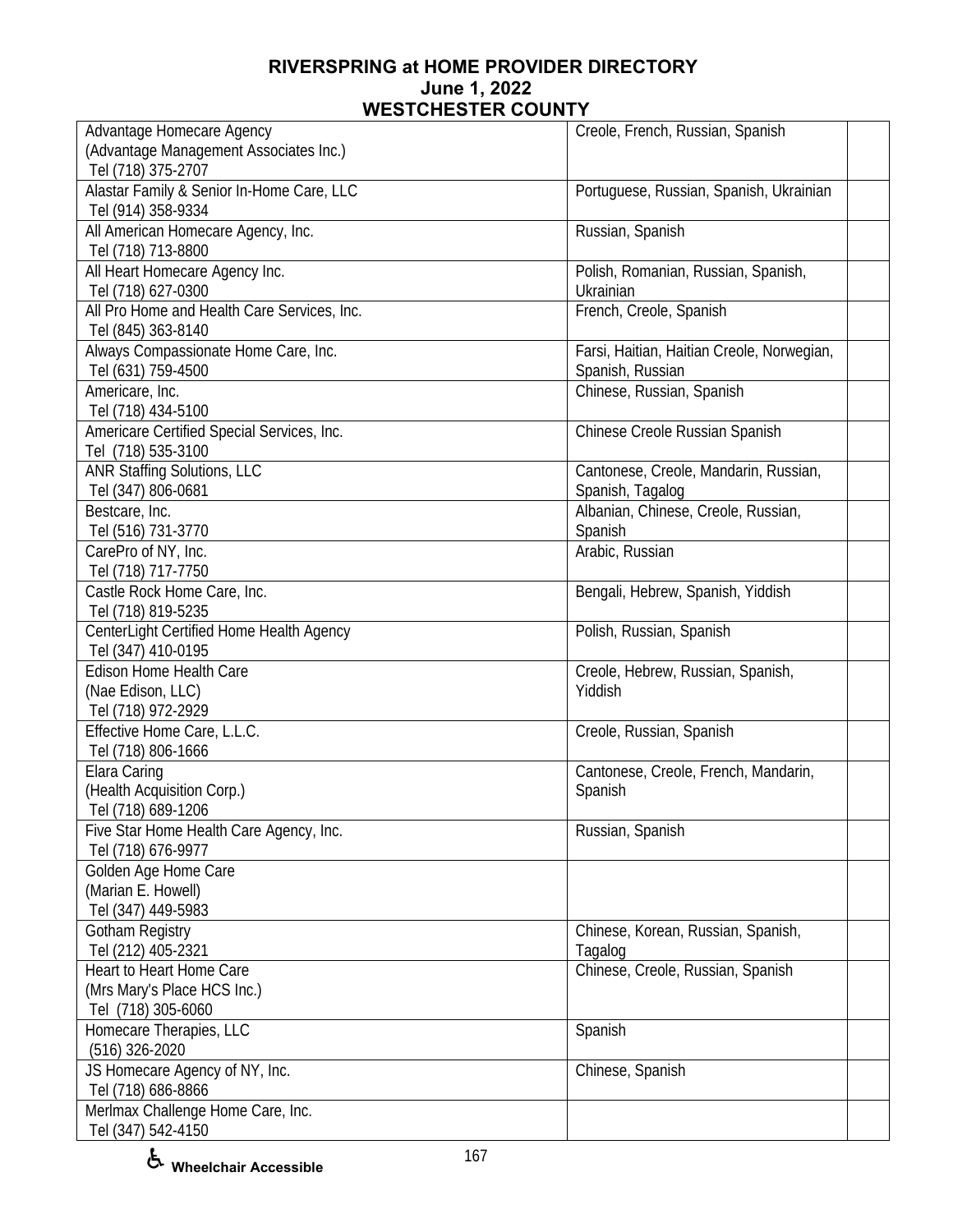# RIVERSPRING at HOME PROVIDER DIRECTORY
## June 1, 2022
## WESTCHESTER COUNTY

| Provider | Languages | |
|---|---|---|
| Advantage Homecare Agency (Advantage Management Associates Inc.) Tel (718) 375-2707 | Creole, French, Russian, Spanish | |
| Alastar Family & Senior In-Home Care, LLC Tel (914) 358-9334 | Portuguese, Russian, Spanish, Ukrainian | |
| All American Homecare Agency, Inc. Tel (718) 713-8800 | Russian, Spanish | |
| All Heart Homecare Agency Inc. Tel (718) 627-0300 | Polish, Romanian, Russian, Spanish, Ukrainian | |
| All Pro Home and Health Care Services, Inc. Tel (845) 363-8140 | French, Creole, Spanish | |
| Always Compassionate Home Care, Inc. Tel (631) 759-4500 | Farsi, Haitian, Haitian Creole, Norwegian, Spanish, Russian | |
| Americare, Inc. Tel (718) 434-5100 | Chinese, Russian, Spanish | |
| Americare Certified Special Services, Inc. Tel (718) 535-3100 | Chinese Creole Russian Spanish | |
| ANR Staffing Solutions, LLC Tel (347) 806-0681 | Cantonese, Creole, Mandarin, Russian, Spanish, Tagalog | |
| Bestcare, Inc. Tel (516) 731-3770 | Albanian, Chinese, Creole, Russian, Spanish | |
| CarePro of NY, Inc. Tel (718) 717-7750 | Arabic, Russian | |
| Castle Rock Home Care, Inc. Tel (718) 819-5235 | Bengali, Hebrew, Spanish, Yiddish | |
| CenterLight Certified Home Health Agency Tel (347) 410-0195 | Polish, Russian, Spanish | |
| Edison Home Health Care (Nae Edison, LLC) Tel (718) 972-2929 | Creole, Hebrew, Russian, Spanish, Yiddish | |
| Effective Home Care, L.L.C. Tel (718) 806-1666 | Creole, Russian, Spanish | |
| Elara Caring (Health Acquisition Corp.) Tel (718) 689-1206 | Cantonese, Creole, French, Mandarin, Spanish | |
| Five Star Home Health Care Agency, Inc. Tel (718) 676-9977 | Russian, Spanish | |
| Golden Age Home Care (Marian E. Howell) Tel (347) 449-5983 | | |
| Gotham Registry Tel (212) 405-2321 | Chinese, Korean, Russian, Spanish, Tagalog | |
| Heart to Heart Home Care (Mrs Mary's Place HCS Inc.) Tel (718) 305-6060 | Chinese, Creole, Russian, Spanish | |
| Homecare Therapies, LLC (516) 326-2020 | Spanish | |
| JS Homecare Agency of NY, Inc. Tel (718) 686-8866 | Chinese, Spanish | |
| Merlmax Challenge Home Care, Inc. Tel (347) 542-4150 | | |

♿ **Wheelchair Accessible**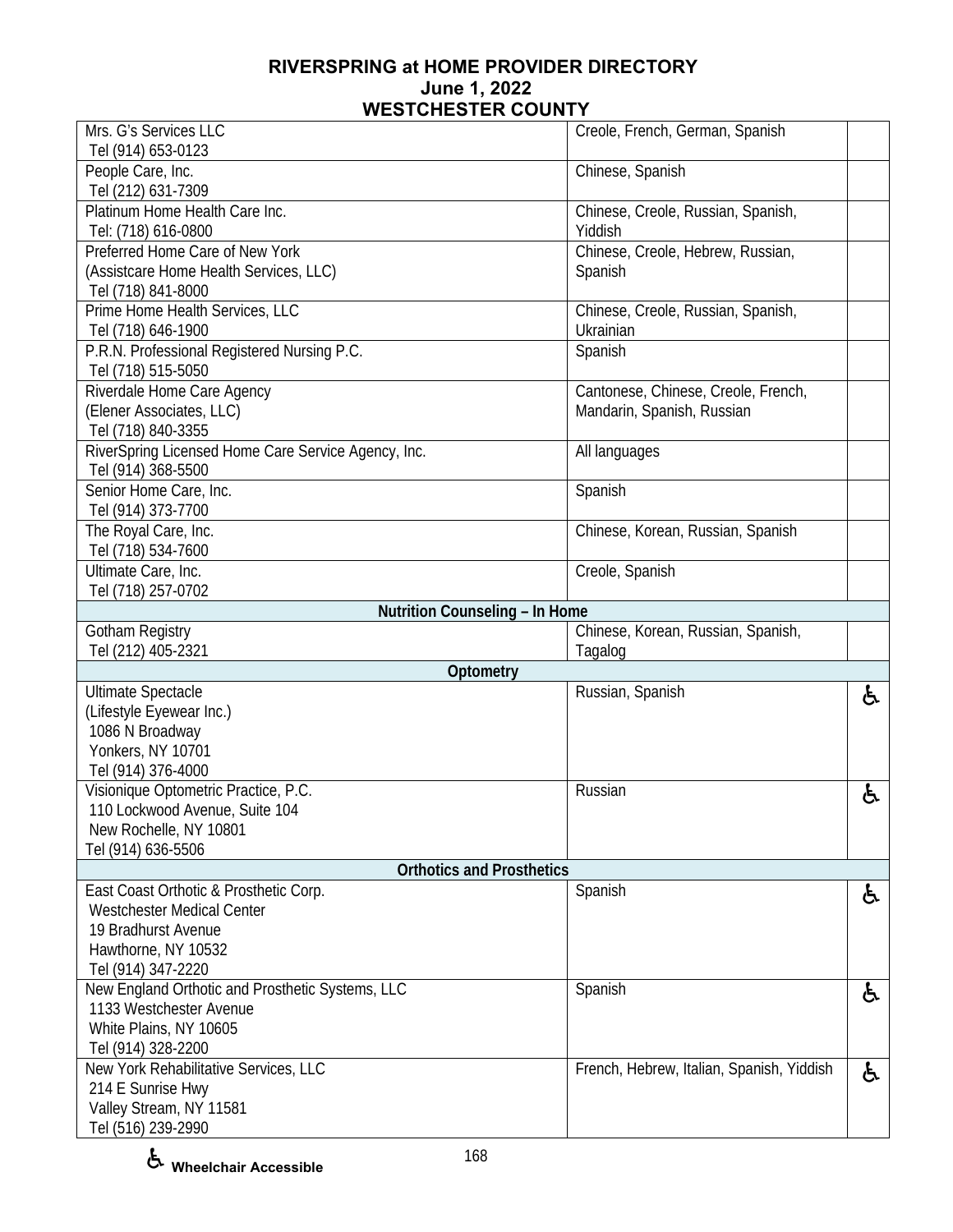# RIVERSPRING at HOME PROVIDER DIRECTORY
## June 1, 2022
## WESTCHESTER COUNTY

| Provider | Languages | |
|---|---|---|
| Mrs. G's Services LLC<br>Tel (914) 653-0123 | Creole, French, German, Spanish | |
| People Care, Inc.<br>Tel (212) 631-7309 | Chinese, Spanish | |
| Platinum Home Health Care Inc.<br>Tel: (718) 616-0800 | Chinese, Creole, Russian, Spanish, Yiddish | |
| Preferred Home Care of New York<br>(Assistcare Home Health Services, LLC)<br>Tel (718) 841-8000 | Chinese, Creole, Hebrew, Russian, Spanish | |
| Prime Home Health Services, LLC<br>Tel (718) 646-1900 | Chinese, Creole, Russian, Spanish, Ukrainian | |
| P.R.N. Professional Registered Nursing P.C.<br>Tel (718) 515-5050 | Spanish | |
| Riverdale Home Care Agency<br>(Elener Associates, LLC)<br>Tel (718) 840-3355 | Cantonese, Chinese, Creole, French, Mandarin, Spanish, Russian | |
| RiverSpring Licensed Home Care Service Agency, Inc.<br>Tel (914) 368-5500 | All languages | |
| Senior Home Care, Inc.<br>Tel (914) 373-7700 | Spanish | |
| The Royal Care, Inc.<br>Tel (718) 534-7600 | Chinese, Korean, Russian, Spanish | |
| Ultimate Care, Inc.<br>Tel (718) 257-0702 | Creole, Spanish | |
| **Nutrition Counseling – In Home** | | |
| Gotham Registry<br>Tel (212) 405-2321 | Chinese, Korean, Russian, Spanish, Tagalog | |
| **Optometry** | | |
| Ultimate Spectacle<br>(Lifestyle Eyewear Inc.)<br>1086 N Broadway<br>Yonkers, NY 10701<br>Tel (914) 376-4000 | Russian, Spanish | ♿ |
| Visionique Optometric Practice, P.C.<br>110 Lockwood Avenue, Suite 104<br>New Rochelle, NY 10801<br>Tel (914) 636-5506 | Russian | ♿ |
| **Orthotics and Prosthetics** | | |
| East Coast Orthotic & Prosthetic Corp.<br>Westchester Medical Center<br>19 Bradhurst Avenue<br>Hawthorne, NY 10532<br>Tel (914) 347-2220 | Spanish | ♿ |
| New England Orthotic and Prosthetic Systems, LLC<br>1133 Westchester Avenue<br>White Plains, NY 10605<br>Tel (914) 328-2200 | Spanish | ♿ |
| New York Rehabilitative Services, LLC<br>214 E Sunrise Hwy<br>Valley Stream, NY 11581<br>Tel (516) 239-2990 | French, Hebrew, Italian, Spanish, Yiddish | ♿ |

♿ **Wheelchair Accessible**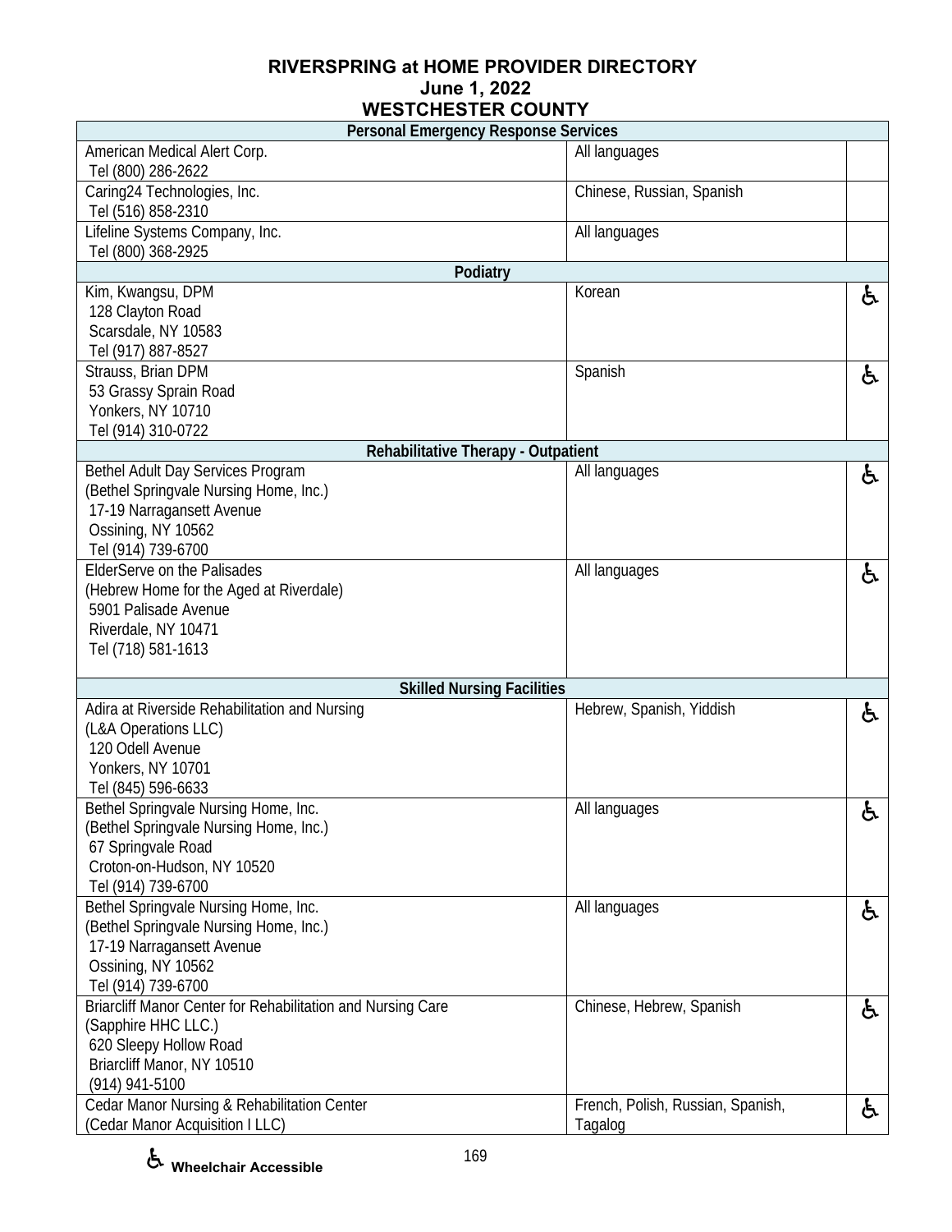# RIVERSPRING at HOME PROVIDER DIRECTORY
## June 1, 2022
## WESTCHESTER COUNTY

| Personal Emergency Response Services | | |
|---|---|---|
| American Medical Alert Corp.<br>Tel (800) 286-2622 | All languages | |
| Caring24 Technologies, Inc.<br>Tel (516) 858-2310 | Chinese, Russian, Spanish | |
| Lifeline Systems Company, Inc.<br>Tel (800) 368-2925 | All languages | |
| **Podiatry** | | |
| Kim, Kwangsu, DPM<br>128 Clayton Road<br>Scarsdale, NY 10583<br>Tel (917) 887-8527 | Korean | ♿ |
| Strauss, Brian DPM<br>53 Grassy Sprain Road<br>Yonkers, NY 10710<br>Tel (914) 310-0722 | Spanish | ♿ |
| **Rehabilitative Therapy - Outpatient** | | |
| Bethel Adult Day Services Program<br>(Bethel Springvale Nursing Home, Inc.)<br>17-19 Narragansett Avenue<br>Ossining, NY 10562<br>Tel (914) 739-6700 | All languages | ♿ |
| ElderServe on the Palisades<br>(Hebrew Home for the Aged at Riverdale)<br>5901 Palisade Avenue<br>Riverdale, NY 10471<br>Tel (718) 581-1613 | All languages | ♿ |
| **Skilled Nursing Facilities** | | |
| Adira at Riverside Rehabilitation and Nursing<br>(L&A Operations LLC)<br>120 Odell Avenue<br>Yonkers, NY 10701<br>Tel (845) 596-6633 | Hebrew, Spanish, Yiddish | ♿ |
| Bethel Springvale Nursing Home, Inc.<br>(Bethel Springvale Nursing Home, Inc.)<br>67 Springvale Road<br>Croton-on-Hudson, NY 10520<br>Tel (914) 739-6700 | All languages | ♿ |
| Bethel Springvale Nursing Home, Inc.<br>(Bethel Springvale Nursing Home, Inc.)<br>17-19 Narragansett Avenue<br>Ossining, NY 10562<br>Tel (914) 739-6700 | All languages | ♿ |
| Briarcliff Manor Center for Rehabilitation and Nursing Care<br>(Sapphire HHC LLC.)<br>620 Sleepy Hollow Road<br>Briarcliff Manor, NY 10510<br>(914) 941-5100 | Chinese, Hebrew, Spanish | ♿ |
| Cedar Manor Nursing & Rehabilitation Center<br>(Cedar Manor Acquisition I LLC) | French, Polish, Russian, Spanish, Tagalog | ♿ |

♿ **Wheelchair Accessible**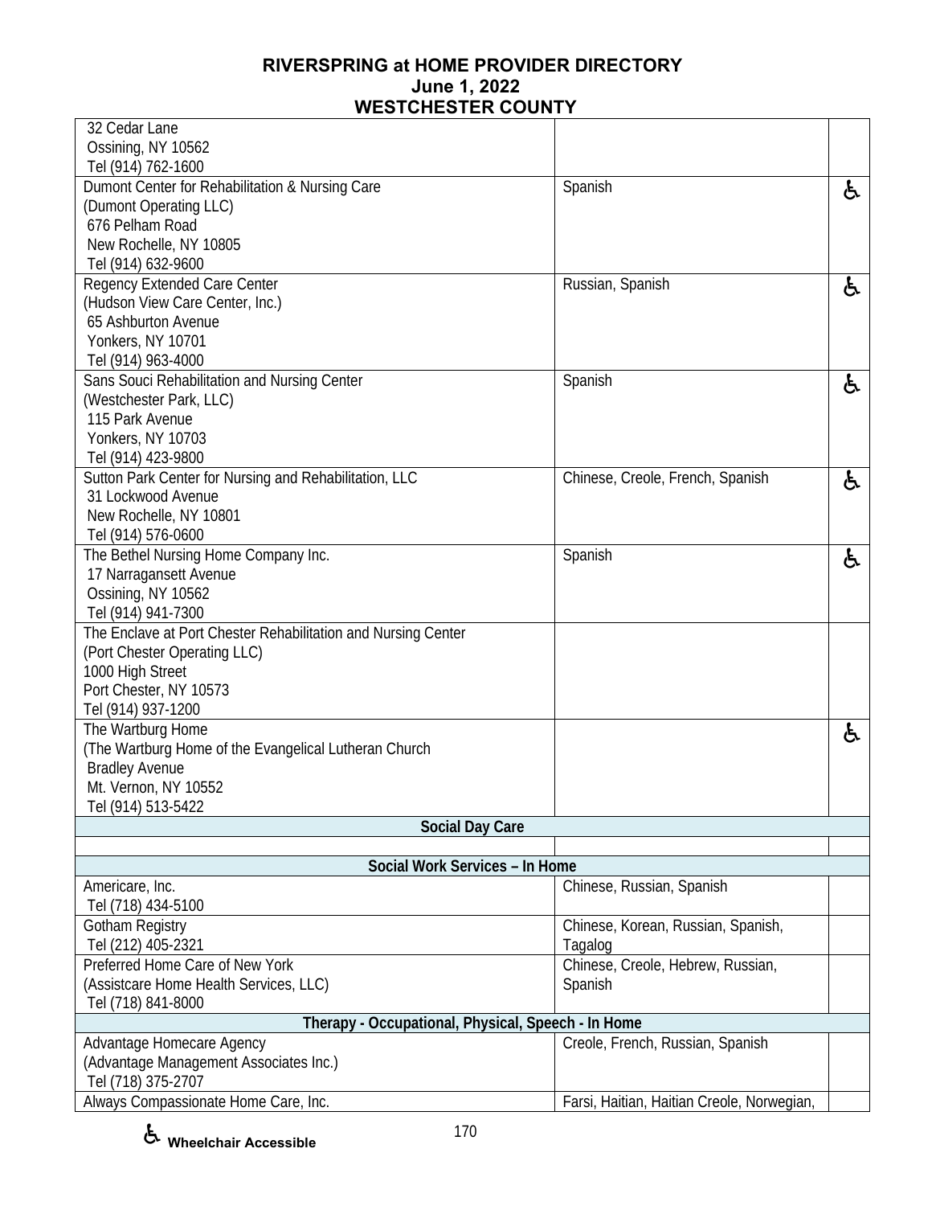# RIVERSPRING at HOME PROVIDER DIRECTORY
## June 1, 2022
## WESTCHESTER COUNTY

| | | |
|---|---|---|
| 32 Cedar Lane<br>Ossining, NY 10562<br>Tel (914) 762-1600 | | |
| Dumont Center for Rehabilitation & Nursing Care<br>(Dumont Operating LLC)<br>676 Pelham Road<br>New Rochelle, NY 10805<br>Tel (914) 632-9600 | Spanish | ♿ |
| Regency Extended Care Center<br>(Hudson View Care Center, Inc.)<br>65 Ashburton Avenue<br>Yonkers, NY 10701<br>Tel (914) 963-4000 | Russian, Spanish | ♿ |
| Sans Souci Rehabilitation and Nursing Center<br>(Westchester Park, LLC)<br>115 Park Avenue<br>Yonkers, NY 10703<br>Tel (914) 423-9800 | Spanish | ♿ |
| Sutton Park Center for Nursing and Rehabilitation, LLC<br>31 Lockwood Avenue<br>New Rochelle, NY 10801<br>Tel (914) 576-0600 | Chinese, Creole, French, Spanish | ♿ |
| The Bethel Nursing Home Company Inc.<br>17 Narragansett Avenue<br>Ossining, NY 10562<br>Tel (914) 941-7300 | Spanish | ♿ |
| The Enclave at Port Chester Rehabilitation and Nursing Center<br>(Port Chester Operating LLC)<br>1000 High Street<br>Port Chester, NY 10573<br>Tel (914) 937-1200 | | |
| The Wartburg Home<br>(The Wartburg Home of the Evangelical Lutheran Church<br>Bradley Avenue<br>Mt. Vernon, NY 10552<br>Tel (914) 513-5422 | | ♿ |
| **Social Day Care** | | |
| | | |
| **Social Work Services – In Home** | | |
| Americare, Inc.<br>Tel (718) 434-5100 | Chinese, Russian, Spanish | |
| Gotham Registry<br>Tel (212) 405-2321 | Chinese, Korean, Russian, Spanish, Tagalog | |
| Preferred Home Care of New York<br>(Assistcare Home Health Services, LLC)<br>Tel (718) 841-8000 | Chinese, Creole, Hebrew, Russian, Spanish | |
| **Therapy - Occupational, Physical, Speech - In Home** | | |
| Advantage Homecare Agency<br>(Advantage Management Associates Inc.)<br>Tel (718) 375-2707 | Creole, French, Russian, Spanish | |
| Always Compassionate Home Care, Inc. | Farsi, Haitian, Haitian Creole, Norwegian, | |

♿ Wheelchair Accessible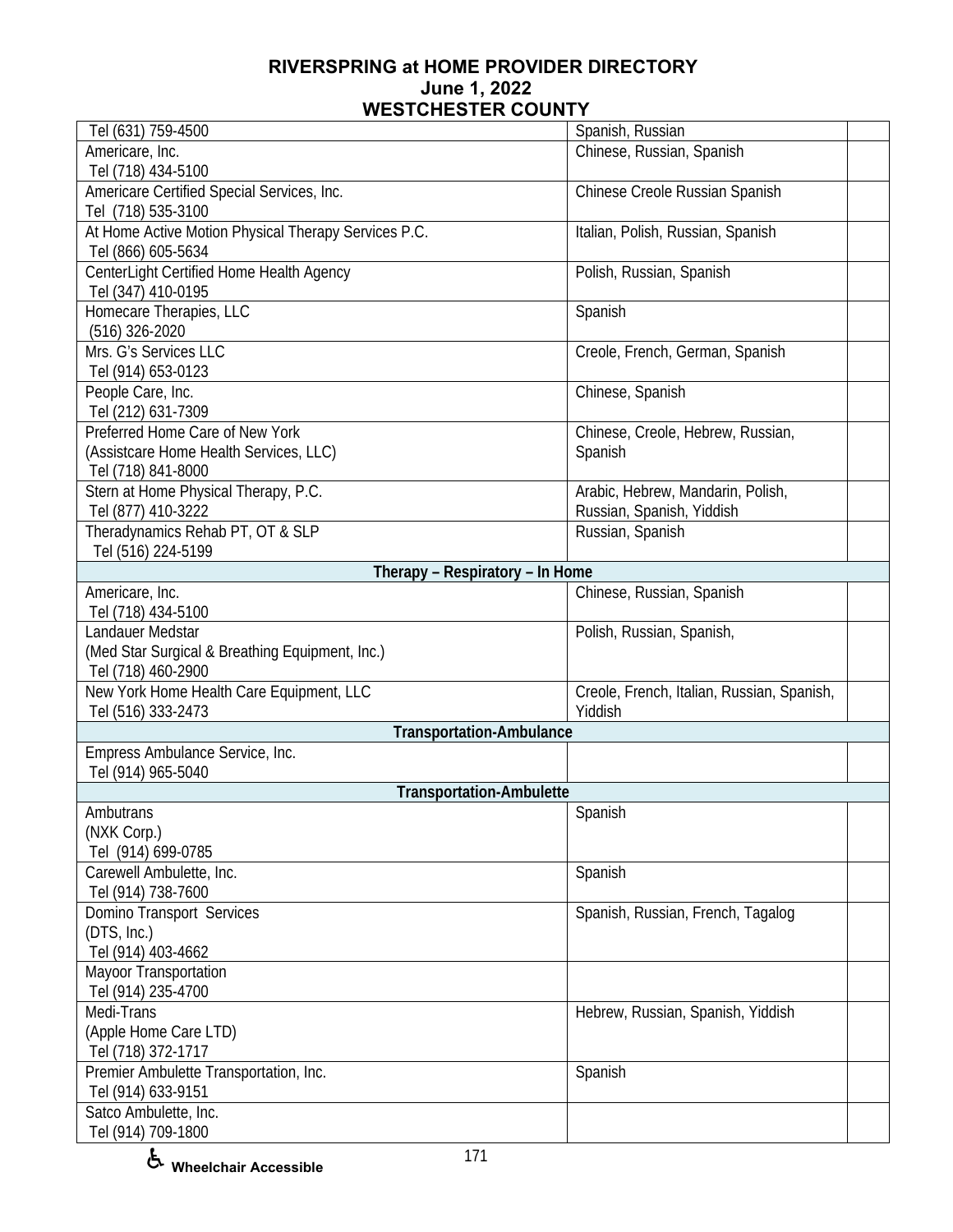| | | |
|---|---|---|
| Tel (631) 759-4500 | Spanish, Russian | |
| Americare, Inc.<br>Tel (718) 434-5100 | Chinese, Russian, Spanish | |
| Americare Certified Special Services, Inc.<br>Tel (718) 535-3100 | Chinese Creole Russian Spanish | |
| At Home Active Motion Physical Therapy Services P.C.<br>Tel (866) 605-5634 | Italian, Polish, Russian, Spanish | |
| CenterLight Certified Home Health Agency<br>Tel (347) 410-0195 | Polish, Russian, Spanish | |
| Homecare Therapies, LLC<br>(516) 326-2020 | Spanish | |
| Mrs. G's Services LLC<br>Tel (914) 653-0123 | Creole, French, German, Spanish | |
| People Care, Inc.<br>Tel (212) 631-7309 | Chinese, Spanish | |
| Preferred Home Care of New York<br>(Assistcare Home Health Services, LLC)<br>Tel (718) 841-8000 | Chinese, Creole, Hebrew, Russian, Spanish | |
| Stern at Home Physical Therapy, P.C.<br>Tel (877) 410-3222 | Arabic, Hebrew, Mandarin, Polish, Russian, Spanish, Yiddish | |
| Theradynamics Rehab PT, OT & SLP<br>Tel (516) 224-5199 | Russian, Spanish | |
| **Therapy – Respiratory – In Home** | | |
| Americare, Inc.<br>Tel (718) 434-5100 | Chinese, Russian, Spanish | |
| Landauer Medstar<br>(Med Star Surgical & Breathing Equipment, Inc.)<br>Tel (718) 460-2900 | Polish, Russian, Spanish, | |
| New York Home Health Care Equipment, LLC<br>Tel (516) 333-2473 | Creole, French, Italian, Russian, Spanish, Yiddish | |
| **Transportation-Ambulance** | | |
| Empress Ambulance Service, Inc.<br>Tel (914) 965-5040 | | |
| **Transportation-Ambulette** | | |
| Ambutrans<br>(NXK Corp.)<br>Tel (914) 699-0785 | Spanish | |
| Carewell Ambulette, Inc.<br>Tel (914) 738-7600 | Spanish | |
| Domino Transport Services<br>(DTS, Inc.)<br>Tel (914) 403-4662 | Spanish, Russian, French, Tagalog | |
| Mayoor Transportation<br>Tel (914) 235-4700 | | |
| Medi-Trans<br>(Apple Home Care LTD)<br>Tel (718) 372-1717 | Hebrew, Russian, Spanish, Yiddish | |
| Premier Ambulette Transportation, Inc.<br>Tel (914) 633-9151 | Spanish | |
| Satco Ambulette, Inc.<br>Tel (914) 709-1800 | | |

♿ **Wheelchair Accessible**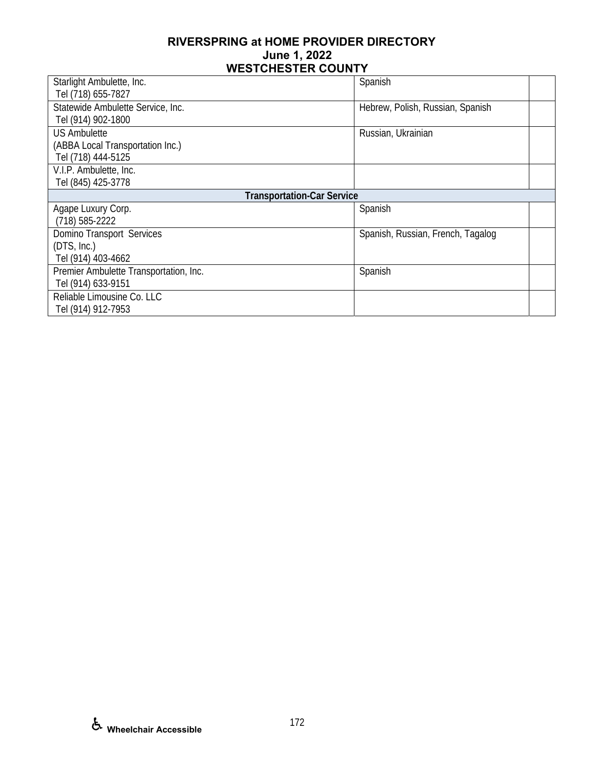| | | |
|---|---|---|
| Starlight Ambulette, Inc.<br>Tel (718) 655-7827 | Spanish | |
| Statewide Ambulette Service, Inc.<br>Tel (914) 902-1800 | Hebrew, Polish, Russian, Spanish | |
| US Ambulette<br>(ABBA Local Transportation Inc.)<br>Tel (718) 444-5125 | Russian, Ukrainian | |
| V.I.P. Ambulette, Inc.<br>Tel (845) 425-3778 | | |
| **Transportation-Car Service** | | |
| Agape Luxury Corp.<br>(718) 585-2222 | Spanish | |
| Domino Transport Services<br>(DTS, Inc.)<br>Tel (914) 403-4662 | Spanish, Russian, French, Tagalog | |
| Premier Ambulette Transportation, Inc.<br>Tel (914) 633-9151 | Spanish | |
| Reliable Limousine Co. LLC<br>Tel (914) 912-7953 | | |

♿ Wheelchair Accessible